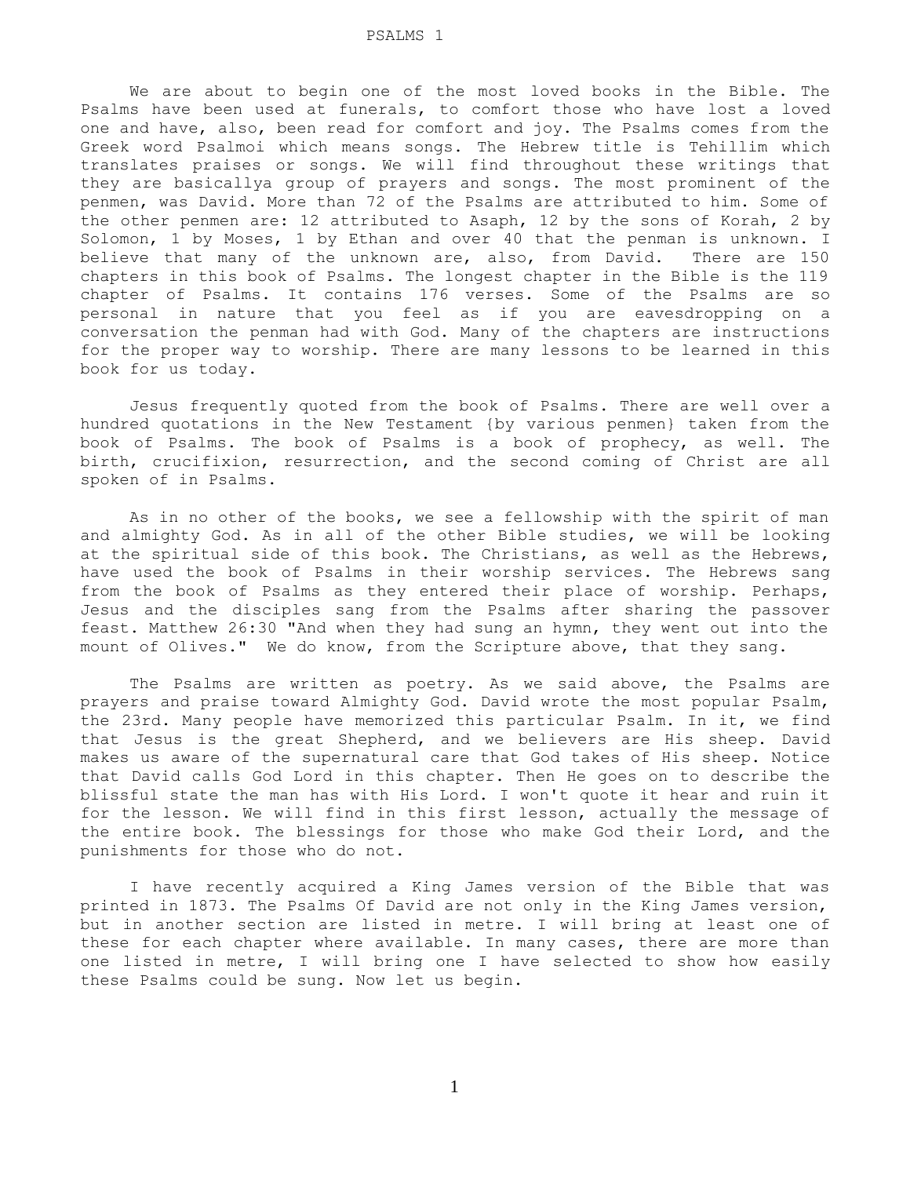# PSALMS 1

We are about to begin one of the most loved books in the Bible. The Psalms have been used at funerals, to comfort those who have lost a loved one and have, also, been read for comfort and joy. The Psalms comes from the Greek word Psalmoi which means songs. The Hebrew title is Tehillim which translates praises or songs. We will find throughout these writings that they are basicallya group of prayers and songs. The most prominent of the penmen, was David. More than 72 of the Psalms are attributed to him. Some of the other penmen are: 12 attributed to Asaph, 12 by the sons of Korah, 2 by Solomon, 1 by Moses, 1 by Ethan and over 40 that the penman is unknown. I believe that many of the unknown are, also, from David. There are 150 chapters in this book of Psalms. The longest chapter in the Bible is the 119 chapter of Psalms. It contains 176 verses. Some of the Psalms are so personal in nature that you feel as if you are eavesdropping on a conversation the penman had with God. Many of the chapters are instructions for the proper way to worship. There are many lessons to be learned in this book for us today.

Jesus frequently quoted from the book of Psalms. There are well over a hundred quotations in the New Testament {by various penmen} taken from the book of Psalms. The book of Psalms is a book of prophecy, as well. The birth, crucifixion, resurrection, and the second coming of Christ are all spoken of in Psalms.

As in no other of the books, we see a fellowship with the spirit of man and almighty God. As in all of the other Bible studies, we will be looking at the spiritual side of this book. The Christians, as well as the Hebrews, have used the book of Psalms in their worship services. The Hebrews sang from the book of Psalms as they entered their place of worship. Perhaps, Jesus and the disciples sang from the Psalms after sharing the passover feast. Matthew 26:30 "And when they had sung an hymn, they went out into the mount of Olives." We do know, from the Scripture above, that they sang.

The Psalms are written as poetry. As we said above, the Psalms are prayers and praise toward Almighty God. David wrote the most popular Psalm, the 23rd. Many people have memorized this particular Psalm. In it, we find that Jesus is the great Shepherd, and we believers are His sheep. David makes us aware of the supernatural care that God takes of His sheep. Notice that David calls God Lord in this chapter. Then He goes on to describe the blissful state the man has with His Lord. I won't quote it hear and ruin it for the lesson. We will find in this first lesson, actually the message of the entire book. The blessings for those who make God their Lord, and the punishments for those who do not.

I have recently acquired a King James version of the Bible that was printed in 1873. The Psalms Of David are not only in the King James version, but in another section are listed in metre. I will bring at least one of these for each chapter where available. In many cases, there are more than one listed in metre, I will bring one I have selected to show how easily these Psalms could be sung. Now let us begin.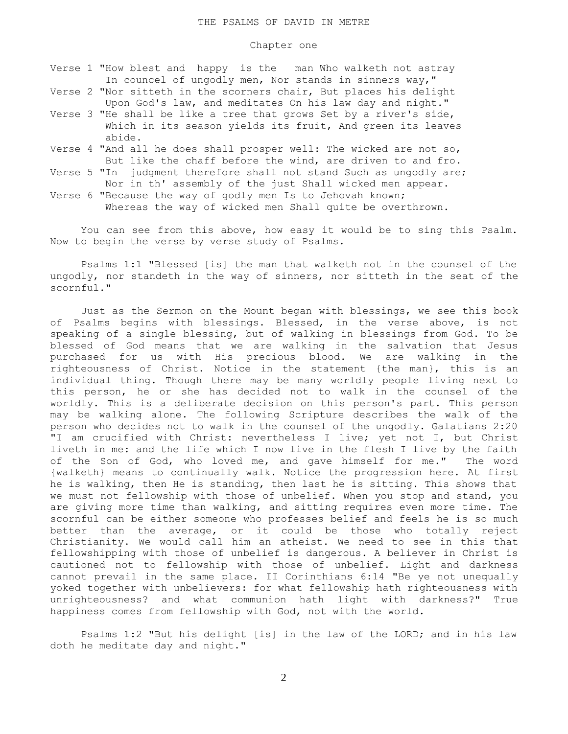# THE PSALMS OF DAVID IN METRE

## Chapter one

Verse 1 "How blest and happy is the man Who walketh not astray
In councel of ungodly men, Nor stands in sinners way,"

Verse 2 "Nor sitteth in the scorners chair, But places his delight
Upon God's law, and meditates On his law day and night."

Verse 3 "He shall be like a tree that grows Set by a river's side,
Which in its season yields its fruit, And green its leaves abide.

Verse 4 "And all he does shall prosper well: The wicked are not so,
But like the chaff before the wind, are driven to and fro.

Verse 5 "In judgment therefore shall not stand Such as ungodly are;
Nor in th' assembly of the just Shall wicked men appear.

Verse 6 "Because the way of godly men Is to Jehovah known;
Whereas the way of wicked men Shall quite be overthrown.

You can see from this above, how easy it would be to sing this Psalm. Now to begin the verse by verse study of Psalms.

Psalms 1:1 "Blessed [is] the man that walketh not in the counsel of the ungodly, nor standeth in the way of sinners, nor sitteth in the seat of the scornful."

Just as the Sermon on the Mount began with blessings, we see this book of Psalms begins with blessings. Blessed, in the verse above, is not speaking of a single blessing, but of walking in blessings from God. To be blessed of God means that we are walking in the salvation that Jesus purchased for us with His precious blood. We are walking in the righteousness of Christ. Notice in the statement {the man}, this is an individual thing. Though there may be many worldly people living next to this person, he or she has decided not to walk in the counsel of the worldly. This is a deliberate decision on this person's part. This person may be walking alone. The following Scripture describes the walk of the person who decides not to walk in the counsel of the ungodly. Galatians 2:20 "I am crucified with Christ: nevertheless I live; yet not I, but Christ liveth in me: and the life which I now live in the flesh I live by the faith of the Son of God, who loved me, and gave himself for me." The word {walketh} means to continually walk. Notice the progression here. At first he is walking, then He is standing, then last he is sitting. This shows that we must not fellowship with those of unbelief. When you stop and stand, you are giving more time than walking, and sitting requires even more time. The scornful can be either someone who professes belief and feels he is so much better than the average, or it could be those who totally reject Christianity. We would call him an atheist. We need to see in this that fellowshipping with those of unbelief is dangerous. A believer in Christ is cautioned not to fellowship with those of unbelief. Light and darkness cannot prevail in the same place. II Corinthians 6:14 "Be ye not unequally yoked together with unbelievers: for what fellowship hath righteousness with unrighteousness? and what communion hath light with darkness?" True happiness comes from fellowship with God, not with the world.

Psalms 1:2 "But his delight [is] in the law of the LORD; and in his law doth he meditate day and night."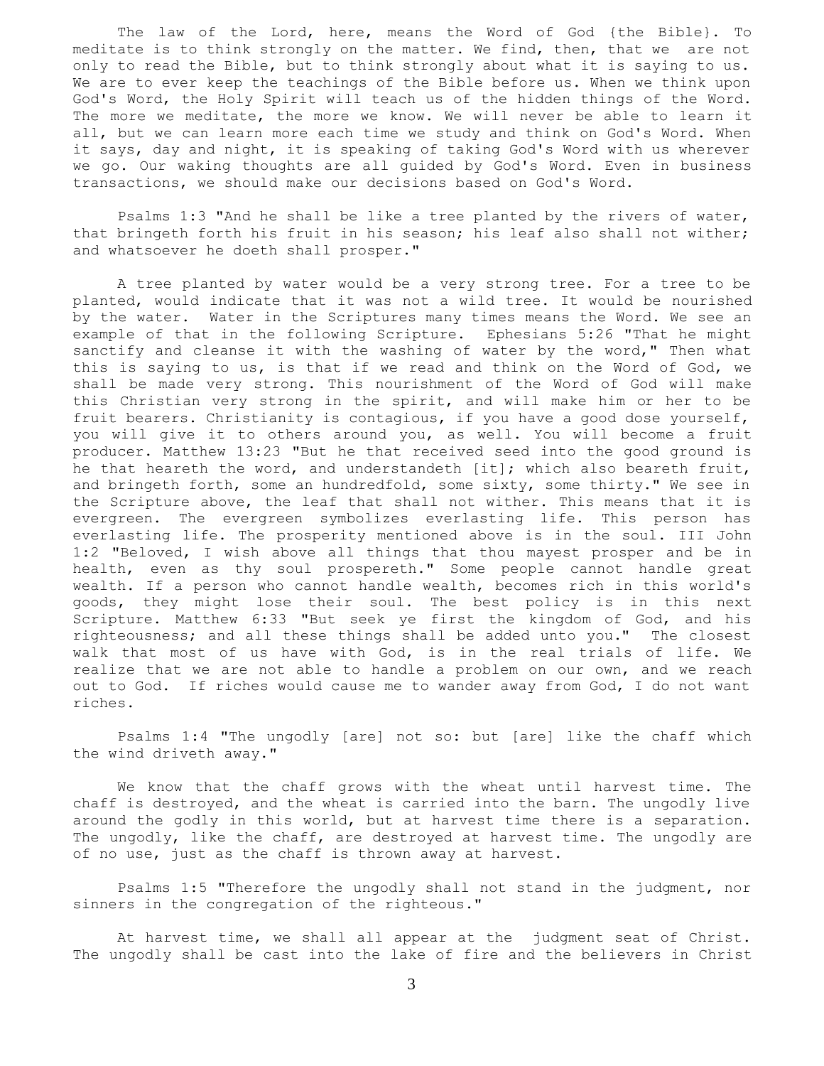The law of the Lord, here, means the Word of God {the Bible}. To meditate is to think strongly on the matter. We find, then, that we are not only to read the Bible, but to think strongly about what it is saying to us. We are to ever keep the teachings of the Bible before us. When we think upon God's Word, the Holy Spirit will teach us of the hidden things of the Word. The more we meditate, the more we know. We will never be able to learn it all, but we can learn more each time we study and think on God's Word. When it says, day and night, it is speaking of taking God's Word with us wherever we go. Our waking thoughts are all guided by God's Word. Even in business transactions, we should make our decisions based on God's Word.

Psalms 1:3 "And he shall be like a tree planted by the rivers of water, that bringeth forth his fruit in his season; his leaf also shall not wither; and whatsoever he doeth shall prosper."

A tree planted by water would be a very strong tree. For a tree to be planted, would indicate that it was not a wild tree. It would be nourished by the water. Water in the Scriptures many times means the Word. We see an example of that in the following Scripture. Ephesians 5:26 "That he might sanctify and cleanse it with the washing of water by the word," Then what this is saying to us, is that if we read and think on the Word of God, we shall be made very strong. This nourishment of the Word of God will make this Christian very strong in the spirit, and will make him or her to be fruit bearers. Christianity is contagious, if you have a good dose yourself, you will give it to others around you, as well. You will become a fruit producer. Matthew 13:23 "But he that received seed into the good ground is he that heareth the word, and understandeth [it]; which also beareth fruit, and bringeth forth, some an hundredfold, some sixty, some thirty." We see in the Scripture above, the leaf that shall not wither. This means that it is evergreen. The evergreen symbolizes everlasting life. This person has everlasting life. The prosperity mentioned above is in the soul. III John 1:2 "Beloved, I wish above all things that thou mayest prosper and be in health, even as thy soul prospereth." Some people cannot handle great wealth. If a person who cannot handle wealth, becomes rich in this world's goods, they might lose their soul. The best policy is in this next Scripture. Matthew 6:33 "But seek ye first the kingdom of God, and his righteousness; and all these things shall be added unto you." The closest walk that most of us have with God, is in the real trials of life. We realize that we are not able to handle a problem on our own, and we reach out to God. If riches would cause me to wander away from God, I do not want riches.

Psalms 1:4 "The ungodly [are] not so: but [are] like the chaff which the wind driveth away."

We know that the chaff grows with the wheat until harvest time. The chaff is destroyed, and the wheat is carried into the barn. The ungodly live around the godly in this world, but at harvest time there is a separation. The ungodly, like the chaff, are destroyed at harvest time. The ungodly are of no use, just as the chaff is thrown away at harvest.

Psalms 1:5 "Therefore the ungodly shall not stand in the judgment, nor sinners in the congregation of the righteous."

At harvest time, we shall all appear at the judgment seat of Christ. The ungodly shall be cast into the lake of fire and the believers in Christ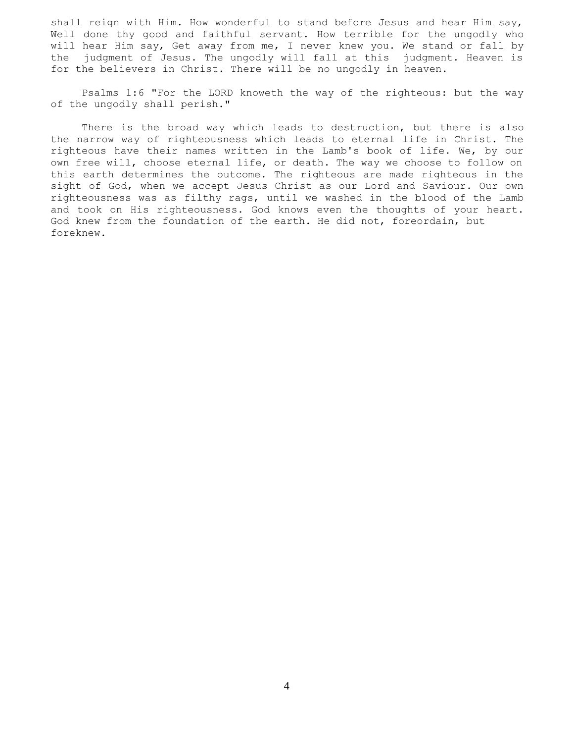shall reign with Him. How wonderful to stand before Jesus and hear Him say, Well done thy good and faithful servant. How terrible for the ungodly who will hear Him say, Get away from me, I never knew you. We stand or fall by the judgment of Jesus. The ungodly will fall at this judgment. Heaven is for the believers in Christ. There will be no ungodly in heaven.

Psalms 1:6 "For the LORD knoweth the way of the righteous: but the way of the ungodly shall perish."

There is the broad way which leads to destruction, but there is also the narrow way of righteousness which leads to eternal life in Christ. The righteous have their names written in the Lamb's book of life. We, by our own free will, choose eternal life, or death. The way we choose to follow on this earth determines the outcome. The righteous are made righteous in the sight of God, when we accept Jesus Christ as our Lord and Saviour. Our own righteousness was as filthy rags, until we washed in the blood of the Lamb and took on His righteousness. God knows even the thoughts of your heart. God knew from the foundation of the earth. He did not, foreordain, but foreknew.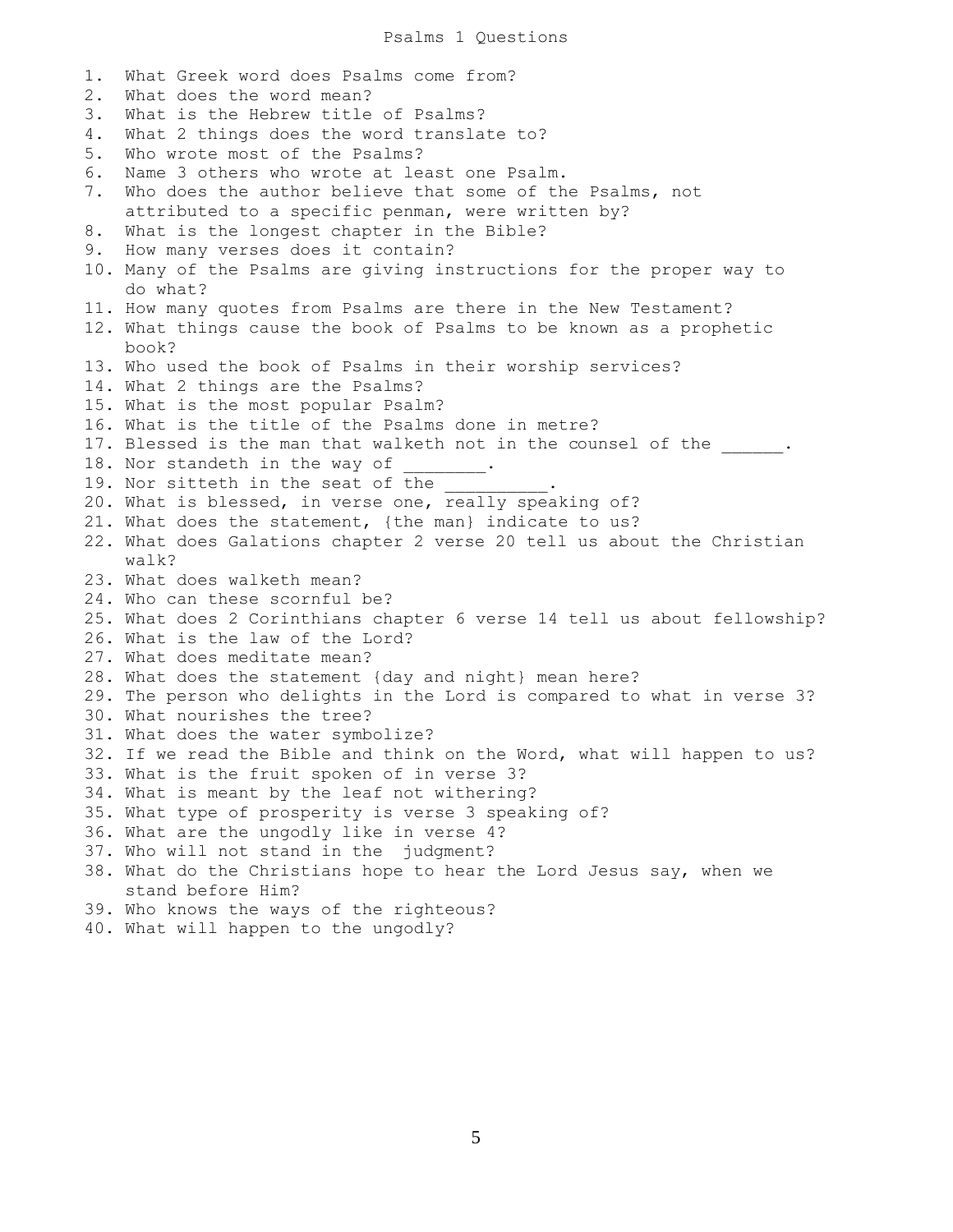# Psalms 1 Questions

1. What Greek word does Psalms come from?
2. What does the word mean?
3. What is the Hebrew title of Psalms?
4. What 2 things does the word translate to?
5. Who wrote most of the Psalms?
6. Name 3 others who wrote at least one Psalm.
7. Who does the author believe that some of the Psalms, not attributed to a specific penman, were written by?
8. What is the longest chapter in the Bible?
9. How many verses does it contain?
10. Many of the Psalms are giving instructions for the proper way to do what?
11. How many quotes from Psalms are there in the New Testament?
12. What things cause the book of Psalms to be known as a prophetic book?
13. Who used the book of Psalms in their worship services?
14. What 2 things are the Psalms?
15. What is the most popular Psalm?
16. What is the title of the Psalms done in metre?
17. Blessed is the man that walketh not in the counsel of the ______.
18. Nor standeth in the way of ________.
19. Nor sitteth in the seat of the __________.
20. What is blessed, in verse one, really speaking of?
21. What does the statement, {the man} indicate to us?
22. What does Galations chapter 2 verse 20 tell us about the Christian walk?
23. What does walketh mean?
24. Who can these scornful be?
25. What does 2 Corinthians chapter 6 verse 14 tell us about fellowship?
26. What is the law of the Lord?
27. What does meditate mean?
28. What does the statement {day and night} mean here?
29. The person who delights in the Lord is compared to what in verse 3?
30. What nourishes the tree?
31. What does the water symbolize?
32. If we read the Bible and think on the Word, what will happen to us?
33. What is the fruit spoken of in verse 3?
34. What is meant by the leaf not withering?
35. What type of prosperity is verse 3 speaking of?
36. What are the ungodly like in verse 4?
37. Who will not stand in the judgment?
38. What do the Christians hope to hear the Lord Jesus say, when we stand before Him?
39. Who knows the ways of the righteous?
40. What will happen to the ungodly?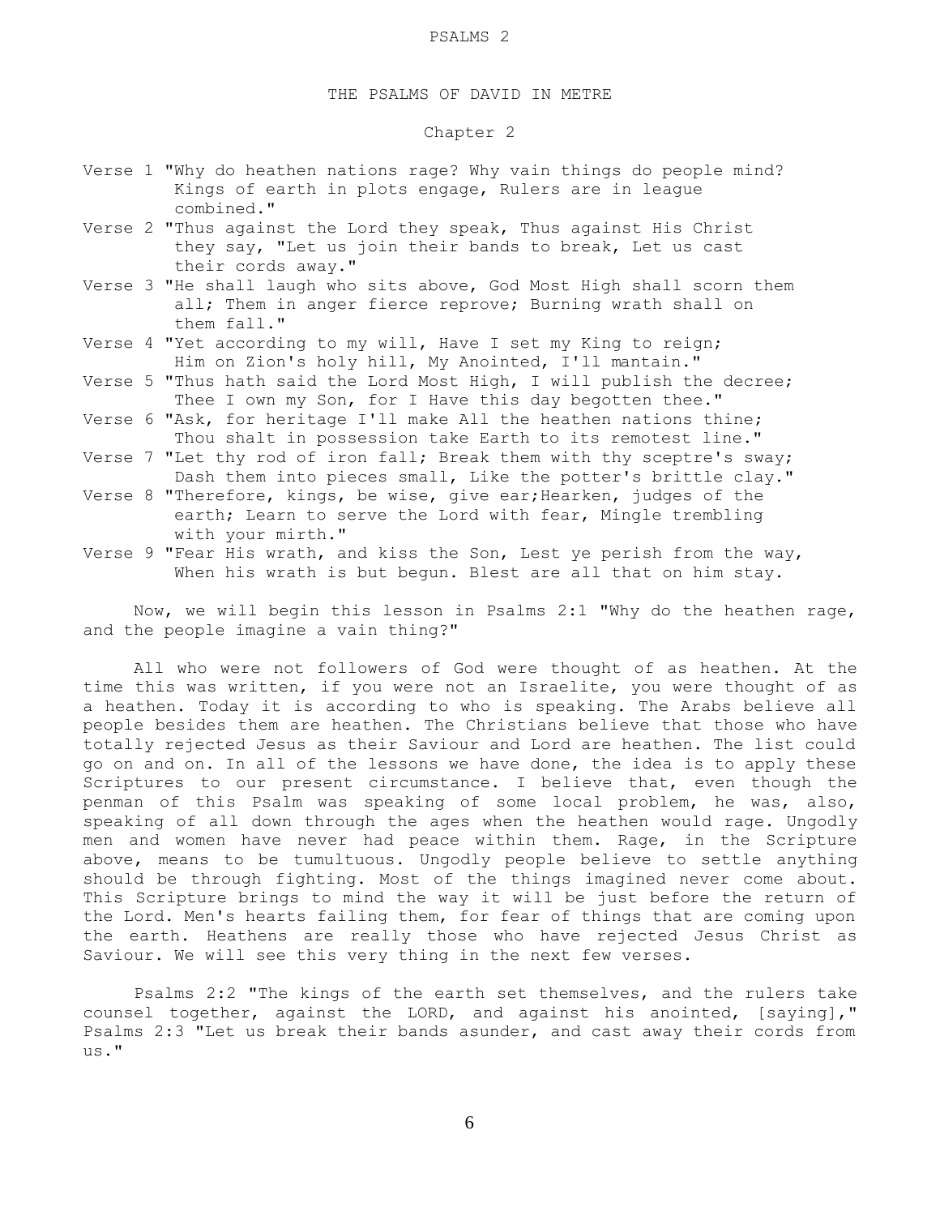PSALMS 2

## THE PSALMS OF DAVID IN METRE

### Chapter 2

Verse 1 "Why do heathen nations rage? Why vain things do people mind? Kings of earth in plots engage, Rulers are in league combined."

Verse 2 "Thus against the Lord they speak, Thus against His Christ they say, "Let us join their bands to break, Let us cast their cords away."

Verse 3 "He shall laugh who sits above, God Most High shall scorn them all; Them in anger fierce reprove; Burning wrath shall on them fall."

Verse 4 "Yet according to my will, Have I set my King to reign; Him on Zion's holy hill, My Anointed, I'll mantain."

Verse 5 "Thus hath said the Lord Most High, I will publish the decree; Thee I own my Son, for I Have this day begotten thee."

Verse 6 "Ask, for heritage I'll make All the heathen nations thine; Thou shalt in possession take Earth to its remotest line."

Verse 7 "Let thy rod of iron fall; Break them with thy sceptre's sway; Dash them into pieces small, Like the potter's brittle clay."

Verse 8 "Therefore, kings, be wise, give ear;Hearken, judges of the earth; Learn to serve the Lord with fear, Mingle trembling with your mirth."

Verse 9 "Fear His wrath, and kiss the Son, Lest ye perish from the way, When his wrath is but begun. Blest are all that on him stay.

Now, we will begin this lesson in Psalms 2:1 "Why do the heathen rage, and the people imagine a vain thing?"

All who were not followers of God were thought of as heathen. At the time this was written, if you were not an Israelite, you were thought of as a heathen. Today it is according to who is speaking. The Arabs believe all people besides them are heathen. The Christians believe that those who have totally rejected Jesus as their Saviour and Lord are heathen. The list could go on and on. In all of the lessons we have done, the idea is to apply these Scriptures to our present circumstance. I believe that, even though the penman of this Psalm was speaking of some local problem, he was, also, speaking of all down through the ages when the heathen would rage. Ungodly men and women have never had peace within them. Rage, in the Scripture above, means to be tumultuous. Ungodly people believe to settle anything should be through fighting. Most of the things imagined never come about. This Scripture brings to mind the way it will be just before the return of the Lord. Men's hearts failing them, for fear of things that are coming upon the earth. Heathens are really those who have rejected Jesus Christ as Saviour. We will see this very thing in the next few verses.

Psalms 2:2 "The kings of the earth set themselves, and the rulers take counsel together, against the LORD, and against his anointed, [saying]," Psalms 2:3 "Let us break their bands asunder, and cast away their cords from us."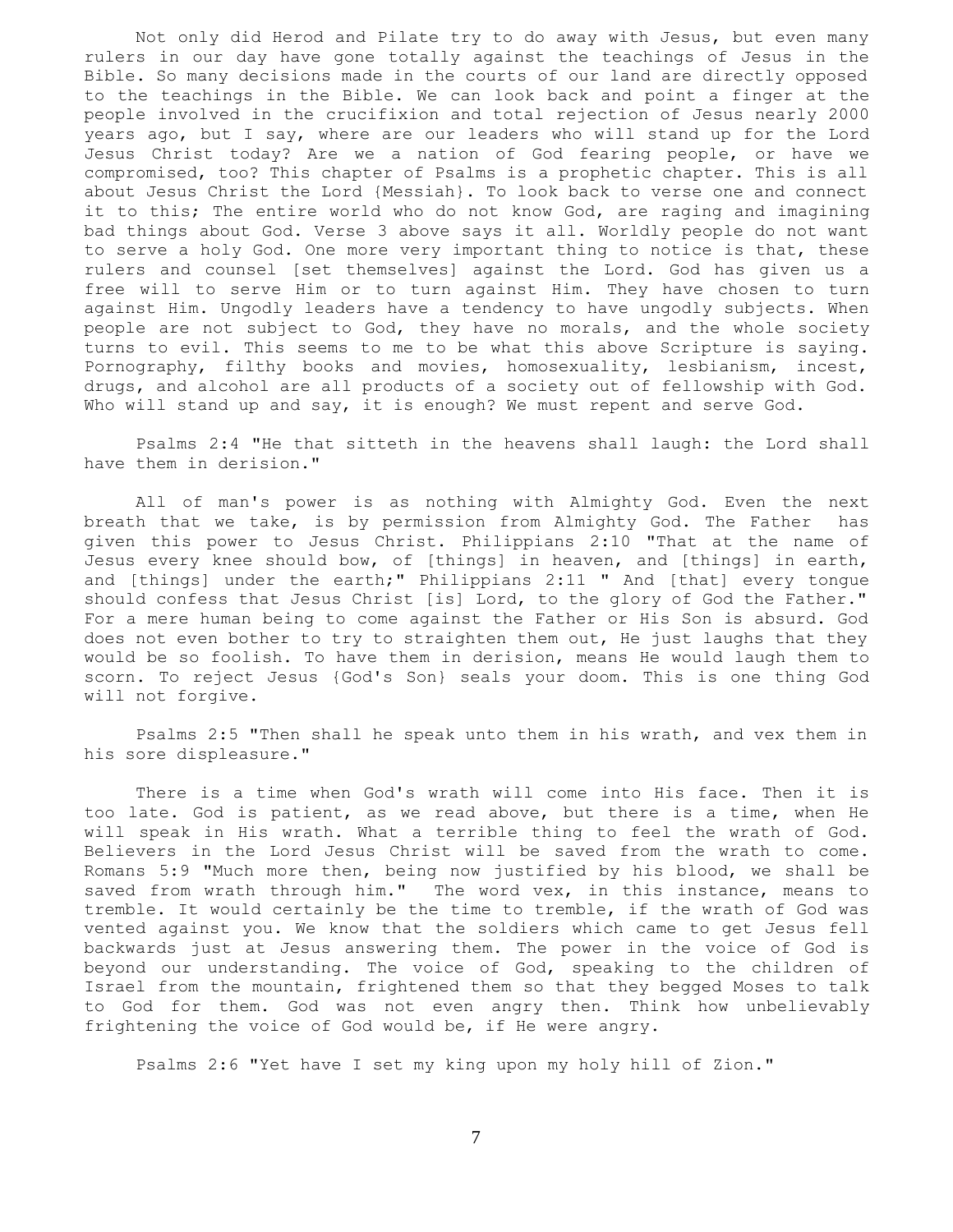Not only did Herod and Pilate try to do away with Jesus, but even many rulers in our day have gone totally against the teachings of Jesus in the Bible. So many decisions made in the courts of our land are directly opposed to the teachings in the Bible. We can look back and point a finger at the people involved in the crucifixion and total rejection of Jesus nearly 2000 years ago, but I say, where are our leaders who will stand up for the Lord Jesus Christ today? Are we a nation of God fearing people, or have we compromised, too? This chapter of Psalms is a prophetic chapter. This is all about Jesus Christ the Lord {Messiah}. To look back to verse one and connect it to this; The entire world who do not know God, are raging and imagining bad things about God. Verse 3 above says it all. Worldly people do not want to serve a holy God. One more very important thing to notice is that, these rulers and counsel [set themselves] against the Lord. God has given us a free will to serve Him or to turn against Him. They have chosen to turn against Him. Ungodly leaders have a tendency to have ungodly subjects. When people are not subject to God, they have no morals, and the whole society turns to evil. This seems to me to be what this above Scripture is saying. Pornography, filthy books and movies, homosexuality, lesbianism, incest, drugs, and alcohol are all products of a society out of fellowship with God. Who will stand up and say, it is enough? We must repent and serve God.

Psalms 2:4 "He that sitteth in the heavens shall laugh: the Lord shall have them in derision."

All of man's power is as nothing with Almighty God. Even the next breath that we take, is by permission from Almighty God. The Father has given this power to Jesus Christ. Philippians 2:10 "That at the name of Jesus every knee should bow, of [things] in heaven, and [things] in earth, and [things] under the earth;" Philippians 2:11 " And [that] every tongue should confess that Jesus Christ [is] Lord, to the glory of God the Father." For a mere human being to come against the Father or His Son is absurd. God does not even bother to try to straighten them out, He just laughs that they would be so foolish. To have them in derision, means He would laugh them to scorn. To reject Jesus {God's Son} seals your doom. This is one thing God will not forgive.

Psalms 2:5 "Then shall he speak unto them in his wrath, and vex them in his sore displeasure."

There is a time when God's wrath will come into His face. Then it is too late. God is patient, as we read above, but there is a time, when He will speak in His wrath. What a terrible thing to feel the wrath of God. Believers in the Lord Jesus Christ will be saved from the wrath to come. Romans 5:9 "Much more then, being now justified by his blood, we shall be saved from wrath through him." The word vex, in this instance, means to tremble. It would certainly be the time to tremble, if the wrath of God was vented against you. We know that the soldiers which came to get Jesus fell backwards just at Jesus answering them. The power in the voice of God is beyond our understanding. The voice of God, speaking to the children of Israel from the mountain, frightened them so that they begged Moses to talk to God for them. God was not even angry then. Think how unbelievably frightening the voice of God would be, if He were angry.

Psalms 2:6 "Yet have I set my king upon my holy hill of Zion."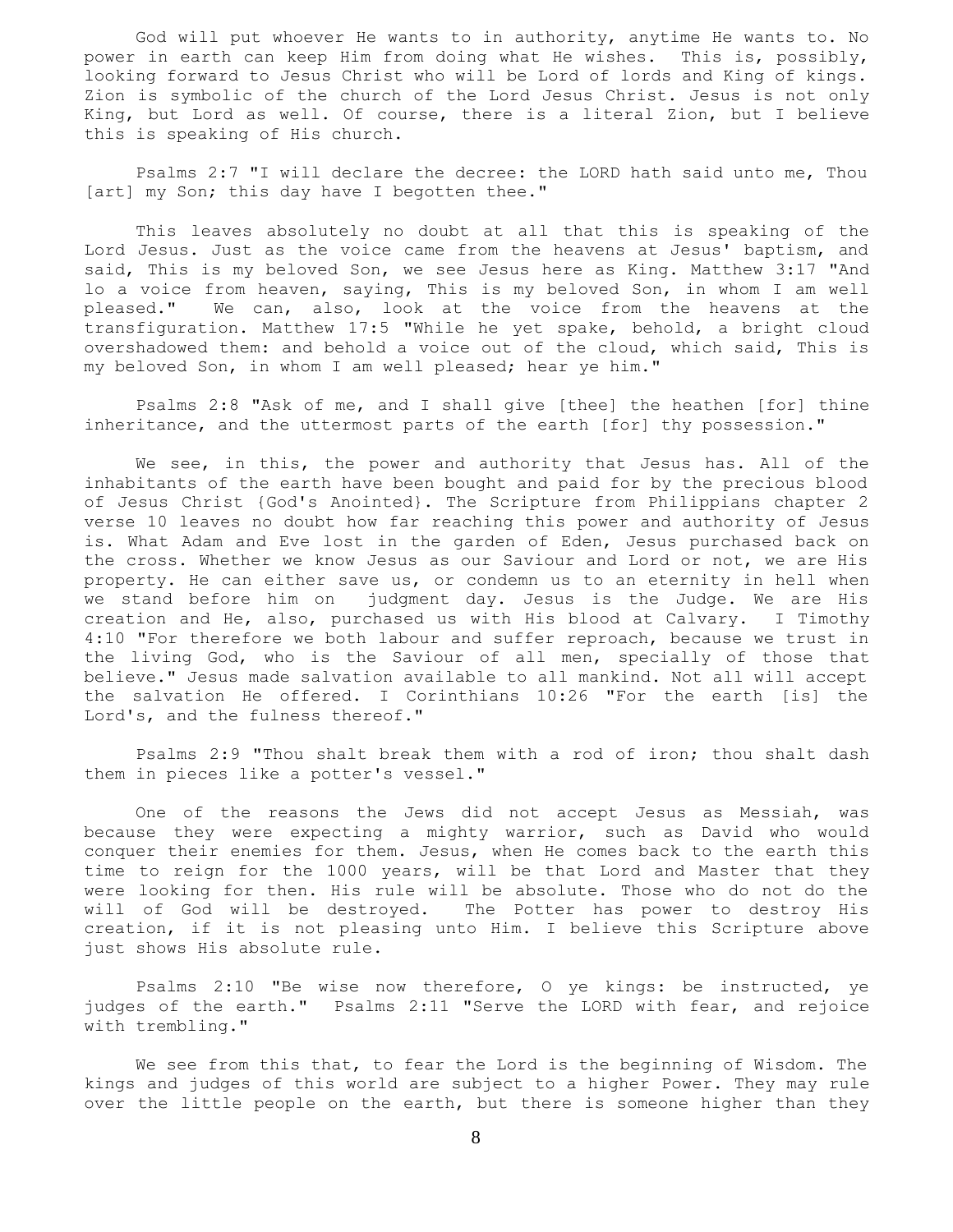God will put whoever He wants to in authority, anytime He wants to. No power in earth can keep Him from doing what He wishes. This is, possibly, looking forward to Jesus Christ who will be Lord of lords and King of kings. Zion is symbolic of the church of the Lord Jesus Christ. Jesus is not only King, but Lord as well. Of course, there is a literal Zion, but I believe this is speaking of His church.

Psalms 2:7 "I will declare the decree: the LORD hath said unto me, Thou [art] my Son; this day have I begotten thee."

This leaves absolutely no doubt at all that this is speaking of the Lord Jesus. Just as the voice came from the heavens at Jesus' baptism, and said, This is my beloved Son, we see Jesus here as King. Matthew 3:17 "And lo a voice from heaven, saying, This is my beloved Son, in whom I am well pleased." We can, also, look at the voice from the heavens at the transfiguration. Matthew 17:5 "While he yet spake, behold, a bright cloud overshadowed them: and behold a voice out of the cloud, which said, This is my beloved Son, in whom I am well pleased; hear ye him."

Psalms 2:8 "Ask of me, and I shall give [thee] the heathen [for] thine inheritance, and the uttermost parts of the earth [for] thy possession."

We see, in this, the power and authority that Jesus has. All of the inhabitants of the earth have been bought and paid for by the precious blood of Jesus Christ {God's Anointed}. The Scripture from Philippians chapter 2 verse 10 leaves no doubt how far reaching this power and authority of Jesus is. What Adam and Eve lost in the garden of Eden, Jesus purchased back on the cross. Whether we know Jesus as our Saviour and Lord or not, we are His property. He can either save us, or condemn us to an eternity in hell when we stand before him on judgment day. Jesus is the Judge. We are His creation and He, also, purchased us with His blood at Calvary. I Timothy 4:10 "For therefore we both labour and suffer reproach, because we trust in the living God, who is the Saviour of all men, specially of those that believe." Jesus made salvation available to all mankind. Not all will accept the salvation He offered. I Corinthians 10:26 "For the earth [is] the Lord's, and the fulness thereof."

Psalms 2:9 "Thou shalt break them with a rod of iron; thou shalt dash them in pieces like a potter's vessel."

One of the reasons the Jews did not accept Jesus as Messiah, was because they were expecting a mighty warrior, such as David who would conquer their enemies for them. Jesus, when He comes back to the earth this time to reign for the 1000 years, will be that Lord and Master that they were looking for then. His rule will be absolute. Those who do not do the will of God will be destroyed. The Potter has power to destroy His creation, if it is not pleasing unto Him. I believe this Scripture above just shows His absolute rule.

Psalms 2:10 "Be wise now therefore, O ye kings: be instructed, ye judges of the earth." Psalms 2:11 "Serve the LORD with fear, and rejoice with trembling."

We see from this that, to fear the Lord is the beginning of Wisdom. The kings and judges of this world are subject to a higher Power. They may rule over the little people on the earth, but there is someone higher than they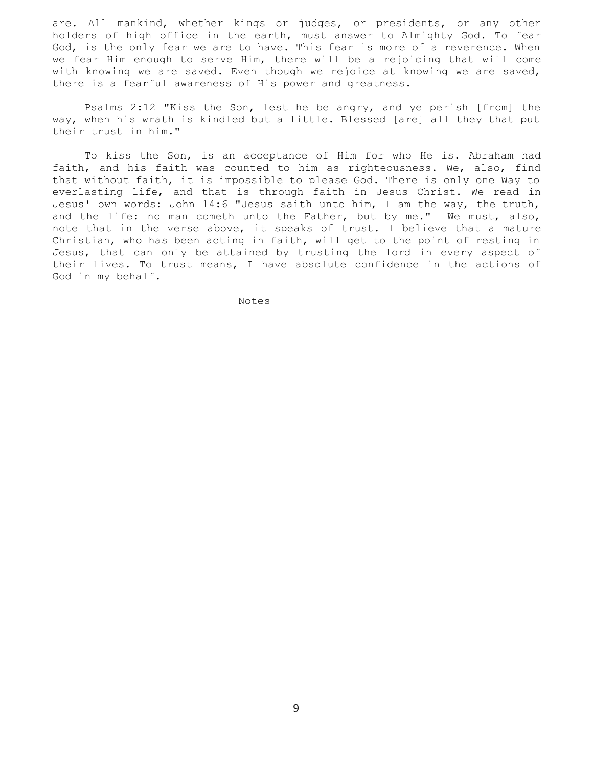are. All mankind, whether kings or judges, or presidents, or any other holders of high office in the earth, must answer to Almighty God. To fear God, is the only fear we are to have. This fear is more of a reverence. When we fear Him enough to serve Him, there will be a rejoicing that will come with knowing we are saved. Even though we rejoice at knowing we are saved, there is a fearful awareness of His power and greatness.

Psalms 2:12 "Kiss the Son, lest he be angry, and ye perish [from] the way, when his wrath is kindled but a little. Blessed [are] all they that put their trust in him."

To kiss the Son, is an acceptance of Him for who He is. Abraham had faith, and his faith was counted to him as righteousness. We, also, find that without faith, it is impossible to please God. There is only one Way to everlasting life, and that is through faith in Jesus Christ. We read in Jesus' own words: John 14:6 "Jesus saith unto him, I am the way, the truth, and the life: no man cometh unto the Father, but by me." We must, also, note that in the verse above, it speaks of trust. I believe that a mature Christian, who has been acting in faith, will get to the point of resting in Jesus, that can only be attained by trusting the lord in every aspect of their lives. To trust means, I have absolute confidence in the actions of God in my behalf.

Notes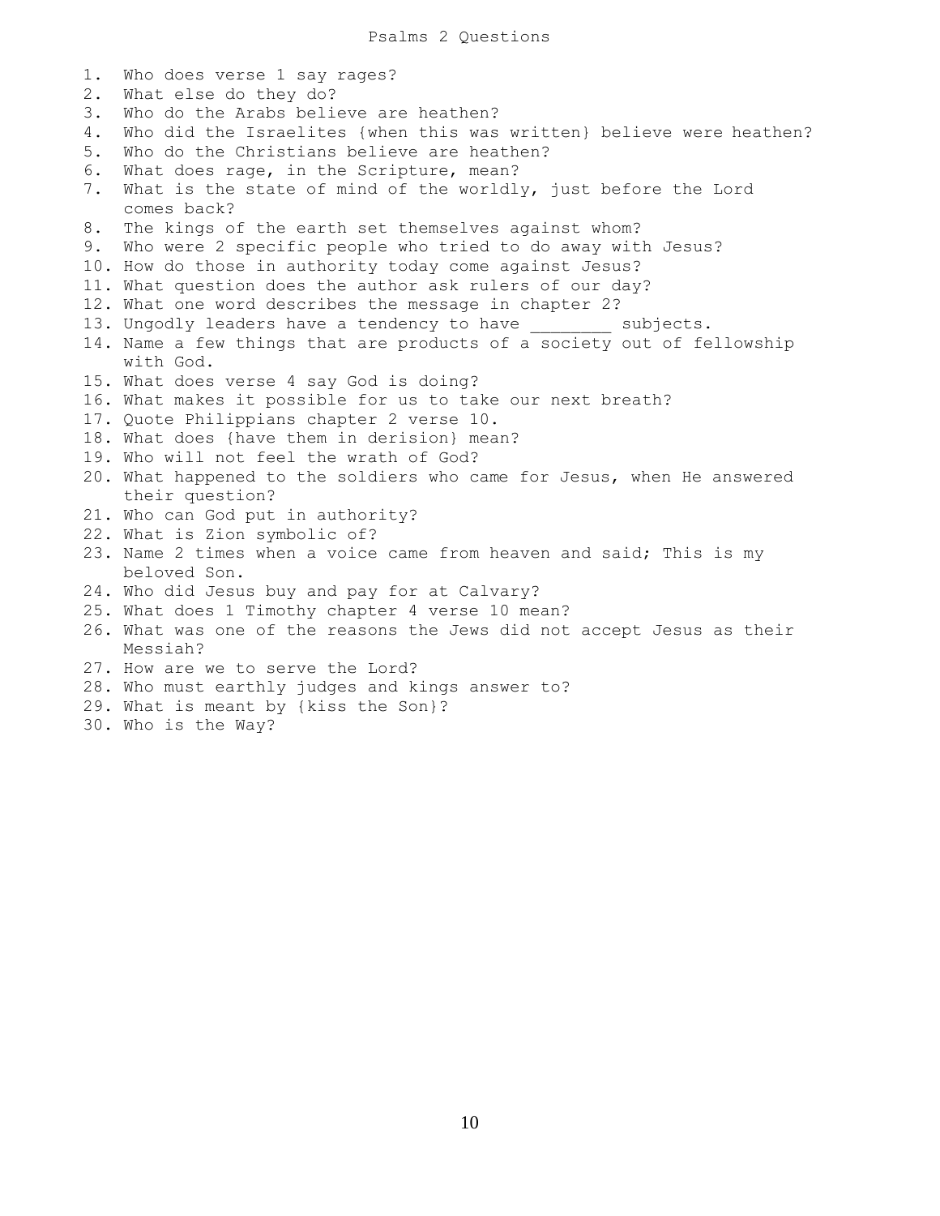# Psalms 2 Questions

1. Who does verse 1 say rages?
2. What else do they do?
3. Who do the Arabs believe are heathen?
4. Who did the Israelites {when this was written} believe were heathen?
5. Who do the Christians believe are heathen?
6. What does rage, in the Scripture, mean?
7. What is the state of mind of the worldly, just before the Lord comes back?
8. The kings of the earth set themselves against whom?
9. Who were 2 specific people who tried to do away with Jesus?
10. How do those in authority today come against Jesus?
11. What question does the author ask rulers of our day?
12. What one word describes the message in chapter 2?
13. Ungodly leaders have a tendency to have ________ subjects.
14. Name a few things that are products of a society out of fellowship with God.
15. What does verse 4 say God is doing?
16. What makes it possible for us to take our next breath?
17. Quote Philippians chapter 2 verse 10.
18. What does {have them in derision} mean?
19. Who will not feel the wrath of God?
20. What happened to the soldiers who came for Jesus, when He answered their question?
21. Who can God put in authority?
22. What is Zion symbolic of?
23. Name 2 times when a voice came from heaven and said; This is my beloved Son.
24. Who did Jesus buy and pay for at Calvary?
25. What does 1 Timothy chapter 4 verse 10 mean?
26. What was one of the reasons the Jews did not accept Jesus as their Messiah?
27. How are we to serve the Lord?
28. Who must earthly judges and kings answer to?
29. What is meant by {kiss the Son}?
30. Who is the Way?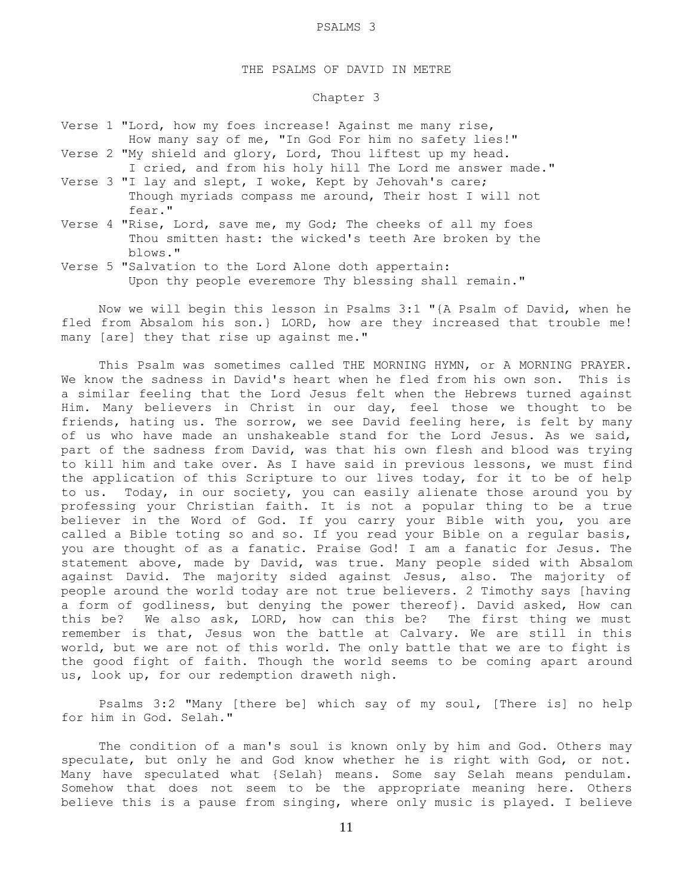PSALMS 3

THE PSALMS OF DAVID IN METRE

Chapter 3

Verse 1 "Lord, how my foes increase! Against me many rise,
How many say of me, "In God For him no safety lies!"

Verse 2 "My shield and glory, Lord, Thou liftest up my head.
I cried, and from his holy hill The Lord me answer made."

Verse 3 "I lay and slept, I woke, Kept by Jehovah's care;
Though myriads compass me around, Their host I will not fear."

Verse 4 "Rise, Lord, save me, my God; The cheeks of all my foes
Thou smitten hast: the wicked's teeth Are broken by the blows."

Verse 5 "Salvation to the Lord Alone doth appertain:
Upon thy people everemore Thy blessing shall remain."

Now we will begin this lesson in Psalms 3:1 "{A Psalm of David, when he fled from Absalom his son.} LORD, how are they increased that trouble me! many [are] they that rise up against me."

This Psalm was sometimes called THE MORNING HYMN, or A MORNING PRAYER. We know the sadness in David's heart when he fled from his own son. This is a similar feeling that the Lord Jesus felt when the Hebrews turned against Him. Many believers in Christ in our day, feel those we thought to be friends, hating us. The sorrow, we see David feeling here, is felt by many of us who have made an unshakeable stand for the Lord Jesus. As we said, part of the sadness from David, was that his own flesh and blood was trying to kill him and take over. As I have said in previous lessons, we must find the application of this Scripture to our lives today, for it to be of help to us. Today, in our society, you can easily alienate those around you by professing your Christian faith. It is not a popular thing to be a true believer in the Word of God. If you carry your Bible with you, you are called a Bible toting so and so. If you read your Bible on a regular basis, you are thought of as a fanatic. Praise God! I am a fanatic for Jesus. The statement above, made by David, was true. Many people sided with Absalom against David. The majority sided against Jesus, also. The majority of people around the world today are not true believers. 2 Timothy says [having a form of godliness, but denying the power thereof}. David asked, How can this be? We also ask, LORD, how can this be? The first thing we must remember is that, Jesus won the battle at Calvary. We are still in this world, but we are not of this world. The only battle that we are to fight is the good fight of faith. Though the world seems to be coming apart around us, look up, for our redemption draweth nigh.

Psalms 3:2 "Many [there be] which say of my soul, [There is] no help for him in God. Selah."

The condition of a man's soul is known only by him and God. Others may speculate, but only he and God know whether he is right with God, or not. Many have speculated what {Selah} means. Some say Selah means pendulam. Somehow that does not seem to be the appropriate meaning here. Others believe this is a pause from singing, where only music is played. I believe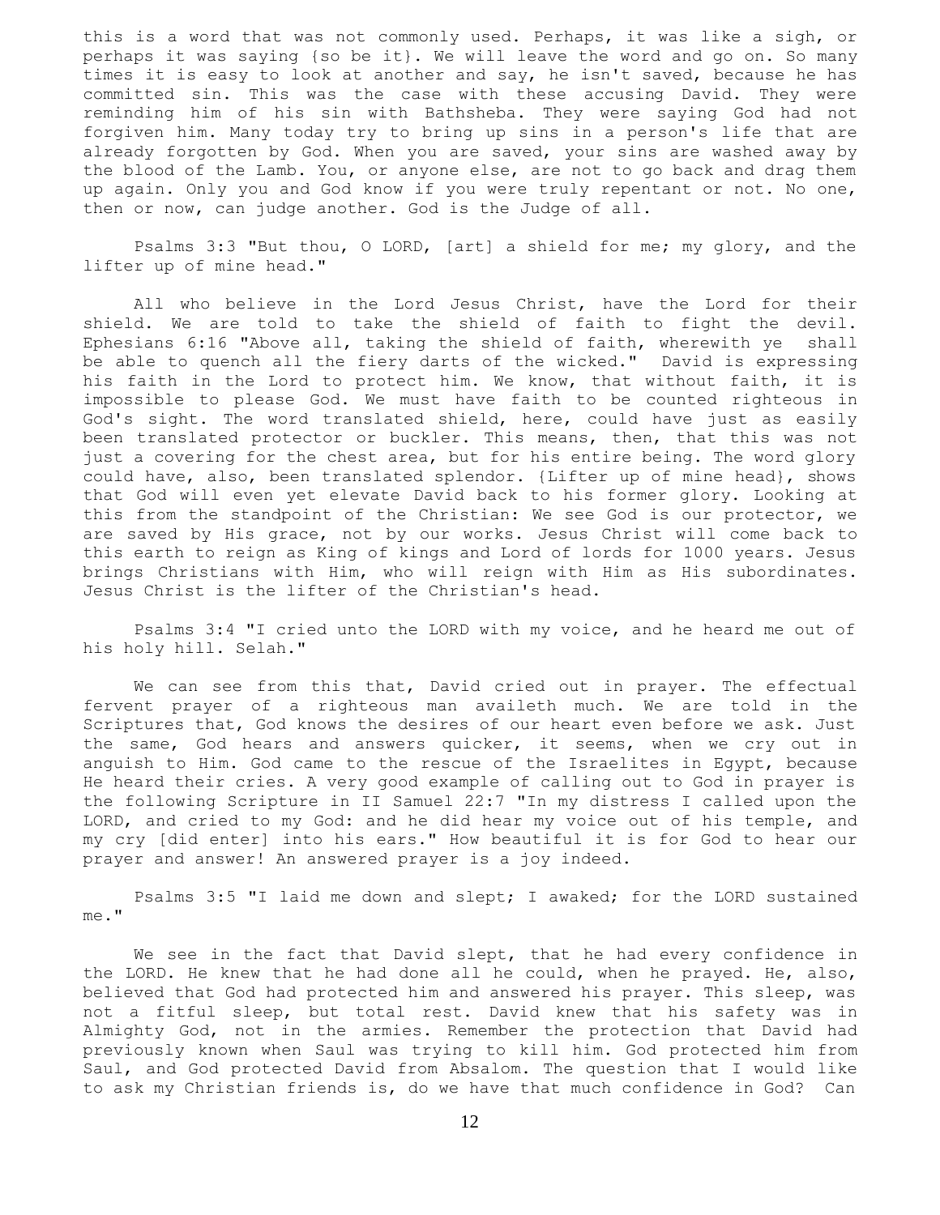this is a word that was not commonly used. Perhaps, it was like a sigh, or perhaps it was saying {so be it}. We will leave the word and go on. So many times it is easy to look at another and say, he isn't saved, because he has committed sin. This was the case with these accusing David. They were reminding him of his sin with Bathsheba. They were saying God had not forgiven him. Many today try to bring up sins in a person's life that are already forgotten by God. When you are saved, your sins are washed away by the blood of the Lamb. You, or anyone else, are not to go back and drag them up again. Only you and God know if you were truly repentant or not. No one, then or now, can judge another. God is the Judge of all.

Psalms 3:3 "But thou, O LORD, [art] a shield for me; my glory, and the lifter up of mine head."

All who believe in the Lord Jesus Christ, have the Lord for their shield. We are told to take the shield of faith to fight the devil. Ephesians 6:16 "Above all, taking the shield of faith, wherewith ye shall be able to quench all the fiery darts of the wicked." David is expressing his faith in the Lord to protect him. We know, that without faith, it is impossible to please God. We must have faith to be counted righteous in God's sight. The word translated shield, here, could have just as easily been translated protector or buckler. This means, then, that this was not just a covering for the chest area, but for his entire being. The word glory could have, also, been translated splendor. {Lifter up of mine head}, shows that God will even yet elevate David back to his former glory. Looking at this from the standpoint of the Christian: We see God is our protector, we are saved by His grace, not by our works. Jesus Christ will come back to this earth to reign as King of kings and Lord of lords for 1000 years. Jesus brings Christians with Him, who will reign with Him as His subordinates. Jesus Christ is the lifter of the Christian's head.

Psalms 3:4 "I cried unto the LORD with my voice, and he heard me out of his holy hill. Selah."

We can see from this that, David cried out in prayer. The effectual fervent prayer of a righteous man availeth much. We are told in the Scriptures that, God knows the desires of our heart even before we ask. Just the same, God hears and answers quicker, it seems, when we cry out in anguish to Him. God came to the rescue of the Israelites in Egypt, because He heard their cries. A very good example of calling out to God in prayer is the following Scripture in II Samuel 22:7 "In my distress I called upon the LORD, and cried to my God: and he did hear my voice out of his temple, and my cry [did enter] into his ears." How beautiful it is for God to hear our prayer and answer! An answered prayer is a joy indeed.

Psalms 3:5 "I laid me down and slept; I awaked; for the LORD sustained me."

We see in the fact that David slept, that he had every confidence in the LORD. He knew that he had done all he could, when he prayed. He, also, believed that God had protected him and answered his prayer. This sleep, was not a fitful sleep, but total rest. David knew that his safety was in Almighty God, not in the armies. Remember the protection that David had previously known when Saul was trying to kill him. God protected him from Saul, and God protected David from Absalom. The question that I would like to ask my Christian friends is, do we have that much confidence in God? Can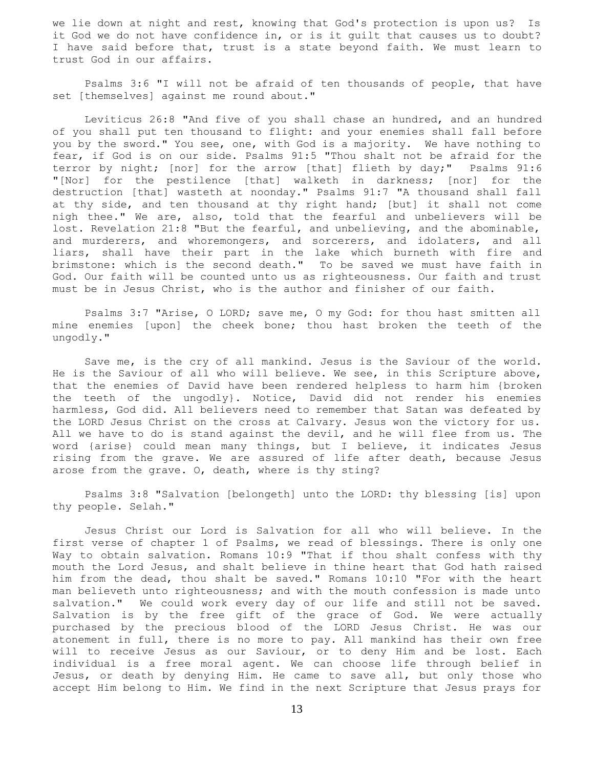we lie down at night and rest, knowing that God's protection is upon us? Is it God we do not have confidence in, or is it guilt that causes us to doubt? I have said before that, trust is a state beyond faith. We must learn to trust God in our affairs.

Psalms 3:6 "I will not be afraid of ten thousands of people, that have set [themselves] against me round about."

Leviticus 26:8 "And five of you shall chase an hundred, and an hundred of you shall put ten thousand to flight: and your enemies shall fall before you by the sword." You see, one, with God is a majority. We have nothing to fear, if God is on our side. Psalms 91:5 "Thou shalt not be afraid for the terror by night; [nor] for the arrow [that] flieth by day;" Psalms 91:6 "[Nor] for the pestilence [that] walketh in darkness; [nor] for the destruction [that] wasteth at noonday." Psalms 91:7 "A thousand shall fall at thy side, and ten thousand at thy right hand; [but] it shall not come nigh thee." We are, also, told that the fearful and unbelievers will be lost. Revelation 21:8 "But the fearful, and unbelieving, and the abominable, and murderers, and whoremongers, and sorcerers, and idolaters, and all liars, shall have their part in the lake which burneth with fire and brimstone: which is the second death." To be saved we must have faith in God. Our faith will be counted unto us as righteousness. Our faith and trust must be in Jesus Christ, who is the author and finisher of our faith.

Psalms 3:7 "Arise, O LORD; save me, O my God: for thou hast smitten all mine enemies [upon] the cheek bone; thou hast broken the teeth of the ungodly."

Save me, is the cry of all mankind. Jesus is the Saviour of the world. He is the Saviour of all who will believe. We see, in this Scripture above, that the enemies of David have been rendered helpless to harm him {broken the teeth of the ungodly}. Notice, David did not render his enemies harmless, God did. All believers need to remember that Satan was defeated by the LORD Jesus Christ on the cross at Calvary. Jesus won the victory for us. All we have to do is stand against the devil, and he will flee from us. The word {arise} could mean many things, but I believe, it indicates Jesus rising from the grave. We are assured of life after death, because Jesus arose from the grave. O, death, where is thy sting?

Psalms 3:8 "Salvation [belongeth] unto the LORD: thy blessing [is] upon thy people. Selah."

Jesus Christ our Lord is Salvation for all who will believe. In the first verse of chapter 1 of Psalms, we read of blessings. There is only one Way to obtain salvation. Romans 10:9 "That if thou shalt confess with thy mouth the Lord Jesus, and shalt believe in thine heart that God hath raised him from the dead, thou shalt be saved." Romans 10:10 "For with the heart man believeth unto righteousness; and with the mouth confession is made unto salvation." We could work every day of our life and still not be saved. Salvation is by the free gift of the grace of God. We were actually purchased by the precious blood of the LORD Jesus Christ. He was our atonement in full, there is no more to pay. All mankind has their own free will to receive Jesus as our Saviour, or to deny Him and be lost. Each individual is a free moral agent. We can choose life through belief in Jesus, or death by denying Him. He came to save all, but only those who accept Him belong to Him. We find in the next Scripture that Jesus prays for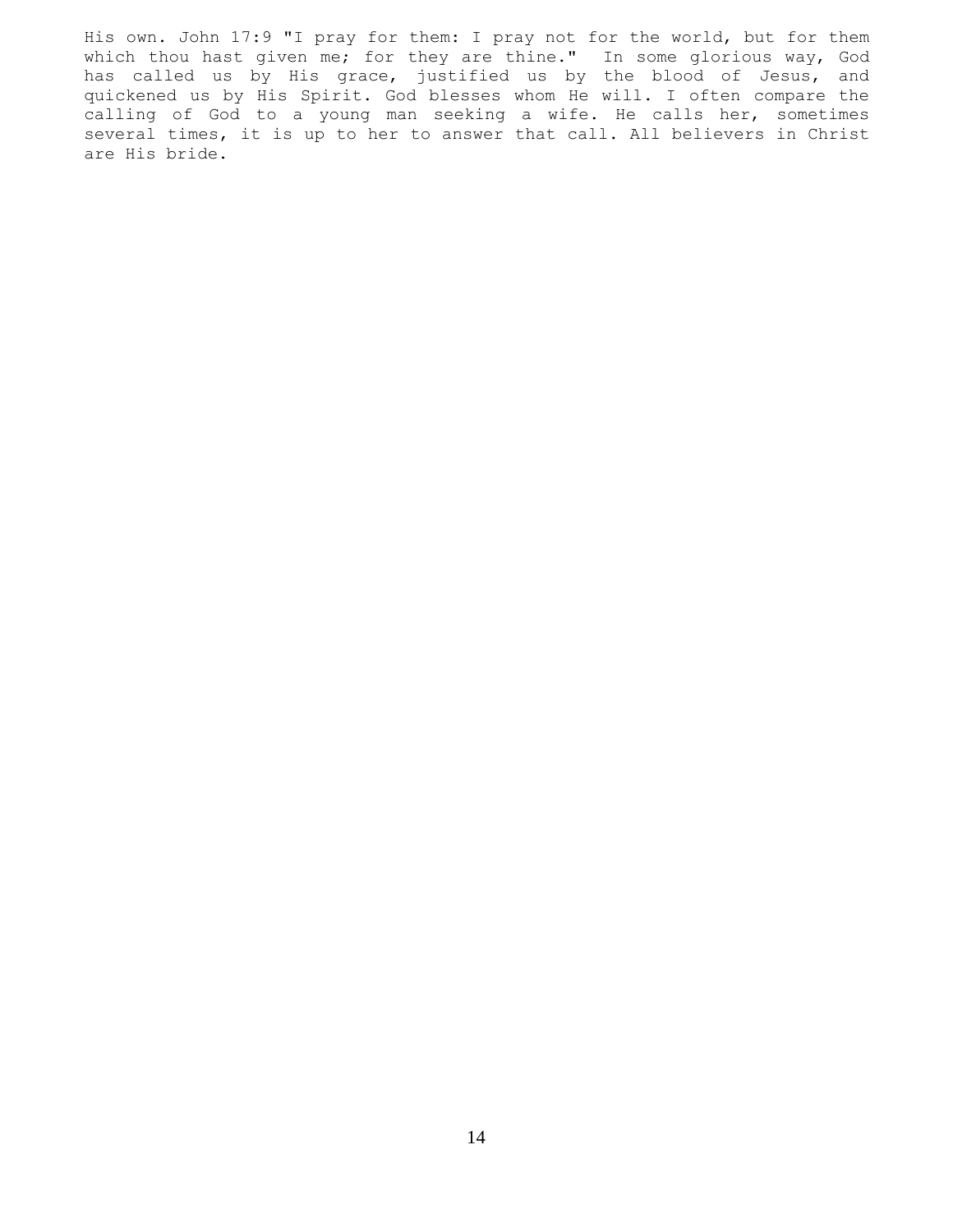His own. John 17:9 "I pray for them: I pray not for the world, but for them which thou hast given me; for they are thine." In some glorious way, God has called us by His grace, justified us by the blood of Jesus, and quickened us by His Spirit. God blesses whom He will. I often compare the calling of God to a young man seeking a wife. He calls her, sometimes several times, it is up to her to answer that call. All believers in Christ are His bride.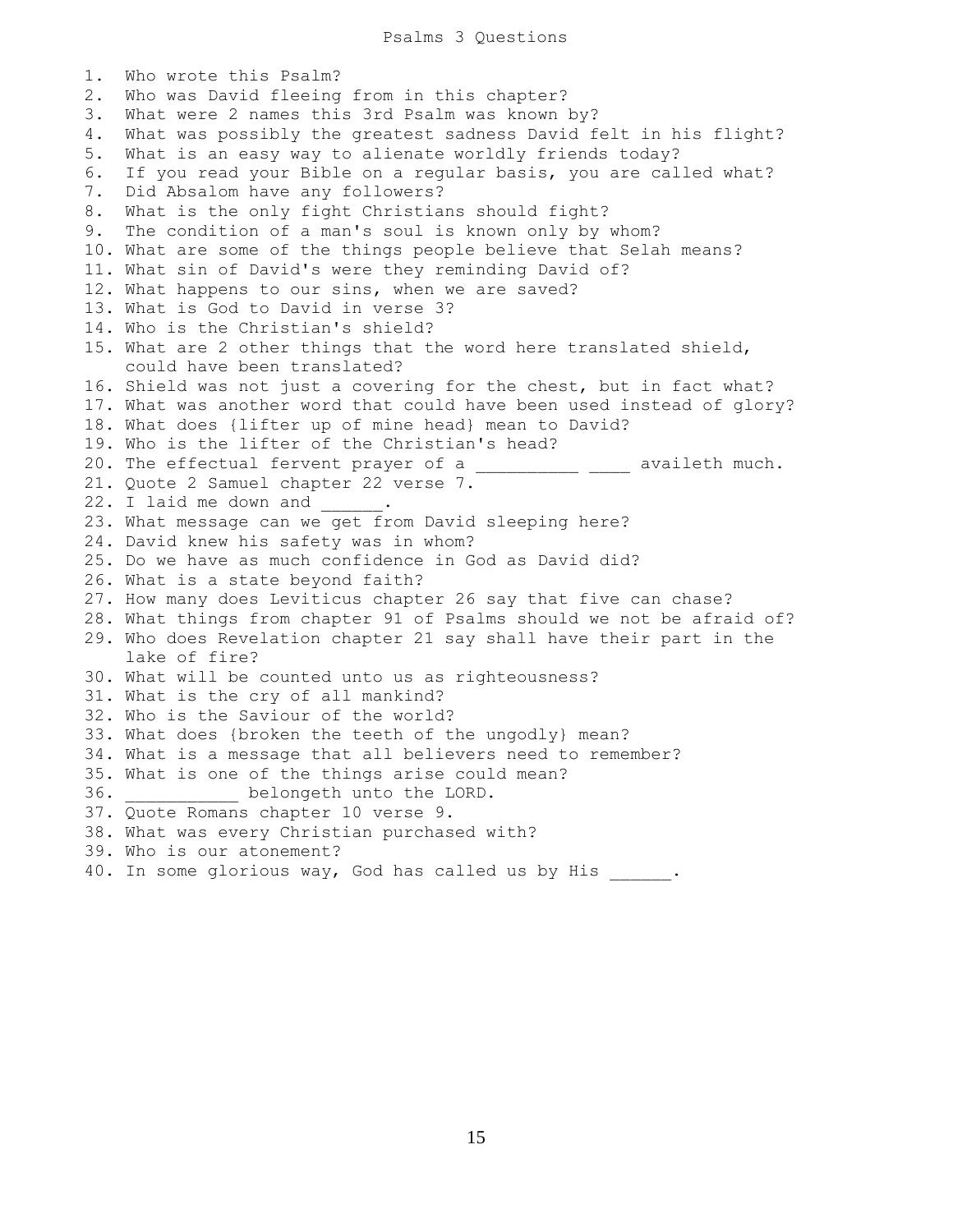# Psalms 3 Questions

1. Who wrote this Psalm?
2. Who was David fleeing from in this chapter?
3. What were 2 names this 3rd Psalm was known by?
4. What was possibly the greatest sadness David felt in his flight?
5. What is an easy way to alienate worldly friends today?
6. If you read your Bible on a regular basis, you are called what?
7. Did Absalom have any followers?
8. What is the only fight Christians should fight?
9. The condition of a man's soul is known only by whom?
10. What are some of the things people believe that Selah means?
11. What sin of David's were they reminding David of?
12. What happens to our sins, when we are saved?
13. What is God to David in verse 3?
14. Who is the Christian's shield?
15. What are 2 other things that the word here translated shield, could have been translated?
16. Shield was not just a covering for the chest, but in fact what?
17. What was another word that could have been used instead of glory?
18. What does {lifter up of mine head} mean to David?
19. Who is the lifter of the Christian's head?
20. The effectual fervent prayer of a __________ ____ availeth much.
21. Quote 2 Samuel chapter 22 verse 7.
22. I laid me down and ______.
23. What message can we get from David sleeping here?
24. David knew his safety was in whom?
25. Do we have as much confidence in God as David did?
26. What is a state beyond faith?
27. How many does Leviticus chapter 26 say that five can chase?
28. What things from chapter 91 of Psalms should we not be afraid of?
29. Who does Revelation chapter 21 say shall have their part in the lake of fire?
30. What will be counted unto us as righteousness?
31. What is the cry of all mankind?
32. Who is the Saviour of the world?
33. What does {broken the teeth of the ungodly} mean?
34. What is a message that all believers need to remember?
35. What is one of the things arise could mean?
36. ___________ belongeth unto the LORD.
37. Quote Romans chapter 10 verse 9.
38. What was every Christian purchased with?
39. Who is our atonement?
40. In some glorious way, God has called us by His ______.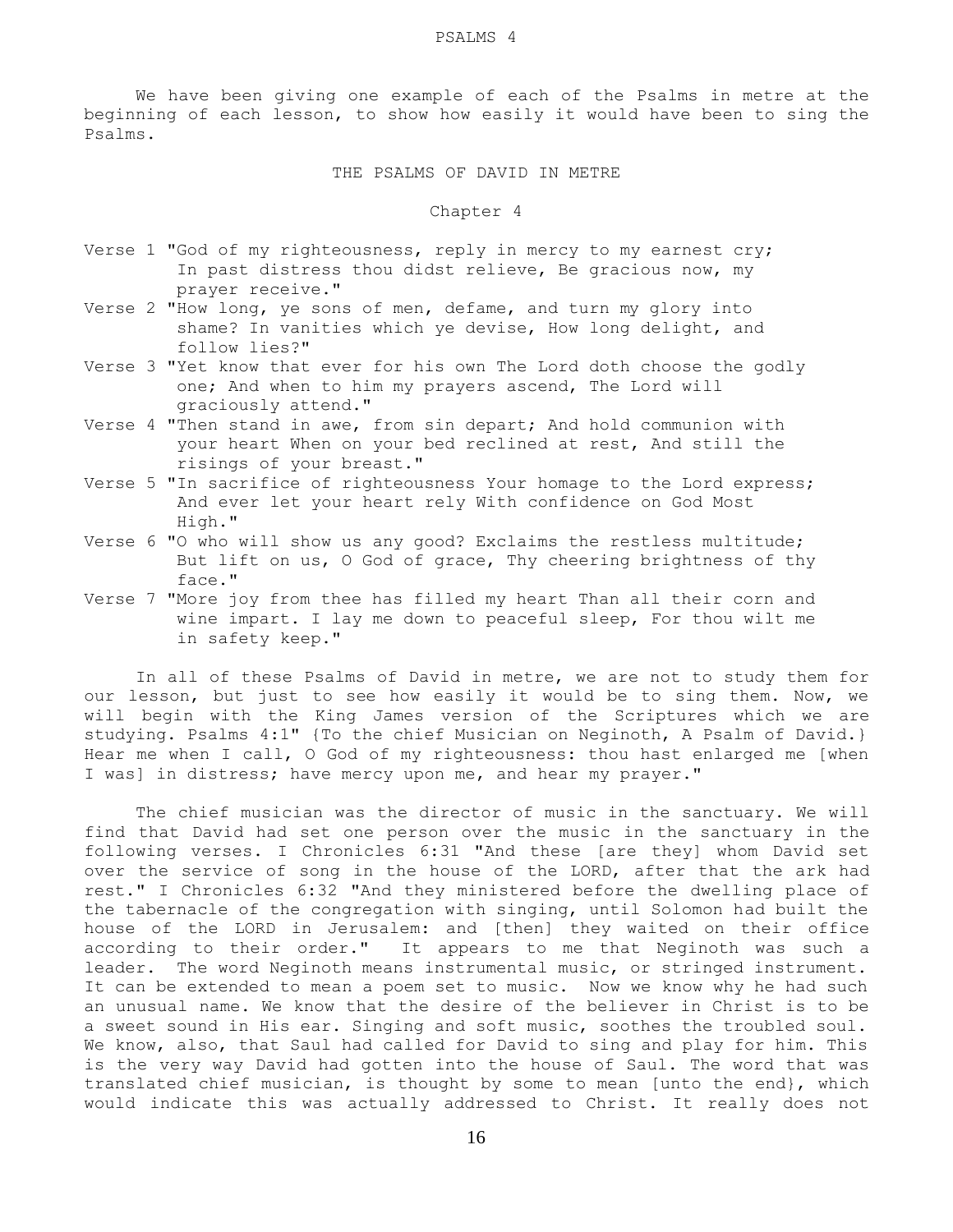# PSALMS 4

We have been giving one example of each of the Psalms in metre at the beginning of each lesson, to show how easily it would have been to sing the Psalms.

## THE PSALMS OF DAVID IN METRE

### Chapter 4

Verse 1 "God of my righteousness, reply in mercy to my earnest cry; In past distress thou didst relieve, Be gracious now, my prayer receive."

Verse 2 "How long, ye sons of men, defame, and turn my glory into shame? In vanities which ye devise, How long delight, and follow lies?"

Verse 3 "Yet know that ever for his own The Lord doth choose the godly one; And when to him my prayers ascend, The Lord will graciously attend."

Verse 4 "Then stand in awe, from sin depart; And hold communion with your heart When on your bed reclined at rest, And still the risings of your breast."

Verse 5 "In sacrifice of righteousness Your homage to the Lord express; And ever let your heart rely With confidence on God Most High."

Verse 6 "O who will show us any good? Exclaims the restless multitude; But lift on us, O God of grace, Thy cheering brightness of thy face."

Verse 7 "More joy from thee has filled my heart Than all their corn and wine impart. I lay me down to peaceful sleep, For thou wilt me in safety keep."

In all of these Psalms of David in metre, we are not to study them for our lesson, but just to see how easily it would be to sing them. Now, we will begin with the King James version of the Scriptures which we are studying. Psalms 4:1" {To the chief Musician on Neginoth, A Psalm of David.} Hear me when I call, O God of my righteousness: thou hast enlarged me [when I was] in distress; have mercy upon me, and hear my prayer."

The chief musician was the director of music in the sanctuary. We will find that David had set one person over the music in the sanctuary in the following verses. I Chronicles 6:31 "And these [are they] whom David set over the service of song in the house of the LORD, after that the ark had rest." I Chronicles 6:32 "And they ministered before the dwelling place of the tabernacle of the congregation with singing, until Solomon had built the house of the LORD in Jerusalem: and [then] they waited on their office according to their order." It appears to me that Neginoth was such a leader. The word Neginoth means instrumental music, or stringed instrument. It can be extended to mean a poem set to music. Now we know why he had such an unusual name. We know that the desire of the believer in Christ is to be a sweet sound in His ear. Singing and soft music, soothes the troubled soul. We know, also, that Saul had called for David to sing and play for him. This is the very way David had gotten into the house of Saul. The word that was translated chief musician, is thought by some to mean [unto the end}, which would indicate this was actually addressed to Christ. It really does not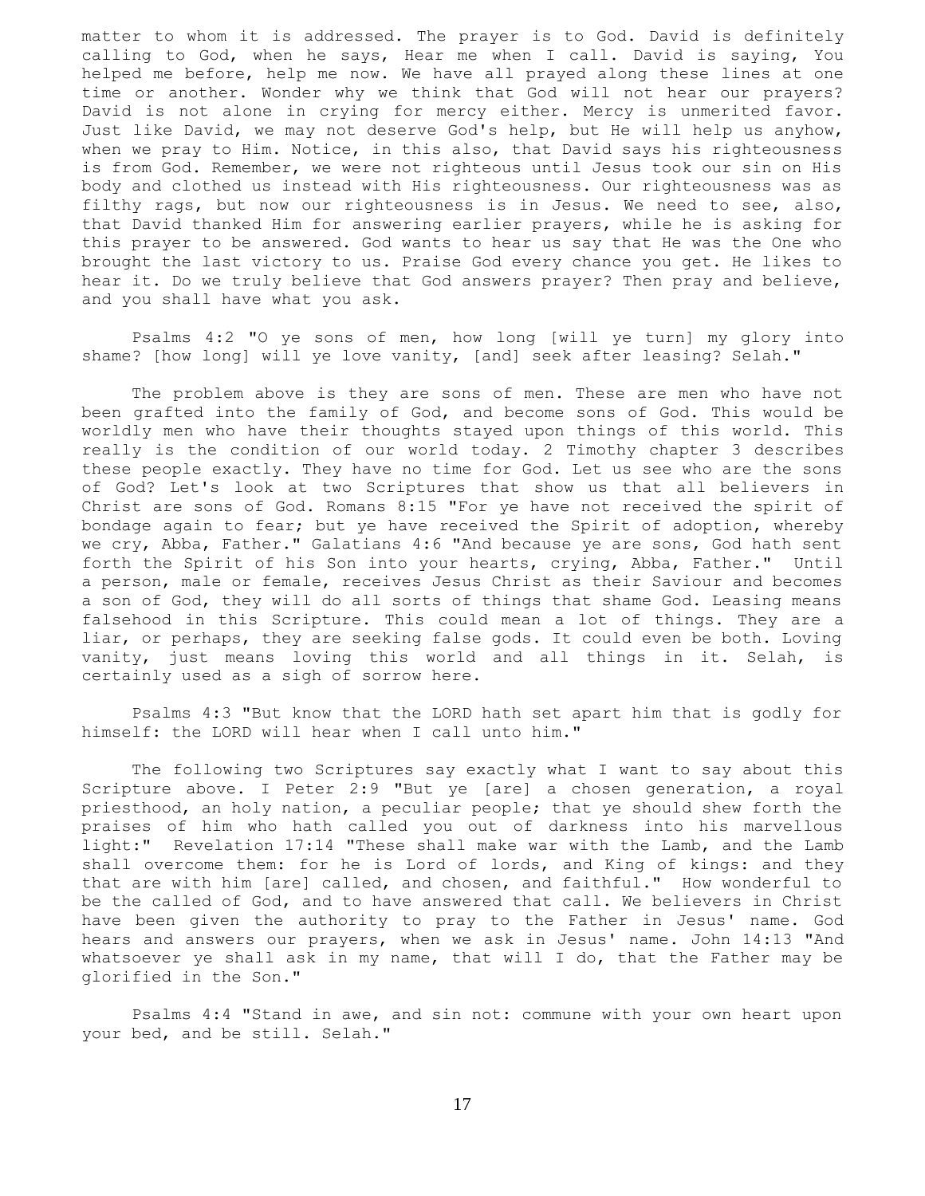matter to whom it is addressed. The prayer is to God. David is definitely calling to God, when he says, Hear me when I call. David is saying, You helped me before, help me now. We have all prayed along these lines at one time or another. Wonder why we think that God will not hear our prayers? David is not alone in crying for mercy either. Mercy is unmerited favor. Just like David, we may not deserve God's help, but He will help us anyhow, when we pray to Him. Notice, in this also, that David says his righteousness is from God. Remember, we were not righteous until Jesus took our sin on His body and clothed us instead with His righteousness. Our righteousness was as filthy rags, but now our righteousness is in Jesus. We need to see, also, that David thanked Him for answering earlier prayers, while he is asking for this prayer to be answered. God wants to hear us say that He was the One who brought the last victory to us. Praise God every chance you get. He likes to hear it. Do we truly believe that God answers prayer? Then pray and believe, and you shall have what you ask.

Psalms 4:2 "O ye sons of men, how long [will ye turn] my glory into shame? [how long] will ye love vanity, [and] seek after leasing? Selah."

The problem above is they are sons of men. These are men who have not been grafted into the family of God, and become sons of God. This would be worldly men who have their thoughts stayed upon things of this world. This really is the condition of our world today. 2 Timothy chapter 3 describes these people exactly. They have no time for God. Let us see who are the sons of God? Let's look at two Scriptures that show us that all believers in Christ are sons of God. Romans 8:15 "For ye have not received the spirit of bondage again to fear; but ye have received the Spirit of adoption, whereby we cry, Abba, Father." Galatians 4:6 "And because ye are sons, God hath sent forth the Spirit of his Son into your hearts, crying, Abba, Father." Until a person, male or female, receives Jesus Christ as their Saviour and becomes a son of God, they will do all sorts of things that shame God. Leasing means falsehood in this Scripture. This could mean a lot of things. They are a liar, or perhaps, they are seeking false gods. It could even be both. Loving vanity, just means loving this world and all things in it. Selah, is certainly used as a sigh of sorrow here.

Psalms 4:3 "But know that the LORD hath set apart him that is godly for himself: the LORD will hear when I call unto him."

The following two Scriptures say exactly what I want to say about this Scripture above. I Peter 2:9 "But ye [are] a chosen generation, a royal priesthood, an holy nation, a peculiar people; that ye should shew forth the praises of him who hath called you out of darkness into his marvellous light:" Revelation 17:14 "These shall make war with the Lamb, and the Lamb shall overcome them: for he is Lord of lords, and King of kings: and they that are with him [are] called, and chosen, and faithful." How wonderful to be the called of God, and to have answered that call. We believers in Christ have been given the authority to pray to the Father in Jesus' name. God hears and answers our prayers, when we ask in Jesus' name. John 14:13 "And whatsoever ye shall ask in my name, that will I do, that the Father may be glorified in the Son."

Psalms 4:4 "Stand in awe, and sin not: commune with your own heart upon your bed, and be still. Selah."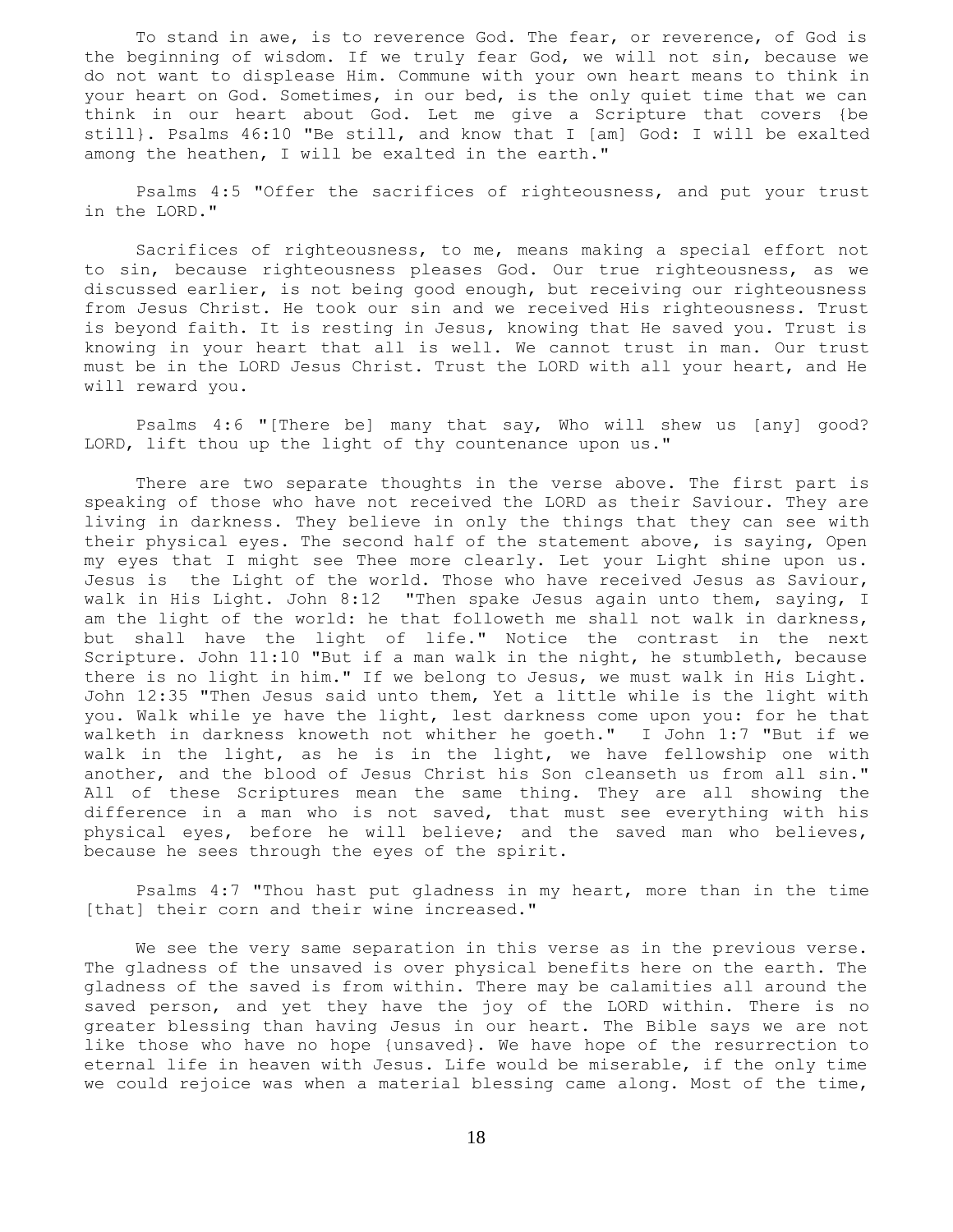To stand in awe, is to reverence God. The fear, or reverence, of God is the beginning of wisdom. If we truly fear God, we will not sin, because we do not want to displease Him. Commune with your own heart means to think in your heart on God. Sometimes, in our bed, is the only quiet time that we can think in our heart about God. Let me give a Scripture that covers {be still}. Psalms 46:10 "Be still, and know that I [am] God: I will be exalted among the heathen, I will be exalted in the earth."

Psalms 4:5 "Offer the sacrifices of righteousness, and put your trust in the LORD."

Sacrifices of righteousness, to me, means making a special effort not to sin, because righteousness pleases God. Our true righteousness, as we discussed earlier, is not being good enough, but receiving our righteousness from Jesus Christ. He took our sin and we received His righteousness. Trust is beyond faith. It is resting in Jesus, knowing that He saved you. Trust is knowing in your heart that all is well. We cannot trust in man. Our trust must be in the LORD Jesus Christ. Trust the LORD with all your heart, and He will reward you.

Psalms 4:6 "[There be] many that say, Who will shew us [any] good? LORD, lift thou up the light of thy countenance upon us."

There are two separate thoughts in the verse above. The first part is speaking of those who have not received the LORD as their Saviour. They are living in darkness. They believe in only the things that they can see with their physical eyes. The second half of the statement above, is saying, Open my eyes that I might see Thee more clearly. Let your Light shine upon us. Jesus is the Light of the world. Those who have received Jesus as Saviour, walk in His Light. John 8:12 "Then spake Jesus again unto them, saying, I am the light of the world: he that followeth me shall not walk in darkness, but shall have the light of life." Notice the contrast in the next Scripture. John 11:10 "But if a man walk in the night, he stumbleth, because there is no light in him." If we belong to Jesus, we must walk in His Light. John 12:35 "Then Jesus said unto them, Yet a little while is the light with you. Walk while ye have the light, lest darkness come upon you: for he that walketh in darkness knoweth not whither he goeth." I John 1:7 "But if we walk in the light, as he is in the light, we have fellowship one with another, and the blood of Jesus Christ his Son cleanseth us from all sin." All of these Scriptures mean the same thing. They are all showing the difference in a man who is not saved, that must see everything with his physical eyes, before he will believe; and the saved man who believes, because he sees through the eyes of the spirit.

Psalms 4:7 "Thou hast put gladness in my heart, more than in the time [that] their corn and their wine increased."

We see the very same separation in this verse as in the previous verse. The gladness of the unsaved is over physical benefits here on the earth. The gladness of the saved is from within. There may be calamities all around the saved person, and yet they have the joy of the LORD within. There is no greater blessing than having Jesus in our heart. The Bible says we are not like those who have no hope {unsaved}. We have hope of the resurrection to eternal life in heaven with Jesus. Life would be miserable, if the only time we could rejoice was when a material blessing came along. Most of the time,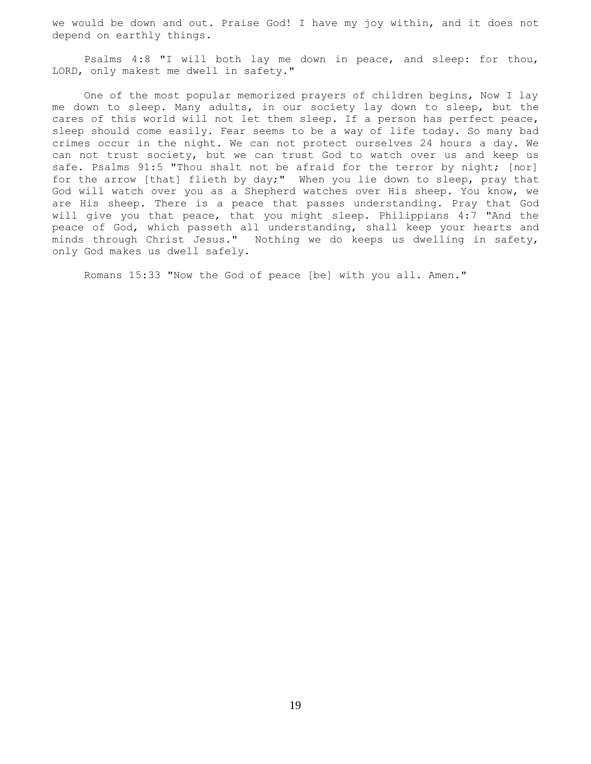we would be down and out. Praise God! I have my joy within, and it does not depend on earthly things.

Psalms 4:8 "I will both lay me down in peace, and sleep: for thou, LORD, only makest me dwell in safety."

One of the most popular memorized prayers of children begins, Now I lay me down to sleep. Many adults, in our society lay down to sleep, but the cares of this world will not let them sleep. If a person has perfect peace, sleep should come easily. Fear seems to be a way of life today. So many bad crimes occur in the night. We can not protect ourselves 24 hours a day. We can not trust society, but we can trust God to watch over us and keep us safe. Psalms 91:5 "Thou shalt not be afraid for the terror by night; [nor] for the arrow [that] flieth by day;" When you lie down to sleep, pray that God will watch over you as a Shepherd watches over His sheep. You know, we are His sheep. There is a peace that passes understanding. Pray that God will give you that peace, that you might sleep. Philippians 4:7 "And the peace of God, which passeth all understanding, shall keep your hearts and minds through Christ Jesus." Nothing we do keeps us dwelling in safety, only God makes us dwell safely.

Romans 15:33 "Now the God of peace [be] with you all. Amen."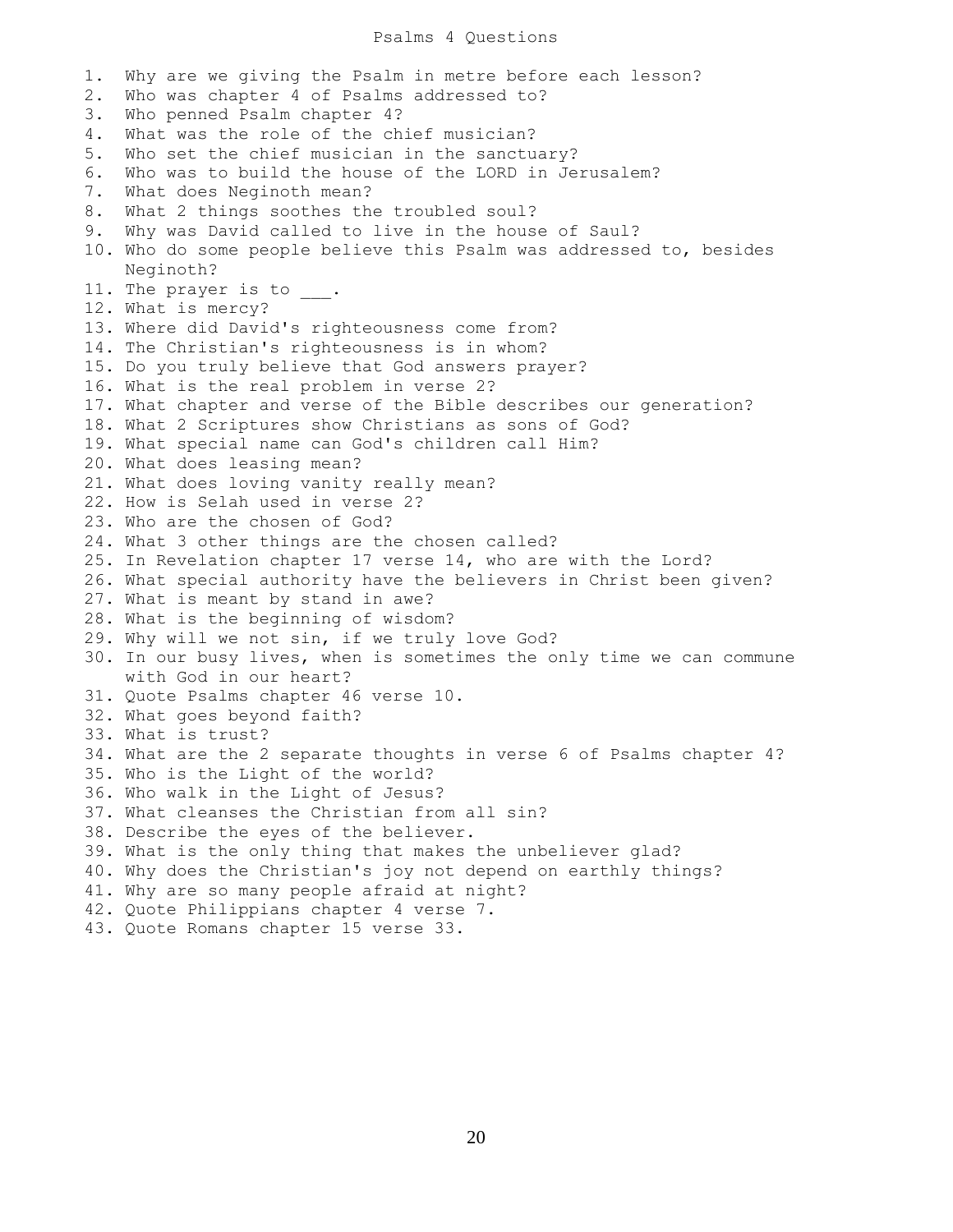# Psalms 4 Questions

1. Why are we giving the Psalm in metre before each lesson?
2. Who was chapter 4 of Psalms addressed to?
3. Who penned Psalm chapter 4?
4. What was the role of the chief musician?
5. Who set the chief musician in the sanctuary?
6. Who was to build the house of the LORD in Jerusalem?
7. What does Neginoth mean?
8. What 2 things soothes the troubled soul?
9. Why was David called to live in the house of Saul?
10. Who do some people believe this Psalm was addressed to, besides Neginoth?
11. The prayer is to ___.
12. What is mercy?
13. Where did David's righteousness come from?
14. The Christian's righteousness is in whom?
15. Do you truly believe that God answers prayer?
16. What is the real problem in verse 2?
17. What chapter and verse of the Bible describes our generation?
18. What 2 Scriptures show Christians as sons of God?
19. What special name can God's children call Him?
20. What does leasing mean?
21. What does loving vanity really mean?
22. How is Selah used in verse 2?
23. Who are the chosen of God?
24. What 3 other things are the chosen called?
25. In Revelation chapter 17 verse 14, who are with the Lord?
26. What special authority have the believers in Christ been given?
27. What is meant by stand in awe?
28. What is the beginning of wisdom?
29. Why will we not sin, if we truly love God?
30. In our busy lives, when is sometimes the only time we can commune with God in our heart?
31. Quote Psalms chapter 46 verse 10.
32. What goes beyond faith?
33. What is trust?
34. What are the 2 separate thoughts in verse 6 of Psalms chapter 4?
35. Who is the Light of the world?
36. Who walk in the Light of Jesus?
37. What cleanses the Christian from all sin?
38. Describe the eyes of the believer.
39. What is the only thing that makes the unbeliever glad?
40. Why does the Christian's joy not depend on earthly things?
41. Why are so many people afraid at night?
42. Quote Philippians chapter 4 verse 7.
43. Quote Romans chapter 15 verse 33.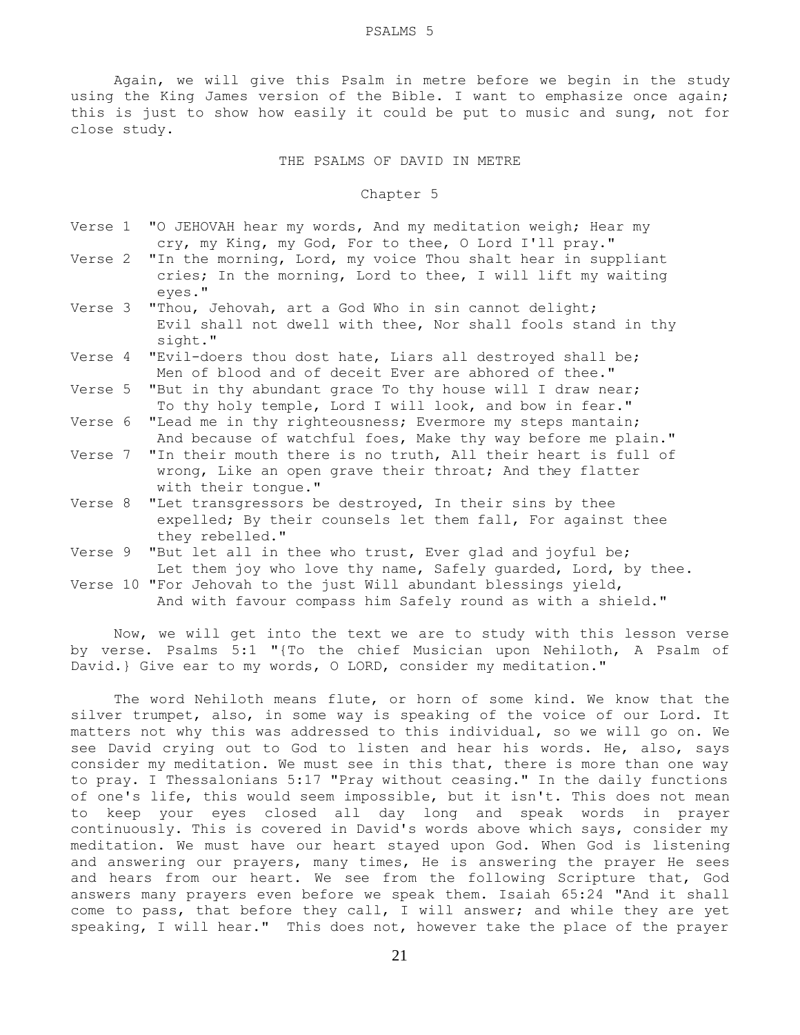Again, we will give this Psalm in metre before we begin in the study using the King James version of the Bible. I want to emphasize once again; this is just to show how easily it could be put to music and sung, not for close study.

THE PSALMS OF DAVID IN METRE

Chapter 5

Verse 1 "O JEHOVAH hear my words, And my meditation weigh; Hear my cry, my King, my God, For to thee, O Lord I'll pray."

Verse 2 "In the morning, Lord, my voice Thou shalt hear in suppliant cries; In the morning, Lord to thee, I will lift my waiting eyes."

Verse 3 "Thou, Jehovah, art a God Who in sin cannot delight; Evil shall not dwell with thee, Nor shall fools stand in thy sight."

Verse 4 "Evil-doers thou dost hate, Liars all destroyed shall be; Men of blood and of deceit Ever are abhored of thee."

Verse 5 "But in thy abundant grace To thy house will I draw near; To thy holy temple, Lord I will look, and bow in fear."

Verse 6 "Lead me in thy righteousness; Evermore my steps mantain; And because of watchful foes, Make thy way before me plain."

Verse 7 "In their mouth there is no truth, All their heart is full of wrong, Like an open grave their throat; And they flatter with their tongue."

Verse 8 "Let transgressors be destroyed, In their sins by thee expelled; By their counsels let them fall, For against thee they rebelled."

Verse 9 "But let all in thee who trust, Ever glad and joyful be; Let them joy who love thy name, Safely guarded, Lord, by thee.

Verse 10 "For Jehovah to the just Will abundant blessings yield, And with favour compass him Safely round as with a shield."

Now, we will get into the text we are to study with this lesson verse by verse. Psalms 5:1 "{To the chief Musician upon Nehiloth, A Psalm of David.} Give ear to my words, O LORD, consider my meditation."

The word Nehiloth means flute, or horn of some kind. We know that the silver trumpet, also, in some way is speaking of the voice of our Lord. It matters not why this was addressed to this individual, so we will go on. We see David crying out to God to listen and hear his words. He, also, says consider my meditation. We must see in this that, there is more than one way to pray. I Thessalonians 5:17 "Pray without ceasing." In the daily functions of one's life, this would seem impossible, but it isn't. This does not mean to keep your eyes closed all day long and speak words in prayer continuously. This is covered in David's words above which says, consider my meditation. We must have our heart stayed upon God. When God is listening and answering our prayers, many times, He is answering the prayer He sees and hears from our heart. We see from the following Scripture that, God answers many prayers even before we speak them. Isaiah 65:24 "And it shall come to pass, that before they call, I will answer; and while they are yet speaking, I will hear." This does not, however take the place of the prayer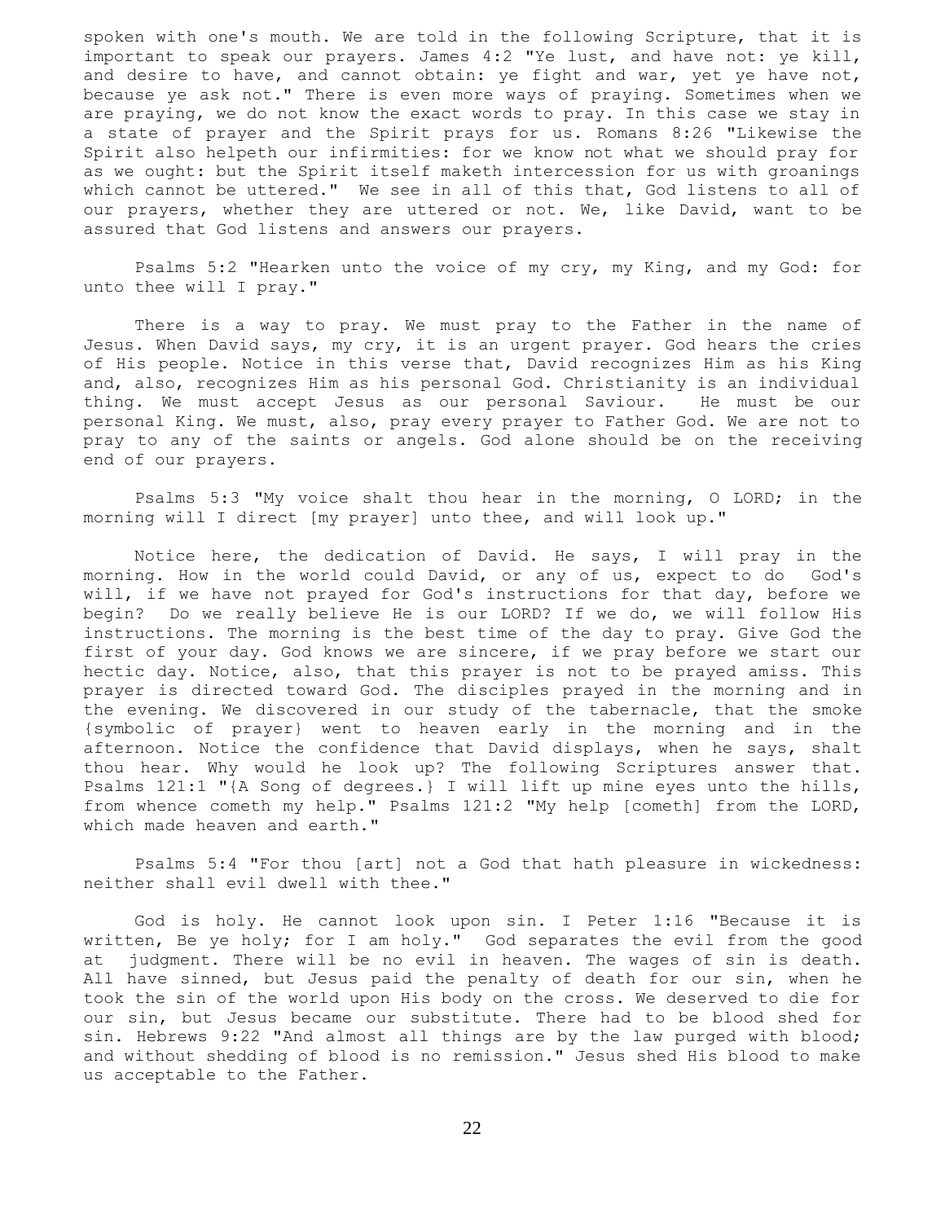spoken with one's mouth. We are told in the following Scripture, that it is important to speak our prayers. James 4:2 "Ye lust, and have not: ye kill, and desire to have, and cannot obtain: ye fight and war, yet ye have not, because ye ask not." There is even more ways of praying. Sometimes when we are praying, we do not know the exact words to pray. In this case we stay in a state of prayer and the Spirit prays for us. Romans 8:26 "Likewise the Spirit also helpeth our infirmities: for we know not what we should pray for as we ought: but the Spirit itself maketh intercession for us with groanings which cannot be uttered." We see in all of this that, God listens to all of our prayers, whether they are uttered or not. We, like David, want to be assured that God listens and answers our prayers.

Psalms 5:2 "Hearken unto the voice of my cry, my King, and my God: for unto thee will I pray."

There is a way to pray. We must pray to the Father in the name of Jesus. When David says, my cry, it is an urgent prayer. God hears the cries of His people. Notice in this verse that, David recognizes Him as his King and, also, recognizes Him as his personal God. Christianity is an individual thing. We must accept Jesus as our personal Saviour. He must be our personal King. We must, also, pray every prayer to Father God. We are not to pray to any of the saints or angels. God alone should be on the receiving end of our prayers.

Psalms 5:3 "My voice shalt thou hear in the morning, O LORD; in the morning will I direct [my prayer] unto thee, and will look up."

Notice here, the dedication of David. He says, I will pray in the morning. How in the world could David, or any of us, expect to do God's will, if we have not prayed for God's instructions for that day, before we begin? Do we really believe He is our LORD? If we do, we will follow His instructions. The morning is the best time of the day to pray. Give God the first of your day. God knows we are sincere, if we pray before we start our hectic day. Notice, also, that this prayer is not to be prayed amiss. This prayer is directed toward God. The disciples prayed in the morning and in the evening. We discovered in our study of the tabernacle, that the smoke {symbolic of prayer} went to heaven early in the morning and in the afternoon. Notice the confidence that David displays, when he says, shalt thou hear. Why would he look up? The following Scriptures answer that. Psalms 121:1 "{A Song of degrees.} I will lift up mine eyes unto the hills, from whence cometh my help." Psalms 121:2 "My help [cometh] from the LORD, which made heaven and earth."

Psalms 5:4 "For thou [art] not a God that hath pleasure in wickedness: neither shall evil dwell with thee."

God is holy. He cannot look upon sin. I Peter 1:16 "Because it is written, Be ye holy; for I am holy." God separates the evil from the good at judgment. There will be no evil in heaven. The wages of sin is death. All have sinned, but Jesus paid the penalty of death for our sin, when he took the sin of the world upon His body on the cross. We deserved to die for our sin, but Jesus became our substitute. There had to be blood shed for sin. Hebrews 9:22 "And almost all things are by the law purged with blood; and without shedding of blood is no remission." Jesus shed His blood to make us acceptable to the Father.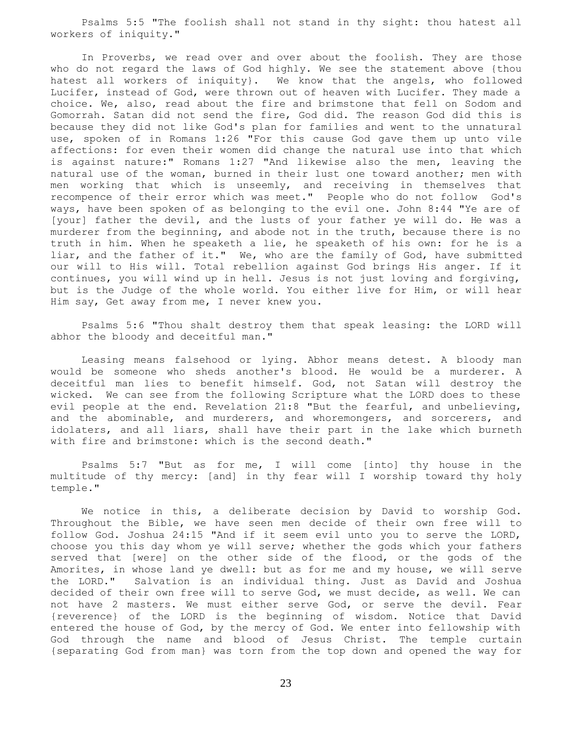Psalms 5:5 "The foolish shall not stand in thy sight: thou hatest all workers of iniquity."

In Proverbs, we read over and over about the foolish. They are those who do not regard the laws of God highly. We see the statement above {thou hatest all workers of iniquity}. We know that the angels, who followed Lucifer, instead of God, were thrown out of heaven with Lucifer. They made a choice. We, also, read about the fire and brimstone that fell on Sodom and Gomorrah. Satan did not send the fire, God did. The reason God did this is because they did not like God's plan for families and went to the unnatural use, spoken of in Romans 1:26 "For this cause God gave them up unto vile affections: for even their women did change the natural use into that which is against nature:" Romans 1:27 "And likewise also the men, leaving the natural use of the woman, burned in their lust one toward another; men with men working that which is unseemly, and receiving in themselves that recompence of their error which was meet." People who do not follow God's ways, have been spoken of as belonging to the evil one. John 8:44 "Ye are of [your] father the devil, and the lusts of your father ye will do. He was a murderer from the beginning, and abode not in the truth, because there is no truth in him. When he speaketh a lie, he speaketh of his own: for he is a liar, and the father of it." We, who are the family of God, have submitted our will to His will. Total rebellion against God brings His anger. If it continues, you will wind up in hell. Jesus is not just loving and forgiving, but is the Judge of the whole world. You either live for Him, or will hear Him say, Get away from me, I never knew you.

Psalms 5:6 "Thou shalt destroy them that speak leasing: the LORD will abhor the bloody and deceitful man."

Leasing means falsehood or lying. Abhor means detest. A bloody man would be someone who sheds another's blood. He would be a murderer. A deceitful man lies to benefit himself. God, not Satan will destroy the wicked. We can see from the following Scripture what the LORD does to these evil people at the end. Revelation 21:8 "But the fearful, and unbelieving, and the abominable, and murderers, and whoremongers, and sorcerers, and idolaters, and all liars, shall have their part in the lake which burneth with fire and brimstone: which is the second death."

Psalms 5:7 "But as for me, I will come [into] thy house in the multitude of thy mercy: [and] in thy fear will I worship toward thy holy temple."

We notice in this, a deliberate decision by David to worship God. Throughout the Bible, we have seen men decide of their own free will to follow God. Joshua 24:15 "And if it seem evil unto you to serve the LORD, choose you this day whom ye will serve; whether the gods which your fathers served that [were] on the other side of the flood, or the gods of the Amorites, in whose land ye dwell: but as for me and my house, we will serve the LORD." Salvation is an individual thing. Just as David and Joshua decided of their own free will to serve God, we must decide, as well. We can not have 2 masters. We must either serve God, or serve the devil. Fear {reverence} of the LORD is the beginning of wisdom. Notice that David entered the house of God, by the mercy of God. We enter into fellowship with God through the name and blood of Jesus Christ. The temple curtain {separating God from man} was torn from the top down and opened the way for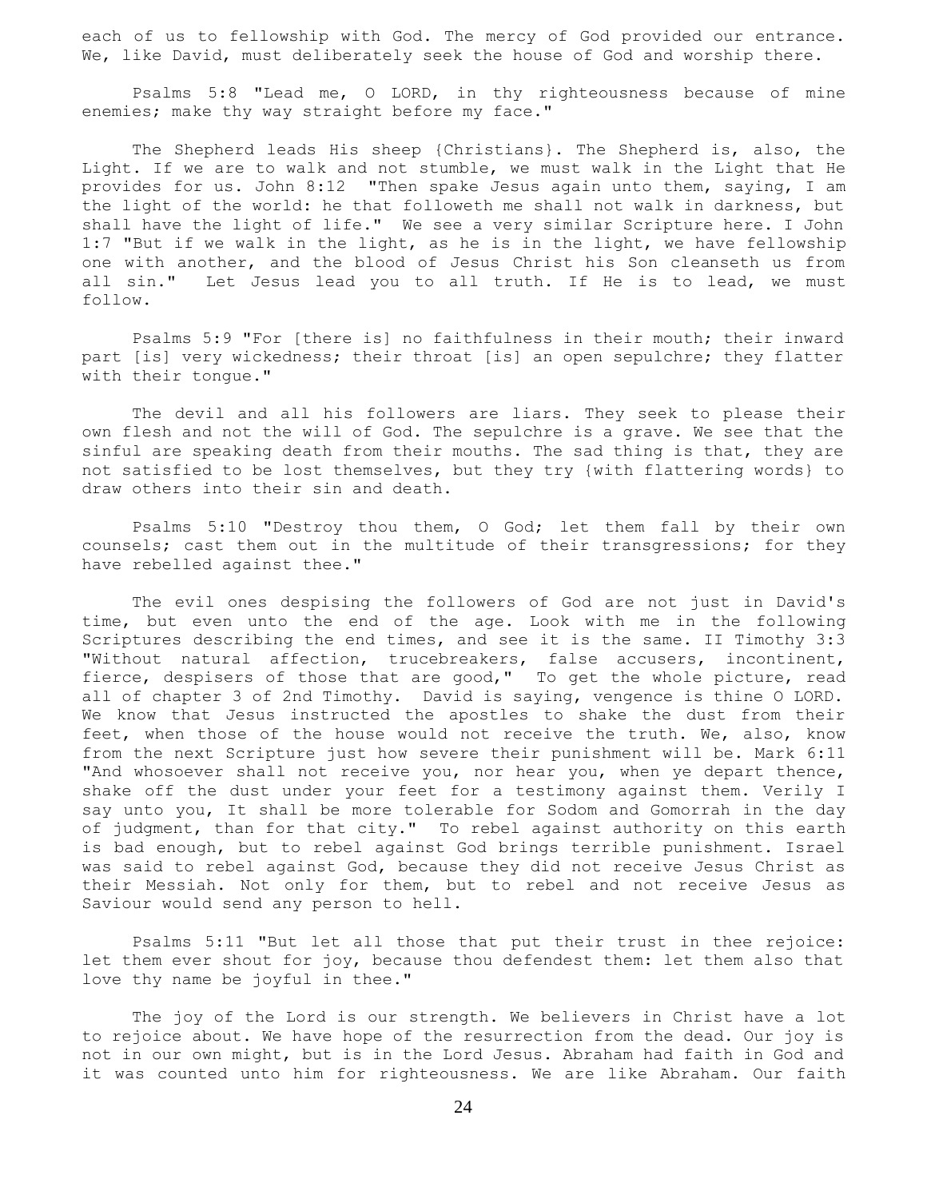each of us to fellowship with God. The mercy of God provided our entrance. We, like David, must deliberately seek the house of God and worship there.

Psalms 5:8 "Lead me, O LORD, in thy righteousness because of mine enemies; make thy way straight before my face."

The Shepherd leads His sheep {Christians}. The Shepherd is, also, the Light. If we are to walk and not stumble, we must walk in the Light that He provides for us. John 8:12 "Then spake Jesus again unto them, saying, I am the light of the world: he that followeth me shall not walk in darkness, but shall have the light of life." We see a very similar Scripture here. I John 1:7 "But if we walk in the light, as he is in the light, we have fellowship one with another, and the blood of Jesus Christ his Son cleanseth us from all sin." Let Jesus lead you to all truth. If He is to lead, we must follow.

Psalms 5:9 "For [there is] no faithfulness in their mouth; their inward part [is] very wickedness; their throat [is] an open sepulchre; they flatter with their tongue."

The devil and all his followers are liars. They seek to please their own flesh and not the will of God. The sepulchre is a grave. We see that the sinful are speaking death from their mouths. The sad thing is that, they are not satisfied to be lost themselves, but they try {with flattering words} to draw others into their sin and death.

Psalms 5:10 "Destroy thou them, O God; let them fall by their own counsels; cast them out in the multitude of their transgressions; for they have rebelled against thee."

The evil ones despising the followers of God are not just in David's time, but even unto the end of the age. Look with me in the following Scriptures describing the end times, and see it is the same. II Timothy 3:3 "Without natural affection, trucebreakers, false accusers, incontinent, fierce, despisers of those that are good," To get the whole picture, read all of chapter 3 of 2nd Timothy. David is saying, vengence is thine O LORD. We know that Jesus instructed the apostles to shake the dust from their feet, when those of the house would not receive the truth. We, also, know from the next Scripture just how severe their punishment will be. Mark 6:11 "And whosoever shall not receive you, nor hear you, when ye depart thence, shake off the dust under your feet for a testimony against them. Verily I say unto you, It shall be more tolerable for Sodom and Gomorrah in the day of judgment, than for that city." To rebel against authority on this earth is bad enough, but to rebel against God brings terrible punishment. Israel was said to rebel against God, because they did not receive Jesus Christ as their Messiah. Not only for them, but to rebel and not receive Jesus as Saviour would send any person to hell.

Psalms 5:11 "But let all those that put their trust in thee rejoice: let them ever shout for joy, because thou defendest them: let them also that love thy name be joyful in thee."

The joy of the Lord is our strength. We believers in Christ have a lot to rejoice about. We have hope of the resurrection from the dead. Our joy is not in our own might, but is in the Lord Jesus. Abraham had faith in God and it was counted unto him for righteousness. We are like Abraham. Our faith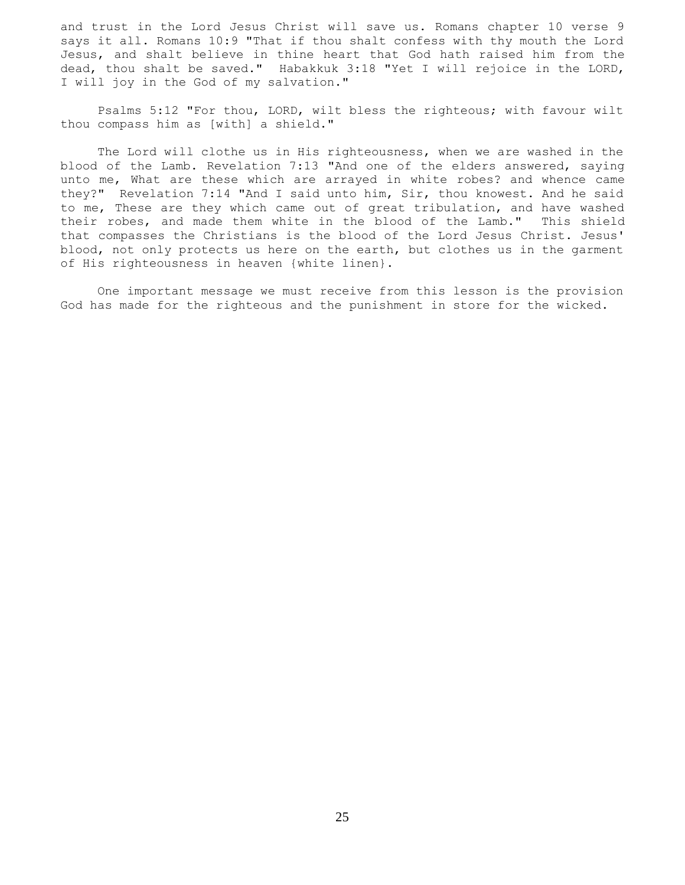and trust in the Lord Jesus Christ will save us. Romans chapter 10 verse 9 says it all. Romans 10:9 "That if thou shalt confess with thy mouth the Lord Jesus, and shalt believe in thine heart that God hath raised him from the dead, thou shalt be saved." Habakkuk 3:18 "Yet I will rejoice in the LORD, I will joy in the God of my salvation."

Psalms 5:12 "For thou, LORD, wilt bless the righteous; with favour wilt thou compass him as [with] a shield."

The Lord will clothe us in His righteousness, when we are washed in the blood of the Lamb. Revelation 7:13 "And one of the elders answered, saying unto me, What are these which are arrayed in white robes? and whence came they?" Revelation 7:14 "And I said unto him, Sir, thou knowest. And he said to me, These are they which came out of great tribulation, and have washed their robes, and made them white in the blood of the Lamb." This shield that compasses the Christians is the blood of the Lord Jesus Christ. Jesus' blood, not only protects us here on the earth, but clothes us in the garment of His righteousness in heaven {white linen}.

One important message we must receive from this lesson is the provision God has made for the righteous and the punishment in store for the wicked.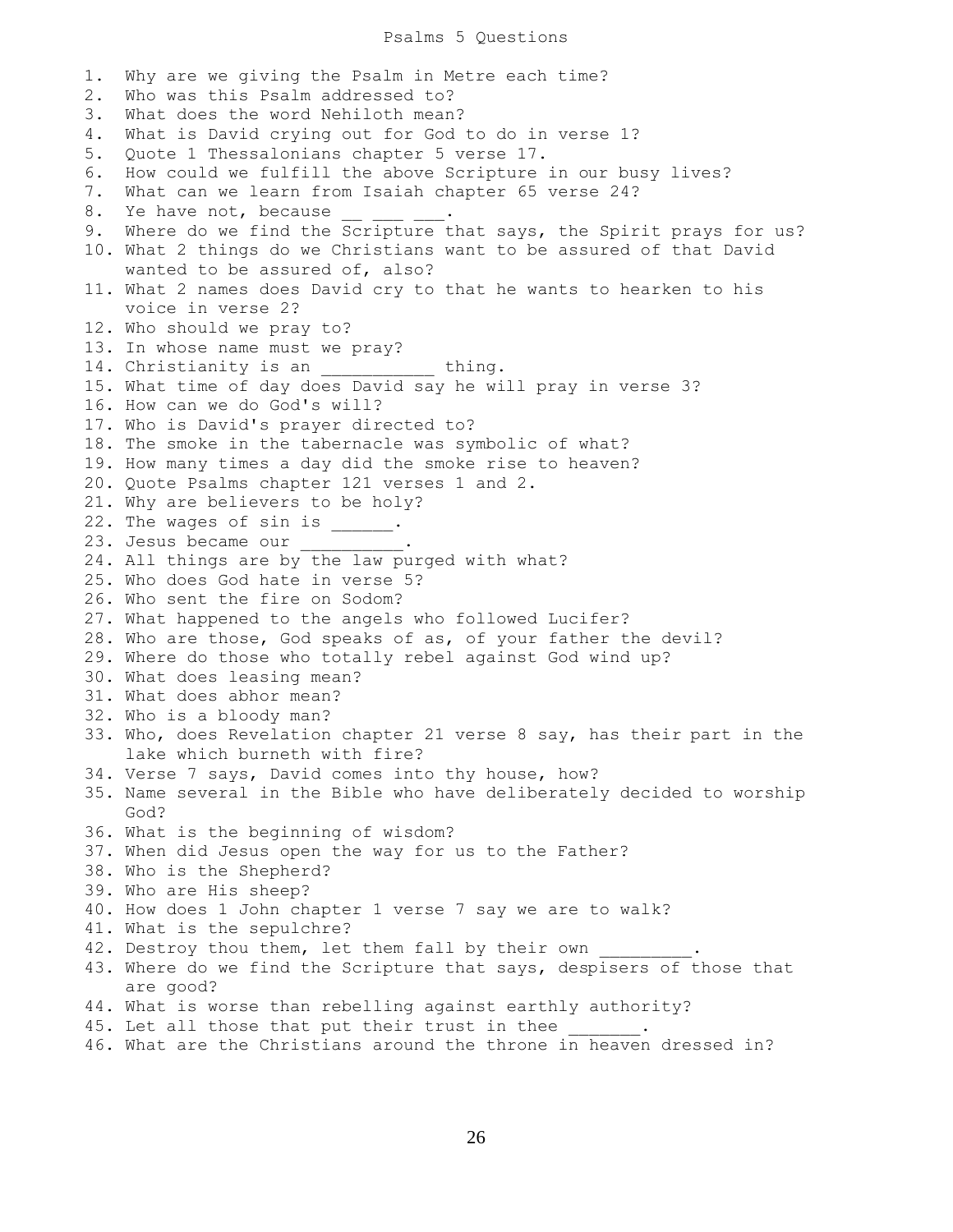# Psalms 5 Questions

1. Why are we giving the Psalm in Metre each time?
2. Who was this Psalm addressed to?
3. What does the word Nehiloth mean?
4. What is David crying out for God to do in verse 1?
5. Quote 1 Thessalonians chapter 5 verse 17.
6. How could we fulfill the above Scripture in our busy lives?
7. What can we learn from Isaiah chapter 65 verse 24?
8. Ye have not, because __ ___ ___.
9. Where do we find the Scripture that says, the Spirit prays for us?
10. What 2 things do we Christians want to be assured of that David wanted to be assured of, also?
11. What 2 names does David cry to that he wants to hearken to his voice in verse 2?
12. Who should we pray to?
13. In whose name must we pray?
14. Christianity is an ___________ thing.
15. What time of day does David say he will pray in verse 3?
16. How can we do God's will?
17. Who is David's prayer directed to?
18. The smoke in the tabernacle was symbolic of what?
19. How many times a day did the smoke rise to heaven?
20. Quote Psalms chapter 121 verses 1 and 2.
21. Why are believers to be holy?
22. The wages of sin is ______.
23. Jesus became our __________.
24. All things are by the law purged with what?
25. Who does God hate in verse 5?
26. Who sent the fire on Sodom?
27. What happened to the angels who followed Lucifer?
28. Who are those, God speaks of as, of your father the devil?
29. Where do those who totally rebel against God wind up?
30. What does leasing mean?
31. What does abhor mean?
32. Who is a bloody man?
33. Who, does Revelation chapter 21 verse 8 say, has their part in the lake which burneth with fire?
34. Verse 7 says, David comes into thy house, how?
35. Name several in the Bible who have deliberately decided to worship God?
36. What is the beginning of wisdom?
37. When did Jesus open the way for us to the Father?
38. Who is the Shepherd?
39. Who are His sheep?
40. How does 1 John chapter 1 verse 7 say we are to walk?
41. What is the sepulchre?
42. Destroy thou them, let them fall by their own _________.
43. Where do we find the Scripture that says, despisers of those that are good?
44. What is worse than rebelling against earthly authority?
45. Let all those that put their trust in thee _______.
46. What are the Christians around the throne in heaven dressed in?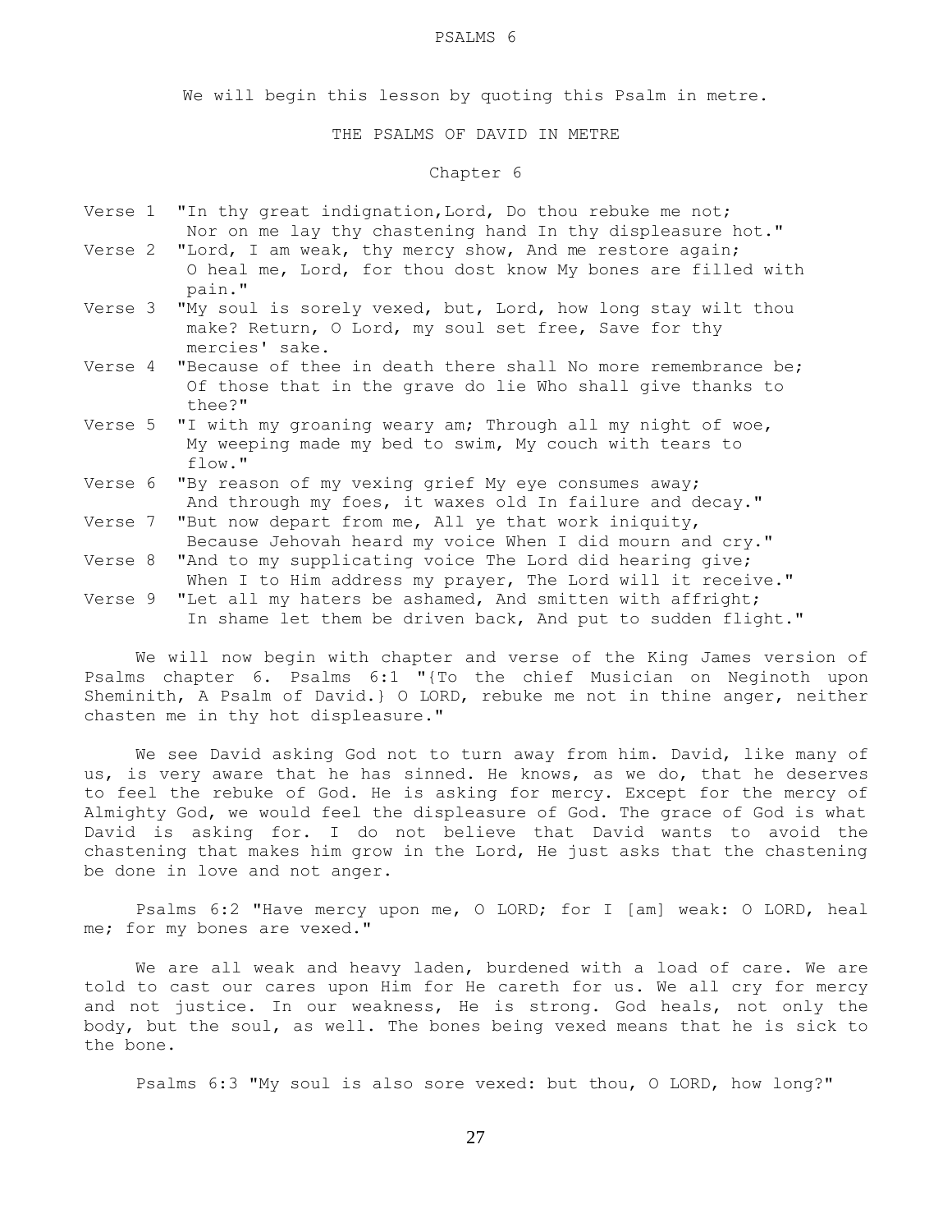# PSALMS 6

We will begin this lesson by quoting this Psalm in metre.

## THE PSALMS OF DAVID IN METRE

### Chapter 6

Verse 1 "In thy great indignation,Lord, Do thou rebuke me not; Nor on me lay thy chastening hand In thy displeasure hot."

Verse 2 "Lord, I am weak, thy mercy show, And me restore again; O heal me, Lord, for thou dost know My bones are filled with pain."

Verse 3 "My soul is sorely vexed, but, Lord, how long stay wilt thou make? Return, O Lord, my soul set free, Save for thy mercies' sake.

Verse 4 "Because of thee in death there shall No more remembrance be; Of those that in the grave do lie Who shall give thanks to thee?"

Verse 5 "I with my groaning weary am; Through all my night of woe, My weeping made my bed to swim, My couch with tears to flow."

Verse 6 "By reason of my vexing grief My eye consumes away; And through my foes, it waxes old In failure and decay."

Verse 7 "But now depart from me, All ye that work iniquity, Because Jehovah heard my voice When I did mourn and cry."

Verse 8 "And to my supplicating voice The Lord did hearing give; When I to Him address my prayer, The Lord will it receive."

Verse 9 "Let all my haters be ashamed, And smitten with affright; In shame let them be driven back, And put to sudden flight."

We will now begin with chapter and verse of the King James version of Psalms chapter 6. Psalms 6:1 "{To the chief Musician on Neginoth upon Sheminith, A Psalm of David.} O LORD, rebuke me not in thine anger, neither chasten me in thy hot displeasure."

We see David asking God not to turn away from him. David, like many of us, is very aware that he has sinned. He knows, as we do, that he deserves to feel the rebuke of God. He is asking for mercy. Except for the mercy of Almighty God, we would feel the displeasure of God. The grace of God is what David is asking for. I do not believe that David wants to avoid the chastening that makes him grow in the Lord, He just asks that the chastening be done in love and not anger.

Psalms 6:2 "Have mercy upon me, O LORD; for I [am] weak: O LORD, heal me; for my bones are vexed."

We are all weak and heavy laden, burdened with a load of care. We are told to cast our cares upon Him for He careth for us. We all cry for mercy and not justice. In our weakness, He is strong. God heals, not only the body, but the soul, as well. The bones being vexed means that he is sick to the bone.

Psalms 6:3 "My soul is also sore vexed: but thou, O LORD, how long?"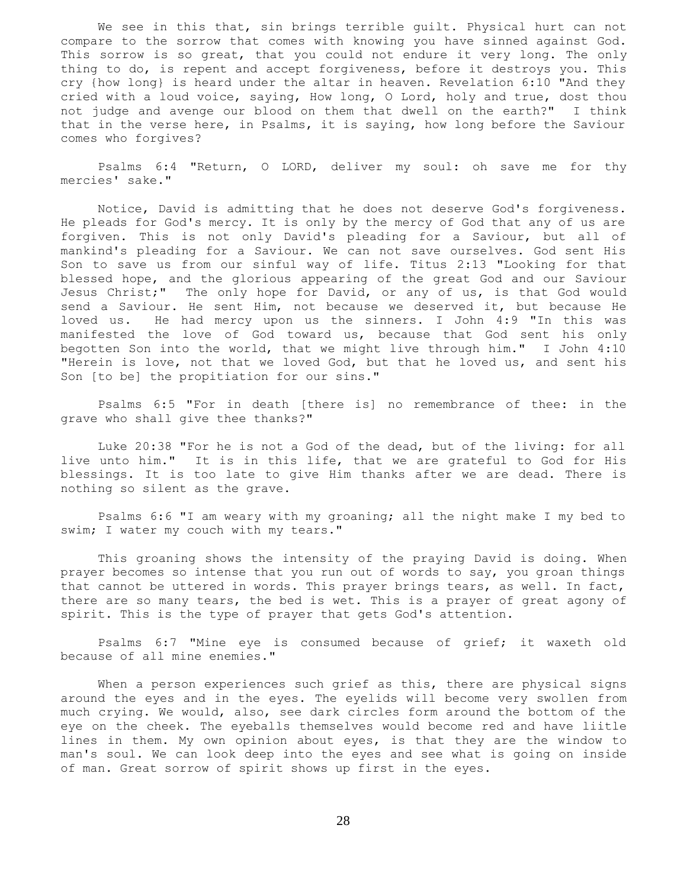We see in this that, sin brings terrible guilt. Physical hurt can not compare to the sorrow that comes with knowing you have sinned against God. This sorrow is so great, that you could not endure it very long. The only thing to do, is repent and accept forgiveness, before it destroys you. This cry {how long} is heard under the altar in heaven. Revelation 6:10 "And they cried with a loud voice, saying, How long, O Lord, holy and true, dost thou not judge and avenge our blood on them that dwell on the earth?" I think that in the verse here, in Psalms, it is saying, how long before the Saviour comes who forgives?

Psalms 6:4 "Return, O LORD, deliver my soul: oh save me for thy mercies' sake."

Notice, David is admitting that he does not deserve God's forgiveness. He pleads for God's mercy. It is only by the mercy of God that any of us are forgiven. This is not only David's pleading for a Saviour, but all of mankind's pleading for a Saviour. We can not save ourselves. God sent His Son to save us from our sinful way of life. Titus 2:13 "Looking for that blessed hope, and the glorious appearing of the great God and our Saviour Jesus Christ;" The only hope for David, or any of us, is that God would send a Saviour. He sent Him, not because we deserved it, but because He loved us. He had mercy upon us the sinners. I John 4:9 "In this was manifested the love of God toward us, because that God sent his only begotten Son into the world, that we might live through him." I John 4:10 "Herein is love, not that we loved God, but that he loved us, and sent his Son [to be] the propitiation for our sins."

Psalms 6:5 "For in death [there is] no remembrance of thee: in the grave who shall give thee thanks?"

Luke 20:38 "For he is not a God of the dead, but of the living: for all live unto him." It is in this life, that we are grateful to God for His blessings. It is too late to give Him thanks after we are dead. There is nothing so silent as the grave.

Psalms 6:6 "I am weary with my groaning; all the night make I my bed to swim; I water my couch with my tears."

This groaning shows the intensity of the praying David is doing. When prayer becomes so intense that you run out of words to say, you groan things that cannot be uttered in words. This prayer brings tears, as well. In fact, there are so many tears, the bed is wet. This is a prayer of great agony of spirit. This is the type of prayer that gets God's attention.

Psalms 6:7 "Mine eye is consumed because of grief; it waxeth old because of all mine enemies."

When a person experiences such grief as this, there are physical signs around the eyes and in the eyes. The eyelids will become very swollen from much crying. We would, also, see dark circles form around the bottom of the eye on the cheek. The eyeballs themselves would become red and have liitle lines in them. My own opinion about eyes, is that they are the window to man's soul. We can look deep into the eyes and see what is going on inside of man. Great sorrow of spirit shows up first in the eyes.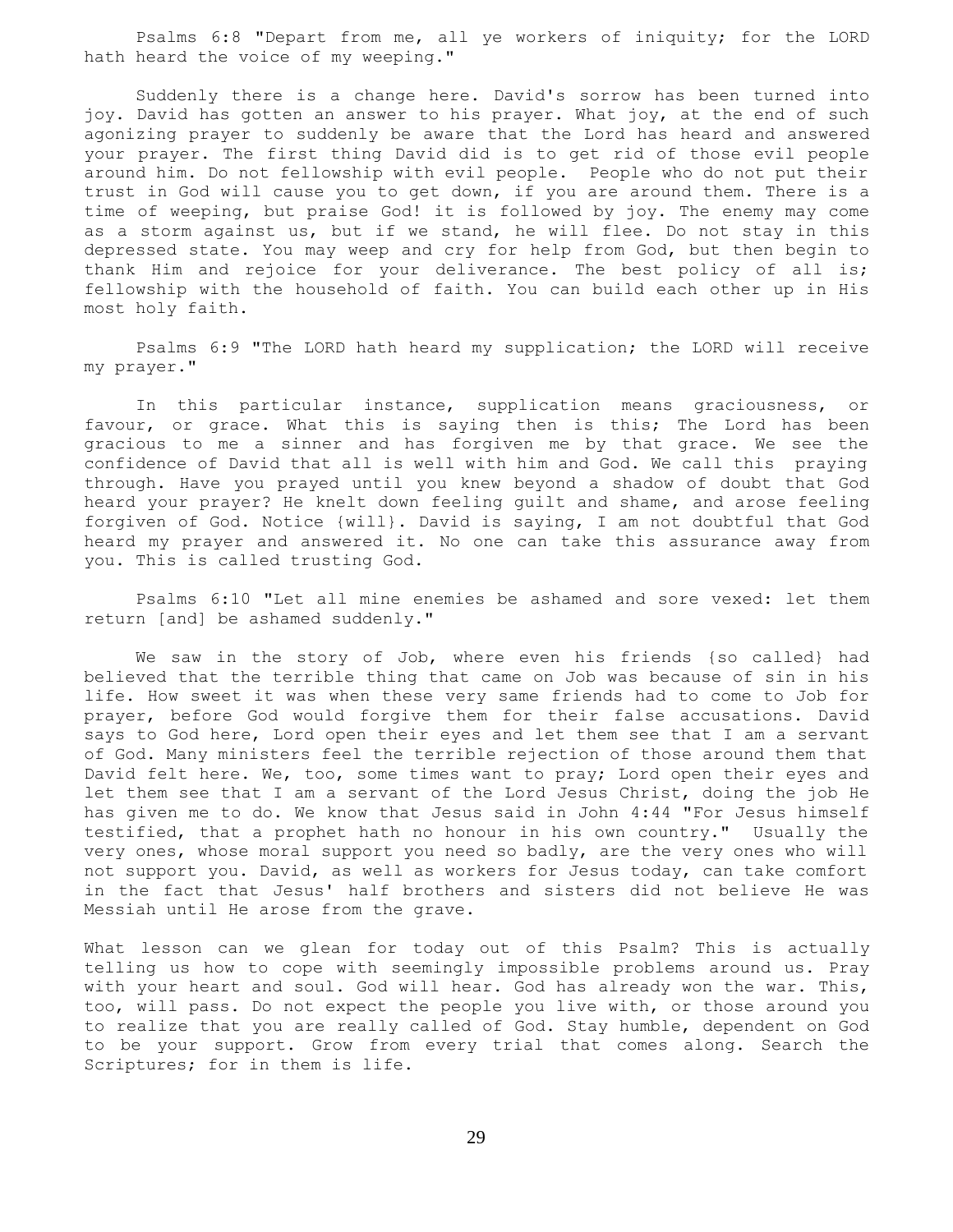Psalms 6:8 "Depart from me, all ye workers of iniquity; for the LORD hath heard the voice of my weeping."

Suddenly there is a change here. David's sorrow has been turned into joy. David has gotten an answer to his prayer. What joy, at the end of such agonizing prayer to suddenly be aware that the Lord has heard and answered your prayer. The first thing David did is to get rid of those evil people around him. Do not fellowship with evil people. People who do not put their trust in God will cause you to get down, if you are around them. There is a time of weeping, but praise God! it is followed by joy. The enemy may come as a storm against us, but if we stand, he will flee. Do not stay in this depressed state. You may weep and cry for help from God, but then begin to thank Him and rejoice for your deliverance. The best policy of all is; fellowship with the household of faith. You can build each other up in His most holy faith.

Psalms 6:9 "The LORD hath heard my supplication; the LORD will receive my prayer."

In this particular instance, supplication means graciousness, or favour, or grace. What this is saying then is this; The Lord has been gracious to me a sinner and has forgiven me by that grace. We see the confidence of David that all is well with him and God. We call this praying through. Have you prayed until you knew beyond a shadow of doubt that God heard your prayer? He knelt down feeling guilt and shame, and arose feeling forgiven of God. Notice {will}. David is saying, I am not doubtful that God heard my prayer and answered it. No one can take this assurance away from you. This is called trusting God.

Psalms 6:10 "Let all mine enemies be ashamed and sore vexed: let them return [and] be ashamed suddenly."

We saw in the story of Job, where even his friends {so called} had believed that the terrible thing that came on Job was because of sin in his life. How sweet it was when these very same friends had to come to Job for prayer, before God would forgive them for their false accusations. David says to God here, Lord open their eyes and let them see that I am a servant of God. Many ministers feel the terrible rejection of those around them that David felt here. We, too, some times want to pray; Lord open their eyes and let them see that I am a servant of the Lord Jesus Christ, doing the job He has given me to do. We know that Jesus said in John 4:44 "For Jesus himself testified, that a prophet hath no honour in his own country." Usually the very ones, whose moral support you need so badly, are the very ones who will not support you. David, as well as workers for Jesus today, can take comfort in the fact that Jesus' half brothers and sisters did not believe He was Messiah until He arose from the grave.

What lesson can we glean for today out of this Psalm? This is actually telling us how to cope with seemingly impossible problems around us. Pray with your heart and soul. God will hear. God has already won the war. This, too, will pass. Do not expect the people you live with, or those around you to realize that you are really called of God. Stay humble, dependent on God to be your support. Grow from every trial that comes along. Search the Scriptures; for in them is life.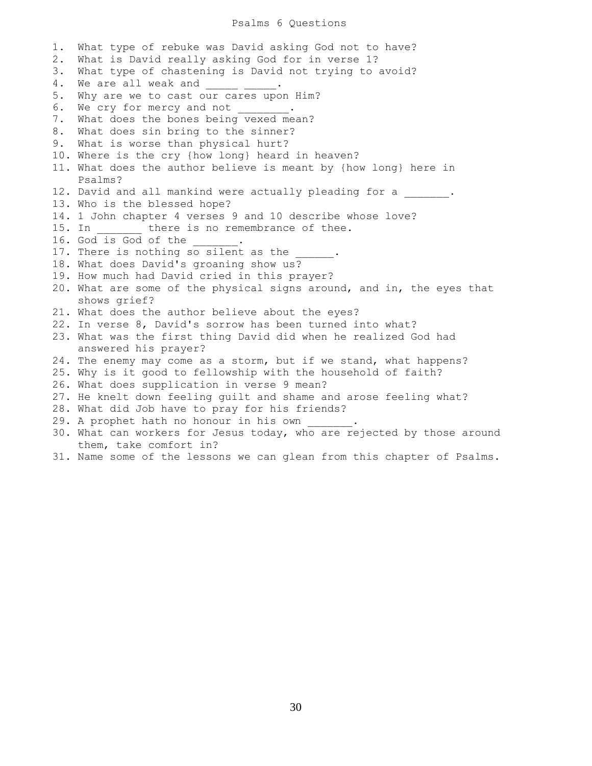# Psalms 6 Questions

1. What type of rebuke was David asking God not to have?
2. What is David really asking God for in verse 1?
3. What type of chastening is David not trying to avoid?
4. We are all weak and _____ _____.
5. Why are we to cast our cares upon Him?
6. We cry for mercy and not ________.
7. What does the bones being vexed mean?
8. What does sin bring to the sinner?
9. What is worse than physical hurt?
10. Where is the cry {how long} heard in heaven?
11. What does the author believe is meant by {how long} here in Psalms?
12. David and all mankind were actually pleading for a _______.
13. Who is the blessed hope?
14. 1 John chapter 4 verses 9 and 10 describe whose love?
15. In _______ there is no remembrance of thee.
16. God is God of the _______.
17. There is nothing so silent as the ______.
18. What does David's groaning show us?
19. How much had David cried in this prayer?
20. What are some of the physical signs around, and in, the eyes that shows grief?
21. What does the author believe about the eyes?
22. In verse 8, David's sorrow has been turned into what?
23. What was the first thing David did when he realized God had answered his prayer?
24. The enemy may come as a storm, but if we stand, what happens?
25. Why is it good to fellowship with the household of faith?
26. What does supplication in verse 9 mean?
27. He knelt down feeling guilt and shame and arose feeling what?
28. What did Job have to pray for his friends?
29. A prophet hath no honour in his own _______.
30. What can workers for Jesus today, who are rejected by those around them, take comfort in?
31. Name some of the lessons we can glean from this chapter of Psalms.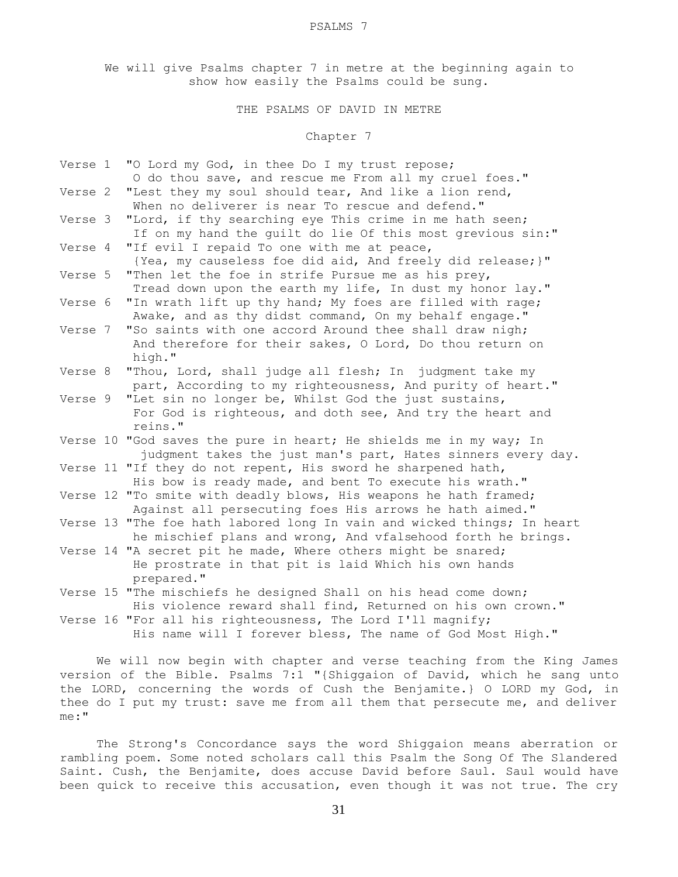# PSALMS 7

We will give Psalms chapter 7 in metre at the beginning again to show how easily the Psalms could be sung.

## THE PSALMS OF DAVID IN METRE

### Chapter 7

Verse 1 "O Lord my God, in thee Do I my trust repose; O do thou save, and rescue me From all my cruel foes."

Verse 2 "Lest they my soul should tear, And like a lion rend, When no deliverer is near To rescue and defend."

Verse 3 "Lord, if thy searching eye This crime in me hath seen; If on my hand the guilt do lie Of this most grevious sin:"

Verse 4 "If evil I repaid To one with me at peace, {Yea, my causeless foe did aid, And freely did release;}"

Verse 5 "Then let the foe in strife Pursue me as his prey, Tread down upon the earth my life, In dust my honor lay."

Verse 6 "In wrath lift up thy hand; My foes are filled with rage; Awake, and as thy didst command, On my behalf engage."

Verse 7 "So saints with one accord Around thee shall draw nigh; And therefore for their sakes, O Lord, Do thou return on high."

Verse 8 "Thou, Lord, shall judge all flesh; In judgment take my part, According to my righteousness, And purity of heart."

Verse 9 "Let sin no longer be, Whilst God the just sustains, For God is righteous, and doth see, And try the heart and reins."

Verse 10 "God saves the pure in heart; He shields me in my way; In judgment takes the just man's part, Hates sinners every day.

Verse 11 "If they do not repent, His sword he sharpened hath, His bow is ready made, and bent To execute his wrath."

Verse 12 "To smite with deadly blows, His weapons he hath framed; Against all persecuting foes His arrows he hath aimed."

Verse 13 "The foe hath labored long In vain and wicked things; In heart he mischief plans and wrong, And vfalsehood forth he brings.

Verse 14 "A secret pit he made, Where others might be snared; He prostrate in that pit is laid Which his own hands prepared."

Verse 15 "The mischiefs he designed Shall on his head come down; His violence reward shall find, Returned on his own crown."

Verse 16 "For all his righteousness, The Lord I'll magnify; His name will I forever bless, The name of God Most High."

We will now begin with chapter and verse teaching from the King James version of the Bible. Psalms 7:1 "{Shiggaion of David, which he sang unto the LORD, concerning the words of Cush the Benjamite.} O LORD my God, in thee do I put my trust: save me from all them that persecute me, and deliver me:"

The Strong's Concordance says the word Shiggaion means aberration or rambling poem. Some noted scholars call this Psalm the Song Of The Slandered Saint. Cush, the Benjamite, does accuse David before Saul. Saul would have been quick to receive this accusation, even though it was not true. The cry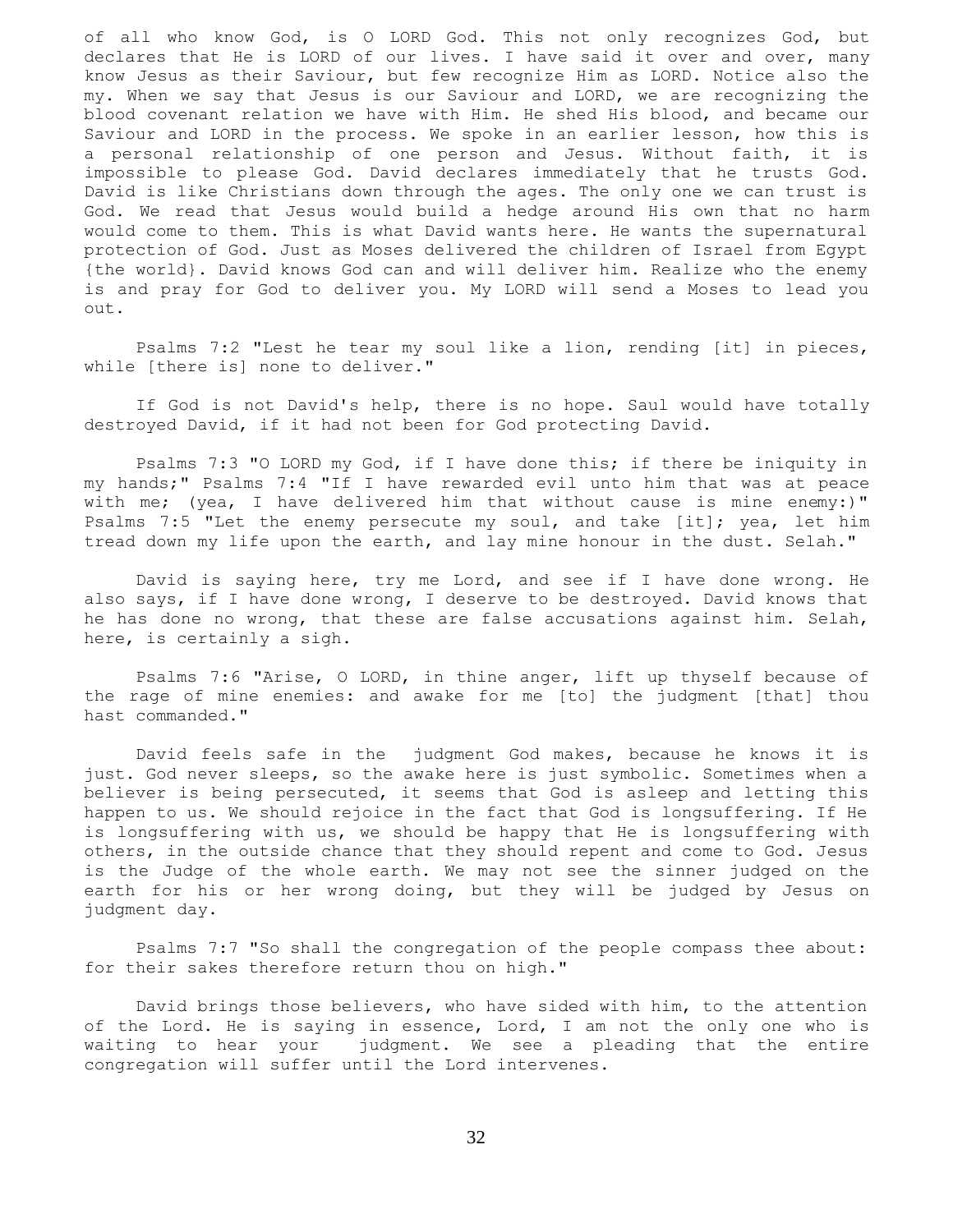of all who know God, is O LORD God. This not only recognizes God, but declares that He is LORD of our lives. I have said it over and over, many know Jesus as their Saviour, but few recognize Him as LORD. Notice also the my. When we say that Jesus is our Saviour and LORD, we are recognizing the blood covenant relation we have with Him. He shed His blood, and became our Saviour and LORD in the process. We spoke in an earlier lesson, how this is a personal relationship of one person and Jesus. Without faith, it is impossible to please God. David declares immediately that he trusts God. David is like Christians down through the ages. The only one we can trust is God. We read that Jesus would build a hedge around His own that no harm would come to them. This is what David wants here. He wants the supernatural protection of God. Just as Moses delivered the children of Israel from Egypt {the world}. David knows God can and will deliver him. Realize who the enemy is and pray for God to deliver you. My LORD will send a Moses to lead you out.

Psalms 7:2 "Lest he tear my soul like a lion, rending [it] in pieces, while [there is] none to deliver."

If God is not David's help, there is no hope. Saul would have totally destroyed David, if it had not been for God protecting David.

Psalms 7:3 "O LORD my God, if I have done this; if there be iniquity in my hands;" Psalms 7:4 "If I have rewarded evil unto him that was at peace with me; (yea, I have delivered him that without cause is mine enemy:)" Psalms 7:5 "Let the enemy persecute my soul, and take [it]; yea, let him tread down my life upon the earth, and lay mine honour in the dust. Selah."

David is saying here, try me Lord, and see if I have done wrong. He also says, if I have done wrong, I deserve to be destroyed. David knows that he has done no wrong, that these are false accusations against him. Selah, here, is certainly a sigh.

Psalms 7:6 "Arise, O LORD, in thine anger, lift up thyself because of the rage of mine enemies: and awake for me [to] the judgment [that] thou hast commanded."

David feels safe in the judgment God makes, because he knows it is just. God never sleeps, so the awake here is just symbolic. Sometimes when a believer is being persecuted, it seems that God is asleep and letting this happen to us. We should rejoice in the fact that God is longsuffering. If He is longsuffering with us, we should be happy that He is longsuffering with others, in the outside chance that they should repent and come to God. Jesus is the Judge of the whole earth. We may not see the sinner judged on the earth for his or her wrong doing, but they will be judged by Jesus on judgment day.

Psalms 7:7 "So shall the congregation of the people compass thee about: for their sakes therefore return thou on high."

David brings those believers, who have sided with him, to the attention of the Lord. He is saying in essence, Lord, I am not the only one who is waiting to hear your judgment. We see a pleading that the entire congregation will suffer until the Lord intervenes.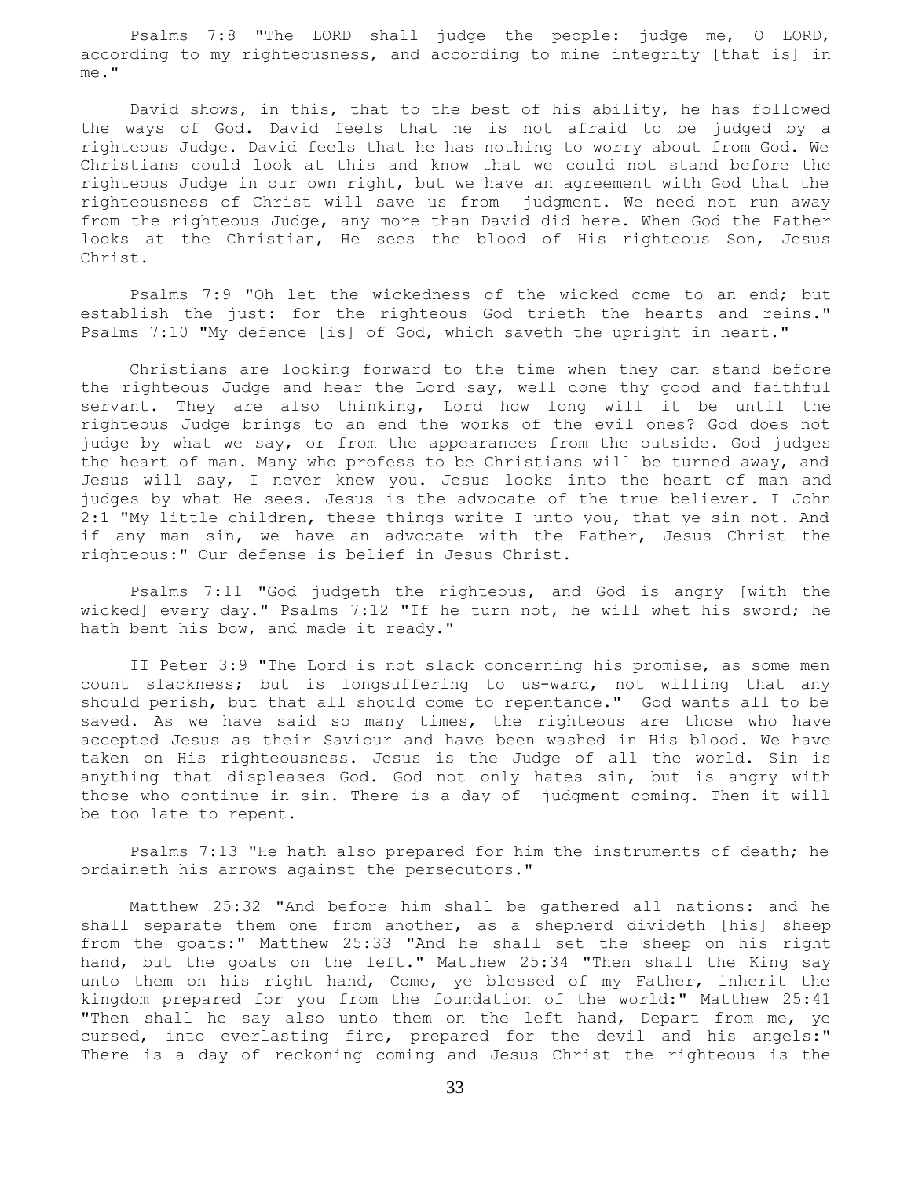Psalms 7:8 "The LORD shall judge the people: judge me, O LORD, according to my righteousness, and according to mine integrity [that is] in me."

David shows, in this, that to the best of his ability, he has followed the ways of God. David feels that he is not afraid to be judged by a righteous Judge. David feels that he has nothing to worry about from God. We Christians could look at this and know that we could not stand before the righteous Judge in our own right, but we have an agreement with God that the righteousness of Christ will save us from judgment. We need not run away from the righteous Judge, any more than David did here. When God the Father looks at the Christian, He sees the blood of His righteous Son, Jesus Christ.

Psalms 7:9 "Oh let the wickedness of the wicked come to an end; but establish the just: for the righteous God trieth the hearts and reins." Psalms 7:10 "My defence [is] of God, which saveth the upright in heart."

Christians are looking forward to the time when they can stand before the righteous Judge and hear the Lord say, well done thy good and faithful servant. They are also thinking, Lord how long will it be until the righteous Judge brings to an end the works of the evil ones? God does not judge by what we say, or from the appearances from the outside. God judges the heart of man. Many who profess to be Christians will be turned away, and Jesus will say, I never knew you. Jesus looks into the heart of man and judges by what He sees. Jesus is the advocate of the true believer. I John 2:1 "My little children, these things write I unto you, that ye sin not. And if any man sin, we have an advocate with the Father, Jesus Christ the righteous:" Our defense is belief in Jesus Christ.

Psalms 7:11 "God judgeth the righteous, and God is angry [with the wicked] every day." Psalms 7:12 "If he turn not, he will whet his sword; he hath bent his bow, and made it ready."

II Peter 3:9 "The Lord is not slack concerning his promise, as some men count slackness; but is longsuffering to us-ward, not willing that any should perish, but that all should come to repentance." God wants all to be saved. As we have said so many times, the righteous are those who have accepted Jesus as their Saviour and have been washed in His blood. We have taken on His righteousness. Jesus is the Judge of all the world. Sin is anything that displeases God. God not only hates sin, but is angry with those who continue in sin. There is a day of judgment coming. Then it will be too late to repent.

Psalms 7:13 "He hath also prepared for him the instruments of death; he ordaineth his arrows against the persecutors."

Matthew 25:32 "And before him shall be gathered all nations: and he shall separate them one from another, as a shepherd divideth [his] sheep from the goats:" Matthew 25:33 "And he shall set the sheep on his right hand, but the goats on the left." Matthew 25:34 "Then shall the King say unto them on his right hand, Come, ye blessed of my Father, inherit the kingdom prepared for you from the foundation of the world:" Matthew 25:41 "Then shall he say also unto them on the left hand, Depart from me, ye cursed, into everlasting fire, prepared for the devil and his angels:" There is a day of reckoning coming and Jesus Christ the righteous is the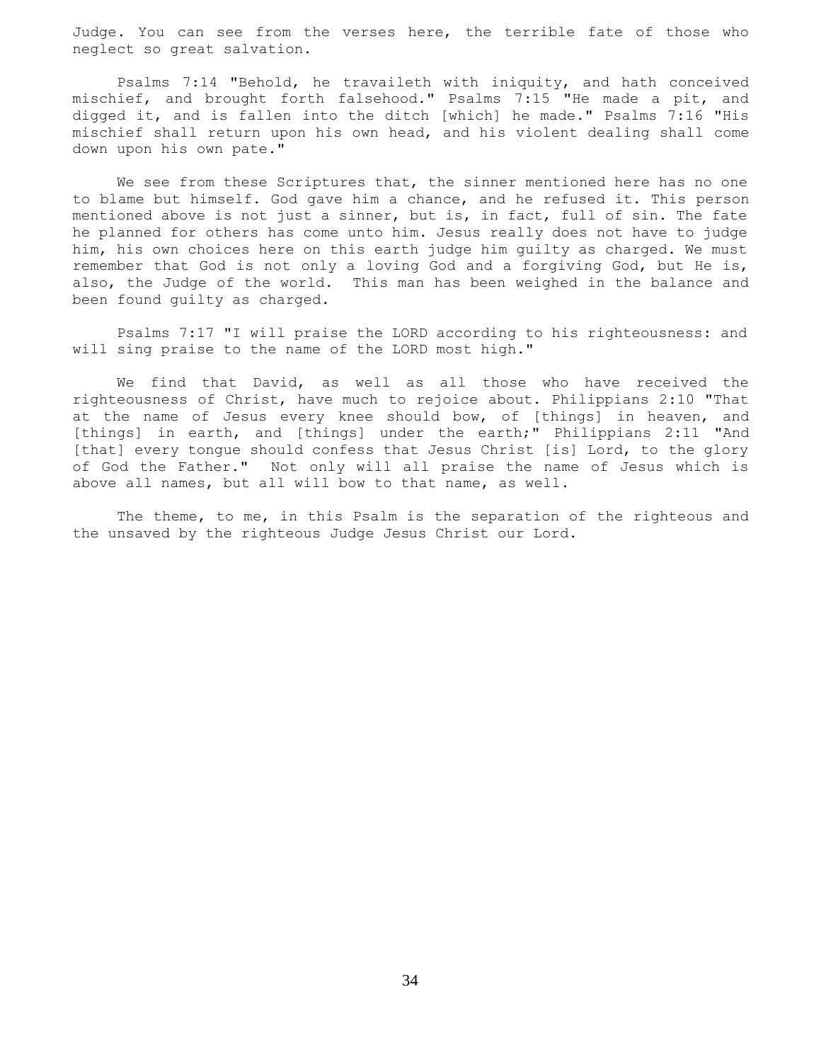Judge. You can see from the verses here, the terrible fate of those who neglect so great salvation.

Psalms 7:14 "Behold, he travaileth with iniquity, and hath conceived mischief, and brought forth falsehood." Psalms 7:15 "He made a pit, and digged it, and is fallen into the ditch [which] he made." Psalms 7:16 "His mischief shall return upon his own head, and his violent dealing shall come down upon his own pate."

We see from these Scriptures that, the sinner mentioned here has no one to blame but himself. God gave him a chance, and he refused it. This person mentioned above is not just a sinner, but is, in fact, full of sin. The fate he planned for others has come unto him. Jesus really does not have to judge him, his own choices here on this earth judge him guilty as charged. We must remember that God is not only a loving God and a forgiving God, but He is, also, the Judge of the world. This man has been weighed in the balance and been found guilty as charged.

Psalms 7:17 "I will praise the LORD according to his righteousness: and will sing praise to the name of the LORD most high."

We find that David, as well as all those who have received the righteousness of Christ, have much to rejoice about. Philippians 2:10 "That at the name of Jesus every knee should bow, of [things] in heaven, and [things] in earth, and [things] under the earth;" Philippians 2:11 "And [that] every tongue should confess that Jesus Christ [is] Lord, to the glory of God the Father." Not only will all praise the name of Jesus which is above all names, but all will bow to that name, as well.

The theme, to me, in this Psalm is the separation of the righteous and the unsaved by the righteous Judge Jesus Christ our Lord.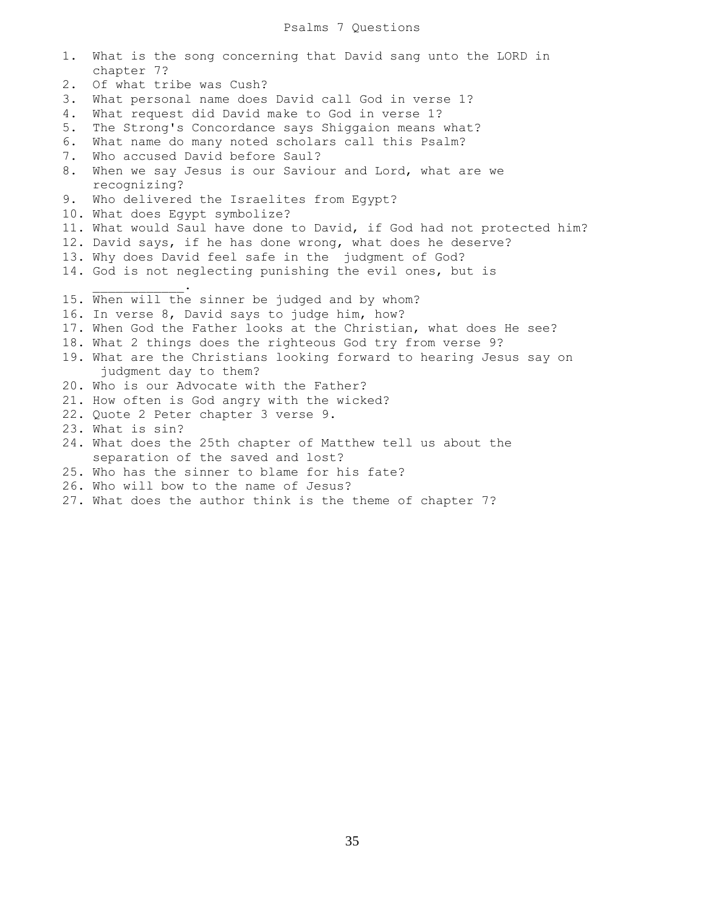# Psalms 7 Questions

1. What is the song concerning that David sang unto the LORD in chapter 7?
2. Of what tribe was Cush?
3. What personal name does David call God in verse 1?
4. What request did David make to God in verse 1?
5. The Strong's Concordance says Shiggaion means what?
6. What name do many noted scholars call this Psalm?
7. Who accused David before Saul?
8. When we say Jesus is our Saviour and Lord, what are we recognizing?
9. Who delivered the Israelites from Egypt?
10. What does Egypt symbolize?
11. What would Saul have done to David, if God had not protected him?
12. David says, if he has done wrong, what does he deserve?
13. Why does David feel safe in the judgment of God?
14. God is not neglecting punishing the evil ones, but is ____________.
15. When will the sinner be judged and by whom?
16. In verse 8, David says to judge him, how?
17. When God the Father looks at the Christian, what does He see?
18. What 2 things does the righteous God try from verse 9?
19. What are the Christians looking forward to hearing Jesus say on judgment day to them?
20. Who is our Advocate with the Father?
21. How often is God angry with the wicked?
22. Quote 2 Peter chapter 3 verse 9.
23. What is sin?
24. What does the 25th chapter of Matthew tell us about the separation of the saved and lost?
25. Who has the sinner to blame for his fate?
26. Who will bow to the name of Jesus?
27. What does the author think is the theme of chapter 7?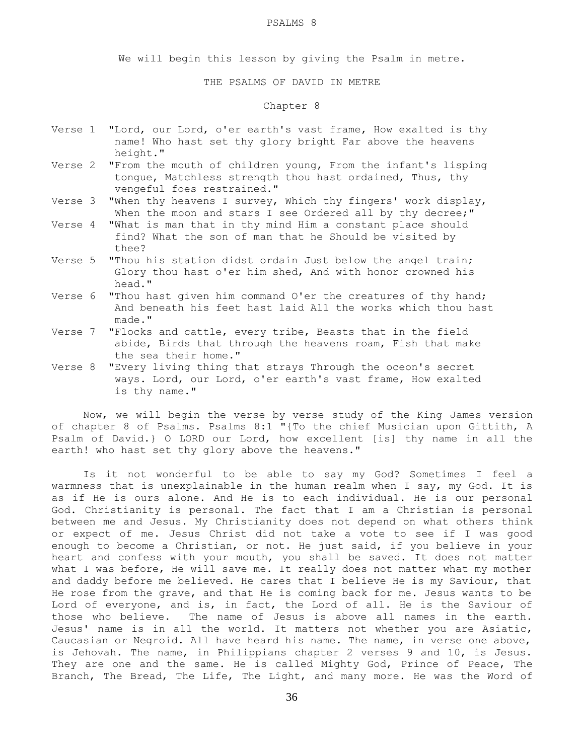# PSALMS 8

We will begin this lesson by giving the Psalm in metre.

## THE PSALMS OF DAVID IN METRE

### Chapter 8

Verse 1 "Lord, our Lord, o'er earth's vast frame, How exalted is thy name! Who hast set thy glory bright Far above the heavens height."

Verse 2 "From the mouth of children young, From the infant's lisping tongue, Matchless strength thou hast ordained, Thus, thy vengeful foes restrained."

Verse 3 "When thy heavens I survey, Which thy fingers' work display, When the moon and stars I see Ordered all by thy decree;"

Verse 4 "What is man that in thy mind Him a constant place should find? What the son of man that he Should be visited by thee?

Verse 5 "Thou his station didst ordain Just below the angel train; Glory thou hast o'er him shed, And with honor crowned his head."

Verse 6 "Thou hast given him command O'er the creatures of thy hand; And beneath his feet hast laid All the works which thou hast made."

Verse 7 "Flocks and cattle, every tribe, Beasts that in the field abide, Birds that through the heavens roam, Fish that make the sea their home."

Verse 8 "Every living thing that strays Through the oceon's secret ways. Lord, our Lord, o'er earth's vast frame, How exalted is thy name."

Now, we will begin the verse by verse study of the King James version of chapter 8 of Psalms. Psalms 8:1 "{To the chief Musician upon Gittith, A Psalm of David.} O LORD our Lord, how excellent [is] thy name in all the earth! who hast set thy glory above the heavens."

Is it not wonderful to be able to say my God? Sometimes I feel a warmness that is unexplainable in the human realm when I say, my God. It is as if He is ours alone. And He is to each individual. He is our personal God. Christianity is personal. The fact that I am a Christian is personal between me and Jesus. My Christianity does not depend on what others think or expect of me. Jesus Christ did not take a vote to see if I was good enough to become a Christian, or not. He just said, if you believe in your heart and confess with your mouth, you shall be saved. It does not matter what I was before, He will save me. It really does not matter what my mother and daddy before me believed. He cares that I believe He is my Saviour, that He rose from the grave, and that He is coming back for me. Jesus wants to be Lord of everyone, and is, in fact, the Lord of all. He is the Saviour of those who believe. The name of Jesus is above all names in the earth. Jesus' name is in all the world. It matters not whether you are Asiatic, Caucasian or Negroid. All have heard his name. The name, in verse one above, is Jehovah. The name, in Philippians chapter 2 verses 9 and 10, is Jesus. They are one and the same. He is called Mighty God, Prince of Peace, The Branch, The Bread, The Life, The Light, and many more. He was the Word of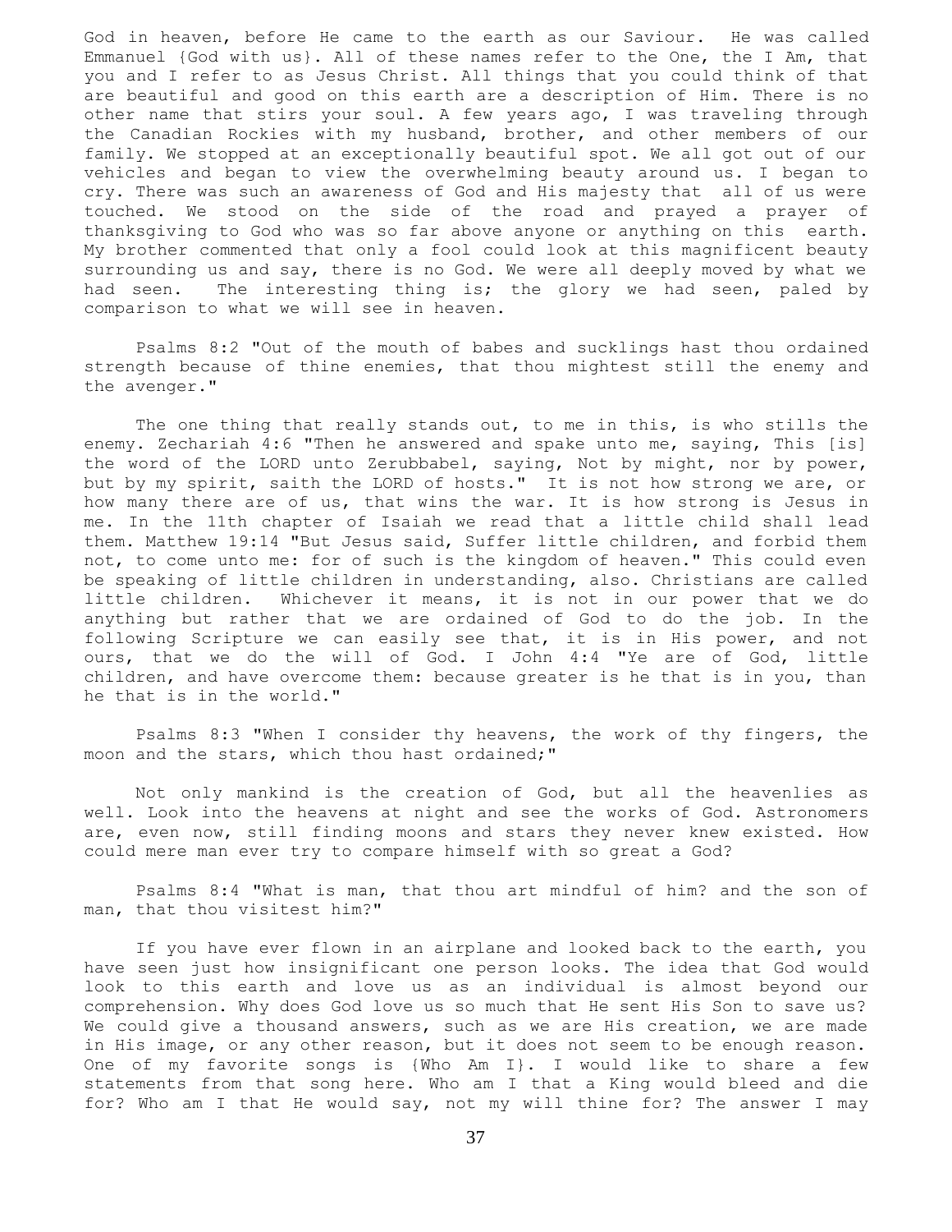God in heaven, before He came to the earth as our Saviour. He was called Emmanuel {God with us}. All of these names refer to the One, the I Am, that you and I refer to as Jesus Christ. All things that you could think of that are beautiful and good on this earth are a description of Him. There is no other name that stirs your soul. A few years ago, I was traveling through the Canadian Rockies with my husband, brother, and other members of our family. We stopped at an exceptionally beautiful spot. We all got out of our vehicles and began to view the overwhelming beauty around us. I began to cry. There was such an awareness of God and His majesty that all of us were touched. We stood on the side of the road and prayed a prayer of thanksgiving to God who was so far above anyone or anything on this earth. My brother commented that only a fool could look at this magnificent beauty surrounding us and say, there is no God. We were all deeply moved by what we had seen. The interesting thing is; the glory we had seen, paled by comparison to what we will see in heaven.

Psalms 8:2 "Out of the mouth of babes and sucklings hast thou ordained strength because of thine enemies, that thou mightest still the enemy and the avenger."

The one thing that really stands out, to me in this, is who stills the enemy. Zechariah 4:6 "Then he answered and spake unto me, saying, This [is] the word of the LORD unto Zerubbabel, saying, Not by might, nor by power, but by my spirit, saith the LORD of hosts." It is not how strong we are, or how many there are of us, that wins the war. It is how strong is Jesus in me. In the 11th chapter of Isaiah we read that a little child shall lead them. Matthew 19:14 "But Jesus said, Suffer little children, and forbid them not, to come unto me: for of such is the kingdom of heaven." This could even be speaking of little children in understanding, also. Christians are called little children. Whichever it means, it is not in our power that we do anything but rather that we are ordained of God to do the job. In the following Scripture we can easily see that, it is in His power, and not ours, that we do the will of God. I John 4:4 "Ye are of God, little children, and have overcome them: because greater is he that is in you, than he that is in the world."

Psalms 8:3 "When I consider thy heavens, the work of thy fingers, the moon and the stars, which thou hast ordained;"

Not only mankind is the creation of God, but all the heavenlies as well. Look into the heavens at night and see the works of God. Astronomers are, even now, still finding moons and stars they never knew existed. How could mere man ever try to compare himself with so great a God?

Psalms 8:4 "What is man, that thou art mindful of him? and the son of man, that thou visitest him?"

If you have ever flown in an airplane and looked back to the earth, you have seen just how insignificant one person looks. The idea that God would look to this earth and love us as an individual is almost beyond our comprehension. Why does God love us so much that He sent His Son to save us? We could give a thousand answers, such as we are His creation, we are made in His image, or any other reason, but it does not seem to be enough reason. One of my favorite songs is {Who Am I}. I would like to share a few statements from that song here. Who am I that a King would bleed and die for? Who am I that He would say, not my will thine for? The answer I may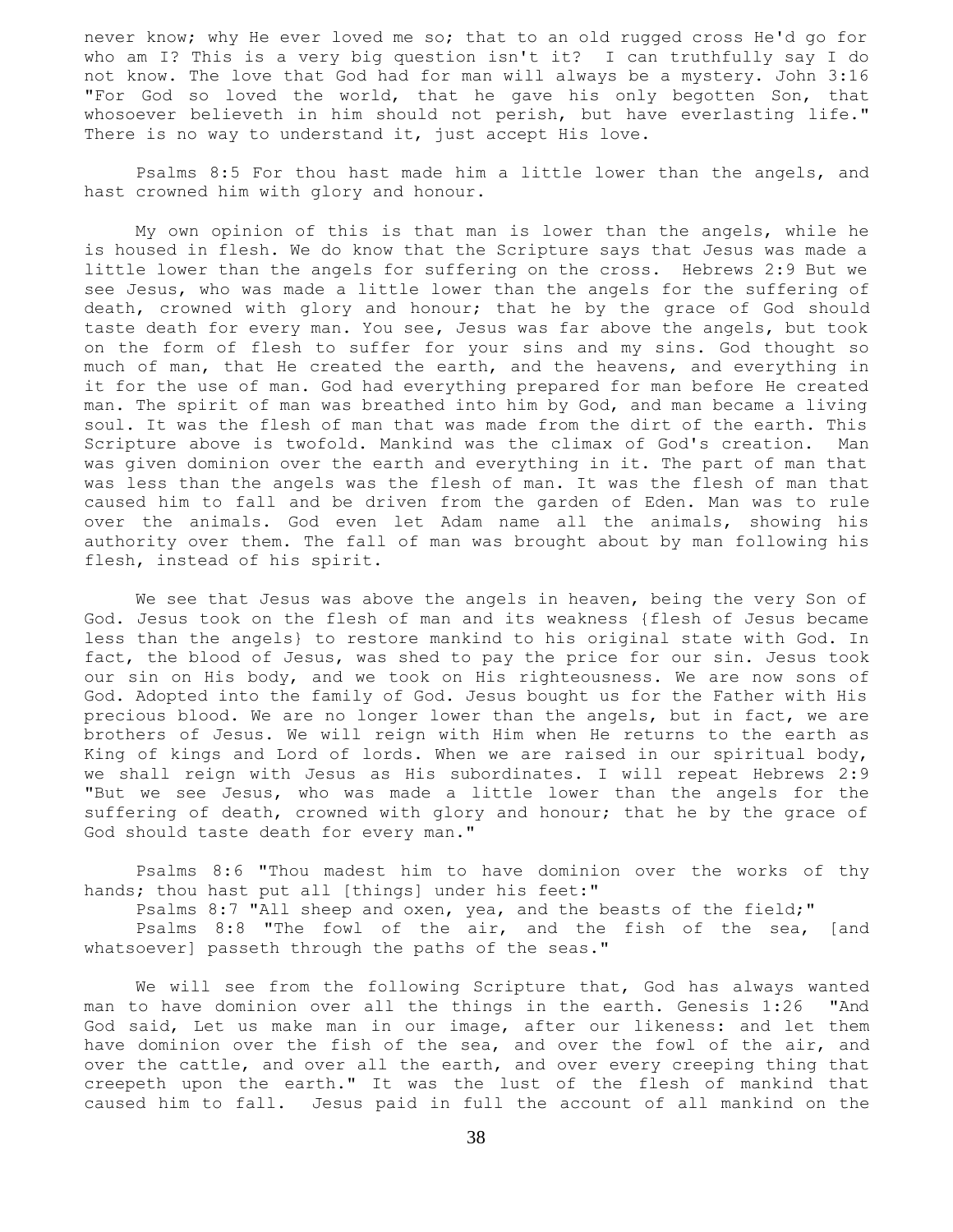never know; why He ever loved me so; that to an old rugged cross He'd go for who am I? This is a very big question isn't it? I can truthfully say I do not know. The love that God had for man will always be a mystery. John 3:16 "For God so loved the world, that he gave his only begotten Son, that whosoever believeth in him should not perish, but have everlasting life." There is no way to understand it, just accept His love.

Psalms 8:5 For thou hast made him a little lower than the angels, and hast crowned him with glory and honour.

My own opinion of this is that man is lower than the angels, while he is housed in flesh. We do know that the Scripture says that Jesus was made a little lower than the angels for suffering on the cross. Hebrews 2:9 But we see Jesus, who was made a little lower than the angels for the suffering of death, crowned with glory and honour; that he by the grace of God should taste death for every man. You see, Jesus was far above the angels, but took on the form of flesh to suffer for your sins and my sins. God thought so much of man, that He created the earth, and the heavens, and everything in it for the use of man. God had everything prepared for man before He created man. The spirit of man was breathed into him by God, and man became a living soul. It was the flesh of man that was made from the dirt of the earth. This Scripture above is twofold. Mankind was the climax of God's creation. Man was given dominion over the earth and everything in it. The part of man that was less than the angels was the flesh of man. It was the flesh of man that caused him to fall and be driven from the garden of Eden. Man was to rule over the animals. God even let Adam name all the animals, showing his authority over them. The fall of man was brought about by man following his flesh, instead of his spirit.

We see that Jesus was above the angels in heaven, being the very Son of God. Jesus took on the flesh of man and its weakness {flesh of Jesus became less than the angels} to restore mankind to his original state with God. In fact, the blood of Jesus, was shed to pay the price for our sin. Jesus took our sin on His body, and we took on His righteousness. We are now sons of God. Adopted into the family of God. Jesus bought us for the Father with His precious blood. We are no longer lower than the angels, but in fact, we are brothers of Jesus. We will reign with Him when He returns to the earth as King of kings and Lord of lords. When we are raised in our spiritual body, we shall reign with Jesus as His subordinates. I will repeat Hebrews 2:9 "But we see Jesus, who was made a little lower than the angels for the suffering of death, crowned with glory and honour; that he by the grace of God should taste death for every man."

Psalms 8:6 "Thou madest him to have dominion over the works of thy hands; thou hast put all [things] under his feet:"
Psalms 8:7 "All sheep and oxen, yea, and the beasts of the field;"
Psalms 8:8 "The fowl of the air, and the fish of the sea, [and whatsoever] passeth through the paths of the seas."

We will see from the following Scripture that, God has always wanted man to have dominion over all the things in the earth. Genesis 1:26 "And God said, Let us make man in our image, after our likeness: and let them have dominion over the fish of the sea, and over the fowl of the air, and over the cattle, and over all the earth, and over every creeping thing that creepeth upon the earth." It was the lust of the flesh of mankind that caused him to fall. Jesus paid in full the account of all mankind on the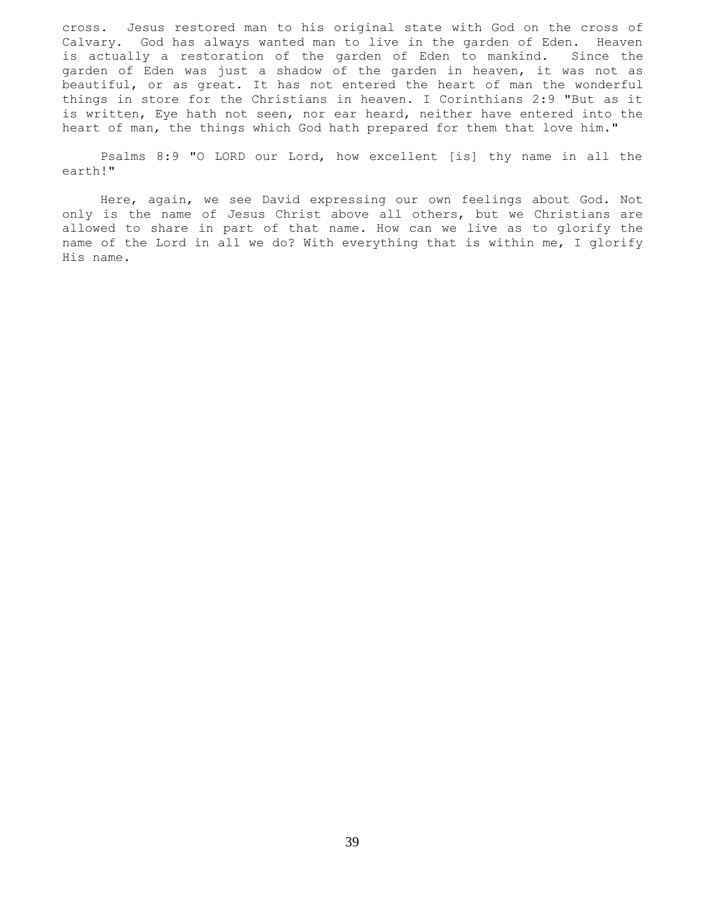cross. Jesus restored man to his original state with God on the cross of Calvary. God has always wanted man to live in the garden of Eden. Heaven is actually a restoration of the garden of Eden to mankind. Since the garden of Eden was just a shadow of the garden in heaven, it was not as beautiful, or as great. It has not entered the heart of man the wonderful things in store for the Christians in heaven. I Corinthians 2:9 "But as it is written, Eye hath not seen, nor ear heard, neither have entered into the heart of man, the things which God hath prepared for them that love him."

Psalms 8:9 "O LORD our Lord, how excellent [is] thy name in all the earth!"

Here, again, we see David expressing our own feelings about God. Not only is the name of Jesus Christ above all others, but we Christians are allowed to share in part of that name. How can we live as to glorify the name of the Lord in all we do? With everything that is within me, I glorify His name.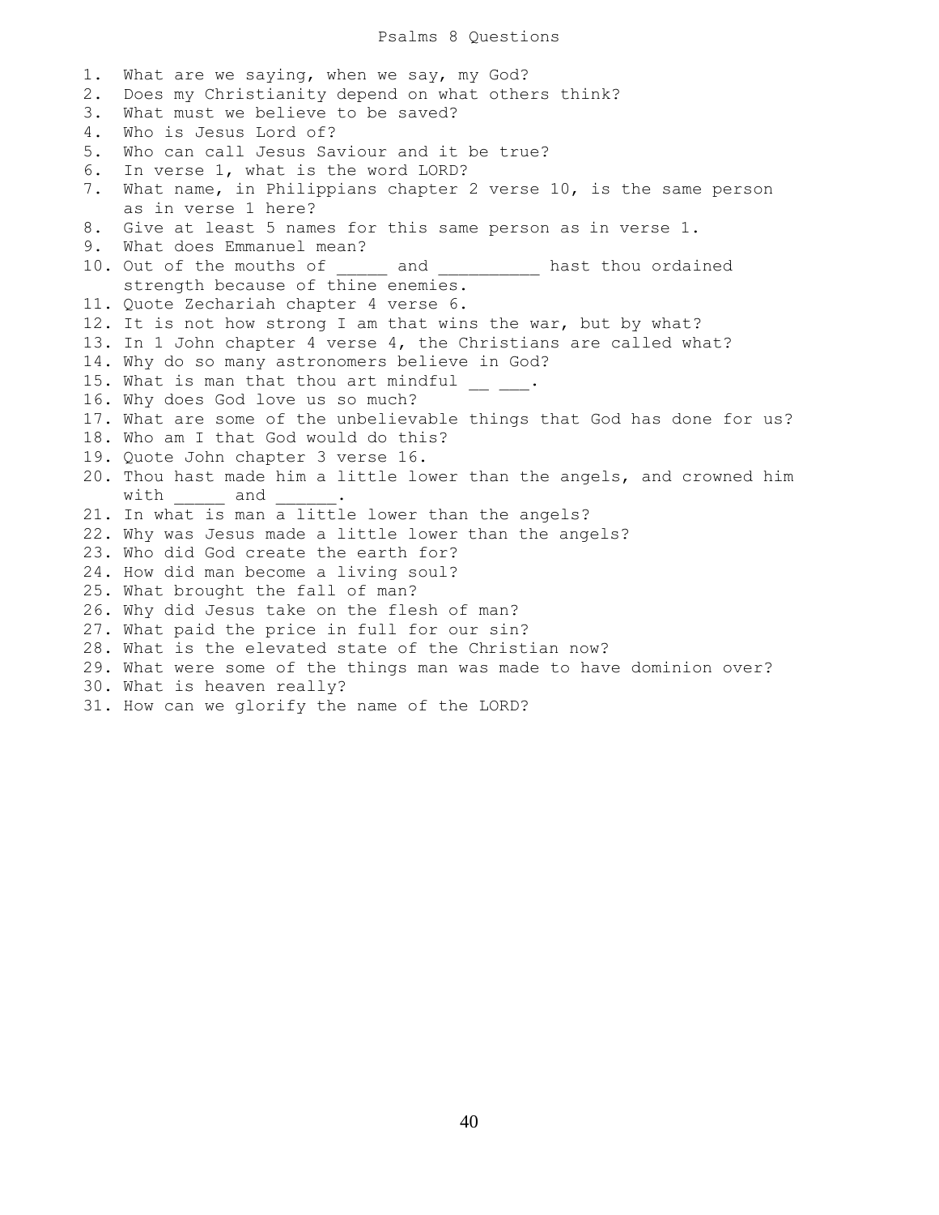# Psalms 8 Questions

1. What are we saying, when we say, my God?
2. Does my Christianity depend on what others think?
3. What must we believe to be saved?
4. Who is Jesus Lord of?
5. Who can call Jesus Saviour and it be true?
6. In verse 1, what is the word LORD?
7. What name, in Philippians chapter 2 verse 10, is the same person as in verse 1 here?
8. Give at least 5 names for this same person as in verse 1.
9. What does Emmanuel mean?
10. Out of the mouths of _____ and __________ hast thou ordained strength because of thine enemies.
11. Quote Zechariah chapter 4 verse 6.
12. It is not how strong I am that wins the war, but by what?
13. In 1 John chapter 4 verse 4, the Christians are called what?
14. Why do so many astronomers believe in God?
15. What is man that thou art mindful __ ___.
16. Why does God love us so much?
17. What are some of the unbelievable things that God has done for us?
18. Who am I that God would do this?
19. Quote John chapter 3 verse 16.
20. Thou hast made him a little lower than the angels, and crowned him with _____ and ______.
21. In what is man a little lower than the angels?
22. Why was Jesus made a little lower than the angels?
23. Who did God create the earth for?
24. How did man become a living soul?
25. What brought the fall of man?
26. Why did Jesus take on the flesh of man?
27. What paid the price in full for our sin?
28. What is the elevated state of the Christian now?
29. What were some of the things man was made to have dominion over?
30. What is heaven really?
31. How can we glorify the name of the LORD?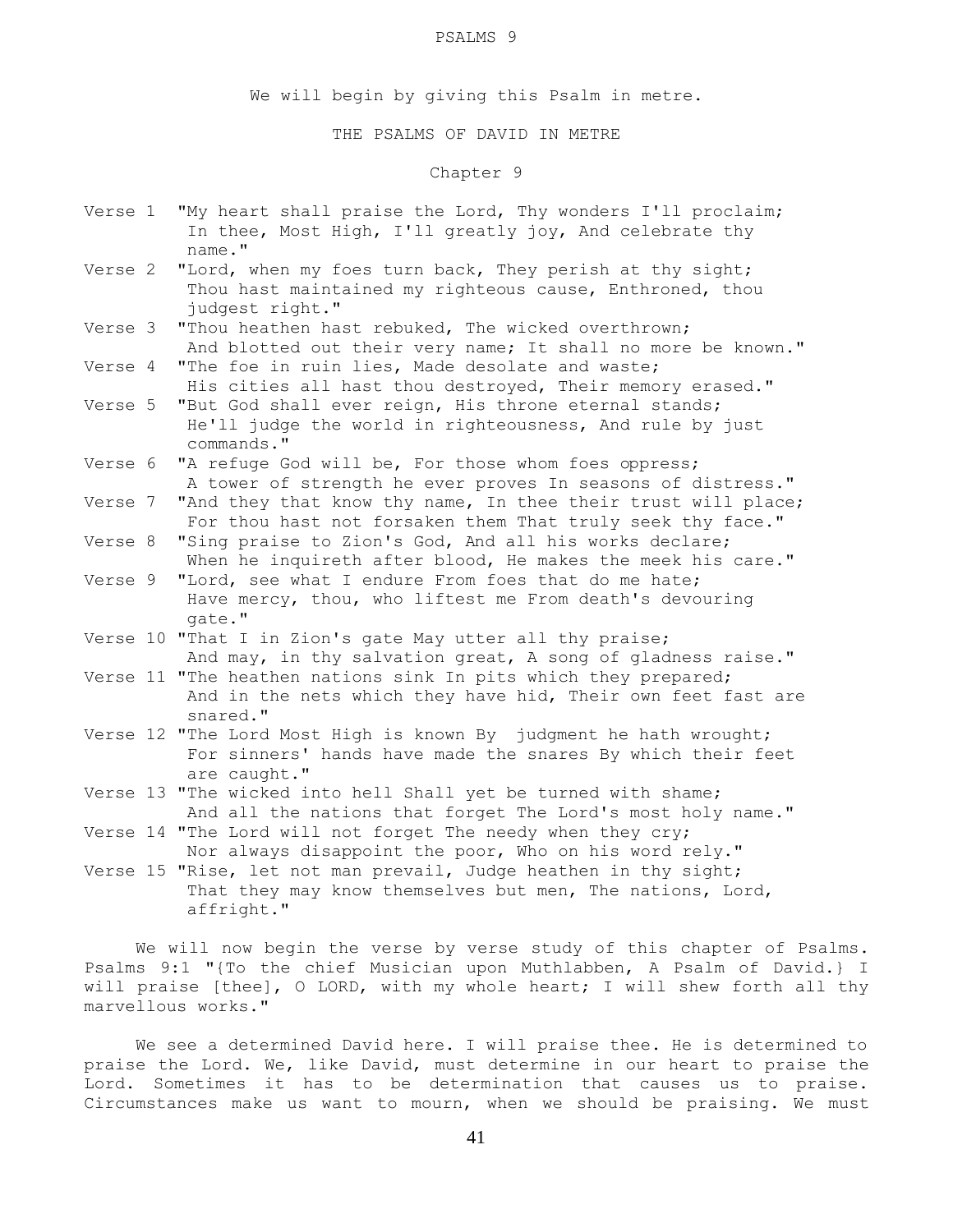# PSALMS 9

We will begin by giving this Psalm in metre.

## THE PSALMS OF DAVID IN METRE

### Chapter 9

Verse 1 "My heart shall praise the Lord, Thy wonders I'll proclaim; In thee, Most High, I'll greatly joy, And celebrate thy name."

Verse 2 "Lord, when my foes turn back, They perish at thy sight; Thou hast maintained my righteous cause, Enthroned, thou judgest right."

Verse 3 "Thou heathen hast rebuked, The wicked overthrown; And blotted out their very name; It shall no more be known."

Verse 4 "The foe in ruin lies, Made desolate and waste; His cities all hast thou destroyed, Their memory erased."

Verse 5 "But God shall ever reign, His throne eternal stands; He'll judge the world in righteousness, And rule by just commands."

Verse 6 "A refuge God will be, For those whom foes oppress; A tower of strength he ever proves In seasons of distress."

Verse 7 "And they that know thy name, In thee their trust will place; For thou hast not forsaken them That truly seek thy face."

Verse 8 "Sing praise to Zion's God, And all his works declare; When he inquireth after blood, He makes the meek his care."

Verse 9 "Lord, see what I endure From foes that do me hate; Have mercy, thou, who liftest me From death's devouring gate."

Verse 10 "That I in Zion's gate May utter all thy praise; And may, in thy salvation great, A song of gladness raise."

Verse 11 "The heathen nations sink In pits which they prepared; And in the nets which they have hid, Their own feet fast are snared."

Verse 12 "The Lord Most High is known By judgment he hath wrought; For sinners' hands have made the snares By which their feet are caught."

Verse 13 "The wicked into hell Shall yet be turned with shame; And all the nations that forget The Lord's most holy name."

Verse 14 "The Lord will not forget The needy when they cry; Nor always disappoint the poor, Who on his word rely."

Verse 15 "Rise, let not man prevail, Judge heathen in thy sight; That they may know themselves but men, The nations, Lord, affright."

We will now begin the verse by verse study of this chapter of Psalms. Psalms 9:1 "{To the chief Musician upon Muthlabben, A Psalm of David.} I will praise [thee], O LORD, with my whole heart; I will shew forth all thy marvellous works."

We see a determined David here. I will praise thee. He is determined to praise the Lord. We, like David, must determine in our heart to praise the Lord. Sometimes it has to be determination that causes us to praise. Circumstances make us want to mourn, when we should be praising. We must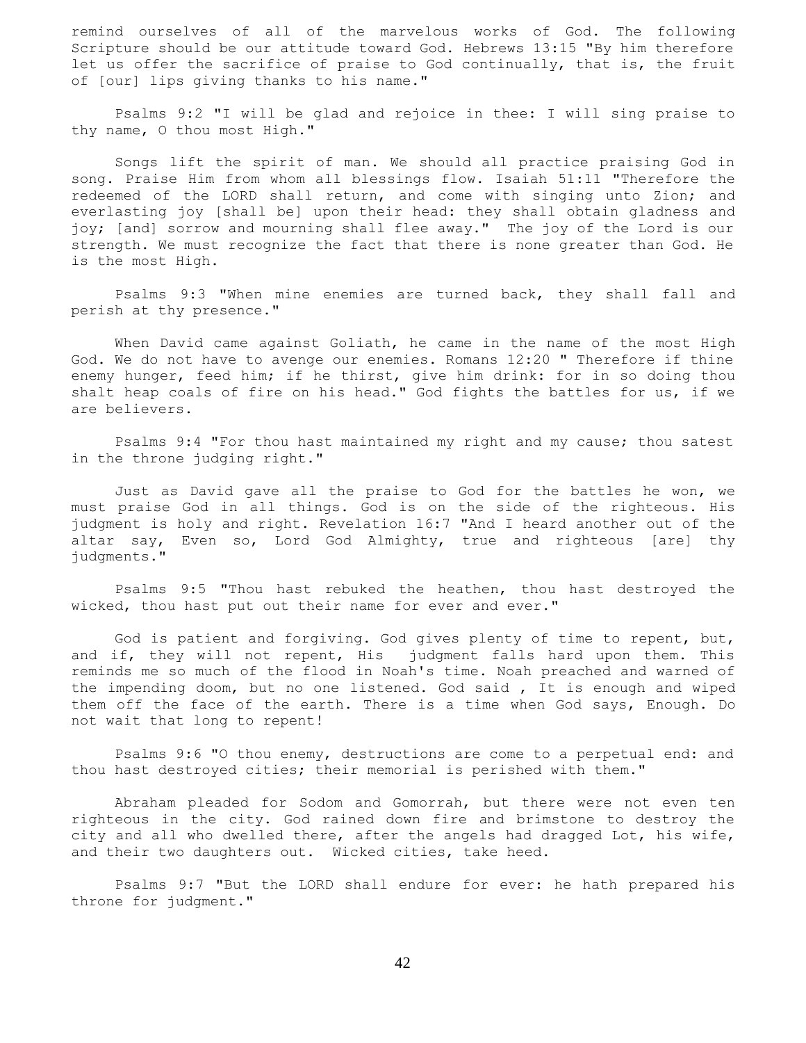remind ourselves of all of the marvelous works of God. The following Scripture should be our attitude toward God. Hebrews 13:15 "By him therefore let us offer the sacrifice of praise to God continually, that is, the fruit of [our] lips giving thanks to his name."

Psalms 9:2 "I will be glad and rejoice in thee: I will sing praise to thy name, O thou most High."

Songs lift the spirit of man. We should all practice praising God in song. Praise Him from whom all blessings flow. Isaiah 51:11 "Therefore the redeemed of the LORD shall return, and come with singing unto Zion; and everlasting joy [shall be] upon their head: they shall obtain gladness and joy; [and] sorrow and mourning shall flee away." The joy of the Lord is our strength. We must recognize the fact that there is none greater than God. He is the most High.

Psalms 9:3 "When mine enemies are turned back, they shall fall and perish at thy presence."

When David came against Goliath, he came in the name of the most High God. We do not have to avenge our enemies. Romans 12:20 " Therefore if thine enemy hunger, feed him; if he thirst, give him drink: for in so doing thou shalt heap coals of fire on his head." God fights the battles for us, if we are believers.

Psalms 9:4 "For thou hast maintained my right and my cause; thou satest in the throne judging right."

Just as David gave all the praise to God for the battles he won, we must praise God in all things. God is on the side of the righteous. His judgment is holy and right. Revelation 16:7 "And I heard another out of the altar say, Even so, Lord God Almighty, true and righteous [are] thy judgments."

Psalms 9:5 "Thou hast rebuked the heathen, thou hast destroyed the wicked, thou hast put out their name for ever and ever."

God is patient and forgiving. God gives plenty of time to repent, but, and if, they will not repent, His judgment falls hard upon them. This reminds me so much of the flood in Noah's time. Noah preached and warned of the impending doom, but no one listened. God said , It is enough and wiped them off the face of the earth. There is a time when God says, Enough. Do not wait that long to repent!

Psalms 9:6 "O thou enemy, destructions are come to a perpetual end: and thou hast destroyed cities; their memorial is perished with them."

Abraham pleaded for Sodom and Gomorrah, but there were not even ten righteous in the city. God rained down fire and brimstone to destroy the city and all who dwelled there, after the angels had dragged Lot, his wife, and their two daughters out. Wicked cities, take heed.

Psalms 9:7 "But the LORD shall endure for ever: he hath prepared his throne for judgment."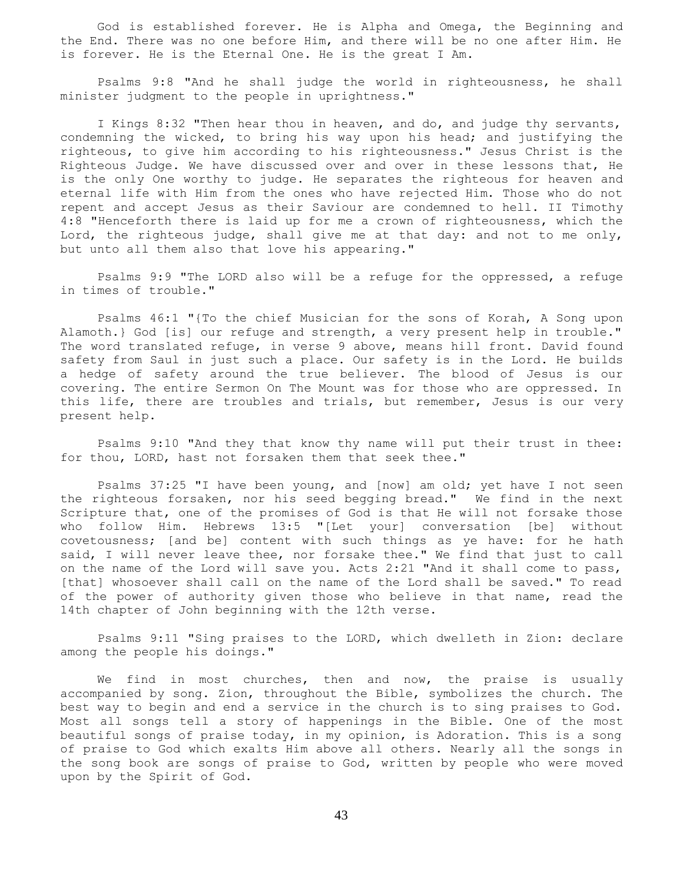God is established forever. He is Alpha and Omega, the Beginning and the End. There was no one before Him, and there will be no one after Him. He is forever. He is the Eternal One. He is the great I Am.

Psalms 9:8 "And he shall judge the world in righteousness, he shall minister judgment to the people in uprightness."

I Kings 8:32 "Then hear thou in heaven, and do, and judge thy servants, condemning the wicked, to bring his way upon his head; and justifying the righteous, to give him according to his righteousness." Jesus Christ is the Righteous Judge. We have discussed over and over in these lessons that, He is the only One worthy to judge. He separates the righteous for heaven and eternal life with Him from the ones who have rejected Him. Those who do not repent and accept Jesus as their Saviour are condemned to hell. II Timothy 4:8 "Henceforth there is laid up for me a crown of righteousness, which the Lord, the righteous judge, shall give me at that day: and not to me only, but unto all them also that love his appearing."

Psalms 9:9 "The LORD also will be a refuge for the oppressed, a refuge in times of trouble."

Psalms 46:1 "{To the chief Musician for the sons of Korah, A Song upon Alamoth.} God [is] our refuge and strength, a very present help in trouble." The word translated refuge, in verse 9 above, means hill front. David found safety from Saul in just such a place. Our safety is in the Lord. He builds a hedge of safety around the true believer. The blood of Jesus is our covering. The entire Sermon On The Mount was for those who are oppressed. In this life, there are troubles and trials, but remember, Jesus is our very present help.

Psalms 9:10 "And they that know thy name will put their trust in thee: for thou, LORD, hast not forsaken them that seek thee."

Psalms 37:25 "I have been young, and [now] am old; yet have I not seen the righteous forsaken, nor his seed begging bread." We find in the next Scripture that, one of the promises of God is that He will not forsake those who follow Him. Hebrews 13:5 "[Let your] conversation [be] without covetousness; [and be] content with such things as ye have: for he hath said, I will never leave thee, nor forsake thee." We find that just to call on the name of the Lord will save you. Acts 2:21 "And it shall come to pass, [that] whosoever shall call on the name of the Lord shall be saved." To read of the power of authority given those who believe in that name, read the 14th chapter of John beginning with the 12th verse.

Psalms 9:11 "Sing praises to the LORD, which dwelleth in Zion: declare among the people his doings."

We find in most churches, then and now, the praise is usually accompanied by song. Zion, throughout the Bible, symbolizes the church. The best way to begin and end a service in the church is to sing praises to God. Most all songs tell a story of happenings in the Bible. One of the most beautiful songs of praise today, in my opinion, is Adoration. This is a song of praise to God which exalts Him above all others. Nearly all the songs in the song book are songs of praise to God, written by people who were moved upon by the Spirit of God.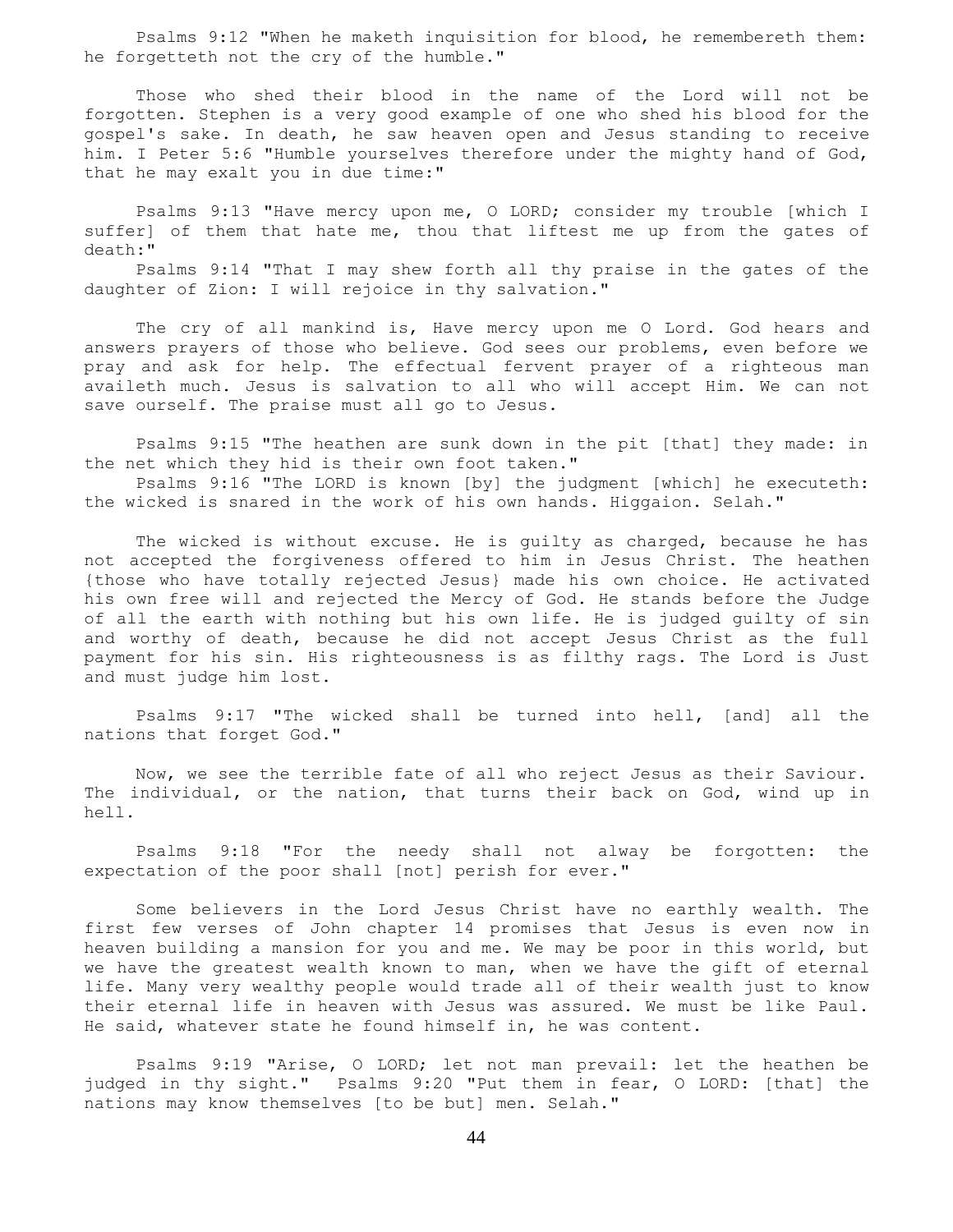Psalms 9:12 "When he maketh inquisition for blood, he remembereth them: he forgetteth not the cry of the humble."

Those who shed their blood in the name of the Lord will not be forgotten. Stephen is a very good example of one who shed his blood for the gospel's sake. In death, he saw heaven open and Jesus standing to receive him. I Peter 5:6 "Humble yourselves therefore under the mighty hand of God, that he may exalt you in due time:"

Psalms 9:13 "Have mercy upon me, O LORD; consider my trouble [which I suffer] of them that hate me, thou that liftest me up from the gates of death:"

Psalms 9:14 "That I may shew forth all thy praise in the gates of the daughter of Zion: I will rejoice in thy salvation."

The cry of all mankind is, Have mercy upon me O Lord. God hears and answers prayers of those who believe. God sees our problems, even before we pray and ask for help. The effectual fervent prayer of a righteous man availeth much. Jesus is salvation to all who will accept Him. We can not save ourself. The praise must all go to Jesus.

Psalms 9:15 "The heathen are sunk down in the pit [that] they made: in the net which they hid is their own foot taken."

Psalms 9:16 "The LORD is known [by] the judgment [which] he executeth: the wicked is snared in the work of his own hands. Higgaion. Selah."

The wicked is without excuse. He is guilty as charged, because he has not accepted the forgiveness offered to him in Jesus Christ. The heathen {those who have totally rejected Jesus} made his own choice. He activated his own free will and rejected the Mercy of God. He stands before the Judge of all the earth with nothing but his own life. He is judged guilty of sin and worthy of death, because he did not accept Jesus Christ as the full payment for his sin. His righteousness is as filthy rags. The Lord is Just and must judge him lost.

Psalms 9:17 "The wicked shall be turned into hell, [and] all the nations that forget God."

Now, we see the terrible fate of all who reject Jesus as their Saviour. The individual, or the nation, that turns their back on God, wind up in hell.

Psalms 9:18 "For the needy shall not alway be forgotten: the expectation of the poor shall [not] perish for ever."

Some believers in the Lord Jesus Christ have no earthly wealth. The first few verses of John chapter 14 promises that Jesus is even now in heaven building a mansion for you and me. We may be poor in this world, but we have the greatest wealth known to man, when we have the gift of eternal life. Many very wealthy people would trade all of their wealth just to know their eternal life in heaven with Jesus was assured. We must be like Paul. He said, whatever state he found himself in, he was content.

Psalms 9:19 "Arise, O LORD; let not man prevail: let the heathen be judged in thy sight." Psalms 9:20 "Put them in fear, O LORD: [that] the nations may know themselves [to be but] men. Selah."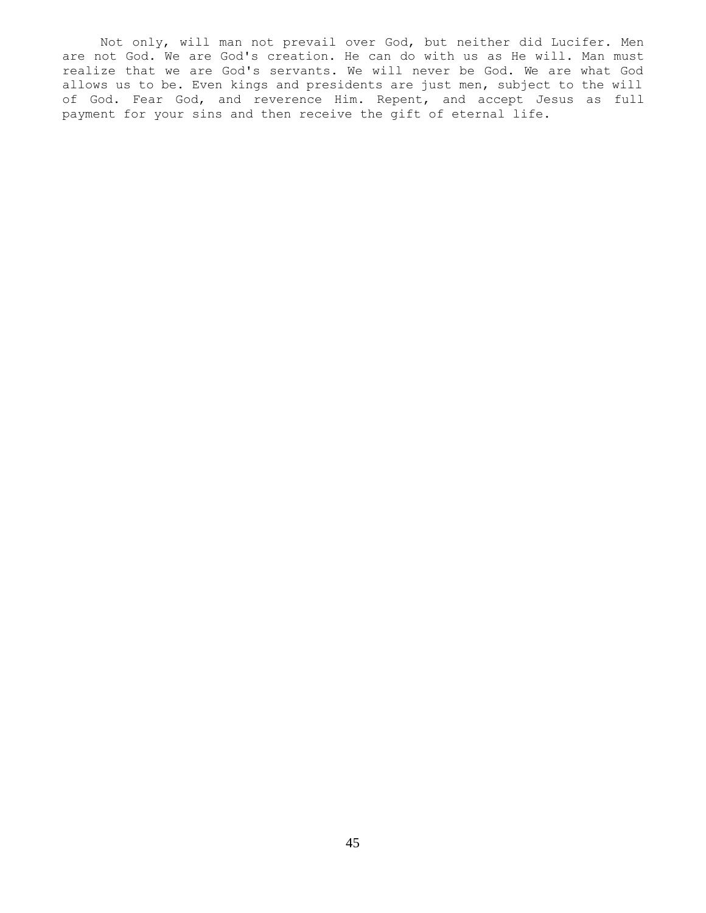Not only, will man not prevail over God, but neither did Lucifer. Men are not God. We are God's creation. He can do with us as He will. Man must realize that we are God's servants. We will never be God. We are what God allows us to be. Even kings and presidents are just men, subject to the will of God. Fear God, and reverence Him. Repent, and accept Jesus as full payment for your sins and then receive the gift of eternal life.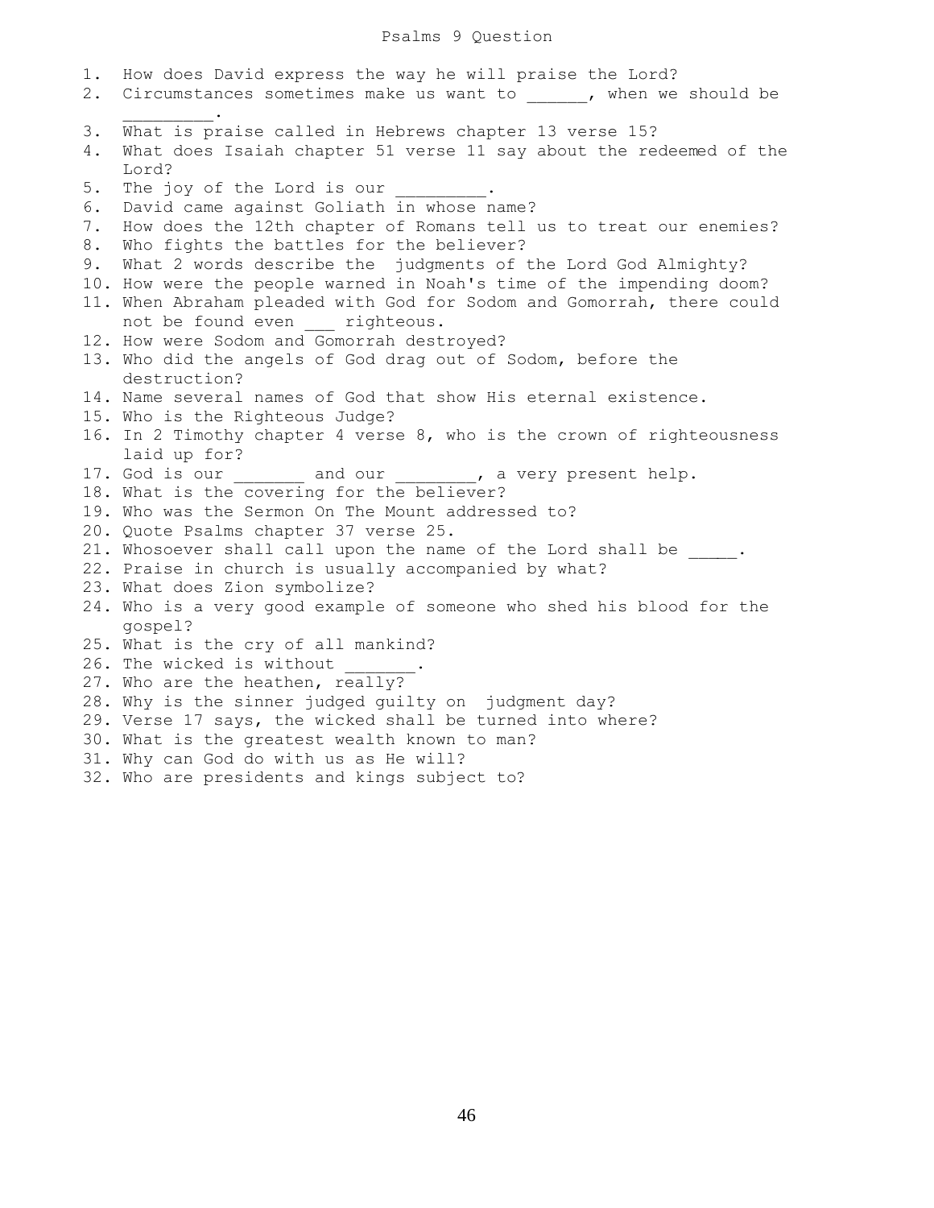# Psalms 9 Question

1. How does David express the way he will praise the Lord?
2. Circumstances sometimes make us want to ______, when we should be _________.
3. What is praise called in Hebrews chapter 13 verse 15?
4. What does Isaiah chapter 51 verse 11 say about the redeemed of the Lord?
5. The joy of the Lord is our _________.
6. David came against Goliath in whose name?
7. How does the 12th chapter of Romans tell us to treat our enemies?
8. Who fights the battles for the believer?
9. What 2 words describe the judgments of the Lord God Almighty?
10. How were the people warned in Noah's time of the impending doom?
11. When Abraham pleaded with God for Sodom and Gomorrah, there could not be found even ___ righteous.
12. How were Sodom and Gomorrah destroyed?
13. Who did the angels of God drag out of Sodom, before the destruction?
14. Name several names of God that show His eternal existence.
15. Who is the Righteous Judge?
16. In 2 Timothy chapter 4 verse 8, who is the crown of righteousness laid up for?
17. God is our _______ and our ________, a very present help.
18. What is the covering for the believer?
19. Who was the Sermon On The Mount addressed to?
20. Quote Psalms chapter 37 verse 25.
21. Whosoever shall call upon the name of the Lord shall be _____.
22. Praise in church is usually accompanied by what?
23. What does Zion symbolize?
24. Who is a very good example of someone who shed his blood for the gospel?
25. What is the cry of all mankind?
26. The wicked is without _______.
27. Who are the heathen, really?
28. Why is the sinner judged guilty on judgment day?
29. Verse 17 says, the wicked shall be turned into where?
30. What is the greatest wealth known to man?
31. Why can God do with us as He will?
32. Who are presidents and kings subject to?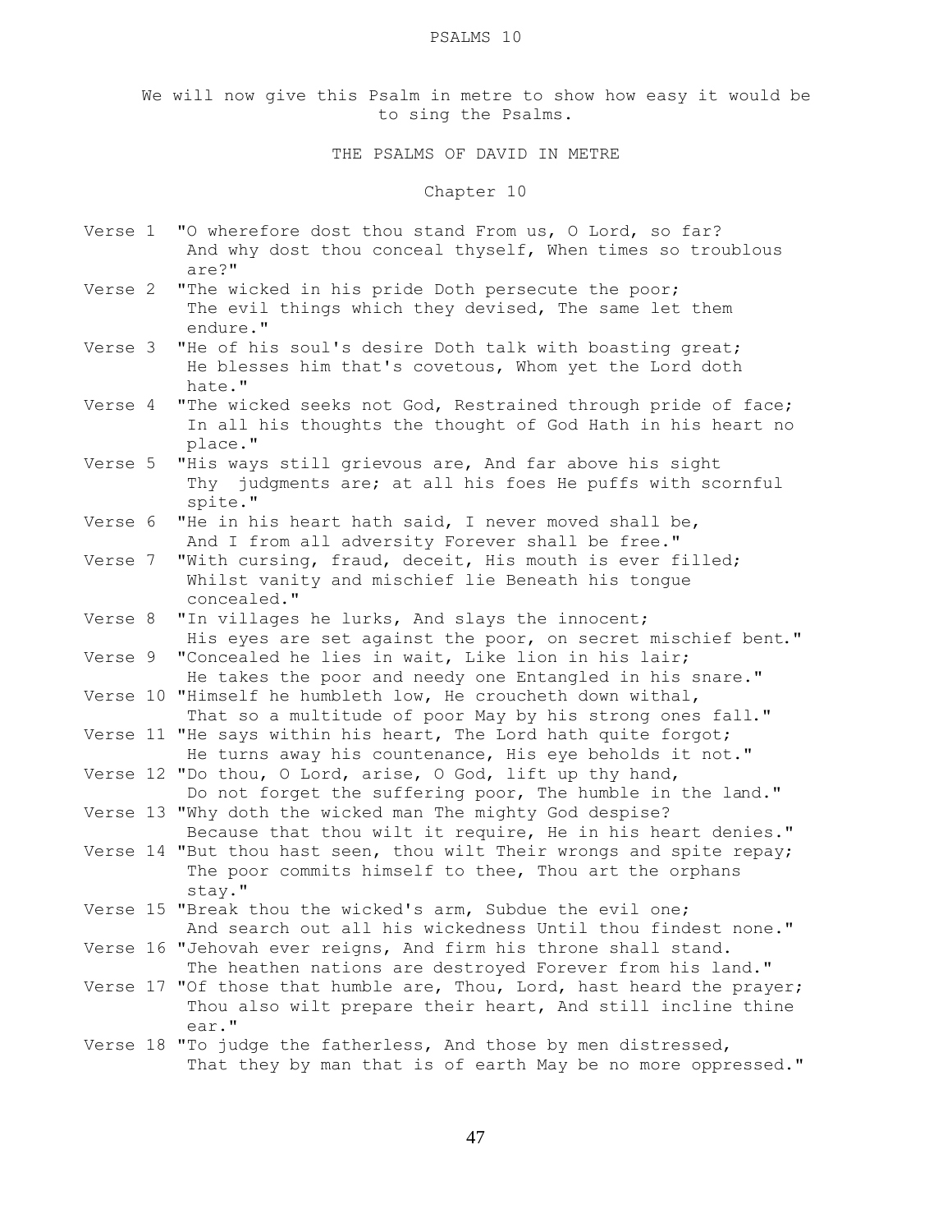# PSALMS 10

We will now give this Psalm in metre to show how easy it would be to sing the Psalms.

## THE PSALMS OF DAVID IN METRE

### Chapter 10

Verse 1 "O wherefore dost thou stand From us, O Lord, so far? And why dost thou conceal thyself, When times so troublous are?"

Verse 2 "The wicked in his pride Doth persecute the poor; The evil things which they devised, The same let them endure."

Verse 3 "He of his soul's desire Doth talk with boasting great; He blesses him that's covetous, Whom yet the Lord doth hate."

Verse 4 "The wicked seeks not God, Restrained through pride of face; In all his thoughts the thought of God Hath in his heart no place."

Verse 5 "His ways still grievous are, And far above his sight Thy judgments are; at all his foes He puffs with scornful spite."

Verse 6 "He in his heart hath said, I never moved shall be, And I from all adversity Forever shall be free."

Verse 7 "With cursing, fraud, deceit, His mouth is ever filled; Whilst vanity and mischief lie Beneath his tongue concealed."

Verse 8 "In villages he lurks, And slays the innocent; His eyes are set against the poor, on secret mischief bent."

Verse 9 "Concealed he lies in wait, Like lion in his lair; He takes the poor and needy one Entangled in his snare."

Verse 10 "Himself he humbleth low, He croucheth down withal, That so a multitude of poor May by his strong ones fall."

Verse 11 "He says within his heart, The Lord hath quite forgot; He turns away his countenance, His eye beholds it not."

Verse 12 "Do thou, O Lord, arise, O God, lift up thy hand, Do not forget the suffering poor, The humble in the land."

Verse 13 "Why doth the wicked man The mighty God despise? Because that thou wilt it require, He in his heart denies."

Verse 14 "But thou hast seen, thou wilt Their wrongs and spite repay; The poor commits himself to thee, Thou art the orphans stay."

Verse 15 "Break thou the wicked's arm, Subdue the evil one; And search out all his wickedness Until thou findest none."

Verse 16 "Jehovah ever reigns, And firm his throne shall stand. The heathen nations are destroyed Forever from his land."

Verse 17 "Of those that humble are, Thou, Lord, hast heard the prayer; Thou also wilt prepare their heart, And still incline thine ear."

Verse 18 "To judge the fatherless, And those by men distressed, That they by man that is of earth May be no more oppressed."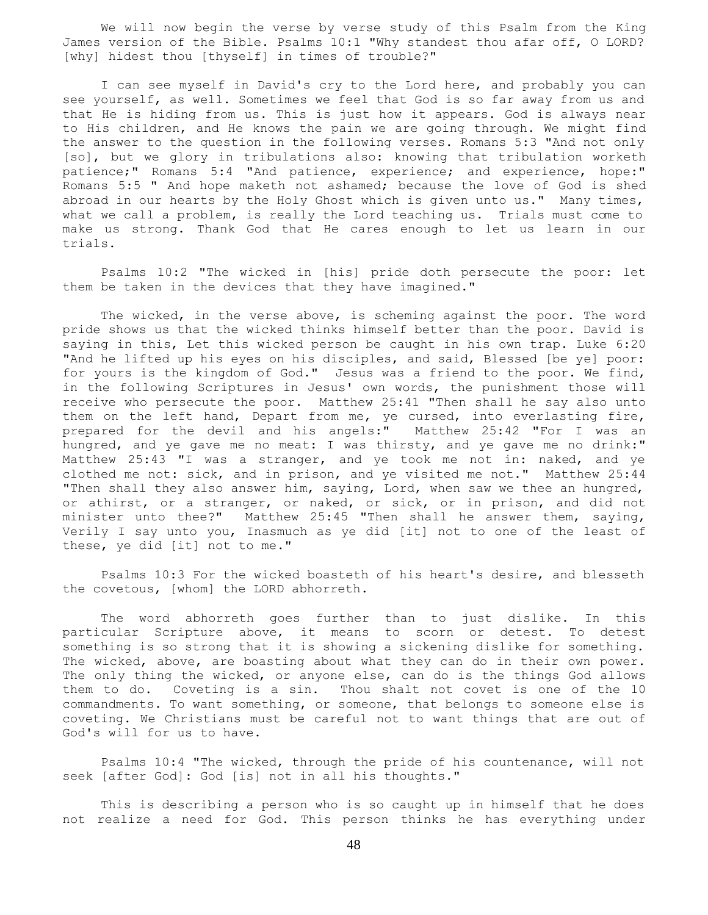We will now begin the verse by verse study of this Psalm from the King James version of the Bible. Psalms 10:1 "Why standest thou afar off, O LORD? [why] hidest thou [thyself] in times of trouble?"

I can see myself in David's cry to the Lord here, and probably you can see yourself, as well. Sometimes we feel that God is so far away from us and that He is hiding from us. This is just how it appears. God is always near to His children, and He knows the pain we are going through. We might find the answer to the question in the following verses. Romans 5:3 "And not only [so], but we glory in tribulations also: knowing that tribulation worketh patience;" Romans 5:4 "And patience, experience; and experience, hope:" Romans 5:5 " And hope maketh not ashamed; because the love of God is shed abroad in our hearts by the Holy Ghost which is given unto us." Many times, what we call a problem, is really the Lord teaching us. Trials must come to make us strong. Thank God that He cares enough to let us learn in our trials.

Psalms 10:2 "The wicked in [his] pride doth persecute the poor: let them be taken in the devices that they have imagined."

The wicked, in the verse above, is scheming against the poor. The word pride shows us that the wicked thinks himself better than the poor. David is saying in this, Let this wicked person be caught in his own trap. Luke 6:20 "And he lifted up his eyes on his disciples, and said, Blessed [be ye] poor: for yours is the kingdom of God." Jesus was a friend to the poor. We find, in the following Scriptures in Jesus' own words, the punishment those will receive who persecute the poor. Matthew 25:41 "Then shall he say also unto them on the left hand, Depart from me, ye cursed, into everlasting fire, prepared for the devil and his angels:" Matthew 25:42 "For I was an hungred, and ye gave me no meat: I was thirsty, and ye gave me no drink:" Matthew 25:43 "I was a stranger, and ye took me not in: naked, and ye clothed me not: sick, and in prison, and ye visited me not." Matthew 25:44 "Then shall they also answer him, saying, Lord, when saw we thee an hungred, or athirst, or a stranger, or naked, or sick, or in prison, and did not minister unto thee?" Matthew 25:45 "Then shall he answer them, saying, Verily I say unto you, Inasmuch as ye did [it] not to one of the least of these, ye did [it] not to me."

Psalms 10:3 For the wicked boasteth of his heart's desire, and blesseth the covetous, [whom] the LORD abhorreth.

The word abhorreth goes further than to just dislike. In this particular Scripture above, it means to scorn or detest. To detest something is so strong that it is showing a sickening dislike for something. The wicked, above, are boasting about what they can do in their own power. The only thing the wicked, or anyone else, can do is the things God allows them to do. Coveting is a sin. Thou shalt not covet is one of the 10 commandments. To want something, or someone, that belongs to someone else is coveting. We Christians must be careful not to want things that are out of God's will for us to have.

Psalms 10:4 "The wicked, through the pride of his countenance, will not seek [after God]: God [is] not in all his thoughts."

This is describing a person who is so caught up in himself that he does not realize a need for God. This person thinks he has everything under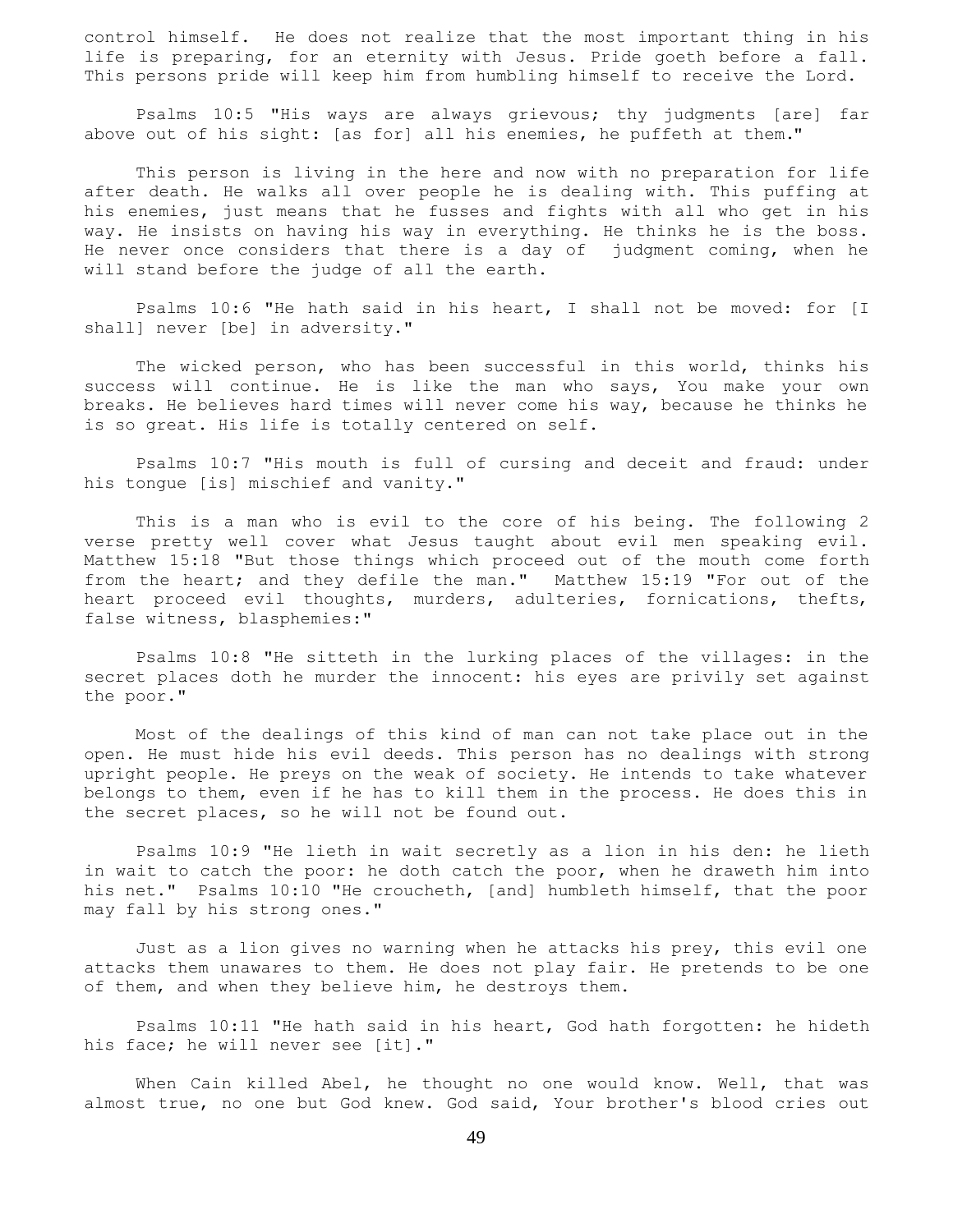control himself. He does not realize that the most important thing in his life is preparing, for an eternity with Jesus. Pride goeth before a fall. This persons pride will keep him from humbling himself to receive the Lord.

Psalms 10:5 "His ways are always grievous; thy judgments [are] far above out of his sight: [as for] all his enemies, he puffeth at them."

This person is living in the here and now with no preparation for life after death. He walks all over people he is dealing with. This puffing at his enemies, just means that he fusses and fights with all who get in his way. He insists on having his way in everything. He thinks he is the boss. He never once considers that there is a day of judgment coming, when he will stand before the judge of all the earth.

Psalms 10:6 "He hath said in his heart, I shall not be moved: for [I shall] never [be] in adversity."

The wicked person, who has been successful in this world, thinks his success will continue. He is like the man who says, You make your own breaks. He believes hard times will never come his way, because he thinks he is so great. His life is totally centered on self.

Psalms 10:7 "His mouth is full of cursing and deceit and fraud: under his tongue [is] mischief and vanity."

This is a man who is evil to the core of his being. The following 2 verse pretty well cover what Jesus taught about evil men speaking evil. Matthew 15:18 "But those things which proceed out of the mouth come forth from the heart; and they defile the man." Matthew 15:19 "For out of the heart proceed evil thoughts, murders, adulteries, fornications, thefts, false witness, blasphemies:"

Psalms 10:8 "He sitteth in the lurking places of the villages: in the secret places doth he murder the innocent: his eyes are privily set against the poor."

Most of the dealings of this kind of man can not take place out in the open. He must hide his evil deeds. This person has no dealings with strong upright people. He preys on the weak of society. He intends to take whatever belongs to them, even if he has to kill them in the process. He does this in the secret places, so he will not be found out.

Psalms 10:9 "He lieth in wait secretly as a lion in his den: he lieth in wait to catch the poor: he doth catch the poor, when he draweth him into his net." Psalms 10:10 "He croucheth, [and] humbleth himself, that the poor may fall by his strong ones."

Just as a lion gives no warning when he attacks his prey, this evil one attacks them unawares to them. He does not play fair. He pretends to be one of them, and when they believe him, he destroys them.

Psalms 10:11 "He hath said in his heart, God hath forgotten: he hideth his face; he will never see [it]."

When Cain killed Abel, he thought no one would know. Well, that was almost true, no one but God knew. God said, Your brother's blood cries out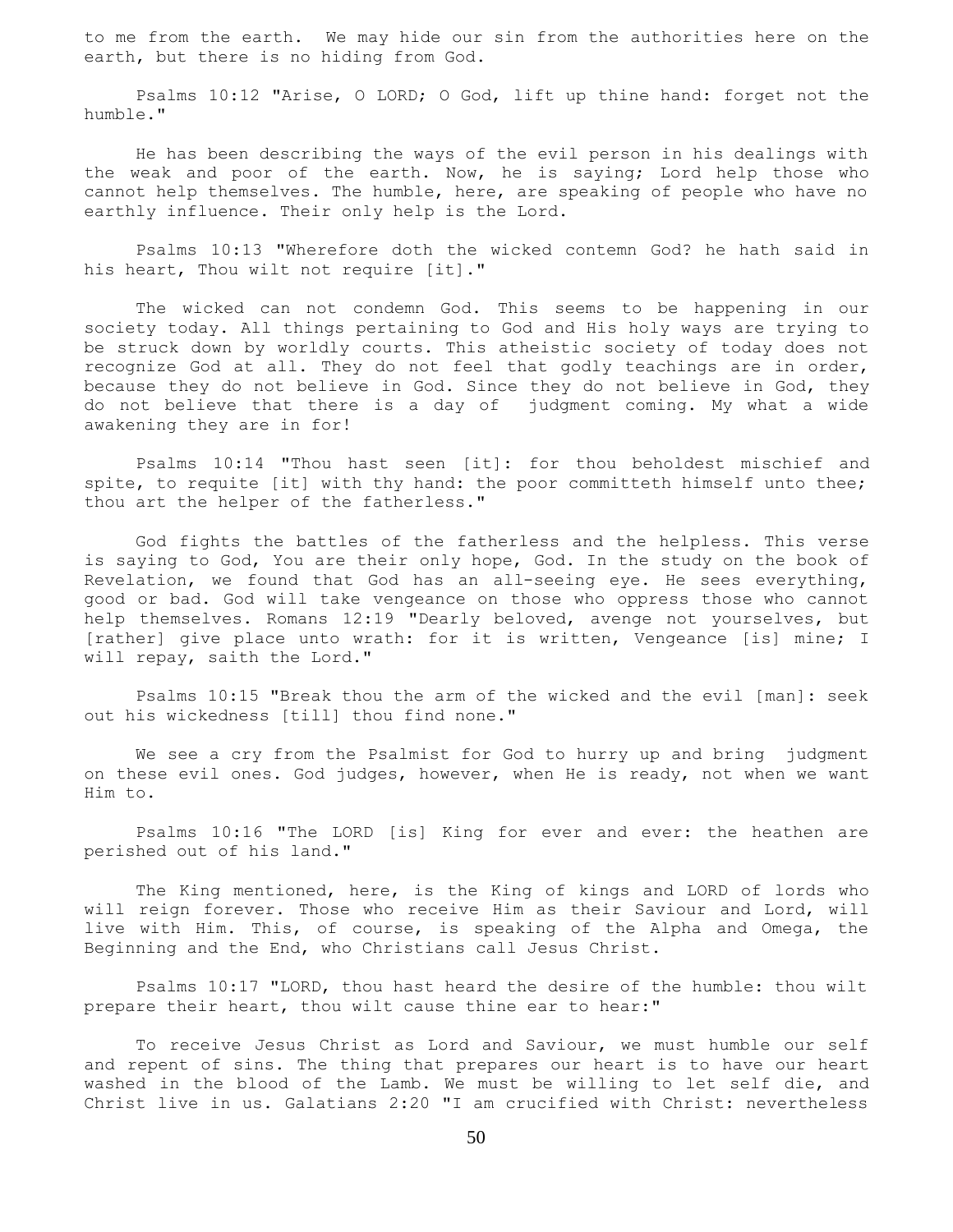to me from the earth. We may hide our sin from the authorities here on the earth, but there is no hiding from God.

Psalms 10:12 "Arise, O LORD; O God, lift up thine hand: forget not the humble."

He has been describing the ways of the evil person in his dealings with the weak and poor of the earth. Now, he is saying; Lord help those who cannot help themselves. The humble, here, are speaking of people who have no earthly influence. Their only help is the Lord.

Psalms 10:13 "Wherefore doth the wicked contemn God? he hath said in his heart, Thou wilt not require [it]."

The wicked can not condemn God. This seems to be happening in our society today. All things pertaining to God and His holy ways are trying to be struck down by worldly courts. This atheistic society of today does not recognize God at all. They do not feel that godly teachings are in order, because they do not believe in God. Since they do not believe in God, they do not believe that there is a day of judgment coming. My what a wide awakening they are in for!

Psalms 10:14 "Thou hast seen [it]: for thou beholdest mischief and spite, to requite [it] with thy hand: the poor committeth himself unto thee; thou art the helper of the fatherless."

God fights the battles of the fatherless and the helpless. This verse is saying to God, You are their only hope, God. In the study on the book of Revelation, we found that God has an all-seeing eye. He sees everything, good or bad. God will take vengeance on those who oppress those who cannot help themselves. Romans 12:19 "Dearly beloved, avenge not yourselves, but [rather] give place unto wrath: for it is written, Vengeance [is] mine; I will repay, saith the Lord."

Psalms 10:15 "Break thou the arm of the wicked and the evil [man]: seek out his wickedness [till] thou find none."

We see a cry from the Psalmist for God to hurry up and bring judgment on these evil ones. God judges, however, when He is ready, not when we want Him to.

Psalms 10:16 "The LORD [is] King for ever and ever: the heathen are perished out of his land."

The King mentioned, here, is the King of kings and LORD of lords who will reign forever. Those who receive Him as their Saviour and Lord, will live with Him. This, of course, is speaking of the Alpha and Omega, the Beginning and the End, who Christians call Jesus Christ.

Psalms 10:17 "LORD, thou hast heard the desire of the humble: thou wilt prepare their heart, thou wilt cause thine ear to hear:"

To receive Jesus Christ as Lord and Saviour, we must humble our self and repent of sins. The thing that prepares our heart is to have our heart washed in the blood of the Lamb. We must be willing to let self die, and Christ live in us. Galatians 2:20 "I am crucified with Christ: nevertheless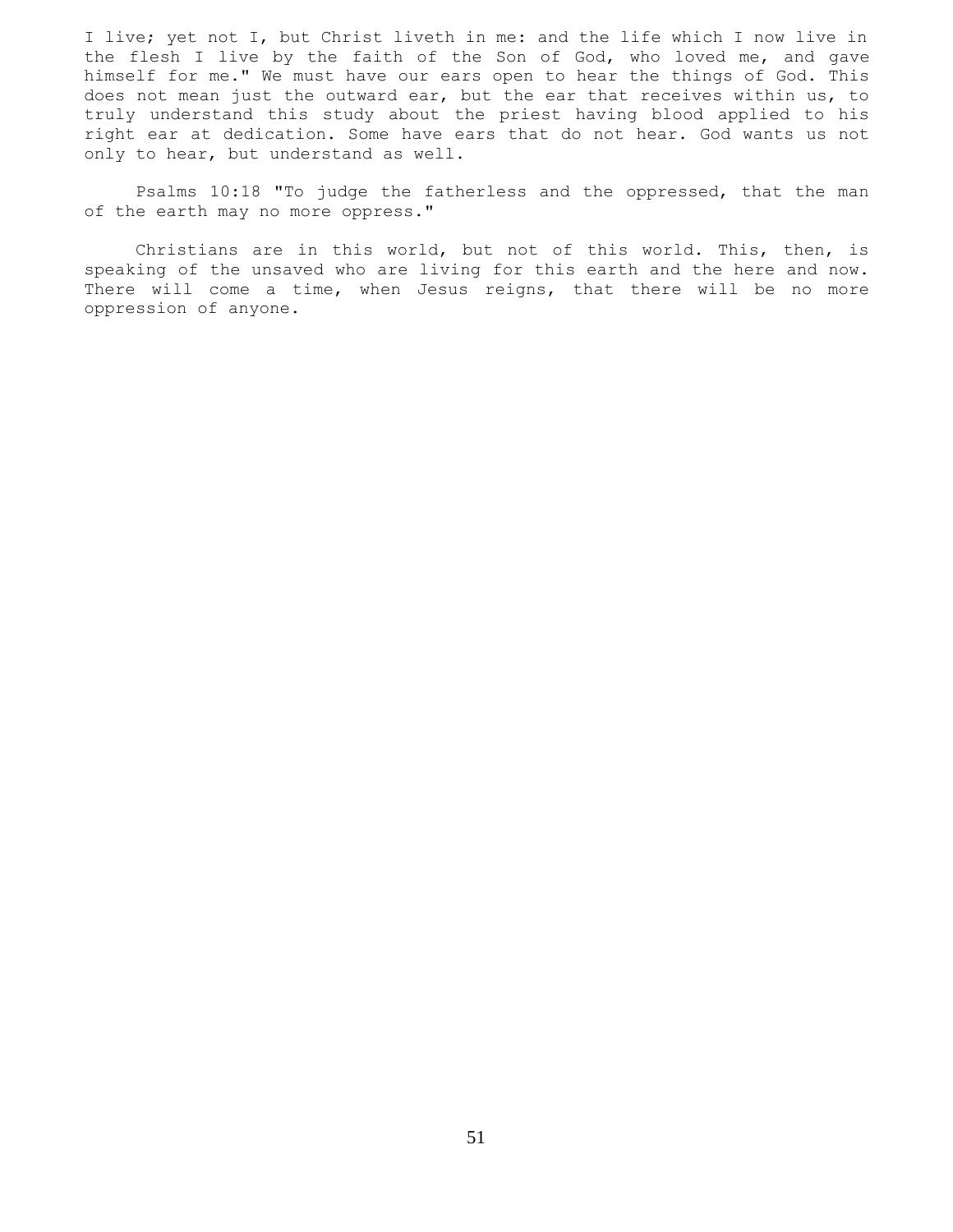I live; yet not I, but Christ liveth in me: and the life which I now live in the flesh I live by the faith of the Son of God, who loved me, and gave himself for me." We must have our ears open to hear the things of God. This does not mean just the outward ear, but the ear that receives within us, to truly understand this study about the priest having blood applied to his right ear at dedication. Some have ears that do not hear. God wants us not only to hear, but understand as well.

Psalms 10:18 "To judge the fatherless and the oppressed, that the man of the earth may no more oppress."

Christians are in this world, but not of this world. This, then, is speaking of the unsaved who are living for this earth and the here and now. There will come a time, when Jesus reigns, that there will be no more oppression of anyone.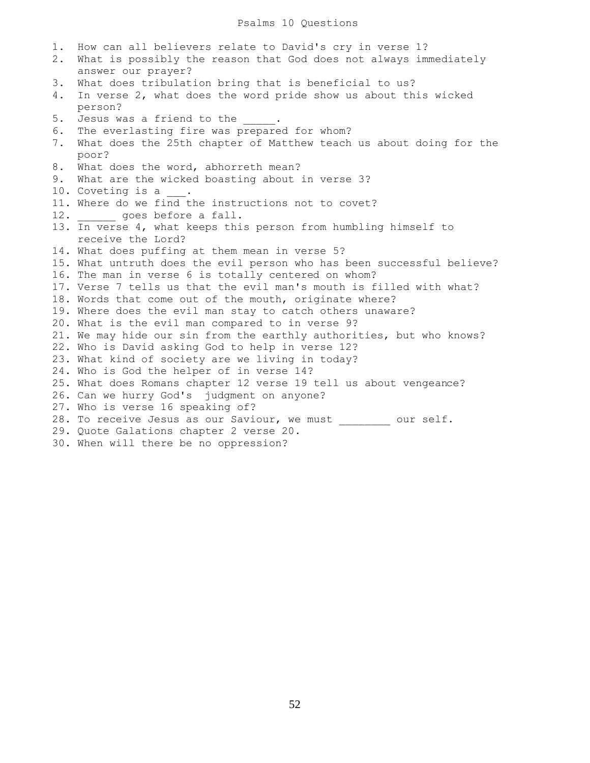# Psalms 10 Questions

1. How can all believers relate to David's cry in verse 1?
2. What is possibly the reason that God does not always immediately answer our prayer?
3. What does tribulation bring that is beneficial to us?
4. In verse 2, what does the word pride show us about this wicked person?
5. Jesus was a friend to the _____.
6. The everlasting fire was prepared for whom?
7. What does the 25th chapter of Matthew teach us about doing for the poor?
8. What does the word, abhorreth mean?
9. What are the wicked boasting about in verse 3?
10. Coveting is a ___.
11. Where do we find the instructions not to covet?
12. ______ goes before a fall.
13. In verse 4, what keeps this person from humbling himself to receive the Lord?
14. What does puffing at them mean in verse 5?
15. What untruth does the evil person who has been successful believe?
16. The man in verse 6 is totally centered on whom?
17. Verse 7 tells us that the evil man's mouth is filled with what?
18. Words that come out of the mouth, originate where?
19. Where does the evil man stay to catch others unaware?
20. What is the evil man compared to in verse 9?
21. We may hide our sin from the earthly authorities, but who knows?
22. Who is David asking God to help in verse 12?
23. What kind of society are we living in today?
24. Who is God the helper of in verse 14?
25. What does Romans chapter 12 verse 19 tell us about vengeance?
26. Can we hurry God's judgment on anyone?
27. Who is verse 16 speaking of?
28. To receive Jesus as our Saviour, we must ________ our self.
29. Quote Galations chapter 2 verse 20.
30. When will there be no oppression?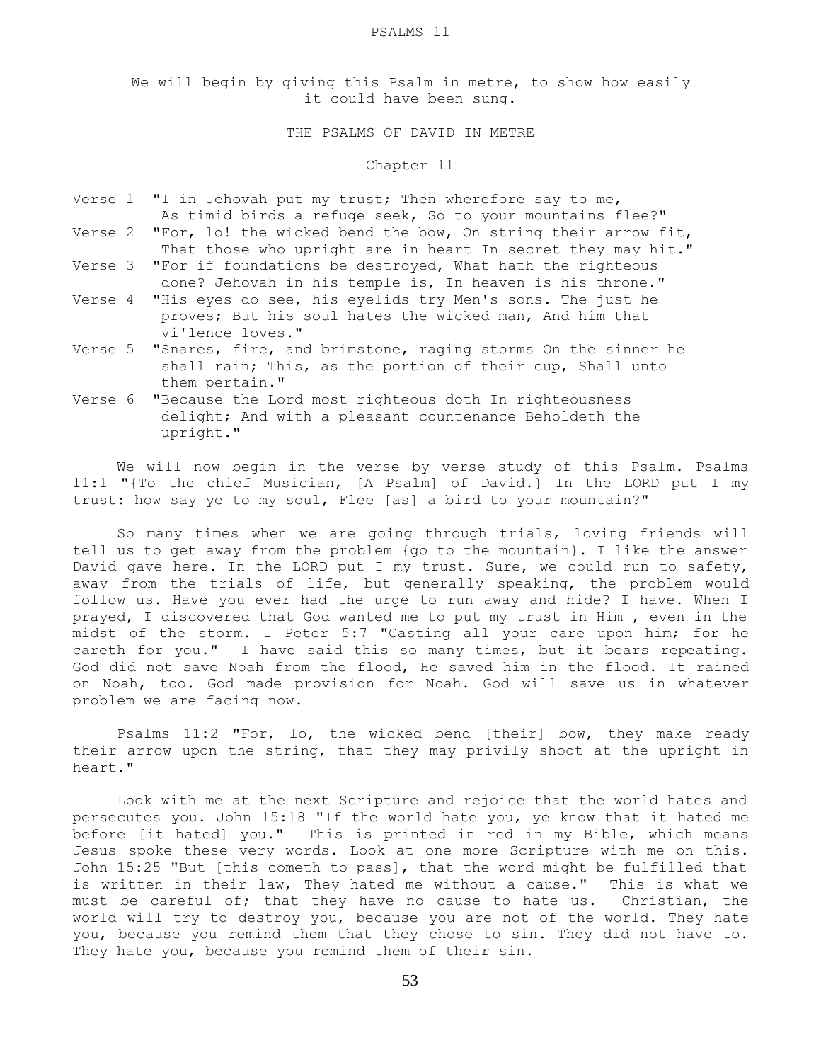# PSALMS 11

We will begin by giving this Psalm in metre, to show how easily it could have been sung.

## THE PSALMS OF DAVID IN METRE

### Chapter 11

Verse 1 "I in Jehovah put my trust; Then wherefore say to me, As timid birds a refuge seek, So to your mountains flee?"

Verse 2 "For, lo! the wicked bend the bow, On string their arrow fit, That those who upright are in heart In secret they may hit."

Verse 3 "For if foundations be destroyed, What hath the righteous done? Jehovah in his temple is, In heaven is his throne."

Verse 4 "His eyes do see, his eyelids try Men's sons. The just he proves; But his soul hates the wicked man, And him that vi'lence loves."

Verse 5 "Snares, fire, and brimstone, raging storms On the sinner he shall rain; This, as the portion of their cup, Shall unto them pertain."

Verse 6 "Because the Lord most righteous doth In righteousness delight; And with a pleasant countenance Beholdeth the upright."

We will now begin in the verse by verse study of this Psalm. Psalms 11:1 "{To the chief Musician, [A Psalm] of David.} In the LORD put I my trust: how say ye to my soul, Flee [as] a bird to your mountain?"

So many times when we are going through trials, loving friends will tell us to get away from the problem {go to the mountain}. I like the answer David gave here. In the LORD put I my trust. Sure, we could run to safety, away from the trials of life, but generally speaking, the problem would follow us. Have you ever had the urge to run away and hide? I have. When I prayed, I discovered that God wanted me to put my trust in Him , even in the midst of the storm. I Peter 5:7 "Casting all your care upon him; for he careth for you." I have said this so many times, but it bears repeating. God did not save Noah from the flood, He saved him in the flood. It rained on Noah, too. God made provision for Noah. God will save us in whatever problem we are facing now.

Psalms 11:2 "For, lo, the wicked bend [their] bow, they make ready their arrow upon the string, that they may privily shoot at the upright in heart."

Look with me at the next Scripture and rejoice that the world hates and persecutes you. John 15:18 "If the world hate you, ye know that it hated me before [it hated] you." This is printed in red in my Bible, which means Jesus spoke these very words. Look at one more Scripture with me on this. John 15:25 "But [this cometh to pass], that the word might be fulfilled that is written in their law, They hated me without a cause." This is what we must be careful of; that they have no cause to hate us. Christian, the world will try to destroy you, because you are not of the world. They hate you, because you remind them that they chose to sin. They did not have to. They hate you, because you remind them of their sin.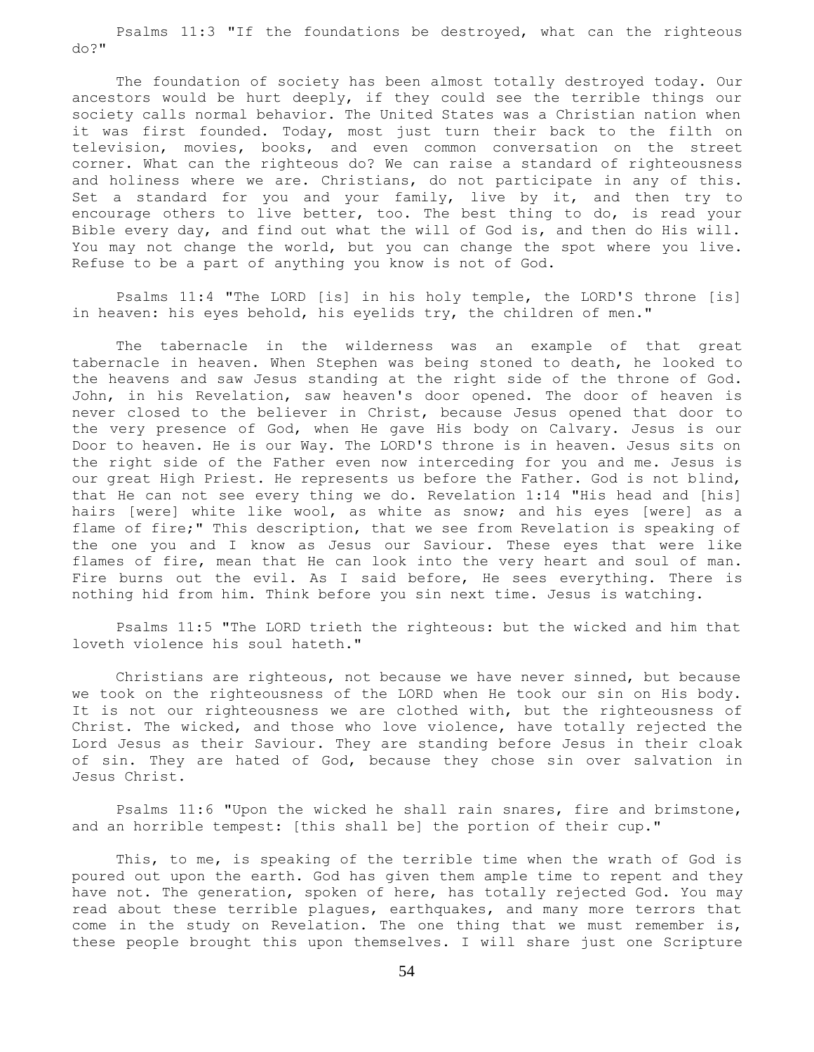Psalms 11:3 "If the foundations be destroyed, what can the righteous do?"

The foundation of society has been almost totally destroyed today. Our ancestors would be hurt deeply, if they could see the terrible things our society calls normal behavior. The United States was a Christian nation when it was first founded. Today, most just turn their back to the filth on television, movies, books, and even common conversation on the street corner. What can the righteous do? We can raise a standard of righteousness and holiness where we are. Christians, do not participate in any of this. Set a standard for you and your family, live by it, and then try to encourage others to live better, too. The best thing to do, is read your Bible every day, and find out what the will of God is, and then do His will. You may not change the world, but you can change the spot where you live. Refuse to be a part of anything you know is not of God.

Psalms 11:4 "The LORD [is] in his holy temple, the LORD'S throne [is] in heaven: his eyes behold, his eyelids try, the children of men."

The tabernacle in the wilderness was an example of that great tabernacle in heaven. When Stephen was being stoned to death, he looked to the heavens and saw Jesus standing at the right side of the throne of God. John, in his Revelation, saw heaven's door opened. The door of heaven is never closed to the believer in Christ, because Jesus opened that door to the very presence of God, when He gave His body on Calvary. Jesus is our Door to heaven. He is our Way. The LORD'S throne is in heaven. Jesus sits on the right side of the Father even now interceding for you and me. Jesus is our great High Priest. He represents us before the Father. God is not blind, that He can not see every thing we do. Revelation 1:14 "His head and [his] hairs [were] white like wool, as white as snow; and his eyes [were] as a flame of fire;" This description, that we see from Revelation is speaking of the one you and I know as Jesus our Saviour. These eyes that were like flames of fire, mean that He can look into the very heart and soul of man. Fire burns out the evil. As I said before, He sees everything. There is nothing hid from him. Think before you sin next time. Jesus is watching.

Psalms 11:5 "The LORD trieth the righteous: but the wicked and him that loveth violence his soul hateth."

Christians are righteous, not because we have never sinned, but because we took on the righteousness of the LORD when He took our sin on His body. It is not our righteousness we are clothed with, but the righteousness of Christ. The wicked, and those who love violence, have totally rejected the Lord Jesus as their Saviour. They are standing before Jesus in their cloak of sin. They are hated of God, because they chose sin over salvation in Jesus Christ.

Psalms 11:6 "Upon the wicked he shall rain snares, fire and brimstone, and an horrible tempest: [this shall be] the portion of their cup."

This, to me, is speaking of the terrible time when the wrath of God is poured out upon the earth. God has given them ample time to repent and they have not. The generation, spoken of here, has totally rejected God. You may read about these terrible plagues, earthquakes, and many more terrors that come in the study on Revelation. The one thing that we must remember is, these people brought this upon themselves. I will share just one Scripture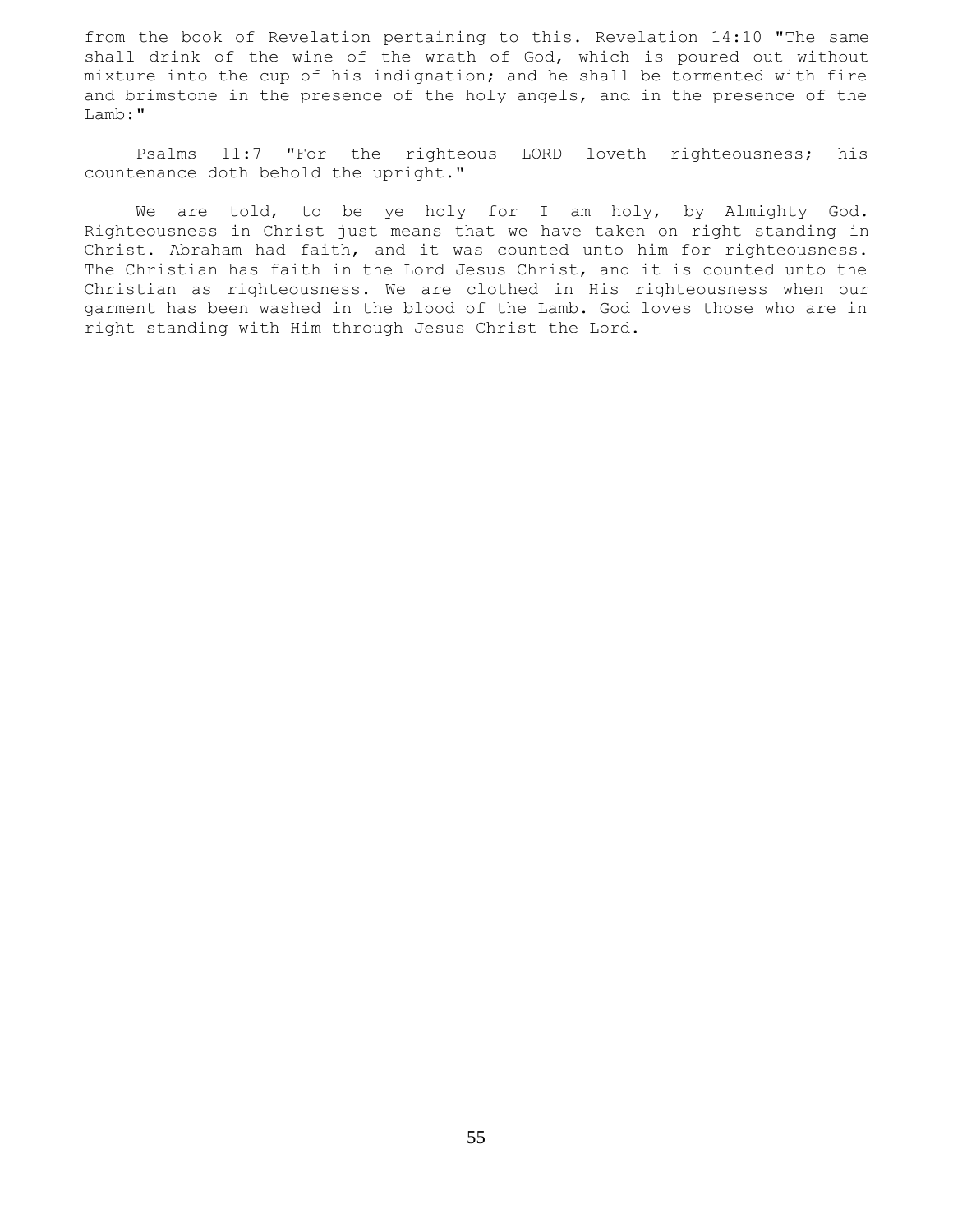from the book of Revelation pertaining to this. Revelation 14:10 "The same shall drink of the wine of the wrath of God, which is poured out without mixture into the cup of his indignation; and he shall be tormented with fire and brimstone in the presence of the holy angels, and in the presence of the Lamb:"

Psalms 11:7 "For the righteous LORD loveth righteousness; his countenance doth behold the upright."

We are told, to be ye holy for I am holy, by Almighty God. Righteousness in Christ just means that we have taken on right standing in Christ. Abraham had faith, and it was counted unto him for righteousness. The Christian has faith in the Lord Jesus Christ, and it is counted unto the Christian as righteousness. We are clothed in His righteousness when our garment has been washed in the blood of the Lamb. God loves those who are in right standing with Him through Jesus Christ the Lord.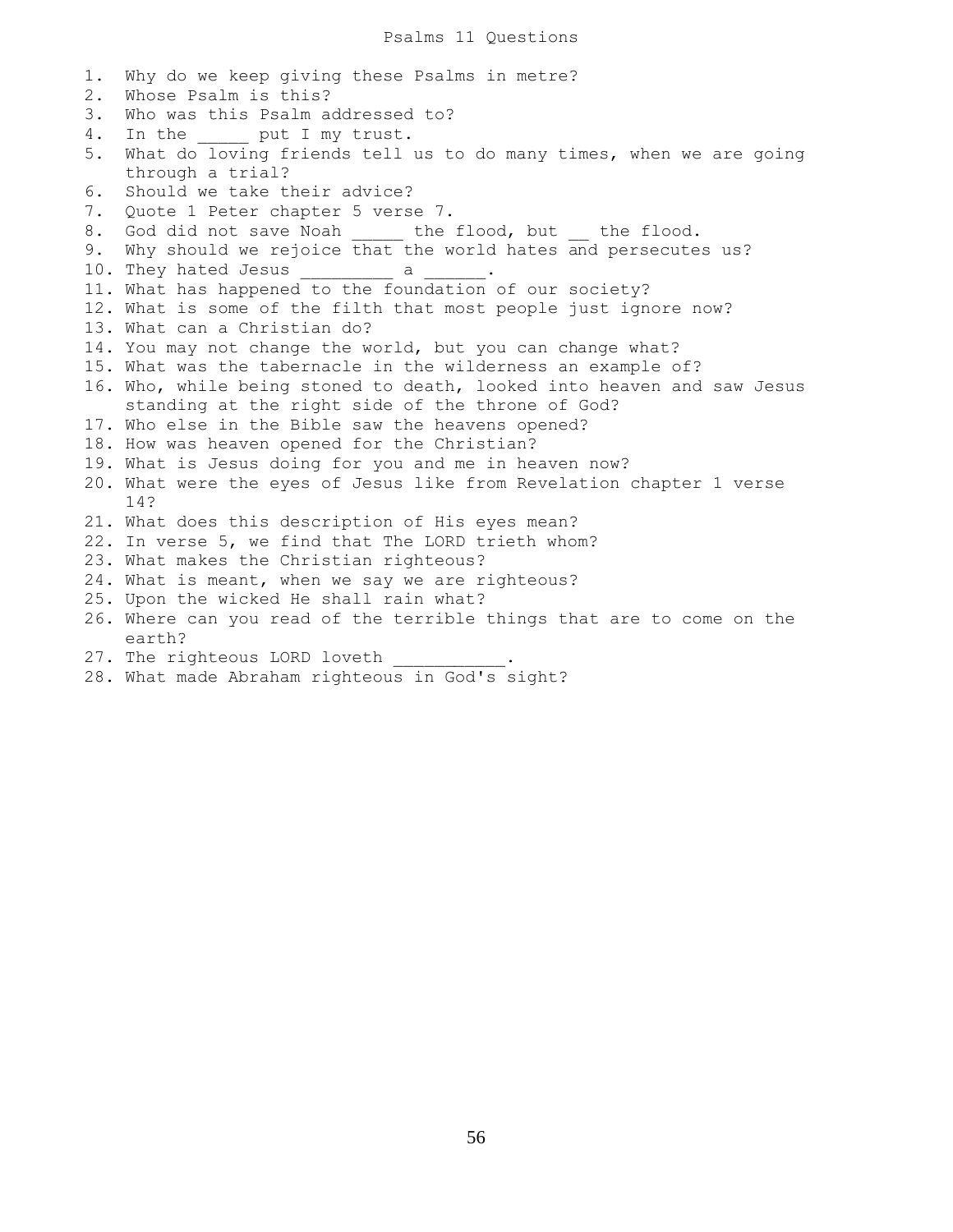# Psalms 11 Questions

1. Why do we keep giving these Psalms in metre?
2. Whose Psalm is this?
3. Who was this Psalm addressed to?
4. In the _____ put I my trust.
5. What do loving friends tell us to do many times, when we are going through a trial?
6. Should we take their advice?
7. Quote 1 Peter chapter 5 verse 7.
8. God did not save Noah _____ the flood, but __ the flood.
9. Why should we rejoice that the world hates and persecutes us?
10. They hated Jesus _________ a ______.
11. What has happened to the foundation of our society?
12. What is some of the filth that most people just ignore now?
13. What can a Christian do?
14. You may not change the world, but you can change what?
15. What was the tabernacle in the wilderness an example of?
16. Who, while being stoned to death, looked into heaven and saw Jesus standing at the right side of the throne of God?
17. Who else in the Bible saw the heavens opened?
18. How was heaven opened for the Christian?
19. What is Jesus doing for you and me in heaven now?
20. What were the eyes of Jesus like from Revelation chapter 1 verse 14?
21. What does this description of His eyes mean?
22. In verse 5, we find that The LORD trieth whom?
23. What makes the Christian righteous?
24. What is meant, when we say we are righteous?
25. Upon the wicked He shall rain what?
26. Where can you read of the terrible things that are to come on the earth?
27. The righteous LORD loveth ___________.
28. What made Abraham righteous in God's sight?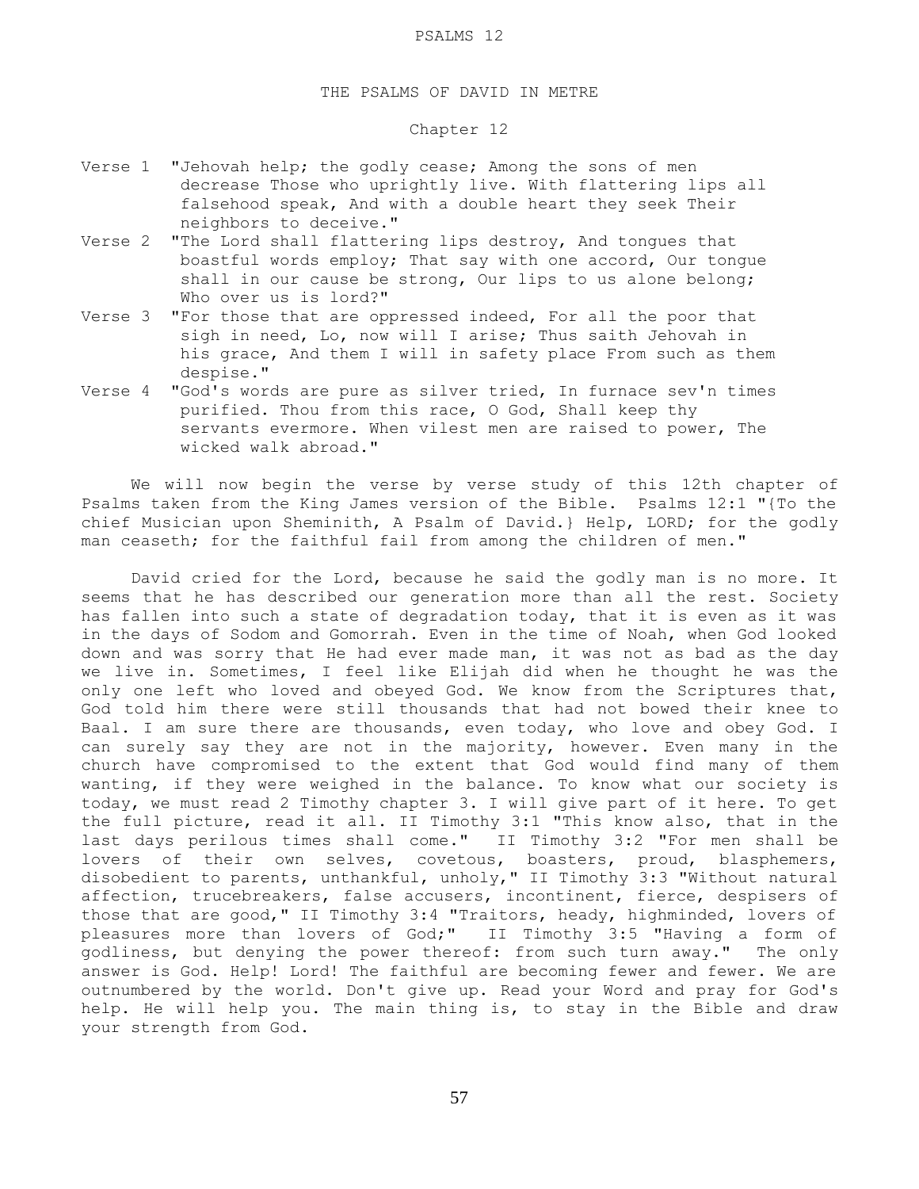PSALMS 12

## THE PSALMS OF DAVID IN METRE

### Chapter 12

Verse 1 "Jehovah help; the godly cease; Among the sons of men decrease Those who uprightly live. With flattering lips all falsehood speak, And with a double heart they seek Their neighbors to deceive."

Verse 2 "The Lord shall flattering lips destroy, And tongues that boastful words employ; That say with one accord, Our tongue shall in our cause be strong, Our lips to us alone belong; Who over us is lord?"

Verse 3 "For those that are oppressed indeed, For all the poor that sigh in need, Lo, now will I arise; Thus saith Jehovah in his grace, And them I will in safety place From such as them despise."

Verse 4 "God's words are pure as silver tried, In furnace sev'n times purified. Thou from this race, O God, Shall keep thy servants evermore. When vilest men are raised to power, The wicked walk abroad."

We will now begin the verse by verse study of this 12th chapter of Psalms taken from the King James version of the Bible. Psalms 12:1 "{To the chief Musician upon Sheminith, A Psalm of David.} Help, LORD; for the godly man ceaseth; for the faithful fail from among the children of men."

David cried for the Lord, because he said the godly man is no more. It seems that he has described our generation more than all the rest. Society has fallen into such a state of degradation today, that it is even as it was in the days of Sodom and Gomorrah. Even in the time of Noah, when God looked down and was sorry that He had ever made man, it was not as bad as the day we live in. Sometimes, I feel like Elijah did when he thought he was the only one left who loved and obeyed God. We know from the Scriptures that, God told him there were still thousands that had not bowed their knee to Baal. I am sure there are thousands, even today, who love and obey God. I can surely say they are not in the majority, however. Even many in the church have compromised to the extent that God would find many of them wanting, if they were weighed in the balance. To know what our society is today, we must read 2 Timothy chapter 3. I will give part of it here. To get the full picture, read it all. II Timothy 3:1 "This know also, that in the last days perilous times shall come." II Timothy 3:2 "For men shall be lovers of their own selves, covetous, boasters, proud, blasphemers, disobedient to parents, unthankful, unholy," II Timothy 3:3 "Without natural affection, trucebreakers, false accusers, incontinent, fierce, despisers of those that are good," II Timothy 3:4 "Traitors, heady, highminded, lovers of pleasures more than lovers of God;" II Timothy 3:5 "Having a form of godliness, but denying the power thereof: from such turn away." The only answer is God. Help! Lord! The faithful are becoming fewer and fewer. We are outnumbered by the world. Don't give up. Read your Word and pray for God's help. He will help you. The main thing is, to stay in the Bible and draw your strength from God.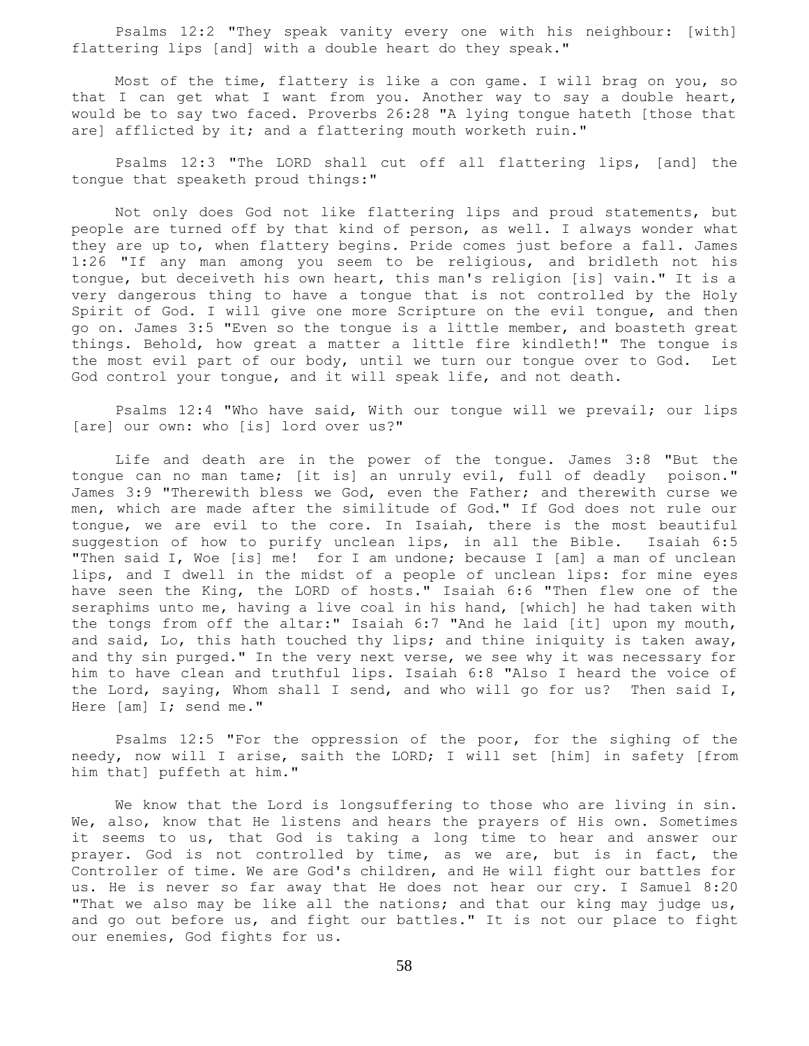Psalms 12:2 "They speak vanity every one with his neighbour: [with] flattering lips [and] with a double heart do they speak."

Most of the time, flattery is like a con game. I will brag on you, so that I can get what I want from you. Another way to say a double heart, would be to say two faced. Proverbs 26:28 "A lying tongue hateth [those that are] afflicted by it; and a flattering mouth worketh ruin."

Psalms 12:3 "The LORD shall cut off all flattering lips, [and] the tongue that speaketh proud things:"

Not only does God not like flattering lips and proud statements, but people are turned off by that kind of person, as well. I always wonder what they are up to, when flattery begins. Pride comes just before a fall. James 1:26 "If any man among you seem to be religious, and bridleth not his tongue, but deceiveth his own heart, this man's religion [is] vain." It is a very dangerous thing to have a tongue that is not controlled by the Holy Spirit of God. I will give one more Scripture on the evil tongue, and then go on. James 3:5 "Even so the tongue is a little member, and boasteth great things. Behold, how great a matter a little fire kindleth!" The tongue is the most evil part of our body, until we turn our tongue over to God. Let God control your tongue, and it will speak life, and not death.

Psalms 12:4 "Who have said, With our tongue will we prevail; our lips [are] our own: who [is] lord over us?"

Life and death are in the power of the tongue. James 3:8 "But the tongue can no man tame; [it is] an unruly evil, full of deadly poison." James 3:9 "Therewith bless we God, even the Father; and therewith curse we men, which are made after the similitude of God." If God does not rule our tongue, we are evil to the core. In Isaiah, there is the most beautiful suggestion of how to purify unclean lips, in all the Bible. Isaiah 6:5 "Then said I, Woe [is] me! for I am undone; because I [am] a man of unclean lips, and I dwell in the midst of a people of unclean lips: for mine eyes have seen the King, the LORD of hosts." Isaiah 6:6 "Then flew one of the seraphims unto me, having a live coal in his hand, [which] he had taken with the tongs from off the altar:" Isaiah 6:7 "And he laid [it] upon my mouth, and said, Lo, this hath touched thy lips; and thine iniquity is taken away, and thy sin purged." In the very next verse, we see why it was necessary for him to have clean and truthful lips. Isaiah 6:8 "Also I heard the voice of the Lord, saying, Whom shall I send, and who will go for us? Then said I, Here [am] I; send me."

Psalms 12:5 "For the oppression of the poor, for the sighing of the needy, now will I arise, saith the LORD; I will set [him] in safety [from him that] puffeth at him."

We know that the Lord is longsuffering to those who are living in sin. We, also, know that He listens and hears the prayers of His own. Sometimes it seems to us, that God is taking a long time to hear and answer our prayer. God is not controlled by time, as we are, but is in fact, the Controller of time. We are God's children, and He will fight our battles for us. He is never so far away that He does not hear our cry. I Samuel 8:20 "That we also may be like all the nations; and that our king may judge us, and go out before us, and fight our battles." It is not our place to fight our enemies, God fights for us.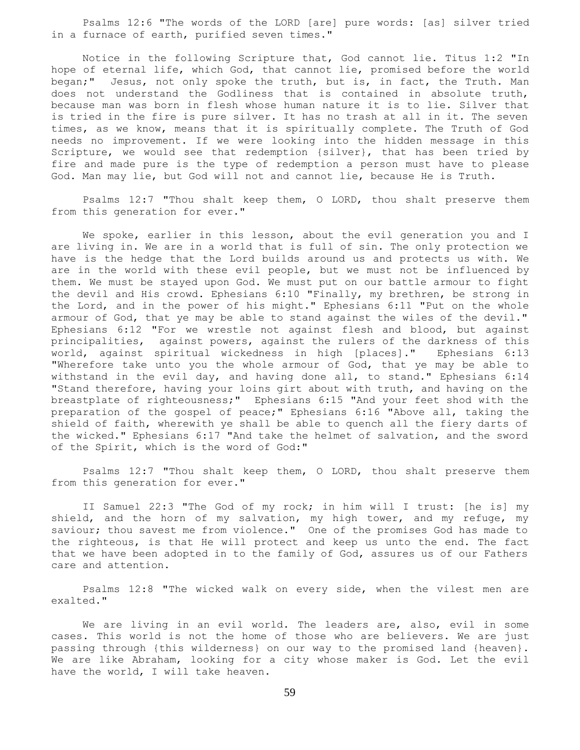Psalms 12:6 "The words of the LORD [are] pure words: [as] silver tried in a furnace of earth, purified seven times."

Notice in the following Scripture that, God cannot lie. Titus 1:2 "In hope of eternal life, which God, that cannot lie, promised before the world began;" Jesus, not only spoke the truth, but is, in fact, the Truth. Man does not understand the Godliness that is contained in absolute truth, because man was born in flesh whose human nature it is to lie. Silver that is tried in the fire is pure silver. It has no trash at all in it. The seven times, as we know, means that it is spiritually complete. The Truth of God needs no improvement. If we were looking into the hidden message in this Scripture, we would see that redemption {silver}, that has been tried by fire and made pure is the type of redemption a person must have to please God. Man may lie, but God will not and cannot lie, because He is Truth.

Psalms 12:7 "Thou shalt keep them, O LORD, thou shalt preserve them from this generation for ever."

We spoke, earlier in this lesson, about the evil generation you and I are living in. We are in a world that is full of sin. The only protection we have is the hedge that the Lord builds around us and protects us with. We are in the world with these evil people, but we must not be influenced by them. We must be stayed upon God. We must put on our battle armour to fight the devil and His crowd. Ephesians 6:10 "Finally, my brethren, be strong in the Lord, and in the power of his might." Ephesians 6:11 "Put on the whole armour of God, that ye may be able to stand against the wiles of the devil." Ephesians 6:12 "For we wrestle not against flesh and blood, but against principalities, against powers, against the rulers of the darkness of this world, against spiritual wickedness in high [places]." Ephesians 6:13 "Wherefore take unto you the whole armour of God, that ye may be able to withstand in the evil day, and having done all, to stand." Ephesians 6:14 "Stand therefore, having your loins girt about with truth, and having on the breastplate of righteousness;" Ephesians 6:15 "And your feet shod with the preparation of the gospel of peace;" Ephesians 6:16 "Above all, taking the shield of faith, wherewith ye shall be able to quench all the fiery darts of the wicked." Ephesians 6:17 "And take the helmet of salvation, and the sword of the Spirit, which is the word of God:"

Psalms 12:7 "Thou shalt keep them, O LORD, thou shalt preserve them from this generation for ever."

II Samuel 22:3 "The God of my rock; in him will I trust: [he is] my shield, and the horn of my salvation, my high tower, and my refuge, my saviour; thou savest me from violence." One of the promises God has made to the righteous, is that He will protect and keep us unto the end. The fact that we have been adopted in to the family of God, assures us of our Fathers care and attention.

Psalms 12:8 "The wicked walk on every side, when the vilest men are exalted."

We are living in an evil world. The leaders are, also, evil in some cases. This world is not the home of those who are believers. We are just passing through {this wilderness} on our way to the promised land {heaven}. We are like Abraham, looking for a city whose maker is God. Let the evil have the world, I will take heaven.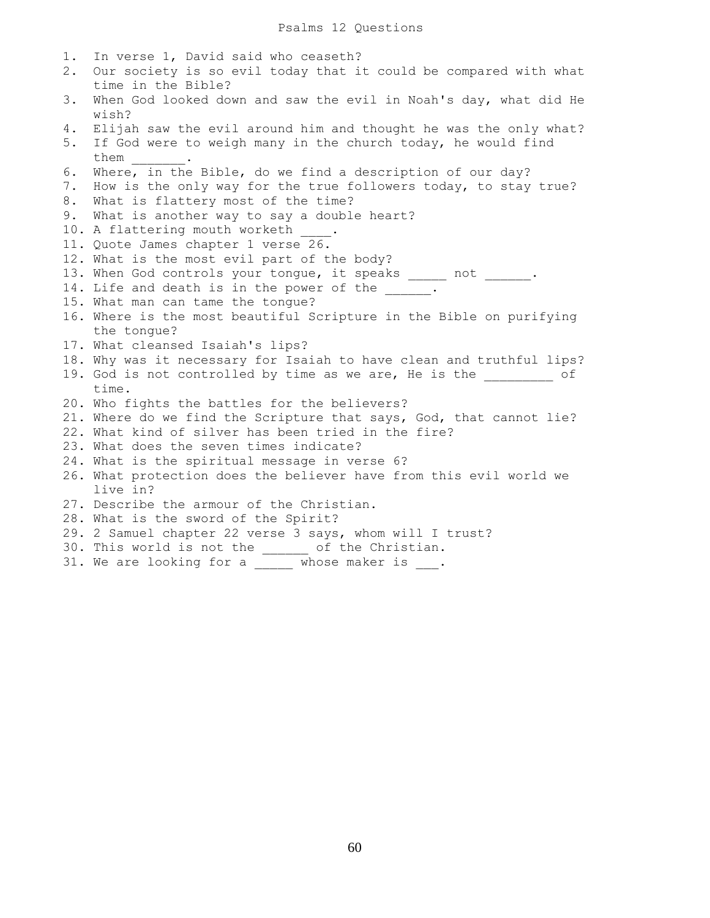# Psalms 12 Questions

1. In verse 1, David said who ceaseth?
2. Our society is so evil today that it could be compared with what time in the Bible?
3. When God looked down and saw the evil in Noah's day, what did He wish?
4. Elijah saw the evil around him and thought he was the only what?
5. If God were to weigh many in the church today, he would find them _______.
6. Where, in the Bible, do we find a description of our day?
7. How is the only way for the true followers today, to stay true?
8. What is flattery most of the time?
9. What is another way to say a double heart?
10. A flattering mouth worketh ____.
11. Quote James chapter 1 verse 26.
12. What is the most evil part of the body?
13. When God controls your tongue, it speaks _____ not ______.
14. Life and death is in the power of the ______.
15. What man can tame the tongue?
16. Where is the most beautiful Scripture in the Bible on purifying the tongue?
17. What cleansed Isaiah's lips?
18. Why was it necessary for Isaiah to have clean and truthful lips?
19. God is not controlled by time as we are, He is the _________ of time.
20. Who fights the battles for the believers?
21. Where do we find the Scripture that says, God, that cannot lie?
22. What kind of silver has been tried in the fire?
23. What does the seven times indicate?
24. What is the spiritual message in verse 6?
26. What protection does the believer have from this evil world we live in?
27. Describe the armour of the Christian.
28. What is the sword of the Spirit?
29. 2 Samuel chapter 22 verse 3 says, whom will I trust?
30. This world is not the ______ of the Christian.
31. We are looking for a _____ whose maker is ___.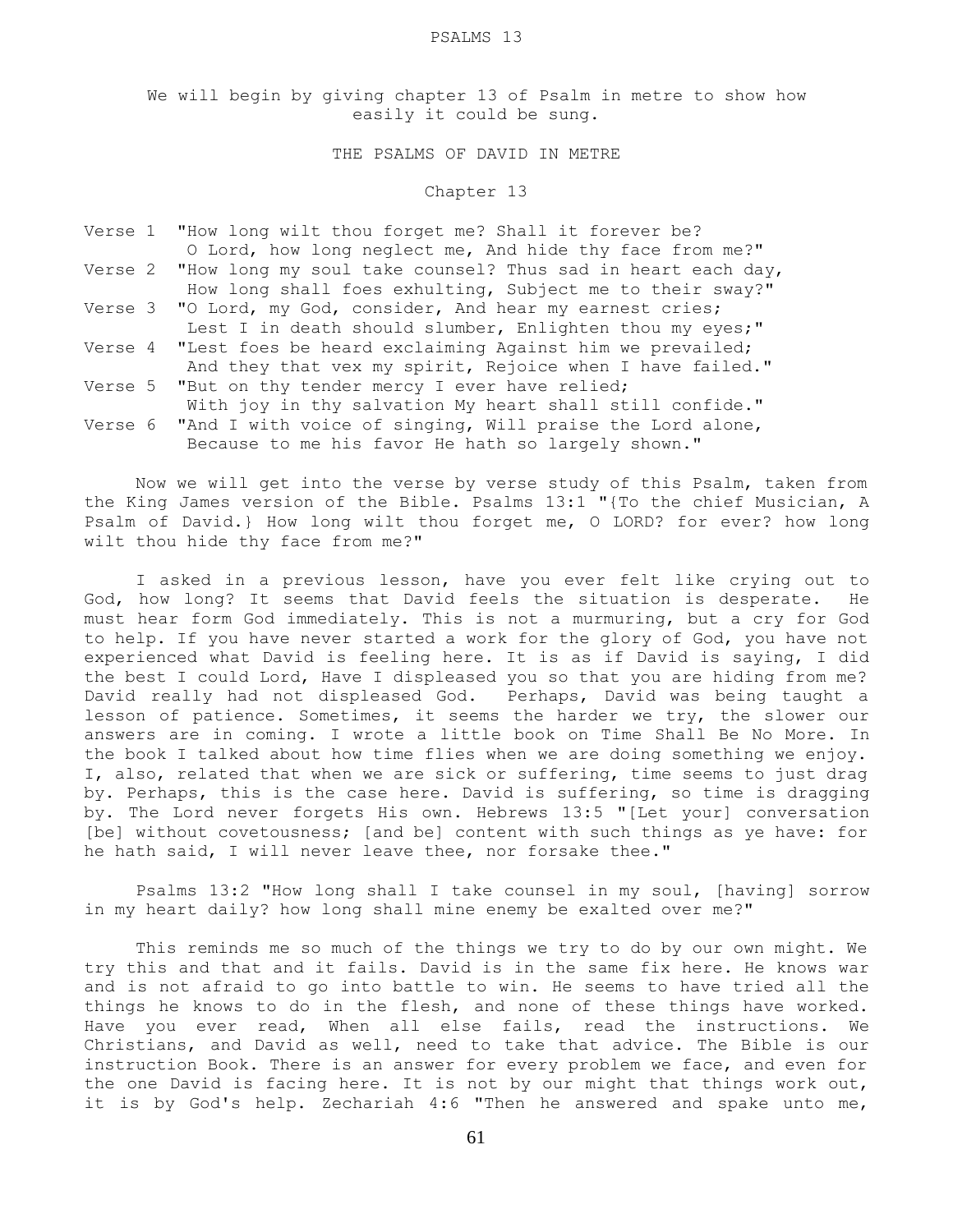# PSALMS 13

We will begin by giving chapter 13 of Psalm in metre to show how easily it could be sung.

## THE PSALMS OF DAVID IN METRE

### Chapter 13

Verse 1 "How long wilt thou forget me? Shall it forever be?
O Lord, how long neglect me, And hide thy face from me?"

Verse 2 "How long my soul take counsel? Thus sad in heart each day,
How long shall foes exhulting, Subject me to their sway?"

Verse 3 "O Lord, my God, consider, And hear my earnest cries;
Lest I in death should slumber, Enlighten thou my eyes;"

Verse 4 "Lest foes be heard exclaiming Against him we prevailed;
And they that vex my spirit, Rejoice when I have failed."

Verse 5 "But on thy tender mercy I ever have relied;
With joy in thy salvation My heart shall still confide."

Verse 6 "And I with voice of singing, Will praise the Lord alone,
Because to me his favor He hath so largely shown."

Now we will get into the verse by verse study of this Psalm, taken from the King James version of the Bible. Psalms 13:1 "{To the chief Musician, A Psalm of David.} How long wilt thou forget me, O LORD? for ever? how long wilt thou hide thy face from me?"

I asked in a previous lesson, have you ever felt like crying out to God, how long? It seems that David feels the situation is desperate. He must hear form God immediately. This is not a murmuring, but a cry for God to help. If you have never started a work for the glory of God, you have not experienced what David is feeling here. It is as if David is saying, I did the best I could Lord, Have I displeased you so that you are hiding from me? David really had not displeased God. Perhaps, David was being taught a lesson of patience. Sometimes, it seems the harder we try, the slower our answers are in coming. I wrote a little book on Time Shall Be No More. In the book I talked about how time flies when we are doing something we enjoy. I, also, related that when we are sick or suffering, time seems to just drag by. Perhaps, this is the case here. David is suffering, so time is dragging by. The Lord never forgets His own. Hebrews 13:5 "[Let your] conversation [be] without covetousness; [and be] content with such things as ye have: for he hath said, I will never leave thee, nor forsake thee."

Psalms 13:2 "How long shall I take counsel in my soul, [having] sorrow in my heart daily? how long shall mine enemy be exalted over me?"

This reminds me so much of the things we try to do by our own might. We try this and that and it fails. David is in the same fix here. He knows war and is not afraid to go into battle to win. He seems to have tried all the things he knows to do in the flesh, and none of these things have worked. Have you ever read, When all else fails, read the instructions. We Christians, and David as well, need to take that advice. The Bible is our instruction Book. There is an answer for every problem we face, and even for the one David is facing here. It is not by our might that things work out, it is by God's help. Zechariah 4:6 "Then he answered and spake unto me,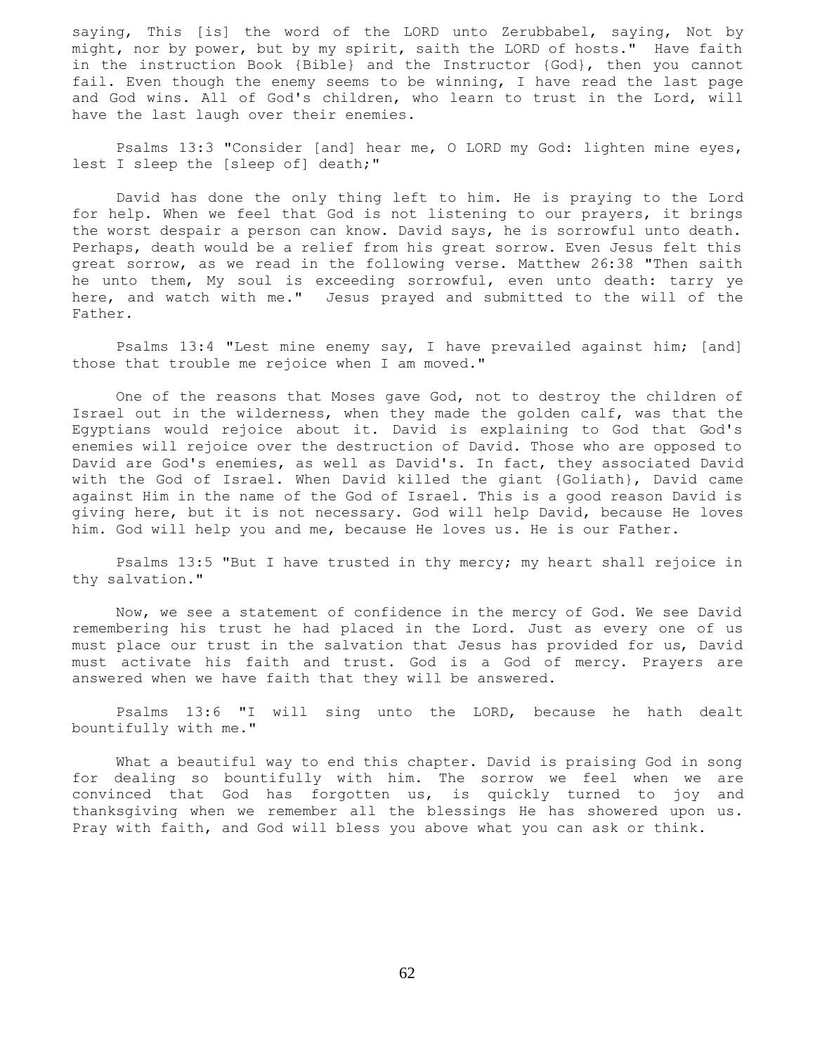saying, This [is] the word of the LORD unto Zerubbabel, saying, Not by might, nor by power, but by my spirit, saith the LORD of hosts." Have faith in the instruction Book {Bible} and the Instructor {God}, then you cannot fail. Even though the enemy seems to be winning, I have read the last page and God wins. All of God's children, who learn to trust in the Lord, will have the last laugh over their enemies.

Psalms 13:3 "Consider [and] hear me, O LORD my God: lighten mine eyes, lest I sleep the [sleep of] death;"

David has done the only thing left to him. He is praying to the Lord for help. When we feel that God is not listening to our prayers, it brings the worst despair a person can know. David says, he is sorrowful unto death. Perhaps, death would be a relief from his great sorrow. Even Jesus felt this great sorrow, as we read in the following verse. Matthew 26:38 "Then saith he unto them, My soul is exceeding sorrowful, even unto death: tarry ye here, and watch with me." Jesus prayed and submitted to the will of the Father.

Psalms 13:4 "Lest mine enemy say, I have prevailed against him; [and] those that trouble me rejoice when I am moved."

One of the reasons that Moses gave God, not to destroy the children of Israel out in the wilderness, when they made the golden calf, was that the Egyptians would rejoice about it. David is explaining to God that God's enemies will rejoice over the destruction of David. Those who are opposed to David are God's enemies, as well as David's. In fact, they associated David with the God of Israel. When David killed the giant {Goliath}, David came against Him in the name of the God of Israel. This is a good reason David is giving here, but it is not necessary. God will help David, because He loves him. God will help you and me, because He loves us. He is our Father.

Psalms 13:5 "But I have trusted in thy mercy; my heart shall rejoice in thy salvation."

Now, we see a statement of confidence in the mercy of God. We see David remembering his trust he had placed in the Lord. Just as every one of us must place our trust in the salvation that Jesus has provided for us, David must activate his faith and trust. God is a God of mercy. Prayers are answered when we have faith that they will be answered.

Psalms 13:6 "I will sing unto the LORD, because he hath dealt bountifully with me."

What a beautiful way to end this chapter. David is praising God in song for dealing so bountifully with him. The sorrow we feel when we are convinced that God has forgotten us, is quickly turned to joy and thanksgiving when we remember all the blessings He has showered upon us. Pray with faith, and God will bless you above what you can ask or think.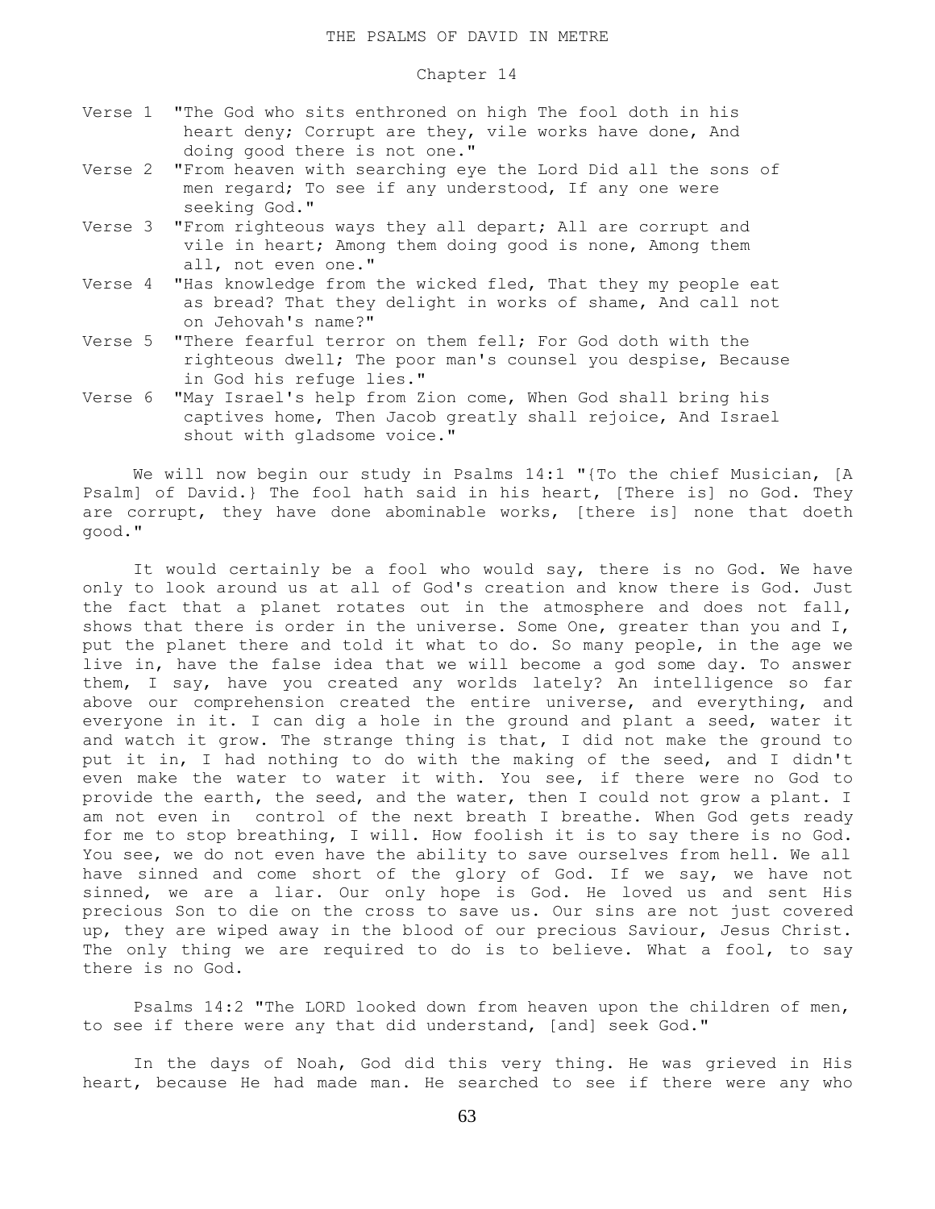THE PSALMS OF DAVID IN METRE

Chapter 14

Verse 1 "The God who sits enthroned on high The fool doth in his heart deny; Corrupt are they, vile works have done, And doing good there is not one."

Verse 2 "From heaven with searching eye the Lord Did all the sons of men regard; To see if any understood, If any one were seeking God."

Verse 3 "From righteous ways they all depart; All are corrupt and vile in heart; Among them doing good is none, Among them all, not even one."

Verse 4 "Has knowledge from the wicked fled, That they my people eat as bread? That they delight in works of shame, And call not on Jehovah's name?"

Verse 5 "There fearful terror on them fell; For God doth with the righteous dwell; The poor man's counsel you despise, Because in God his refuge lies."

Verse 6 "May Israel's help from Zion come, When God shall bring his captives home, Then Jacob greatly shall rejoice, And Israel shout with gladsome voice."

We will now begin our study in Psalms 14:1 "{To the chief Musician, [A Psalm] of David.} The fool hath said in his heart, [There is] no God. They are corrupt, they have done abominable works, [there is] none that doeth good."

It would certainly be a fool who would say, there is no God. We have only to look around us at all of God's creation and know there is God. Just the fact that a planet rotates out in the atmosphere and does not fall, shows that there is order in the universe. Some One, greater than you and I, put the planet there and told it what to do. So many people, in the age we live in, have the false idea that we will become a god some day. To answer them, I say, have you created any worlds lately? An intelligence so far above our comprehension created the entire universe, and everything, and everyone in it. I can dig a hole in the ground and plant a seed, water it and watch it grow. The strange thing is that, I did not make the ground to put it in, I had nothing to do with the making of the seed, and I didn't even make the water to water it with. You see, if there were no God to provide the earth, the seed, and the water, then I could not grow a plant. I am not even in control of the next breath I breathe. When God gets ready for me to stop breathing, I will. How foolish it is to say there is no God. You see, we do not even have the ability to save ourselves from hell. We all have sinned and come short of the glory of God. If we say, we have not sinned, we are a liar. Our only hope is God. He loved us and sent His precious Son to die on the cross to save us. Our sins are not just covered up, they are wiped away in the blood of our precious Saviour, Jesus Christ. The only thing we are required to do is to believe. What a fool, to say there is no God.

Psalms 14:2 "The LORD looked down from heaven upon the children of men, to see if there were any that did understand, [and] seek God."

In the days of Noah, God did this very thing. He was grieved in His heart, because He had made man. He searched to see if there were any who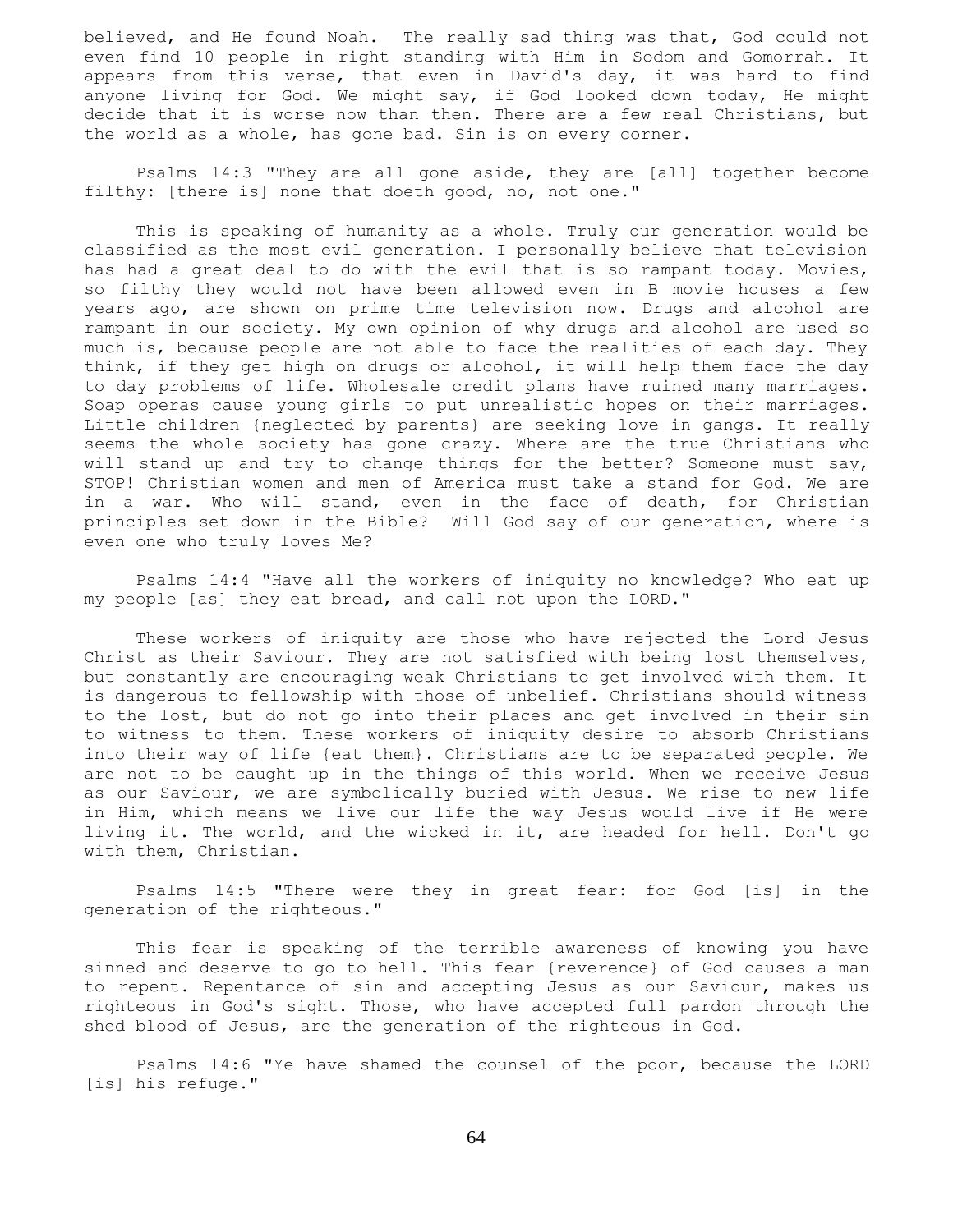believed, and He found Noah. The really sad thing was that, God could not even find 10 people in right standing with Him in Sodom and Gomorrah. It appears from this verse, that even in David's day, it was hard to find anyone living for God. We might say, if God looked down today, He might decide that it is worse now than then. There are a few real Christians, but the world as a whole, has gone bad. Sin is on every corner.

Psalms 14:3 "They are all gone aside, they are [all] together become filthy: [there is] none that doeth good, no, not one."

This is speaking of humanity as a whole. Truly our generation would be classified as the most evil generation. I personally believe that television has had a great deal to do with the evil that is so rampant today. Movies, so filthy they would not have been allowed even in B movie houses a few years ago, are shown on prime time television now. Drugs and alcohol are rampant in our society. My own opinion of why drugs and alcohol are used so much is, because people are not able to face the realities of each day. They think, if they get high on drugs or alcohol, it will help them face the day to day problems of life. Wholesale credit plans have ruined many marriages. Soap operas cause young girls to put unrealistic hopes on their marriages. Little children {neglected by parents} are seeking love in gangs. It really seems the whole society has gone crazy. Where are the true Christians who will stand up and try to change things for the better? Someone must say, STOP! Christian women and men of America must take a stand for God. We are in a war. Who will stand, even in the face of death, for Christian principles set down in the Bible? Will God say of our generation, where is even one who truly loves Me?

Psalms 14:4 "Have all the workers of iniquity no knowledge? Who eat up my people [as] they eat bread, and call not upon the LORD."

These workers of iniquity are those who have rejected the Lord Jesus Christ as their Saviour. They are not satisfied with being lost themselves, but constantly are encouraging weak Christians to get involved with them. It is dangerous to fellowship with those of unbelief. Christians should witness to the lost, but do not go into their places and get involved in their sin to witness to them. These workers of iniquity desire to absorb Christians into their way of life {eat them}. Christians are to be separated people. We are not to be caught up in the things of this world. When we receive Jesus as our Saviour, we are symbolically buried with Jesus. We rise to new life in Him, which means we live our life the way Jesus would live if He were living it. The world, and the wicked in it, are headed for hell. Don't go with them, Christian.

Psalms 14:5 "There were they in great fear: for God [is] in the generation of the righteous."

This fear is speaking of the terrible awareness of knowing you have sinned and deserve to go to hell. This fear {reverence} of God causes a man to repent. Repentance of sin and accepting Jesus as our Saviour, makes us righteous in God's sight. Those, who have accepted full pardon through the shed blood of Jesus, are the generation of the righteous in God.

Psalms 14:6 "Ye have shamed the counsel of the poor, because the LORD [is] his refuge."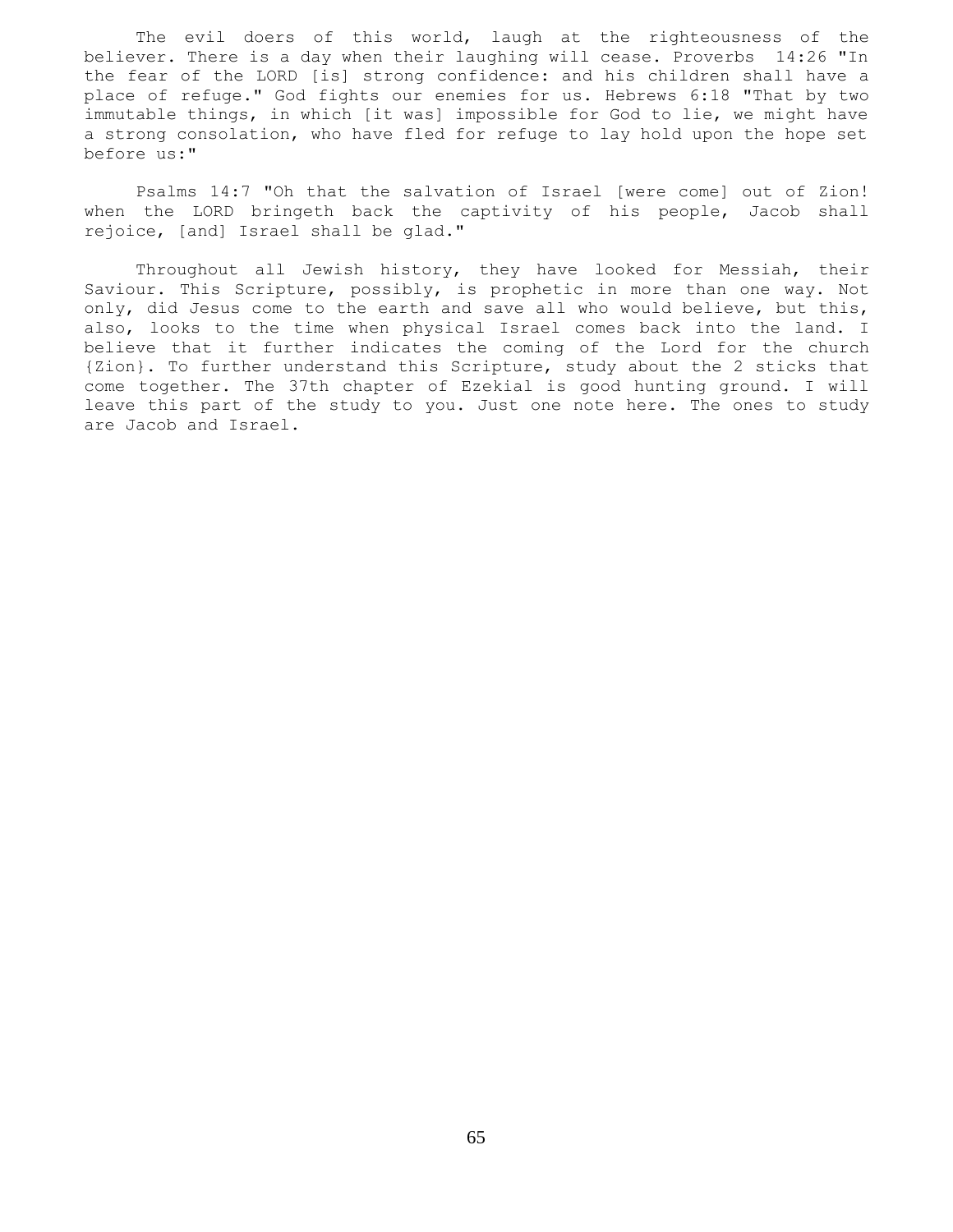The evil doers of this world, laugh at the righteousness of the believer. There is a day when their laughing will cease. Proverbs 14:26 "In the fear of the LORD [is] strong confidence: and his children shall have a place of refuge." God fights our enemies for us. Hebrews 6:18 "That by two immutable things, in which [it was] impossible for God to lie, we might have a strong consolation, who have fled for refuge to lay hold upon the hope set before us:"

Psalms 14:7 "Oh that the salvation of Israel [were come] out of Zion! when the LORD bringeth back the captivity of his people, Jacob shall rejoice, [and] Israel shall be glad."

Throughout all Jewish history, they have looked for Messiah, their Saviour. This Scripture, possibly, is prophetic in more than one way. Not only, did Jesus come to the earth and save all who would believe, but this, also, looks to the time when physical Israel comes back into the land. I believe that it further indicates the coming of the Lord for the church {Zion}. To further understand this Scripture, study about the 2 sticks that come together. The 37th chapter of Ezekial is good hunting ground. I will leave this part of the study to you. Just one note here. The ones to study are Jacob and Israel.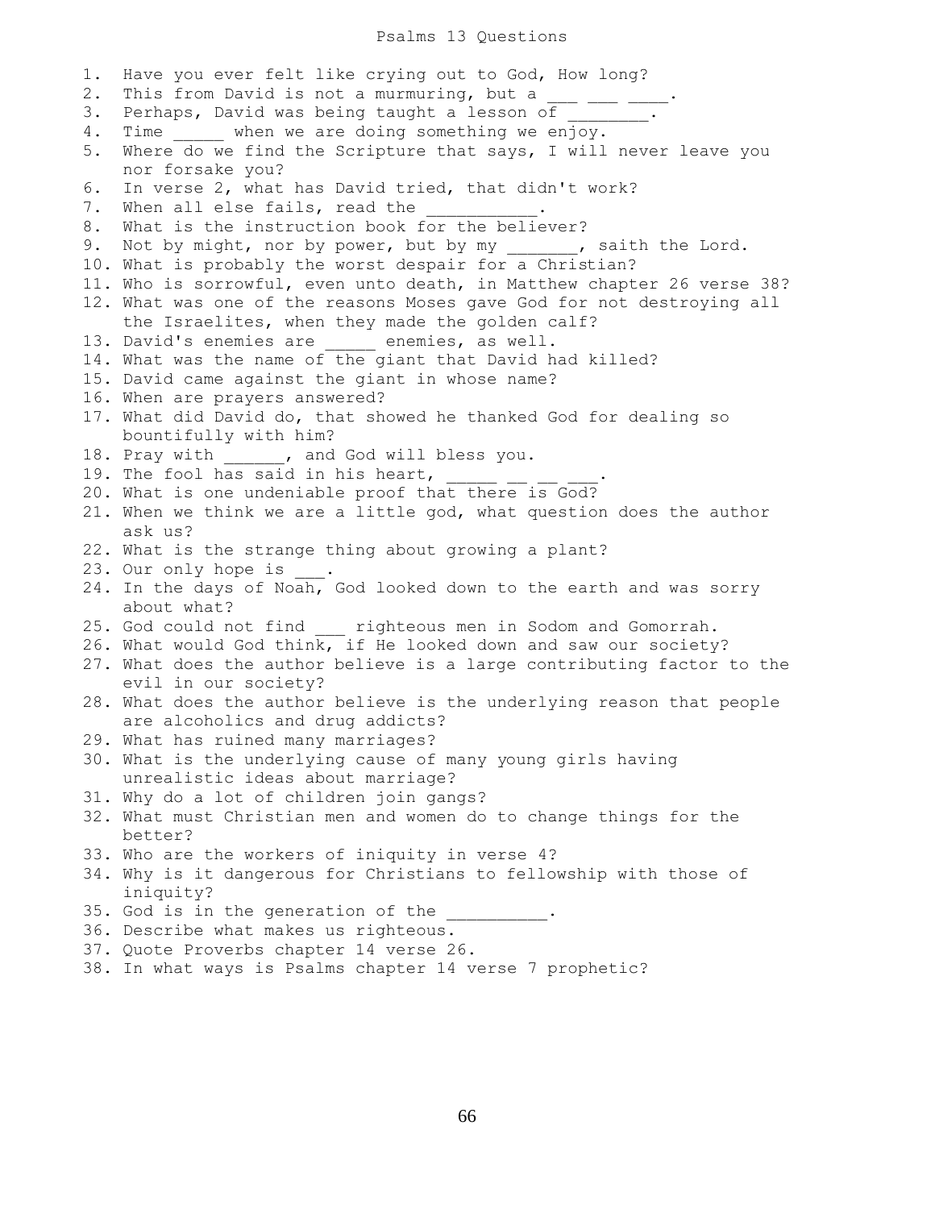# Psalms 13 Questions

1. Have you ever felt like crying out to God, How long?
2. This from David is not a murmuring, but a ___ ___ ____.
3. Perhaps, David was being taught a lesson of ________.
4. Time _____ when we are doing something we enjoy.
5. Where do we find the Scripture that says, I will never leave you nor forsake you?
6. In verse 2, what has David tried, that didn't work?
7. When all else fails, read the ___________.
8. What is the instruction book for the believer?
9. Not by might, nor by power, but by my _______, saith the Lord.
10. What is probably the worst despair for a Christian?
11. Who is sorrowful, even unto death, in Matthew chapter 26 verse 38?
12. What was one of the reasons Moses gave God for not destroying all the Israelites, when they made the golden calf?
13. David's enemies are _____ enemies, as well.
14. What was the name of the giant that David had killed?
15. David came against the giant in whose name?
16. When are prayers answered?
17. What did David do, that showed he thanked God for dealing so bountifully with him?
18. Pray with ______, and God will bless you.
19. The fool has said in his heart, _____ __ __ ___.
20. What is one undeniable proof that there is God?
21. When we think we are a little god, what question does the author ask us?
22. What is the strange thing about growing a plant?
23. Our only hope is ___.
24. In the days of Noah, God looked down to the earth and was sorry about what?
25. God could not find ___ righteous men in Sodom and Gomorrah.
26. What would God think, if He looked down and saw our society?
27. What does the author believe is a large contributing factor to the evil in our society?
28. What does the author believe is the underlying reason that people are alcoholics and drug addicts?
29. What has ruined many marriages?
30. What is the underlying cause of many young girls having unrealistic ideas about marriage?
31. Why do a lot of children join gangs?
32. What must Christian men and women do to change things for the better?
33. Who are the workers of iniquity in verse 4?
34. Why is it dangerous for Christians to fellowship with those of iniquity?
35. God is in the generation of the __________.
36. Describe what makes us righteous.
37. Quote Proverbs chapter 14 verse 26.
38. In what ways is Psalms chapter 14 verse 7 prophetic?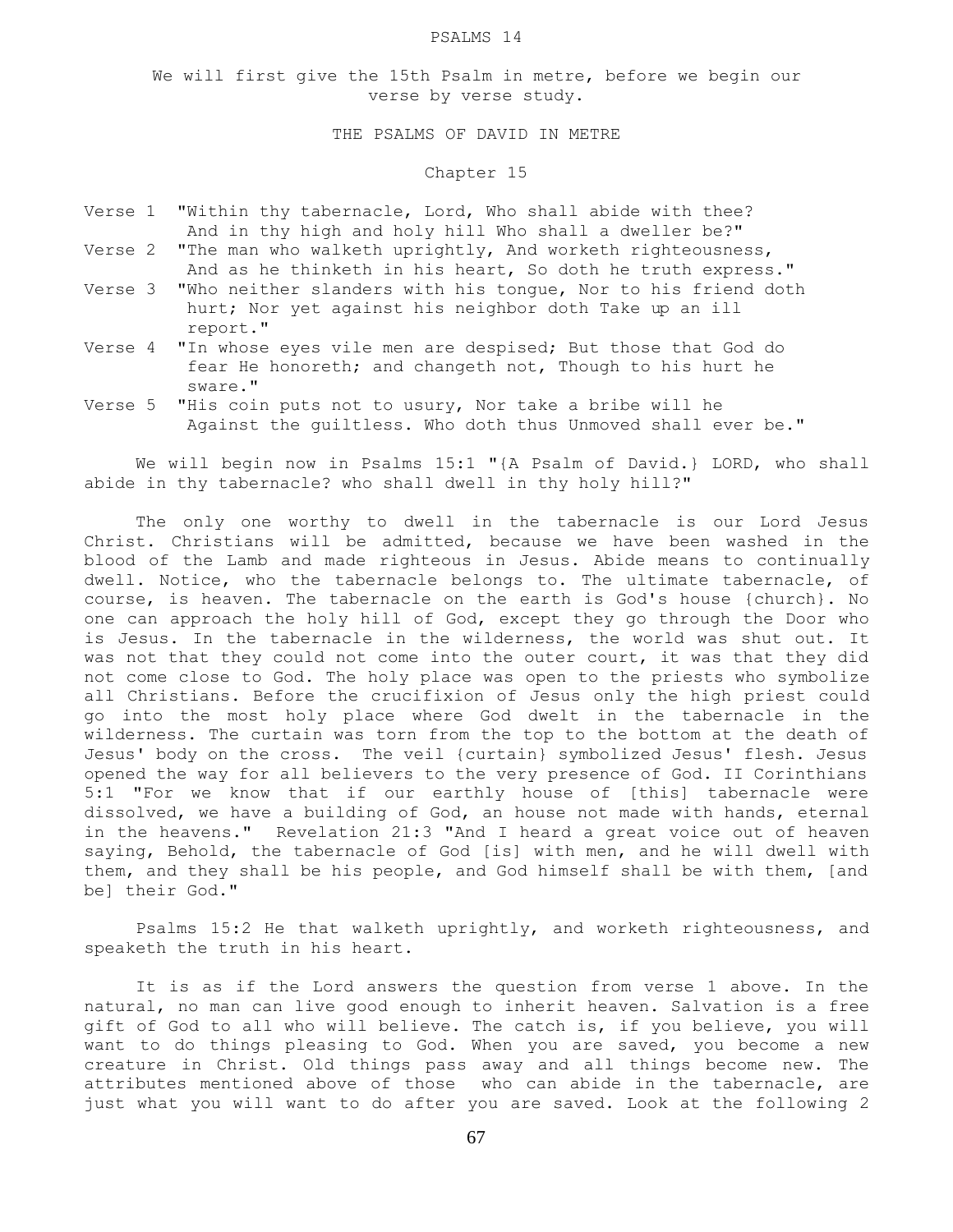# PSALMS 14

We will first give the 15th Psalm in metre, before we begin our verse by verse study.

## THE PSALMS OF DAVID IN METRE

### Chapter 15

Verse 1 "Within thy tabernacle, Lord, Who shall abide with thee? And in thy high and holy hill Who shall a dweller be?"

Verse 2 "The man who walketh uprightly, And worketh righteousness, And as he thinketh in his heart, So doth he truth express."

Verse 3 "Who neither slanders with his tongue, Nor to his friend doth hurt; Nor yet against his neighbor doth Take up an ill report."

Verse 4 "In whose eyes vile men are despised; But those that God do fear He honoreth; and changeth not, Though to his hurt he sware."

Verse 5 "His coin puts not to usury, Nor take a bribe will he Against the guiltless. Who doth thus Unmoved shall ever be."

We will begin now in Psalms 15:1 "{A Psalm of David.} LORD, who shall abide in thy tabernacle? who shall dwell in thy holy hill?"

The only one worthy to dwell in the tabernacle is our Lord Jesus Christ. Christians will be admitted, because we have been washed in the blood of the Lamb and made righteous in Jesus. Abide means to continually dwell. Notice, who the tabernacle belongs to. The ultimate tabernacle, of course, is heaven. The tabernacle on the earth is God's house {church}. No one can approach the holy hill of God, except they go through the Door who is Jesus. In the tabernacle in the wilderness, the world was shut out. It was not that they could not come into the outer court, it was that they did not come close to God. The holy place was open to the priests who symbolize all Christians. Before the crucifixion of Jesus only the high priest could go into the most holy place where God dwelt in the tabernacle in the wilderness. The curtain was torn from the top to the bottom at the death of Jesus' body on the cross. The veil {curtain} symbolized Jesus' flesh. Jesus opened the way for all believers to the very presence of God. II Corinthians 5:1 "For we know that if our earthly house of [this] tabernacle were dissolved, we have a building of God, an house not made with hands, eternal in the heavens." Revelation 21:3 "And I heard a great voice out of heaven saying, Behold, the tabernacle of God [is] with men, and he will dwell with them, and they shall be his people, and God himself shall be with them, [and be] their God."

Psalms 15:2 He that walketh uprightly, and worketh righteousness, and speaketh the truth in his heart.

It is as if the Lord answers the question from verse 1 above. In the natural, no man can live good enough to inherit heaven. Salvation is a free gift of God to all who will believe. The catch is, if you believe, you will want to do things pleasing to God. When you are saved, you become a new creature in Christ. Old things pass away and all things become new. The attributes mentioned above of those who can abide in the tabernacle, are just what you will want to do after you are saved. Look at the following 2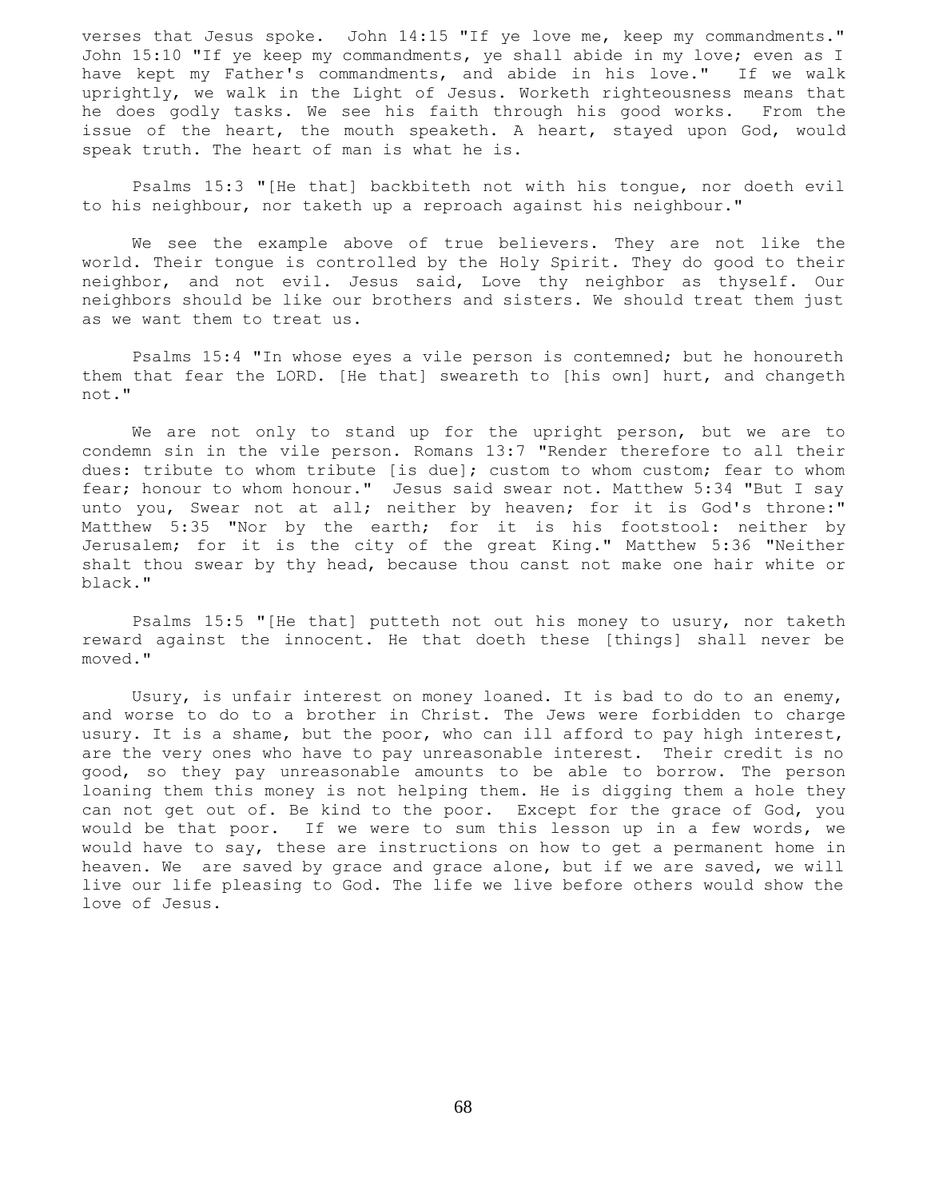verses that Jesus spoke. John 14:15 "If ye love me, keep my commandments." John 15:10 "If ye keep my commandments, ye shall abide in my love; even as I have kept my Father's commandments, and abide in his love." If we walk uprightly, we walk in the Light of Jesus. Worketh righteousness means that he does godly tasks. We see his faith through his good works. From the issue of the heart, the mouth speaketh. A heart, stayed upon God, would speak truth. The heart of man is what he is.

Psalms 15:3 "[He that] backbiteth not with his tongue, nor doeth evil to his neighbour, nor taketh up a reproach against his neighbour."

We see the example above of true believers. They are not like the world. Their tongue is controlled by the Holy Spirit. They do good to their neighbor, and not evil. Jesus said, Love thy neighbor as thyself. Our neighbors should be like our brothers and sisters. We should treat them just as we want them to treat us.

Psalms 15:4 "In whose eyes a vile person is contemned; but he honoureth them that fear the LORD. [He that] sweareth to [his own] hurt, and changeth not."

We are not only to stand up for the upright person, but we are to condemn sin in the vile person. Romans 13:7 "Render therefore to all their dues: tribute to whom tribute [is due]; custom to whom custom; fear to whom fear; honour to whom honour." Jesus said swear not. Matthew 5:34 "But I say unto you, Swear not at all; neither by heaven; for it is God's throne:" Matthew 5:35 "Nor by the earth; for it is his footstool: neither by Jerusalem; for it is the city of the great King." Matthew 5:36 "Neither shalt thou swear by thy head, because thou canst not make one hair white or black."

Psalms 15:5 "[He that] putteth not out his money to usury, nor taketh reward against the innocent. He that doeth these [things] shall never be moved."

Usury, is unfair interest on money loaned. It is bad to do to an enemy, and worse to do to a brother in Christ. The Jews were forbidden to charge usury. It is a shame, but the poor, who can ill afford to pay high interest, are the very ones who have to pay unreasonable interest. Their credit is no good, so they pay unreasonable amounts to be able to borrow. The person loaning them this money is not helping them. He is digging them a hole they can not get out of. Be kind to the poor. Except for the grace of God, you would be that poor. If we were to sum this lesson up in a few words, we would have to say, these are instructions on how to get a permanent home in heaven. We are saved by grace and grace alone, but if we are saved, we will live our life pleasing to God. The life we live before others would show the love of Jesus.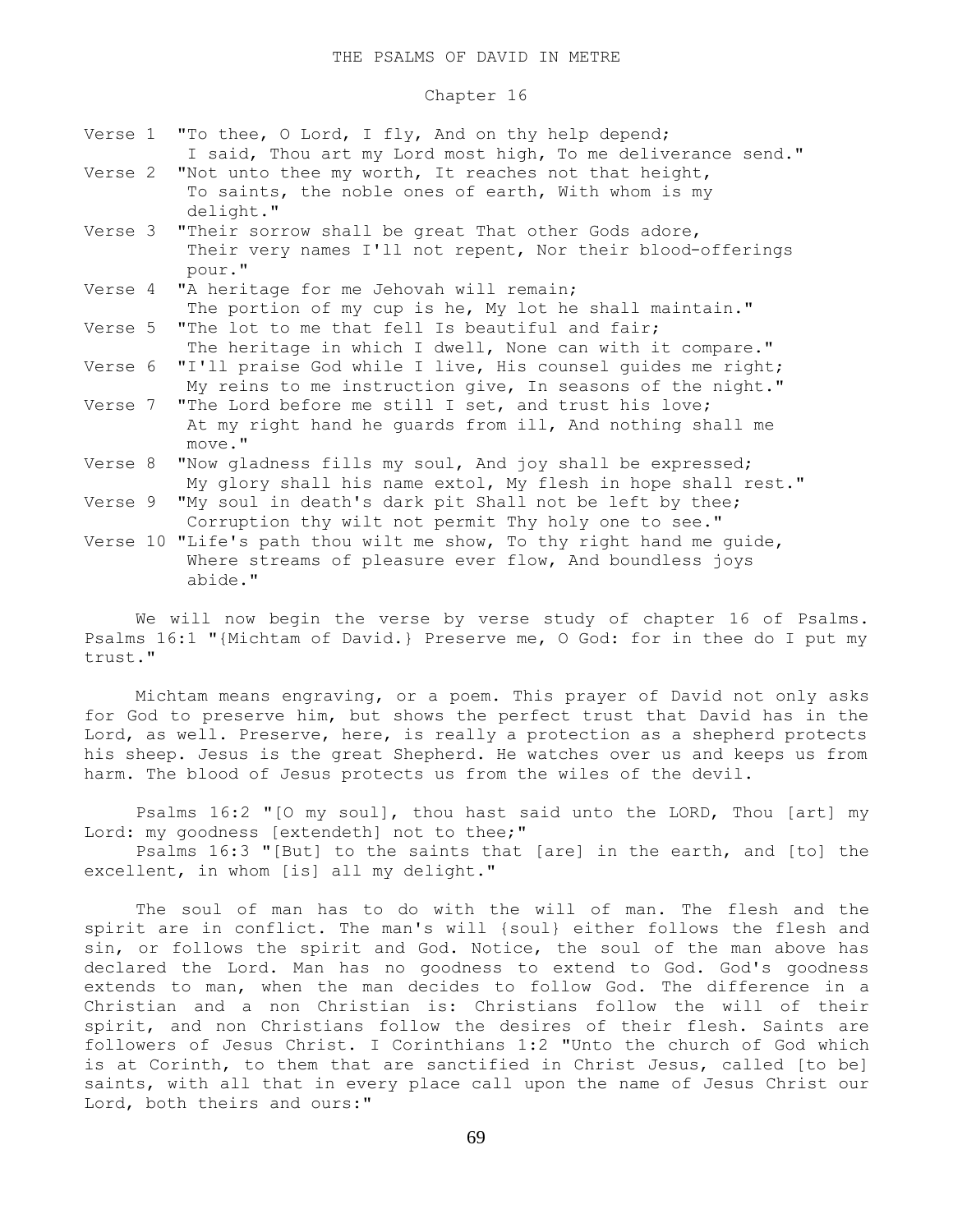THE PSALMS OF DAVID IN METRE

Chapter 16

Verse 1 "To thee, O Lord, I fly, And on thy help depend;
I said, Thou art my Lord most high, To me deliverance send."

Verse 2 "Not unto thee my worth, It reaches not that height,
To saints, the noble ones of earth, With whom is my delight."

Verse 3 "Their sorrow shall be great That other Gods adore,
Their very names I'll not repent, Nor their blood-offerings pour."

Verse 4 "A heritage for me Jehovah will remain;
The portion of my cup is he, My lot he shall maintain."

Verse 5 "The lot to me that fell Is beautiful and fair;
The heritage in which I dwell, None can with it compare."

Verse 6 "I'll praise God while I live, His counsel guides me right;
My reins to me instruction give, In seasons of the night."

Verse 7 "The Lord before me still I set, and trust his love;
At my right hand he guards from ill, And nothing shall me move."

Verse 8 "Now gladness fills my soul, And joy shall be expressed;
My glory shall his name extol, My flesh in hope shall rest."

Verse 9 "My soul in death's dark pit Shall not be left by thee;
Corruption thy wilt not permit Thy holy one to see."

Verse 10 "Life's path thou wilt me show, To thy right hand me guide,
Where streams of pleasure ever flow, And boundless joys abide."

We will now begin the verse by verse study of chapter 16 of Psalms. Psalms 16:1 "{Michtam of David.} Preserve me, O God: for in thee do I put my trust."

Michtam means engraving, or a poem. This prayer of David not only asks for God to preserve him, but shows the perfect trust that David has in the Lord, as well. Preserve, here, is really a protection as a shepherd protects his sheep. Jesus is the great Shepherd. He watches over us and keeps us from harm. The blood of Jesus protects us from the wiles of the devil.

Psalms 16:2 "[O my soul], thou hast said unto the LORD, Thou [art] my Lord: my goodness [extendeth] not to thee;"

Psalms 16:3 "[But] to the saints that [are] in the earth, and [to] the excellent, in whom [is] all my delight."

The soul of man has to do with the will of man. The flesh and the spirit are in conflict. The man's will {soul} either follows the flesh and sin, or follows the spirit and God. Notice, the soul of the man above has declared the Lord. Man has no goodness to extend to God. God's goodness extends to man, when the man decides to follow God. The difference in a Christian and a non Christian is: Christians follow the will of their spirit, and non Christians follow the desires of their flesh. Saints are followers of Jesus Christ. I Corinthians 1:2 "Unto the church of God which is at Corinth, to them that are sanctified in Christ Jesus, called [to be] saints, with all that in every place call upon the name of Jesus Christ our Lord, both theirs and ours:"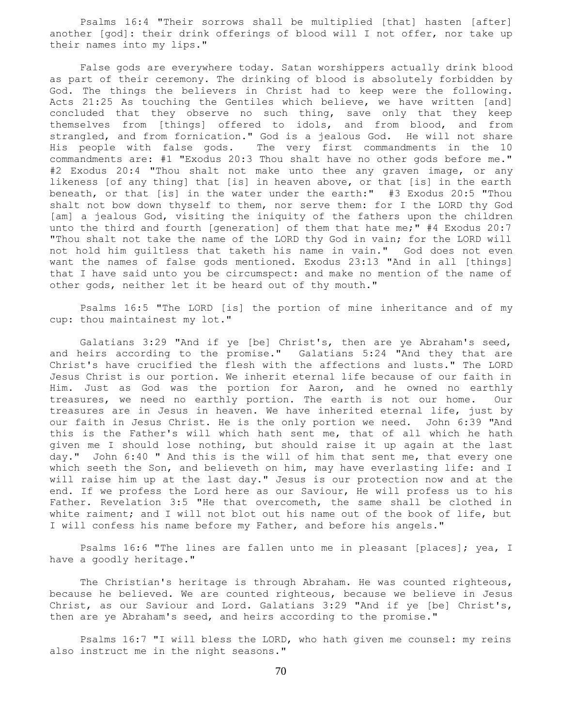Psalms 16:4 "Their sorrows shall be multiplied [that] hasten [after] another [god]: their drink offerings of blood will I not offer, nor take up their names into my lips."

False gods are everywhere today. Satan worshippers actually drink blood as part of their ceremony. The drinking of blood is absolutely forbidden by God. The things the believers in Christ had to keep were the following. Acts 21:25 As touching the Gentiles which believe, we have written [and] concluded that they observe no such thing, save only that they keep themselves from [things] offered to idols, and from blood, and from strangled, and from fornication." God is a jealous God. He will not share His people with false gods. The very first commandments in the 10 commandments are: #1 "Exodus 20:3 Thou shalt have no other gods before me." #2 Exodus 20:4 "Thou shalt not make unto thee any graven image, or any likeness [of any thing] that [is] in heaven above, or that [is] in the earth beneath, or that [is] in the water under the earth:" #3 Exodus 20:5 "Thou shalt not bow down thyself to them, nor serve them: for I the LORD thy God [am] a jealous God, visiting the iniquity of the fathers upon the children unto the third and fourth [generation] of them that hate me;" #4 Exodus 20:7 "Thou shalt not take the name of the LORD thy God in vain; for the LORD will not hold him guiltless that taketh his name in vain." God does not even want the names of false gods mentioned. Exodus 23:13 "And in all [things] that I have said unto you be circumspect: and make no mention of the name of other gods, neither let it be heard out of thy mouth."

Psalms 16:5 "The LORD [is] the portion of mine inheritance and of my cup: thou maintainest my lot."

Galatians 3:29 "And if ye [be] Christ's, then are ye Abraham's seed, and heirs according to the promise." Galatians 5:24 "And they that are Christ's have crucified the flesh with the affections and lusts." The LORD Jesus Christ is our portion. We inherit eternal life because of our faith in Him. Just as God was the portion for Aaron, and he owned no earthly treasures, we need no earthly portion. The earth is not our home. Our treasures are in Jesus in heaven. We have inherited eternal life, just by our faith in Jesus Christ. He is the only portion we need. John 6:39 "And this is the Father's will which hath sent me, that of all which he hath given me I should lose nothing, but should raise it up again at the last day." John 6:40 " And this is the will of him that sent me, that every one which seeth the Son, and believeth on him, may have everlasting life: and I will raise him up at the last day." Jesus is our protection now and at the end. If we profess the Lord here as our Saviour, He will profess us to his Father. Revelation 3:5 "He that overcometh, the same shall be clothed in white raiment; and I will not blot out his name out of the book of life, but I will confess his name before my Father, and before his angels."

Psalms 16:6 "The lines are fallen unto me in pleasant [places]; yea, I have a goodly heritage."

The Christian's heritage is through Abraham. He was counted righteous, because he believed. We are counted righteous, because we believe in Jesus Christ, as our Saviour and Lord. Galatians 3:29 "And if ye [be] Christ's, then are ye Abraham's seed, and heirs according to the promise."

Psalms 16:7 "I will bless the LORD, who hath given me counsel: my reins also instruct me in the night seasons."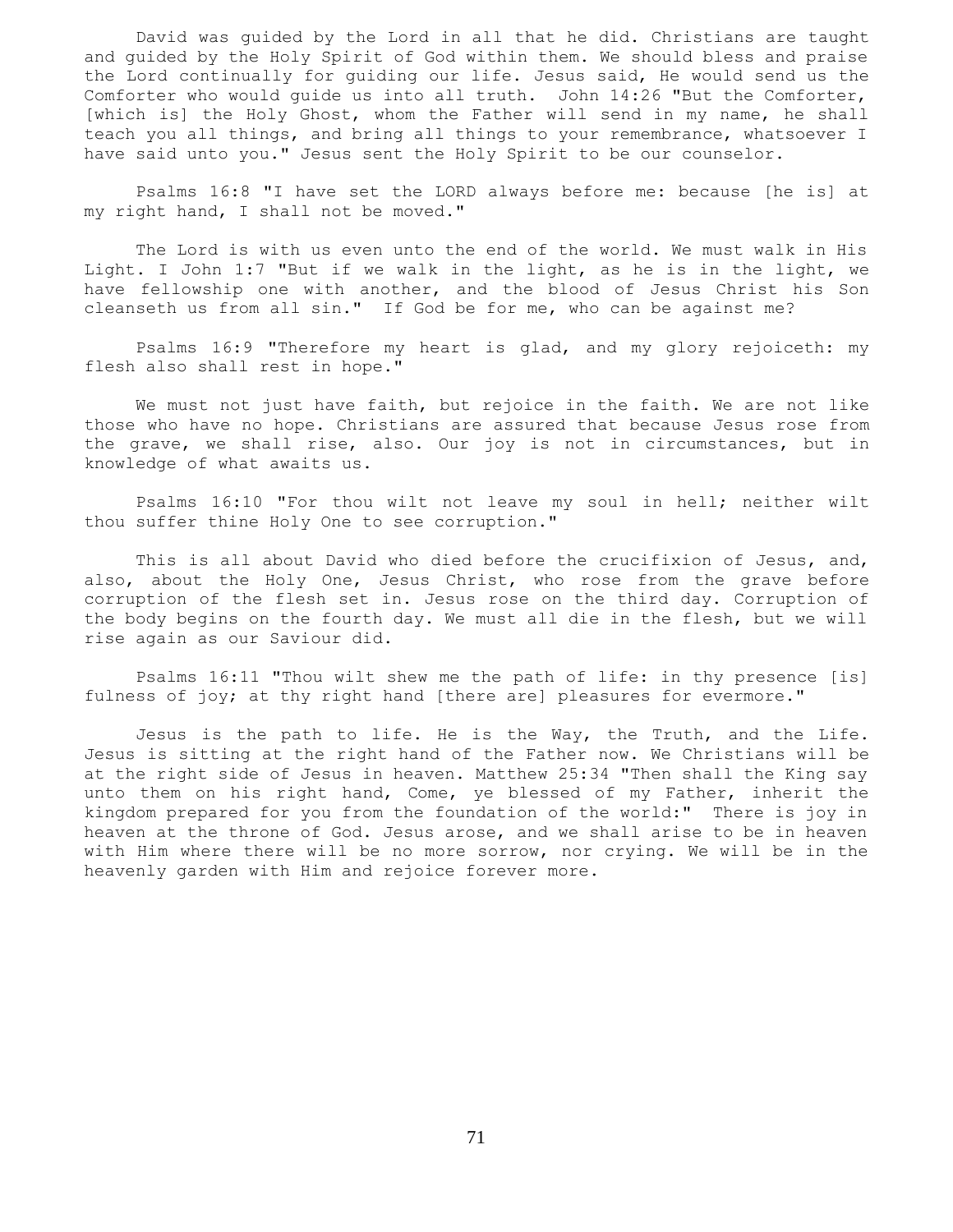David was guided by the Lord in all that he did. Christians are taught and guided by the Holy Spirit of God within them. We should bless and praise the Lord continually for guiding our life. Jesus said, He would send us the Comforter who would guide us into all truth. John 14:26 "But the Comforter, [which is] the Holy Ghost, whom the Father will send in my name, he shall teach you all things, and bring all things to your remembrance, whatsoever I have said unto you." Jesus sent the Holy Spirit to be our counselor.

Psalms 16:8 "I have set the LORD always before me: because [he is] at my right hand, I shall not be moved."

The Lord is with us even unto the end of the world. We must walk in His Light. I John 1:7 "But if we walk in the light, as he is in the light, we have fellowship one with another, and the blood of Jesus Christ his Son cleanseth us from all sin." If God be for me, who can be against me?

Psalms 16:9 "Therefore my heart is glad, and my glory rejoiceth: my flesh also shall rest in hope."

We must not just have faith, but rejoice in the faith. We are not like those who have no hope. Christians are assured that because Jesus rose from the grave, we shall rise, also. Our joy is not in circumstances, but in knowledge of what awaits us.

Psalms 16:10 "For thou wilt not leave my soul in hell; neither wilt thou suffer thine Holy One to see corruption."

This is all about David who died before the crucifixion of Jesus, and, also, about the Holy One, Jesus Christ, who rose from the grave before corruption of the flesh set in. Jesus rose on the third day. Corruption of the body begins on the fourth day. We must all die in the flesh, but we will rise again as our Saviour did.

Psalms 16:11 "Thou wilt shew me the path of life: in thy presence [is] fulness of joy; at thy right hand [there are] pleasures for evermore."

Jesus is the path to life. He is the Way, the Truth, and the Life. Jesus is sitting at the right hand of the Father now. We Christians will be at the right side of Jesus in heaven. Matthew 25:34 "Then shall the King say unto them on his right hand, Come, ye blessed of my Father, inherit the kingdom prepared for you from the foundation of the world:" There is joy in heaven at the throne of God. Jesus arose, and we shall arise to be in heaven with Him where there will be no more sorrow, nor crying. We will be in the heavenly garden with Him and rejoice forever more.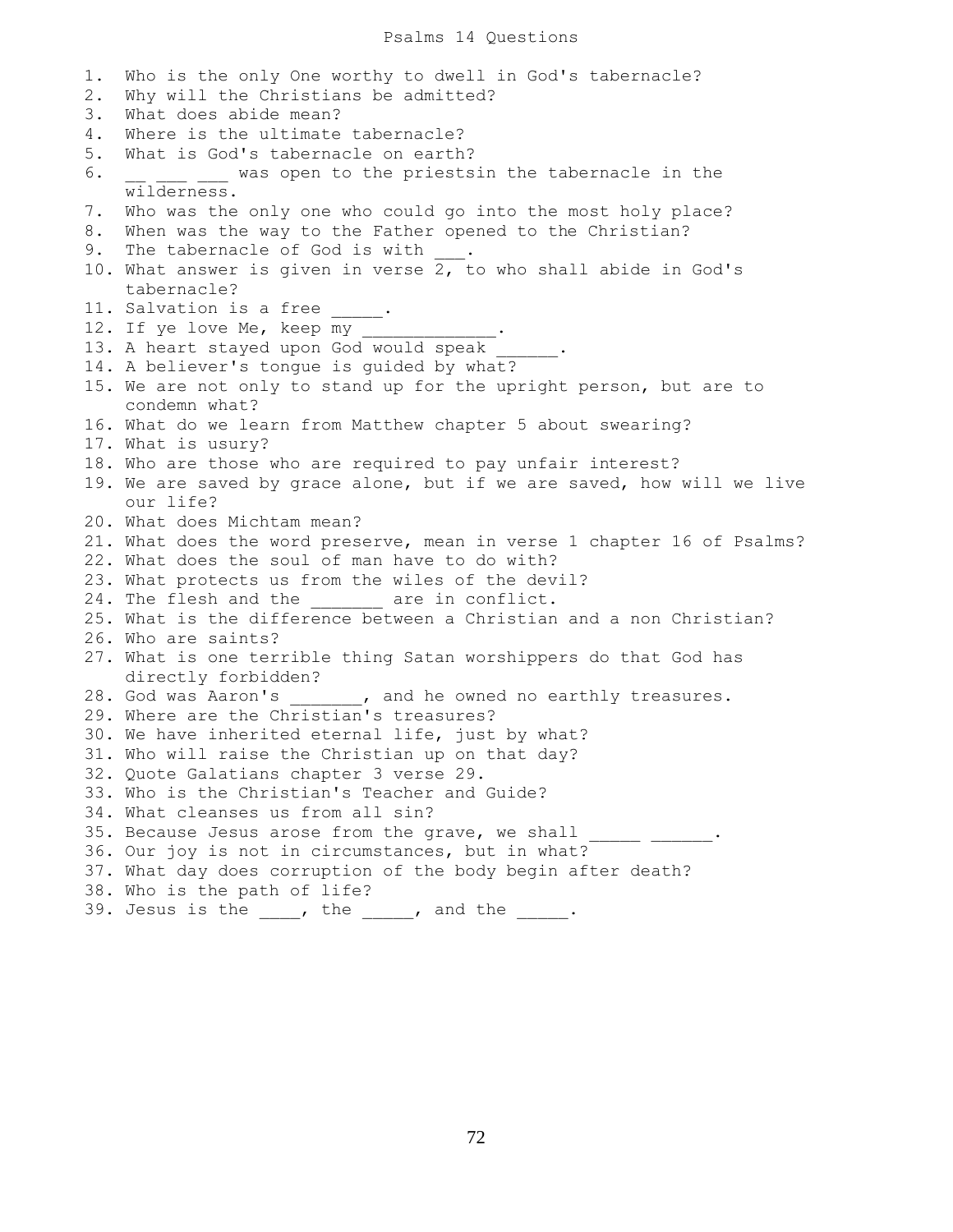# Psalms 14 Questions

1. Who is the only One worthy to dwell in God's tabernacle?
2. Why will the Christians be admitted?
3. What does abide mean?
4. Where is the ultimate tabernacle?
5. What is God's tabernacle on earth?
6. __ ___ ___ was open to the priestsin the tabernacle in the wilderness.
7. Who was the only one who could go into the most holy place?
8. When was the way to the Father opened to the Christian?
9. The tabernacle of God is with ___.
10. What answer is given in verse 2, to who shall abide in God's tabernacle?
11. Salvation is a free _____.
12. If ye love Me, keep my _____________.
13. A heart stayed upon God would speak ______.
14. A believer's tongue is guided by what?
15. We are not only to stand up for the upright person, but are to condemn what?
16. What do we learn from Matthew chapter 5 about swearing?
17. What is usury?
18. Who are those who are required to pay unfair interest?
19. We are saved by grace alone, but if we are saved, how will we live our life?
20. What does Michtam mean?
21. What does the word preserve, mean in verse 1 chapter 16 of Psalms?
22. What does the soul of man have to do with?
23. What protects us from the wiles of the devil?
24. The flesh and the _______ are in conflict.
25. What is the difference between a Christian and a non Christian?
26. Who are saints?
27. What is one terrible thing Satan worshippers do that God has directly forbidden?
28. God was Aaron's _______, and he owned no earthly treasures.
29. Where are the Christian's treasures?
30. We have inherited eternal life, just by what?
31. Who will raise the Christian up on that day?
32. Quote Galatians chapter 3 verse 29.
33. Who is the Christian's Teacher and Guide?
34. What cleanses us from all sin?
35. Because Jesus arose from the grave, we shall _____ ______.
36. Our joy is not in circumstances, but in what?
37. What day does corruption of the body begin after death?
38. Who is the path of life?
39. Jesus is the ____, the _____, and the _____.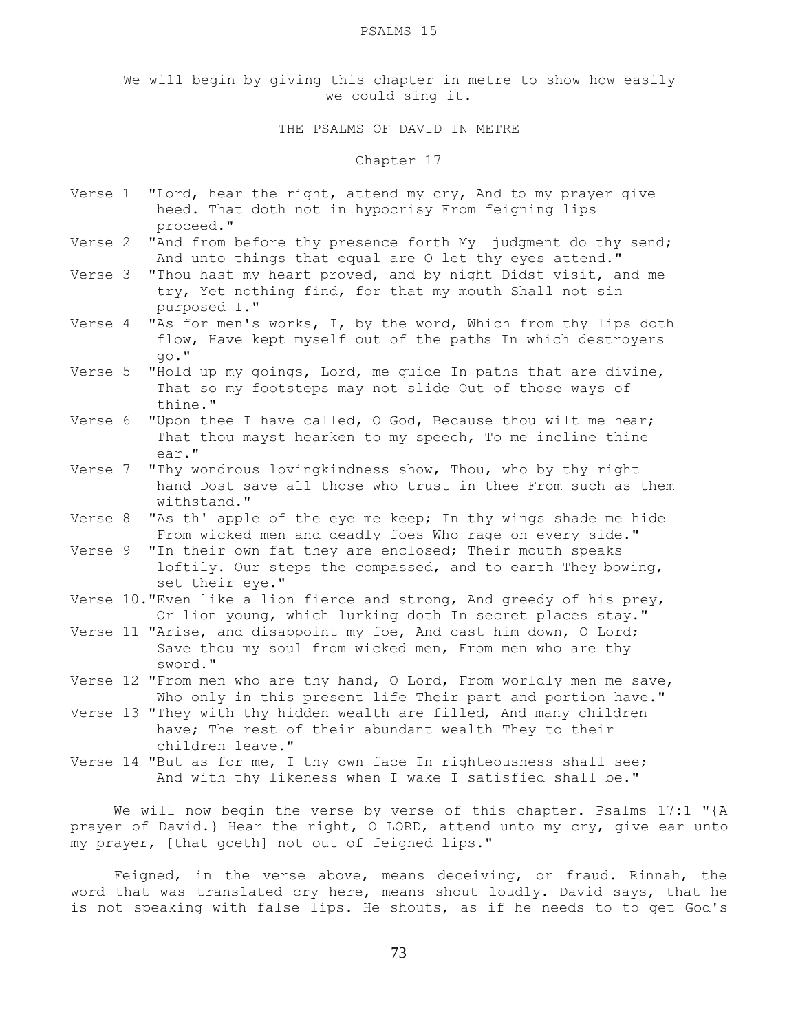# PSALMS 15

We will begin by giving this chapter in metre to show how easily we could sing it.

## THE PSALMS OF DAVID IN METRE

### Chapter 17

Verse 1 "Lord, hear the right, attend my cry, And to my prayer give heed. That doth not in hypocrisy From feigning lips proceed."

Verse 2 "And from before thy presence forth My judgment do thy send; And unto things that equal are O let thy eyes attend."

Verse 3 "Thou hast my heart proved, and by night Didst visit, and me try, Yet nothing find, for that my mouth Shall not sin purposed I."

Verse 4 "As for men's works, I, by the word, Which from thy lips doth flow, Have kept myself out of the paths In which destroyers go."

Verse 5 "Hold up my goings, Lord, me guide In paths that are divine, That so my footsteps may not slide Out of those ways of thine."

Verse 6 "Upon thee I have called, O God, Because thou wilt me hear; That thou mayst hearken to my speech, To me incline thine ear."

Verse 7 "Thy wondrous lovingkindness show, Thou, who by thy right hand Dost save all those who trust in thee From such as them withstand."

Verse 8 "As th' apple of the eye me keep; In thy wings shade me hide From wicked men and deadly foes Who rage on every side."

Verse 9 "In their own fat they are enclosed; Their mouth speaks loftily. Our steps the compassed, and to earth They bowing, set their eye."

Verse 10."Even like a lion fierce and strong, And greedy of his prey, Or lion young, which lurking doth In secret places stay."

Verse 11 "Arise, and disappoint my foe, And cast him down, O Lord; Save thou my soul from wicked men, From men who are thy sword."

Verse 12 "From men who are thy hand, O Lord, From worldly men me save, Who only in this present life Their part and portion have."

Verse 13 "They with thy hidden wealth are filled, And many children have; The rest of their abundant wealth They to their children leave."

Verse 14 "But as for me, I thy own face In righteousness shall see; And with thy likeness when I wake I satisfied shall be."

We will now begin the verse by verse of this chapter. Psalms 17:1 "{A prayer of David.} Hear the right, O LORD, attend unto my cry, give ear unto my prayer, [that goeth] not out of feigned lips."

Feigned, in the verse above, means deceiving, or fraud. Rinnah, the word that was translated cry here, means shout loudly. David says, that he is not speaking with false lips. He shouts, as if he needs to to get God's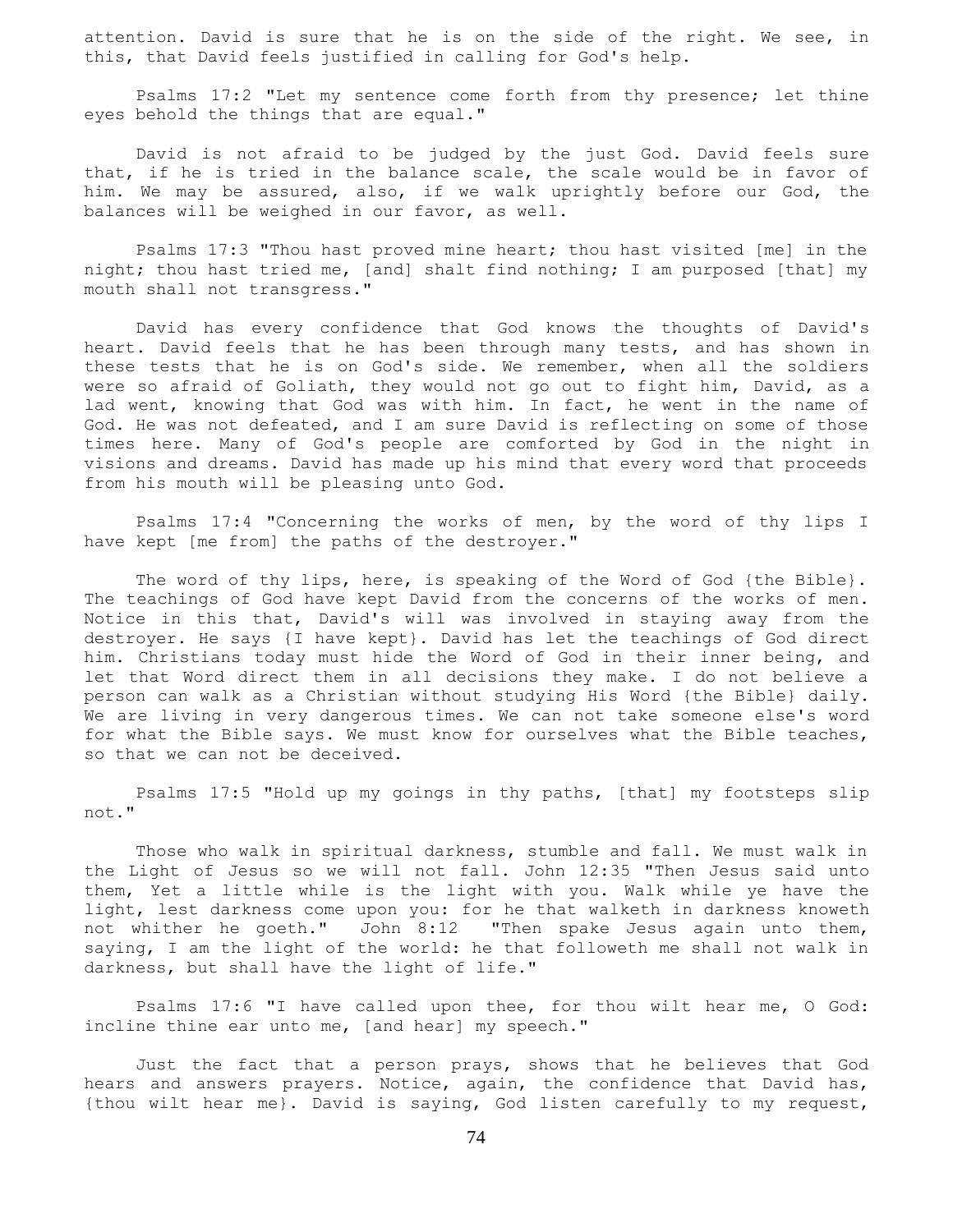attention. David is sure that he is on the side of the right. We see, in this, that David feels justified in calling for God's help.

Psalms 17:2 "Let my sentence come forth from thy presence; let thine eyes behold the things that are equal."

David is not afraid to be judged by the just God. David feels sure that, if he is tried in the balance scale, the scale would be in favor of him. We may be assured, also, if we walk uprightly before our God, the balances will be weighed in our favor, as well.

Psalms 17:3 "Thou hast proved mine heart; thou hast visited [me] in the night; thou hast tried me, [and] shalt find nothing; I am purposed [that] my mouth shall not transgress."

David has every confidence that God knows the thoughts of David's heart. David feels that he has been through many tests, and has shown in these tests that he is on God's side. We remember, when all the soldiers were so afraid of Goliath, they would not go out to fight him, David, as a lad went, knowing that God was with him. In fact, he went in the name of God. He was not defeated, and I am sure David is reflecting on some of those times here. Many of God's people are comforted by God in the night in visions and dreams. David has made up his mind that every word that proceeds from his mouth will be pleasing unto God.

Psalms 17:4 "Concerning the works of men, by the word of thy lips I have kept [me from] the paths of the destroyer."

The word of thy lips, here, is speaking of the Word of God {the Bible}. The teachings of God have kept David from the concerns of the works of men. Notice in this that, David's will was involved in staying away from the destroyer. He says {I have kept}. David has let the teachings of God direct him. Christians today must hide the Word of God in their inner being, and let that Word direct them in all decisions they make. I do not believe a person can walk as a Christian without studying His Word {the Bible} daily. We are living in very dangerous times. We can not take someone else's word for what the Bible says. We must know for ourselves what the Bible teaches, so that we can not be deceived.

Psalms 17:5 "Hold up my goings in thy paths, [that] my footsteps slip not."

Those who walk in spiritual darkness, stumble and fall. We must walk in the Light of Jesus so we will not fall. John 12:35 "Then Jesus said unto them, Yet a little while is the light with you. Walk while ye have the light, lest darkness come upon you: for he that walketh in darkness knoweth not whither he goeth." John 8:12 "Then spake Jesus again unto them, saying, I am the light of the world: he that followeth me shall not walk in darkness, but shall have the light of life."

Psalms 17:6 "I have called upon thee, for thou wilt hear me, O God: incline thine ear unto me, [and hear] my speech."

Just the fact that a person prays, shows that he believes that God hears and answers prayers. Notice, again, the confidence that David has, {thou wilt hear me}. David is saying, God listen carefully to my request,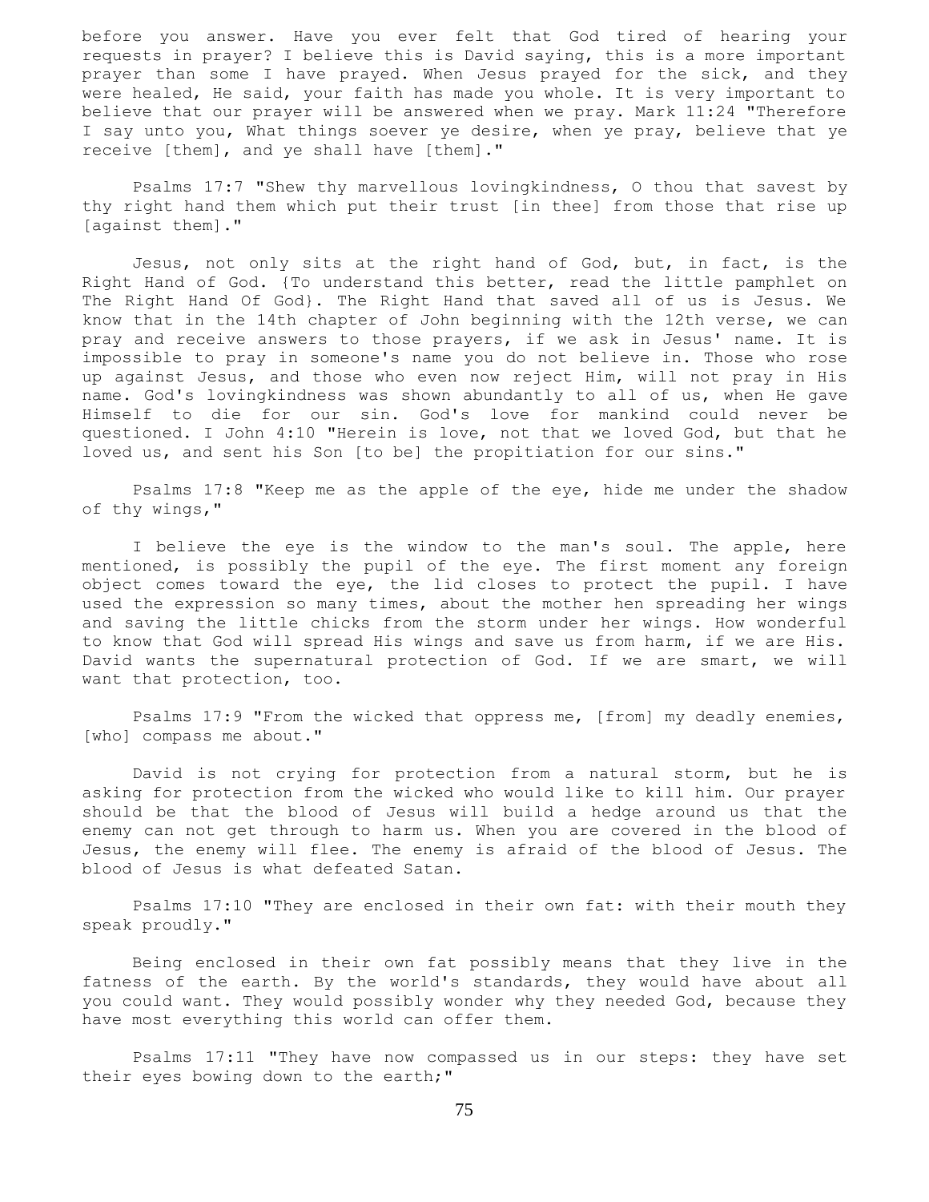before you answer. Have you ever felt that God tired of hearing your requests in prayer? I believe this is David saying, this is a more important prayer than some I have prayed. When Jesus prayed for the sick, and they were healed, He said, your faith has made you whole. It is very important to believe that our prayer will be answered when we pray. Mark 11:24 "Therefore I say unto you, What things soever ye desire, when ye pray, believe that ye receive [them], and ye shall have [them]."

Psalms 17:7 "Shew thy marvellous lovingkindness, O thou that savest by thy right hand them which put their trust [in thee] from those that rise up [against them]."

Jesus, not only sits at the right hand of God, but, in fact, is the Right Hand of God. {To understand this better, read the little pamphlet on The Right Hand Of God}. The Right Hand that saved all of us is Jesus. We know that in the 14th chapter of John beginning with the 12th verse, we can pray and receive answers to those prayers, if we ask in Jesus' name. It is impossible to pray in someone's name you do not believe in. Those who rose up against Jesus, and those who even now reject Him, will not pray in His name. God's lovingkindness was shown abundantly to all of us, when He gave Himself to die for our sin. God's love for mankind could never be questioned. I John 4:10 "Herein is love, not that we loved God, but that he loved us, and sent his Son [to be] the propitiation for our sins."

Psalms 17:8 "Keep me as the apple of the eye, hide me under the shadow of thy wings,"

I believe the eye is the window to the man's soul. The apple, here mentioned, is possibly the pupil of the eye. The first moment any foreign object comes toward the eye, the lid closes to protect the pupil. I have used the expression so many times, about the mother hen spreading her wings and saving the little chicks from the storm under her wings. How wonderful to know that God will spread His wings and save us from harm, if we are His. David wants the supernatural protection of God. If we are smart, we will want that protection, too.

Psalms 17:9 "From the wicked that oppress me, [from] my deadly enemies, [who] compass me about."

David is not crying for protection from a natural storm, but he is asking for protection from the wicked who would like to kill him. Our prayer should be that the blood of Jesus will build a hedge around us that the enemy can not get through to harm us. When you are covered in the blood of Jesus, the enemy will flee. The enemy is afraid of the blood of Jesus. The blood of Jesus is what defeated Satan.

Psalms 17:10 "They are enclosed in their own fat: with their mouth they speak proudly."

Being enclosed in their own fat possibly means that they live in the fatness of the earth. By the world's standards, they would have about all you could want. They would possibly wonder why they needed God, because they have most everything this world can offer them.

Psalms 17:11 "They have now compassed us in our steps: they have set their eyes bowing down to the earth;"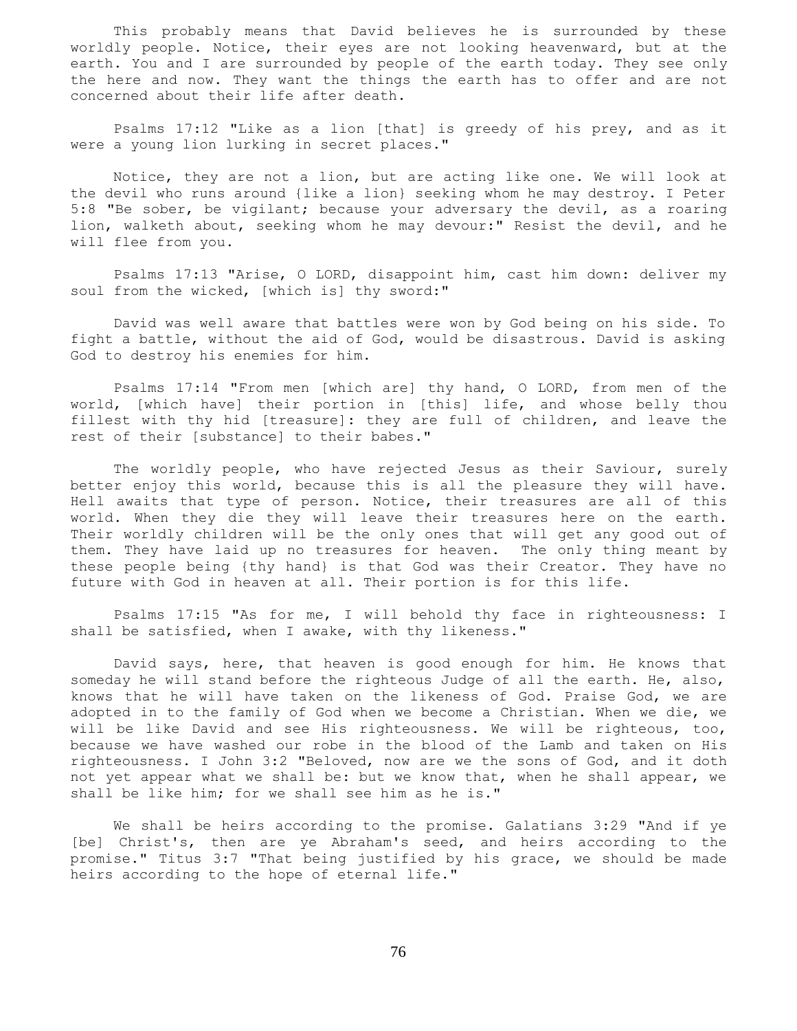This probably means that David believes he is surrounded by these worldly people. Notice, their eyes are not looking heavenward, but at the earth. You and I are surrounded by people of the earth today. They see only the here and now. They want the things the earth has to offer and are not concerned about their life after death.

Psalms 17:12 "Like as a lion [that] is greedy of his prey, and as it were a young lion lurking in secret places."

Notice, they are not a lion, but are acting like one. We will look at the devil who runs around {like a lion} seeking whom he may destroy. I Peter 5:8 "Be sober, be vigilant; because your adversary the devil, as a roaring lion, walketh about, seeking whom he may devour:" Resist the devil, and he will flee from you.

Psalms 17:13 "Arise, O LORD, disappoint him, cast him down: deliver my soul from the wicked, [which is] thy sword:"

David was well aware that battles were won by God being on his side. To fight a battle, without the aid of God, would be disastrous. David is asking God to destroy his enemies for him.

Psalms 17:14 "From men [which are] thy hand, O LORD, from men of the world, [which have] their portion in [this] life, and whose belly thou fillest with thy hid [treasure]: they are full of children, and leave the rest of their [substance] to their babes."

The worldly people, who have rejected Jesus as their Saviour, surely better enjoy this world, because this is all the pleasure they will have. Hell awaits that type of person. Notice, their treasures are all of this world. When they die they will leave their treasures here on the earth. Their worldly children will be the only ones that will get any good out of them. They have laid up no treasures for heaven. The only thing meant by these people being {thy hand} is that God was their Creator. They have no future with God in heaven at all. Their portion is for this life.

Psalms 17:15 "As for me, I will behold thy face in righteousness: I shall be satisfied, when I awake, with thy likeness."

David says, here, that heaven is good enough for him. He knows that someday he will stand before the righteous Judge of all the earth. He, also, knows that he will have taken on the likeness of God. Praise God, we are adopted in to the family of God when we become a Christian. When we die, we will be like David and see His righteousness. We will be righteous, too, because we have washed our robe in the blood of the Lamb and taken on His righteousness. I John 3:2 "Beloved, now are we the sons of God, and it doth not yet appear what we shall be: but we know that, when he shall appear, we shall be like him; for we shall see him as he is."

We shall be heirs according to the promise. Galatians 3:29 "And if ye [be] Christ's, then are ye Abraham's seed, and heirs according to the promise." Titus 3:7 "That being justified by his grace, we should be made heirs according to the hope of eternal life."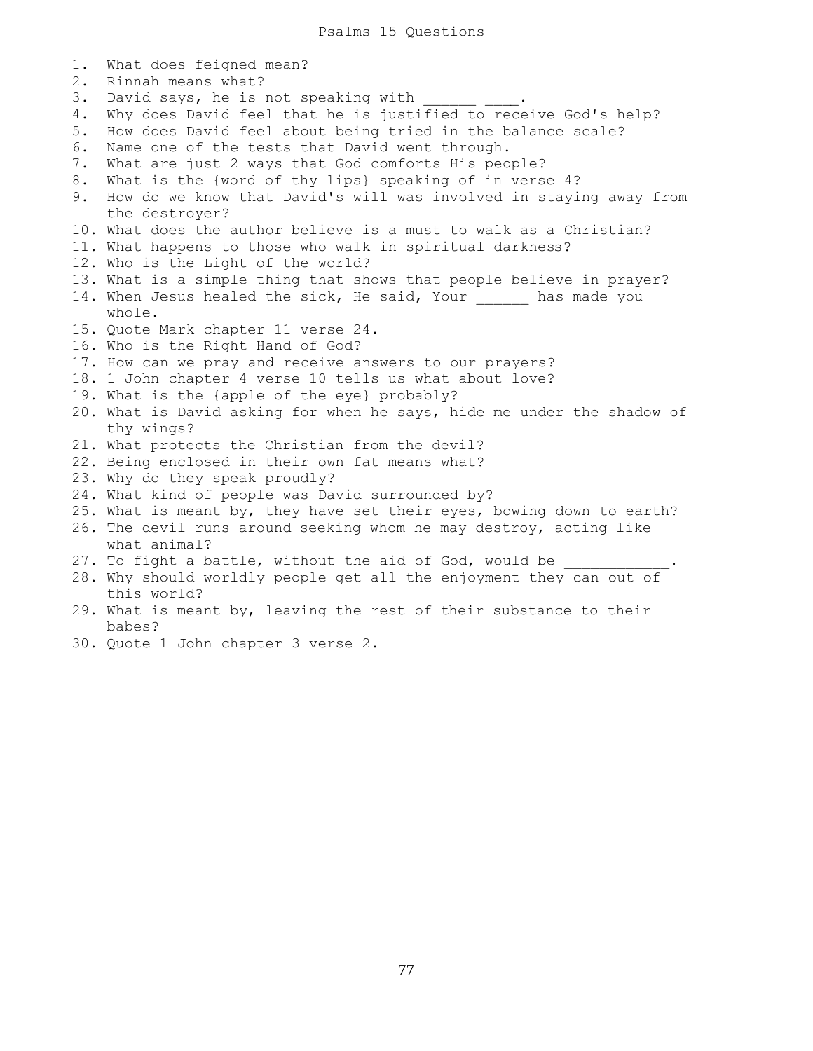# Psalms 15 Questions

1. What does feigned mean?
2. Rinnah means what?
3. David says, he is not speaking with ______ ____.
4. Why does David feel that he is justified to receive God's help?
5. How does David feel about being tried in the balance scale?
6. Name one of the tests that David went through.
7. What are just 2 ways that God comforts His people?
8. What is the {word of thy lips} speaking of in verse 4?
9. How do we know that David's will was involved in staying away from the destroyer?
10. What does the author believe is a must to walk as a Christian?
11. What happens to those who walk in spiritual darkness?
12. Who is the Light of the world?
13. What is a simple thing that shows that people believe in prayer?
14. When Jesus healed the sick, He said, Your ______ has made you whole.
15. Quote Mark chapter 11 verse 24.
16. Who is the Right Hand of God?
17. How can we pray and receive answers to our prayers?
18. 1 John chapter 4 verse 10 tells us what about love?
19. What is the {apple of the eye} probably?
20. What is David asking for when he says, hide me under the shadow of thy wings?
21. What protects the Christian from the devil?
22. Being enclosed in their own fat means what?
23. Why do they speak proudly?
24. What kind of people was David surrounded by?
25. What is meant by, they have set their eyes, bowing down to earth?
26. The devil runs around seeking whom he may destroy, acting like what animal?
27. To fight a battle, without the aid of God, would be ____________.
28. Why should worldly people get all the enjoyment they can out of this world?
29. What is meant by, leaving the rest of their substance to their babes?
30. Quote 1 John chapter 3 verse 2.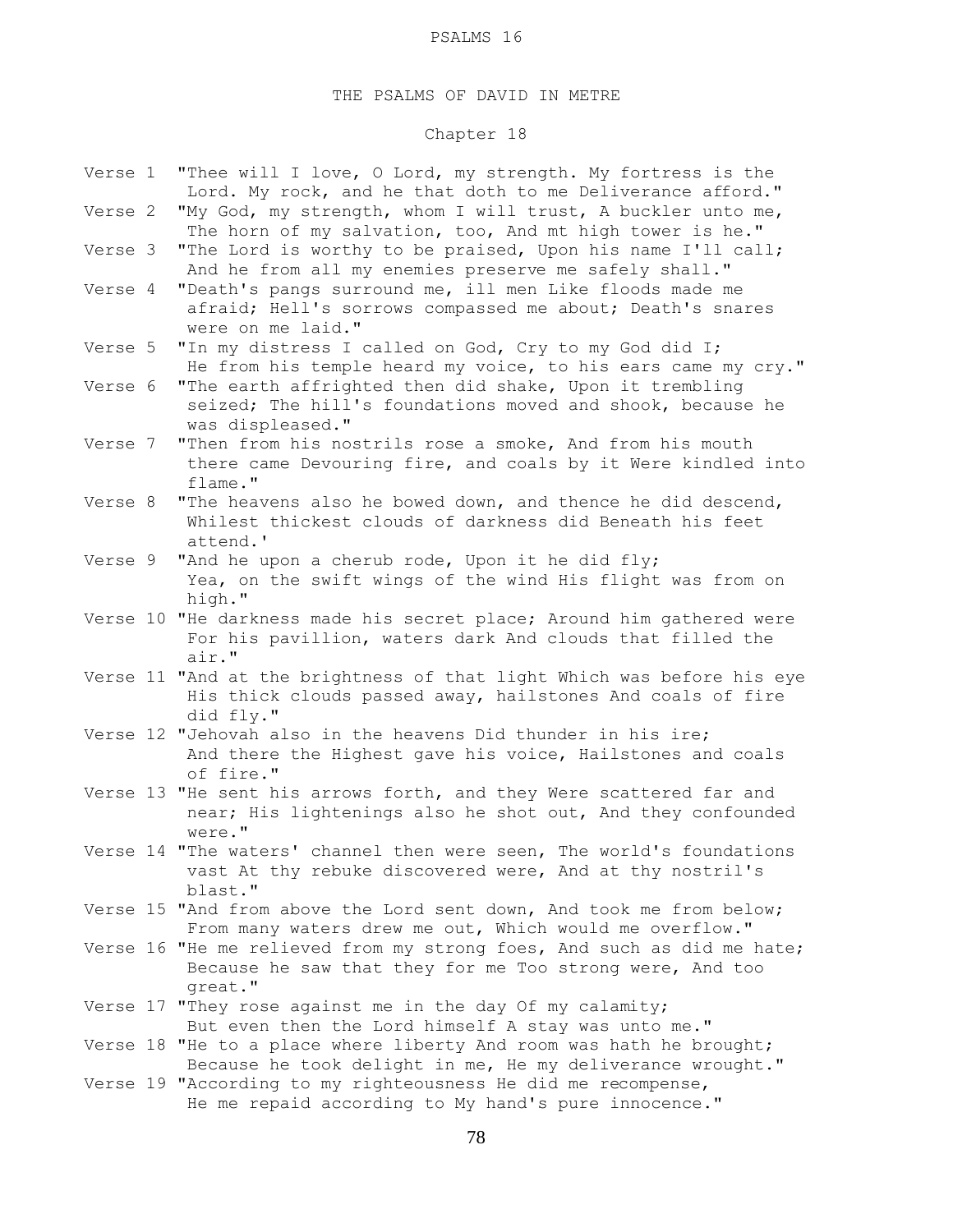PSALMS 16

# THE PSALMS OF DAVID IN METRE

## Chapter 18

Verse 1 "Thee will I love, O Lord, my strength. My fortress is the Lord. My rock, and he that doth to me Deliverance afford."

Verse 2 "My God, my strength, whom I will trust, A buckler unto me, The horn of my salvation, too, And mt high tower is he."

Verse 3 "The Lord is worthy to be praised, Upon his name I'll call; And he from all my enemies preserve me safely shall."

Verse 4 "Death's pangs surround me, ill men Like floods made me afraid; Hell's sorrows compassed me about; Death's snares were on me laid."

Verse 5 "In my distress I called on God, Cry to my God did I; He from his temple heard my voice, to his ears came my cry."

Verse 6 "The earth affrighted then did shake, Upon it trembling seized; The hill's foundations moved and shook, because he was displeased."

Verse 7 "Then from his nostrils rose a smoke, And from his mouth there came Devouring fire, and coals by it Were kindled into flame."

Verse 8 "The heavens also he bowed down, and thence he did descend, Whilest thickest clouds of darkness did Beneath his feet attend.'

Verse 9 "And he upon a cherub rode, Upon it he did fly; Yea, on the swift wings of the wind His flight was from on high."

Verse 10 "He darkness made his secret place; Around him gathered were For his pavillion, waters dark And clouds that filled the air."

Verse 11 "And at the brightness of that light Which was before his eye His thick clouds passed away, hailstones And coals of fire did fly."

Verse 12 "Jehovah also in the heavens Did thunder in his ire; And there the Highest gave his voice, Hailstones and coals of fire."

Verse 13 "He sent his arrows forth, and they Were scattered far and near; His lightenings also he shot out, And they confounded were."

Verse 14 "The waters' channel then were seen, The world's foundations vast At thy rebuke discovered were, And at thy nostril's blast."

Verse 15 "And from above the Lord sent down, And took me from below; From many waters drew me out, Which would me overflow."

Verse 16 "He me relieved from my strong foes, And such as did me hate; Because he saw that they for me Too strong were, And too great."

Verse 17 "They rose against me in the day Of my calamity; But even then the Lord himself A stay was unto me."

Verse 18 "He to a place where liberty And room was hath he brought; Because he took delight in me, He my deliverance wrought."

Verse 19 "According to my righteousness He did me recompense, He me repaid according to My hand's pure innocence."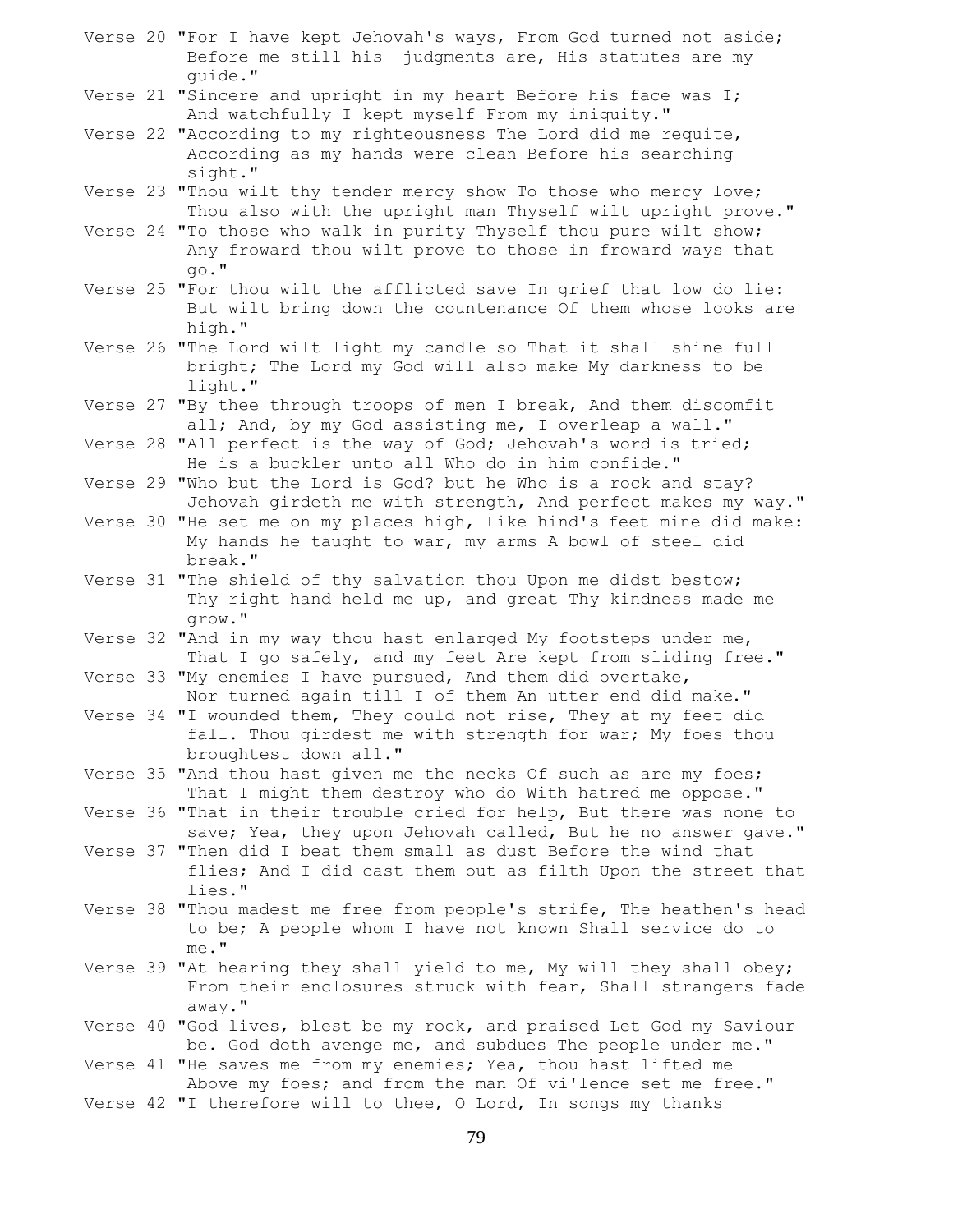Verse 20 "For I have kept Jehovah's ways, From God turned not aside; Before me still his judgments are, His statutes are my guide."

Verse 21 "Sincere and upright in my heart Before his face was I; And watchfully I kept myself From my iniquity."

Verse 22 "According to my righteousness The Lord did me requite, According as my hands were clean Before his searching sight."

Verse 23 "Thou wilt thy tender mercy show To those who mercy love; Thou also with the upright man Thyself wilt upright prove."

Verse 24 "To those who walk in purity Thyself thou pure wilt show; Any froward thou wilt prove to those in froward ways that go."

Verse 25 "For thou wilt the afflicted save In grief that low do lie: But wilt bring down the countenance Of them whose looks are high."

Verse 26 "The Lord wilt light my candle so That it shall shine full bright; The Lord my God will also make My darkness to be light."

Verse 27 "By thee through troops of men I break, And them discomfit all; And, by my God assisting me, I overleap a wall."

Verse 28 "All perfect is the way of God; Jehovah's word is tried; He is a buckler unto all Who do in him confide."

Verse 29 "Who but the Lord is God? but he Who is a rock and stay? Jehovah girdeth me with strength, And perfect makes my way."

Verse 30 "He set me on my places high, Like hind's feet mine did make: My hands he taught to war, my arms A bowl of steel did break."

Verse 31 "The shield of thy salvation thou Upon me didst bestow; Thy right hand held me up, and great Thy kindness made me grow."

Verse 32 "And in my way thou hast enlarged My footsteps under me, That I go safely, and my feet Are kept from sliding free."

Verse 33 "My enemies I have pursued, And them did overtake, Nor turned again till I of them An utter end did make."

Verse 34 "I wounded them, They could not rise, They at my feet did fall. Thou girdest me with strength for war; My foes thou broughtest down all."

Verse 35 "And thou hast given me the necks Of such as are my foes; That I might them destroy who do With hatred me oppose."

Verse 36 "That in their trouble cried for help, But there was none to save; Yea, they upon Jehovah called, But he no answer gave."

Verse 37 "Then did I beat them small as dust Before the wind that flies; And I did cast them out as filth Upon the street that lies."

Verse 38 "Thou madest me free from people's strife, The heathen's head to be; A people whom I have not known Shall service do to me."

Verse 39 "At hearing they shall yield to me, My will they shall obey; From their enclosures struck with fear, Shall strangers fade away."

Verse 40 "God lives, blest be my rock, and praised Let God my Saviour be. God doth avenge me, and subdues The people under me."

Verse 41 "He saves me from my enemies; Yea, thou hast lifted me Above my foes; and from the man Of vi'lence set me free."

Verse 42 "I therefore will to thee, O Lord, In songs my thanks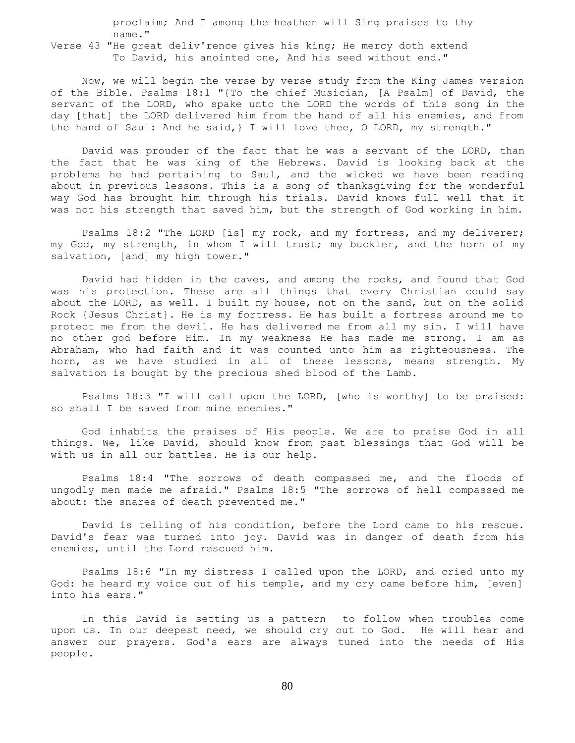proclaim; And I among the heathen will Sing praises to thy name."

Verse 43 "He great deliv'rence gives his king; He mercy doth extend To David, his anointed one, And his seed without end."

Now, we will begin the verse by verse study from the King James version of the Bible. Psalms 18:1 "{To the chief Musician, [A Psalm] of David, the servant of the LORD, who spake unto the LORD the words of this song in the day [that] the LORD delivered him from the hand of all his enemies, and from the hand of Saul: And he said,} I will love thee, O LORD, my strength."

David was prouder of the fact that he was a servant of the LORD, than the fact that he was king of the Hebrews. David is looking back at the problems he had pertaining to Saul, and the wicked we have been reading about in previous lessons. This is a song of thanksgiving for the wonderful way God has brought him through his trials. David knows full well that it was not his strength that saved him, but the strength of God working in him.

Psalms 18:2 "The LORD [is] my rock, and my fortress, and my deliverer; my God, my strength, in whom I will trust; my buckler, and the horn of my salvation, [and] my high tower."

David had hidden in the caves, and among the rocks, and found that God was his protection. These are all things that every Christian could say about the LORD, as well. I built my house, not on the sand, but on the solid Rock {Jesus Christ}. He is my fortress. He has built a fortress around me to protect me from the devil. He has delivered me from all my sin. I will have no other god before Him. In my weakness He has made me strong. I am as Abraham, who had faith and it was counted unto him as righteousness. The horn, as we have studied in all of these lessons, means strength. My salvation is bought by the precious shed blood of the Lamb.

Psalms 18:3 "I will call upon the LORD, [who is worthy] to be praised: so shall I be saved from mine enemies."

God inhabits the praises of His people. We are to praise God in all things. We, like David, should know from past blessings that God will be with us in all our battles. He is our help.

Psalms 18:4 "The sorrows of death compassed me, and the floods of ungodly men made me afraid." Psalms 18:5 "The sorrows of hell compassed me about: the snares of death prevented me."

David is telling of his condition, before the Lord came to his rescue. David's fear was turned into joy. David was in danger of death from his enemies, until the Lord rescued him.

Psalms 18:6 "In my distress I called upon the LORD, and cried unto my God: he heard my voice out of his temple, and my cry came before him, [even] into his ears."

In this David is setting us a pattern to follow when troubles come upon us. In our deepest need, we should cry out to God. He will hear and answer our prayers. God's ears are always tuned into the needs of His people.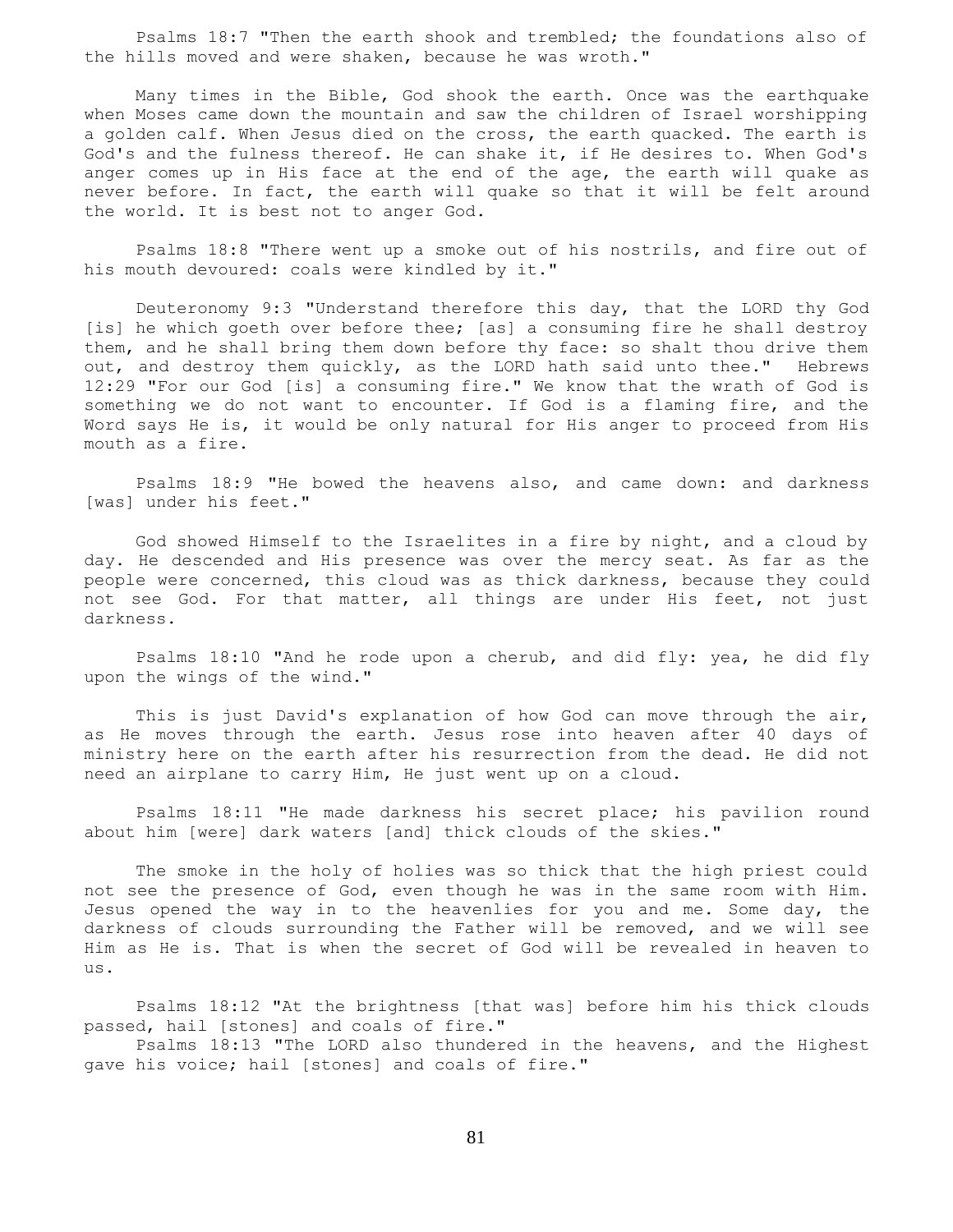Psalms 18:7 "Then the earth shook and trembled; the foundations also of the hills moved and were shaken, because he was wroth."

Many times in the Bible, God shook the earth. Once was the earthquake when Moses came down the mountain and saw the children of Israel worshipping a golden calf. When Jesus died on the cross, the earth quacked. The earth is God's and the fulness thereof. He can shake it, if He desires to. When God's anger comes up in His face at the end of the age, the earth will quake as never before. In fact, the earth will quake so that it will be felt around the world. It is best not to anger God.

Psalms 18:8 "There went up a smoke out of his nostrils, and fire out of his mouth devoured: coals were kindled by it."

Deuteronomy 9:3 "Understand therefore this day, that the LORD thy God [is] he which goeth over before thee; [as] a consuming fire he shall destroy them, and he shall bring them down before thy face: so shalt thou drive them out, and destroy them quickly, as the LORD hath said unto thee." Hebrews 12:29 "For our God [is] a consuming fire." We know that the wrath of God is something we do not want to encounter. If God is a flaming fire, and the Word says He is, it would be only natural for His anger to proceed from His mouth as a fire.

Psalms 18:9 "He bowed the heavens also, and came down: and darkness [was] under his feet."

God showed Himself to the Israelites in a fire by night, and a cloud by day. He descended and His presence was over the mercy seat. As far as the people were concerned, this cloud was as thick darkness, because they could not see God. For that matter, all things are under His feet, not just darkness.

Psalms 18:10 "And he rode upon a cherub, and did fly: yea, he did fly upon the wings of the wind."

This is just David's explanation of how God can move through the air, as He moves through the earth. Jesus rose into heaven after 40 days of ministry here on the earth after his resurrection from the dead. He did not need an airplane to carry Him, He just went up on a cloud.

Psalms 18:11 "He made darkness his secret place; his pavilion round about him [were] dark waters [and] thick clouds of the skies."

The smoke in the holy of holies was so thick that the high priest could not see the presence of God, even though he was in the same room with Him. Jesus opened the way in to the heavenlies for you and me. Some day, the darkness of clouds surrounding the Father will be removed, and we will see Him as He is. That is when the secret of God will be revealed in heaven to us.

Psalms 18:12 "At the brightness [that was] before him his thick clouds passed, hail [stones] and coals of fire."

Psalms 18:13 "The LORD also thundered in the heavens, and the Highest gave his voice; hail [stones] and coals of fire."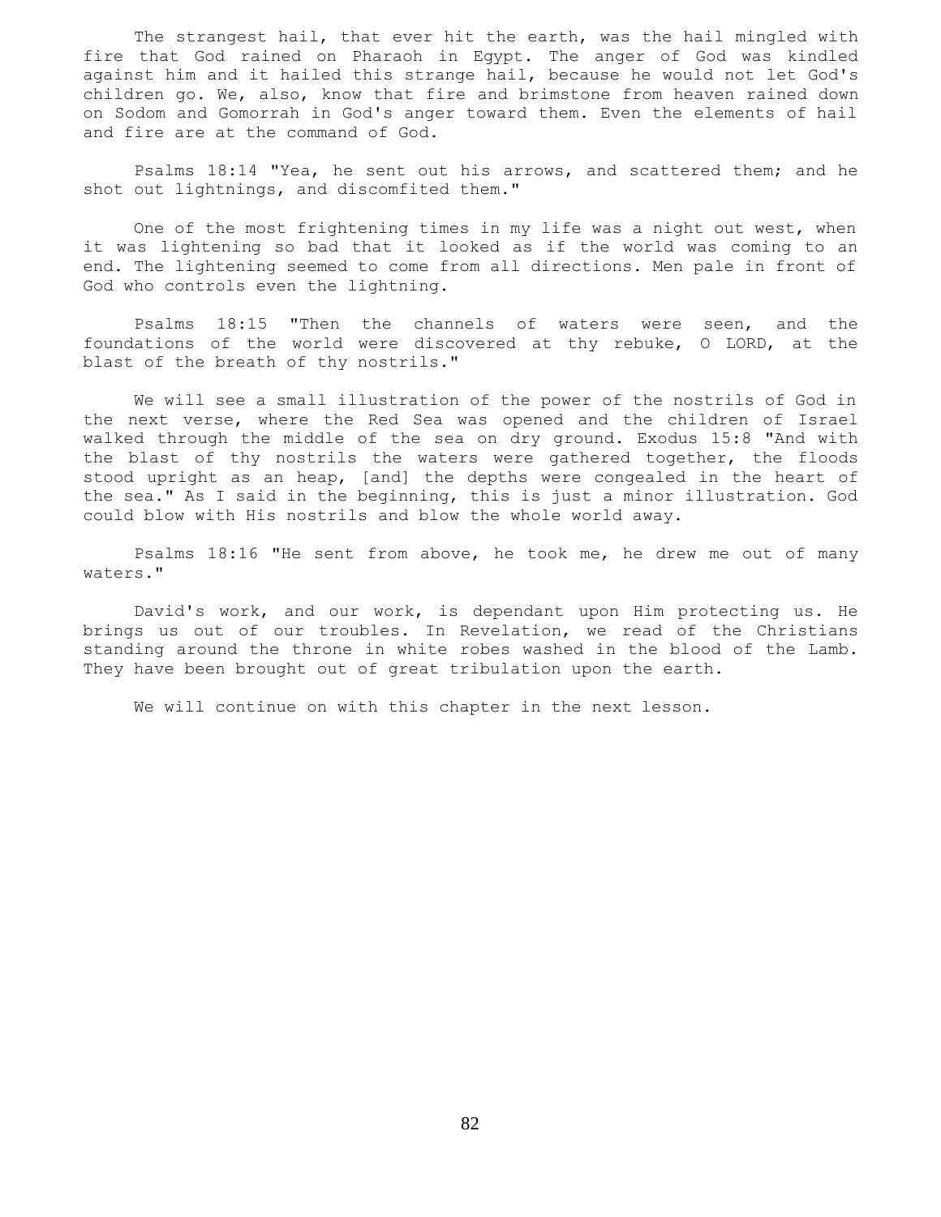The strangest hail, that ever hit the earth, was the hail mingled with fire that God rained on Pharaoh in Egypt. The anger of God was kindled against him and it hailed this strange hail, because he would not let God's children go. We, also, know that fire and brimstone from heaven rained down on Sodom and Gomorrah in God's anger toward them. Even the elements of hail and fire are at the command of God.

Psalms 18:14 "Yea, he sent out his arrows, and scattered them; and he shot out lightnings, and discomfited them."

One of the most frightening times in my life was a night out west, when it was lightening so bad that it looked as if the world was coming to an end. The lightening seemed to come from all directions. Men pale in front of God who controls even the lightning.

Psalms 18:15 "Then the channels of waters were seen, and the foundations of the world were discovered at thy rebuke, O LORD, at the blast of the breath of thy nostrils."

We will see a small illustration of the power of the nostrils of God in the next verse, where the Red Sea was opened and the children of Israel walked through the middle of the sea on dry ground. Exodus 15:8 "And with the blast of thy nostrils the waters were gathered together, the floods stood upright as an heap, [and] the depths were congealed in the heart of the sea." As I said in the beginning, this is just a minor illustration. God could blow with His nostrils and blow the whole world away.

Psalms 18:16 "He sent from above, he took me, he drew me out of many waters."

David's work, and our work, is dependant upon Him protecting us. He brings us out of our troubles. In Revelation, we read of the Christians standing around the throne in white robes washed in the blood of the Lamb. They have been brought out of great tribulation upon the earth.

We will continue on with this chapter in the next lesson.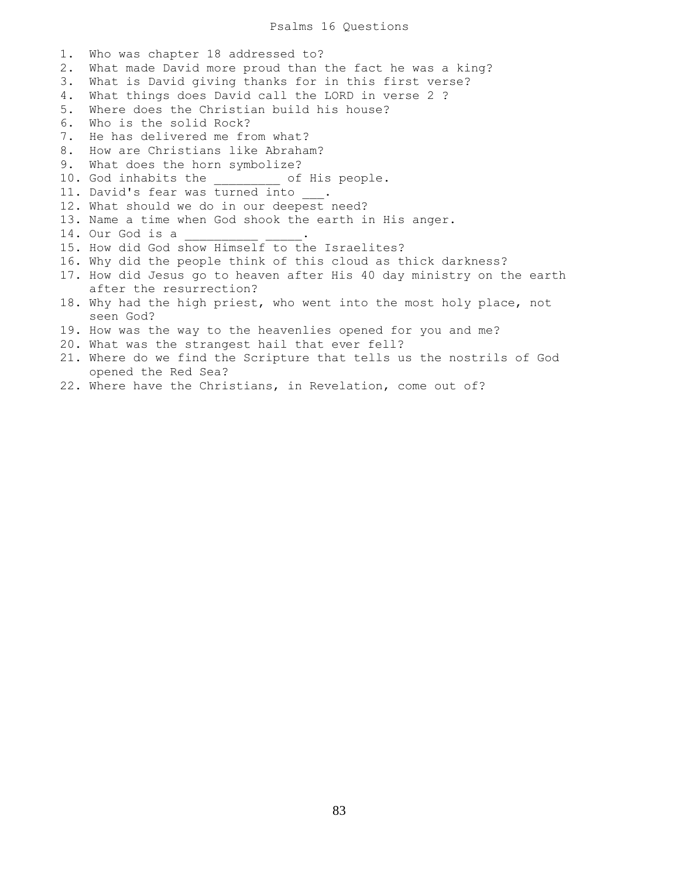# Psalms 16 Questions

1. Who was chapter 18 addressed to?
2. What made David more proud than the fact he was a king?
3. What is David giving thanks for in this first verse?
4. What things does David call the LORD in verse 2 ?
5. Where does the Christian build his house?
6. Who is the solid Rock?
7. He has delivered me from what?
8. How are Christians like Abraham?
9. What does the horn symbolize?
10. God inhabits the _________ of His people.
11. David's fear was turned into ___.
12. What should we do in our deepest need?
13. Name a time when God shook the earth in His anger.
14. Our God is a __________ _____.
15. How did God show Himself to the Israelites?
16. Why did the people think of this cloud as thick darkness?
17. How did Jesus go to heaven after His 40 day ministry on the earth after the resurrection?
18. Why had the high priest, who went into the most holy place, not seen God?
19. How was the way to the heavenlies opened for you and me?
20. What was the strangest hail that ever fell?
21. Where do we find the Scripture that tells us the nostrils of God opened the Red Sea?
22. Where have the Christians, in Revelation, come out of?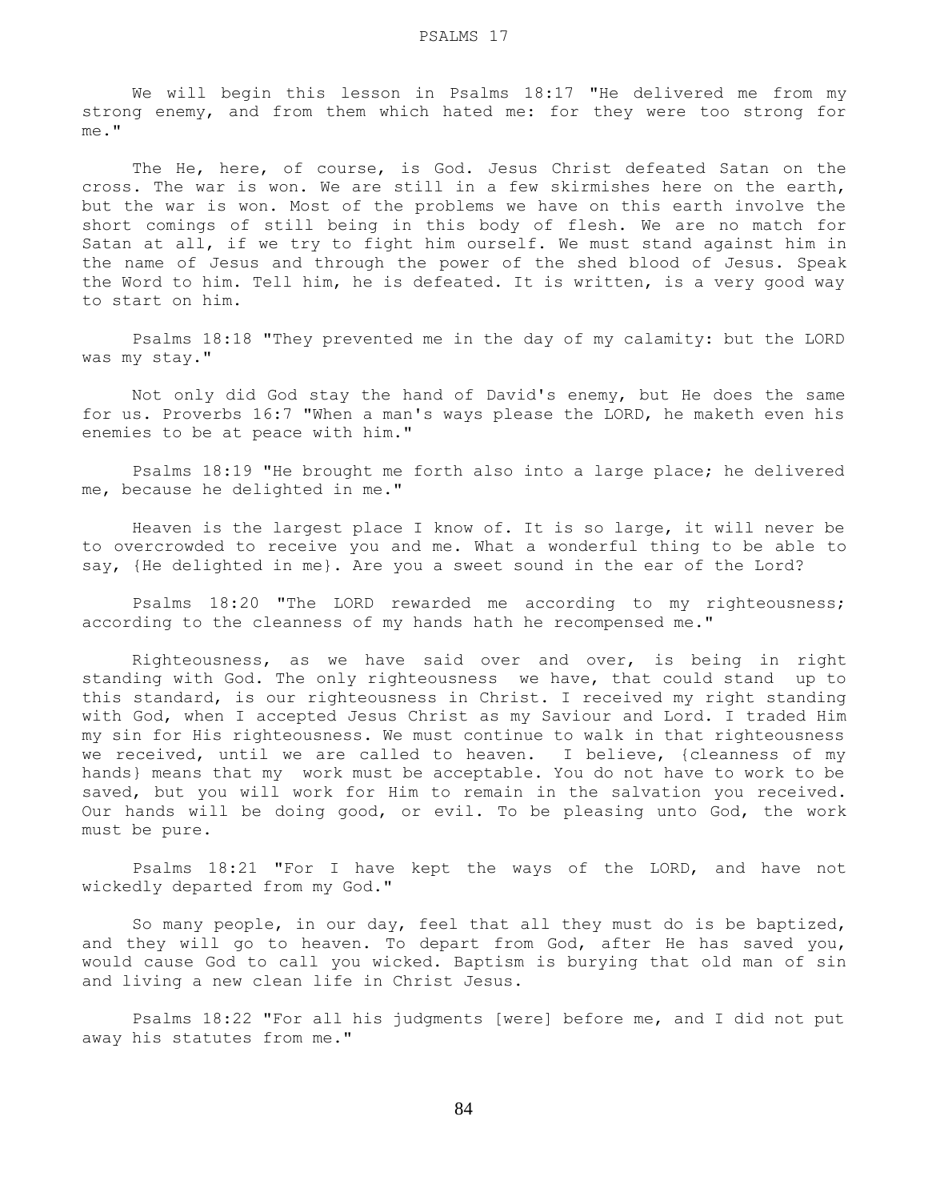We will begin this lesson in Psalms 18:17 "He delivered me from my strong enemy, and from them which hated me: for they were too strong for me."

The He, here, of course, is God. Jesus Christ defeated Satan on the cross. The war is won. We are still in a few skirmishes here on the earth, but the war is won. Most of the problems we have on this earth involve the short comings of still being in this body of flesh. We are no match for Satan at all, if we try to fight him ourself. We must stand against him in the name of Jesus and through the power of the shed blood of Jesus. Speak the Word to him. Tell him, he is defeated. It is written, is a very good way to start on him.

Psalms 18:18 "They prevented me in the day of my calamity: but the LORD was my stay."

Not only did God stay the hand of David's enemy, but He does the same for us. Proverbs 16:7 "When a man's ways please the LORD, he maketh even his enemies to be at peace with him."

Psalms 18:19 "He brought me forth also into a large place; he delivered me, because he delighted in me."

Heaven is the largest place I know of. It is so large, it will never be to overcrowded to receive you and me. What a wonderful thing to be able to say, {He delighted in me}. Are you a sweet sound in the ear of the Lord?

Psalms 18:20 "The LORD rewarded me according to my righteousness; according to the cleanness of my hands hath he recompensed me."

Righteousness, as we have said over and over, is being in right standing with God. The only righteousness we have, that could stand up to this standard, is our righteousness in Christ. I received my right standing with God, when I accepted Jesus Christ as my Saviour and Lord. I traded Him my sin for His righteousness. We must continue to walk in that righteousness we received, until we are called to heaven. I believe, {cleanness of my hands} means that my work must be acceptable. You do not have to work to be saved, but you will work for Him to remain in the salvation you received. Our hands will be doing good, or evil. To be pleasing unto God, the work must be pure.

Psalms 18:21 "For I have kept the ways of the LORD, and have not wickedly departed from my God."

So many people, in our day, feel that all they must do is be baptized, and they will go to heaven. To depart from God, after He has saved you, would cause God to call you wicked. Baptism is burying that old man of sin and living a new clean life in Christ Jesus.

Psalms 18:22 "For all his judgments [were] before me, and I did not put away his statutes from me."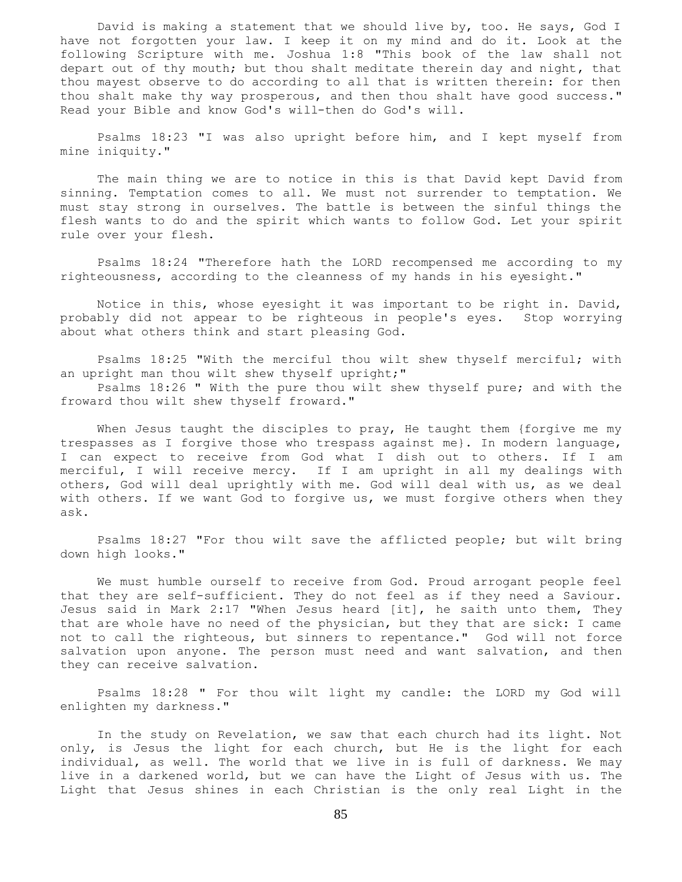David is making a statement that we should live by, too. He says, God I have not forgotten your law. I keep it on my mind and do it. Look at the following Scripture with me. Joshua 1:8 "This book of the law shall not depart out of thy mouth; but thou shalt meditate therein day and night, that thou mayest observe to do according to all that is written therein: for then thou shalt make thy way prosperous, and then thou shalt have good success." Read your Bible and know God's will-then do God's will.

Psalms 18:23 "I was also upright before him, and I kept myself from mine iniquity."

The main thing we are to notice in this is that David kept David from sinning. Temptation comes to all. We must not surrender to temptation. We must stay strong in ourselves. The battle is between the sinful things the flesh wants to do and the spirit which wants to follow God. Let your spirit rule over your flesh.

Psalms 18:24 "Therefore hath the LORD recompensed me according to my righteousness, according to the cleanness of my hands in his eyesight."

Notice in this, whose eyesight it was important to be right in. David, probably did not appear to be righteous in people's eyes. Stop worrying about what others think and start pleasing God.

Psalms 18:25 "With the merciful thou wilt shew thyself merciful; with an upright man thou wilt shew thyself upright;"
Psalms 18:26 " With the pure thou wilt shew thyself pure; and with the froward thou wilt shew thyself froward."

When Jesus taught the disciples to pray, He taught them {forgive me my trespasses as I forgive those who trespass against me}. In modern language, I can expect to receive from God what I dish out to others. If I am merciful, I will receive mercy. If I am upright in all my dealings with others, God will deal uprightly with me. God will deal with us, as we deal with others. If we want God to forgive us, we must forgive others when they ask.

Psalms 18:27 "For thou wilt save the afflicted people; but wilt bring down high looks."

We must humble ourself to receive from God. Proud arrogant people feel that they are self-sufficient. They do not feel as if they need a Saviour. Jesus said in Mark 2:17 "When Jesus heard [it], he saith unto them, They that are whole have no need of the physician, but they that are sick: I came not to call the righteous, but sinners to repentance." God will not force salvation upon anyone. The person must need and want salvation, and then they can receive salvation.

Psalms 18:28 " For thou wilt light my candle: the LORD my God will enlighten my darkness."

In the study on Revelation, we saw that each church had its light. Not only, is Jesus the light for each church, but He is the light for each individual, as well. The world that we live in is full of darkness. We may live in a darkened world, but we can have the Light of Jesus with us. The Light that Jesus shines in each Christian is the only real Light in the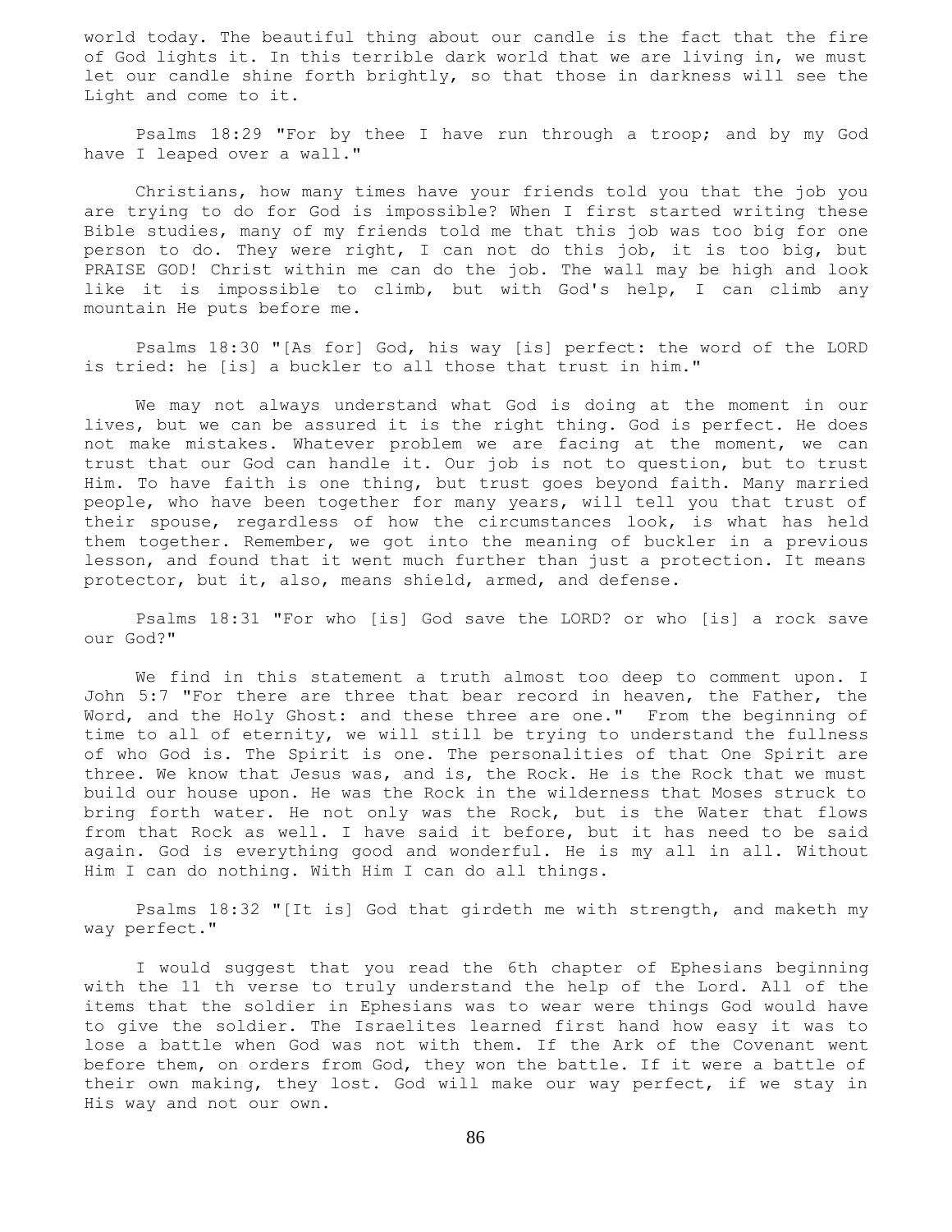world today. The beautiful thing about our candle is the fact that the fire of God lights it. In this terrible dark world that we are living in, we must let our candle shine forth brightly, so that those in darkness will see the Light and come to it.

Psalms 18:29 "For by thee I have run through a troop; and by my God have I leaped over a wall."

Christians, how many times have your friends told you that the job you are trying to do for God is impossible? When I first started writing these Bible studies, many of my friends told me that this job was too big for one person to do. They were right, I can not do this job, it is too big, but PRAISE GOD! Christ within me can do the job. The wall may be high and look like it is impossible to climb, but with God's help, I can climb any mountain He puts before me.

Psalms 18:30 "[As for] God, his way [is] perfect: the word of the LORD is tried: he [is] a buckler to all those that trust in him."

We may not always understand what God is doing at the moment in our lives, but we can be assured it is the right thing. God is perfect. He does not make mistakes. Whatever problem we are facing at the moment, we can trust that our God can handle it. Our job is not to question, but to trust Him. To have faith is one thing, but trust goes beyond faith. Many married people, who have been together for many years, will tell you that trust of their spouse, regardless of how the circumstances look, is what has held them together. Remember, we got into the meaning of buckler in a previous lesson, and found that it went much further than just a protection. It means protector, but it, also, means shield, armed, and defense.

Psalms 18:31 "For who [is] God save the LORD? or who [is] a rock save our God?"

We find in this statement a truth almost too deep to comment upon. I John 5:7 "For there are three that bear record in heaven, the Father, the Word, and the Holy Ghost: and these three are one." From the beginning of time to all of eternity, we will still be trying to understand the fullness of who God is. The Spirit is one. The personalities of that One Spirit are three. We know that Jesus was, and is, the Rock. He is the Rock that we must build our house upon. He was the Rock in the wilderness that Moses struck to bring forth water. He not only was the Rock, but is the Water that flows from that Rock as well. I have said it before, but it has need to be said again. God is everything good and wonderful. He is my all in all. Without Him I can do nothing. With Him I can do all things.

Psalms 18:32 "[It is] God that girdeth me with strength, and maketh my way perfect."

I would suggest that you read the 6th chapter of Ephesians beginning with the 11 th verse to truly understand the help of the Lord. All of the items that the soldier in Ephesians was to wear were things God would have to give the soldier. The Israelites learned first hand how easy it was to lose a battle when God was not with them. If the Ark of the Covenant went before them, on orders from God, they won the battle. If it were a battle of their own making, they lost. God will make our way perfect, if we stay in His way and not our own.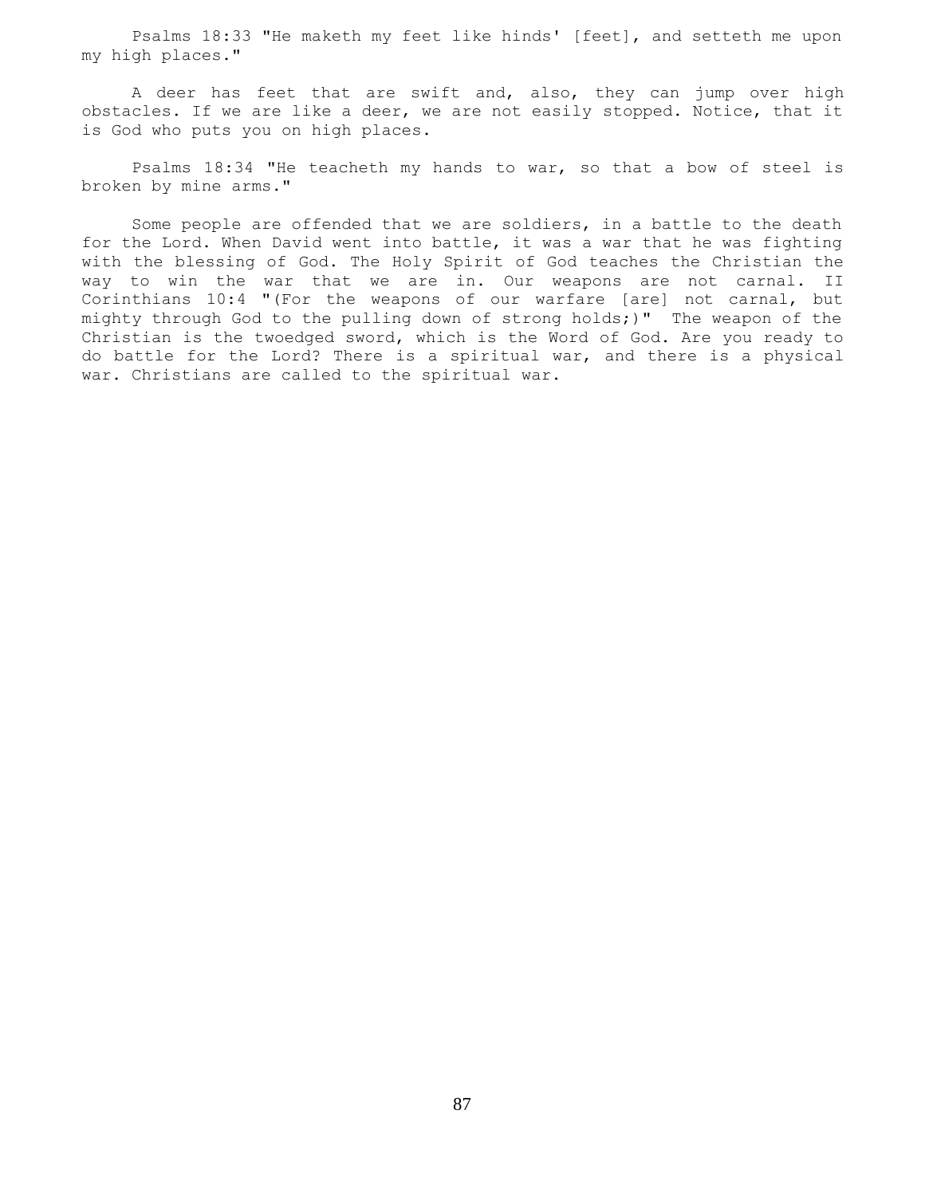Psalms 18:33 "He maketh my feet like hinds' [feet], and setteth me upon my high places."

A deer has feet that are swift and, also, they can jump over high obstacles. If we are like a deer, we are not easily stopped. Notice, that it is God who puts you on high places.

Psalms 18:34 "He teacheth my hands to war, so that a bow of steel is broken by mine arms."

Some people are offended that we are soldiers, in a battle to the death for the Lord. When David went into battle, it was a war that he was fighting with the blessing of God. The Holy Spirit of God teaches the Christian the way to win the war that we are in. Our weapons are not carnal. II Corinthians 10:4 "(For the weapons of our warfare [are] not carnal, but mighty through God to the pulling down of strong holds;)" The weapon of the Christian is the twoedged sword, which is the Word of God. Are you ready to do battle for the Lord? There is a spiritual war, and there is a physical war. Christians are called to the spiritual war.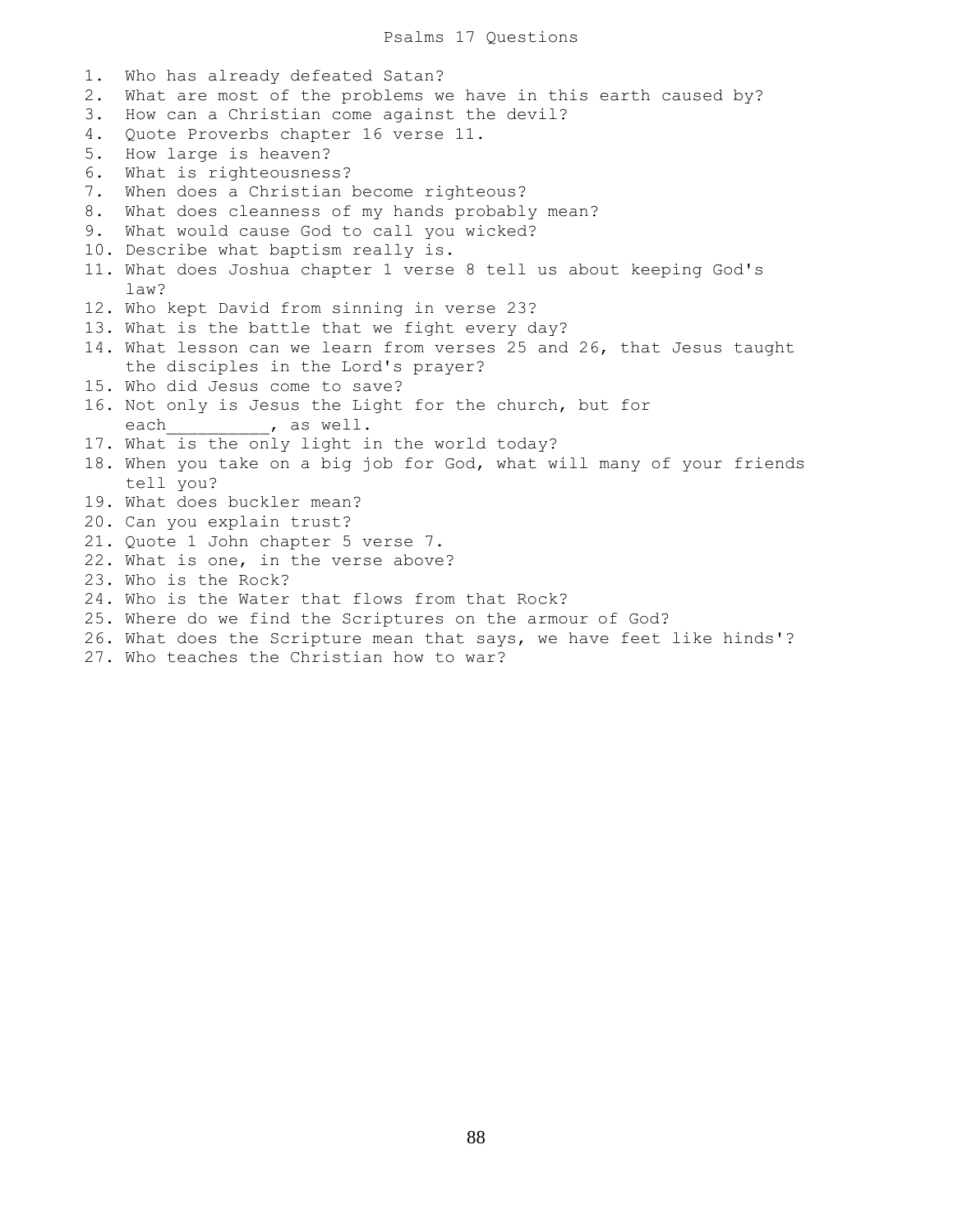# Psalms 17 Questions

1. Who has already defeated Satan?
2. What are most of the problems we have in this earth caused by?
3. How can a Christian come against the devil?
4. Quote Proverbs chapter 16 verse 11.
5. How large is heaven?
6. What is righteousness?
7. When does a Christian become righteous?
8. What does cleanness of my hands probably mean?
9. What would cause God to call you wicked?
10. Describe what baptism really is.
11. What does Joshua chapter 1 verse 8 tell us about keeping God's law?
12. Who kept David from sinning in verse 23?
13. What is the battle that we fight every day?
14. What lesson can we learn from verses 25 and 26, that Jesus taught the disciples in the Lord's prayer?
15. Who did Jesus come to save?
16. Not only is Jesus the Light for the church, but for each__________, as well.
17. What is the only light in the world today?
18. When you take on a big job for God, what will many of your friends tell you?
19. What does buckler mean?
20. Can you explain trust?
21. Quote 1 John chapter 5 verse 7.
22. What is one, in the verse above?
23. Who is the Rock?
24. Who is the Water that flows from that Rock?
25. Where do we find the Scriptures on the armour of God?
26. What does the Scripture mean that says, we have feet like hinds'?
27. Who teaches the Christian how to war?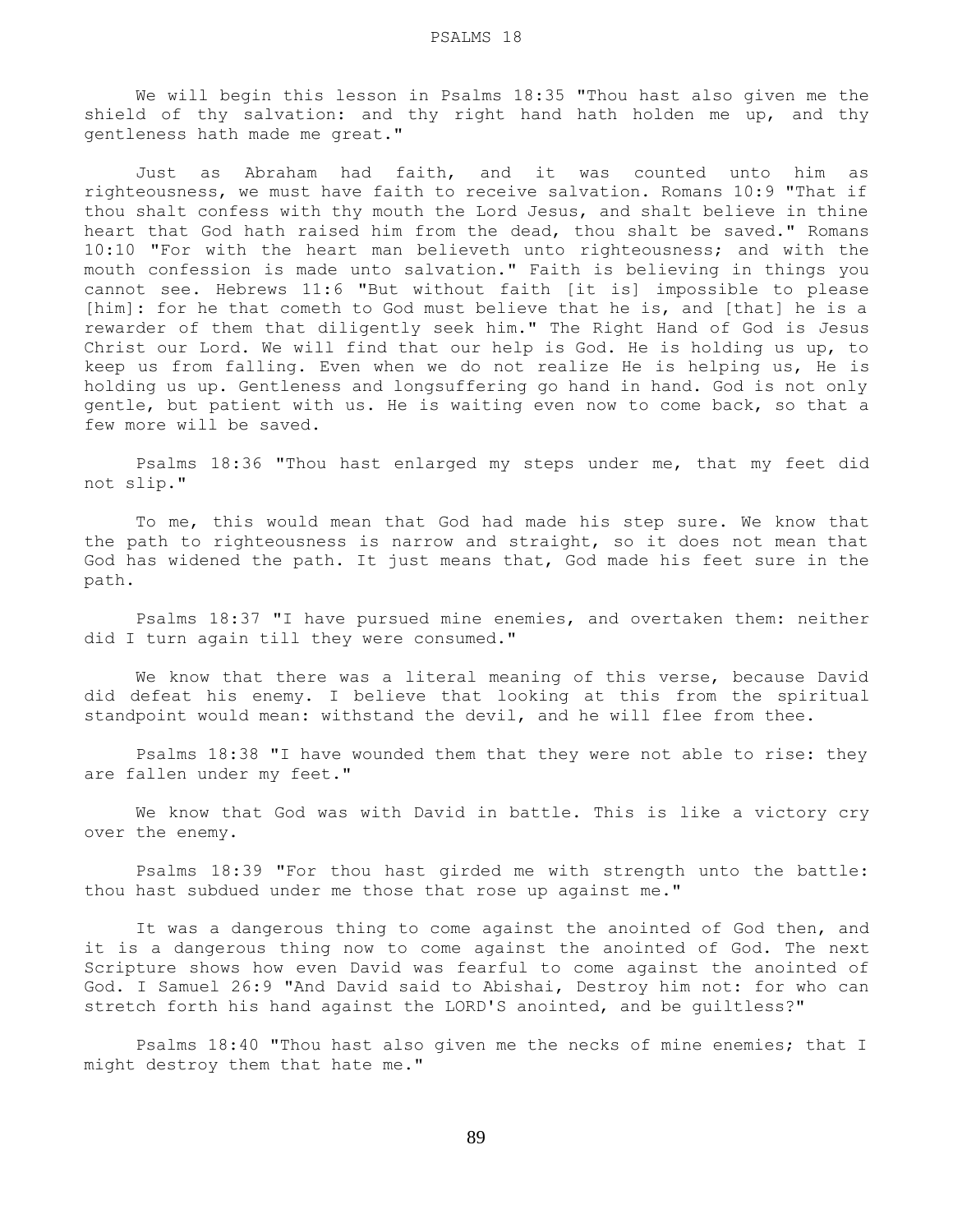We will begin this lesson in Psalms 18:35 "Thou hast also given me the shield of thy salvation: and thy right hand hath holden me up, and thy gentleness hath made me great."

Just as Abraham had faith, and it was counted unto him as righteousness, we must have faith to receive salvation. Romans 10:9 "That if thou shalt confess with thy mouth the Lord Jesus, and shalt believe in thine heart that God hath raised him from the dead, thou shalt be saved." Romans 10:10 "For with the heart man believeth unto righteousness; and with the mouth confession is made unto salvation." Faith is believing in things you cannot see. Hebrews 11:6 "But without faith [it is] impossible to please [him]: for he that cometh to God must believe that he is, and [that] he is a rewarder of them that diligently seek him." The Right Hand of God is Jesus Christ our Lord. We will find that our help is God. He is holding us up, to keep us from falling. Even when we do not realize He is helping us, He is holding us up. Gentleness and longsuffering go hand in hand. God is not only gentle, but patient with us. He is waiting even now to come back, so that a few more will be saved.

Psalms 18:36 "Thou hast enlarged my steps under me, that my feet did not slip."

To me, this would mean that God had made his step sure. We know that the path to righteousness is narrow and straight, so it does not mean that God has widened the path. It just means that, God made his feet sure in the path.

Psalms 18:37 "I have pursued mine enemies, and overtaken them: neither did I turn again till they were consumed."

We know that there was a literal meaning of this verse, because David did defeat his enemy. I believe that looking at this from the spiritual standpoint would mean: withstand the devil, and he will flee from thee.

Psalms 18:38 "I have wounded them that they were not able to rise: they are fallen under my feet."

We know that God was with David in battle. This is like a victory cry over the enemy.

Psalms 18:39 "For thou hast girded me with strength unto the battle: thou hast subdued under me those that rose up against me."

It was a dangerous thing to come against the anointed of God then, and it is a dangerous thing now to come against the anointed of God. The next Scripture shows how even David was fearful to come against the anointed of God. I Samuel 26:9 "And David said to Abishai, Destroy him not: for who can stretch forth his hand against the LORD'S anointed, and be guiltless?"

Psalms 18:40 "Thou hast also given me the necks of mine enemies; that I might destroy them that hate me."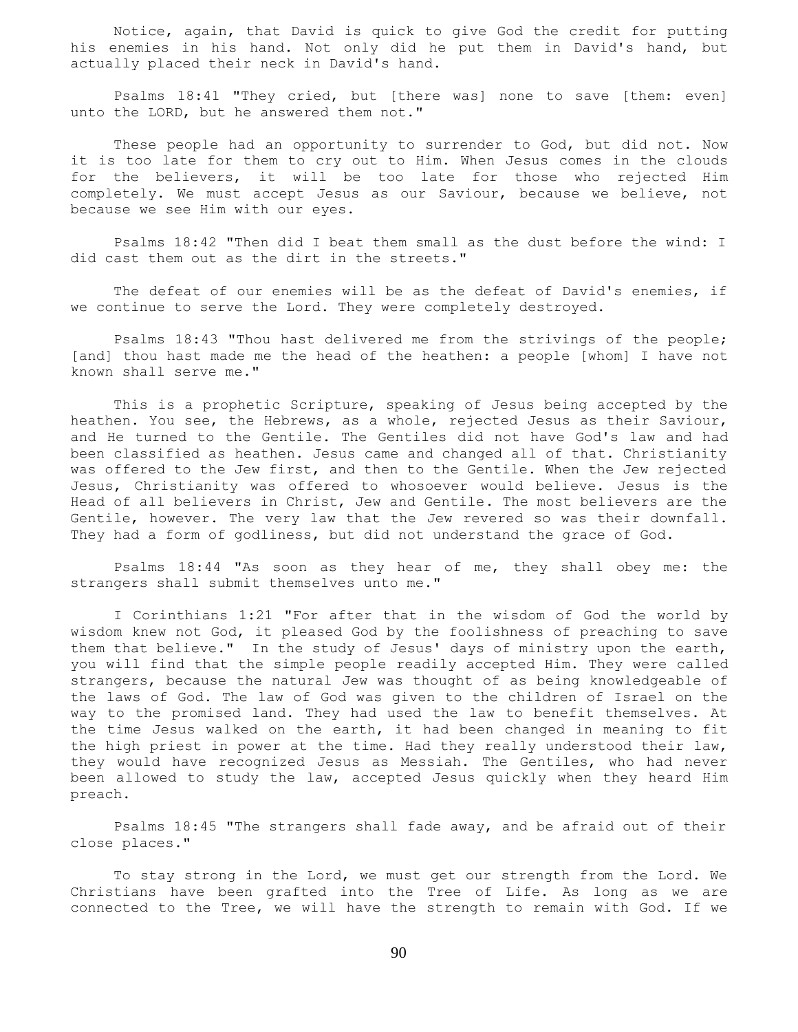Notice, again, that David is quick to give God the credit for putting his enemies in his hand. Not only did he put them in David's hand, but actually placed their neck in David's hand.

Psalms 18:41 "They cried, but [there was] none to save [them: even] unto the LORD, but he answered them not."

These people had an opportunity to surrender to God, but did not. Now it is too late for them to cry out to Him. When Jesus comes in the clouds for the believers, it will be too late for those who rejected Him completely. We must accept Jesus as our Saviour, because we believe, not because we see Him with our eyes.

Psalms 18:42 "Then did I beat them small as the dust before the wind: I did cast them out as the dirt in the streets."

The defeat of our enemies will be as the defeat of David's enemies, if we continue to serve the Lord. They were completely destroyed.

Psalms 18:43 "Thou hast delivered me from the strivings of the people; [and] thou hast made me the head of the heathen: a people [whom] I have not known shall serve me."

This is a prophetic Scripture, speaking of Jesus being accepted by the heathen. You see, the Hebrews, as a whole, rejected Jesus as their Saviour, and He turned to the Gentile. The Gentiles did not have God's law and had been classified as heathen. Jesus came and changed all of that. Christianity was offered to the Jew first, and then to the Gentile. When the Jew rejected Jesus, Christianity was offered to whosoever would believe. Jesus is the Head of all believers in Christ, Jew and Gentile. The most believers are the Gentile, however. The very law that the Jew revered so was their downfall. They had a form of godliness, but did not understand the grace of God.

Psalms 18:44 "As soon as they hear of me, they shall obey me: the strangers shall submit themselves unto me."

I Corinthians 1:21 "For after that in the wisdom of God the world by wisdom knew not God, it pleased God by the foolishness of preaching to save them that believe." In the study of Jesus' days of ministry upon the earth, you will find that the simple people readily accepted Him. They were called strangers, because the natural Jew was thought of as being knowledgeable of the laws of God. The law of God was given to the children of Israel on the way to the promised land. They had used the law to benefit themselves. At the time Jesus walked on the earth, it had been changed in meaning to fit the high priest in power at the time. Had they really understood their law, they would have recognized Jesus as Messiah. The Gentiles, who had never been allowed to study the law, accepted Jesus quickly when they heard Him preach.

Psalms 18:45 "The strangers shall fade away, and be afraid out of their close places."

To stay strong in the Lord, we must get our strength from the Lord. We Christians have been grafted into the Tree of Life. As long as we are connected to the Tree, we will have the strength to remain with God. If we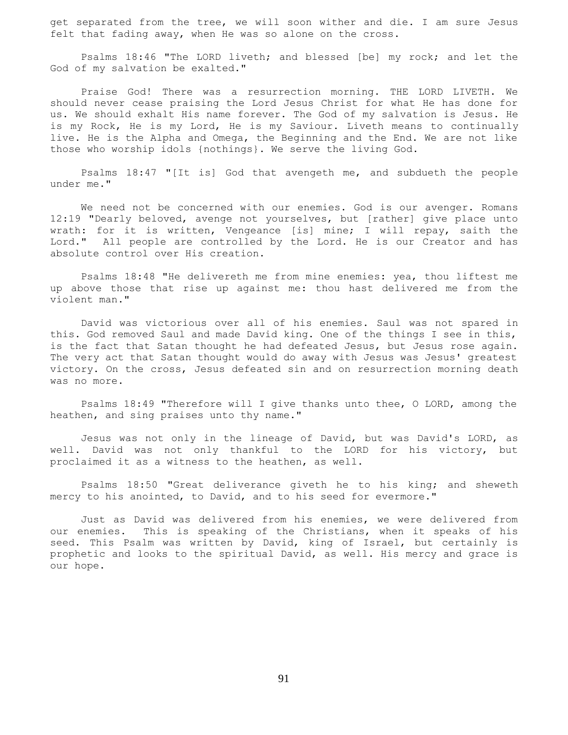get separated from the tree, we will soon wither and die. I am sure Jesus felt that fading away, when He was so alone on the cross.

Psalms 18:46 "The LORD liveth; and blessed [be] my rock; and let the God of my salvation be exalted."

Praise God! There was a resurrection morning. THE LORD LIVETH. We should never cease praising the Lord Jesus Christ for what He has done for us. We should exhalt His name forever. The God of my salvation is Jesus. He is my Rock, He is my Lord, He is my Saviour. Liveth means to continually live. He is the Alpha and Omega, the Beginning and the End. We are not like those who worship idols {nothings}. We serve the living God.

Psalms 18:47 "[It is] God that avengeth me, and subdueth the people under me."

We need not be concerned with our enemies. God is our avenger. Romans 12:19 "Dearly beloved, avenge not yourselves, but [rather] give place unto wrath: for it is written, Vengeance [is] mine; I will repay, saith the Lord." All people are controlled by the Lord. He is our Creator and has absolute control over His creation.

Psalms 18:48 "He delivereth me from mine enemies: yea, thou liftest me up above those that rise up against me: thou hast delivered me from the violent man."

David was victorious over all of his enemies. Saul was not spared in this. God removed Saul and made David king. One of the things I see in this, is the fact that Satan thought he had defeated Jesus, but Jesus rose again. The very act that Satan thought would do away with Jesus was Jesus' greatest victory. On the cross, Jesus defeated sin and on resurrection morning death was no more.

Psalms 18:49 "Therefore will I give thanks unto thee, O LORD, among the heathen, and sing praises unto thy name."

Jesus was not only in the lineage of David, but was David's LORD, as well. David was not only thankful to the LORD for his victory, but proclaimed it as a witness to the heathen, as well.

Psalms 18:50 "Great deliverance giveth he to his king; and sheweth mercy to his anointed, to David, and to his seed for evermore."

Just as David was delivered from his enemies, we were delivered from our enemies. This is speaking of the Christians, when it speaks of his seed. This Psalm was written by David, king of Israel, but certainly is prophetic and looks to the spiritual David, as well. His mercy and grace is our hope.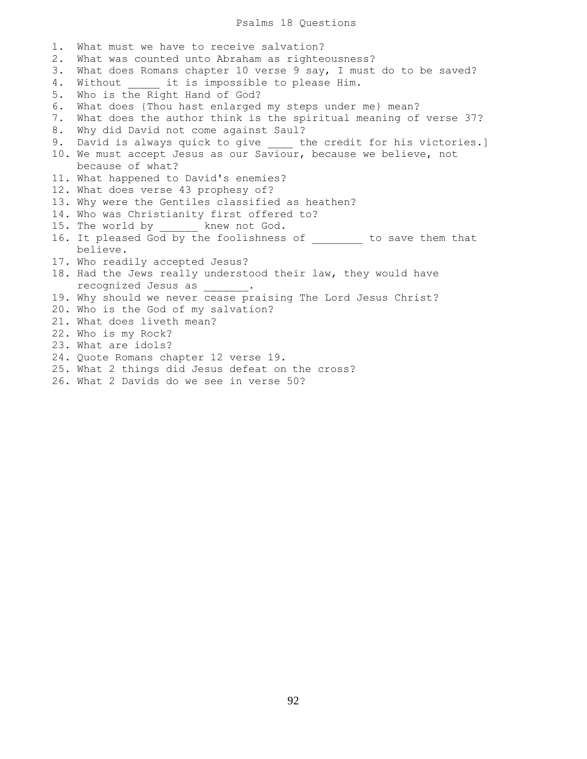# Psalms 18 Questions

1. What must we have to receive salvation?
2. What was counted unto Abraham as righteousness?
3. What does Romans chapter 10 verse 9 say, I must do to be saved?
4. Without _____ it is impossible to please Him.
5. Who is the Right Hand of God?
6. What does {Thou hast enlarged my steps under me} mean?
7. What does the author think is the spiritual meaning of verse 37?
8. Why did David not come against Saul?
9. David is always quick to give ____ the credit for his victories.]
10. We must accept Jesus as our Saviour, because we believe, not because of what?
11. What happened to David's enemies?
12. What does verse 43 prophesy of?
13. Why were the Gentiles classified as heathen?
14. Who was Christianity first offered to?
15. The world by ______ knew not God.
16. It pleased God by the foolishness of ________ to save them that believe.
17. Who readily accepted Jesus?
18. Had the Jews really understood their law, they would have recognized Jesus as _______.
19. Why should we never cease praising The Lord Jesus Christ?
20. Who is the God of my salvation?
21. What does liveth mean?
22. Who is my Rock?
23. What are idols?
24. Quote Romans chapter 12 verse 19.
25. What 2 things did Jesus defeat on the cross?
26. What 2 Davids do we see in verse 50?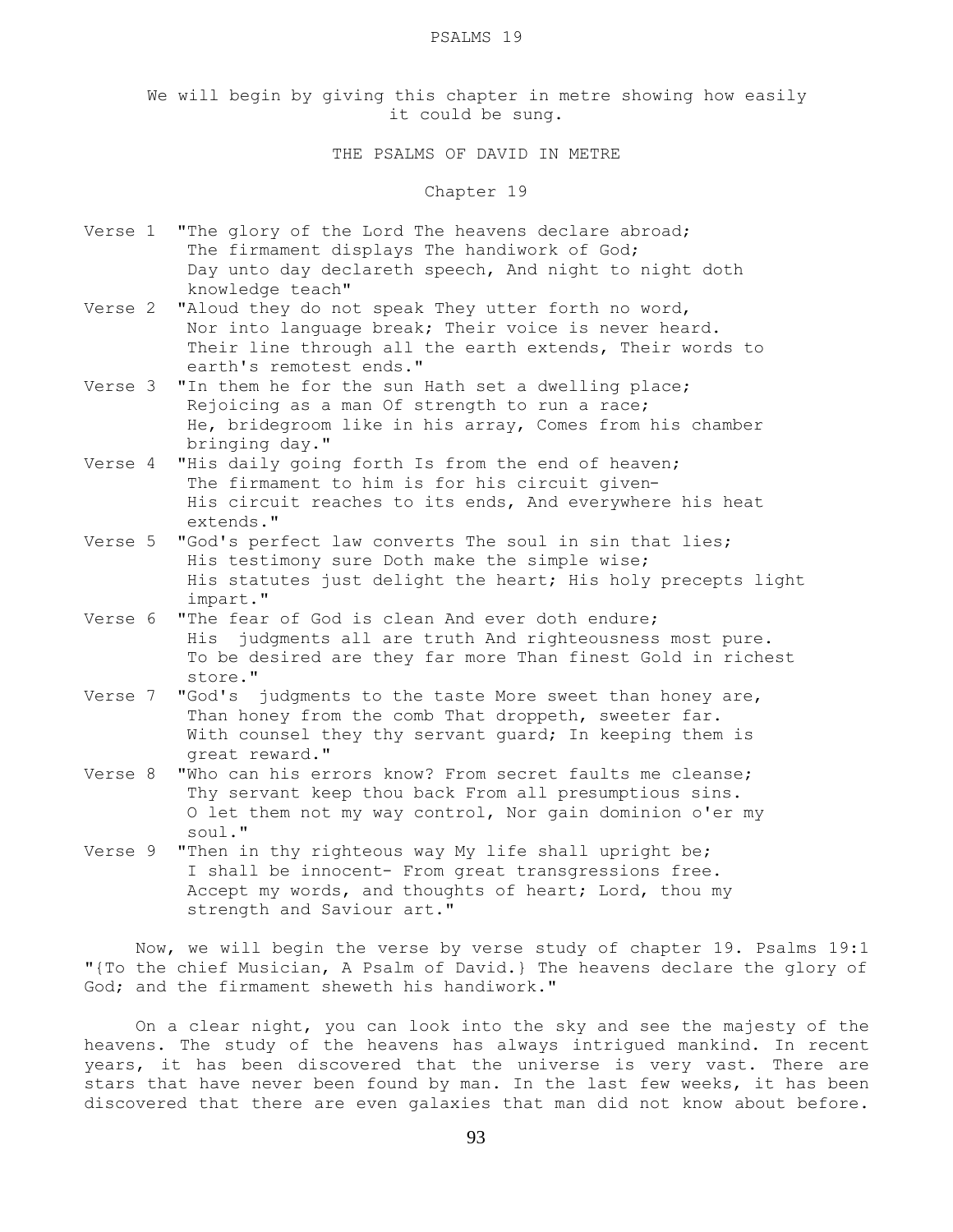# PSALMS 19

We will begin by giving this chapter in metre showing how easily it could be sung.

## THE PSALMS OF DAVID IN METRE

### Chapter 19

Verse 1 "The glory of the Lord The heavens declare abroad;
The firmament displays The handiwork of God;
Day unto day declareth speech, And night to night doth knowledge teach"

Verse 2 "Aloud they do not speak They utter forth no word,
Nor into language break; Their voice is never heard.
Their line through all the earth extends, Their words to earth's remotest ends."

Verse 3 "In them he for the sun Hath set a dwelling place;
Rejoicing as a man Of strength to run a race;
He, bridegroom like in his array, Comes from his chamber bringing day."

Verse 4 "His daily going forth Is from the end of heaven;
The firmament to him is for his circuit given-
His circuit reaches to its ends, And everywhere his heat extends."

Verse 5 "God's perfect law converts The soul in sin that lies;
His testimony sure Doth make the simple wise;
His statutes just delight the heart; His holy precepts light impart."

Verse 6 "The fear of God is clean And ever doth endure;
His judgments all are truth And righteousness most pure.
To be desired are they far more Than finest Gold in richest store."

Verse 7 "God's judgments to the taste More sweet than honey are,
Than honey from the comb That droppeth, sweeter far.
With counsel they thy servant guard; In keeping them is great reward."

Verse 8 "Who can his errors know? From secret faults me cleanse;
Thy servant keep thou back From all presumptious sins.
O let them not my way control, Nor gain dominion o'er my soul."

Verse 9 "Then in thy righteous way My life shall upright be;
I shall be innocent- From great transgressions free.
Accept my words, and thoughts of heart; Lord, thou my strength and Saviour art."

Now, we will begin the verse by verse study of chapter 19. Psalms 19:1 "{To the chief Musician, A Psalm of David.} The heavens declare the glory of God; and the firmament sheweth his handiwork."

On a clear night, you can look into the sky and see the majesty of the heavens. The study of the heavens has always intrigued mankind. In recent years, it has been discovered that the universe is very vast. There are stars that have never been found by man. In the last few weeks, it has been discovered that there are even galaxies that man did not know about before.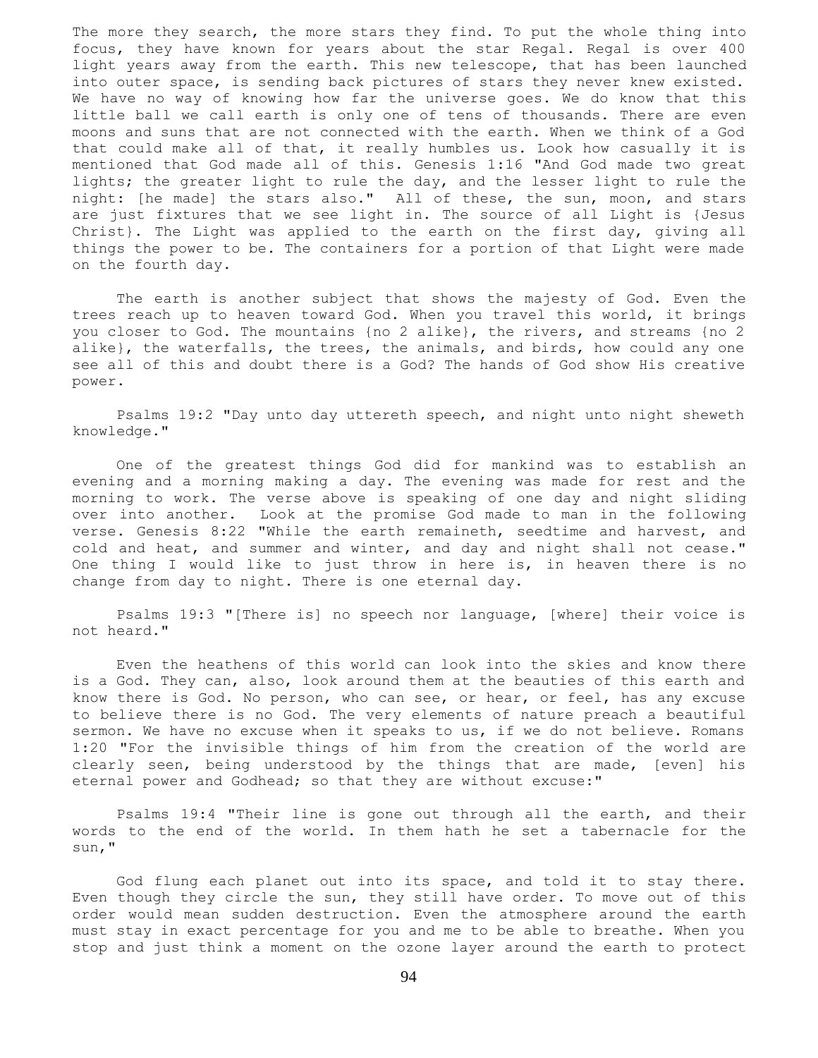The more they search, the more stars they find. To put the whole thing into focus, they have known for years about the star Regal. Regal is over 400 light years away from the earth. This new telescope, that has been launched into outer space, is sending back pictures of stars they never knew existed. We have no way of knowing how far the universe goes. We do know that this little ball we call earth is only one of tens of thousands. There are even moons and suns that are not connected with the earth. When we think of a God that could make all of that, it really humbles us. Look how casually it is mentioned that God made all of this. Genesis 1:16 "And God made two great lights; the greater light to rule the day, and the lesser light to rule the night: [he made] the stars also." All of these, the sun, moon, and stars are just fixtures that we see light in. The source of all Light is {Jesus Christ}. The Light was applied to the earth on the first day, giving all things the power to be. The containers for a portion of that Light were made on the fourth day.

The earth is another subject that shows the majesty of God. Even the trees reach up to heaven toward God. When you travel this world, it brings you closer to God. The mountains {no 2 alike}, the rivers, and streams {no 2 alike}, the waterfalls, the trees, the animals, and birds, how could any one see all of this and doubt there is a God? The hands of God show His creative power.

Psalms 19:2 "Day unto day uttereth speech, and night unto night sheweth knowledge."

One of the greatest things God did for mankind was to establish an evening and a morning making a day. The evening was made for rest and the morning to work. The verse above is speaking of one day and night sliding over into another. Look at the promise God made to man in the following verse. Genesis 8:22 "While the earth remaineth, seedtime and harvest, and cold and heat, and summer and winter, and day and night shall not cease." One thing I would like to just throw in here is, in heaven there is no change from day to night. There is one eternal day.

Psalms 19:3 "[There is] no speech nor language, [where] their voice is not heard."

Even the heathens of this world can look into the skies and know there is a God. They can, also, look around them at the beauties of this earth and know there is God. No person, who can see, or hear, or feel, has any excuse to believe there is no God. The very elements of nature preach a beautiful sermon. We have no excuse when it speaks to us, if we do not believe. Romans 1:20 "For the invisible things of him from the creation of the world are clearly seen, being understood by the things that are made, [even] his eternal power and Godhead; so that they are without excuse:"

Psalms 19:4 "Their line is gone out through all the earth, and their words to the end of the world. In them hath he set a tabernacle for the sun,"

God flung each planet out into its space, and told it to stay there. Even though they circle the sun, they still have order. To move out of this order would mean sudden destruction. Even the atmosphere around the earth must stay in exact percentage for you and me to be able to breathe. When you stop and just think a moment on the ozone layer around the earth to protect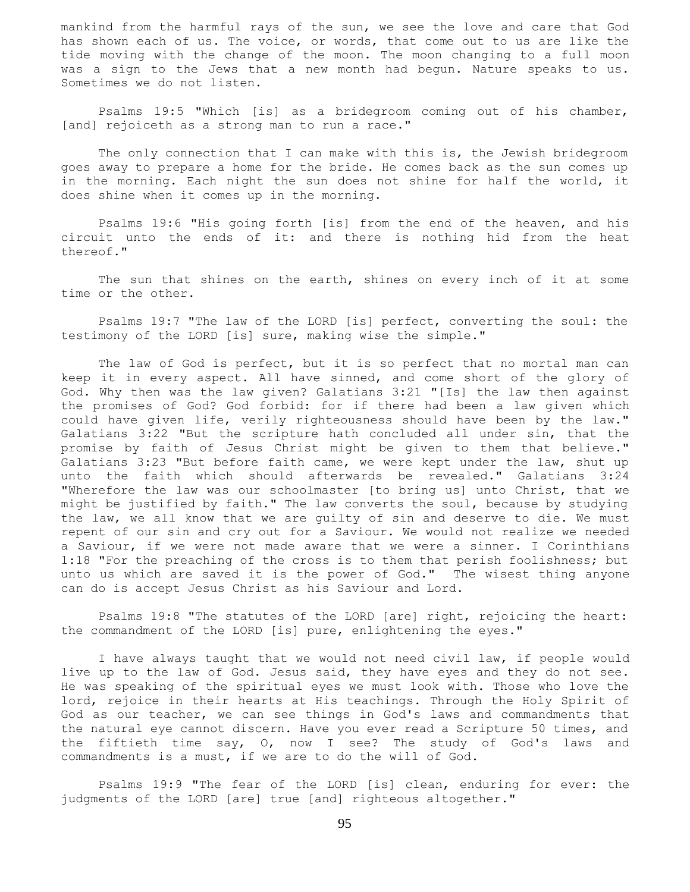mankind from the harmful rays of the sun, we see the love and care that God has shown each of us. The voice, or words, that come out to us are like the tide moving with the change of the moon. The moon changing to a full moon was a sign to the Jews that a new month had begun. Nature speaks to us. Sometimes we do not listen.

Psalms 19:5 "Which [is] as a bridegroom coming out of his chamber, [and] rejoiceth as a strong man to run a race."

The only connection that I can make with this is, the Jewish bridegroom goes away to prepare a home for the bride. He comes back as the sun comes up in the morning. Each night the sun does not shine for half the world, it does shine when it comes up in the morning.

Psalms 19:6 "His going forth [is] from the end of the heaven, and his circuit unto the ends of it: and there is nothing hid from the heat thereof."

The sun that shines on the earth, shines on every inch of it at some time or the other.

Psalms 19:7 "The law of the LORD [is] perfect, converting the soul: the testimony of the LORD [is] sure, making wise the simple."

The law of God is perfect, but it is so perfect that no mortal man can keep it in every aspect. All have sinned, and come short of the glory of God. Why then was the law given? Galatians 3:21 "[Is] the law then against the promises of God? God forbid: for if there had been a law given which could have given life, verily righteousness should have been by the law." Galatians 3:22 "But the scripture hath concluded all under sin, that the promise by faith of Jesus Christ might be given to them that believe." Galatians 3:23 "But before faith came, we were kept under the law, shut up unto the faith which should afterwards be revealed." Galatians 3:24 "Wherefore the law was our schoolmaster [to bring us] unto Christ, that we might be justified by faith." The law converts the soul, because by studying the law, we all know that we are guilty of sin and deserve to die. We must repent of our sin and cry out for a Saviour. We would not realize we needed a Saviour, if we were not made aware that we were a sinner. I Corinthians 1:18 "For the preaching of the cross is to them that perish foolishness; but unto us which are saved it is the power of God." The wisest thing anyone can do is accept Jesus Christ as his Saviour and Lord.

Psalms 19:8 "The statutes of the LORD [are] right, rejoicing the heart: the commandment of the LORD [is] pure, enlightening the eyes."

I have always taught that we would not need civil law, if people would live up to the law of God. Jesus said, they have eyes and they do not see. He was speaking of the spiritual eyes we must look with. Those who love the lord, rejoice in their hearts at His teachings. Through the Holy Spirit of God as our teacher, we can see things in God's laws and commandments that the natural eye cannot discern. Have you ever read a Scripture 50 times, and the fiftieth time say, O, now I see? The study of God's laws and commandments is a must, if we are to do the will of God.

Psalms 19:9 "The fear of the LORD [is] clean, enduring for ever: the judgments of the LORD [are] true [and] righteous altogether."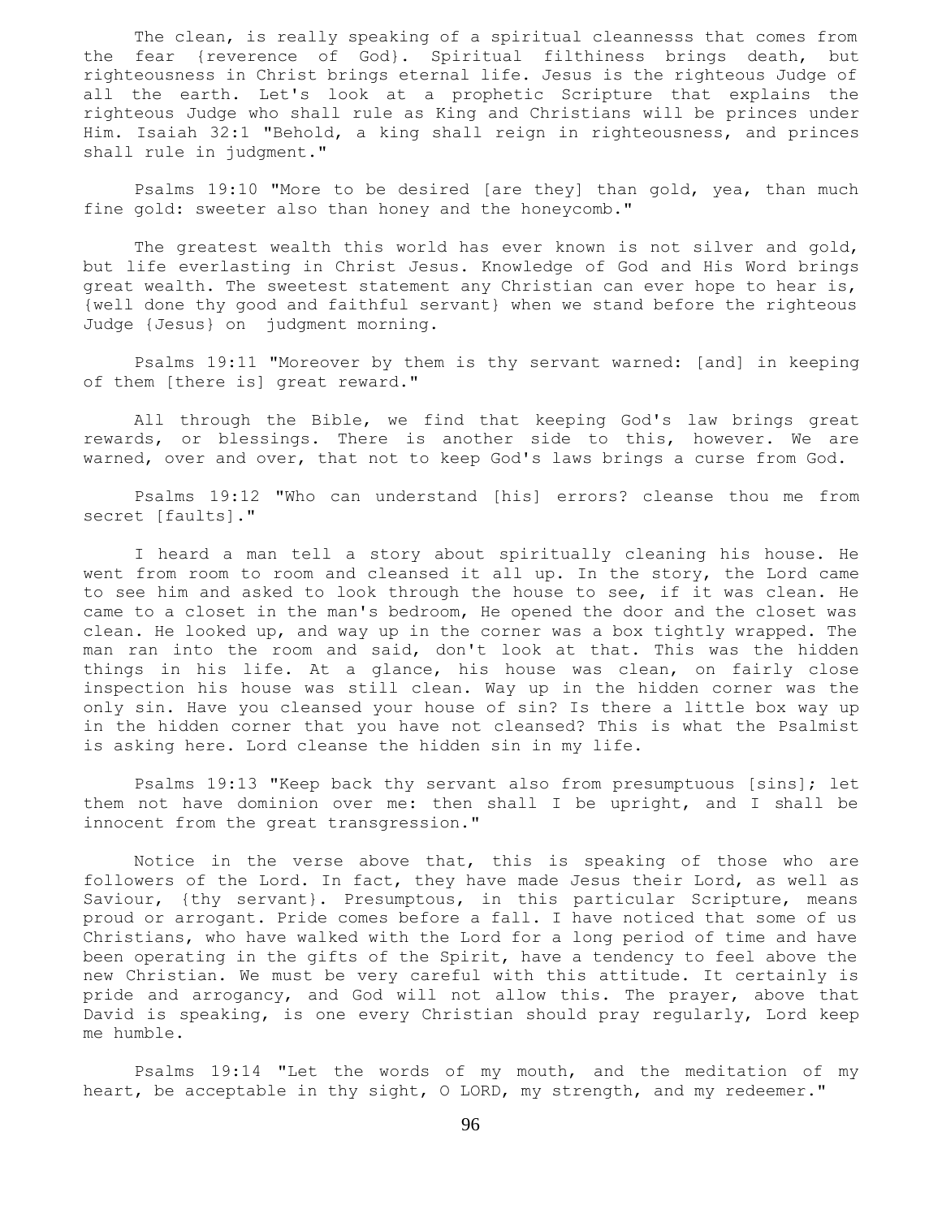The clean, is really speaking of a spiritual cleannesss that comes from the fear {reverence of God}. Spiritual filthiness brings death, but righteousness in Christ brings eternal life. Jesus is the righteous Judge of all the earth. Let's look at a prophetic Scripture that explains the righteous Judge who shall rule as King and Christians will be princes under Him. Isaiah 32:1 "Behold, a king shall reign in righteousness, and princes shall rule in judgment."

Psalms 19:10 "More to be desired [are they] than gold, yea, than much fine gold: sweeter also than honey and the honeycomb."

The greatest wealth this world has ever known is not silver and gold, but life everlasting in Christ Jesus. Knowledge of God and His Word brings great wealth. The sweetest statement any Christian can ever hope to hear is, {well done thy good and faithful servant} when we stand before the righteous Judge {Jesus} on judgment morning.

Psalms 19:11 "Moreover by them is thy servant warned: [and] in keeping of them [there is] great reward."

All through the Bible, we find that keeping God's law brings great rewards, or blessings. There is another side to this, however. We are warned, over and over, that not to keep God's laws brings a curse from God.

Psalms 19:12 "Who can understand [his] errors? cleanse thou me from secret [faults]."

I heard a man tell a story about spiritually cleaning his house. He went from room to room and cleansed it all up. In the story, the Lord came to see him and asked to look through the house to see, if it was clean. He came to a closet in the man's bedroom, He opened the door and the closet was clean. He looked up, and way up in the corner was a box tightly wrapped. The man ran into the room and said, don't look at that. This was the hidden things in his life. At a glance, his house was clean, on fairly close inspection his house was still clean. Way up in the hidden corner was the only sin. Have you cleansed your house of sin? Is there a little box way up in the hidden corner that you have not cleansed? This is what the Psalmist is asking here. Lord cleanse the hidden sin in my life.

Psalms 19:13 "Keep back thy servant also from presumptuous [sins]; let them not have dominion over me: then shall I be upright, and I shall be innocent from the great transgression."

Notice in the verse above that, this is speaking of those who are followers of the Lord. In fact, they have made Jesus their Lord, as well as Saviour, {thy servant}. Presumptous, in this particular Scripture, means proud or arrogant. Pride comes before a fall. I have noticed that some of us Christians, who have walked with the Lord for a long period of time and have been operating in the gifts of the Spirit, have a tendency to feel above the new Christian. We must be very careful with this attitude. It certainly is pride and arrogancy, and God will not allow this. The prayer, above that David is speaking, is one every Christian should pray regularly, Lord keep me humble.

Psalms 19:14 "Let the words of my mouth, and the meditation of my heart, be acceptable in thy sight, O LORD, my strength, and my redeemer."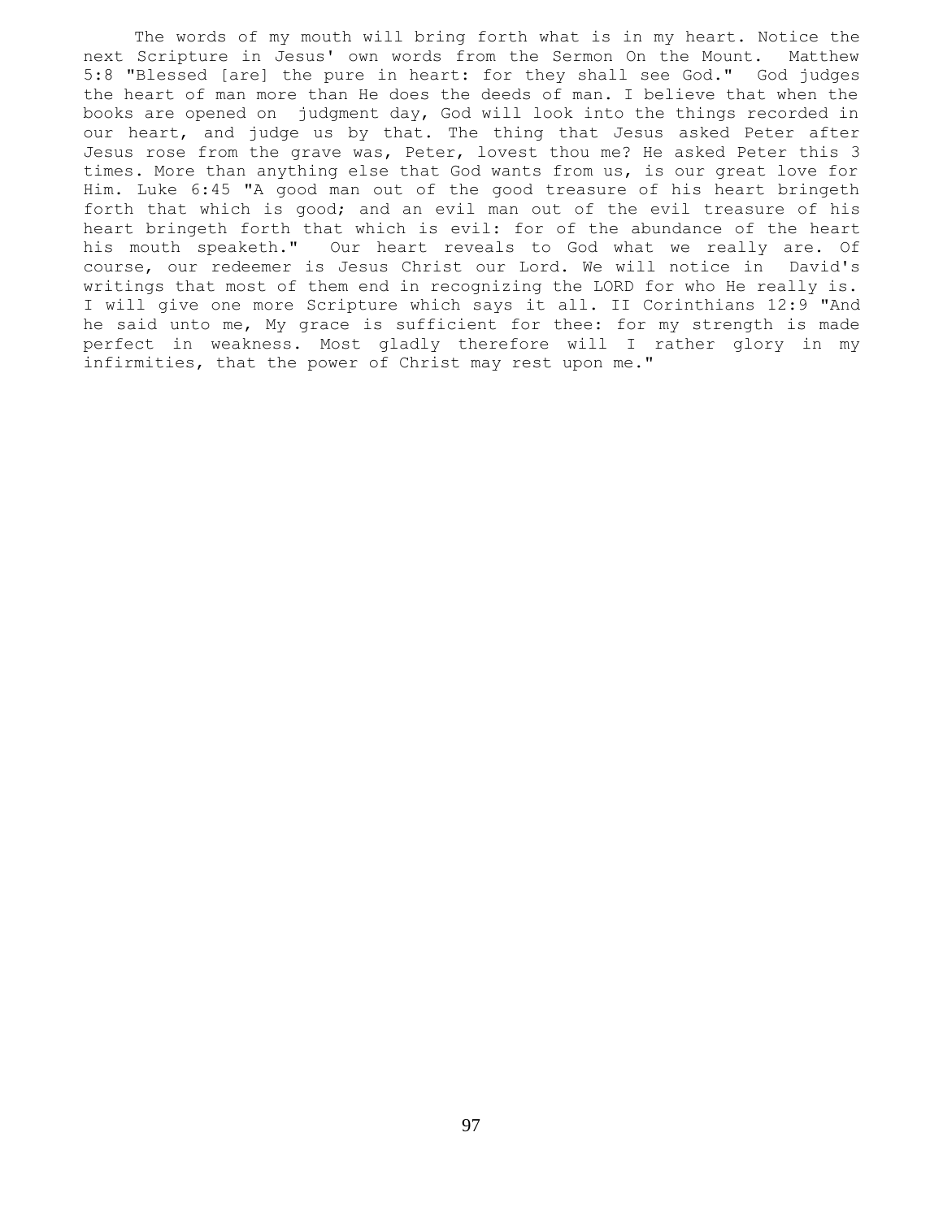The words of my mouth will bring forth what is in my heart. Notice the next Scripture in Jesus' own words from the Sermon On the Mount. Matthew 5:8 "Blessed [are] the pure in heart: for they shall see God." God judges the heart of man more than He does the deeds of man. I believe that when the books are opened on judgment day, God will look into the things recorded in our heart, and judge us by that. The thing that Jesus asked Peter after Jesus rose from the grave was, Peter, lovest thou me? He asked Peter this 3 times. More than anything else that God wants from us, is our great love for Him. Luke 6:45 "A good man out of the good treasure of his heart bringeth forth that which is good; and an evil man out of the evil treasure of his heart bringeth forth that which is evil: for of the abundance of the heart his mouth speaketh." Our heart reveals to God what we really are. Of course, our redeemer is Jesus Christ our Lord. We will notice in David's writings that most of them end in recognizing the LORD for who He really is. I will give one more Scripture which says it all. II Corinthians 12:9 "And he said unto me, My grace is sufficient for thee: for my strength is made perfect in weakness. Most gladly therefore will I rather glory in my infirmities, that the power of Christ may rest upon me."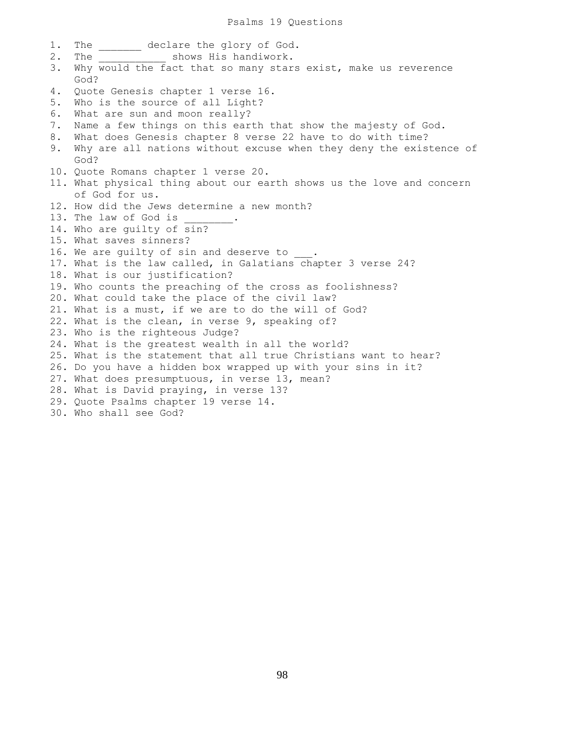# Psalms 19 Questions

1. The _______ declare the glory of God.
2. The ___________ shows His handiwork.
3. Why would the fact that so many stars exist, make us reverence God?
4. Quote Genesis chapter 1 verse 16.
5. Who is the source of all Light?
6. What are sun and moon really?
7. Name a few things on this earth that show the majesty of God.
8. What does Genesis chapter 8 verse 22 have to do with time?
9. Why are all nations without excuse when they deny the existence of God?
10. Quote Romans chapter 1 verse 20.
11. What physical thing about our earth shows us the love and concern of God for us.
12. How did the Jews determine a new month?
13. The law of God is ________.
14. Who are guilty of sin?
15. What saves sinners?
16. We are guilty of sin and deserve to ___.
17. What is the law called, in Galatians chapter 3 verse 24?
18. What is our justification?
19. Who counts the preaching of the cross as foolishness?
20. What could take the place of the civil law?
21. What is a must, if we are to do the will of God?
22. What is the clean, in verse 9, speaking of?
23. Who is the righteous Judge?
24. What is the greatest wealth in all the world?
25. What is the statement that all true Christians want to hear?
26. Do you have a hidden box wrapped up with your sins in it?
27. What does presumptuous, in verse 13, mean?
28. What is David praying, in verse 13?
29. Quote Psalms chapter 19 verse 14.
30. Who shall see God?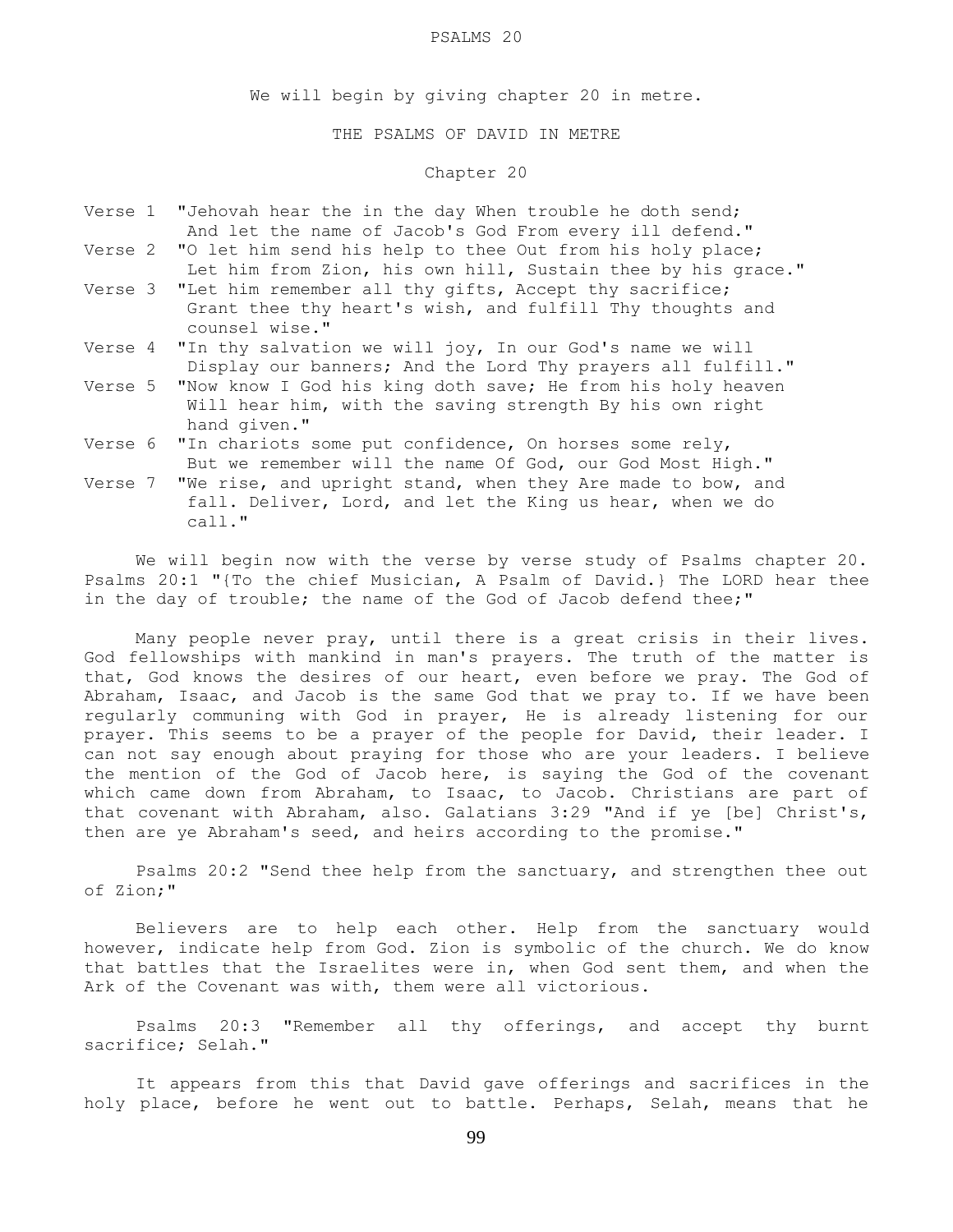# PSALMS 20

We will begin by giving chapter 20 in metre.

## THE PSALMS OF DAVID IN METRE

### Chapter 20

Verse 1 "Jehovah hear the in the day When trouble he doth send; And let the name of Jacob's God From every ill defend."

Verse 2 "O let him send his help to thee Out from his holy place; Let him from Zion, his own hill, Sustain thee by his grace."

Verse 3 "Let him remember all thy gifts, Accept thy sacrifice; Grant thee thy heart's wish, and fulfill Thy thoughts and counsel wise."

Verse 4 "In thy salvation we will joy, In our God's name we will Display our banners; And the Lord Thy prayers all fulfill."

Verse 5 "Now know I God his king doth save; He from his holy heaven Will hear him, with the saving strength By his own right hand given."

Verse 6 "In chariots some put confidence, On horses some rely, But we remember will the name Of God, our God Most High."

Verse 7 "We rise, and upright stand, when they Are made to bow, and fall. Deliver, Lord, and let the King us hear, when we do call."

We will begin now with the verse by verse study of Psalms chapter 20. Psalms 20:1 "{To the chief Musician, A Psalm of David.} The LORD hear thee in the day of trouble; the name of the God of Jacob defend thee;"

Many people never pray, until there is a great crisis in their lives. God fellowships with mankind in man's prayers. The truth of the matter is that, God knows the desires of our heart, even before we pray. The God of Abraham, Isaac, and Jacob is the same God that we pray to. If we have been regularly communing with God in prayer, He is already listening for our prayer. This seems to be a prayer of the people for David, their leader. I can not say enough about praying for those who are your leaders. I believe the mention of the God of Jacob here, is saying the God of the covenant which came down from Abraham, to Isaac, to Jacob. Christians are part of that covenant with Abraham, also. Galatians 3:29 "And if ye [be] Christ's, then are ye Abraham's seed, and heirs according to the promise."

Psalms 20:2 "Send thee help from the sanctuary, and strengthen thee out of Zion;"

Believers are to help each other. Help from the sanctuary would however, indicate help from God. Zion is symbolic of the church. We do know that battles that the Israelites were in, when God sent them, and when the Ark of the Covenant was with, them were all victorious.

Psalms 20:3 "Remember all thy offerings, and accept thy burnt sacrifice; Selah."

It appears from this that David gave offerings and sacrifices in the holy place, before he went out to battle. Perhaps, Selah, means that he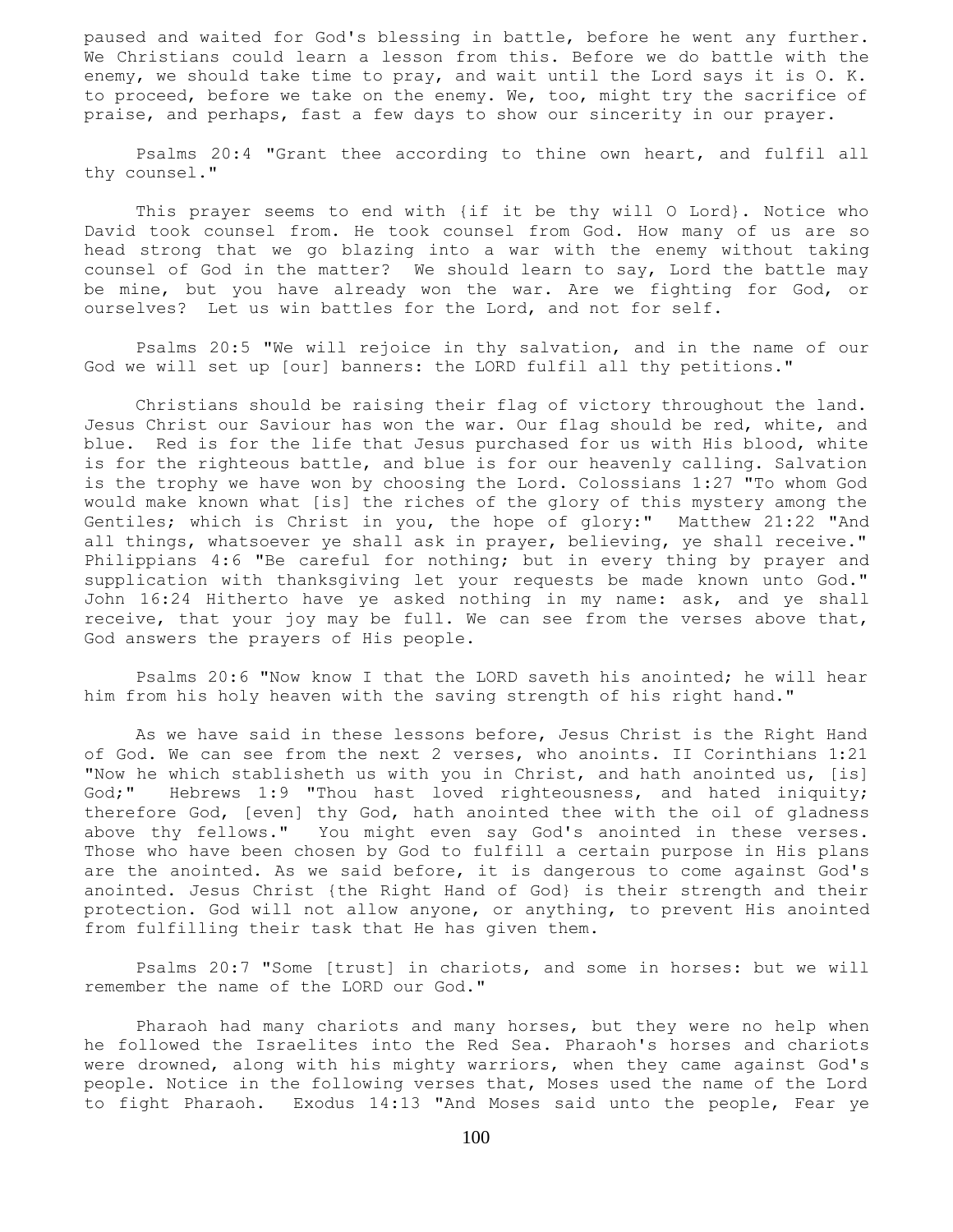paused and waited for God's blessing in battle, before he went any further. We Christians could learn a lesson from this. Before we do battle with the enemy, we should take time to pray, and wait until the Lord says it is O. K. to proceed, before we take on the enemy. We, too, might try the sacrifice of praise, and perhaps, fast a few days to show our sincerity in our prayer.

Psalms 20:4 "Grant thee according to thine own heart, and fulfil all thy counsel."

This prayer seems to end with {if it be thy will O Lord}. Notice who David took counsel from. He took counsel from God. How many of us are so head strong that we go blazing into a war with the enemy without taking counsel of God in the matter? We should learn to say, Lord the battle may be mine, but you have already won the war. Are we fighting for God, or ourselves? Let us win battles for the Lord, and not for self.

Psalms 20:5 "We will rejoice in thy salvation, and in the name of our God we will set up [our] banners: the LORD fulfil all thy petitions."

Christians should be raising their flag of victory throughout the land. Jesus Christ our Saviour has won the war. Our flag should be red, white, and blue. Red is for the life that Jesus purchased for us with His blood, white is for the righteous battle, and blue is for our heavenly calling. Salvation is the trophy we have won by choosing the Lord. Colossians 1:27 "To whom God would make known what [is] the riches of the glory of this mystery among the Gentiles; which is Christ in you, the hope of glory:" Matthew 21:22 "And all things, whatsoever ye shall ask in prayer, believing, ye shall receive." Philippians 4:6 "Be careful for nothing; but in every thing by prayer and supplication with thanksgiving let your requests be made known unto God." John 16:24 Hitherto have ye asked nothing in my name: ask, and ye shall receive, that your joy may be full. We can see from the verses above that, God answers the prayers of His people.

Psalms 20:6 "Now know I that the LORD saveth his anointed; he will hear him from his holy heaven with the saving strength of his right hand."

As we have said in these lessons before, Jesus Christ is the Right Hand of God. We can see from the next 2 verses, who anoints. II Corinthians 1:21 "Now he which stablisheth us with you in Christ, and hath anointed us, [is] God;" Hebrews 1:9 "Thou hast loved righteousness, and hated iniquity; therefore God, [even] thy God, hath anointed thee with the oil of gladness above thy fellows." You might even say God's anointed in these verses. Those who have been chosen by God to fulfill a certain purpose in His plans are the anointed. As we said before, it is dangerous to come against God's anointed. Jesus Christ {the Right Hand of God} is their strength and their protection. God will not allow anyone, or anything, to prevent His anointed from fulfilling their task that He has given them.

Psalms 20:7 "Some [trust] in chariots, and some in horses: but we will remember the name of the LORD our God."

Pharaoh had many chariots and many horses, but they were no help when he followed the Israelites into the Red Sea. Pharaoh's horses and chariots were drowned, along with his mighty warriors, when they came against God's people. Notice in the following verses that, Moses used the name of the Lord to fight Pharaoh. Exodus 14:13 "And Moses said unto the people, Fear ye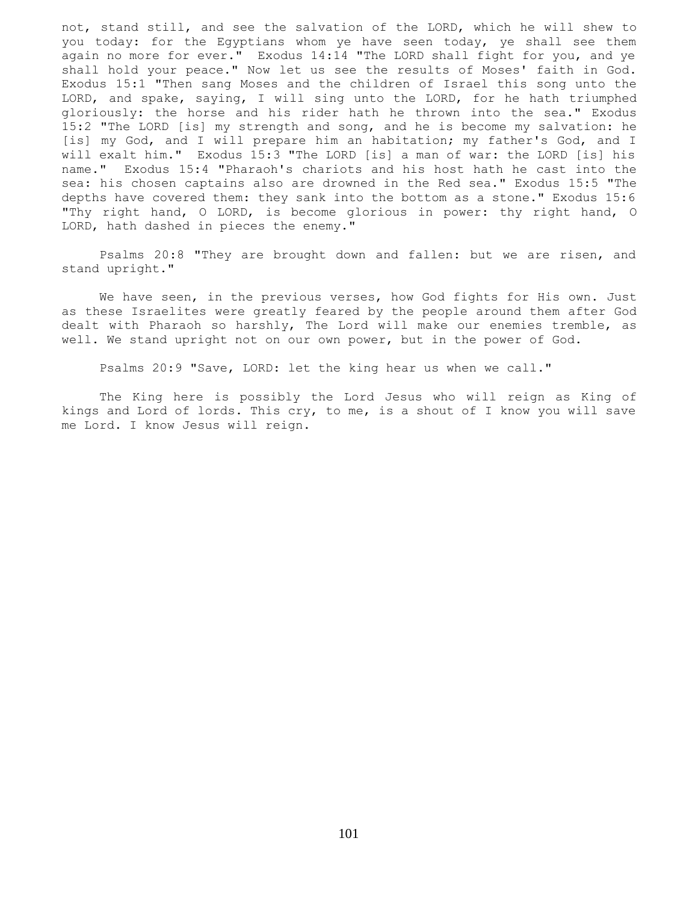not, stand still, and see the salvation of the LORD, which he will shew to you today: for the Egyptians whom ye have seen today, ye shall see them again no more for ever." Exodus 14:14 "The LORD shall fight for you, and ye shall hold your peace." Now let us see the results of Moses' faith in God. Exodus 15:1 "Then sang Moses and the children of Israel this song unto the LORD, and spake, saying, I will sing unto the LORD, for he hath triumphed gloriously: the horse and his rider hath he thrown into the sea." Exodus 15:2 "The LORD [is] my strength and song, and he is become my salvation: he [is] my God, and I will prepare him an habitation; my father's God, and I will exalt him." Exodus 15:3 "The LORD [is] a man of war: the LORD [is] his name." Exodus 15:4 "Pharaoh's chariots and his host hath he cast into the sea: his chosen captains also are drowned in the Red sea." Exodus 15:5 "The depths have covered them: they sank into the bottom as a stone." Exodus 15:6 "Thy right hand, O LORD, is become glorious in power: thy right hand, O LORD, hath dashed in pieces the enemy."

Psalms 20:8 "They are brought down and fallen: but we are risen, and stand upright."

We have seen, in the previous verses, how God fights for His own. Just as these Israelites were greatly feared by the people around them after God dealt with Pharaoh so harshly, The Lord will make our enemies tremble, as well. We stand upright not on our own power, but in the power of God.

Psalms 20:9 "Save, LORD: let the king hear us when we call."

The King here is possibly the Lord Jesus who will reign as King of kings and Lord of lords. This cry, to me, is a shout of I know you will save me Lord. I know Jesus will reign.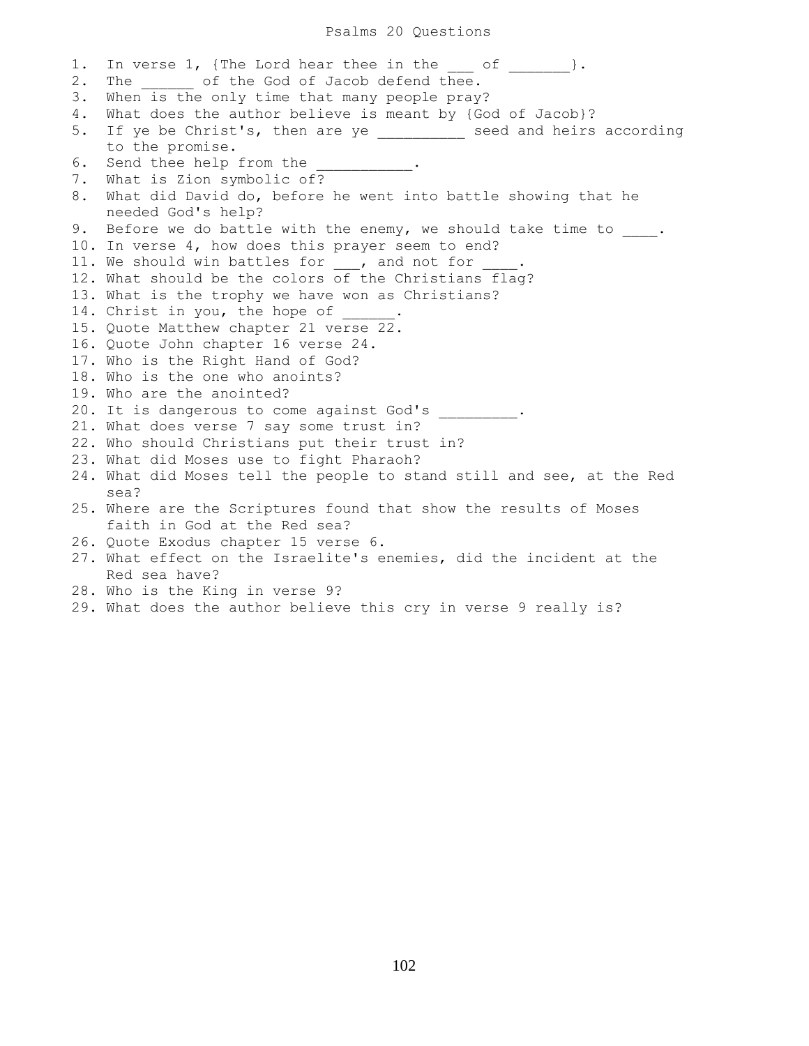# Psalms 20 Questions

1. In verse 1, {The Lord hear thee in the ___ of _______}.
2. The ______ of the God of Jacob defend thee.
3. When is the only time that many people pray?
4. What does the author believe is meant by {God of Jacob}?
5. If ye be Christ's, then are ye __________ seed and heirs according to the promise.
6. Send thee help from the ___________.
7. What is Zion symbolic of?
8. What did David do, before he went into battle showing that he needed God's help?
9. Before we do battle with the enemy, we should take time to ____.
10. In verse 4, how does this prayer seem to end?
11. We should win battles for ___, and not for ____.
12. What should be the colors of the Christians flag?
13. What is the trophy we have won as Christians?
14. Christ in you, the hope of ______.
15. Quote Matthew chapter 21 verse 22.
16. Quote John chapter 16 verse 24.
17. Who is the Right Hand of God?
18. Who is the one who anoints?
19. Who are the anointed?
20. It is dangerous to come against God's _________.
21. What does verse 7 say some trust in?
22. Who should Christians put their trust in?
23. What did Moses use to fight Pharaoh?
24. What did Moses tell the people to stand still and see, at the Red sea?
25. Where are the Scriptures found that show the results of Moses faith in God at the Red sea?
26. Quote Exodus chapter 15 verse 6.
27. What effect on the Israelite's enemies, did the incident at the Red sea have?
28. Who is the King in verse 9?
29. What does the author believe this cry in verse 9 really is?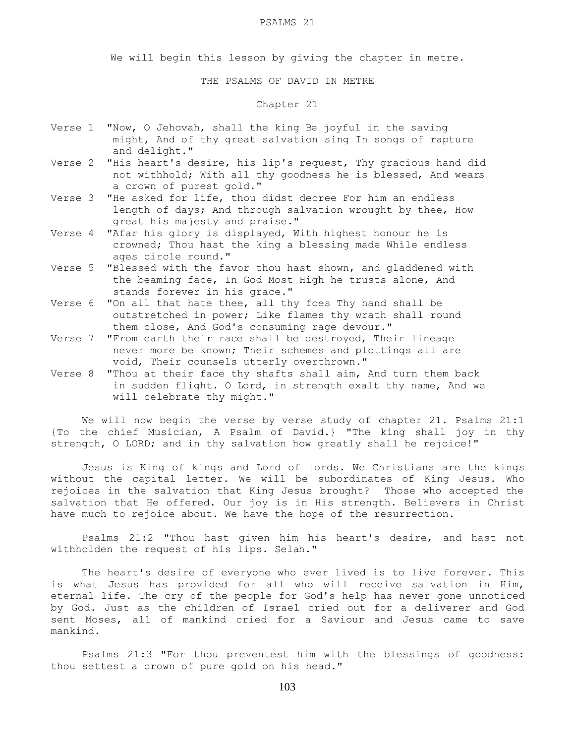# PSALMS 21

We will begin this lesson by giving the chapter in metre.

## THE PSALMS OF DAVID IN METRE

### Chapter 21

Verse 1 "Now, O Jehovah, shall the king Be joyful in the saving might, And of thy great salvation sing In songs of rapture and delight."

Verse 2 "His heart's desire, his lip's request, Thy gracious hand did not withhold; With all thy goodness he is blessed, And wears a crown of purest gold."

Verse 3 "He asked for life, thou didst decree For him an endless length of days; And through salvation wrought by thee, How great his majesty and praise."

Verse 4 "Afar his glory is displayed, With highest honour he is crowned; Thou hast the king a blessing made While endless ages circle round."

Verse 5 "Blessed with the favor thou hast shown, and gladdened with the beaming face, In God Most High he trusts alone, And stands forever in his grace."

Verse 6 "On all that hate thee, all thy foes Thy hand shall be outstretched in power; Like flames thy wrath shall round them close, And God's consuming rage devour."

Verse 7 "From earth their race shall be destroyed, Their lineage never more be known; Their schemes and plottings all are void, Their counsels utterly overthrown."

Verse 8 "Thou at their face thy shafts shall aim, And turn them back in sudden flight. O Lord, in strength exalt thy name, And we will celebrate thy might."

We will now begin the verse by verse study of chapter 21. Psalms 21:1 {To the chief Musician, A Psalm of David.} "The king shall joy in thy strength, O LORD; and in thy salvation how greatly shall he rejoice!"

Jesus is King of kings and Lord of lords. We Christians are the kings without the capital letter. We will be subordinates of King Jesus. Who rejoices in the salvation that King Jesus brought? Those who accepted the salvation that He offered. Our joy is in His strength. Believers in Christ have much to rejoice about. We have the hope of the resurrection.

Psalms 21:2 "Thou hast given him his heart's desire, and hast not withholden the request of his lips. Selah."

The heart's desire of everyone who ever lived is to live forever. This is what Jesus has provided for all who will receive salvation in Him, eternal life. The cry of the people for God's help has never gone unnoticed by God. Just as the children of Israel cried out for a deliverer and God sent Moses, all of mankind cried for a Saviour and Jesus came to save mankind.

Psalms 21:3 "For thou preventest him with the blessings of goodness: thou settest a crown of pure gold on his head."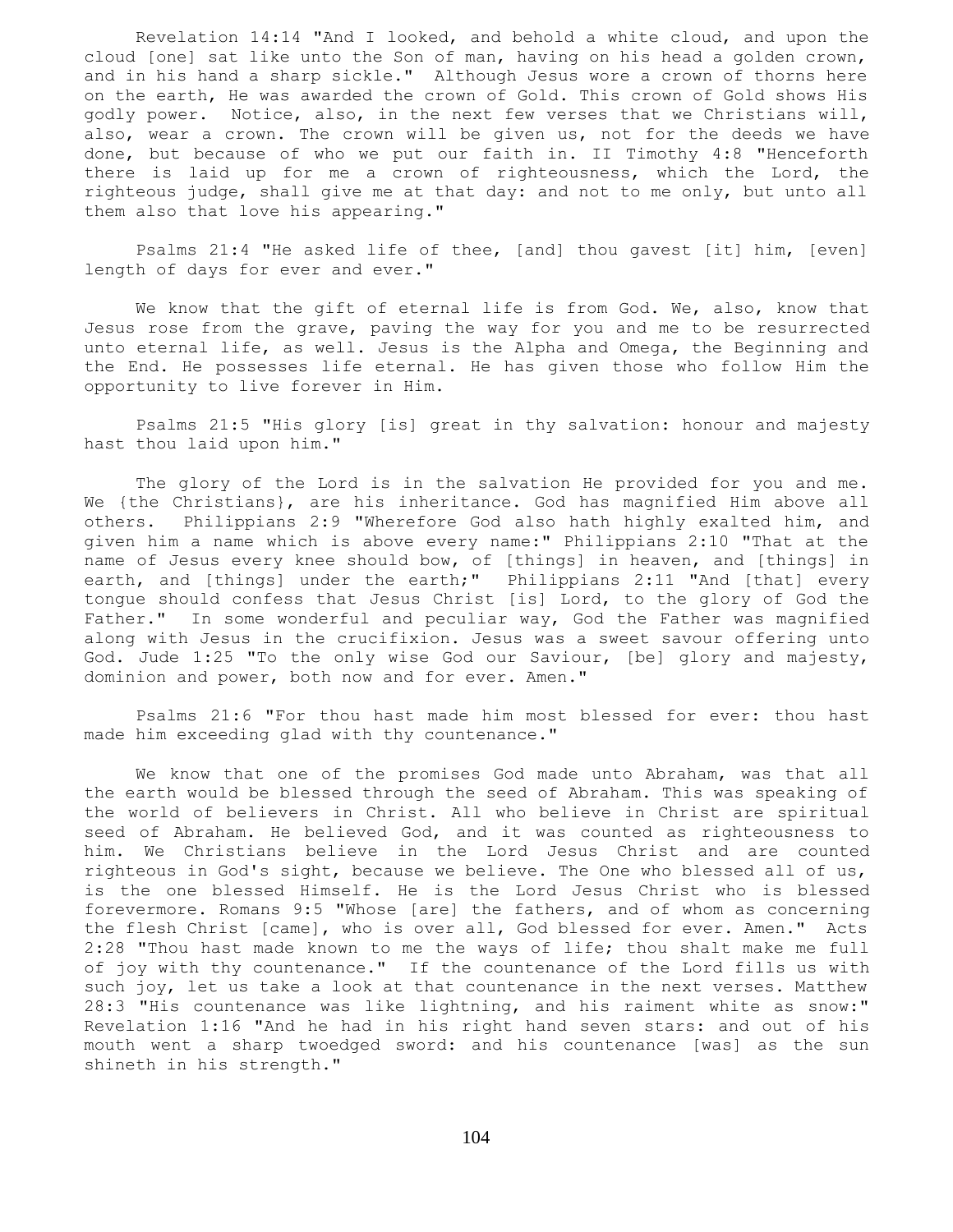Revelation 14:14 "And I looked, and behold a white cloud, and upon the cloud [one] sat like unto the Son of man, having on his head a golden crown, and in his hand a sharp sickle." Although Jesus wore a crown of thorns here on the earth, He was awarded the crown of Gold. This crown of Gold shows His godly power. Notice, also, in the next few verses that we Christians will, also, wear a crown. The crown will be given us, not for the deeds we have done, but because of who we put our faith in. II Timothy 4:8 "Henceforth there is laid up for me a crown of righteousness, which the Lord, the righteous judge, shall give me at that day: and not to me only, but unto all them also that love his appearing."

Psalms 21:4 "He asked life of thee, [and] thou gavest [it] him, [even] length of days for ever and ever."

We know that the gift of eternal life is from God. We, also, know that Jesus rose from the grave, paving the way for you and me to be resurrected unto eternal life, as well. Jesus is the Alpha and Omega, the Beginning and the End. He possesses life eternal. He has given those who follow Him the opportunity to live forever in Him.

Psalms 21:5 "His glory [is] great in thy salvation: honour and majesty hast thou laid upon him."

The glory of the Lord is in the salvation He provided for you and me. We {the Christians}, are his inheritance. God has magnified Him above all others. Philippians 2:9 "Wherefore God also hath highly exalted him, and given him a name which is above every name:" Philippians 2:10 "That at the name of Jesus every knee should bow, of [things] in heaven, and [things] in earth, and [things] under the earth;" Philippians 2:11 "And [that] every tongue should confess that Jesus Christ [is] Lord, to the glory of God the Father." In some wonderful and peculiar way, God the Father was magnified along with Jesus in the crucifixion. Jesus was a sweet savour offering unto God. Jude 1:25 "To the only wise God our Saviour, [be] glory and majesty, dominion and power, both now and for ever. Amen."

Psalms 21:6 "For thou hast made him most blessed for ever: thou hast made him exceeding glad with thy countenance."

We know that one of the promises God made unto Abraham, was that all the earth would be blessed through the seed of Abraham. This was speaking of the world of believers in Christ. All who believe in Christ are spiritual seed of Abraham. He believed God, and it was counted as righteousness to him. We Christians believe in the Lord Jesus Christ and are counted righteous in God's sight, because we believe. The One who blessed all of us, is the one blessed Himself. He is the Lord Jesus Christ who is blessed forevermore. Romans 9:5 "Whose [are] the fathers, and of whom as concerning the flesh Christ [came], who is over all, God blessed for ever. Amen." Acts 2:28 "Thou hast made known to me the ways of life; thou shalt make me full of joy with thy countenance." If the countenance of the Lord fills us with such joy, let us take a look at that countenance in the next verses. Matthew 28:3 "His countenance was like lightning, and his raiment white as snow:" Revelation 1:16 "And he had in his right hand seven stars: and out of his mouth went a sharp twoedged sword: and his countenance [was] as the sun shineth in his strength."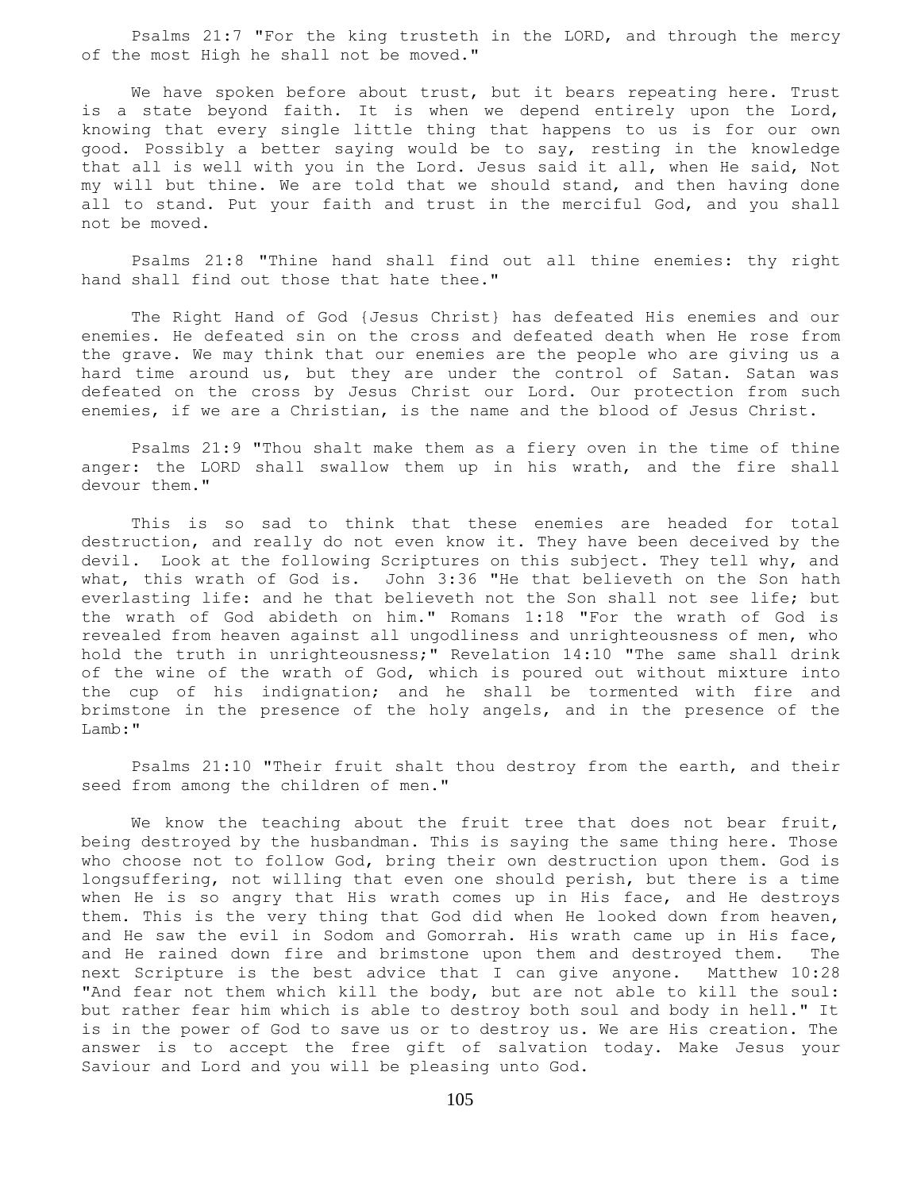Psalms 21:7 "For the king trusteth in the LORD, and through the mercy of the most High he shall not be moved."

We have spoken before about trust, but it bears repeating here. Trust is a state beyond faith. It is when we depend entirely upon the Lord, knowing that every single little thing that happens to us is for our own good. Possibly a better saying would be to say, resting in the knowledge that all is well with you in the Lord. Jesus said it all, when He said, Not my will but thine. We are told that we should stand, and then having done all to stand. Put your faith and trust in the merciful God, and you shall not be moved.

Psalms 21:8 "Thine hand shall find out all thine enemies: thy right hand shall find out those that hate thee."

The Right Hand of God {Jesus Christ} has defeated His enemies and our enemies. He defeated sin on the cross and defeated death when He rose from the grave. We may think that our enemies are the people who are giving us a hard time around us, but they are under the control of Satan. Satan was defeated on the cross by Jesus Christ our Lord. Our protection from such enemies, if we are a Christian, is the name and the blood of Jesus Christ.

Psalms 21:9 "Thou shalt make them as a fiery oven in the time of thine anger: the LORD shall swallow them up in his wrath, and the fire shall devour them."

This is so sad to think that these enemies are headed for total destruction, and really do not even know it. They have been deceived by the devil. Look at the following Scriptures on this subject. They tell why, and what, this wrath of God is. John 3:36 "He that believeth on the Son hath everlasting life: and he that believeth not the Son shall not see life; but the wrath of God abideth on him." Romans 1:18 "For the wrath of God is revealed from heaven against all ungodliness and unrighteousness of men, who hold the truth in unrighteousness;" Revelation 14:10 "The same shall drink of the wine of the wrath of God, which is poured out without mixture into the cup of his indignation; and he shall be tormented with fire and brimstone in the presence of the holy angels, and in the presence of the Lamb:"

Psalms 21:10 "Their fruit shalt thou destroy from the earth, and their seed from among the children of men."

We know the teaching about the fruit tree that does not bear fruit, being destroyed by the husbandman. This is saying the same thing here. Those who choose not to follow God, bring their own destruction upon them. God is longsuffering, not willing that even one should perish, but there is a time when He is so angry that His wrath comes up in His face, and He destroys them. This is the very thing that God did when He looked down from heaven, and He saw the evil in Sodom and Gomorrah. His wrath came up in His face, and He rained down fire and brimstone upon them and destroyed them. The next Scripture is the best advice that I can give anyone. Matthew 10:28 "And fear not them which kill the body, but are not able to kill the soul: but rather fear him which is able to destroy both soul and body in hell." It is in the power of God to save us or to destroy us. We are His creation. The answer is to accept the free gift of salvation today. Make Jesus your Saviour and Lord and you will be pleasing unto God.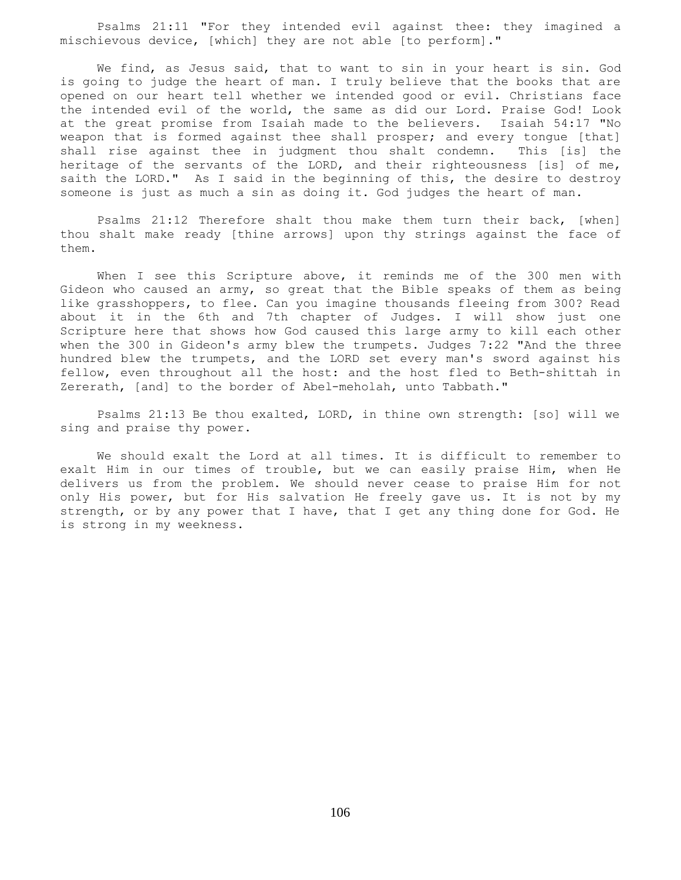Psalms 21:11 "For they intended evil against thee: they imagined a mischievous device, [which] they are not able [to perform]."

We find, as Jesus said, that to want to sin in your heart is sin. God is going to judge the heart of man. I truly believe that the books that are opened on our heart tell whether we intended good or evil. Christians face the intended evil of the world, the same as did our Lord. Praise God! Look at the great promise from Isaiah made to the believers. Isaiah 54:17 "No weapon that is formed against thee shall prosper; and every tongue [that] shall rise against thee in judgment thou shalt condemn. This [is] the heritage of the servants of the LORD, and their righteousness [is] of me, saith the LORD." As I said in the beginning of this, the desire to destroy someone is just as much a sin as doing it. God judges the heart of man.

Psalms 21:12 Therefore shalt thou make them turn their back, [when] thou shalt make ready [thine arrows] upon thy strings against the face of them.

When I see this Scripture above, it reminds me of the 300 men with Gideon who caused an army, so great that the Bible speaks of them as being like grasshoppers, to flee. Can you imagine thousands fleeing from 300? Read about it in the 6th and 7th chapter of Judges. I will show just one Scripture here that shows how God caused this large army to kill each other when the 300 in Gideon's army blew the trumpets. Judges 7:22 "And the three hundred blew the trumpets, and the LORD set every man's sword against his fellow, even throughout all the host: and the host fled to Beth-shittah in Zererath, [and] to the border of Abel-meholah, unto Tabbath."

Psalms 21:13 Be thou exalted, LORD, in thine own strength: [so] will we sing and praise thy power.

We should exalt the Lord at all times. It is difficult to remember to exalt Him in our times of trouble, but we can easily praise Him, when He delivers us from the problem. We should never cease to praise Him for not only His power, but for His salvation He freely gave us. It is not by my strength, or by any power that I have, that I get any thing done for God. He is strong in my weekness.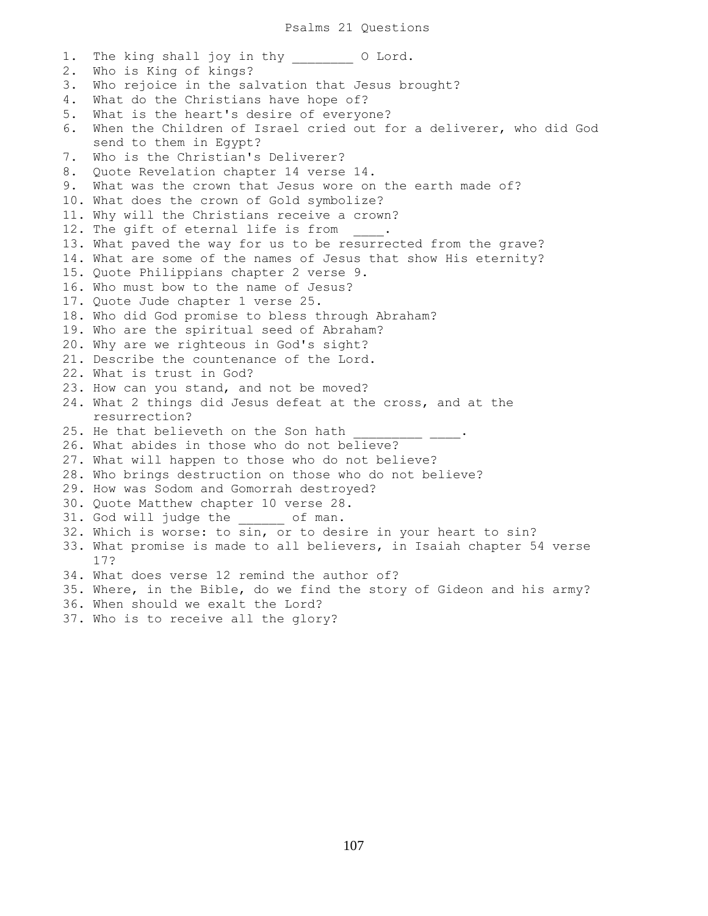# Psalms 21 Questions

1. The king shall joy in thy ________ O Lord.
2. Who is King of kings?
3. Who rejoice in the salvation that Jesus brought?
4. What do the Christians have hope of?
5. What is the heart's desire of everyone?
6. When the Children of Israel cried out for a deliverer, who did God send to them in Egypt?
7. Who is the Christian's Deliverer?
8. Quote Revelation chapter 14 verse 14.
9. What was the crown that Jesus wore on the earth made of?
10. What does the crown of Gold symbolize?
11. Why will the Christians receive a crown?
12. The gift of eternal life is from ____.
13. What paved the way for us to be resurrected from the grave?
14. What are some of the names of Jesus that show His eternity?
15. Quote Philippians chapter 2 verse 9.
16. Who must bow to the name of Jesus?
17. Quote Jude chapter 1 verse 25.
18. Who did God promise to bless through Abraham?
19. Who are the spiritual seed of Abraham?
20. Why are we righteous in God's sight?
21. Describe the countenance of the Lord.
22. What is trust in God?
23. How can you stand, and not be moved?
24. What 2 things did Jesus defeat at the cross, and at the resurrection?
25. He that believeth on the Son hath _________ ____.
26. What abides in those who do not believe?
27. What will happen to those who do not believe?
28. Who brings destruction on those who do not believe?
29. How was Sodom and Gomorrah destroyed?
30. Quote Matthew chapter 10 verse 28.
31. God will judge the ______ of man.
32. Which is worse: to sin, or to desire in your heart to sin?
33. What promise is made to all believers, in Isaiah chapter 54 verse 17?
34. What does verse 12 remind the author of?
35. Where, in the Bible, do we find the story of Gideon and his army?
36. When should we exalt the Lord?
37. Who is to receive all the glory?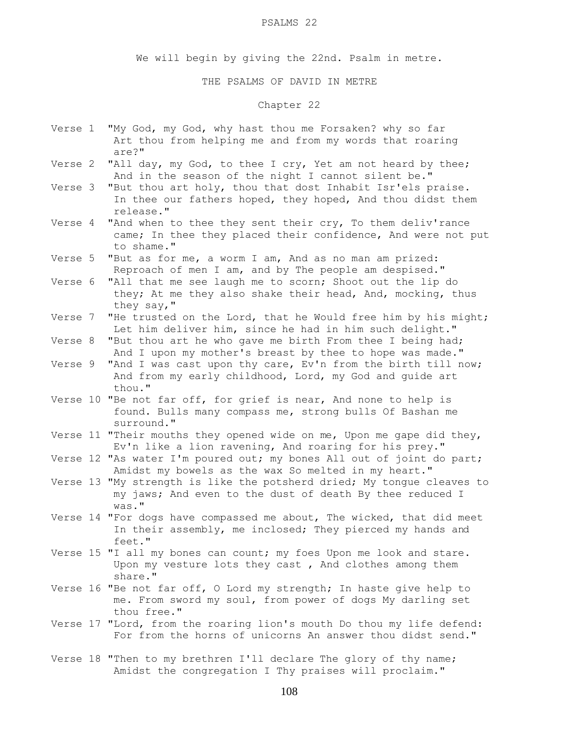PSALMS 22

We will begin by giving the 22nd. Psalm in metre.

THE PSALMS OF DAVID IN METRE

Chapter 22

Verse 1 "My God, my God, why hast thou me Forsaken? why so far Art thou from helping me and from my words that roaring are?"

Verse 2 "All day, my God, to thee I cry, Yet am not heard by thee; And in the season of the night I cannot silent be."

Verse 3 "But thou art holy, thou that dost Inhabit Isr'els praise. In thee our fathers hoped, they hoped, And thou didst them release."

Verse 4 "And when to thee they sent their cry, To them deliv'rance came; In thee they placed their confidence, And were not put to shame."

Verse 5 "But as for me, a worm I am, And as no man am prized: Reproach of men I am, and by The people am despised."

Verse 6 "All that me see laugh me to scorn; Shoot out the lip do they; At me they also shake their head, And, mocking, thus they say,"

Verse 7 "He trusted on the Lord, that he Would free him by his might; Let him deliver him, since he had in him such delight."

Verse 8 "But thou art he who gave me birth From thee I being had; And I upon my mother's breast by thee to hope was made."

Verse 9 "And I was cast upon thy care, Ev'n from the birth till now; And from my early childhood, Lord, my God and guide art thou."

Verse 10 "Be not far off, for grief is near, And none to help is found. Bulls many compass me, strong bulls Of Bashan me surround."

Verse 11 "Their mouths they opened wide on me, Upon me gape did they, Ev'n like a lion ravening, And roaring for his prey."

Verse 12 "As water I'm poured out; my bones All out of joint do part; Amidst my bowels as the wax So melted in my heart."

Verse 13 "My strength is like the potsherd dried; My tongue cleaves to my jaws; And even to the dust of death By thee reduced I was."

Verse 14 "For dogs have compassed me about, The wicked, that did meet In their assembly, me inclosed; They pierced my hands and feet."

Verse 15 "I all my bones can count; my foes Upon me look and stare. Upon my vesture lots they cast , And clothes among them share."

Verse 16 "Be not far off, O Lord my strength; In haste give help to me. From sword my soul, from power of dogs My darling set thou free."

Verse 17 "Lord, from the roaring lion's mouth Do thou my life defend: For from the horns of unicorns An answer thou didst send."

Verse 18 "Then to my brethren I'll declare The glory of thy name; Amidst the congregation I Thy praises will proclaim."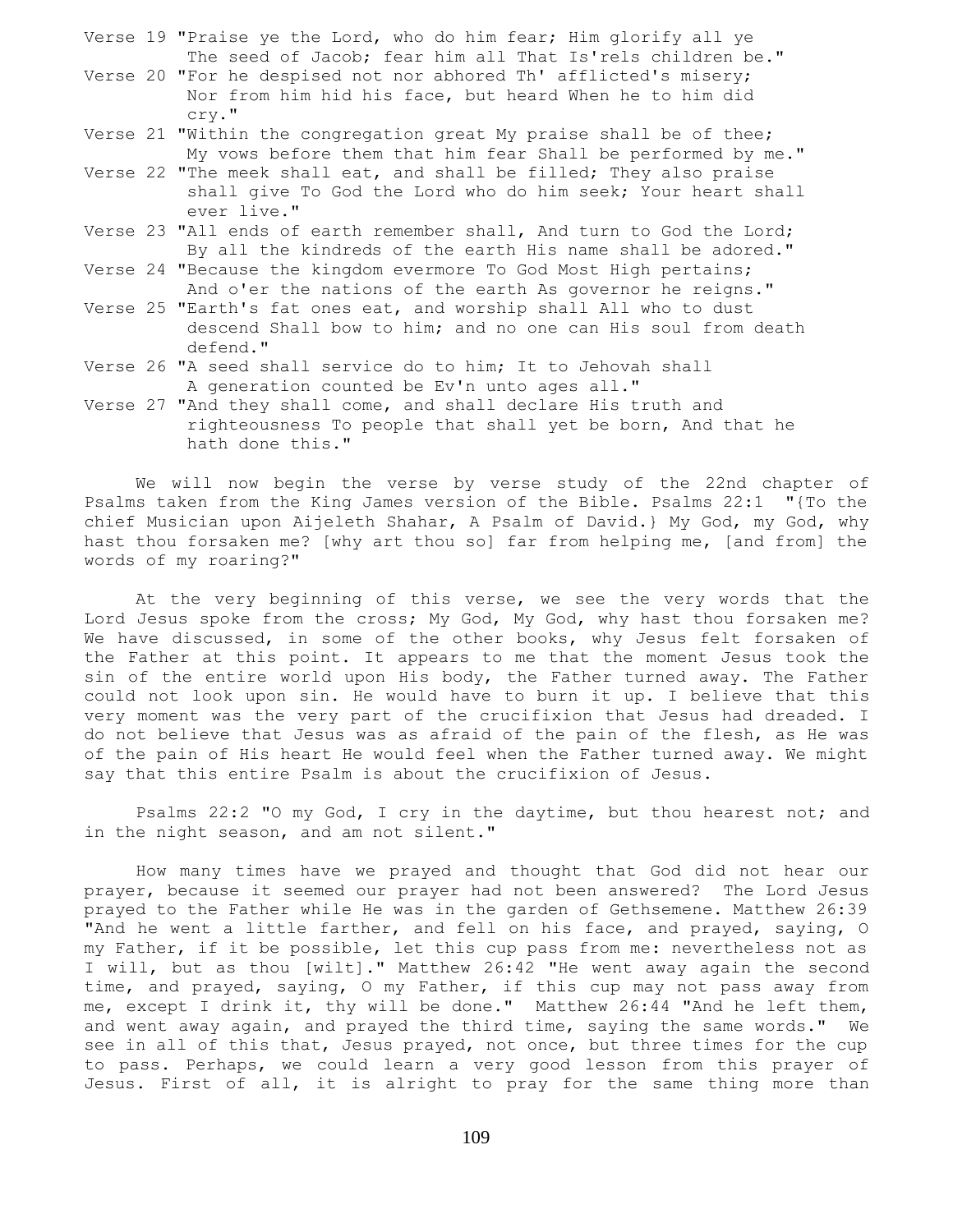Verse 19 "Praise ye the Lord, who do him fear; Him glorify all ye The seed of Jacob; fear him all That Is'rels children be."

Verse 20 "For he despised not nor abhored Th' afflicted's misery; Nor from him hid his face, but heard When he to him did cry."

Verse 21 "Within the congregation great My praise shall be of thee; My vows before them that him fear Shall be performed by me."

Verse 22 "The meek shall eat, and shall be filled; They also praise shall give To God the Lord who do him seek; Your heart shall ever live."

Verse 23 "All ends of earth remember shall, And turn to God the Lord; By all the kindreds of the earth His name shall be adored."

Verse 24 "Because the kingdom evermore To God Most High pertains; And o'er the nations of the earth As governor he reigns."

Verse 25 "Earth's fat ones eat, and worship shall All who to dust descend Shall bow to him; and no one can His soul from death defend."

Verse 26 "A seed shall service do to him; It to Jehovah shall A generation counted be Ev'n unto ages all."

Verse 27 "And they shall come, and shall declare His truth and righteousness To people that shall yet be born, And that he hath done this."

We will now begin the verse by verse study of the 22nd chapter of Psalms taken from the King James version of the Bible. Psalms 22:1 "{To the chief Musician upon Aijeleth Shahar, A Psalm of David.} My God, my God, why hast thou forsaken me? [why art thou so] far from helping me, [and from] the words of my roaring?"

At the very beginning of this verse, we see the very words that the Lord Jesus spoke from the cross; My God, My God, why hast thou forsaken me? We have discussed, in some of the other books, why Jesus felt forsaken of the Father at this point. It appears to me that the moment Jesus took the sin of the entire world upon His body, the Father turned away. The Father could not look upon sin. He would have to burn it up. I believe that this very moment was the very part of the crucifixion that Jesus had dreaded. I do not believe that Jesus was as afraid of the pain of the flesh, as He was of the pain of His heart He would feel when the Father turned away. We might say that this entire Psalm is about the crucifixion of Jesus.

Psalms 22:2 "O my God, I cry in the daytime, but thou hearest not; and in the night season, and am not silent."

How many times have we prayed and thought that God did not hear our prayer, because it seemed our prayer had not been answered? The Lord Jesus prayed to the Father while He was in the garden of Gethsemene. Matthew 26:39 "And he went a little farther, and fell on his face, and prayed, saying, O my Father, if it be possible, let this cup pass from me: nevertheless not as I will, but as thou [wilt]." Matthew 26:42 "He went away again the second time, and prayed, saying, O my Father, if this cup may not pass away from me, except I drink it, thy will be done." Matthew 26:44 "And he left them, and went away again, and prayed the third time, saying the same words." We see in all of this that, Jesus prayed, not once, but three times for the cup to pass. Perhaps, we could learn a very good lesson from this prayer of Jesus. First of all, it is alright to pray for the same thing more than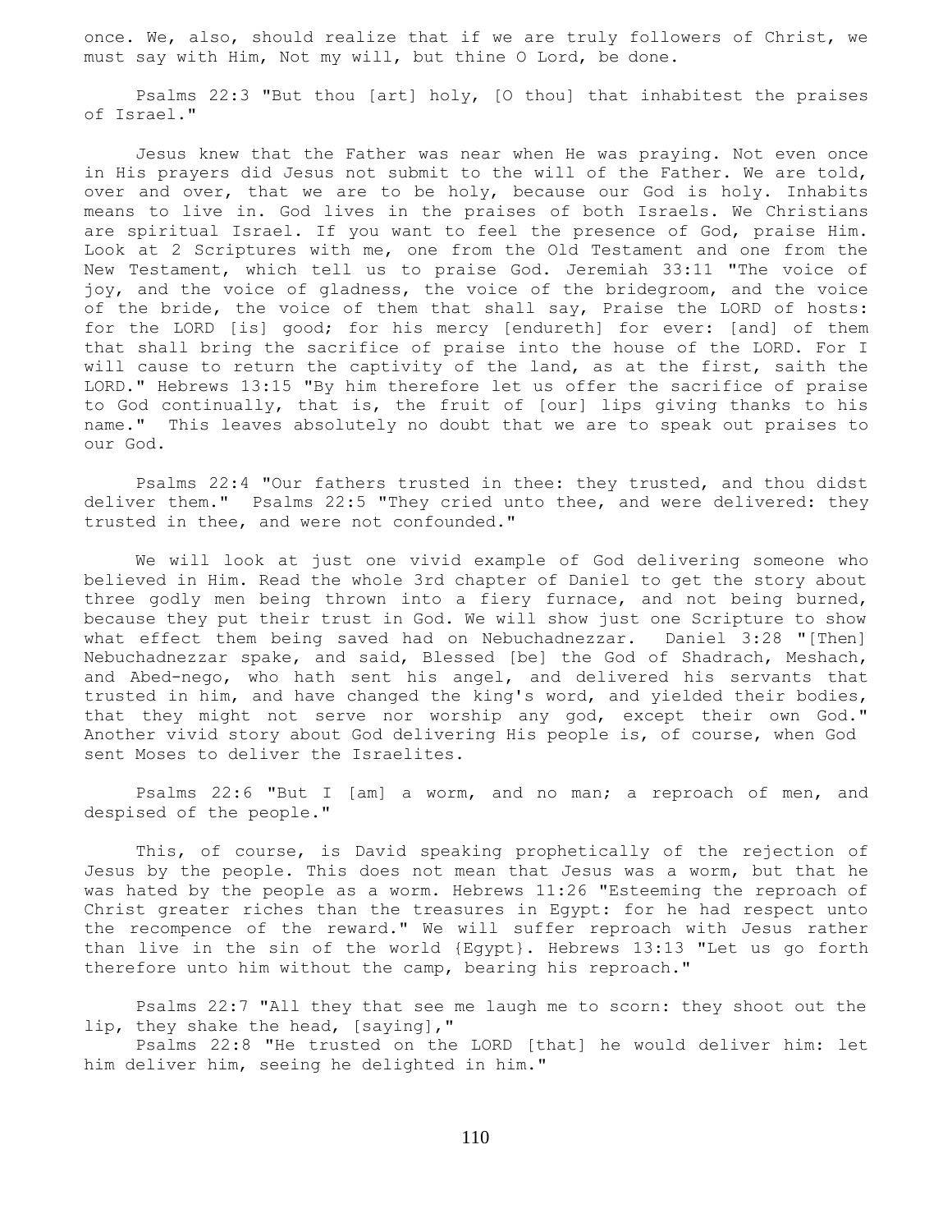once. We, also, should realize that if we are truly followers of Christ, we must say with Him, Not my will, but thine O Lord, be done.

Psalms 22:3 "But thou [art] holy, [O thou] that inhabitest the praises of Israel."

Jesus knew that the Father was near when He was praying. Not even once in His prayers did Jesus not submit to the will of the Father. We are told, over and over, that we are to be holy, because our God is holy. Inhabits means to live in. God lives in the praises of both Israels. We Christians are spiritual Israel. If you want to feel the presence of God, praise Him. Look at 2 Scriptures with me, one from the Old Testament and one from the New Testament, which tell us to praise God. Jeremiah 33:11 "The voice of joy, and the voice of gladness, the voice of the bridegroom, and the voice of the bride, the voice of them that shall say, Praise the LORD of hosts: for the LORD [is] good; for his mercy [endureth] for ever: [and] of them that shall bring the sacrifice of praise into the house of the LORD. For I will cause to return the captivity of the land, as at the first, saith the LORD." Hebrews 13:15 "By him therefore let us offer the sacrifice of praise to God continually, that is, the fruit of [our] lips giving thanks to his name." This leaves absolutely no doubt that we are to speak out praises to our God.

Psalms 22:4 "Our fathers trusted in thee: they trusted, and thou didst deliver them." Psalms 22:5 "They cried unto thee, and were delivered: they trusted in thee, and were not confounded."

We will look at just one vivid example of God delivering someone who believed in Him. Read the whole 3rd chapter of Daniel to get the story about three godly men being thrown into a fiery furnace, and not being burned, because they put their trust in God. We will show just one Scripture to show what effect them being saved had on Nebuchadnezzar. Daniel 3:28 "[Then] Nebuchadnezzar spake, and said, Blessed [be] the God of Shadrach, Meshach, and Abed-nego, who hath sent his angel, and delivered his servants that trusted in him, and have changed the king's word, and yielded their bodies, that they might not serve nor worship any god, except their own God." Another vivid story about God delivering His people is, of course, when God sent Moses to deliver the Israelites.

Psalms 22:6 "But I [am] a worm, and no man; a reproach of men, and despised of the people."

This, of course, is David speaking prophetically of the rejection of Jesus by the people. This does not mean that Jesus was a worm, but that he was hated by the people as a worm. Hebrews 11:26 "Esteeming the reproach of Christ greater riches than the treasures in Egypt: for he had respect unto the recompence of the reward." We will suffer reproach with Jesus rather than live in the sin of the world {Egypt}. Hebrews 13:13 "Let us go forth therefore unto him without the camp, bearing his reproach."

Psalms 22:7 "All they that see me laugh me to scorn: they shoot out the lip, they shake the head, [saying],"
Psalms 22:8 "He trusted on the LORD [that] he would deliver him: let him deliver him, seeing he delighted in him."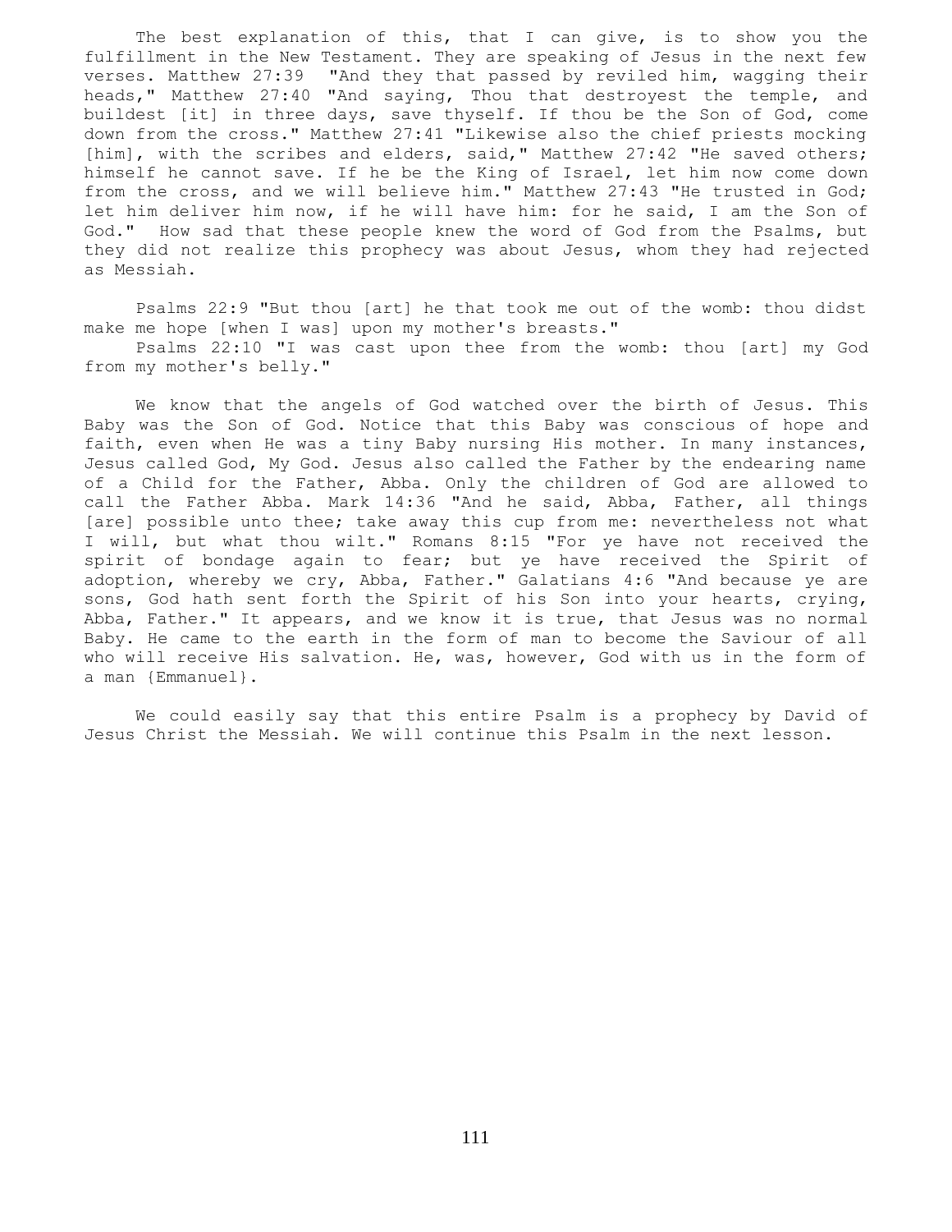The best explanation of this, that I can give, is to show you the fulfillment in the New Testament. They are speaking of Jesus in the next few verses. Matthew 27:39 "And they that passed by reviled him, wagging their heads," Matthew 27:40 "And saying, Thou that destroyest the temple, and buildest [it] in three days, save thyself. If thou be the Son of God, come down from the cross." Matthew 27:41 "Likewise also the chief priests mocking [him], with the scribes and elders, said," Matthew 27:42 "He saved others; himself he cannot save. If he be the King of Israel, let him now come down from the cross, and we will believe him." Matthew 27:43 "He trusted in God; let him deliver him now, if he will have him: for he said, I am the Son of God." How sad that these people knew the word of God from the Psalms, but they did not realize this prophecy was about Jesus, whom they had rejected as Messiah.

Psalms 22:9 "But thou [art] he that took me out of the womb: thou didst make me hope [when I was] upon my mother's breasts."
Psalms 22:10 "I was cast upon thee from the womb: thou [art] my God from my mother's belly."

We know that the angels of God watched over the birth of Jesus. This Baby was the Son of God. Notice that this Baby was conscious of hope and faith, even when He was a tiny Baby nursing His mother. In many instances, Jesus called God, My God. Jesus also called the Father by the endearing name of a Child for the Father, Abba. Only the children of God are allowed to call the Father Abba. Mark 14:36 "And he said, Abba, Father, all things [are] possible unto thee; take away this cup from me: nevertheless not what I will, but what thou wilt." Romans 8:15 "For ye have not received the spirit of bondage again to fear; but ye have received the Spirit of adoption, whereby we cry, Abba, Father." Galatians 4:6 "And because ye are sons, God hath sent forth the Spirit of his Son into your hearts, crying, Abba, Father." It appears, and we know it is true, that Jesus was no normal Baby. He came to the earth in the form of man to become the Saviour of all who will receive His salvation. He, was, however, God with us in the form of a man {Emmanuel}.

We could easily say that this entire Psalm is a prophecy by David of Jesus Christ the Messiah. We will continue this Psalm in the next lesson.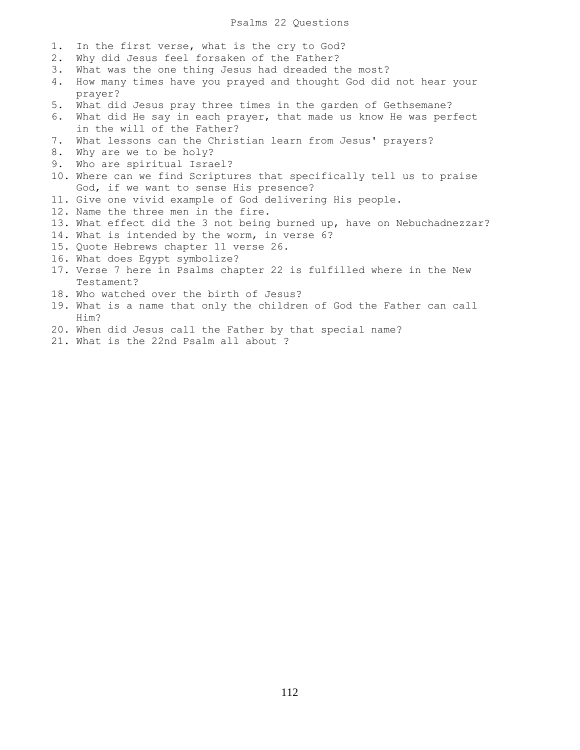# Psalms 22 Questions

1. In the first verse, what is the cry to God?
2. Why did Jesus feel forsaken of the Father?
3. What was the one thing Jesus had dreaded the most?
4. How many times have you prayed and thought God did not hear your prayer?
5. What did Jesus pray three times in the garden of Gethsemane?
6. What did He say in each prayer, that made us know He was perfect in the will of the Father?
7. What lessons can the Christian learn from Jesus' prayers?
8. Why are we to be holy?
9. Who are spiritual Israel?
10. Where can we find Scriptures that specifically tell us to praise God, if we want to sense His presence?
11. Give one vivid example of God delivering His people.
12. Name the three men in the fire.
13. What effect did the 3 not being burned up, have on Nebuchadnezzar?
14. What is intended by the worm, in verse 6?
15. Quote Hebrews chapter 11 verse 26.
16. What does Egypt symbolize?
17. Verse 7 here in Psalms chapter 22 is fulfilled where in the New Testament?
18. Who watched over the birth of Jesus?
19. What is a name that only the children of God the Father can call Him?
20. When did Jesus call the Father by that special name?
21. What is the 22nd Psalm all about ?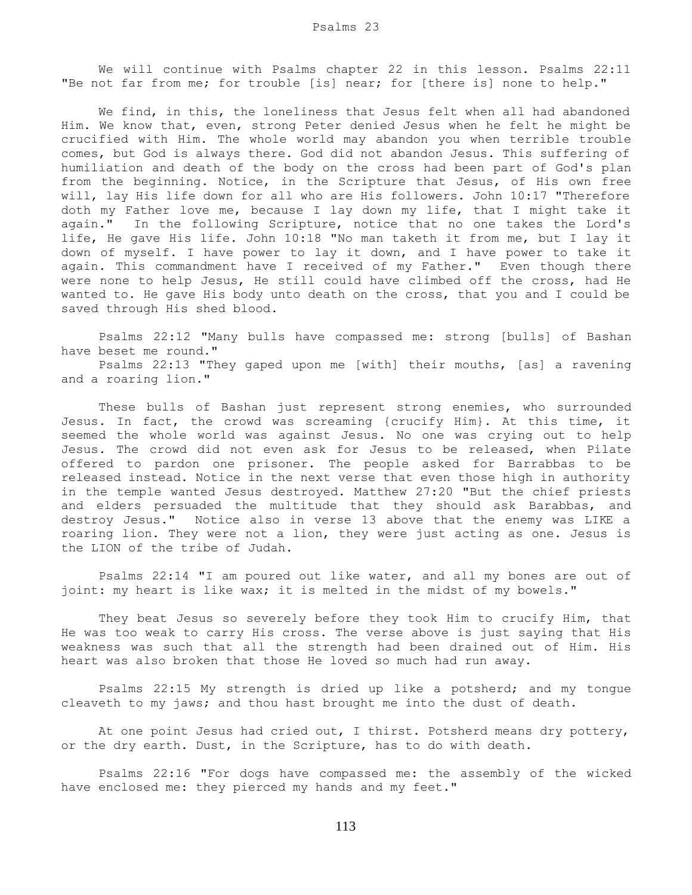# Psalms 23

We will continue with Psalms chapter 22 in this lesson. Psalms 22:11 "Be not far from me; for trouble [is] near; for [there is] none to help."

We find, in this, the loneliness that Jesus felt when all had abandoned Him. We know that, even, strong Peter denied Jesus when he felt he might be crucified with Him. The whole world may abandon you when terrible trouble comes, but God is always there. God did not abandon Jesus. This suffering of humiliation and death of the body on the cross had been part of God's plan from the beginning. Notice, in the Scripture that Jesus, of His own free will, lay His life down for all who are His followers. John 10:17 "Therefore doth my Father love me, because I lay down my life, that I might take it again." In the following Scripture, notice that no one takes the Lord's life, He gave His life. John 10:18 "No man taketh it from me, but I lay it down of myself. I have power to lay it down, and I have power to take it again. This commandment have I received of my Father." Even though there were none to help Jesus, He still could have climbed off the cross, had He wanted to. He gave His body unto death on the cross, that you and I could be saved through His shed blood.

Psalms 22:12 "Many bulls have compassed me: strong [bulls] of Bashan have beset me round."
Psalms 22:13 "They gaped upon me [with] their mouths, [as] a ravening and a roaring lion."

These bulls of Bashan just represent strong enemies, who surrounded Jesus. In fact, the crowd was screaming {crucify Him}. At this time, it seemed the whole world was against Jesus. No one was crying out to help Jesus. The crowd did not even ask for Jesus to be released, when Pilate offered to pardon one prisoner. The people asked for Barrabbas to be released instead. Notice in the next verse that even those high in authority in the temple wanted Jesus destroyed. Matthew 27:20 "But the chief priests and elders persuaded the multitude that they should ask Barabbas, and destroy Jesus." Notice also in verse 13 above that the enemy was LIKE a roaring lion. They were not a lion, they were just acting as one. Jesus is the LION of the tribe of Judah.

Psalms 22:14 "I am poured out like water, and all my bones are out of joint: my heart is like wax; it is melted in the midst of my bowels."

They beat Jesus so severely before they took Him to crucify Him, that He was too weak to carry His cross. The verse above is just saying that His weakness was such that all the strength had been drained out of Him. His heart was also broken that those He loved so much had run away.

Psalms 22:15 My strength is dried up like a potsherd; and my tongue cleaveth to my jaws; and thou hast brought me into the dust of death.

At one point Jesus had cried out, I thirst. Potsherd means dry pottery, or the dry earth. Dust, in the Scripture, has to do with death.

Psalms 22:16 "For dogs have compassed me: the assembly of the wicked have enclosed me: they pierced my hands and my feet."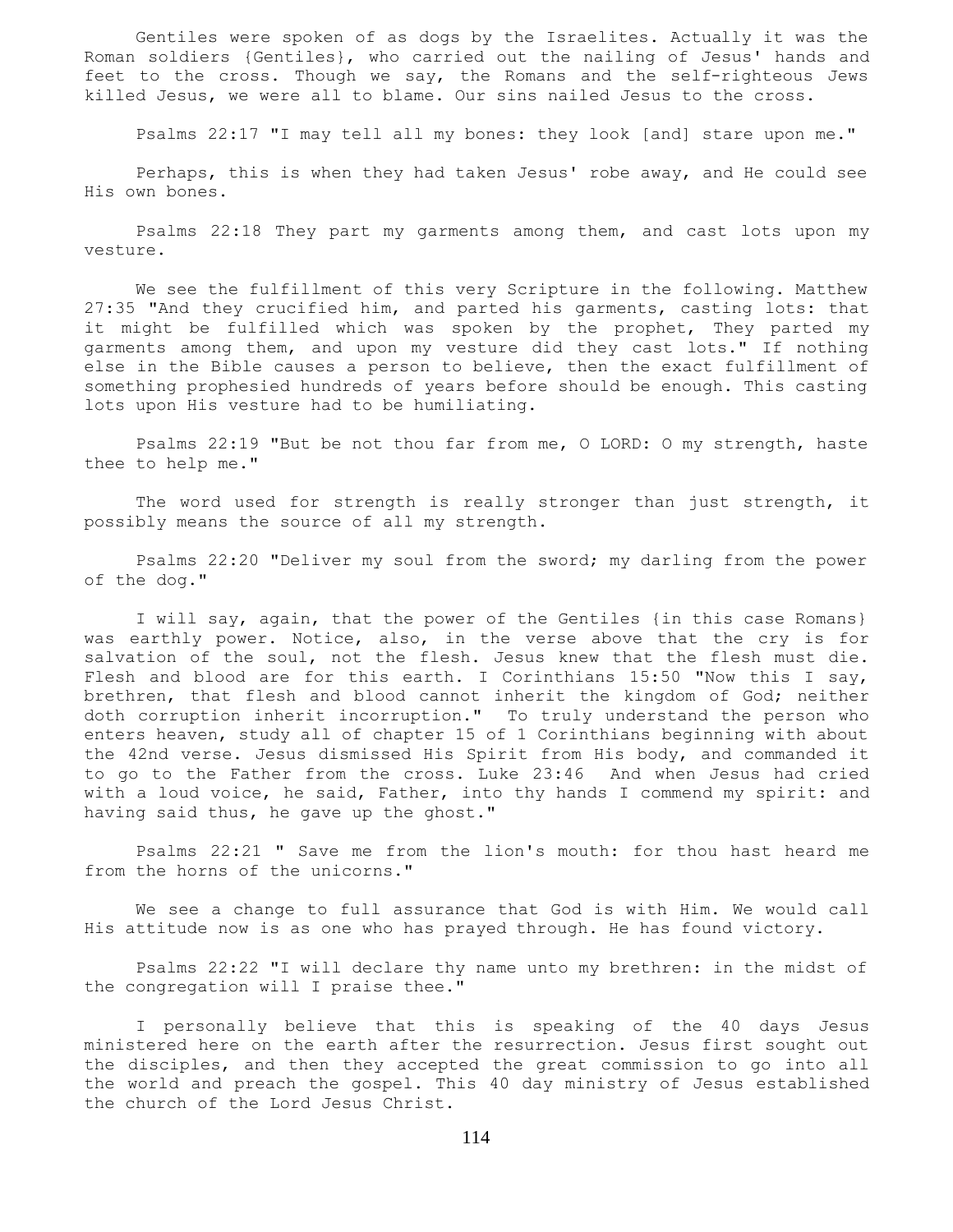Gentiles were spoken of as dogs by the Israelites. Actually it was the Roman soldiers {Gentiles}, who carried out the nailing of Jesus' hands and feet to the cross. Though we say, the Romans and the self-righteous Jews killed Jesus, we were all to blame. Our sins nailed Jesus to the cross.

Psalms 22:17 "I may tell all my bones: they look [and] stare upon me."

Perhaps, this is when they had taken Jesus' robe away, and He could see His own bones.

Psalms 22:18 They part my garments among them, and cast lots upon my vesture.

We see the fulfillment of this very Scripture in the following. Matthew 27:35 "And they crucified him, and parted his garments, casting lots: that it might be fulfilled which was spoken by the prophet, They parted my garments among them, and upon my vesture did they cast lots." If nothing else in the Bible causes a person to believe, then the exact fulfillment of something prophesied hundreds of years before should be enough. This casting lots upon His vesture had to be humiliating.

Psalms 22:19 "But be not thou far from me, O LORD: O my strength, haste thee to help me."

The word used for strength is really stronger than just strength, it possibly means the source of all my strength.

Psalms 22:20 "Deliver my soul from the sword; my darling from the power of the dog."

I will say, again, that the power of the Gentiles {in this case Romans} was earthly power. Notice, also, in the verse above that the cry is for salvation of the soul, not the flesh. Jesus knew that the flesh must die. Flesh and blood are for this earth. I Corinthians 15:50 "Now this I say, brethren, that flesh and blood cannot inherit the kingdom of God; neither doth corruption inherit incorruption." To truly understand the person who enters heaven, study all of chapter 15 of 1 Corinthians beginning with about the 42nd verse. Jesus dismissed His Spirit from His body, and commanded it to go to the Father from the cross. Luke 23:46 And when Jesus had cried with a loud voice, he said, Father, into thy hands I commend my spirit: and having said thus, he gave up the ghost."

Psalms 22:21 " Save me from the lion's mouth: for thou hast heard me from the horns of the unicorns."

We see a change to full assurance that God is with Him. We would call His attitude now is as one who has prayed through. He has found victory.

Psalms 22:22 "I will declare thy name unto my brethren: in the midst of the congregation will I praise thee."

I personally believe that this is speaking of the 40 days Jesus ministered here on the earth after the resurrection. Jesus first sought out the disciples, and then they accepted the great commission to go into all the world and preach the gospel. This 40 day ministry of Jesus established the church of the Lord Jesus Christ.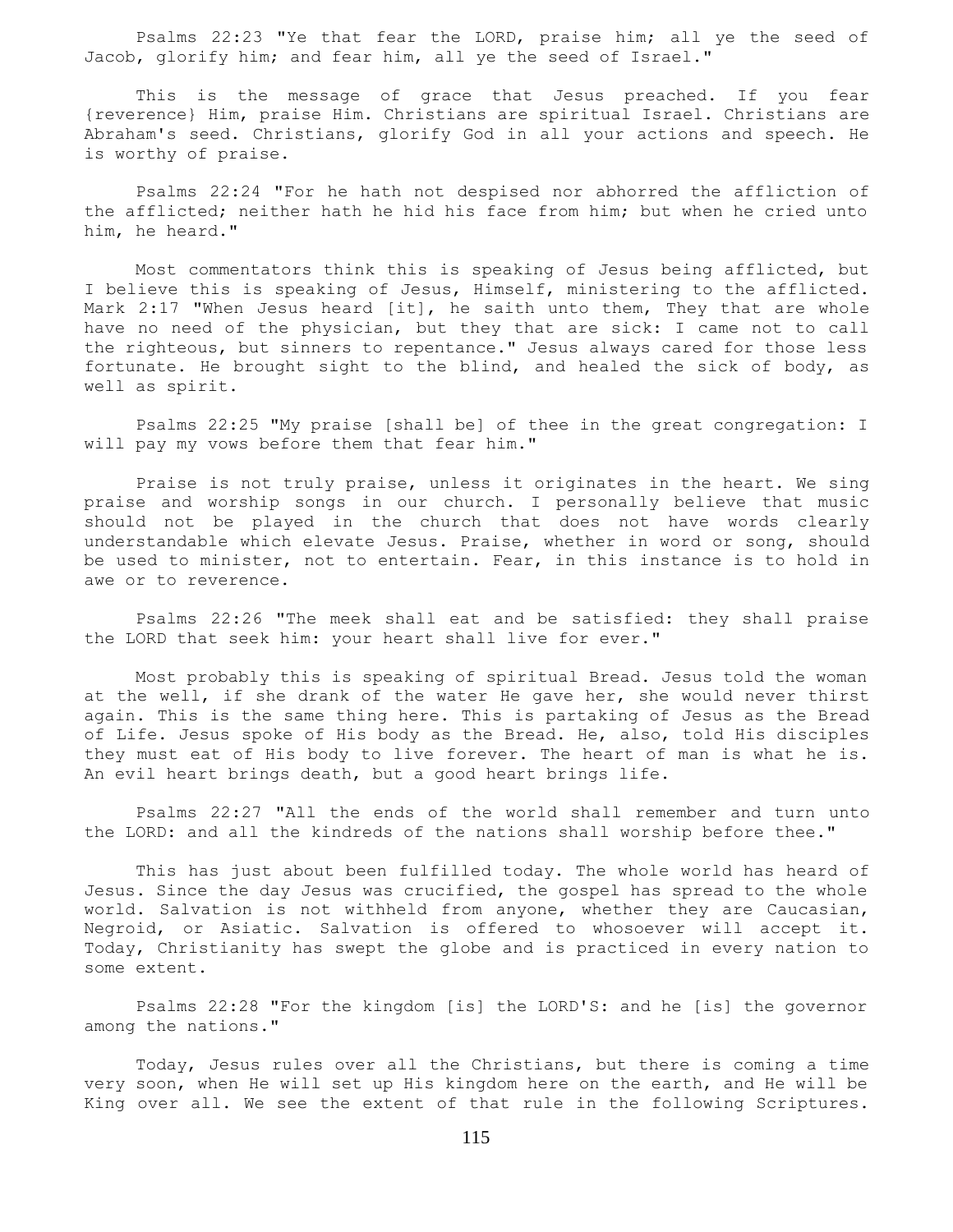Psalms 22:23 "Ye that fear the LORD, praise him; all ye the seed of Jacob, glorify him; and fear him, all ye the seed of Israel."

This is the message of grace that Jesus preached. If you fear {reverence} Him, praise Him. Christians are spiritual Israel. Christians are Abraham's seed. Christians, glorify God in all your actions and speech. He is worthy of praise.

Psalms 22:24 "For he hath not despised nor abhorred the affliction of the afflicted; neither hath he hid his face from him; but when he cried unto him, he heard."

Most commentators think this is speaking of Jesus being afflicted, but I believe this is speaking of Jesus, Himself, ministering to the afflicted. Mark 2:17 "When Jesus heard [it], he saith unto them, They that are whole have no need of the physician, but they that are sick: I came not to call the righteous, but sinners to repentance." Jesus always cared for those less fortunate. He brought sight to the blind, and healed the sick of body, as well as spirit.

Psalms 22:25 "My praise [shall be] of thee in the great congregation: I will pay my vows before them that fear him."

Praise is not truly praise, unless it originates in the heart. We sing praise and worship songs in our church. I personally believe that music should not be played in the church that does not have words clearly understandable which elevate Jesus. Praise, whether in word or song, should be used to minister, not to entertain. Fear, in this instance is to hold in awe or to reverence.

Psalms 22:26 "The meek shall eat and be satisfied: they shall praise the LORD that seek him: your heart shall live for ever."

Most probably this is speaking of spiritual Bread. Jesus told the woman at the well, if she drank of the water He gave her, she would never thirst again. This is the same thing here. This is partaking of Jesus as the Bread of Life. Jesus spoke of His body as the Bread. He, also, told His disciples they must eat of His body to live forever. The heart of man is what he is. An evil heart brings death, but a good heart brings life.

Psalms 22:27 "All the ends of the world shall remember and turn unto the LORD: and all the kindreds of the nations shall worship before thee."

This has just about been fulfilled today. The whole world has heard of Jesus. Since the day Jesus was crucified, the gospel has spread to the whole world. Salvation is not withheld from anyone, whether they are Caucasian, Negroid, or Asiatic. Salvation is offered to whosoever will accept it. Today, Christianity has swept the globe and is practiced in every nation to some extent.

Psalms 22:28 "For the kingdom [is] the LORD'S: and he [is] the governor among the nations."

Today, Jesus rules over all the Christians, but there is coming a time very soon, when He will set up His kingdom here on the earth, and He will be King over all. We see the extent of that rule in the following Scriptures.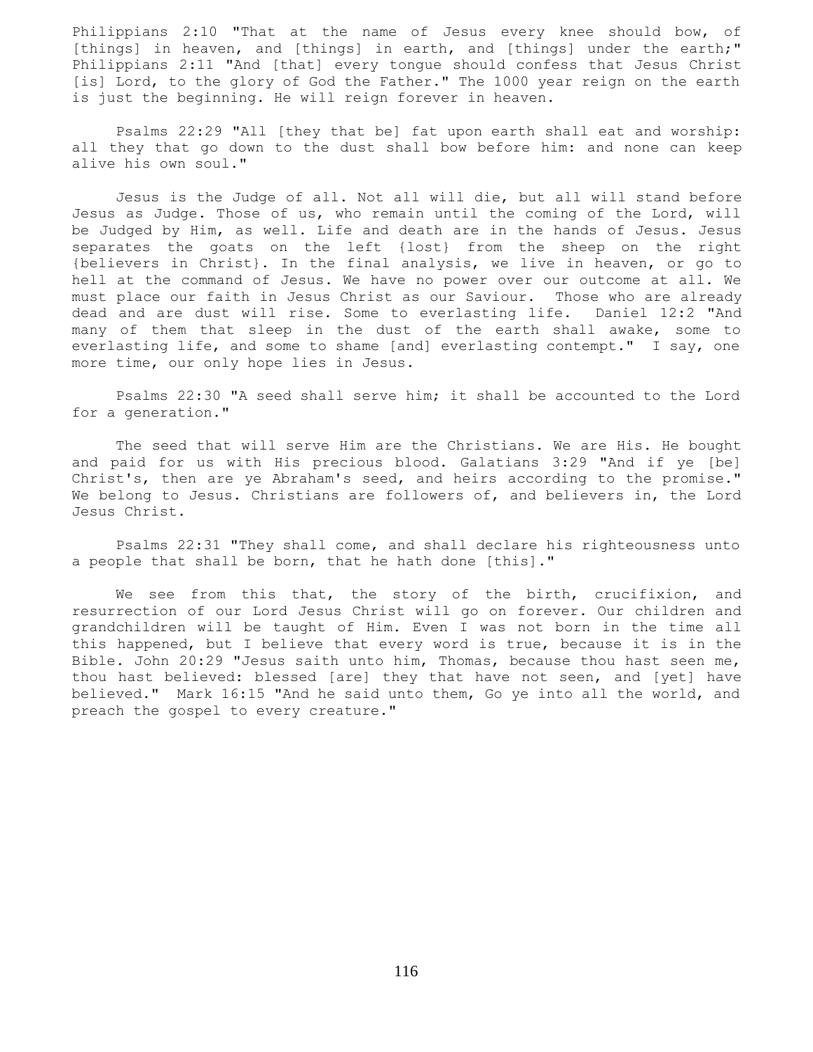Philippians 2:10 "That at the name of Jesus every knee should bow, of [things] in heaven, and [things] in earth, and [things] under the earth;" Philippians 2:11 "And [that] every tongue should confess that Jesus Christ [is] Lord, to the glory of God the Father." The 1000 year reign on the earth is just the beginning. He will reign forever in heaven.

Psalms 22:29 "All [they that be] fat upon earth shall eat and worship: all they that go down to the dust shall bow before him: and none can keep alive his own soul."

Jesus is the Judge of all. Not all will die, but all will stand before Jesus as Judge. Those of us, who remain until the coming of the Lord, will be Judged by Him, as well. Life and death are in the hands of Jesus. Jesus separates the goats on the left {lost} from the sheep on the right {believers in Christ}. In the final analysis, we live in heaven, or go to hell at the command of Jesus. We have no power over our outcome at all. We must place our faith in Jesus Christ as our Saviour. Those who are already dead and are dust will rise. Some to everlasting life. Daniel 12:2 "And many of them that sleep in the dust of the earth shall awake, some to everlasting life, and some to shame [and] everlasting contempt." I say, one more time, our only hope lies in Jesus.

Psalms 22:30 "A seed shall serve him; it shall be accounted to the Lord for a generation."

The seed that will serve Him are the Christians. We are His. He bought and paid for us with His precious blood. Galatians 3:29 "And if ye [be] Christ's, then are ye Abraham's seed, and heirs according to the promise." We belong to Jesus. Christians are followers of, and believers in, the Lord Jesus Christ.

Psalms 22:31 "They shall come, and shall declare his righteousness unto a people that shall be born, that he hath done [this]."

We see from this that, the story of the birth, crucifixion, and resurrection of our Lord Jesus Christ will go on forever. Our children and grandchildren will be taught of Him. Even I was not born in the time all this happened, but I believe that every word is true, because it is in the Bible. John 20:29 "Jesus saith unto him, Thomas, because thou hast seen me, thou hast believed: blessed [are] they that have not seen, and [yet] have believed." Mark 16:15 "And he said unto them, Go ye into all the world, and preach the gospel to every creature."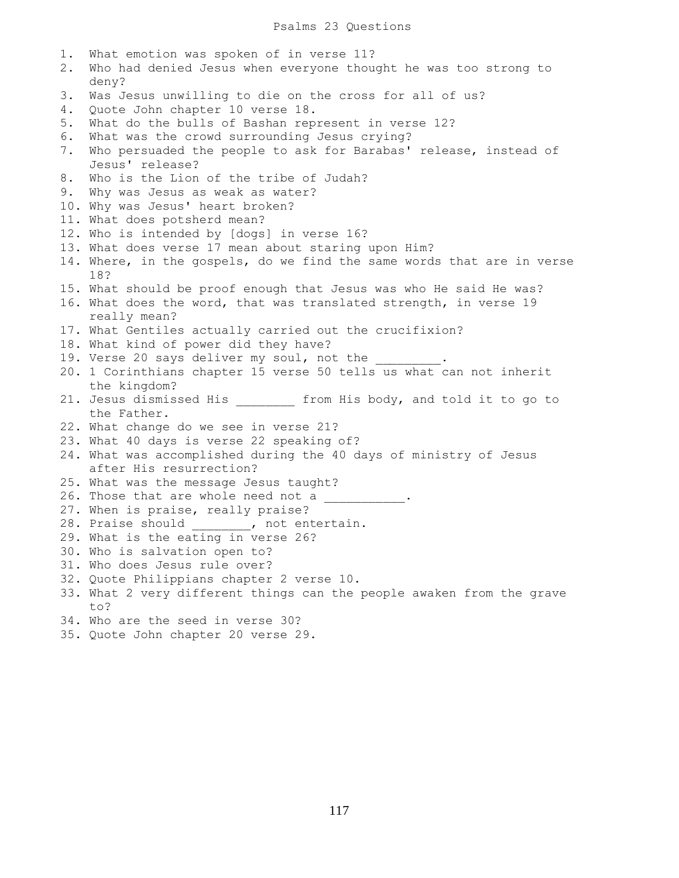# Psalms 23 Questions

1. What emotion was spoken of in verse 11?
2. Who had denied Jesus when everyone thought he was too strong to deny?
3. Was Jesus unwilling to die on the cross for all of us?
4. Quote John chapter 10 verse 18.
5. What do the bulls of Bashan represent in verse 12?
6. What was the crowd surrounding Jesus crying?
7. Who persuaded the people to ask for Barabas' release, instead of Jesus' release?
8. Who is the Lion of the tribe of Judah?
9. Why was Jesus as weak as water?
10. Why was Jesus' heart broken?
11. What does potsherd mean?
12. Who is intended by [dogs] in verse 16?
13. What does verse 17 mean about staring upon Him?
14. Where, in the gospels, do we find the same words that are in verse 18?
15. What should be proof enough that Jesus was who He said He was?
16. What does the word, that was translated strength, in verse 19 really mean?
17. What Gentiles actually carried out the crucifixion?
18. What kind of power did they have?
19. Verse 20 says deliver my soul, not the _________.
20. 1 Corinthians chapter 15 verse 50 tells us what can not inherit the kingdom?
21. Jesus dismissed His ________ from His body, and told it to go to the Father.
22. What change do we see in verse 21?
23. What 40 days is verse 22 speaking of?
24. What was accomplished during the 40 days of ministry of Jesus after His resurrection?
25. What was the message Jesus taught?
26. Those that are whole need not a ___________.
27. When is praise, really praise?
28. Praise should ________, not entertain.
29. What is the eating in verse 26?
30. Who is salvation open to?
31. Who does Jesus rule over?
32. Quote Philippians chapter 2 verse 10.
33. What 2 very different things can the people awaken from the grave to?
34. Who are the seed in verse 30?
35. Quote John chapter 20 verse 29.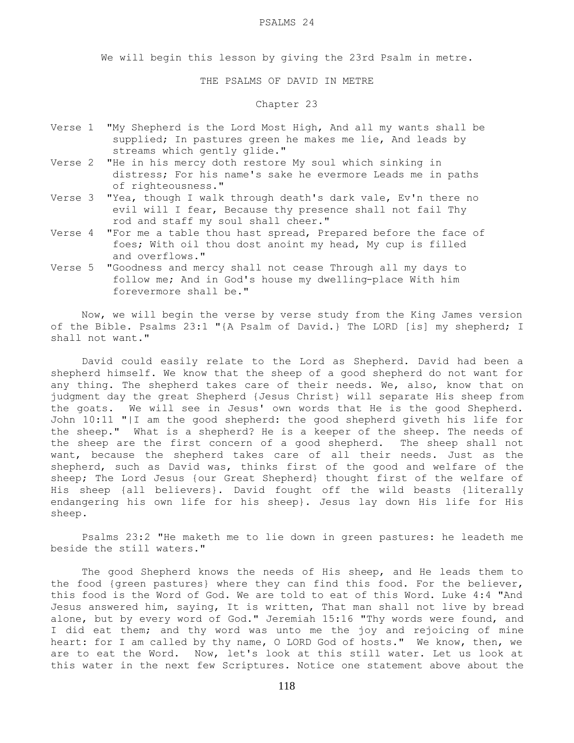# PSALMS 24

We will begin this lesson by giving the 23rd Psalm in metre.

## THE PSALMS OF DAVID IN METRE

### Chapter 23

Verse 1 "My Shepherd is the Lord Most High, And all my wants shall be supplied; In pastures green he makes me lie, And leads by streams which gently glide."

Verse 2 "He in his mercy doth restore My soul which sinking in distress; For his name's sake he evermore Leads me in paths of righteousness."

Verse 3 "Yea, though I walk through death's dark vale, Ev'n there no evil will I fear, Because thy presence shall not fail Thy rod and staff my soul shall cheer."

Verse 4 "For me a table thou hast spread, Prepared before the face of foes; With oil thou dost anoint my head, My cup is filled and overflows."

Verse 5 "Goodness and mercy shall not cease Through all my days to follow me; And in God's house my dwelling-place With him forevermore shall be."

Now, we will begin the verse by verse study from the King James version of the Bible. Psalms 23:1 "{A Psalm of David.} The LORD [is] my shepherd; I shall not want."

David could easily relate to the Lord as Shepherd. David had been a shepherd himself. We know that the sheep of a good shepherd do not want for any thing. The shepherd takes care of their needs. We, also, know that on judgment day the great Shepherd {Jesus Christ} will separate His sheep from the goats. We will see in Jesus' own words that He is the good Shepherd. John 10:11 "|I am the good shepherd: the good shepherd giveth his life for the sheep." What is a shepherd? He is a keeper of the sheep. The needs of the sheep are the first concern of a good shepherd. The sheep shall not want, because the shepherd takes care of all their needs. Just as the shepherd, such as David was, thinks first of the good and welfare of the sheep; The Lord Jesus {our Great Shepherd} thought first of the welfare of His sheep {all believers}. David fought off the wild beasts {literally endangering his own life for his sheep}. Jesus lay down His life for His sheep.

Psalms 23:2 "He maketh me to lie down in green pastures: he leadeth me beside the still waters."

The good Shepherd knows the needs of His sheep, and He leads them to the food {green pastures} where they can find this food. For the believer, this food is the Word of God. We are told to eat of this Word. Luke 4:4 "And Jesus answered him, saying, It is written, That man shall not live by bread alone, but by every word of God." Jeremiah 15:16 "Thy words were found, and I did eat them; and thy word was unto me the joy and rejoicing of mine heart: for I am called by thy name, O LORD God of hosts." We know, then, we are to eat the Word. Now, let's look at this still water. Let us look at this water in the next few Scriptures. Notice one statement above about the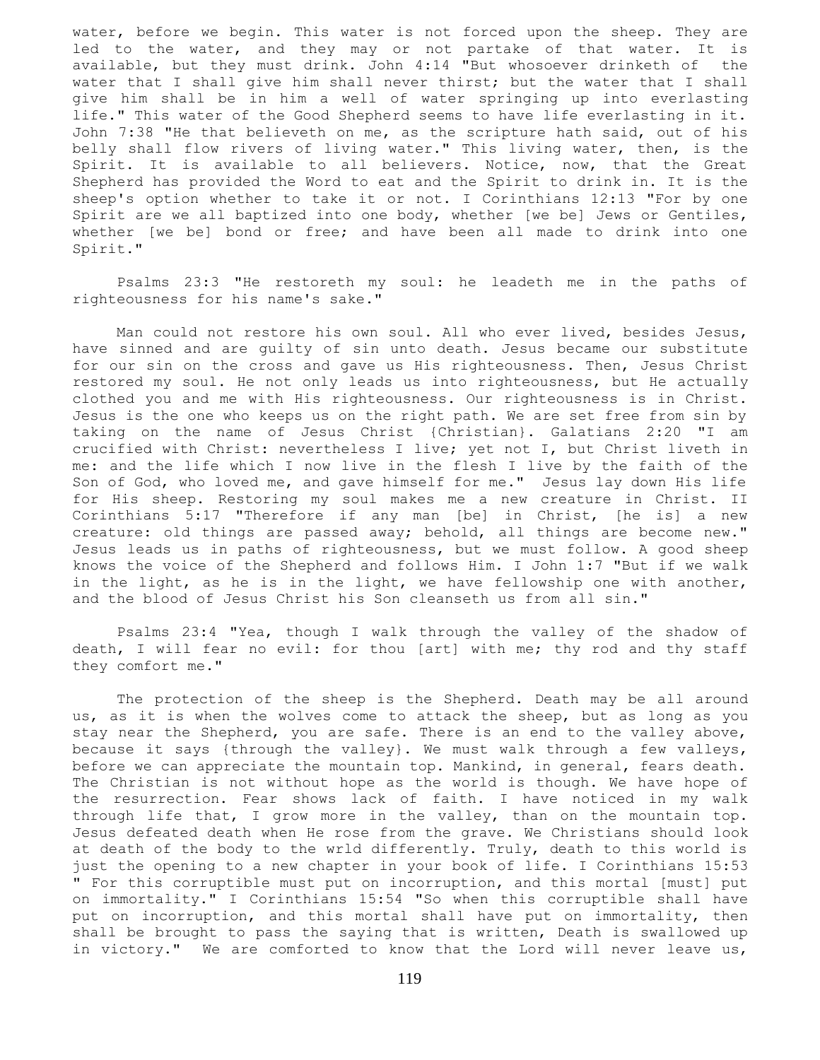water, before we begin. This water is not forced upon the sheep. They are led to the water, and they may or not partake of that water. It is available, but they must drink. John 4:14 "But whosoever drinketh of the water that I shall give him shall never thirst; but the water that I shall give him shall be in him a well of water springing up into everlasting life." This water of the Good Shepherd seems to have life everlasting in it. John 7:38 "He that believeth on me, as the scripture hath said, out of his belly shall flow rivers of living water." This living water, then, is the Spirit. It is available to all believers. Notice, now, that the Great Shepherd has provided the Word to eat and the Spirit to drink in. It is the sheep's option whether to take it or not. I Corinthians 12:13 "For by one Spirit are we all baptized into one body, whether [we be] Jews or Gentiles, whether [we be] bond or free; and have been all made to drink into one Spirit."

Psalms 23:3 "He restoreth my soul: he leadeth me in the paths of righteousness for his name's sake."

Man could not restore his own soul. All who ever lived, besides Jesus, have sinned and are guilty of sin unto death. Jesus became our substitute for our sin on the cross and gave us His righteousness. Then, Jesus Christ restored my soul. He not only leads us into righteousness, but He actually clothed you and me with His righteousness. Our righteousness is in Christ. Jesus is the one who keeps us on the right path. We are set free from sin by taking on the name of Jesus Christ {Christian}. Galatians 2:20 "I am crucified with Christ: nevertheless I live; yet not I, but Christ liveth in me: and the life which I now live in the flesh I live by the faith of the Son of God, who loved me, and gave himself for me." Jesus lay down His life for His sheep. Restoring my soul makes me a new creature in Christ. II Corinthians 5:17 "Therefore if any man [be] in Christ, [he is] a new creature: old things are passed away; behold, all things are become new." Jesus leads us in paths of righteousness, but we must follow. A good sheep knows the voice of the Shepherd and follows Him. I John 1:7 "But if we walk in the light, as he is in the light, we have fellowship one with another, and the blood of Jesus Christ his Son cleanseth us from all sin."

Psalms 23:4 "Yea, though I walk through the valley of the shadow of death, I will fear no evil: for thou [art] with me; thy rod and thy staff they comfort me."

The protection of the sheep is the Shepherd. Death may be all around us, as it is when the wolves come to attack the sheep, but as long as you stay near the Shepherd, you are safe. There is an end to the valley above, because it says {through the valley}. We must walk through a few valleys, before we can appreciate the mountain top. Mankind, in general, fears death. The Christian is not without hope as the world is though. We have hope of the resurrection. Fear shows lack of faith. I have noticed in my walk through life that, I grow more in the valley, than on the mountain top. Jesus defeated death when He rose from the grave. We Christians should look at death of the body to the wrld differently. Truly, death to this world is just the opening to a new chapter in your book of life. I Corinthians 15:53 " For this corruptible must put on incorruption, and this mortal [must] put on immortality." I Corinthians 15:54 "So when this corruptible shall have put on incorruption, and this mortal shall have put on immortality, then shall be brought to pass the saying that is written, Death is swallowed up in victory." We are comforted to know that the Lord will never leave us,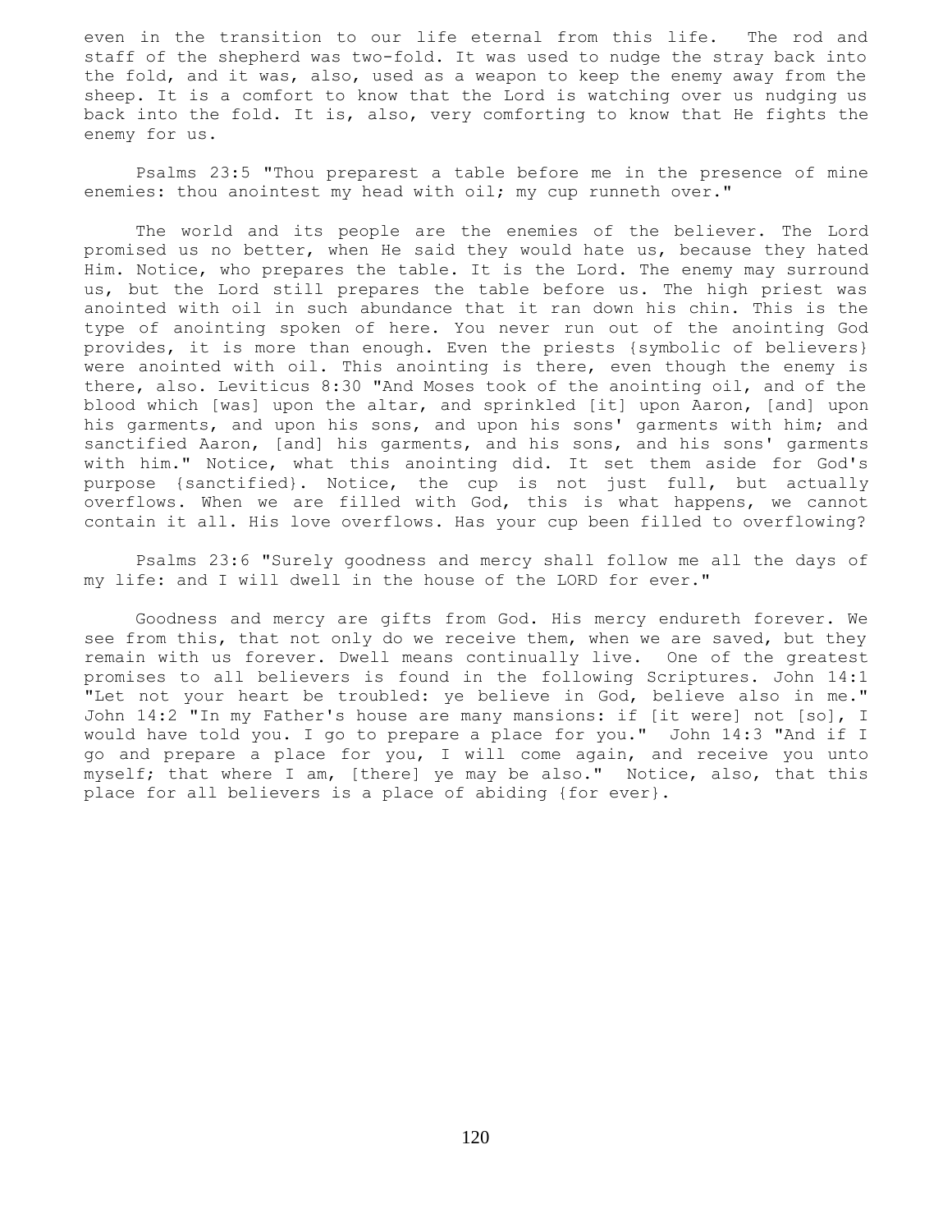even in the transition to our life eternal from this life. The rod and staff of the shepherd was two-fold. It was used to nudge the stray back into the fold, and it was, also, used as a weapon to keep the enemy away from the sheep. It is a comfort to know that the Lord is watching over us nudging us back into the fold. It is, also, very comforting to know that He fights the enemy for us.

Psalms 23:5 "Thou preparest a table before me in the presence of mine enemies: thou anointest my head with oil; my cup runneth over."

The world and its people are the enemies of the believer. The Lord promised us no better, when He said they would hate us, because they hated Him. Notice, who prepares the table. It is the Lord. The enemy may surround us, but the Lord still prepares the table before us. The high priest was anointed with oil in such abundance that it ran down his chin. This is the type of anointing spoken of here. You never run out of the anointing God provides, it is more than enough. Even the priests {symbolic of believers} were anointed with oil. This anointing is there, even though the enemy is there, also. Leviticus 8:30 "And Moses took of the anointing oil, and of the blood which [was] upon the altar, and sprinkled [it] upon Aaron, [and] upon his garments, and upon his sons, and upon his sons' garments with him; and sanctified Aaron, [and] his garments, and his sons, and his sons' garments with him." Notice, what this anointing did. It set them aside for God's purpose {sanctified}. Notice, the cup is not just full, but actually overflows. When we are filled with God, this is what happens, we cannot contain it all. His love overflows. Has your cup been filled to overflowing?

Psalms 23:6 "Surely goodness and mercy shall follow me all the days of my life: and I will dwell in the house of the LORD for ever."

Goodness and mercy are gifts from God. His mercy endureth forever. We see from this, that not only do we receive them, when we are saved, but they remain with us forever. Dwell means continually live. One of the greatest promises to all believers is found in the following Scriptures. John 14:1 "Let not your heart be troubled: ye believe in God, believe also in me." John 14:2 "In my Father's house are many mansions: if [it were] not [so], I would have told you. I go to prepare a place for you." John 14:3 "And if I go and prepare a place for you, I will come again, and receive you unto myself; that where I am, [there] ye may be also." Notice, also, that this place for all believers is a place of abiding {for ever}.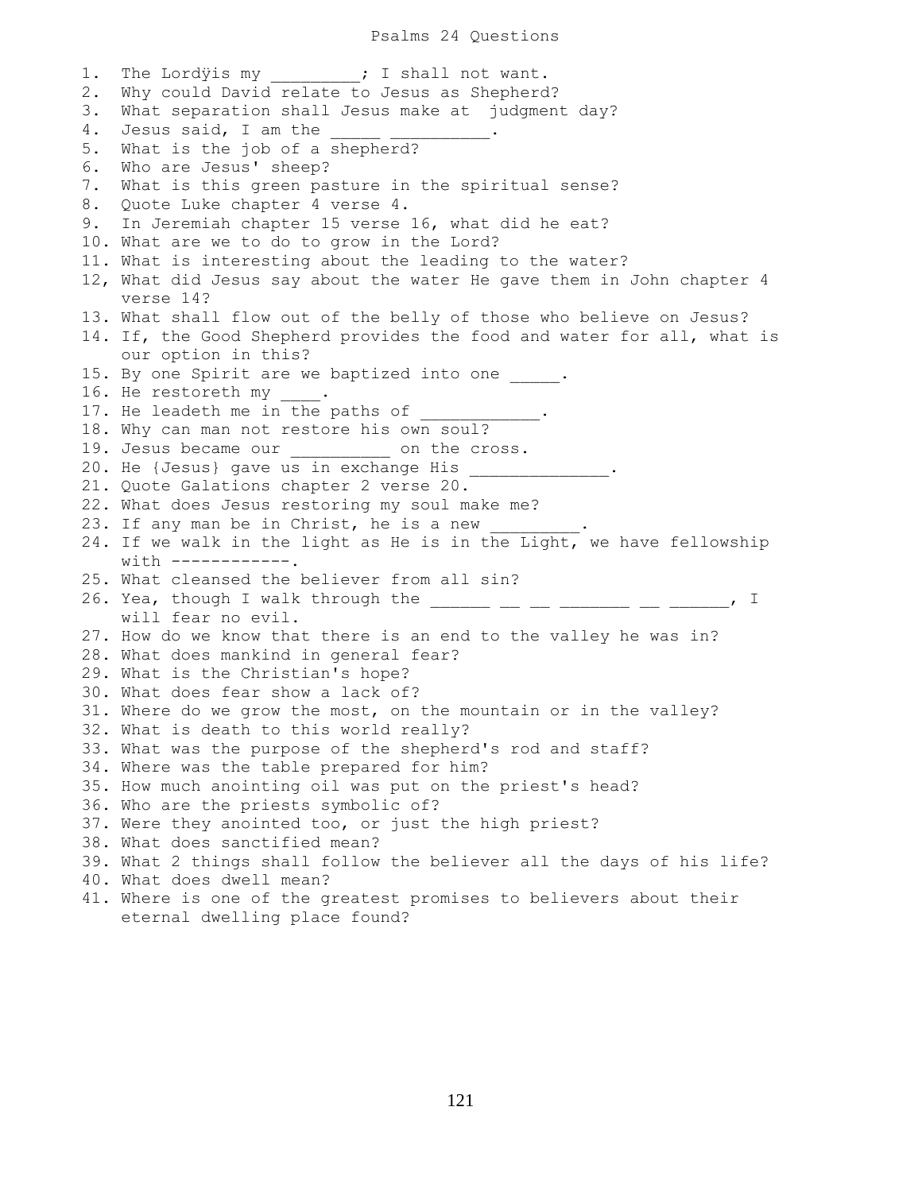# Psalms 24 Questions

1. The Lordÿis my _________; I shall not want.
2. Why could David relate to Jesus as Shepherd?
3. What separation shall Jesus make at judgment day?
4. Jesus said, I am the _____ __________.
5. What is the job of a shepherd?
6. Who are Jesus' sheep?
7. What is this green pasture in the spiritual sense?
8. Quote Luke chapter 4 verse 4.
9. In Jeremiah chapter 15 verse 16, what did he eat?
10. What are we to do to grow in the Lord?
11. What is interesting about the leading to the water?
12, What did Jesus say about the water He gave them in John chapter 4 verse 14?
13. What shall flow out of the belly of those who believe on Jesus?
14. If, the Good Shepherd provides the food and water for all, what is our option in this?
15. By one Spirit are we baptized into one _____.
16. He restoreth my ____.
17. He leadeth me in the paths of ____________.
18. Why can man not restore his own soul?
19. Jesus became our __________ on the cross.
20. He {Jesus} gave us in exchange His ______________.
21. Quote Galations chapter 2 verse 20.
22. What does Jesus restoring my soul make me?
23. If any man be in Christ, he is a new _________.
24. If we walk in the light as He is in the Light, we have fellowship with ------------.
25. What cleansed the believer from all sin?
26. Yea, though I walk through the ______ __ __ _______ __ ______, I will fear no evil.
27. How do we know that there is an end to the valley he was in?
28. What does mankind in general fear?
29. What is the Christian's hope?
30. What does fear show a lack of?
31. Where do we grow the most, on the mountain or in the valley?
32. What is death to this world really?
33. What was the purpose of the shepherd's rod and staff?
34. Where was the table prepared for him?
35. How much anointing oil was put on the priest's head?
36. Who are the priests symbolic of?
37. Were they anointed too, or just the high priest?
38. What does sanctified mean?
39. What 2 things shall follow the believer all the days of his life?
40. What does dwell mean?
41. Where is one of the greatest promises to believers about their eternal dwelling place found?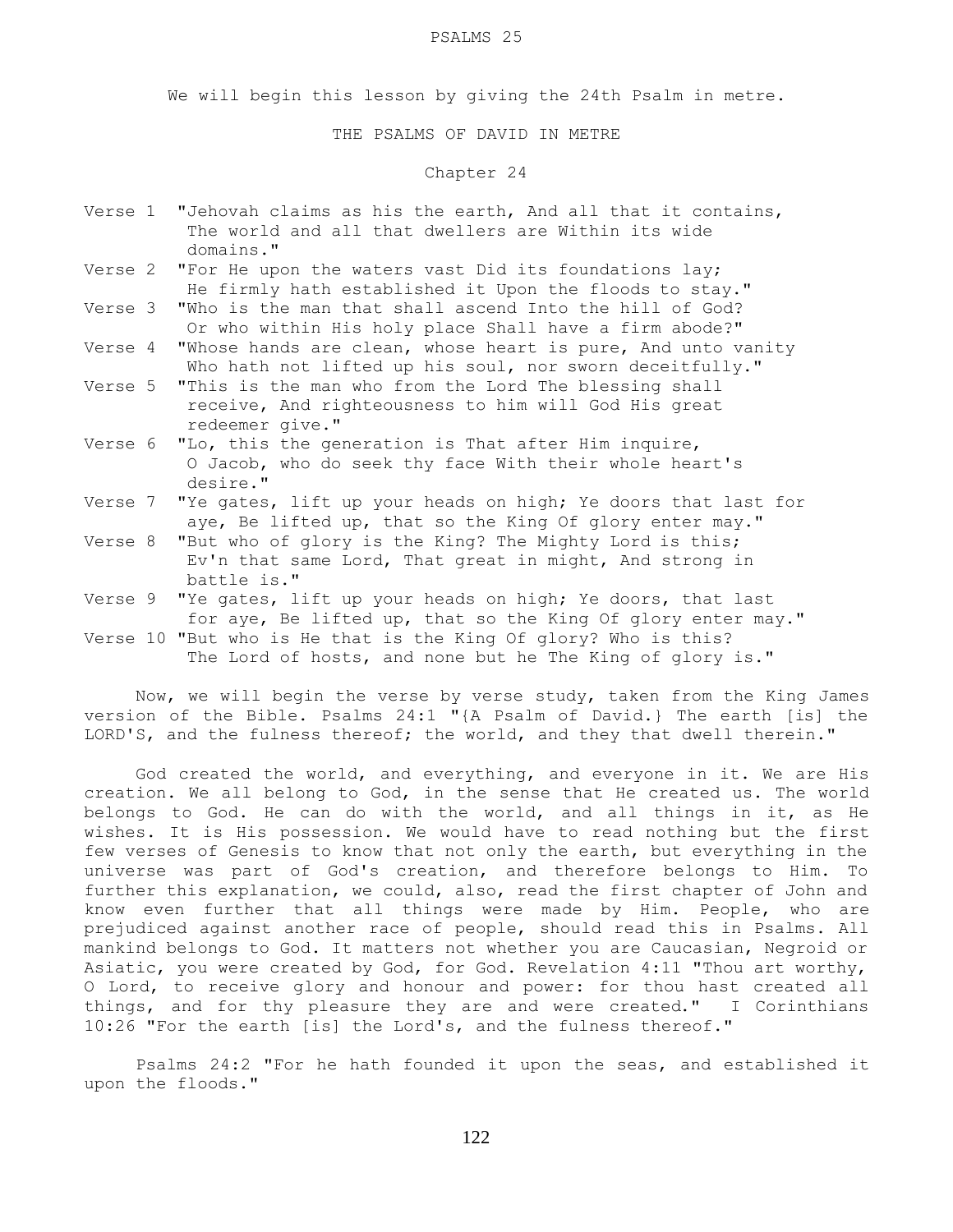# PSALMS 25

We will begin this lesson by giving the 24th Psalm in metre.

## THE PSALMS OF DAVID IN METRE

### Chapter 24

Verse 1 "Jehovah claims as his the earth, And all that it contains, The world and all that dwellers are Within its wide domains."

Verse 2 "For He upon the waters vast Did its foundations lay; He firmly hath established it Upon the floods to stay."

Verse 3 "Who is the man that shall ascend Into the hill of God? Or who within His holy place Shall have a firm abode?"

Verse 4 "Whose hands are clean, whose heart is pure, And unto vanity Who hath not lifted up his soul, nor sworn deceitfully."

Verse 5 "This is the man who from the Lord The blessing shall receive, And righteousness to him will God His great redeemer give."

Verse 6 "Lo, this the generation is That after Him inquire, O Jacob, who do seek thy face With their whole heart's desire."

Verse 7 "Ye gates, lift up your heads on high; Ye doors that last for aye, Be lifted up, that so the King Of glory enter may."

Verse 8 "But who of glory is the King? The Mighty Lord is this; Ev'n that same Lord, That great in might, And strong in battle is."

Verse 9 "Ye gates, lift up your heads on high; Ye doors, that last for aye, Be lifted up, that so the King Of glory enter may."

Verse 10 "But who is He that is the King Of glory? Who is this? The Lord of hosts, and none but he The King of glory is."

Now, we will begin the verse by verse study, taken from the King James version of the Bible. Psalms 24:1 "{A Psalm of David.} The earth [is] the LORD'S, and the fulness thereof; the world, and they that dwell therein."

God created the world, and everything, and everyone in it. We are His creation. We all belong to God, in the sense that He created us. The world belongs to God. He can do with the world, and all things in it, as He wishes. It is His possession. We would have to read nothing but the first few verses of Genesis to know that not only the earth, but everything in the universe was part of God's creation, and therefore belongs to Him. To further this explanation, we could, also, read the first chapter of John and know even further that all things were made by Him. People, who are prejudiced against another race of people, should read this in Psalms. All mankind belongs to God. It matters not whether you are Caucasian, Negroid or Asiatic, you were created by God, for God. Revelation 4:11 "Thou art worthy, O Lord, to receive glory and honour and power: for thou hast created all things, and for thy pleasure they are and were created." I Corinthians 10:26 "For the earth [is] the Lord's, and the fulness thereof."

Psalms 24:2 "For he hath founded it upon the seas, and established it upon the floods."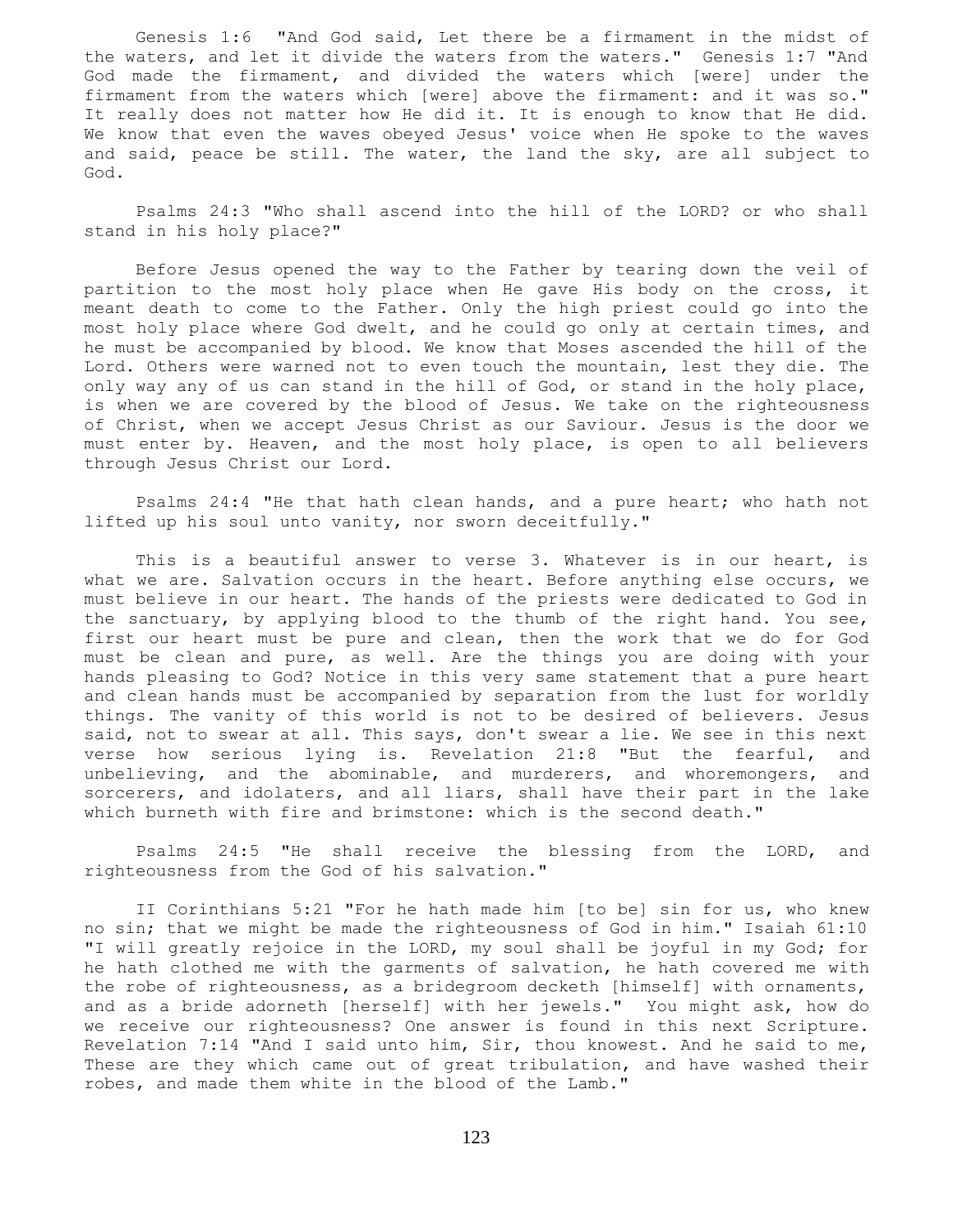Genesis 1:6 "And God said, Let there be a firmament in the midst of the waters, and let it divide the waters from the waters." Genesis 1:7 "And God made the firmament, and divided the waters which [were] under the firmament from the waters which [were] above the firmament: and it was so." It really does not matter how He did it. It is enough to know that He did. We know that even the waves obeyed Jesus' voice when He spoke to the waves and said, peace be still. The water, the land the sky, are all subject to God.

Psalms 24:3 "Who shall ascend into the hill of the LORD? or who shall stand in his holy place?"

Before Jesus opened the way to the Father by tearing down the veil of partition to the most holy place when He gave His body on the cross, it meant death to come to the Father. Only the high priest could go into the most holy place where God dwelt, and he could go only at certain times, and he must be accompanied by blood. We know that Moses ascended the hill of the Lord. Others were warned not to even touch the mountain, lest they die. The only way any of us can stand in the hill of God, or stand in the holy place, is when we are covered by the blood of Jesus. We take on the righteousness of Christ, when we accept Jesus Christ as our Saviour. Jesus is the door we must enter by. Heaven, and the most holy place, is open to all believers through Jesus Christ our Lord.

Psalms 24:4 "He that hath clean hands, and a pure heart; who hath not lifted up his soul unto vanity, nor sworn deceitfully."

This is a beautiful answer to verse 3. Whatever is in our heart, is what we are. Salvation occurs in the heart. Before anything else occurs, we must believe in our heart. The hands of the priests were dedicated to God in the sanctuary, by applying blood to the thumb of the right hand. You see, first our heart must be pure and clean, then the work that we do for God must be clean and pure, as well. Are the things you are doing with your hands pleasing to God? Notice in this very same statement that a pure heart and clean hands must be accompanied by separation from the lust for worldly things. The vanity of this world is not to be desired of believers. Jesus said, not to swear at all. This says, don't swear a lie. We see in this next verse how serious lying is. Revelation 21:8 "But the fearful, and unbelieving, and the abominable, and murderers, and whoremongers, and sorcerers, and idolaters, and all liars, shall have their part in the lake which burneth with fire and brimstone: which is the second death."

Psalms 24:5 "He shall receive the blessing from the LORD, and righteousness from the God of his salvation."

II Corinthians 5:21 "For he hath made him [to be] sin for us, who knew no sin; that we might be made the righteousness of God in him." Isaiah 61:10 "I will greatly rejoice in the LORD, my soul shall be joyful in my God; for he hath clothed me with the garments of salvation, he hath covered me with the robe of righteousness, as a bridegroom decketh [himself] with ornaments, and as a bride adorneth [herself] with her jewels." You might ask, how do we receive our righteousness? One answer is found in this next Scripture. Revelation 7:14 "And I said unto him, Sir, thou knowest. And he said to me, These are they which came out of great tribulation, and have washed their robes, and made them white in the blood of the Lamb."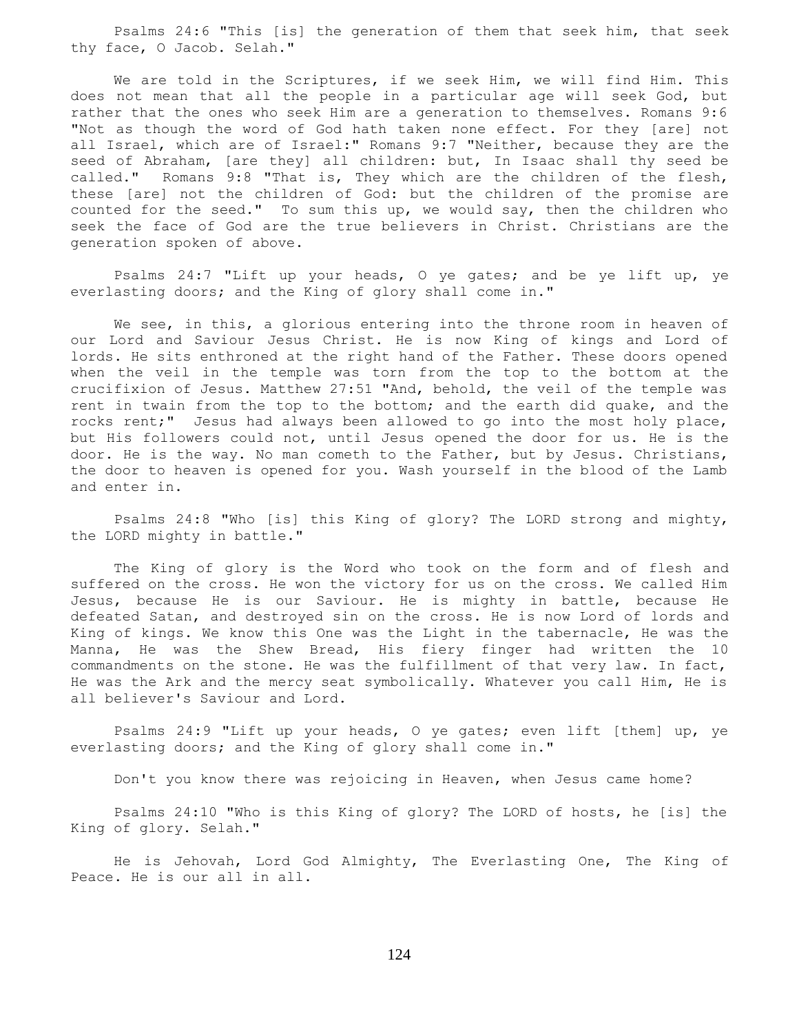Psalms 24:6 "This [is] the generation of them that seek him, that seek thy face, O Jacob. Selah."

We are told in the Scriptures, if we seek Him, we will find Him. This does not mean that all the people in a particular age will seek God, but rather that the ones who seek Him are a generation to themselves. Romans 9:6 "Not as though the word of God hath taken none effect. For they [are] not all Israel, which are of Israel:" Romans 9:7 "Neither, because they are the seed of Abraham, [are they] all children: but, In Isaac shall thy seed be called." Romans 9:8 "That is, They which are the children of the flesh, these [are] not the children of God: but the children of the promise are counted for the seed." To sum this up, we would say, then the children who seek the face of God are the true believers in Christ. Christians are the generation spoken of above.

Psalms 24:7 "Lift up your heads, O ye gates; and be ye lift up, ye everlasting doors; and the King of glory shall come in."

We see, in this, a glorious entering into the throne room in heaven of our Lord and Saviour Jesus Christ. He is now King of kings and Lord of lords. He sits enthroned at the right hand of the Father. These doors opened when the veil in the temple was torn from the top to the bottom at the crucifixion of Jesus. Matthew 27:51 "And, behold, the veil of the temple was rent in twain from the top to the bottom; and the earth did quake, and the rocks rent;" Jesus had always been allowed to go into the most holy place, but His followers could not, until Jesus opened the door for us. He is the door. He is the way. No man cometh to the Father, but by Jesus. Christians, the door to heaven is opened for you. Wash yourself in the blood of the Lamb and enter in.

Psalms 24:8 "Who [is] this King of glory? The LORD strong and mighty, the LORD mighty in battle."

The King of glory is the Word who took on the form and of flesh and suffered on the cross. He won the victory for us on the cross. We called Him Jesus, because He is our Saviour. He is mighty in battle, because He defeated Satan, and destroyed sin on the cross. He is now Lord of lords and King of kings. We know this One was the Light in the tabernacle, He was the Manna, He was the Shew Bread, His fiery finger had written the 10 commandments on the stone. He was the fulfillment of that very law. In fact, He was the Ark and the mercy seat symbolically. Whatever you call Him, He is all believer's Saviour and Lord.

Psalms 24:9 "Lift up your heads, O ye gates; even lift [them] up, ye everlasting doors; and the King of glory shall come in."

Don't you know there was rejoicing in Heaven, when Jesus came home?

Psalms 24:10 "Who is this King of glory? The LORD of hosts, he [is] the King of glory. Selah."

He is Jehovah, Lord God Almighty, The Everlasting One, The King of Peace. He is our all in all.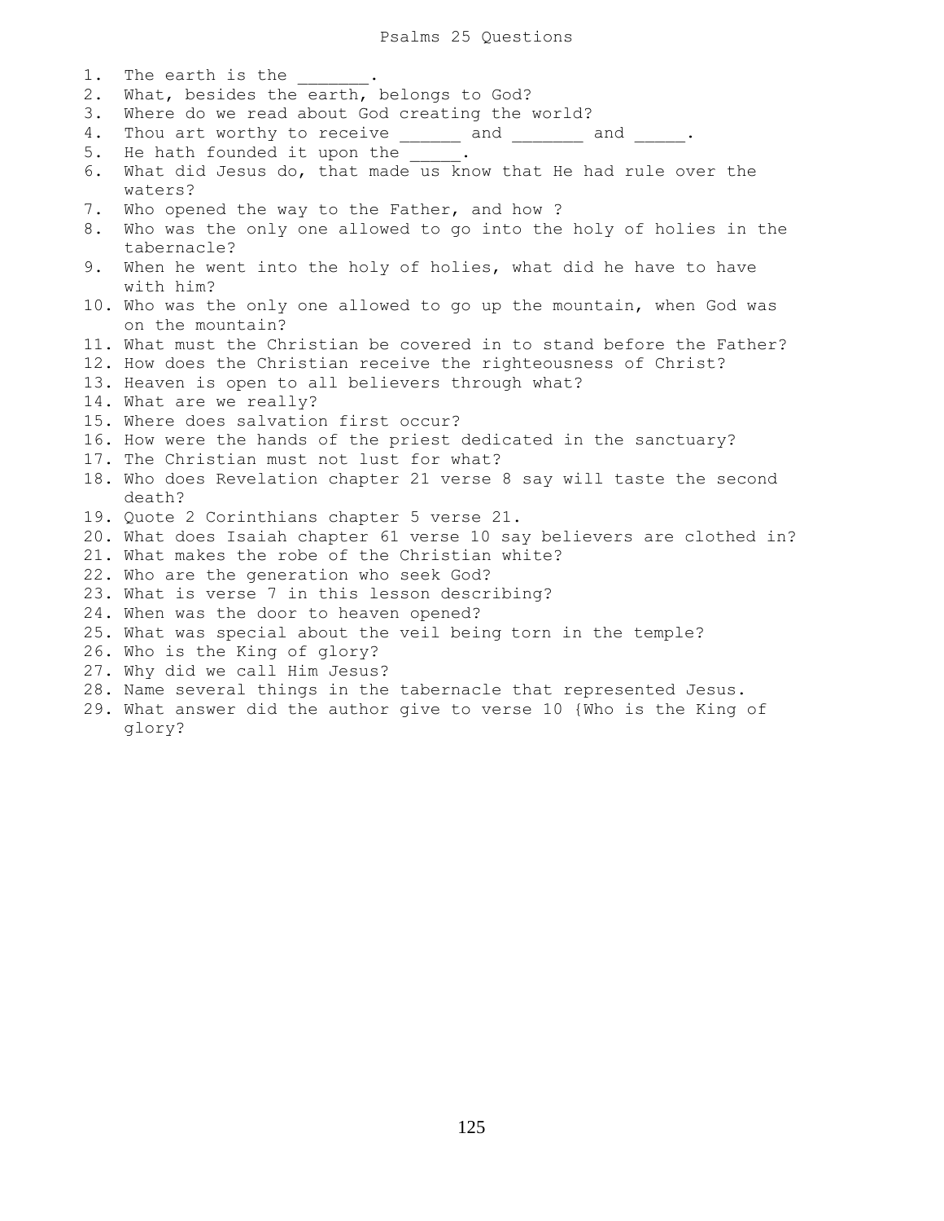# Psalms 25 Questions

1. The earth is the _______.
2. What, besides the earth, belongs to God?
3. Where do we read about God creating the world?
4. Thou art worthy to receive ______ and _______ and _____.
5. He hath founded it upon the _____.
6. What did Jesus do, that made us know that He had rule over the waters?
7. Who opened the way to the Father, and how ?
8. Who was the only one allowed to go into the holy of holies in the tabernacle?
9. When he went into the holy of holies, what did he have to have with him?
10. Who was the only one allowed to go up the mountain, when God was on the mountain?
11. What must the Christian be covered in to stand before the Father?
12. How does the Christian receive the righteousness of Christ?
13. Heaven is open to all believers through what?
14. What are we really?
15. Where does salvation first occur?
16. How were the hands of the priest dedicated in the sanctuary?
17. The Christian must not lust for what?
18. Who does Revelation chapter 21 verse 8 say will taste the second death?
19. Quote 2 Corinthians chapter 5 verse 21.
20. What does Isaiah chapter 61 verse 10 say believers are clothed in?
21. What makes the robe of the Christian white?
22. Who are the generation who seek God?
23. What is verse 7 in this lesson describing?
24. When was the door to heaven opened?
25. What was special about the veil being torn in the temple?
26. Who is the King of glory?
27. Why did we call Him Jesus?
28. Name several things in the tabernacle that represented Jesus.
29. What answer did the author give to verse 10 {Who is the King of glory?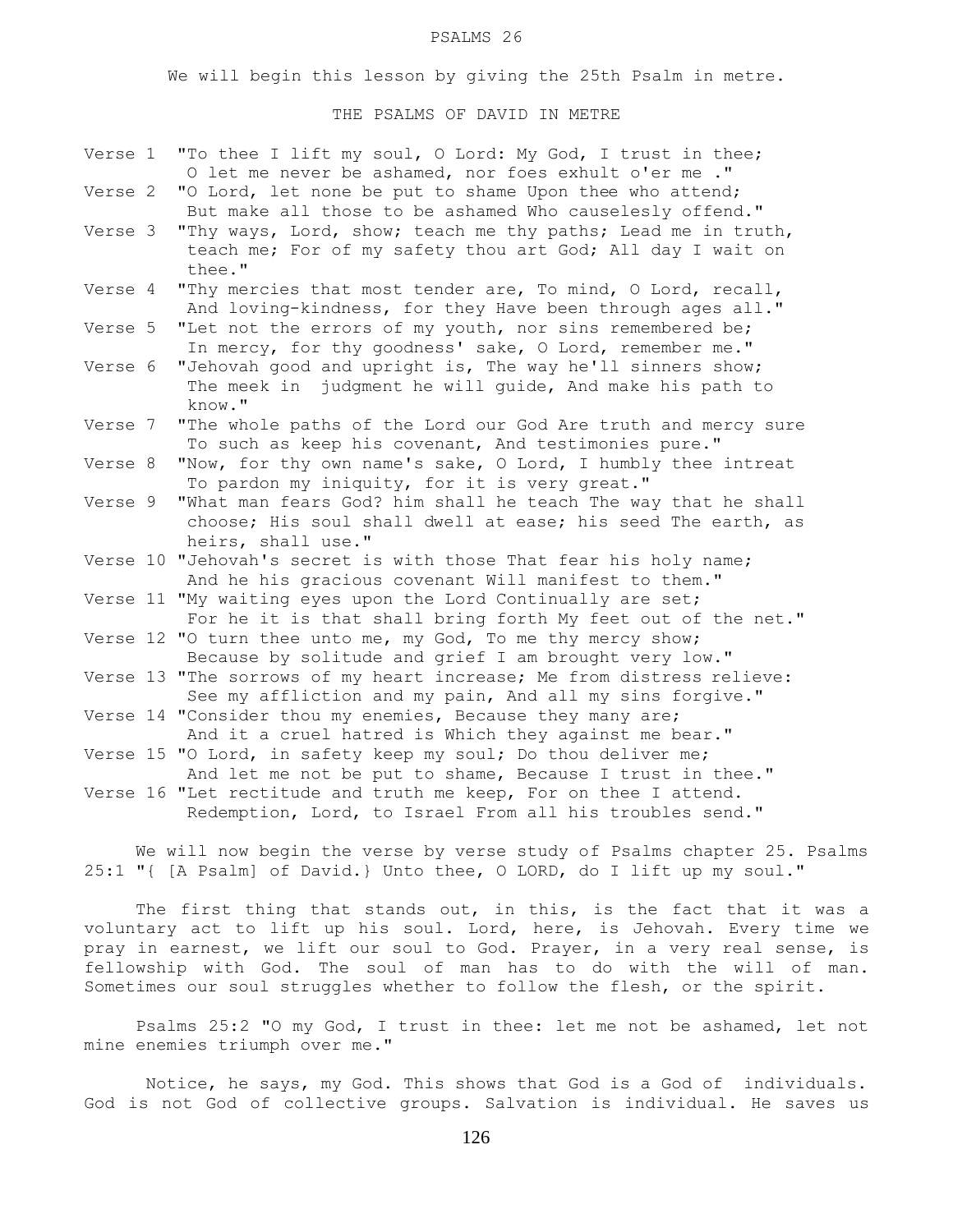PSALMS 26

We will begin this lesson by giving the 25th Psalm in metre.

THE PSALMS OF DAVID IN METRE

Verse 1 "To thee I lift my soul, O Lord: My God, I trust in thee; O let me never be ashamed, nor foes exhult o'er me ."

Verse 2 "O Lord, let none be put to shame Upon thee who attend; But make all those to be ashamed Who causelesly offend."

Verse 3 "Thy ways, Lord, show; teach me thy paths; Lead me in truth, teach me; For of my safety thou art God; All day I wait on thee."

Verse 4 "Thy mercies that most tender are, To mind, O Lord, recall, And loving-kindness, for they Have been through ages all."

Verse 5 "Let not the errors of my youth, nor sins remembered be; In mercy, for thy goodness' sake, O Lord, remember me."

Verse 6 "Jehovah good and upright is, The way he'll sinners show; The meek in judgment he will guide, And make his path to know."

Verse 7 "The whole paths of the Lord our God Are truth and mercy sure To such as keep his covenant, And testimonies pure."

Verse 8 "Now, for thy own name's sake, O Lord, I humbly thee intreat To pardon my iniquity, for it is very great."

Verse 9 "What man fears God? him shall he teach The way that he shall choose; His soul shall dwell at ease; his seed The earth, as heirs, shall use."

Verse 10 "Jehovah's secret is with those That fear his holy name; And he his gracious covenant Will manifest to them."

Verse 11 "My waiting eyes upon the Lord Continually are set; For he it is that shall bring forth My feet out of the net."

Verse 12 "O turn thee unto me, my God, To me thy mercy show; Because by solitude and grief I am brought very low."

Verse 13 "The sorrows of my heart increase; Me from distress relieve: See my affliction and my pain, And all my sins forgive."

Verse 14 "Consider thou my enemies, Because they many are; And it a cruel hatred is Which they against me bear."

Verse 15 "O Lord, in safety keep my soul; Do thou deliver me; And let me not be put to shame, Because I trust in thee."

Verse 16 "Let rectitude and truth me keep, For on thee I attend. Redemption, Lord, to Israel From all his troubles send."

We will now begin the verse by verse study of Psalms chapter 25. Psalms 25:1 "{ [A Psalm] of David.} Unto thee, O LORD, do I lift up my soul."

The first thing that stands out, in this, is the fact that it was a voluntary act to lift up his soul. Lord, here, is Jehovah. Every time we pray in earnest, we lift our soul to God. Prayer, in a very real sense, is fellowship with God. The soul of man has to do with the will of man. Sometimes our soul struggles whether to follow the flesh, or the spirit.

Psalms 25:2 "O my God, I trust in thee: let me not be ashamed, let not mine enemies triumph over me."

Notice, he says, my God. This shows that God is a God of individuals. God is not God of collective groups. Salvation is individual. He saves us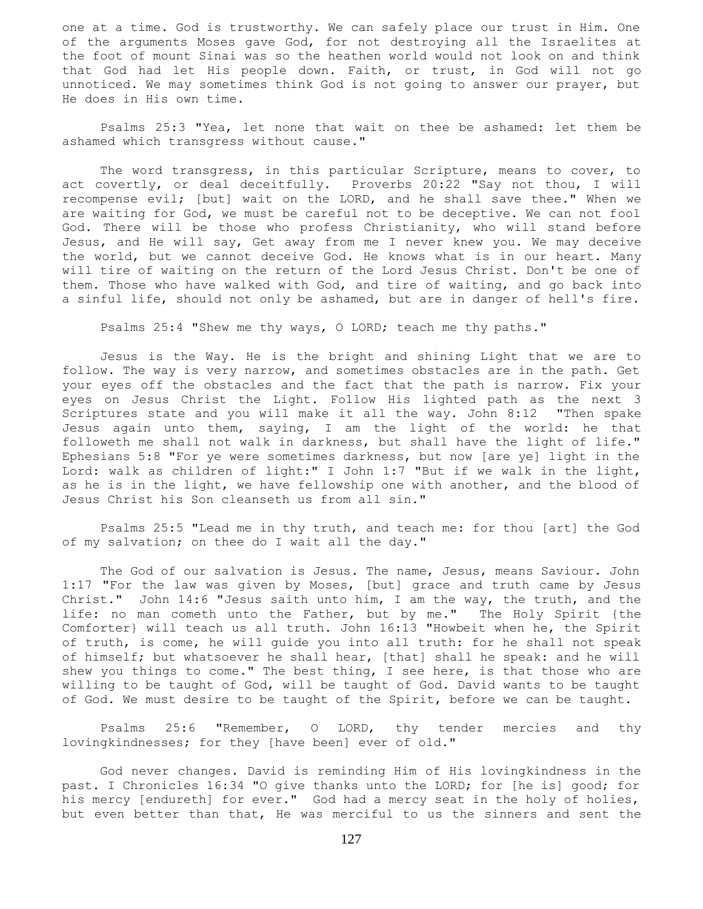one at a time. God is trustworthy. We can safely place our trust in Him. One of the arguments Moses gave God, for not destroying all the Israelites at the foot of mount Sinai was so the heathen world would not look on and think that God had let His people down. Faith, or trust, in God will not go unnoticed. We may sometimes think God is not going to answer our prayer, but He does in His own time.

Psalms 25:3 "Yea, let none that wait on thee be ashamed: let them be ashamed which transgress without cause."

The word transgress, in this particular Scripture, means to cover, to act covertly, or deal deceitfully. Proverbs 20:22 "Say not thou, I will recompense evil; [but] wait on the LORD, and he shall save thee." When we are waiting for God, we must be careful not to be deceptive. We can not fool God. There will be those who profess Christianity, who will stand before Jesus, and He will say, Get away from me I never knew you. We may deceive the world, but we cannot deceive God. He knows what is in our heart. Many will tire of waiting on the return of the Lord Jesus Christ. Don't be one of them. Those who have walked with God, and tire of waiting, and go back into a sinful life, should not only be ashamed, but are in danger of hell's fire.

Psalms 25:4 "Shew me thy ways, O LORD; teach me thy paths."

Jesus is the Way. He is the bright and shining Light that we are to follow. The way is very narrow, and sometimes obstacles are in the path. Get your eyes off the obstacles and the fact that the path is narrow. Fix your eyes on Jesus Christ the Light. Follow His lighted path as the next 3 Scriptures state and you will make it all the way. John 8:12 "Then spake Jesus again unto them, saying, I am the light of the world: he that followeth me shall not walk in darkness, but shall have the light of life." Ephesians 5:8 "For ye were sometimes darkness, but now [are ye] light in the Lord: walk as children of light:" I John 1:7 "But if we walk in the light, as he is in the light, we have fellowship one with another, and the blood of Jesus Christ his Son cleanseth us from all sin."

Psalms 25:5 "Lead me in thy truth, and teach me: for thou [art] the God of my salvation; on thee do I wait all the day."

The God of our salvation is Jesus. The name, Jesus, means Saviour. John 1:17 "For the law was given by Moses, [but] grace and truth came by Jesus Christ." John 14:6 "Jesus saith unto him, I am the way, the truth, and the life: no man cometh unto the Father, but by me." The Holy Spirit {the Comforter} will teach us all truth. John 16:13 "Howbeit when he, the Spirit of truth, is come, he will guide you into all truth: for he shall not speak of himself; but whatsoever he shall hear, [that] shall he speak: and he will shew you things to come." The best thing, I see here, is that those who are willing to be taught of God, will be taught of God. David wants to be taught of God. We must desire to be taught of the Spirit, before we can be taught.

Psalms 25:6 "Remember, O LORD, thy tender mercies and thy lovingkindnesses; for they [have been] ever of old."

God never changes. David is reminding Him of His lovingkindness in the past. I Chronicles 16:34 "O give thanks unto the LORD; for [he is] good; for his mercy [endureth] for ever." God had a mercy seat in the holy of holies, but even better than that, He was merciful to us the sinners and sent the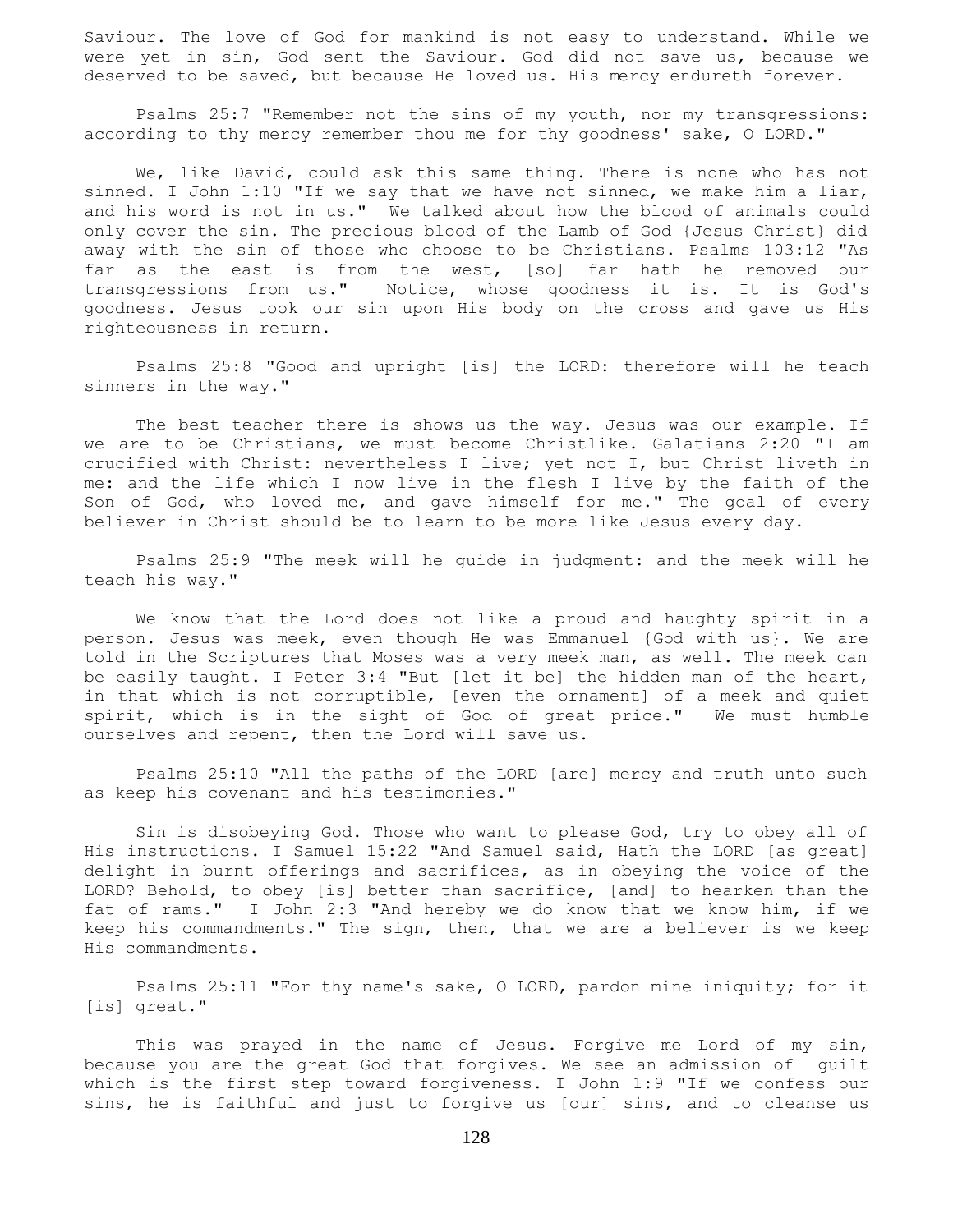Saviour. The love of God for mankind is not easy to understand. While we were yet in sin, God sent the Saviour. God did not save us, because we deserved to be saved, but because He loved us. His mercy endureth forever.

Psalms 25:7 "Remember not the sins of my youth, nor my transgressions: according to thy mercy remember thou me for thy goodness' sake, O LORD."

We, like David, could ask this same thing. There is none who has not sinned. I John 1:10 "If we say that we have not sinned, we make him a liar, and his word is not in us." We talked about how the blood of animals could only cover the sin. The precious blood of the Lamb of God {Jesus Christ} did away with the sin of those who choose to be Christians. Psalms 103:12 "As far as the east is from the west, [so] far hath he removed our transgressions from us." Notice, whose goodness it is. It is God's goodness. Jesus took our sin upon His body on the cross and gave us His righteousness in return.

Psalms 25:8 "Good and upright [is] the LORD: therefore will he teach sinners in the way."

The best teacher there is shows us the way. Jesus was our example. If we are to be Christians, we must become Christlike. Galatians 2:20 "I am crucified with Christ: nevertheless I live; yet not I, but Christ liveth in me: and the life which I now live in the flesh I live by the faith of the Son of God, who loved me, and gave himself for me." The goal of every believer in Christ should be to learn to be more like Jesus every day.

Psalms 25:9 "The meek will he guide in judgment: and the meek will he teach his way."

We know that the Lord does not like a proud and haughty spirit in a person. Jesus was meek, even though He was Emmanuel {God with us}. We are told in the Scriptures that Moses was a very meek man, as well. The meek can be easily taught. I Peter 3:4 "But [let it be] the hidden man of the heart, in that which is not corruptible, [even the ornament] of a meek and quiet spirit, which is in the sight of God of great price." We must humble ourselves and repent, then the Lord will save us.

Psalms 25:10 "All the paths of the LORD [are] mercy and truth unto such as keep his covenant and his testimonies."

Sin is disobeying God. Those who want to please God, try to obey all of His instructions. I Samuel 15:22 "And Samuel said, Hath the LORD [as great] delight in burnt offerings and sacrifices, as in obeying the voice of the LORD? Behold, to obey [is] better than sacrifice, [and] to hearken than the fat of rams." I John 2:3 "And hereby we do know that we know him, if we keep his commandments." The sign, then, that we are a believer is we keep His commandments.

Psalms 25:11 "For thy name's sake, O LORD, pardon mine iniquity; for it [is] great."

This was prayed in the name of Jesus. Forgive me Lord of my sin, because you are the great God that forgives. We see an admission of guilt which is the first step toward forgiveness. I John 1:9 "If we confess our sins, he is faithful and just to forgive us [our] sins, and to cleanse us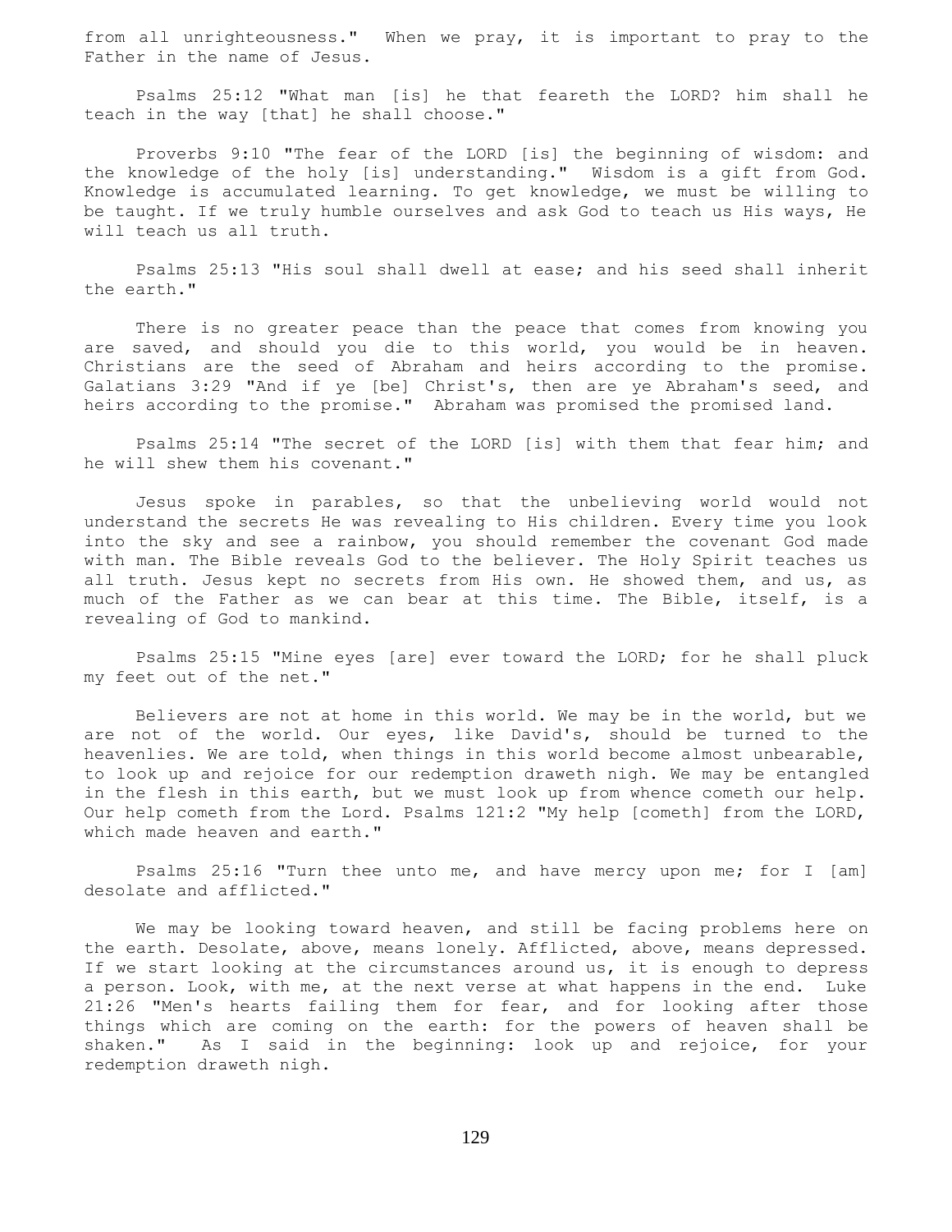from all unrighteousness." When we pray, it is important to pray to the Father in the name of Jesus.

Psalms 25:12 "What man [is] he that feareth the LORD? him shall he teach in the way [that] he shall choose."

Proverbs 9:10 "The fear of the LORD [is] the beginning of wisdom: and the knowledge of the holy [is] understanding." Wisdom is a gift from God. Knowledge is accumulated learning. To get knowledge, we must be willing to be taught. If we truly humble ourselves and ask God to teach us His ways, He will teach us all truth.

Psalms 25:13 "His soul shall dwell at ease; and his seed shall inherit the earth."

There is no greater peace than the peace that comes from knowing you are saved, and should you die to this world, you would be in heaven. Christians are the seed of Abraham and heirs according to the promise. Galatians 3:29 "And if ye [be] Christ's, then are ye Abraham's seed, and heirs according to the promise." Abraham was promised the promised land.

Psalms 25:14 "The secret of the LORD [is] with them that fear him; and he will shew them his covenant."

Jesus spoke in parables, so that the unbelieving world would not understand the secrets He was revealing to His children. Every time you look into the sky and see a rainbow, you should remember the covenant God made with man. The Bible reveals God to the believer. The Holy Spirit teaches us all truth. Jesus kept no secrets from His own. He showed them, and us, as much of the Father as we can bear at this time. The Bible, itself, is a revealing of God to mankind.

Psalms 25:15 "Mine eyes [are] ever toward the LORD; for he shall pluck my feet out of the net."

Believers are not at home in this world. We may be in the world, but we are not of the world. Our eyes, like David's, should be turned to the heavenlies. We are told, when things in this world become almost unbearable, to look up and rejoice for our redemption draweth nigh. We may be entangled in the flesh in this earth, but we must look up from whence cometh our help. Our help cometh from the Lord. Psalms 121:2 "My help [cometh] from the LORD, which made heaven and earth."

Psalms 25:16 "Turn thee unto me, and have mercy upon me; for I [am] desolate and afflicted."

We may be looking toward heaven, and still be facing problems here on the earth. Desolate, above, means lonely. Afflicted, above, means depressed. If we start looking at the circumstances around us, it is enough to depress a person. Look, with me, at the next verse at what happens in the end. Luke 21:26 "Men's hearts failing them for fear, and for looking after those things which are coming on the earth: for the powers of heaven shall be shaken." As I said in the beginning: look up and rejoice, for your redemption draweth nigh.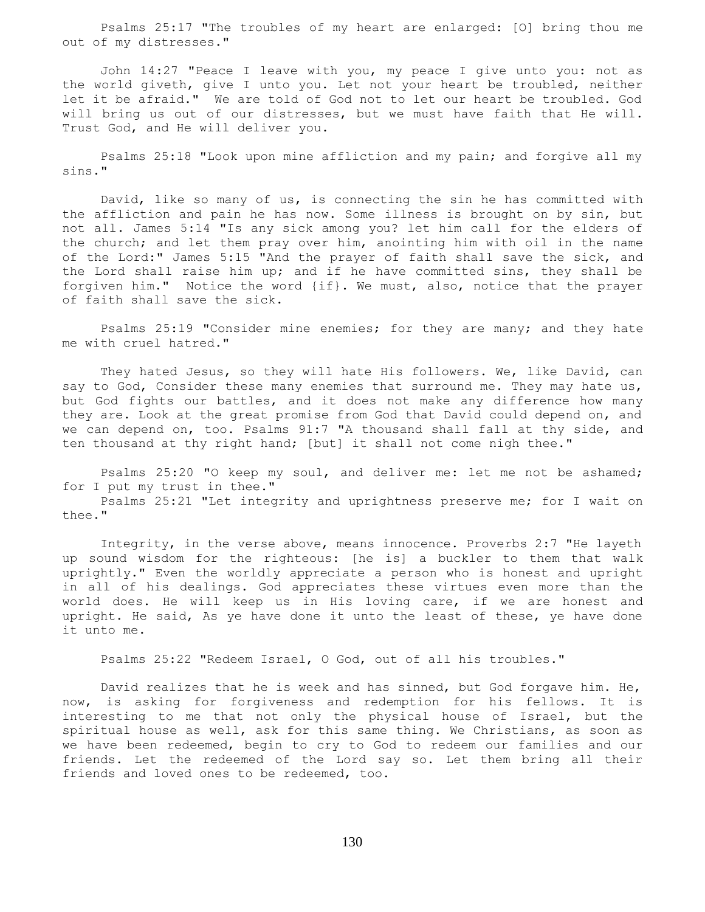Psalms 25:17 "The troubles of my heart are enlarged: [O] bring thou me out of my distresses."

John 14:27 "Peace I leave with you, my peace I give unto you: not as the world giveth, give I unto you. Let not your heart be troubled, neither let it be afraid." We are told of God not to let our heart be troubled. God will bring us out of our distresses, but we must have faith that He will. Trust God, and He will deliver you.

Psalms 25:18 "Look upon mine affliction and my pain; and forgive all my sins."

David, like so many of us, is connecting the sin he has committed with the affliction and pain he has now. Some illness is brought on by sin, but not all. James 5:14 "Is any sick among you? let him call for the elders of the church; and let them pray over him, anointing him with oil in the name of the Lord:" James 5:15 "And the prayer of faith shall save the sick, and the Lord shall raise him up; and if he have committed sins, they shall be forgiven him." Notice the word {if}. We must, also, notice that the prayer of faith shall save the sick.

Psalms 25:19 "Consider mine enemies; for they are many; and they hate me with cruel hatred."

They hated Jesus, so they will hate His followers. We, like David, can say to God, Consider these many enemies that surround me. They may hate us, but God fights our battles, and it does not make any difference how many they are. Look at the great promise from God that David could depend on, and we can depend on, too. Psalms 91:7 "A thousand shall fall at thy side, and ten thousand at thy right hand; [but] it shall not come nigh thee."

Psalms 25:20 "O keep my soul, and deliver me: let me not be ashamed; for I put my trust in thee."
Psalms 25:21 "Let integrity and uprightness preserve me; for I wait on thee."

Integrity, in the verse above, means innocence. Proverbs 2:7 "He layeth up sound wisdom for the righteous: [he is] a buckler to them that walk uprightly." Even the worldly appreciate a person who is honest and upright in all of his dealings. God appreciates these virtues even more than the world does. He will keep us in His loving care, if we are honest and upright. He said, As ye have done it unto the least of these, ye have done it unto me.

Psalms 25:22 "Redeem Israel, O God, out of all his troubles."

David realizes that he is week and has sinned, but God forgave him. He, now, is asking for forgiveness and redemption for his fellows. It is interesting to me that not only the physical house of Israel, but the spiritual house as well, ask for this same thing. We Christians, as soon as we have been redeemed, begin to cry to God to redeem our families and our friends. Let the redeemed of the Lord say so. Let them bring all their friends and loved ones to be redeemed, too.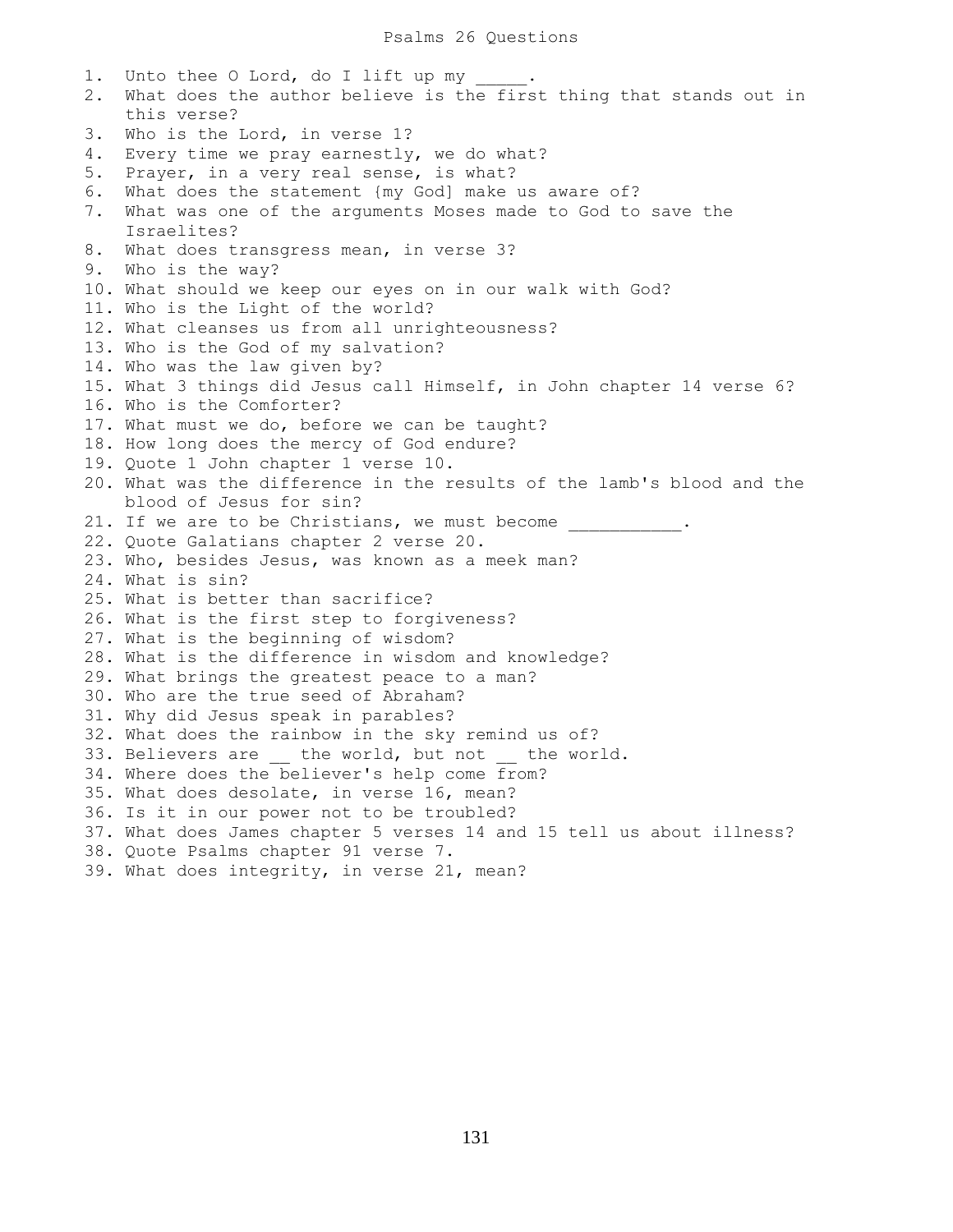# Psalms 26 Questions

1. Unto thee O Lord, do I lift up my _____.
2. What does the author believe is the first thing that stands out in this verse?
3. Who is the Lord, in verse 1?
4. Every time we pray earnestly, we do what?
5. Prayer, in a very real sense, is what?
6. What does the statement {my God] make us aware of?
7. What was one of the arguments Moses made to God to save the Israelites?
8. What does transgress mean, in verse 3?
9. Who is the way?
10. What should we keep our eyes on in our walk with God?
11. Who is the Light of the world?
12. What cleanses us from all unrighteousness?
13. Who is the God of my salvation?
14. Who was the law given by?
15. What 3 things did Jesus call Himself, in John chapter 14 verse 6?
16. Who is the Comforter?
17. What must we do, before we can be taught?
18. How long does the mercy of God endure?
19. Quote 1 John chapter 1 verse 10.
20. What was the difference in the results of the lamb's blood and the blood of Jesus for sin?
21. If we are to be Christians, we must become ___________.
22. Quote Galatians chapter 2 verse 20.
23. Who, besides Jesus, was known as a meek man?
24. What is sin?
25. What is better than sacrifice?
26. What is the first step to forgiveness?
27. What is the beginning of wisdom?
28. What is the difference in wisdom and knowledge?
29. What brings the greatest peace to a man?
30. Who are the true seed of Abraham?
31. Why did Jesus speak in parables?
32. What does the rainbow in the sky remind us of?
33. Believers are __ the world, but not __ the world.
34. Where does the believer's help come from?
35. What does desolate, in verse 16, mean?
36. Is it in our power not to be troubled?
37. What does James chapter 5 verses 14 and 15 tell us about illness?
38. Quote Psalms chapter 91 verse 7.
39. What does integrity, in verse 21, mean?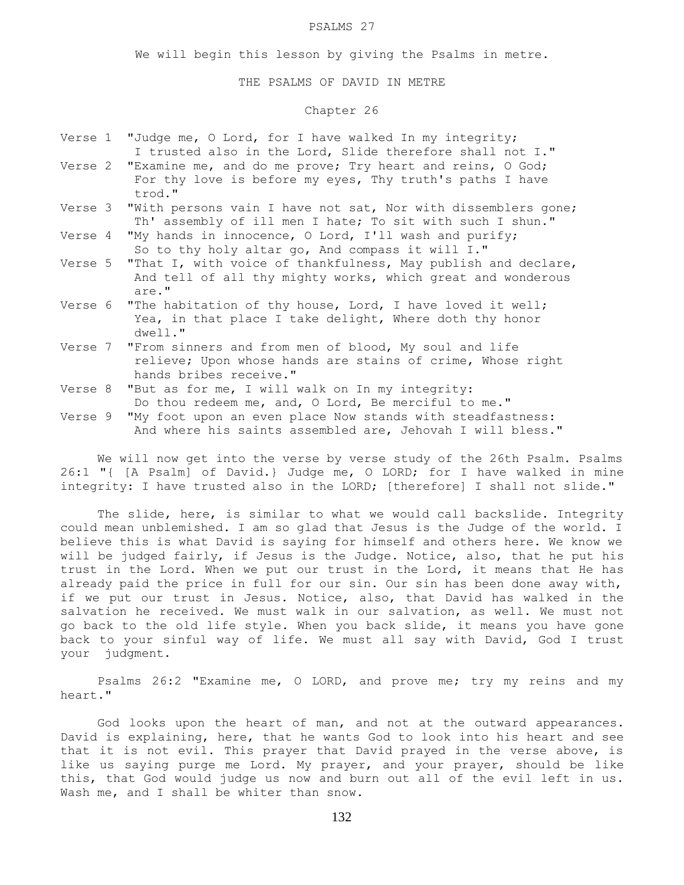# PSALMS 27

We will begin this lesson by giving the Psalms in metre.

## THE PSALMS OF DAVID IN METRE

### Chapter 26

Verse 1 "Judge me, O Lord, for I have walked In my integrity; I trusted also in the Lord, Slide therefore shall not I."

Verse 2 "Examine me, and do me prove; Try heart and reins, O God; For thy love is before my eyes, Thy truth's paths I have trod."

Verse 3 "With persons vain I have not sat, Nor with dissemblers gone; Th' assembly of ill men I hate; To sit with such I shun."

Verse 4 "My hands in innocence, O Lord, I'll wash and purify; So to thy holy altar go, And compass it will I."

Verse 5 "That I, with voice of thankfulness, May publish and declare, And tell of all thy mighty works, which great and wonderous are."

Verse 6 "The habitation of thy house, Lord, I have loved it well; Yea, in that place I take delight, Where doth thy honor dwell."

Verse 7 "From sinners and from men of blood, My soul and life relieve; Upon whose hands are stains of crime, Whose right hands bribes receive."

Verse 8 "But as for me, I will walk on In my integrity: Do thou redeem me, and, O Lord, Be merciful to me."

Verse 9 "My foot upon an even place Now stands with steadfastness: And where his saints assembled are, Jehovah I will bless."

We will now get into the verse by verse study of the 26th Psalm. Psalms 26:1 "{ [A Psalm] of David.} Judge me, O LORD; for I have walked in mine integrity: I have trusted also in the LORD; [therefore] I shall not slide."

The slide, here, is similar to what we would call backslide. Integrity could mean unblemished. I am so glad that Jesus is the Judge of the world. I believe this is what David is saying for himself and others here. We know we will be judged fairly, if Jesus is the Judge. Notice, also, that he put his trust in the Lord. When we put our trust in the Lord, it means that He has already paid the price in full for our sin. Our sin has been done away with, if we put our trust in Jesus. Notice, also, that David has walked in the salvation he received. We must walk in our salvation, as well. We must not go back to the old life style. When you back slide, it means you have gone back to your sinful way of life. We must all say with David, God I trust your judgment.

Psalms 26:2 "Examine me, O LORD, and prove me; try my reins and my heart."

God looks upon the heart of man, and not at the outward appearances. David is explaining, here, that he wants God to look into his heart and see that it is not evil. This prayer that David prayed in the verse above, is like us saying purge me Lord. My prayer, and your prayer, should be like this, that God would judge us now and burn out all of the evil left in us. Wash me, and I shall be whiter than snow.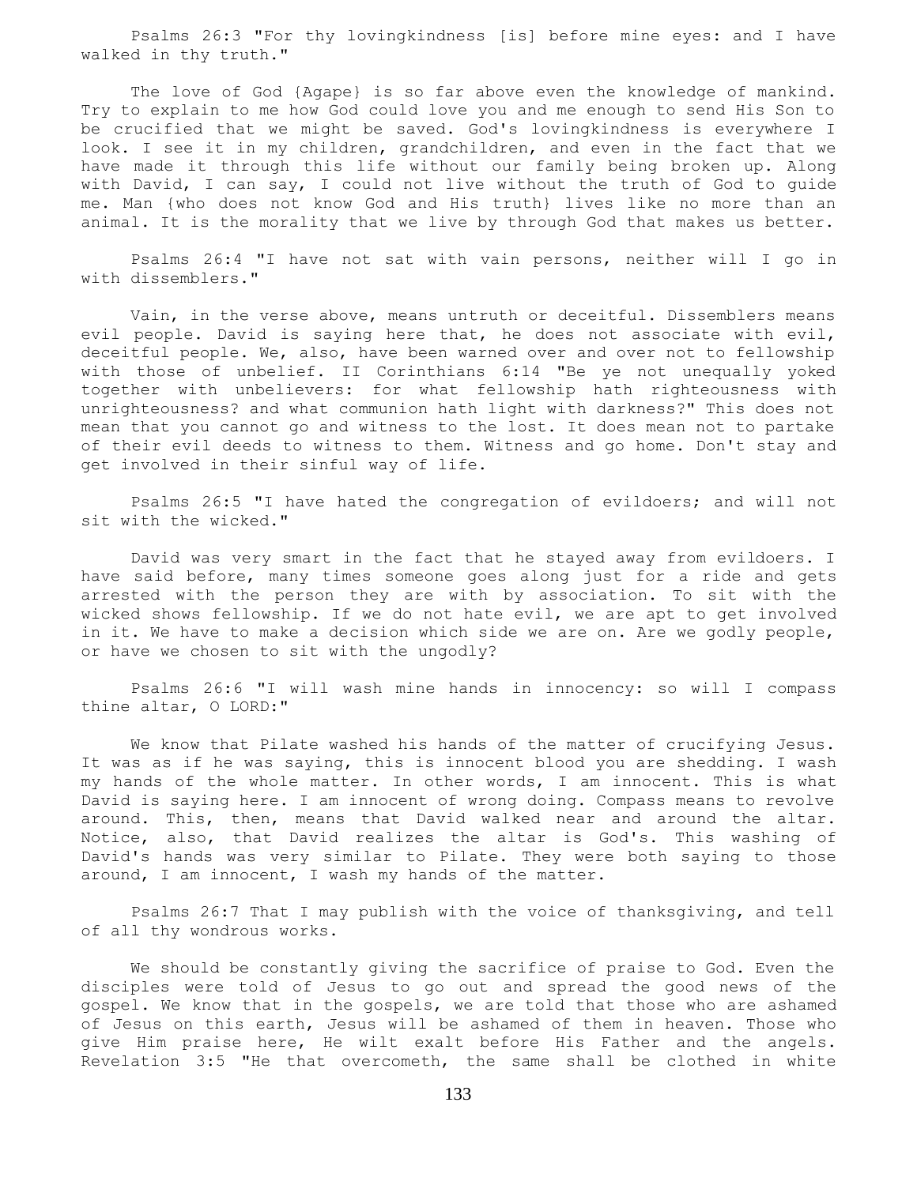Psalms 26:3 "For thy lovingkindness [is] before mine eyes: and I have walked in thy truth."

The love of God {Agape} is so far above even the knowledge of mankind. Try to explain to me how God could love you and me enough to send His Son to be crucified that we might be saved. God's lovingkindness is everywhere I look. I see it in my children, grandchildren, and even in the fact that we have made it through this life without our family being broken up. Along with David, I can say, I could not live without the truth of God to guide me. Man {who does not know God and His truth} lives like no more than an animal. It is the morality that we live by through God that makes us better.

Psalms 26:4 "I have not sat with vain persons, neither will I go in with dissemblers."

Vain, in the verse above, means untruth or deceitful. Dissemblers means evil people. David is saying here that, he does not associate with evil, deceitful people. We, also, have been warned over and over not to fellowship with those of unbelief. II Corinthians 6:14 "Be ye not unequally yoked together with unbelievers: for what fellowship hath righteousness with unrighteousness? and what communion hath light with darkness?" This does not mean that you cannot go and witness to the lost. It does mean not to partake of their evil deeds to witness to them. Witness and go home. Don't stay and get involved in their sinful way of life.

Psalms 26:5 "I have hated the congregation of evildoers; and will not sit with the wicked."

David was very smart in the fact that he stayed away from evildoers. I have said before, many times someone goes along just for a ride and gets arrested with the person they are with by association. To sit with the wicked shows fellowship. If we do not hate evil, we are apt to get involved in it. We have to make a decision which side we are on. Are we godly people, or have we chosen to sit with the ungodly?

Psalms 26:6 "I will wash mine hands in innocency: so will I compass thine altar, O LORD:"

We know that Pilate washed his hands of the matter of crucifying Jesus. It was as if he was saying, this is innocent blood you are shedding. I wash my hands of the whole matter. In other words, I am innocent. This is what David is saying here. I am innocent of wrong doing. Compass means to revolve around. This, then, means that David walked near and around the altar. Notice, also, that David realizes the altar is God's. This washing of David's hands was very similar to Pilate. They were both saying to those around, I am innocent, I wash my hands of the matter.

Psalms 26:7 That I may publish with the voice of thanksgiving, and tell of all thy wondrous works.

We should be constantly giving the sacrifice of praise to God. Even the disciples were told of Jesus to go out and spread the good news of the gospel. We know that in the gospels, we are told that those who are ashamed of Jesus on this earth, Jesus will be ashamed of them in heaven. Those who give Him praise here, He wilt exalt before His Father and the angels. Revelation 3:5 "He that overcometh, the same shall be clothed in white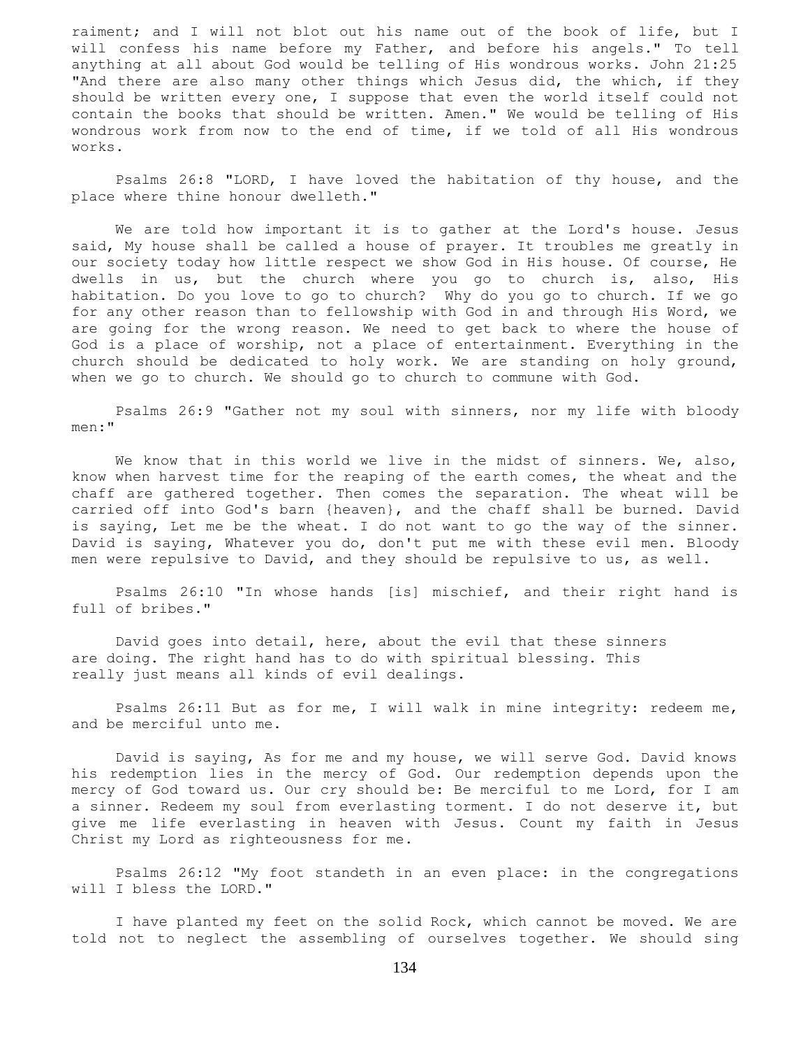raiment; and I will not blot out his name out of the book of life, but I will confess his name before my Father, and before his angels." To tell anything at all about God would be telling of His wondrous works. John 21:25 "And there are also many other things which Jesus did, the which, if they should be written every one, I suppose that even the world itself could not contain the books that should be written. Amen." We would be telling of His wondrous work from now to the end of time, if we told of all His wondrous works.

Psalms 26:8 "LORD, I have loved the habitation of thy house, and the place where thine honour dwelleth."

We are told how important it is to gather at the Lord's house. Jesus said, My house shall be called a house of prayer. It troubles me greatly in our society today how little respect we show God in His house. Of course, He dwells in us, but the church where you go to church is, also, His habitation. Do you love to go to church? Why do you go to church. If we go for any other reason than to fellowship with God in and through His Word, we are going for the wrong reason. We need to get back to where the house of God is a place of worship, not a place of entertainment. Everything in the church should be dedicated to holy work. We are standing on holy ground, when we go to church. We should go to church to commune with God.

Psalms 26:9 "Gather not my soul with sinners, nor my life with bloody men:"

We know that in this world we live in the midst of sinners. We, also, know when harvest time for the reaping of the earth comes, the wheat and the chaff are gathered together. Then comes the separation. The wheat will be carried off into God's barn {heaven}, and the chaff shall be burned. David is saying, Let me be the wheat. I do not want to go the way of the sinner. David is saying, Whatever you do, don't put me with these evil men. Bloody men were repulsive to David, and they should be repulsive to us, as well.

Psalms 26:10 "In whose hands [is] mischief, and their right hand is full of bribes."

David goes into detail, here, about the evil that these sinners are doing. The right hand has to do with spiritual blessing. This really just means all kinds of evil dealings.

Psalms 26:11 But as for me, I will walk in mine integrity: redeem me, and be merciful unto me.

David is saying, As for me and my house, we will serve God. David knows his redemption lies in the mercy of God. Our redemption depends upon the mercy of God toward us. Our cry should be: Be merciful to me Lord, for I am a sinner. Redeem my soul from everlasting torment. I do not deserve it, but give me life everlasting in heaven with Jesus. Count my faith in Jesus Christ my Lord as righteousness for me.

Psalms 26:12 "My foot standeth in an even place: in the congregations will I bless the LORD."

I have planted my feet on the solid Rock, which cannot be moved. We are told not to neglect the assembling of ourselves together. We should sing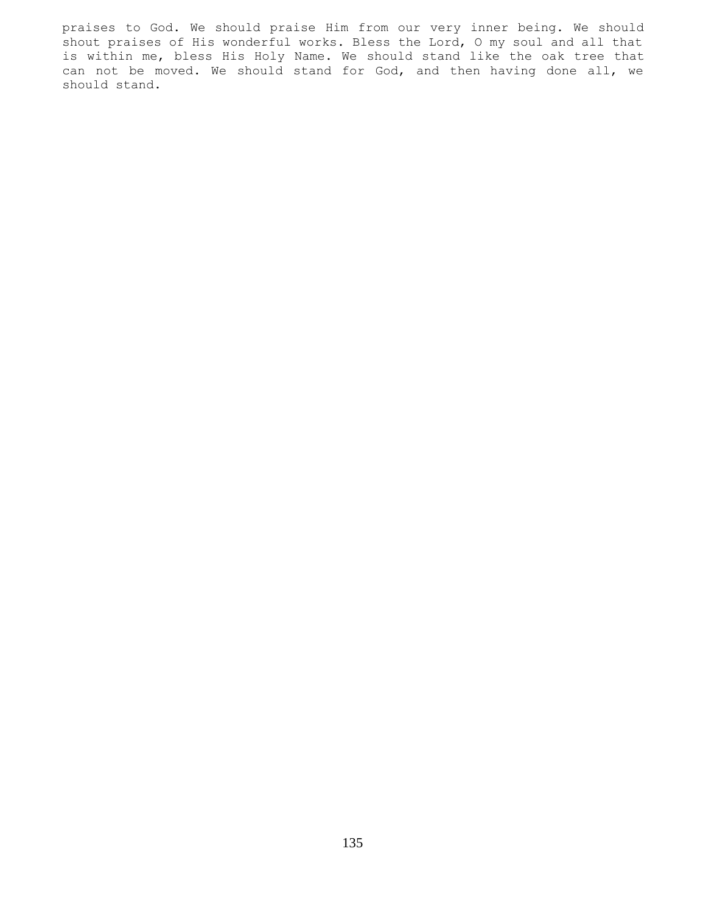praises to God. We should praise Him from our very inner being. We should shout praises of His wonderful works. Bless the Lord, O my soul and all that is within me, bless His Holy Name. We should stand like the oak tree that can not be moved. We should stand for God, and then having done all, we should stand.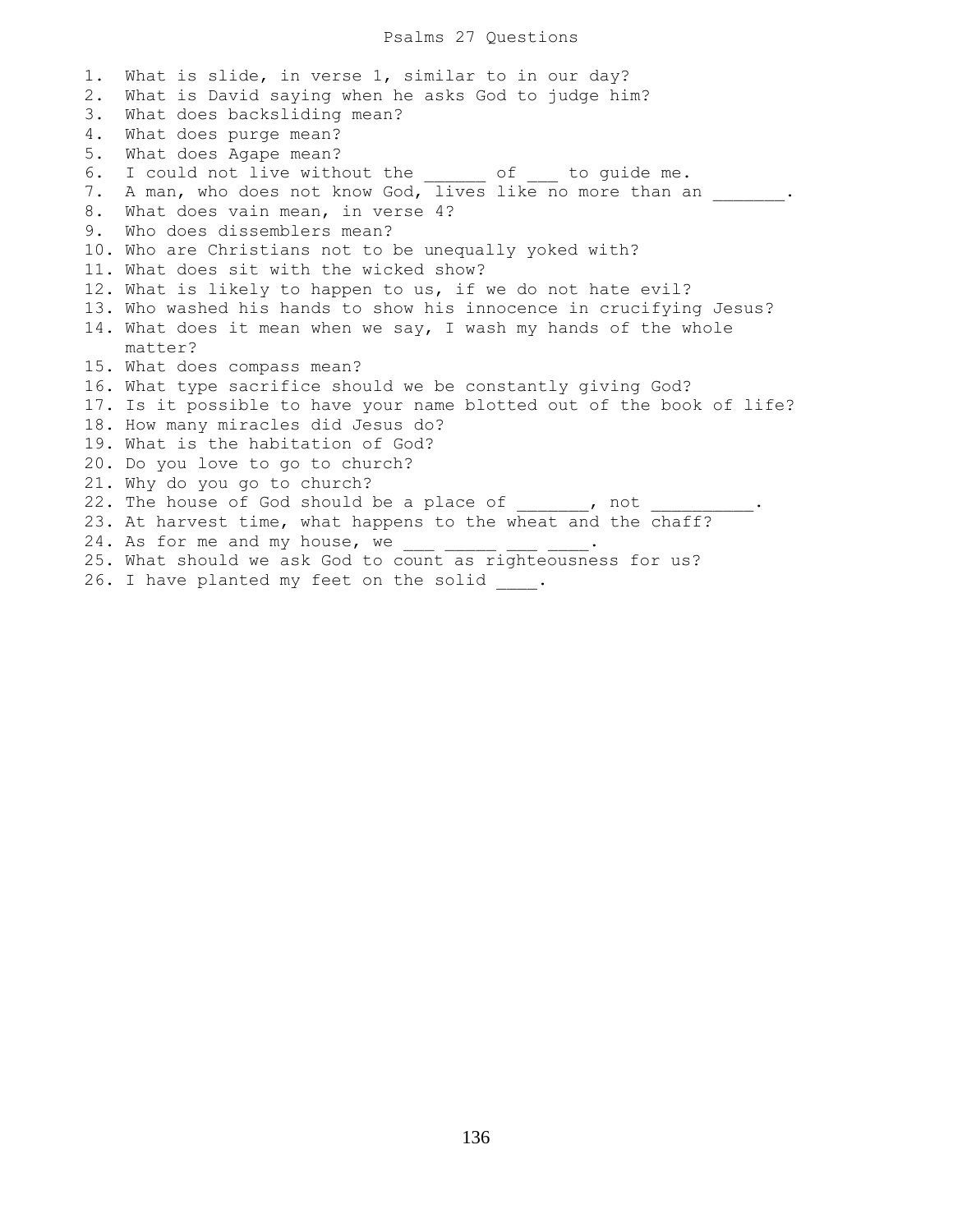# Psalms 27 Questions

1. What is slide, in verse 1, similar to in our day?
2. What is David saying when he asks God to judge him?
3. What does backsliding mean?
4. What does purge mean?
5. What does Agape mean?
6. I could not live without the ______ of ___ to guide me.
7. A man, who does not know God, lives like no more than an _______.
8. What does vain mean, in verse 4?
9. Who does dissemblers mean?
10. Who are Christians not to be unequally yoked with?
11. What does sit with the wicked show?
12. What is likely to happen to us, if we do not hate evil?
13. Who washed his hands to show his innocence in crucifying Jesus?
14. What does it mean when we say, I wash my hands of the whole matter?
15. What does compass mean?
16. What type sacrifice should we be constantly giving God?
17. Is it possible to have your name blotted out of the book of life?
18. How many miracles did Jesus do?
19. What is the habitation of God?
20. Do you love to go to church?
21. Why do you go to church?
22. The house of God should be a place of _______, not __________.
23. At harvest time, what happens to the wheat and the chaff?
24. As for me and my house, we ___ _____ ___ ____.
25. What should we ask God to count as righteousness for us?
26. I have planted my feet on the solid ____.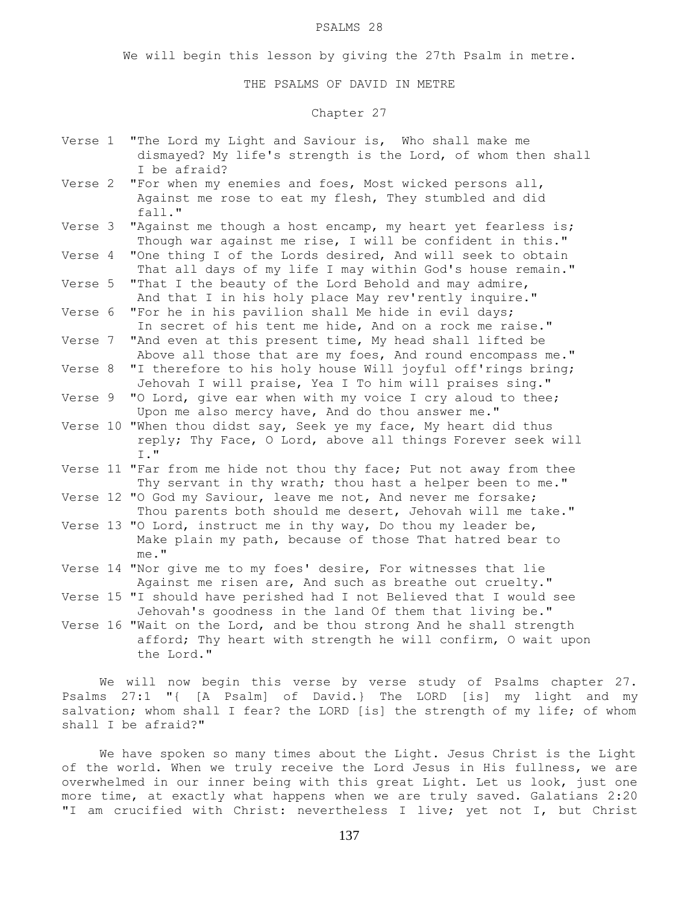# PSALMS 28

We will begin this lesson by giving the 27th Psalm in metre.

## THE PSALMS OF DAVID IN METRE

### Chapter 27

Verse 1 "The Lord my Light and Saviour is, Who shall make me dismayed? My life's strength is the Lord, of whom then shall I be afraid?

Verse 2 "For when my enemies and foes, Most wicked persons all, Against me rose to eat my flesh, They stumbled and did fall."

Verse 3 "Against me though a host encamp, my heart yet fearless is; Though war against me rise, I will be confident in this."

Verse 4 "One thing I of the Lords desired, And will seek to obtain That all days of my life I may within God's house remain."

Verse 5 "That I the beauty of the Lord Behold and may admire, And that I in his holy place May rev'rently inquire."

Verse 6 "For he in his pavilion shall Me hide in evil days; In secret of his tent me hide, And on a rock me raise."

Verse 7 "And even at this present time, My head shall lifted be Above all those that are my foes, And round encompass me."

Verse 8 "I therefore to his holy house Will joyful off'rings bring; Jehovah I will praise, Yea I To him will praises sing."

Verse 9 "O Lord, give ear when with my voice I cry aloud to thee; Upon me also mercy have, And do thou answer me."

Verse 10 "When thou didst say, Seek ye my face, My heart did thus reply; Thy Face, O Lord, above all things Forever seek will I."

Verse 11 "Far from me hide not thou thy face; Put not away from thee Thy servant in thy wrath; thou hast a helper been to me."

Verse 12 "O God my Saviour, leave me not, And never me forsake; Thou parents both should me desert, Jehovah will me take."

Verse 13 "O Lord, instruct me in thy way, Do thou my leader be, Make plain my path, because of those That hatred bear to me."

Verse 14 "Nor give me to my foes' desire, For witnesses that lie Against me risen are, And such as breathe out cruelty."

Verse 15 "I should have perished had I not Believed that I would see Jehovah's goodness in the land Of them that living be."

Verse 16 "Wait on the Lord, and be thou strong And he shall strength afford; Thy heart with strength he will confirm, O wait upon the Lord."

We will now begin this verse by verse study of Psalms chapter 27. Psalms 27:1 "{ [A Psalm] of David.} The LORD [is] my light and my salvation; whom shall I fear? the LORD [is] the strength of my life; of whom shall I be afraid?"

We have spoken so many times about the Light. Jesus Christ is the Light of the world. When we truly receive the Lord Jesus in His fullness, we are overwhelmed in our inner being with this great Light. Let us look, just one more time, at exactly what happens when we are truly saved. Galatians 2:20 "I am crucified with Christ: nevertheless I live; yet not I, but Christ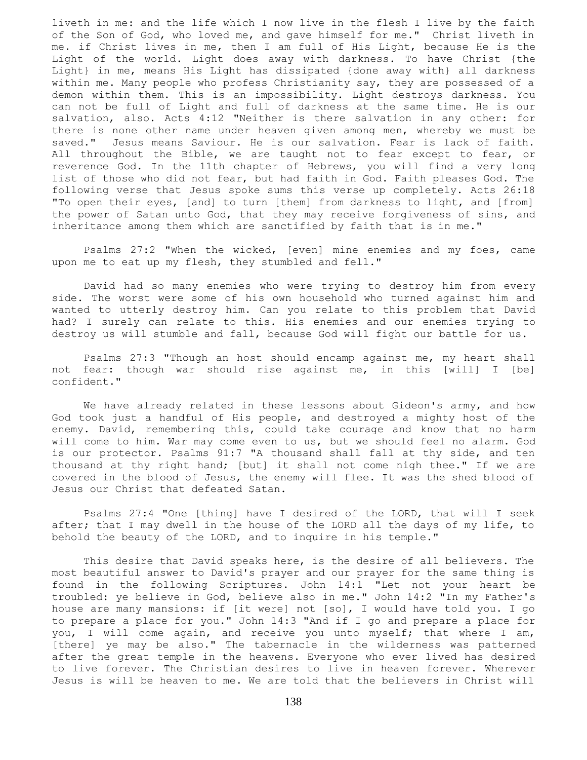liveth in me: and the life which I now live in the flesh I live by the faith of the Son of God, who loved me, and gave himself for me." Christ liveth in me. if Christ lives in me, then I am full of His Light, because He is the Light of the world. Light does away with darkness. To have Christ {the Light} in me, means His Light has dissipated {done away with} all darkness within me. Many people who profess Christianity say, they are possessed of a demon within them. This is an impossibility. Light destroys darkness. You can not be full of Light and full of darkness at the same time. He is our salvation, also. Acts 4:12 "Neither is there salvation in any other: for there is none other name under heaven given among men, whereby we must be saved." Jesus means Saviour. He is our salvation. Fear is lack of faith. All throughout the Bible, we are taught not to fear except to fear, or reverence God. In the 11th chapter of Hebrews, you will find a very long list of those who did not fear, but had faith in God. Faith pleases God. The following verse that Jesus spoke sums this verse up completely. Acts 26:18 "To open their eyes, [and] to turn [them] from darkness to light, and [from] the power of Satan unto God, that they may receive forgiveness of sins, and inheritance among them which are sanctified by faith that is in me."

Psalms 27:2 "When the wicked, [even] mine enemies and my foes, came upon me to eat up my flesh, they stumbled and fell."

David had so many enemies who were trying to destroy him from every side. The worst were some of his own household who turned against him and wanted to utterly destroy him. Can you relate to this problem that David had? I surely can relate to this. His enemies and our enemies trying to destroy us will stumble and fall, because God will fight our battle for us.

Psalms 27:3 "Though an host should encamp against me, my heart shall not fear: though war should rise against me, in this [will] I [be] confident."

We have already related in these lessons about Gideon's army, and how God took just a handful of His people, and destroyed a mighty host of the enemy. David, remembering this, could take courage and know that no harm will come to him. War may come even to us, but we should feel no alarm. God is our protector. Psalms 91:7 "A thousand shall fall at thy side, and ten thousand at thy right hand; [but] it shall not come nigh thee." If we are covered in the blood of Jesus, the enemy will flee. It was the shed blood of Jesus our Christ that defeated Satan.

Psalms 27:4 "One [thing] have I desired of the LORD, that will I seek after; that I may dwell in the house of the LORD all the days of my life, to behold the beauty of the LORD, and to inquire in his temple."

This desire that David speaks here, is the desire of all believers. The most beautiful answer to David's prayer and our prayer for the same thing is found in the following Scriptures. John 14:1 "Let not your heart be troubled: ye believe in God, believe also in me." John 14:2 "In my Father's house are many mansions: if [it were] not [so], I would have told you. I go to prepare a place for you." John 14:3 "And if I go and prepare a place for you, I will come again, and receive you unto myself; that where I am, [there] ye may be also." The tabernacle in the wilderness was patterned after the great temple in the heavens. Everyone who ever lived has desired to live forever. The Christian desires to live in heaven forever. Wherever Jesus is will be heaven to me. We are told that the believers in Christ will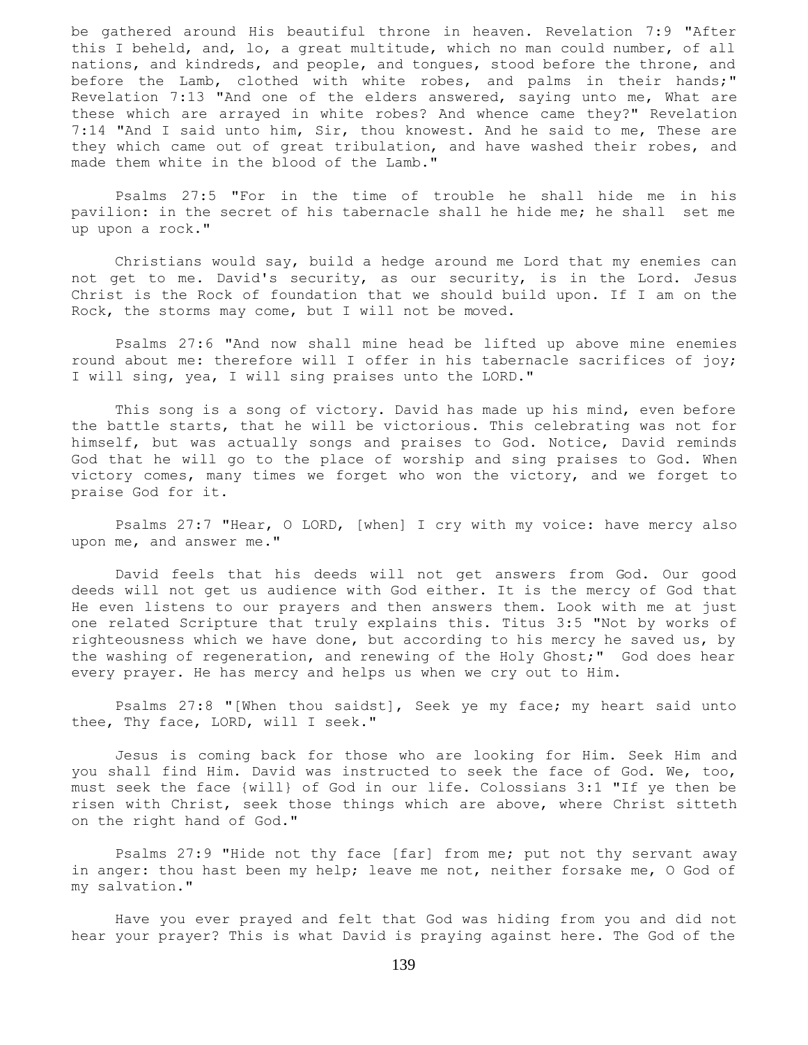be gathered around His beautiful throne in heaven. Revelation 7:9 "After this I beheld, and, lo, a great multitude, which no man could number, of all nations, and kindreds, and people, and tongues, stood before the throne, and before the Lamb, clothed with white robes, and palms in their hands;" Revelation 7:13 "And one of the elders answered, saying unto me, What are these which are arrayed in white robes? And whence came they?" Revelation 7:14 "And I said unto him, Sir, thou knowest. And he said to me, These are they which came out of great tribulation, and have washed their robes, and made them white in the blood of the Lamb."

Psalms 27:5 "For in the time of trouble he shall hide me in his pavilion: in the secret of his tabernacle shall he hide me; he shall set me up upon a rock."

Christians would say, build a hedge around me Lord that my enemies can not get to me. David's security, as our security, is in the Lord. Jesus Christ is the Rock of foundation that we should build upon. If I am on the Rock, the storms may come, but I will not be moved.

Psalms 27:6 "And now shall mine head be lifted up above mine enemies round about me: therefore will I offer in his tabernacle sacrifices of joy; I will sing, yea, I will sing praises unto the LORD."

This song is a song of victory. David has made up his mind, even before the battle starts, that he will be victorious. This celebrating was not for himself, but was actually songs and praises to God. Notice, David reminds God that he will go to the place of worship and sing praises to God. When victory comes, many times we forget who won the victory, and we forget to praise God for it.

Psalms 27:7 "Hear, O LORD, [when] I cry with my voice: have mercy also upon me, and answer me."

David feels that his deeds will not get answers from God. Our good deeds will not get us audience with God either. It is the mercy of God that He even listens to our prayers and then answers them. Look with me at just one related Scripture that truly explains this. Titus 3:5 "Not by works of righteousness which we have done, but according to his mercy he saved us, by the washing of regeneration, and renewing of the Holy Ghost;" God does hear every prayer. He has mercy and helps us when we cry out to Him.

Psalms 27:8 "[When thou saidst], Seek ye my face; my heart said unto thee, Thy face, LORD, will I seek."

Jesus is coming back for those who are looking for Him. Seek Him and you shall find Him. David was instructed to seek the face of God. We, too, must seek the face {will} of God in our life. Colossians 3:1 "If ye then be risen with Christ, seek those things which are above, where Christ sitteth on the right hand of God."

Psalms 27:9 "Hide not thy face [far] from me; put not thy servant away in anger: thou hast been my help; leave me not, neither forsake me, O God of my salvation."

Have you ever prayed and felt that God was hiding from you and did not hear your prayer? This is what David is praying against here. The God of the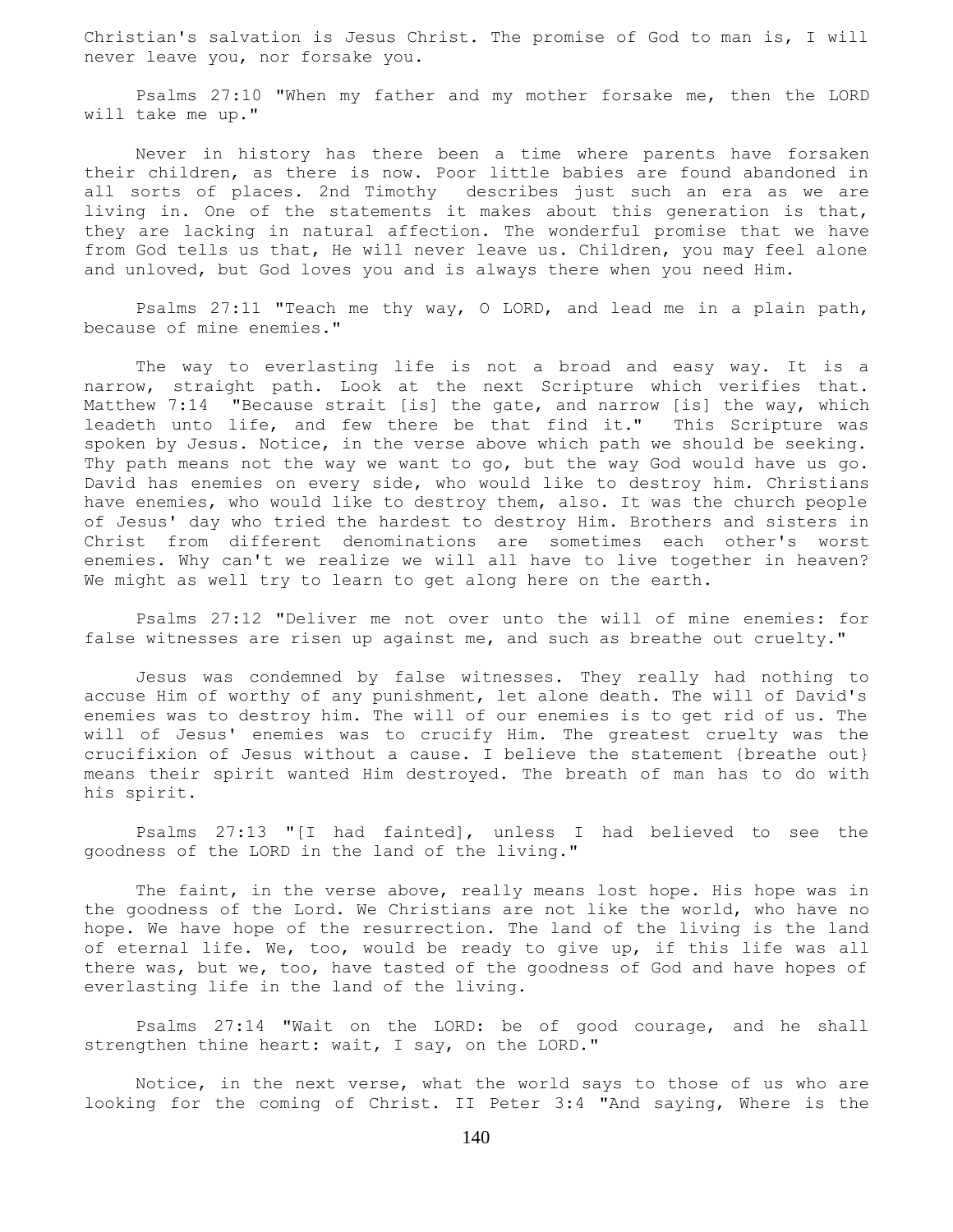Christian's salvation is Jesus Christ. The promise of God to man is, I will never leave you, nor forsake you.

Psalms 27:10 "When my father and my mother forsake me, then the LORD will take me up."

Never in history has there been a time where parents have forsaken their children, as there is now. Poor little babies are found abandoned in all sorts of places. 2nd Timothy describes just such an era as we are living in. One of the statements it makes about this generation is that, they are lacking in natural affection. The wonderful promise that we have from God tells us that, He will never leave us. Children, you may feel alone and unloved, but God loves you and is always there when you need Him.

Psalms 27:11 "Teach me thy way, O LORD, and lead me in a plain path, because of mine enemies."

The way to everlasting life is not a broad and easy way. It is a narrow, straight path. Look at the next Scripture which verifies that. Matthew 7:14 "Because strait [is] the gate, and narrow [is] the way, which leadeth unto life, and few there be that find it." This Scripture was spoken by Jesus. Notice, in the verse above which path we should be seeking. Thy path means not the way we want to go, but the way God would have us go. David has enemies on every side, who would like to destroy him. Christians have enemies, who would like to destroy them, also. It was the church people of Jesus' day who tried the hardest to destroy Him. Brothers and sisters in Christ from different denominations are sometimes each other's worst enemies. Why can't we realize we will all have to live together in heaven? We might as well try to learn to get along here on the earth.

Psalms 27:12 "Deliver me not over unto the will of mine enemies: for false witnesses are risen up against me, and such as breathe out cruelty."

Jesus was condemned by false witnesses. They really had nothing to accuse Him of worthy of any punishment, let alone death. The will of David's enemies was to destroy him. The will of our enemies is to get rid of us. The will of Jesus' enemies was to crucify Him. The greatest cruelty was the crucifixion of Jesus without a cause. I believe the statement {breathe out} means their spirit wanted Him destroyed. The breath of man has to do with his spirit.

Psalms 27:13 "[I had fainted], unless I had believed to see the goodness of the LORD in the land of the living."

The faint, in the verse above, really means lost hope. His hope was in the goodness of the Lord. We Christians are not like the world, who have no hope. We have hope of the resurrection. The land of the living is the land of eternal life. We, too, would be ready to give up, if this life was all there was, but we, too, have tasted of the goodness of God and have hopes of everlasting life in the land of the living.

Psalms 27:14 "Wait on the LORD: be of good courage, and he shall strengthen thine heart: wait, I say, on the LORD."

Notice, in the next verse, what the world says to those of us who are looking for the coming of Christ. II Peter 3:4 "And saying, Where is the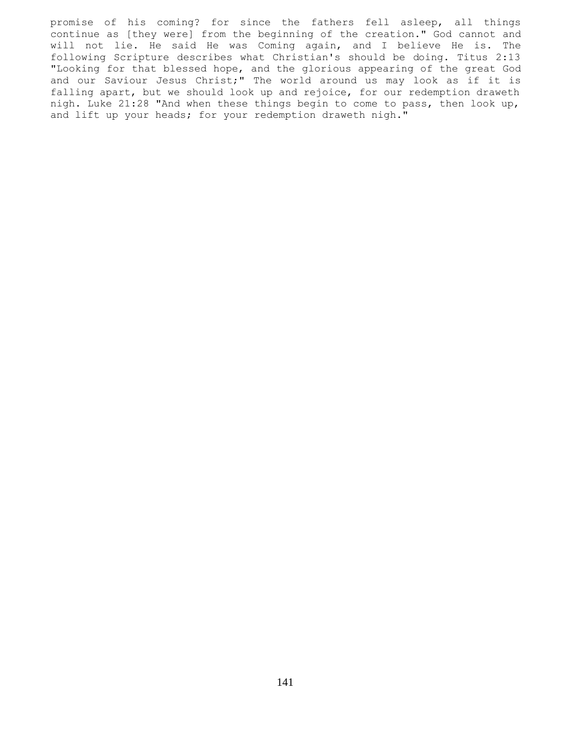promise of his coming? for since the fathers fell asleep, all things continue as [they were] from the beginning of the creation." God cannot and will not lie. He said He was Coming again, and I believe He is. The following Scripture describes what Christian's should be doing. Titus 2:13 "Looking for that blessed hope, and the glorious appearing of the great God and our Saviour Jesus Christ;" The world around us may look as if it is falling apart, but we should look up and rejoice, for our redemption draweth nigh. Luke 21:28 "And when these things begin to come to pass, then look up, and lift up your heads; for your redemption draweth nigh."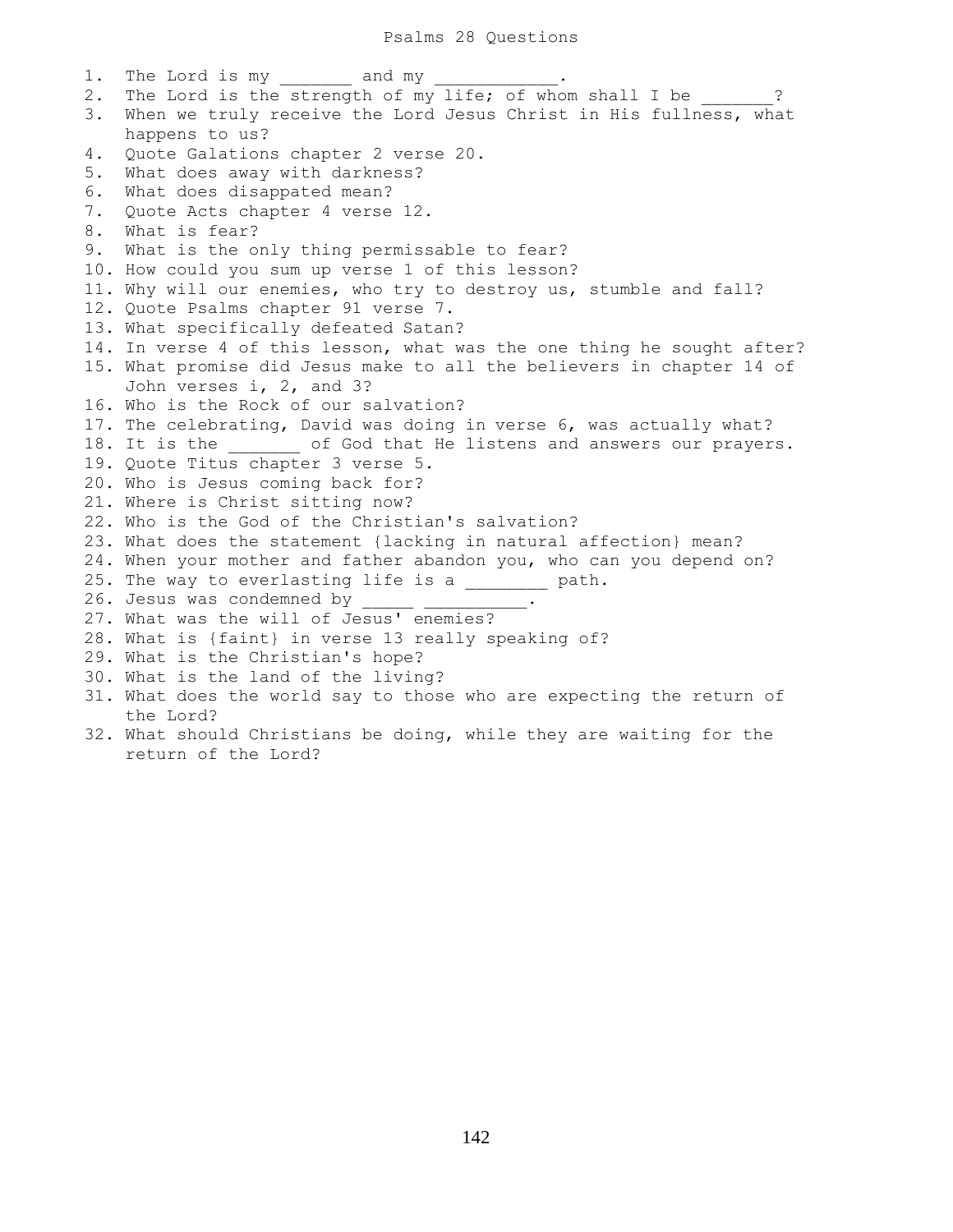# Psalms 28 Questions

1. The Lord is my _______ and my ____________.
2. The Lord is the strength of my life; of whom shall I be _______?
3. When we truly receive the Lord Jesus Christ in His fullness, what happens to us?
4. Quote Galations chapter 2 verse 20.
5. What does away with darkness?
6. What does disappated mean?
7. Quote Acts chapter 4 verse 12.
8. What is fear?
9. What is the only thing permissable to fear?
10. How could you sum up verse 1 of this lesson?
11. Why will our enemies, who try to destroy us, stumble and fall?
12. Quote Psalms chapter 91 verse 7.
13. What specifically defeated Satan?
14. In verse 4 of this lesson, what was the one thing he sought after?
15. What promise did Jesus make to all the believers in chapter 14 of John verses i, 2, and 3?
16. Who is the Rock of our salvation?
17. The celebrating, David was doing in verse 6, was actually what?
18. It is the _______ of God that He listens and answers our prayers.
19. Quote Titus chapter 3 verse 5.
20. Who is Jesus coming back for?
21. Where is Christ sitting now?
22. Who is the God of the Christian's salvation?
23. What does the statement {lacking in natural affection} mean?
24. When your mother and father abandon you, who can you depend on?
25. The way to everlasting life is a ________ path.
26. Jesus was condemned by _____ __________.
27. What was the will of Jesus' enemies?
28. What is {faint} in verse 13 really speaking of?
29. What is the Christian's hope?
30. What is the land of the living?
31. What does the world say to those who are expecting the return of the Lord?
32. What should Christians be doing, while they are waiting for the return of the Lord?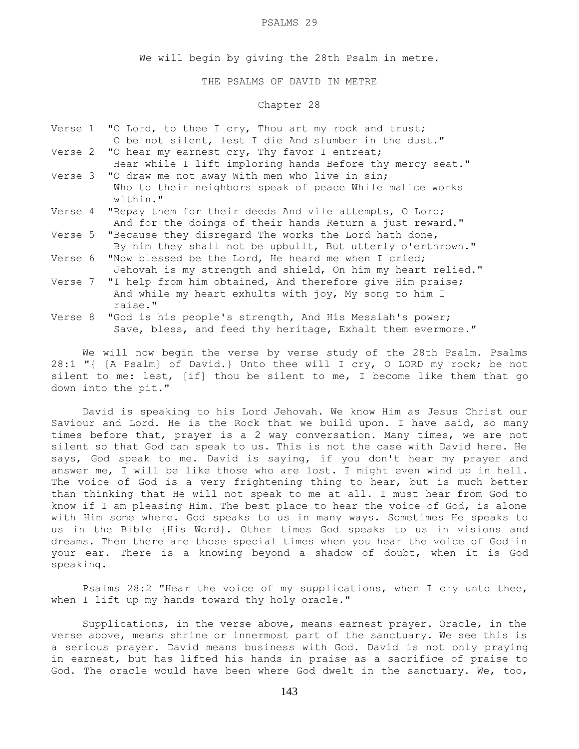# PSALMS 29

We will begin by giving the 28th Psalm in metre.

## THE PSALMS OF DAVID IN METRE

### Chapter 28

Verse 1 "O Lord, to thee I cry, Thou art my rock and trust;
O be not silent, lest I die And slumber in the dust."

Verse 2 "O hear my earnest cry, Thy favor I entreat;
Hear while I lift imploring hands Before thy mercy seat."

Verse 3 "O draw me not away With men who live in sin;
Who to their neighbors speak of peace While malice works within."

Verse 4 "Repay them for their deeds And vile attempts, O Lord;
And for the doings of their hands Return a just reward."

Verse 5 "Because they disregard The works the Lord hath done,
By him they shall not be upbuilt, But utterly o'erthrown."

Verse 6 "Now blessed be the Lord, He heard me when I cried;
Jehovah is my strength and shield, On him my heart relied."

Verse 7 "I help from him obtained, And therefore give Him praise;
And while my heart exhults with joy, My song to him I raise."

Verse 8 "God is his people's strength, And His Messiah's power;
Save, bless, and feed thy heritage, Exhalt them evermore."

We will now begin the verse by verse study of the 28th Psalm. Psalms 28:1 "{ [A Psalm] of David.} Unto thee will I cry, O LORD my rock; be not silent to me: lest, [if] thou be silent to me, I become like them that go down into the pit."

David is speaking to his Lord Jehovah. We know Him as Jesus Christ our Saviour and Lord. He is the Rock that we build upon. I have said, so many times before that, prayer is a 2 way conversation. Many times, we are not silent so that God can speak to us. This is not the case with David here. He says, God speak to me. David is saying, if you don't hear my prayer and answer me, I will be like those who are lost. I might even wind up in hell. The voice of God is a very frightening thing to hear, but is much better than thinking that He will not speak to me at all. I must hear from God to know if I am pleasing Him. The best place to hear the voice of God, is alone with Him some where. God speaks to us in many ways. Sometimes He speaks to us in the Bible {His Word}. Other times God speaks to us in visions and dreams. Then there are those special times when you hear the voice of God in your ear. There is a knowing beyond a shadow of doubt, when it is God speaking.

Psalms 28:2 "Hear the voice of my supplications, when I cry unto thee, when I lift up my hands toward thy holy oracle."

Supplications, in the verse above, means earnest prayer. Oracle, in the verse above, means shrine or innermost part of the sanctuary. We see this is a serious prayer. David means business with God. David is not only praying in earnest, but has lifted his hands in praise as a sacrifice of praise to God. The oracle would have been where God dwelt in the sanctuary. We, too,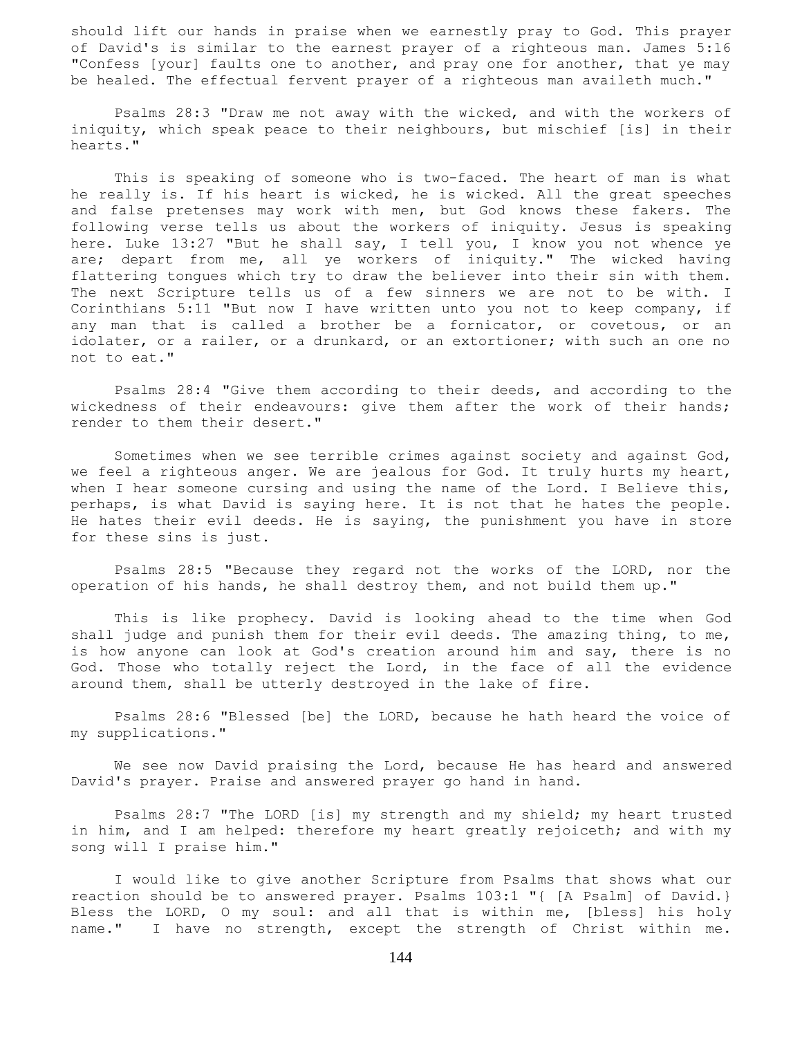should lift our hands in praise when we earnestly pray to God. This prayer of David's is similar to the earnest prayer of a righteous man. James 5:16 "Confess [your] faults one to another, and pray one for another, that ye may be healed. The effectual fervent prayer of a righteous man availeth much."

Psalms 28:3 "Draw me not away with the wicked, and with the workers of iniquity, which speak peace to their neighbours, but mischief [is] in their hearts."

This is speaking of someone who is two-faced. The heart of man is what he really is. If his heart is wicked, he is wicked. All the great speeches and false pretenses may work with men, but God knows these fakers. The following verse tells us about the workers of iniquity. Jesus is speaking here. Luke 13:27 "But he shall say, I tell you, I know you not whence ye are; depart from me, all ye workers of iniquity." The wicked having flattering tongues which try to draw the believer into their sin with them. The next Scripture tells us of a few sinners we are not to be with. I Corinthians 5:11 "But now I have written unto you not to keep company, if any man that is called a brother be a fornicator, or covetous, or an idolater, or a railer, or a drunkard, or an extortioner; with such an one no not to eat."

Psalms 28:4 "Give them according to their deeds, and according to the wickedness of their endeavours: give them after the work of their hands; render to them their desert."

Sometimes when we see terrible crimes against society and against God, we feel a righteous anger. We are jealous for God. It truly hurts my heart, when I hear someone cursing and using the name of the Lord. I Believe this, perhaps, is what David is saying here. It is not that he hates the people. He hates their evil deeds. He is saying, the punishment you have in store for these sins is just.

Psalms 28:5 "Because they regard not the works of the LORD, nor the operation of his hands, he shall destroy them, and not build them up."

This is like prophecy. David is looking ahead to the time when God shall judge and punish them for their evil deeds. The amazing thing, to me, is how anyone can look at God's creation around him and say, there is no God. Those who totally reject the Lord, in the face of all the evidence around them, shall be utterly destroyed in the lake of fire.

Psalms 28:6 "Blessed [be] the LORD, because he hath heard the voice of my supplications."

We see now David praising the Lord, because He has heard and answered David's prayer. Praise and answered prayer go hand in hand.

Psalms 28:7 "The LORD [is] my strength and my shield; my heart trusted in him, and I am helped: therefore my heart greatly rejoiceth; and with my song will I praise him."

I would like to give another Scripture from Psalms that shows what our reaction should be to answered prayer. Psalms 103:1 "{ [A Psalm] of David.} Bless the LORD, O my soul: and all that is within me, [bless] his holy name." I have no strength, except the strength of Christ within me.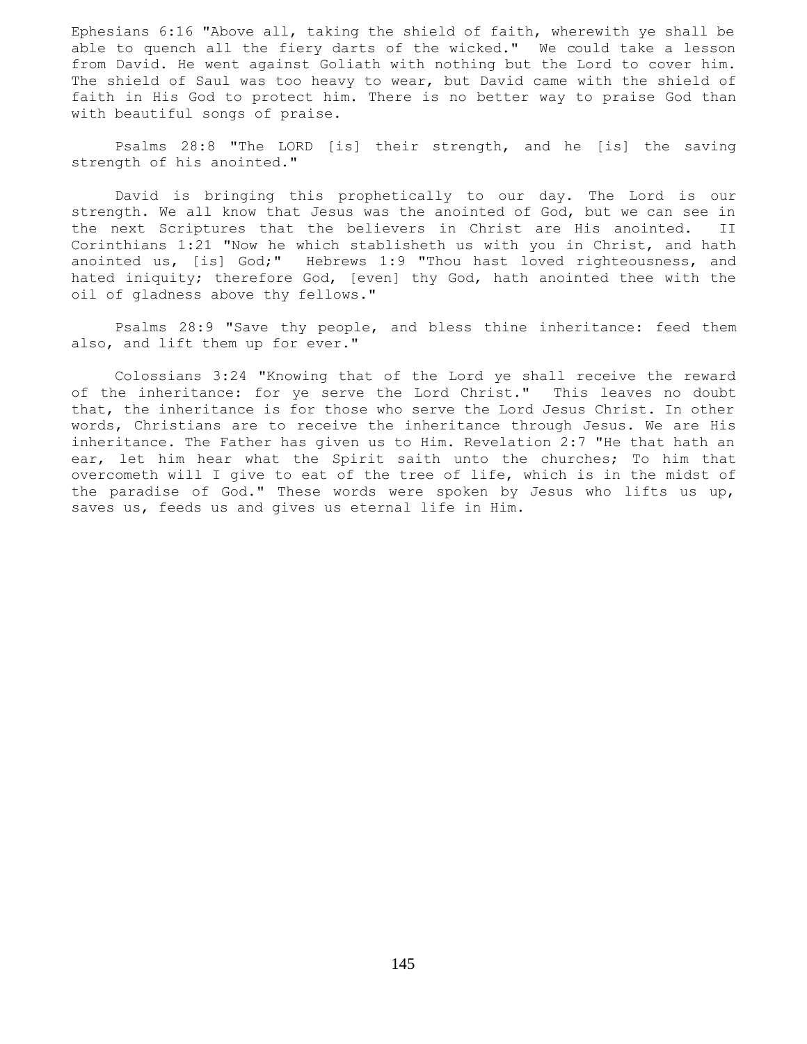Ephesians 6:16 "Above all, taking the shield of faith, wherewith ye shall be able to quench all the fiery darts of the wicked." We could take a lesson from David. He went against Goliath with nothing but the Lord to cover him. The shield of Saul was too heavy to wear, but David came with the shield of faith in His God to protect him. There is no better way to praise God than with beautiful songs of praise.

Psalms 28:8 "The LORD [is] their strength, and he [is] the saving strength of his anointed."

David is bringing this prophetically to our day. The Lord is our strength. We all know that Jesus was the anointed of God, but we can see in the next Scriptures that the believers in Christ are His anointed. II Corinthians 1:21 "Now he which stablisheth us with you in Christ, and hath anointed us, [is] God;" Hebrews 1:9 "Thou hast loved righteousness, and hated iniquity; therefore God, [even] thy God, hath anointed thee with the oil of gladness above thy fellows."

Psalms 28:9 "Save thy people, and bless thine inheritance: feed them also, and lift them up for ever."

Colossians 3:24 "Knowing that of the Lord ye shall receive the reward of the inheritance: for ye serve the Lord Christ." This leaves no doubt that, the inheritance is for those who serve the Lord Jesus Christ. In other words, Christians are to receive the inheritance through Jesus. We are His inheritance. The Father has given us to Him. Revelation 2:7 "He that hath an ear, let him hear what the Spirit saith unto the churches; To him that overcometh will I give to eat of the tree of life, which is in the midst of the paradise of God." These words were spoken by Jesus who lifts us up, saves us, feeds us and gives us eternal life in Him.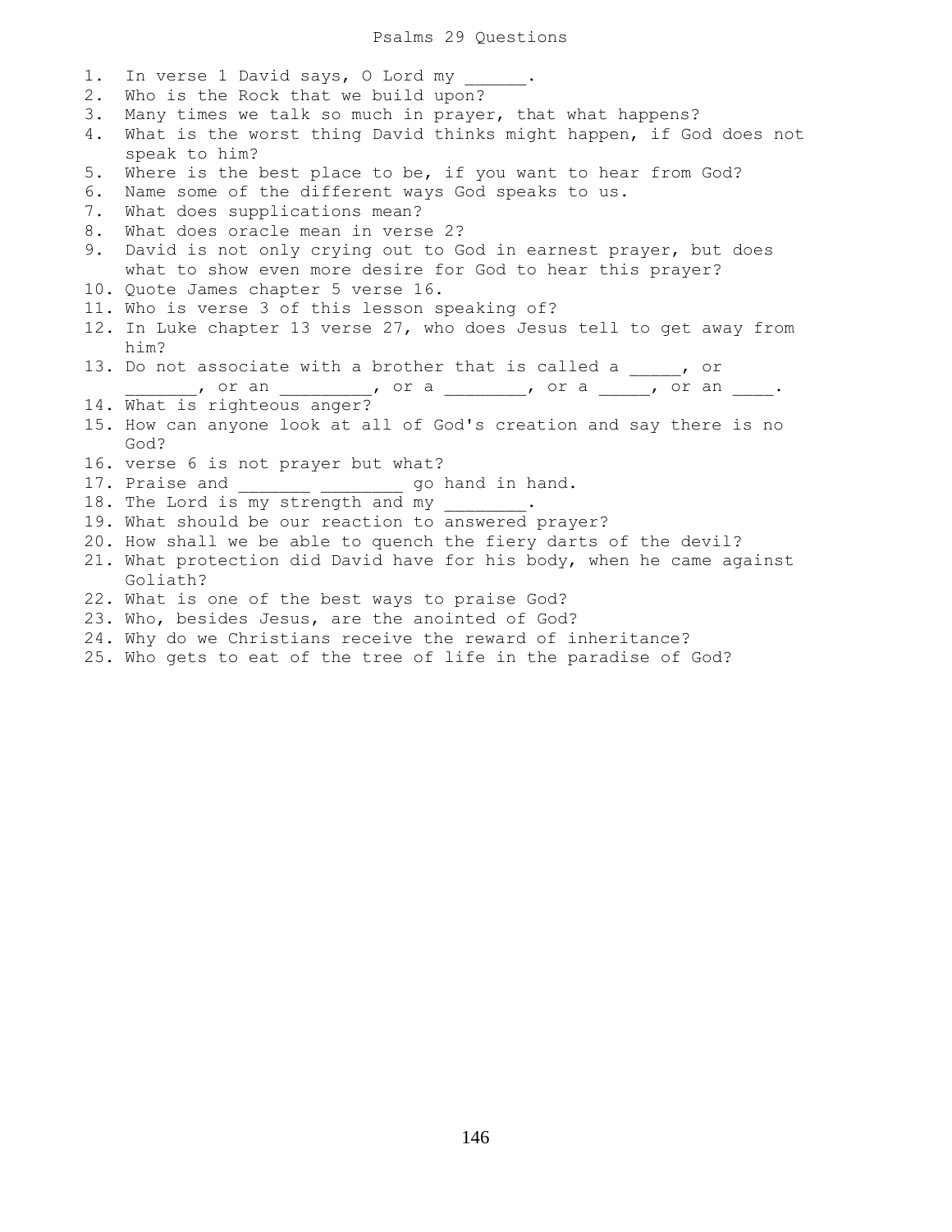# Psalms 29 Questions

1. In verse 1 David says, O Lord my ______.
2. Who is the Rock that we build upon?
3. Many times we talk so much in prayer, that what happens?
4. What is the worst thing David thinks might happen, if God does not speak to him?
5. Where is the best place to be, if you want to hear from God?
6. Name some of the different ways God speaks to us.
7. What does supplications mean?
8. What does oracle mean in verse 2?
9. David is not only crying out to God in earnest prayer, but does what to show even more desire for God to hear this prayer?
10. Quote James chapter 5 verse 16.
11. Who is verse 3 of this lesson speaking of?
12. In Luke chapter 13 verse 27, who does Jesus tell to get away from him?
13. Do not associate with a brother that is called a _____, or _______, or an _________, or a ________, or a _____, or an ____.
14. What is righteous anger?
15. How can anyone look at all of God's creation and say there is no God?
16. verse 6 is not prayer but what?
17. Praise and _______ ________ go hand in hand.
18. The Lord is my strength and my ________.
19. What should be our reaction to answered prayer?
20. How shall we be able to quench the fiery darts of the devil?
21. What protection did David have for his body, when he came against Goliath?
22. What is one of the best ways to praise God?
23. Who, besides Jesus, are the anointed of God?
24. Why do we Christians receive the reward of inheritance?
25. Who gets to eat of the tree of life in the paradise of God?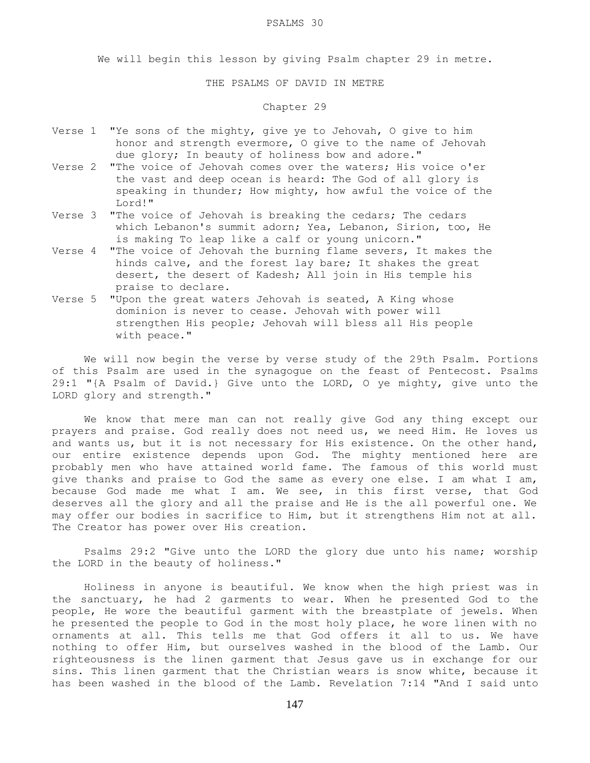# PSALMS 30

We will begin this lesson by giving Psalm chapter 29 in metre.

## THE PSALMS OF DAVID IN METRE

### Chapter 29

Verse 1 "Ye sons of the mighty, give ye to Jehovah, O give to him honor and strength evermore, O give to the name of Jehovah due glory; In beauty of holiness bow and adore."

Verse 2 "The voice of Jehovah comes over the waters; His voice o'er the vast and deep ocean is heard: The God of all glory is speaking in thunder; How mighty, how awful the voice of the Lord!"

Verse 3 "The voice of Jehovah is breaking the cedars; The cedars which Lebanon's summit adorn; Yea, Lebanon, Sirion, too, He is making To leap like a calf or young unicorn."

Verse 4 "The voice of Jehovah the burning flame severs, It makes the hinds calve, and the forest lay bare; It shakes the great desert, the desert of Kadesh; All join in His temple his praise to declare.

Verse 5 "Upon the great waters Jehovah is seated, A King whose dominion is never to cease. Jehovah with power will strengthen His people; Jehovah will bless all His people with peace."

We will now begin the verse by verse study of the 29th Psalm. Portions of this Psalm are used in the synagogue on the feast of Pentecost. Psalms 29:1 "{A Psalm of David.} Give unto the LORD, O ye mighty, give unto the LORD glory and strength."

We know that mere man can not really give God any thing except our prayers and praise. God really does not need us, we need Him. He loves us and wants us, but it is not necessary for His existence. On the other hand, our entire existence depends upon God. The mighty mentioned here are probably men who have attained world fame. The famous of this world must give thanks and praise to God the same as every one else. I am what I am, because God made me what I am. We see, in this first verse, that God deserves all the glory and all the praise and He is the all powerful one. We may offer our bodies in sacrifice to Him, but it strengthens Him not at all. The Creator has power over His creation.

Psalms 29:2 "Give unto the LORD the glory due unto his name; worship the LORD in the beauty of holiness."

Holiness in anyone is beautiful. We know when the high priest was in the sanctuary, he had 2 garments to wear. When he presented God to the people, He wore the beautiful garment with the breastplate of jewels. When he presented the people to God in the most holy place, he wore linen with no ornaments at all. This tells me that God offers it all to us. We have nothing to offer Him, but ourselves washed in the blood of the Lamb. Our righteousness is the linen garment that Jesus gave us in exchange for our sins. This linen garment that the Christian wears is snow white, because it has been washed in the blood of the Lamb. Revelation 7:14 "And I said unto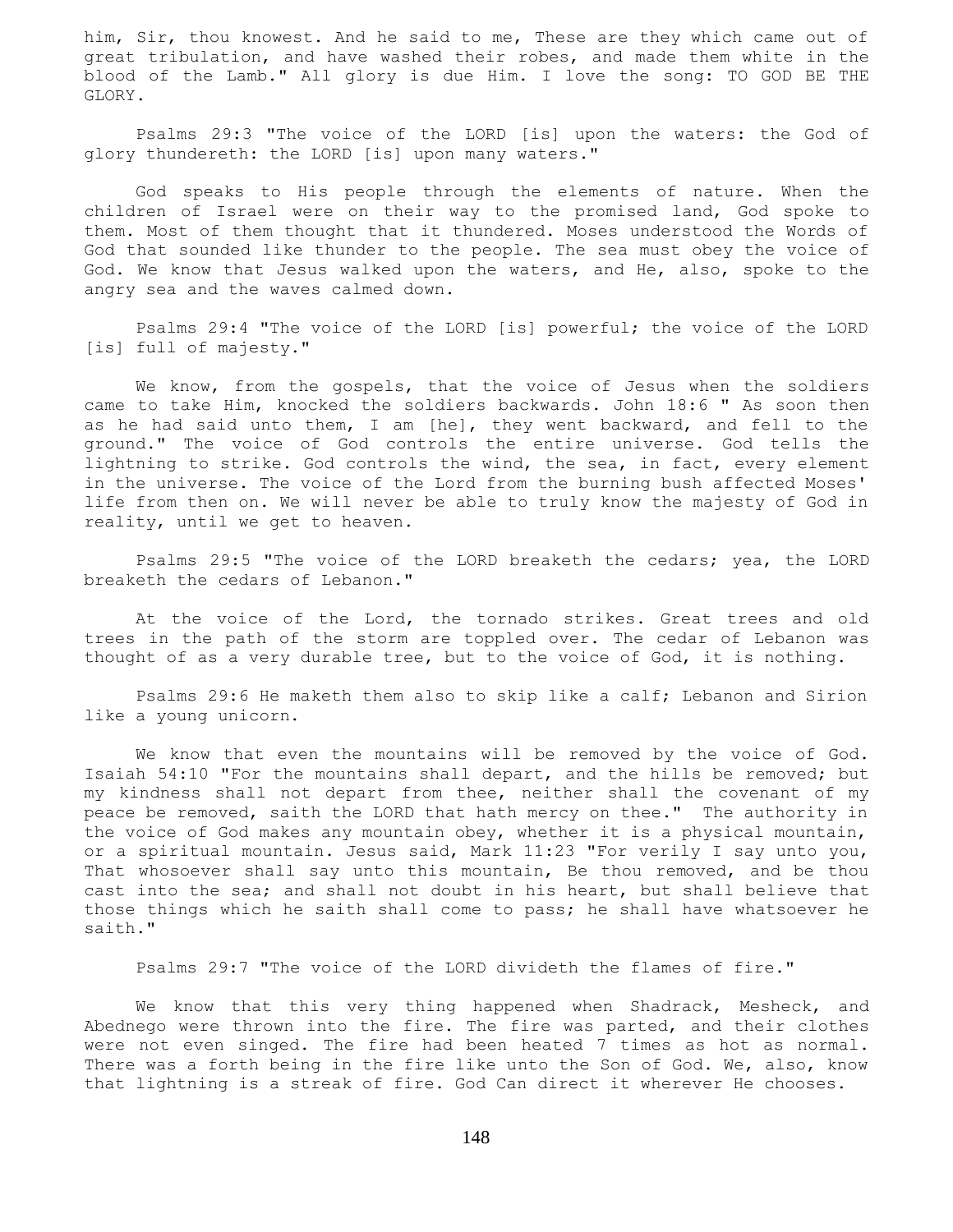him, Sir, thou knowest. And he said to me, These are they which came out of great tribulation, and have washed their robes, and made them white in the blood of the Lamb." All glory is due Him. I love the song: TO GOD BE THE GLORY.

Psalms 29:3 "The voice of the LORD [is] upon the waters: the God of glory thundereth: the LORD [is] upon many waters."

God speaks to His people through the elements of nature. When the children of Israel were on their way to the promised land, God spoke to them. Most of them thought that it thundered. Moses understood the Words of God that sounded like thunder to the people. The sea must obey the voice of God. We know that Jesus walked upon the waters, and He, also, spoke to the angry sea and the waves calmed down.

Psalms 29:4 "The voice of the LORD [is] powerful; the voice of the LORD [is] full of majesty."

We know, from the gospels, that the voice of Jesus when the soldiers came to take Him, knocked the soldiers backwards. John 18:6 " As soon then as he had said unto them, I am [he], they went backward, and fell to the ground." The voice of God controls the entire universe. God tells the lightning to strike. God controls the wind, the sea, in fact, every element in the universe. The voice of the Lord from the burning bush affected Moses' life from then on. We will never be able to truly know the majesty of God in reality, until we get to heaven.

Psalms 29:5 "The voice of the LORD breaketh the cedars; yea, the LORD breaketh the cedars of Lebanon."

At the voice of the Lord, the tornado strikes. Great trees and old trees in the path of the storm are toppled over. The cedar of Lebanon was thought of as a very durable tree, but to the voice of God, it is nothing.

Psalms 29:6 He maketh them also to skip like a calf; Lebanon and Sirion like a young unicorn.

We know that even the mountains will be removed by the voice of God. Isaiah 54:10 "For the mountains shall depart, and the hills be removed; but my kindness shall not depart from thee, neither shall the covenant of my peace be removed, saith the LORD that hath mercy on thee." The authority in the voice of God makes any mountain obey, whether it is a physical mountain, or a spiritual mountain. Jesus said, Mark 11:23 "For verily I say unto you, That whosoever shall say unto this mountain, Be thou removed, and be thou cast into the sea; and shall not doubt in his heart, but shall believe that those things which he saith shall come to pass; he shall have whatsoever he saith."

Psalms 29:7 "The voice of the LORD divideth the flames of fire."

We know that this very thing happened when Shadrack, Mesheck, and Abednego were thrown into the fire. The fire was parted, and their clothes were not even singed. The fire had been heated 7 times as hot as normal. There was a forth being in the fire like unto the Son of God. We, also, know that lightning is a streak of fire. God Can direct it wherever He chooses.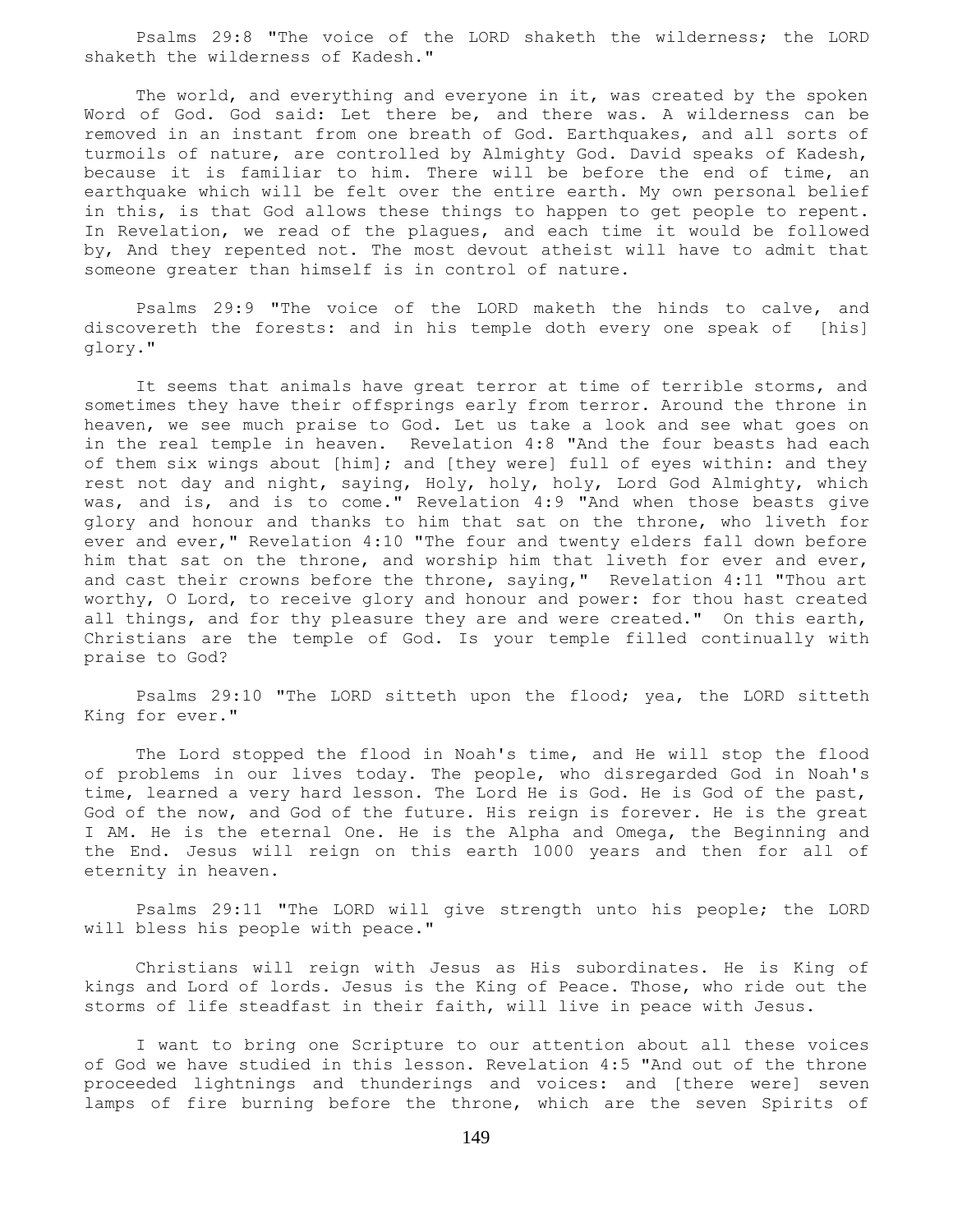Psalms 29:8 "The voice of the LORD shaketh the wilderness; the LORD shaketh the wilderness of Kadesh."

The world, and everything and everyone in it, was created by the spoken Word of God. God said: Let there be, and there was. A wilderness can be removed in an instant from one breath of God. Earthquakes, and all sorts of turmoils of nature, are controlled by Almighty God. David speaks of Kadesh, because it is familiar to him. There will be before the end of time, an earthquake which will be felt over the entire earth. My own personal belief in this, is that God allows these things to happen to get people to repent. In Revelation, we read of the plagues, and each time it would be followed by, And they repented not. The most devout atheist will have to admit that someone greater than himself is in control of nature.

Psalms 29:9 "The voice of the LORD maketh the hinds to calve, and discovereth the forests: and in his temple doth every one speak of [his] glory."

It seems that animals have great terror at time of terrible storms, and sometimes they have their offsprings early from terror. Around the throne in heaven, we see much praise to God. Let us take a look and see what goes on in the real temple in heaven. Revelation 4:8 "And the four beasts had each of them six wings about [him]; and [they were] full of eyes within: and they rest not day and night, saying, Holy, holy, holy, Lord God Almighty, which was, and is, and is to come." Revelation 4:9 "And when those beasts give glory and honour and thanks to him that sat on the throne, who liveth for ever and ever," Revelation 4:10 "The four and twenty elders fall down before him that sat on the throne, and worship him that liveth for ever and ever, and cast their crowns before the throne, saying," Revelation 4:11 "Thou art worthy, O Lord, to receive glory and honour and power: for thou hast created all things, and for thy pleasure they are and were created." On this earth, Christians are the temple of God. Is your temple filled continually with praise to God?

Psalms 29:10 "The LORD sitteth upon the flood; yea, the LORD sitteth King for ever."

The Lord stopped the flood in Noah's time, and He will stop the flood of problems in our lives today. The people, who disregarded God in Noah's time, learned a very hard lesson. The Lord He is God. He is God of the past, God of the now, and God of the future. His reign is forever. He is the great I AM. He is the eternal One. He is the Alpha and Omega, the Beginning and the End. Jesus will reign on this earth 1000 years and then for all of eternity in heaven.

Psalms 29:11 "The LORD will give strength unto his people; the LORD will bless his people with peace."

Christians will reign with Jesus as His subordinates. He is King of kings and Lord of lords. Jesus is the King of Peace. Those, who ride out the storms of life steadfast in their faith, will live in peace with Jesus.

I want to bring one Scripture to our attention about all these voices of God we have studied in this lesson. Revelation 4:5 "And out of the throne proceeded lightnings and thunderings and voices: and [there were] seven lamps of fire burning before the throne, which are the seven Spirits of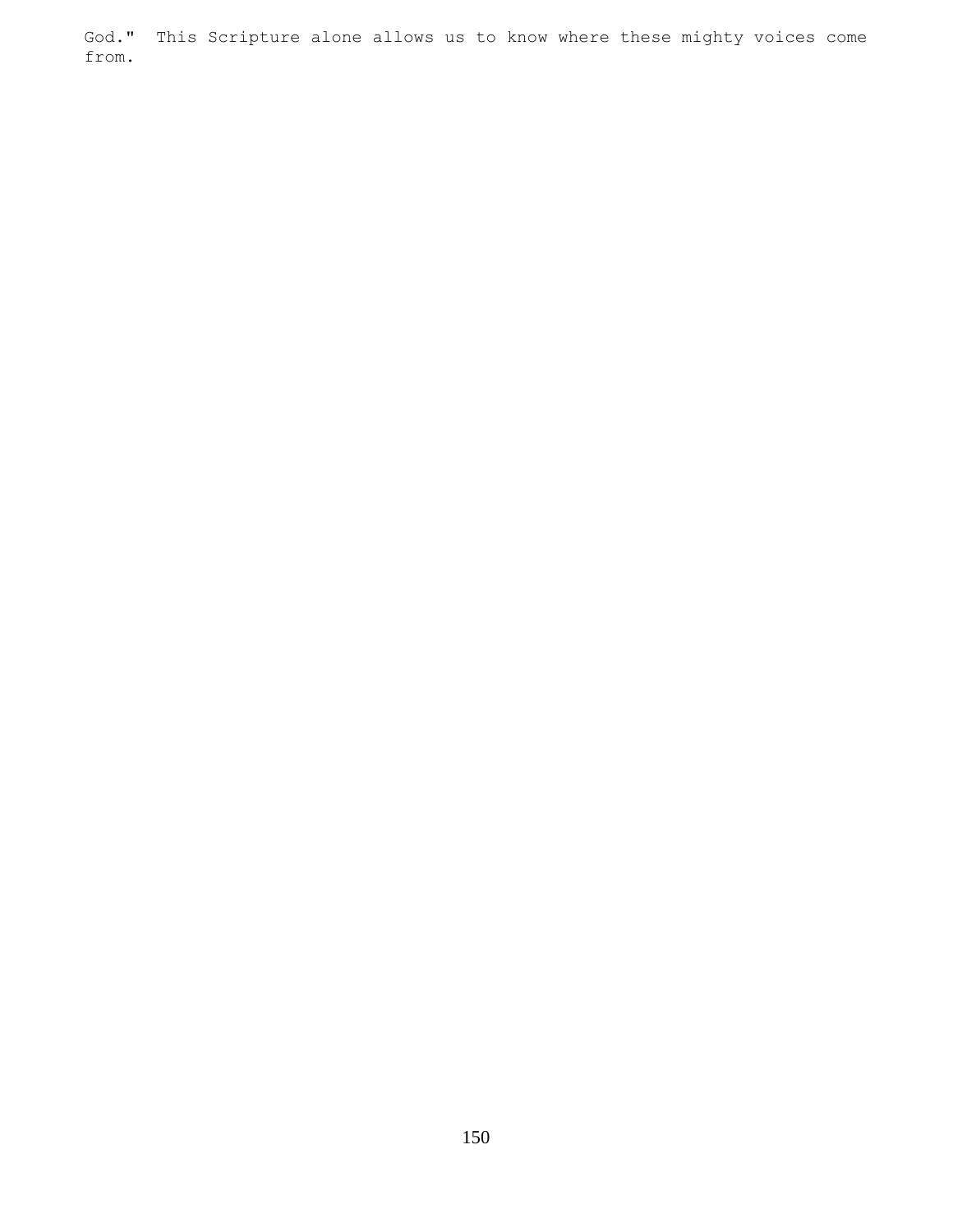God."  This Scripture alone allows us to know where these mighty voices come from.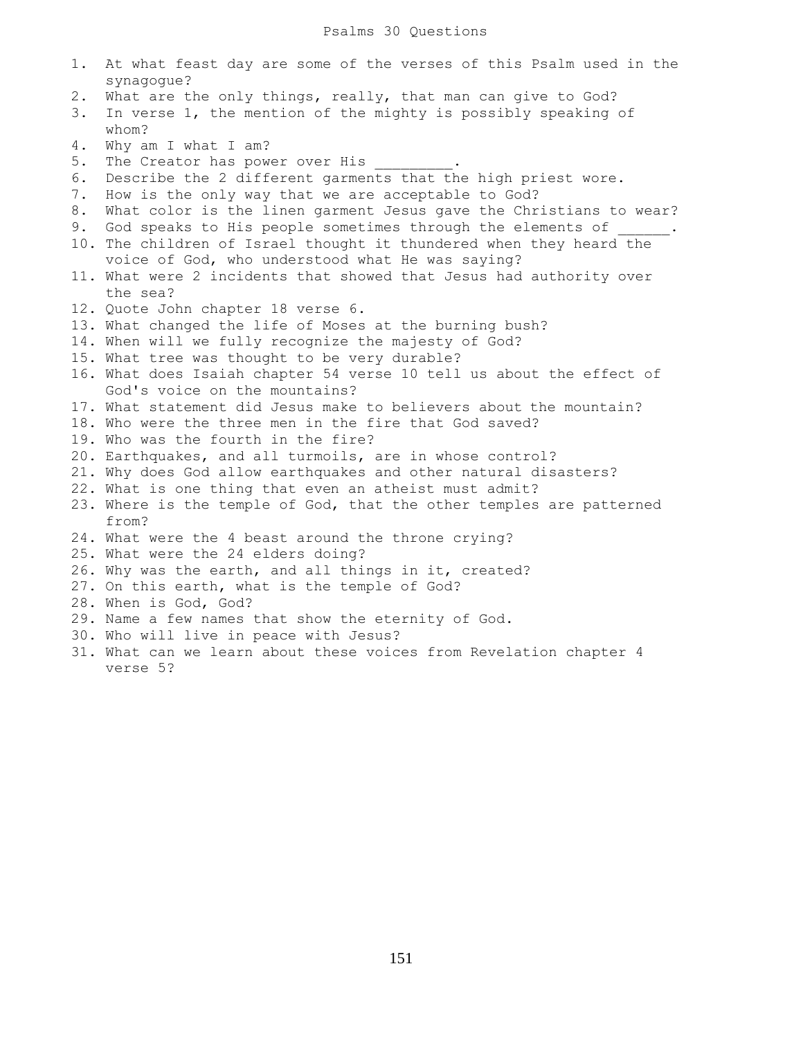# Psalms 30 Questions

1. At what feast day are some of the verses of this Psalm used in the synagogue?
2. What are the only things, really, that man can give to God?
3. In verse 1, the mention of the mighty is possibly speaking of whom?
4. Why am I what I am?
5. The Creator has power over His _________.
6. Describe the 2 different garments that the high priest wore.
7. How is the only way that we are acceptable to God?
8. What color is the linen garment Jesus gave the Christians to wear?
9. God speaks to His people sometimes through the elements of ______.
10. The children of Israel thought it thundered when they heard the voice of God, who understood what He was saying?
11. What were 2 incidents that showed that Jesus had authority over the sea?
12. Quote John chapter 18 verse 6.
13. What changed the life of Moses at the burning bush?
14. When will we fully recognize the majesty of God?
15. What tree was thought to be very durable?
16. What does Isaiah chapter 54 verse 10 tell us about the effect of God's voice on the mountains?
17. What statement did Jesus make to believers about the mountain?
18. Who were the three men in the fire that God saved?
19. Who was the fourth in the fire?
20. Earthquakes, and all turmoils, are in whose control?
21. Why does God allow earthquakes and other natural disasters?
22. What is one thing that even an atheist must admit?
23. Where is the temple of God, that the other temples are patterned from?
24. What were the 4 beast around the throne crying?
25. What were the 24 elders doing?
26. Why was the earth, and all things in it, created?
27. On this earth, what is the temple of God?
28. When is God, God?
29. Name a few names that show the eternity of God.
30. Who will live in peace with Jesus?
31. What can we learn about these voices from Revelation chapter 4 verse 5?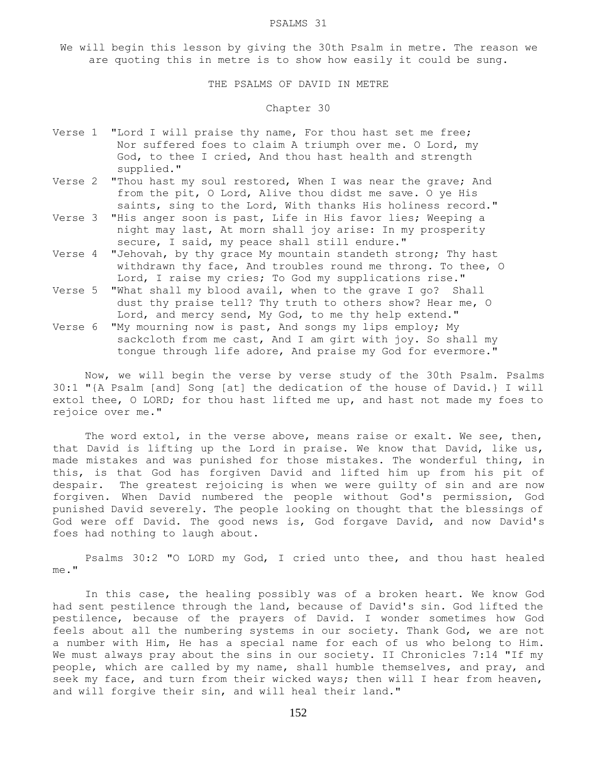# PSALMS 31

We will begin this lesson by giving the 30th Psalm in metre. The reason we are quoting this in metre is to show how easily it could be sung.

## THE PSALMS OF DAVID IN METRE

### Chapter 30

Verse 1 "Lord I will praise thy name, For thou hast set me free; Nor suffered foes to claim A triumph over me. O Lord, my God, to thee I cried, And thou hast health and strength supplied."

Verse 2 "Thou hast my soul restored, When I was near the grave; And from the pit, O Lord, Alive thou didst me save. O ye His saints, sing to the Lord, With thanks His holiness record."

Verse 3 "His anger soon is past, Life in His favor lies; Weeping a night may last, At morn shall joy arise: In my prosperity secure, I said, my peace shall still endure."

Verse 4 "Jehovah, by thy grace My mountain standeth strong; Thy hast withdrawn thy face, And troubles round me throng. To thee, O Lord, I raise my cries; To God my supplications rise."

Verse 5 "What shall my blood avail, when to the grave I go? Shall dust thy praise tell? Thy truth to others show? Hear me, O Lord, and mercy send, My God, to me thy help extend."

Verse 6 "My mourning now is past, And songs my lips employ; My sackcloth from me cast, And I am girt with joy. So shall my tongue through life adore, And praise my God for evermore."

Now, we will begin the verse by verse study of the 30th Psalm. Psalms 30:1 "{A Psalm [and] Song [at] the dedication of the house of David.} I will extol thee, O LORD; for thou hast lifted me up, and hast not made my foes to rejoice over me."

The word extol, in the verse above, means raise or exalt. We see, then, that David is lifting up the Lord in praise. We know that David, like us, made mistakes and was punished for those mistakes. The wonderful thing, in this, is that God has forgiven David and lifted him up from his pit of despair. The greatest rejoicing is when we were guilty of sin and are now forgiven. When David numbered the people without God's permission, God punished David severely. The people looking on thought that the blessings of God were off David. The good news is, God forgave David, and now David's foes had nothing to laugh about.

Psalms 30:2 "O LORD my God, I cried unto thee, and thou hast healed me."

In this case, the healing possibly was of a broken heart. We know God had sent pestilence through the land, because of David's sin. God lifted the pestilence, because of the prayers of David. I wonder sometimes how God feels about all the numbering systems in our society. Thank God, we are not a number with Him, He has a special name for each of us who belong to Him. We must always pray about the sins in our society. II Chronicles 7:14 "If my people, which are called by my name, shall humble themselves, and pray, and seek my face, and turn from their wicked ways; then will I hear from heaven, and will forgive their sin, and will heal their land."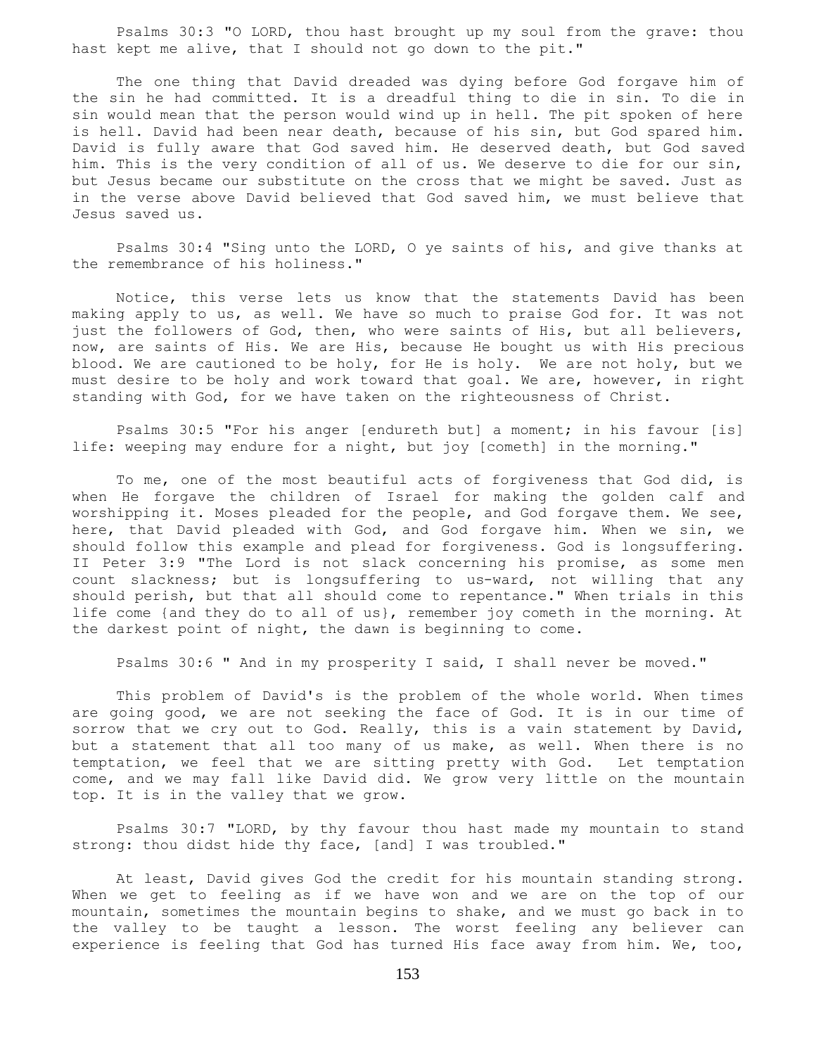Psalms 30:3 "O LORD, thou hast brought up my soul from the grave: thou hast kept me alive, that I should not go down to the pit."

The one thing that David dreaded was dying before God forgave him of the sin he had committed. It is a dreadful thing to die in sin. To die in sin would mean that the person would wind up in hell. The pit spoken of here is hell. David had been near death, because of his sin, but God spared him. David is fully aware that God saved him. He deserved death, but God saved him. This is the very condition of all of us. We deserve to die for our sin, but Jesus became our substitute on the cross that we might be saved. Just as in the verse above David believed that God saved him, we must believe that Jesus saved us.

Psalms 30:4 "Sing unto the LORD, O ye saints of his, and give thanks at the remembrance of his holiness."

Notice, this verse lets us know that the statements David has been making apply to us, as well. We have so much to praise God for. It was not just the followers of God, then, who were saints of His, but all believers, now, are saints of His. We are His, because He bought us with His precious blood. We are cautioned to be holy, for He is holy. We are not holy, but we must desire to be holy and work toward that goal. We are, however, in right standing with God, for we have taken on the righteousness of Christ.

Psalms 30:5 "For his anger [endureth but] a moment; in his favour [is] life: weeping may endure for a night, but joy [cometh] in the morning."

To me, one of the most beautiful acts of forgiveness that God did, is when He forgave the children of Israel for making the golden calf and worshipping it. Moses pleaded for the people, and God forgave them. We see, here, that David pleaded with God, and God forgave him. When we sin, we should follow this example and plead for forgiveness. God is longsuffering. II Peter 3:9 "The Lord is not slack concerning his promise, as some men count slackness; but is longsuffering to us-ward, not willing that any should perish, but that all should come to repentance." When trials in this life come {and they do to all of us}, remember joy cometh in the morning. At the darkest point of night, the dawn is beginning to come.

Psalms 30:6 " And in my prosperity I said, I shall never be moved."

This problem of David's is the problem of the whole world. When times are going good, we are not seeking the face of God. It is in our time of sorrow that we cry out to God. Really, this is a vain statement by David, but a statement that all too many of us make, as well. When there is no temptation, we feel that we are sitting pretty with God. Let temptation come, and we may fall like David did. We grow very little on the mountain top. It is in the valley that we grow.

Psalms 30:7 "LORD, by thy favour thou hast made my mountain to stand strong: thou didst hide thy face, [and] I was troubled."

At least, David gives God the credit for his mountain standing strong. When we get to feeling as if we have won and we are on the top of our mountain, sometimes the mountain begins to shake, and we must go back in to the valley to be taught a lesson. The worst feeling any believer can experience is feeling that God has turned His face away from him. We, too,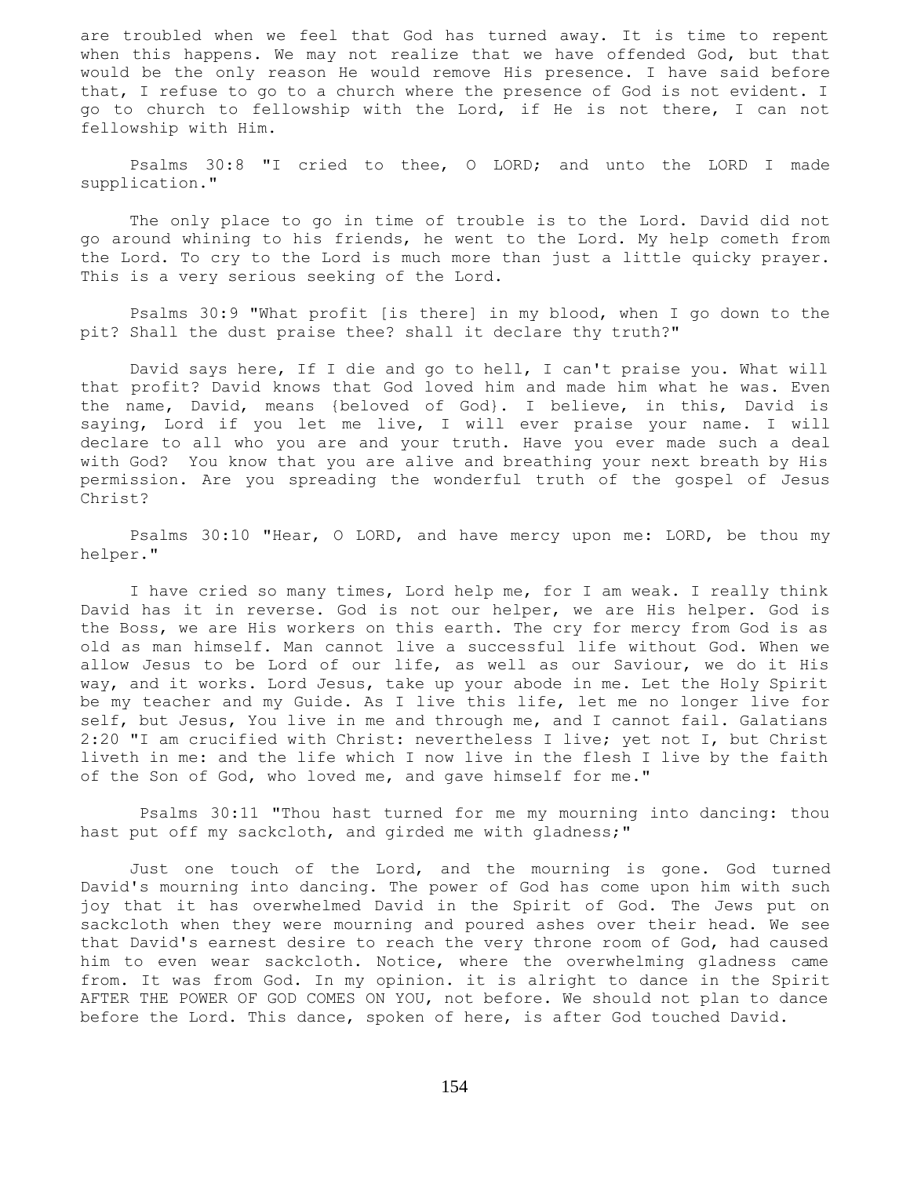are troubled when we feel that God has turned away. It is time to repent when this happens. We may not realize that we have offended God, but that would be the only reason He would remove His presence. I have said before that, I refuse to go to a church where the presence of God is not evident. I go to church to fellowship with the Lord, if He is not there, I can not fellowship with Him.

Psalms 30:8 "I cried to thee, O LORD; and unto the LORD I made supplication."

The only place to go in time of trouble is to the Lord. David did not go around whining to his friends, he went to the Lord. My help cometh from the Lord. To cry to the Lord is much more than just a little quicky prayer. This is a very serious seeking of the Lord.

Psalms 30:9 "What profit [is there] in my blood, when I go down to the pit? Shall the dust praise thee? shall it declare thy truth?"

David says here, If I die and go to hell, I can't praise you. What will that profit? David knows that God loved him and made him what he was. Even the name, David, means {beloved of God}. I believe, in this, David is saying, Lord if you let me live, I will ever praise your name. I will declare to all who you are and your truth. Have you ever made such a deal with God? You know that you are alive and breathing your next breath by His permission. Are you spreading the wonderful truth of the gospel of Jesus Christ?

Psalms 30:10 "Hear, O LORD, and have mercy upon me: LORD, be thou my helper."

I have cried so many times, Lord help me, for I am weak. I really think David has it in reverse. God is not our helper, we are His helper. God is the Boss, we are His workers on this earth. The cry for mercy from God is as old as man himself. Man cannot live a successful life without God. When we allow Jesus to be Lord of our life, as well as our Saviour, we do it His way, and it works. Lord Jesus, take up your abode in me. Let the Holy Spirit be my teacher and my Guide. As I live this life, let me no longer live for self, but Jesus, You live in me and through me, and I cannot fail. Galatians 2:20 "I am crucified with Christ: nevertheless I live; yet not I, but Christ liveth in me: and the life which I now live in the flesh I live by the faith of the Son of God, who loved me, and gave himself for me."

Psalms 30:11 "Thou hast turned for me my mourning into dancing: thou hast put off my sackcloth, and girded me with gladness;"

Just one touch of the Lord, and the mourning is gone. God turned David's mourning into dancing. The power of God has come upon him with such joy that it has overwhelmed David in the Spirit of God. The Jews put on sackcloth when they were mourning and poured ashes over their head. We see that David's earnest desire to reach the very throne room of God, had caused him to even wear sackcloth. Notice, where the overwhelming gladness came from. It was from God. In my opinion. it is alright to dance in the Spirit AFTER THE POWER OF GOD COMES ON YOU, not before. We should not plan to dance before the Lord. This dance, spoken of here, is after God touched David.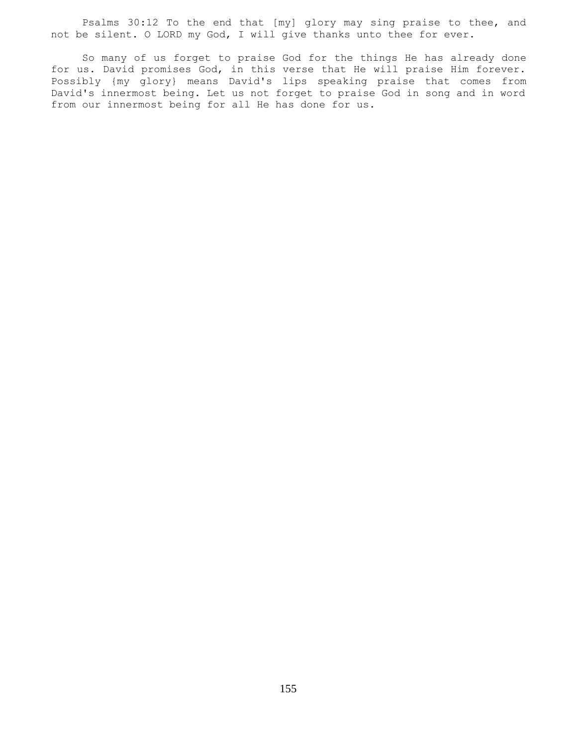Psalms 30:12 To the end that [my] glory may sing praise to thee, and not be silent. O LORD my God, I will give thanks unto thee for ever.

So many of us forget to praise God for the things He has already done for us. David promises God, in this verse that He will praise Him forever. Possibly {my glory} means David's lips speaking praise that comes from David's innermost being. Let us not forget to praise God in song and in word from our innermost being for all He has done for us.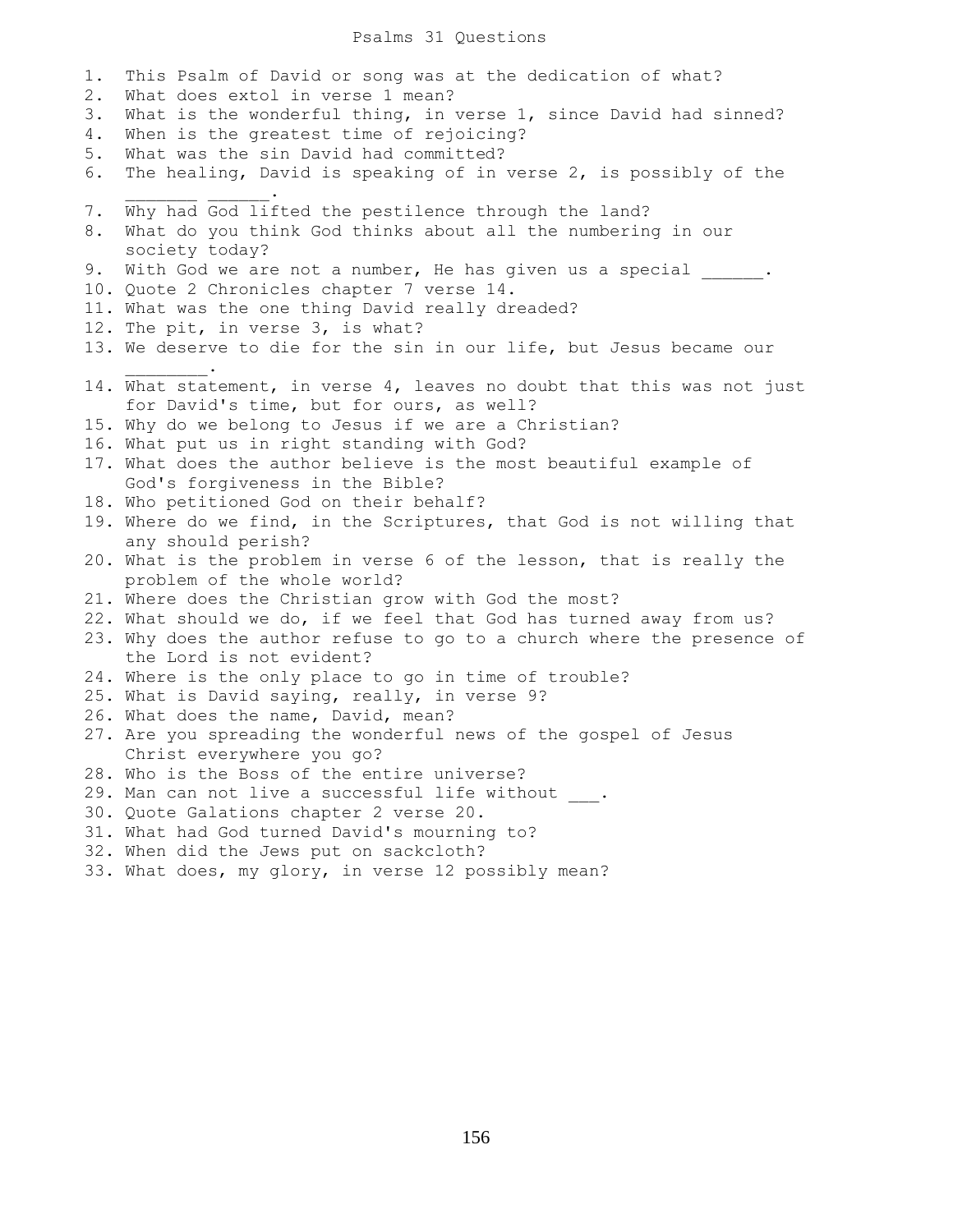# Psalms 31 Questions

1. This Psalm of David or song was at the dedication of what?
2. What does extol in verse 1 mean?
3. What is the wonderful thing, in verse 1, since David had sinned?
4. When is the greatest time of rejoicing?
5. What was the sin David had committed?
6. The healing, David is speaking of in verse 2, is possibly of the _______ ______.
7. Why had God lifted the pestilence through the land?
8. What do you think God thinks about all the numbering in our society today?
9. With God we are not a number, He has given us a special ______.
10. Quote 2 Chronicles chapter 7 verse 14.
11. What was the one thing David really dreaded?
12. The pit, in verse 3, is what?
13. We deserve to die for the sin in our life, but Jesus became our ________.
14. What statement, in verse 4, leaves no doubt that this was not just for David's time, but for ours, as well?
15. Why do we belong to Jesus if we are a Christian?
16. What put us in right standing with God?
17. What does the author believe is the most beautiful example of God's forgiveness in the Bible?
18. Who petitioned God on their behalf?
19. Where do we find, in the Scriptures, that God is not willing that any should perish?
20. What is the problem in verse 6 of the lesson, that is really the problem of the whole world?
21. Where does the Christian grow with God the most?
22. What should we do, if we feel that God has turned away from us?
23. Why does the author refuse to go to a church where the presence of the Lord is not evident?
24. Where is the only place to go in time of trouble?
25. What is David saying, really, in verse 9?
26. What does the name, David, mean?
27. Are you spreading the wonderful news of the gospel of Jesus Christ everywhere you go?
28. Who is the Boss of the entire universe?
29. Man can not live a successful life without ___.
30. Quote Galations chapter 2 verse 20.
31. What had God turned David's mourning to?
32. When did the Jews put on sackcloth?
33. What does, my glory, in verse 12 possibly mean?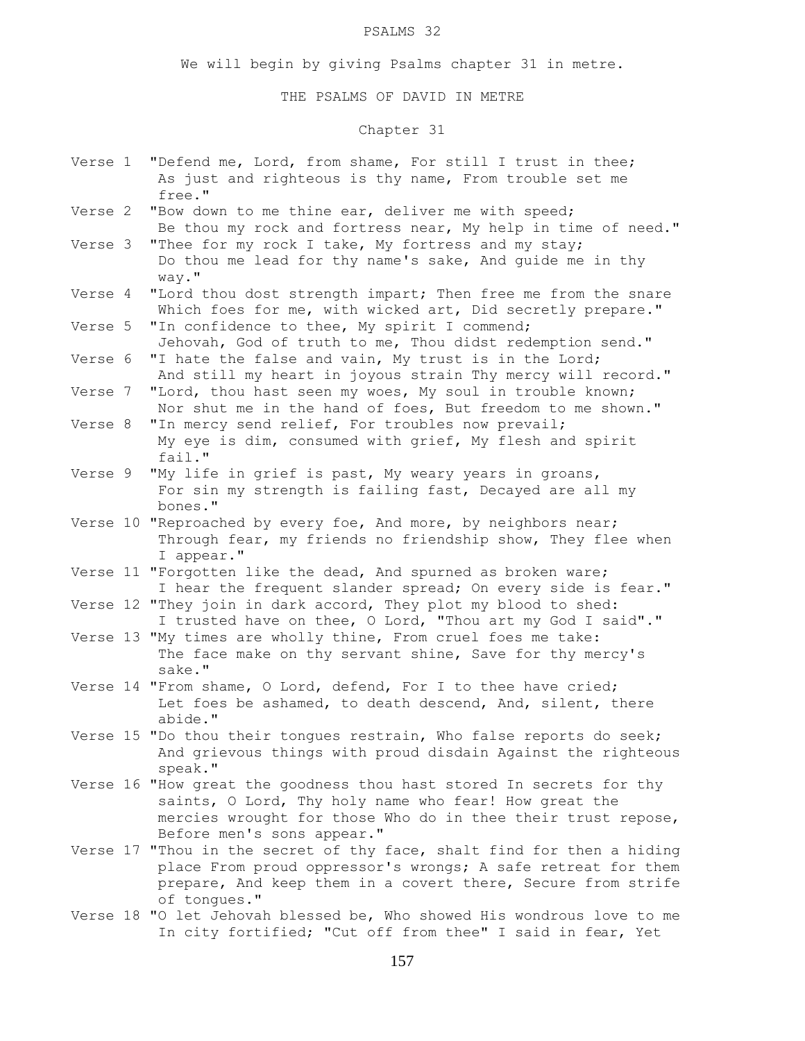# PSALMS 32

We will begin by giving Psalms chapter 31 in metre.

## THE PSALMS OF DAVID IN METRE

### Chapter 31

Verse 1 "Defend me, Lord, from shame, For still I trust in thee; As just and righteous is thy name, From trouble set me free."

Verse 2 "Bow down to me thine ear, deliver me with speed; Be thou my rock and fortress near, My help in time of need."

Verse 3 "Thee for my rock I take, My fortress and my stay; Do thou me lead for thy name's sake, And guide me in thy way."

Verse 4 "Lord thou dost strength impart; Then free me from the snare Which foes for me, with wicked art, Did secretly prepare."

Verse 5 "In confidence to thee, My spirit I commend; Jehovah, God of truth to me, Thou didst redemption send."

Verse 6 "I hate the false and vain, My trust is in the Lord; And still my heart in joyous strain Thy mercy will record."

Verse 7 "Lord, thou hast seen my woes, My soul in trouble known; Nor shut me in the hand of foes, But freedom to me shown."

Verse 8 "In mercy send relief, For troubles now prevail; My eye is dim, consumed with grief, My flesh and spirit fail."

Verse 9 "My life in grief is past, My weary years in groans, For sin my strength is failing fast, Decayed are all my bones."

Verse 10 "Reproached by every foe, And more, by neighbors near; Through fear, my friends no friendship show, They flee when I appear."

Verse 11 "Forgotten like the dead, And spurned as broken ware; I hear the frequent slander spread; On every side is fear."

Verse 12 "They join in dark accord, They plot my blood to shed: I trusted have on thee, O Lord, "Thou art my God I said"."

Verse 13 "My times are wholly thine, From cruel foes me take: The face make on thy servant shine, Save for thy mercy's sake."

Verse 14 "From shame, O Lord, defend, For I to thee have cried; Let foes be ashamed, to death descend, And, silent, there abide."

Verse 15 "Do thou their tongues restrain, Who false reports do seek; And grievous things with proud disdain Against the righteous speak."

Verse 16 "How great the goodness thou hast stored In secrets for thy saints, O Lord, Thy holy name who fear! How great the mercies wrought for those Who do in thee their trust repose, Before men's sons appear."

Verse 17 "Thou in the secret of thy face, shalt find for then a hiding place From proud oppressor's wrongs; A safe retreat for them prepare, And keep them in a covert there, Secure from strife of tongues."

Verse 18 "O let Jehovah blessed be, Who showed His wondrous love to me In city fortified; "Cut off from thee" I said in fear, Yet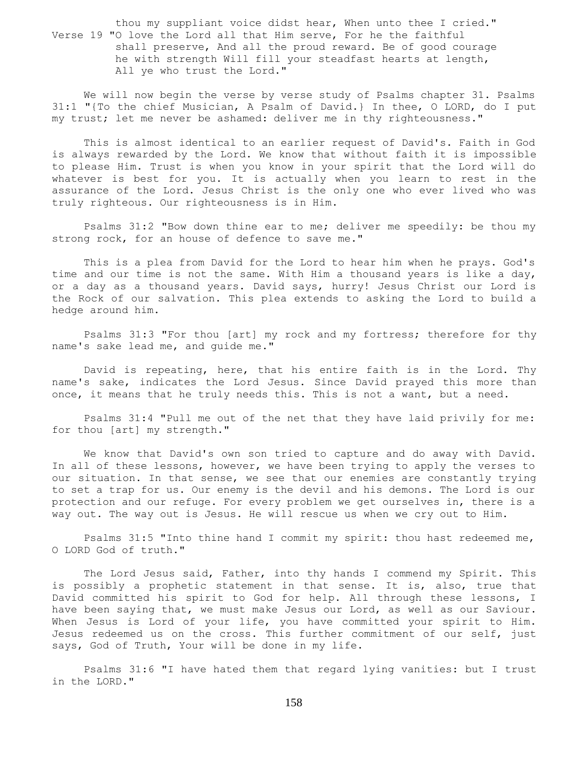thou my suppliant voice didst hear, When unto thee I cried."

Verse 19 "O love the Lord all that Him serve, For he the faithful shall preserve, And all the proud reward. Be of good courage he with strength Will fill your steadfast hearts at length, All ye who trust the Lord."

We will now begin the verse by verse study of Psalms chapter 31. Psalms 31:1 "{To the chief Musician, A Psalm of David.} In thee, O LORD, do I put my trust; let me never be ashamed: deliver me in thy righteousness."

This is almost identical to an earlier request of David's. Faith in God is always rewarded by the Lord. We know that without faith it is impossible to please Him. Trust is when you know in your spirit that the Lord will do whatever is best for you. It is actually when you learn to rest in the assurance of the Lord. Jesus Christ is the only one who ever lived who was truly righteous. Our righteousness is in Him.

Psalms 31:2 "Bow down thine ear to me; deliver me speedily: be thou my strong rock, for an house of defence to save me."

This is a plea from David for the Lord to hear him when he prays. God's time and our time is not the same. With Him a thousand years is like a day, or a day as a thousand years. David says, hurry! Jesus Christ our Lord is the Rock of our salvation. This plea extends to asking the Lord to build a hedge around him.

Psalms 31:3 "For thou [art] my rock and my fortress; therefore for thy name's sake lead me, and guide me."

David is repeating, here, that his entire faith is in the Lord. Thy name's sake, indicates the Lord Jesus. Since David prayed this more than once, it means that he truly needs this. This is not a want, but a need.

Psalms 31:4 "Pull me out of the net that they have laid privily for me: for thou [art] my strength."

We know that David's own son tried to capture and do away with David. In all of these lessons, however, we have been trying to apply the verses to our situation. In that sense, we see that our enemies are constantly trying to set a trap for us. Our enemy is the devil and his demons. The Lord is our protection and our refuge. For every problem we get ourselves in, there is a way out. The way out is Jesus. He will rescue us when we cry out to Him.

Psalms 31:5 "Into thine hand I commit my spirit: thou hast redeemed me, O LORD God of truth."

The Lord Jesus said, Father, into thy hands I commend my Spirit. This is possibly a prophetic statement in that sense. It is, also, true that David committed his spirit to God for help. All through these lessons, I have been saying that, we must make Jesus our Lord, as well as our Saviour. When Jesus is Lord of your life, you have committed your spirit to Him. Jesus redeemed us on the cross. This further commitment of our self, just says, God of Truth, Your will be done in my life.

Psalms 31:6 "I have hated them that regard lying vanities: but I trust in the LORD."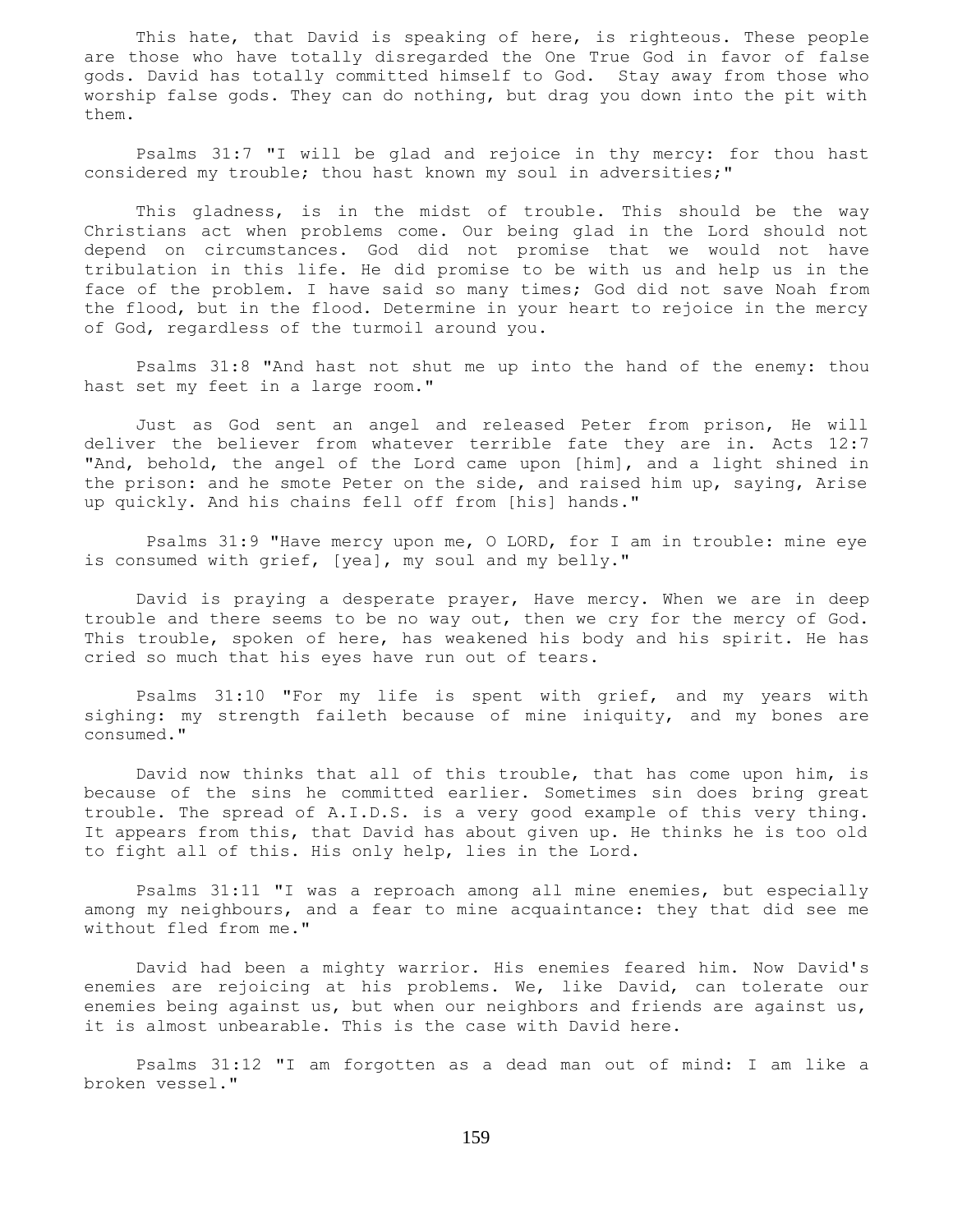This hate, that David is speaking of here, is righteous. These people are those who have totally disregarded the One True God in favor of false gods. David has totally committed himself to God. Stay away from those who worship false gods. They can do nothing, but drag you down into the pit with them.

Psalms 31:7 "I will be glad and rejoice in thy mercy: for thou hast considered my trouble; thou hast known my soul in adversities;"

This gladness, is in the midst of trouble. This should be the way Christians act when problems come. Our being glad in the Lord should not depend on circumstances. God did not promise that we would not have tribulation in this life. He did promise to be with us and help us in the face of the problem. I have said so many times; God did not save Noah from the flood, but in the flood. Determine in your heart to rejoice in the mercy of God, regardless of the turmoil around you.

Psalms 31:8 "And hast not shut me up into the hand of the enemy: thou hast set my feet in a large room."

Just as God sent an angel and released Peter from prison, He will deliver the believer from whatever terrible fate they are in. Acts 12:7 "And, behold, the angel of the Lord came upon [him], and a light shined in the prison: and he smote Peter on the side, and raised him up, saying, Arise up quickly. And his chains fell off from [his] hands."

Psalms 31:9 "Have mercy upon me, O LORD, for I am in trouble: mine eye is consumed with grief, [yea], my soul and my belly."

David is praying a desperate prayer, Have mercy. When we are in deep trouble and there seems to be no way out, then we cry for the mercy of God. This trouble, spoken of here, has weakened his body and his spirit. He has cried so much that his eyes have run out of tears.

Psalms 31:10 "For my life is spent with grief, and my years with sighing: my strength faileth because of mine iniquity, and my bones are consumed."

David now thinks that all of this trouble, that has come upon him, is because of the sins he committed earlier. Sometimes sin does bring great trouble. The spread of A.I.D.S. is a very good example of this very thing. It appears from this, that David has about given up. He thinks he is too old to fight all of this. His only help, lies in the Lord.

Psalms 31:11 "I was a reproach among all mine enemies, but especially among my neighbours, and a fear to mine acquaintance: they that did see me without fled from me."

David had been a mighty warrior. His enemies feared him. Now David's enemies are rejoicing at his problems. We, like David, can tolerate our enemies being against us, but when our neighbors and friends are against us, it is almost unbearable. This is the case with David here.

Psalms 31:12 "I am forgotten as a dead man out of mind: I am like a broken vessel."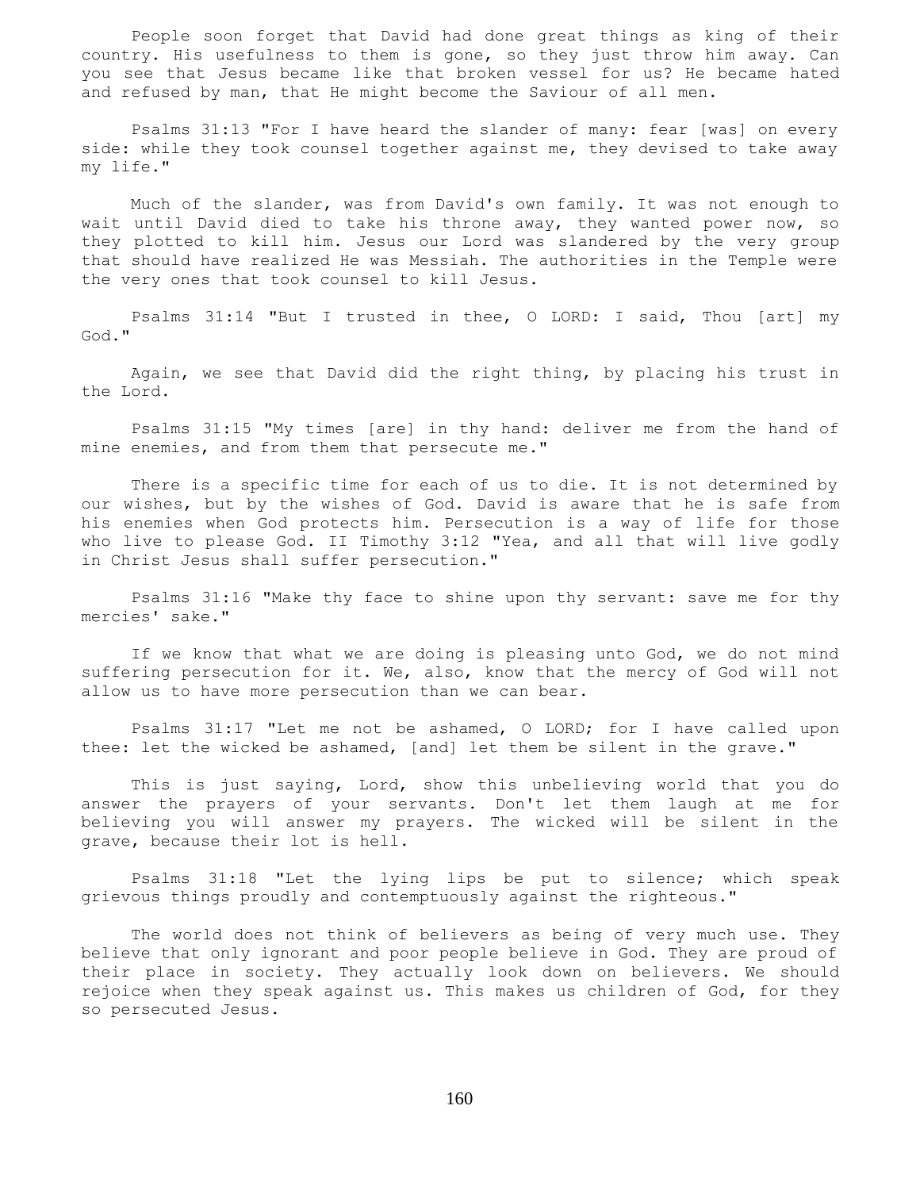People soon forget that David had done great things as king of their country. His usefulness to them is gone, so they just throw him away. Can you see that Jesus became like that broken vessel for us? He became hated and refused by man, that He might become the Saviour of all men.

Psalms 31:13 "For I have heard the slander of many: fear [was] on every side: while they took counsel together against me, they devised to take away my life."

Much of the slander, was from David's own family. It was not enough to wait until David died to take his throne away, they wanted power now, so they plotted to kill him. Jesus our Lord was slandered by the very group that should have realized He was Messiah. The authorities in the Temple were the very ones that took counsel to kill Jesus.

Psalms 31:14 "But I trusted in thee, O LORD: I said, Thou [art] my God."

Again, we see that David did the right thing, by placing his trust in the Lord.

Psalms 31:15 "My times [are] in thy hand: deliver me from the hand of mine enemies, and from them that persecute me."

There is a specific time for each of us to die. It is not determined by our wishes, but by the wishes of God. David is aware that he is safe from his enemies when God protects him. Persecution is a way of life for those who live to please God. II Timothy 3:12 "Yea, and all that will live godly in Christ Jesus shall suffer persecution."

Psalms 31:16 "Make thy face to shine upon thy servant: save me for thy mercies' sake."

If we know that what we are doing is pleasing unto God, we do not mind suffering persecution for it. We, also, know that the mercy of God will not allow us to have more persecution than we can bear.

Psalms 31:17 "Let me not be ashamed, O LORD; for I have called upon thee: let the wicked be ashamed, [and] let them be silent in the grave."

This is just saying, Lord, show this unbelieving world that you do answer the prayers of your servants. Don't let them laugh at me for believing you will answer my prayers. The wicked will be silent in the grave, because their lot is hell.

Psalms 31:18 "Let the lying lips be put to silence; which speak grievous things proudly and contemptuously against the righteous."

The world does not think of believers as being of very much use. They believe that only ignorant and poor people believe in God. They are proud of their place in society. They actually look down on believers. We should rejoice when they speak against us. This makes us children of God, for they so persecuted Jesus.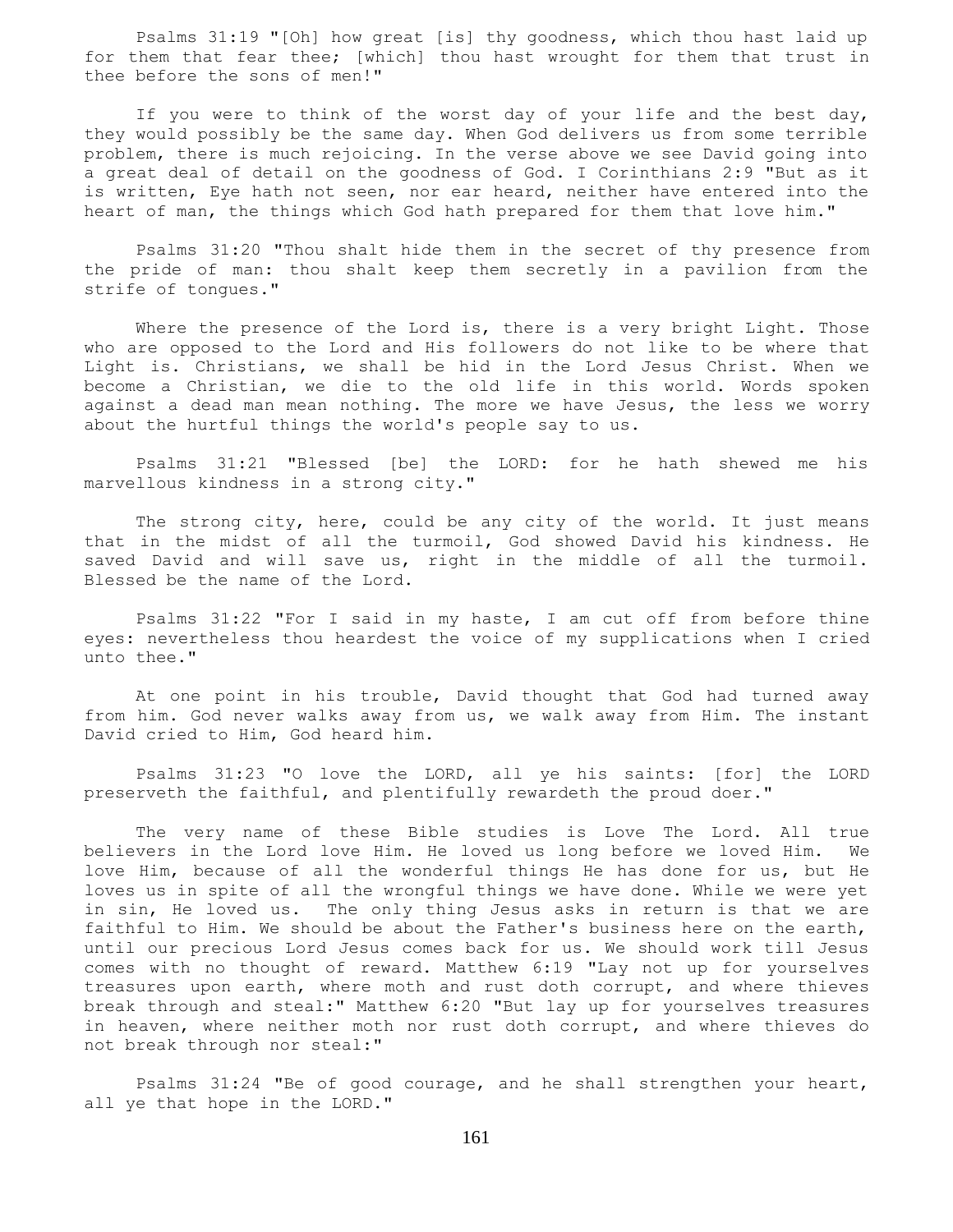Psalms 31:19 "[Oh] how great [is] thy goodness, which thou hast laid up for them that fear thee; [which] thou hast wrought for them that trust in thee before the sons of men!"

If you were to think of the worst day of your life and the best day, they would possibly be the same day. When God delivers us from some terrible problem, there is much rejoicing. In the verse above we see David going into a great deal of detail on the goodness of God. I Corinthians 2:9 "But as it is written, Eye hath not seen, nor ear heard, neither have entered into the heart of man, the things which God hath prepared for them that love him."

Psalms 31:20 "Thou shalt hide them in the secret of thy presence from the pride of man: thou shalt keep them secretly in a pavilion from the strife of tongues."

Where the presence of the Lord is, there is a very bright Light. Those who are opposed to the Lord and His followers do not like to be where that Light is. Christians, we shall be hid in the Lord Jesus Christ. When we become a Christian, we die to the old life in this world. Words spoken against a dead man mean nothing. The more we have Jesus, the less we worry about the hurtful things the world's people say to us.

Psalms 31:21 "Blessed [be] the LORD: for he hath shewed me his marvellous kindness in a strong city."

The strong city, here, could be any city of the world. It just means that in the midst of all the turmoil, God showed David his kindness. He saved David and will save us, right in the middle of all the turmoil. Blessed be the name of the Lord.

Psalms 31:22 "For I said in my haste, I am cut off from before thine eyes: nevertheless thou heardest the voice of my supplications when I cried unto thee."

At one point in his trouble, David thought that God had turned away from him. God never walks away from us, we walk away from Him. The instant David cried to Him, God heard him.

Psalms 31:23 "O love the LORD, all ye his saints: [for] the LORD preserveth the faithful, and plentifully rewardeth the proud doer."

The very name of these Bible studies is Love The Lord. All true believers in the Lord love Him. He loved us long before we loved Him. We love Him, because of all the wonderful things He has done for us, but He loves us in spite of all the wrongful things we have done. While we were yet in sin, He loved us. The only thing Jesus asks in return is that we are faithful to Him. We should be about the Father's business here on the earth, until our precious Lord Jesus comes back for us. We should work till Jesus comes with no thought of reward. Matthew 6:19 "Lay not up for yourselves treasures upon earth, where moth and rust doth corrupt, and where thieves break through and steal:" Matthew 6:20 "But lay up for yourselves treasures in heaven, where neither moth nor rust doth corrupt, and where thieves do not break through nor steal:"

Psalms 31:24 "Be of good courage, and he shall strengthen your heart, all ye that hope in the LORD."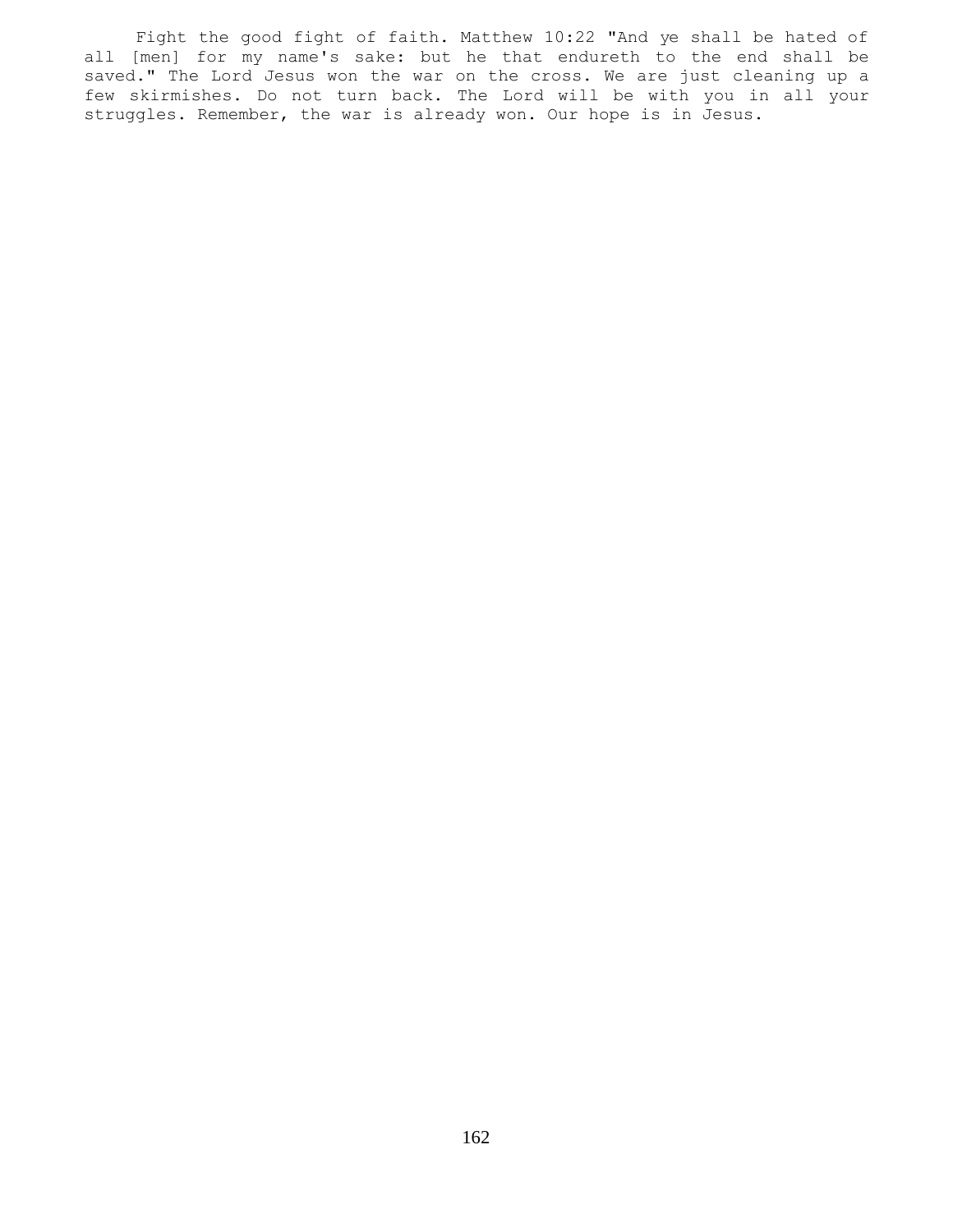Fight the good fight of faith. Matthew 10:22 "And ye shall be hated of all [men] for my name's sake: but he that endureth to the end shall be saved." The Lord Jesus won the war on the cross. We are just cleaning up a few skirmishes. Do not turn back. The Lord will be with you in all your struggles. Remember, the war is already won. Our hope is in Jesus.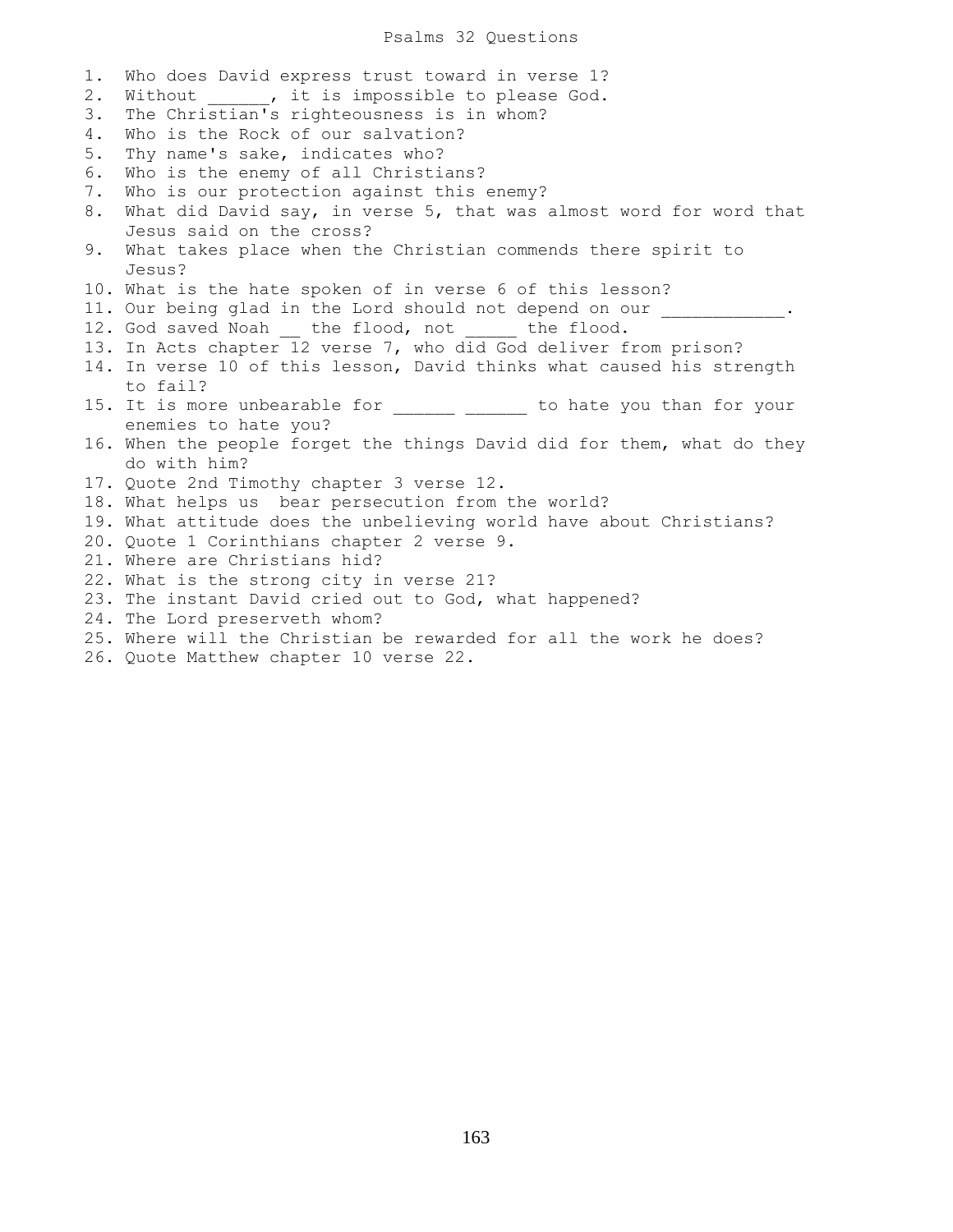# Psalms 32 Questions

1. Who does David express trust toward in verse 1?
2. Without ______, it is impossible to please God.
3. The Christian's righteousness is in whom?
4. Who is the Rock of our salvation?
5. Thy name's sake, indicates who?
6. Who is the enemy of all Christians?
7. Who is our protection against this enemy?
8. What did David say, in verse 5, that was almost word for word that Jesus said on the cross?
9. What takes place when the Christian commends there spirit to Jesus?
10. What is the hate spoken of in verse 6 of this lesson?
11. Our being glad in the Lord should not depend on our ____________.
12. God saved Noah __ the flood, not _____ the flood.
13. In Acts chapter 12 verse 7, who did God deliver from prison?
14. In verse 10 of this lesson, David thinks what caused his strength to fail?
15. It is more unbearable for ______ ______ to hate you than for your enemies to hate you?
16. When the people forget the things David did for them, what do they do with him?
17. Quote 2nd Timothy chapter 3 verse 12.
18. What helps us bear persecution from the world?
19. What attitude does the unbelieving world have about Christians?
20. Quote 1 Corinthians chapter 2 verse 9.
21. Where are Christians hid?
22. What is the strong city in verse 21?
23. The instant David cried out to God, what happened?
24. The Lord preserveth whom?
25. Where will the Christian be rewarded for all the work he does?
26. Quote Matthew chapter 10 verse 22.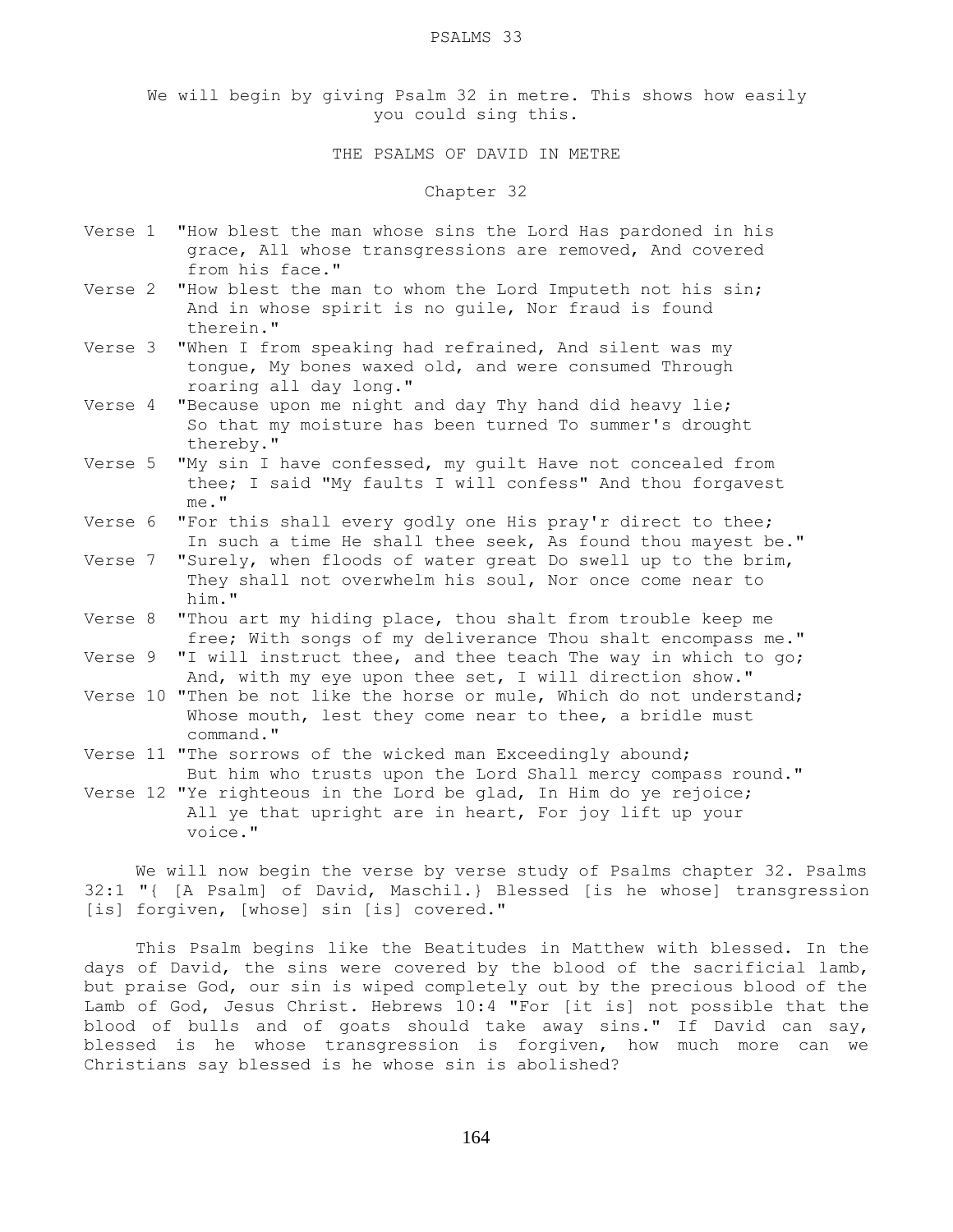# PSALMS 33

We will begin by giving Psalm 32 in metre. This shows how easily you could sing this.

## THE PSALMS OF DAVID IN METRE

### Chapter 32

Verse 1 "How blest the man whose sins the Lord Has pardoned in his grace, All whose transgressions are removed, And covered from his face."

Verse 2 "How blest the man to whom the Lord Imputeth not his sin; And in whose spirit is no guile, Nor fraud is found therein."

Verse 3 "When I from speaking had refrained, And silent was my tongue, My bones waxed old, and were consumed Through roaring all day long."

Verse 4 "Because upon me night and day Thy hand did heavy lie; So that my moisture has been turned To summer's drought thereby."

Verse 5 "My sin I have confessed, my guilt Have not concealed from thee; I said "My faults I will confess" And thou forgavest me."

Verse 6 "For this shall every godly one His pray'r direct to thee; In such a time He shall thee seek, As found thou mayest be."

Verse 7 "Surely, when floods of water great Do swell up to the brim, They shall not overwhelm his soul, Nor once come near to him."

Verse 8 "Thou art my hiding place, thou shalt from trouble keep me free; With songs of my deliverance Thou shalt encompass me."

Verse 9 "I will instruct thee, and thee teach The way in which to go; And, with my eye upon thee set, I will direction show."

Verse 10 "Then be not like the horse or mule, Which do not understand; Whose mouth, lest they come near to thee, a bridle must command."

Verse 11 "The sorrows of the wicked man Exceedingly abound; But him who trusts upon the Lord Shall mercy compass round."

Verse 12 "Ye righteous in the Lord be glad, In Him do ye rejoice; All ye that upright are in heart, For joy lift up your voice."

We will now begin the verse by verse study of Psalms chapter 32. Psalms 32:1 "{ [A Psalm] of David, Maschil.} Blessed [is he whose] transgression [is] forgiven, [whose] sin [is] covered."

This Psalm begins like the Beatitudes in Matthew with blessed. In the days of David, the sins were covered by the blood of the sacrificial lamb, but praise God, our sin is wiped completely out by the precious blood of the Lamb of God, Jesus Christ. Hebrews 10:4 "For [it is] not possible that the blood of bulls and of goats should take away sins." If David can say, blessed is he whose transgression is forgiven, how much more can we Christians say blessed is he whose sin is abolished?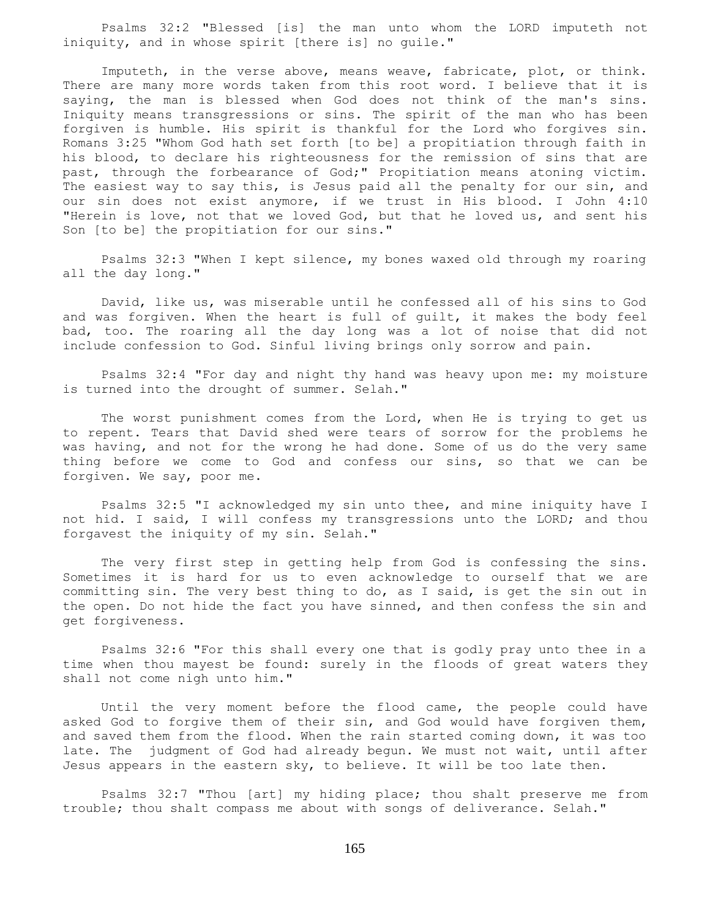Psalms 32:2 "Blessed [is] the man unto whom the LORD imputeth not iniquity, and in whose spirit [there is] no guile."

Imputeth, in the verse above, means weave, fabricate, plot, or think. There are many more words taken from this root word. I believe that it is saying, the man is blessed when God does not think of the man's sins. Iniquity means transgressions or sins. The spirit of the man who has been forgiven is humble. His spirit is thankful for the Lord who forgives sin. Romans 3:25 "Whom God hath set forth [to be] a propitiation through faith in his blood, to declare his righteousness for the remission of sins that are past, through the forbearance of God;" Propitiation means atoning victim. The easiest way to say this, is Jesus paid all the penalty for our sin, and our sin does not exist anymore, if we trust in His blood. I John 4:10 "Herein is love, not that we loved God, but that he loved us, and sent his Son [to be] the propitiation for our sins."

Psalms 32:3 "When I kept silence, my bones waxed old through my roaring all the day long."

David, like us, was miserable until he confessed all of his sins to God and was forgiven. When the heart is full of guilt, it makes the body feel bad, too. The roaring all the day long was a lot of noise that did not include confession to God. Sinful living brings only sorrow and pain.

Psalms 32:4 "For day and night thy hand was heavy upon me: my moisture is turned into the drought of summer. Selah."

The worst punishment comes from the Lord, when He is trying to get us to repent. Tears that David shed were tears of sorrow for the problems he was having, and not for the wrong he had done. Some of us do the very same thing before we come to God and confess our sins, so that we can be forgiven. We say, poor me.

Psalms 32:5 "I acknowledged my sin unto thee, and mine iniquity have I not hid. I said, I will confess my transgressions unto the LORD; and thou forgavest the iniquity of my sin. Selah."

The very first step in getting help from God is confessing the sins. Sometimes it is hard for us to even acknowledge to ourself that we are committing sin. The very best thing to do, as I said, is get the sin out in the open. Do not hide the fact you have sinned, and then confess the sin and get forgiveness.

Psalms 32:6 "For this shall every one that is godly pray unto thee in a time when thou mayest be found: surely in the floods of great waters they shall not come nigh unto him."

Until the very moment before the flood came, the people could have asked God to forgive them of their sin, and God would have forgiven them, and saved them from the flood. When the rain started coming down, it was too late. The judgment of God had already begun. We must not wait, until after Jesus appears in the eastern sky, to believe. It will be too late then.

Psalms 32:7 "Thou [art] my hiding place; thou shalt preserve me from trouble; thou shalt compass me about with songs of deliverance. Selah."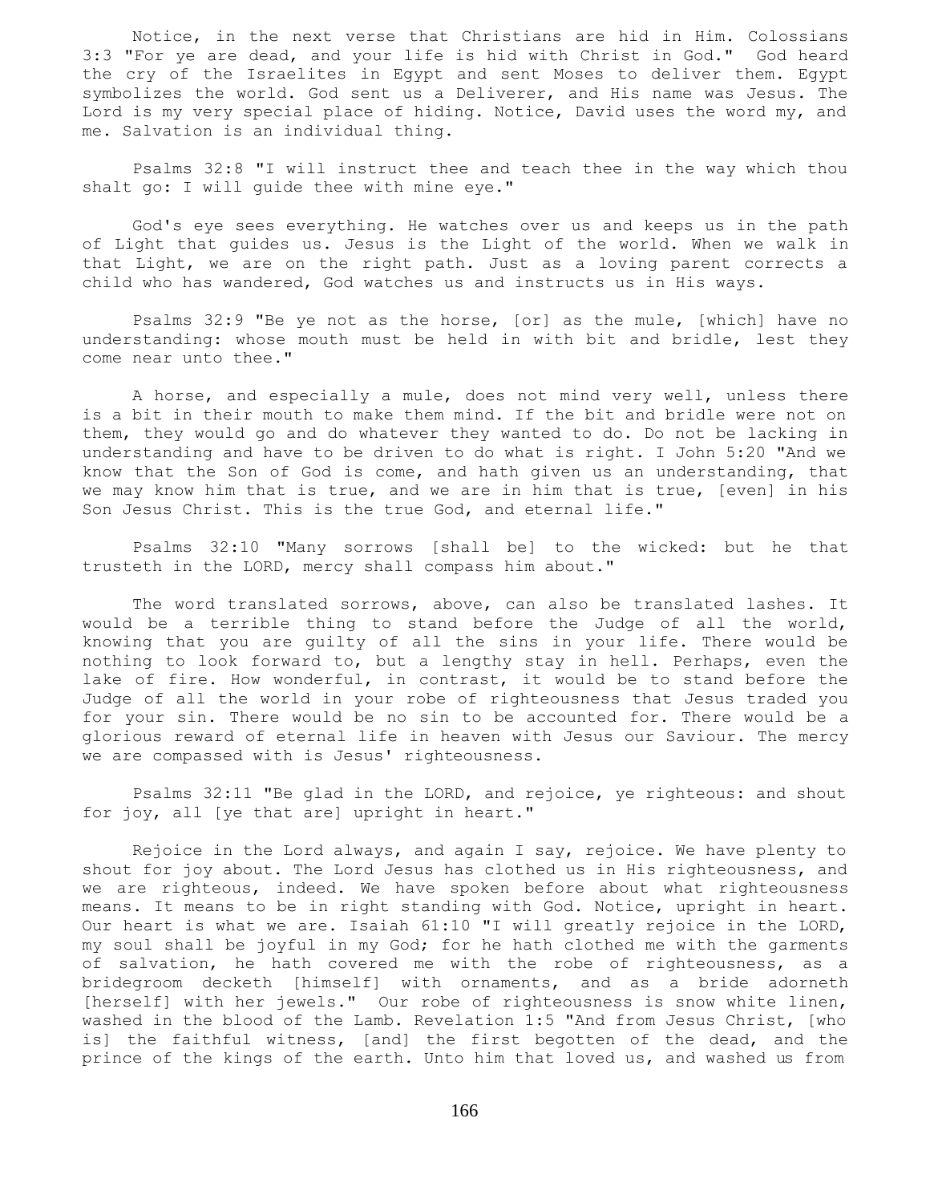Notice, in the next verse that Christians are hid in Him. Colossians 3:3 "For ye are dead, and your life is hid with Christ in God." God heard the cry of the Israelites in Egypt and sent Moses to deliver them. Egypt symbolizes the world. God sent us a Deliverer, and His name was Jesus. The Lord is my very special place of hiding. Notice, David uses the word my, and me. Salvation is an individual thing.

Psalms 32:8 "I will instruct thee and teach thee in the way which thou shalt go: I will guide thee with mine eye."

God's eye sees everything. He watches over us and keeps us in the path of Light that guides us. Jesus is the Light of the world. When we walk in that Light, we are on the right path. Just as a loving parent corrects a child who has wandered, God watches us and instructs us in His ways.

Psalms 32:9 "Be ye not as the horse, [or] as the mule, [which] have no understanding: whose mouth must be held in with bit and bridle, lest they come near unto thee."

A horse, and especially a mule, does not mind very well, unless there is a bit in their mouth to make them mind. If the bit and bridle were not on them, they would go and do whatever they wanted to do. Do not be lacking in understanding and have to be driven to do what is right. I John 5:20 "And we know that the Son of God is come, and hath given us an understanding, that we may know him that is true, and we are in him that is true, [even] in his Son Jesus Christ. This is the true God, and eternal life."

Psalms 32:10 "Many sorrows [shall be] to the wicked: but he that trusteth in the LORD, mercy shall compass him about."

The word translated sorrows, above, can also be translated lashes. It would be a terrible thing to stand before the Judge of all the world, knowing that you are guilty of all the sins in your life. There would be nothing to look forward to, but a lengthy stay in hell. Perhaps, even the lake of fire. How wonderful, in contrast, it would be to stand before the Judge of all the world in your robe of righteousness that Jesus traded you for your sin. There would be no sin to be accounted for. There would be a glorious reward of eternal life in heaven with Jesus our Saviour. The mercy we are compassed with is Jesus' righteousness.

Psalms 32:11 "Be glad in the LORD, and rejoice, ye righteous: and shout for joy, all [ye that are] upright in heart."

Rejoice in the Lord always, and again I say, rejoice. We have plenty to shout for joy about. The Lord Jesus has clothed us in His righteousness, and we are righteous, indeed. We have spoken before about what righteousness means. It means to be in right standing with God. Notice, upright in heart. Our heart is what we are. Isaiah 61:10 "I will greatly rejoice in the LORD, my soul shall be joyful in my God; for he hath clothed me with the garments of salvation, he hath covered me with the robe of righteousness, as a bridegroom decketh [himself] with ornaments, and as a bride adorneth [herself] with her jewels." Our robe of righteousness is snow white linen, washed in the blood of the Lamb. Revelation 1:5 "And from Jesus Christ, [who is] the faithful witness, [and] the first begotten of the dead, and the prince of the kings of the earth. Unto him that loved us, and washed us from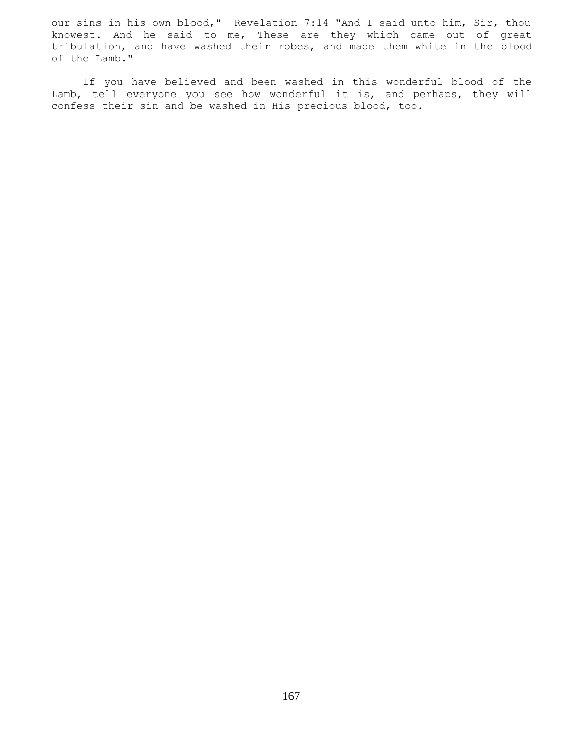our sins in his own blood," Revelation 7:14 "And I said unto him, Sir, thou knowest. And he said to me, These are they which came out of great tribulation, and have washed their robes, and made them white in the blood of the Lamb."

If you have believed and been washed in this wonderful blood of the Lamb, tell everyone you see how wonderful it is, and perhaps, they will confess their sin and be washed in His precious blood, too.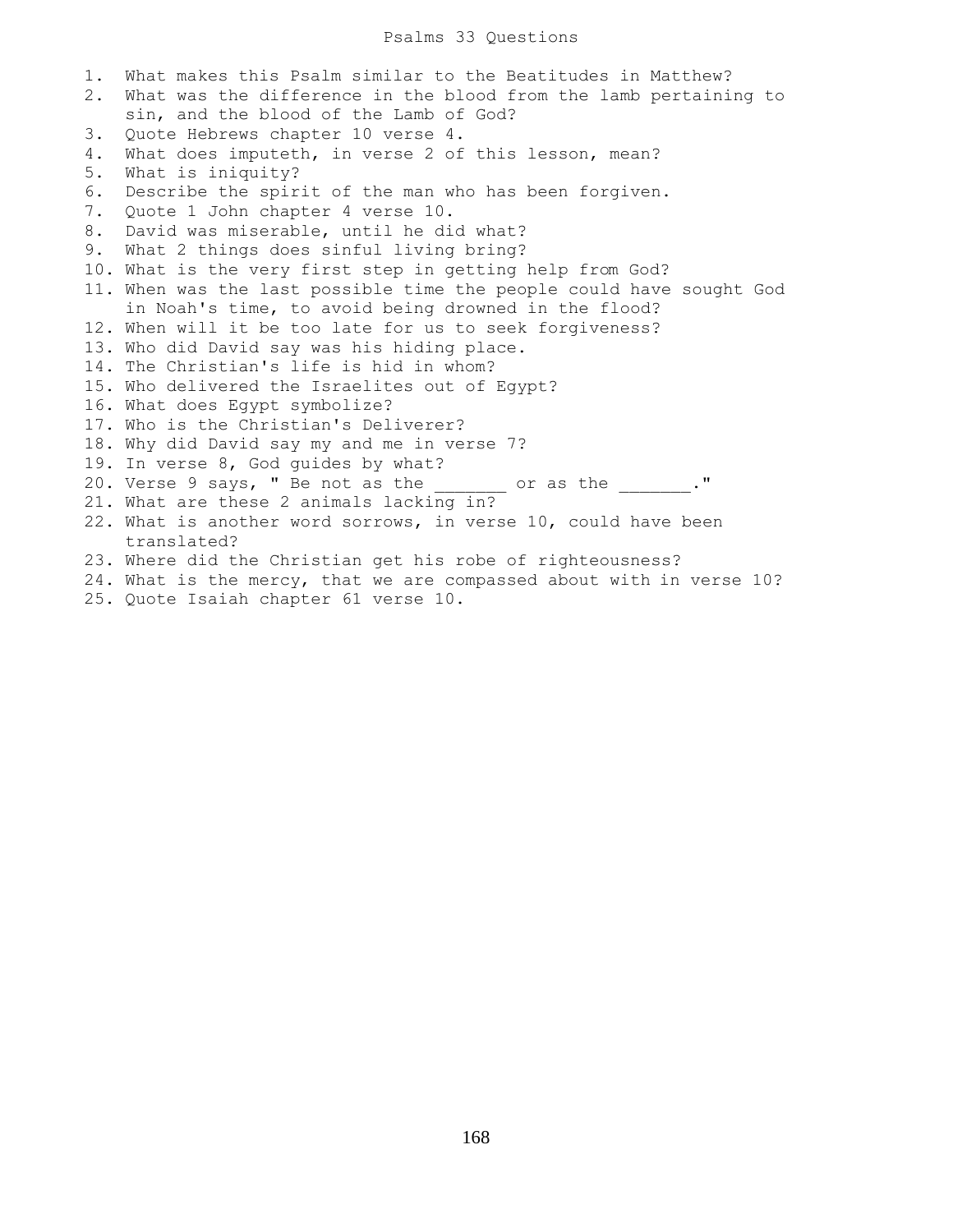# Psalms 33 Questions

1. What makes this Psalm similar to the Beatitudes in Matthew?
2. What was the difference in the blood from the lamb pertaining to sin, and the blood of the Lamb of God?
3. Quote Hebrews chapter 10 verse 4.
4. What does imputeth, in verse 2 of this lesson, mean?
5. What is iniquity?
6. Describe the spirit of the man who has been forgiven.
7. Quote 1 John chapter 4 verse 10.
8. David was miserable, until he did what?
9. What 2 things does sinful living bring?
10. What is the very first step in getting help from God?
11. When was the last possible time the people could have sought God in Noah's time, to avoid being drowned in the flood?
12. When will it be too late for us to seek forgiveness?
13. Who did David say was his hiding place.
14. The Christian's life is hid in whom?
15. Who delivered the Israelites out of Egypt?
16. What does Egypt symbolize?
17. Who is the Christian's Deliverer?
18. Why did David say my and me in verse 7?
19. In verse 8, God guides by what?
20. Verse 9 says, " Be not as the _______ or as the _______."
21. What are these 2 animals lacking in?
22. What is another word sorrows, in verse 10, could have been translated?
23. Where did the Christian get his robe of righteousness?
24. What is the mercy, that we are compassed about with in verse 10?
25. Quote Isaiah chapter 61 verse 10.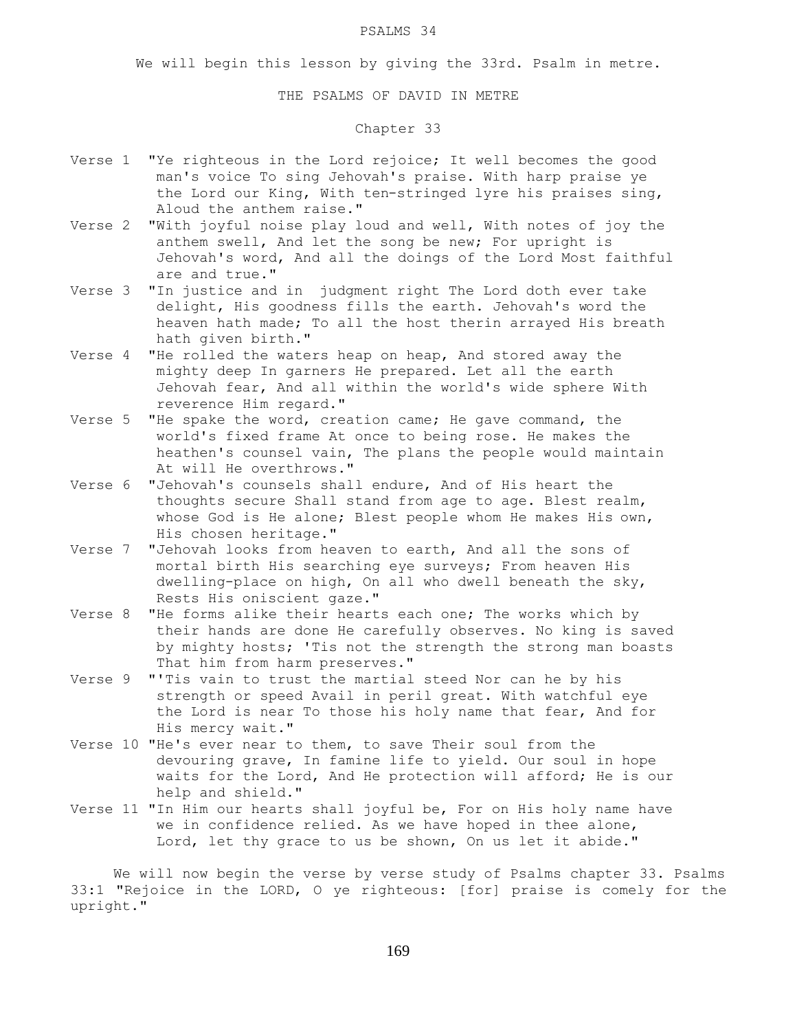# PSALMS 34

We will begin this lesson by giving the 33rd. Psalm in metre.

## THE PSALMS OF DAVID IN METRE

### Chapter 33

Verse 1 "Ye righteous in the Lord rejoice; It well becomes the good man's voice To sing Jehovah's praise. With harp praise ye the Lord our King, With ten-stringed lyre his praises sing, Aloud the anthem raise."

Verse 2 "With joyful noise play loud and well, With notes of joy the anthem swell, And let the song be new; For upright is Jehovah's word, And all the doings of the Lord Most faithful are and true."

Verse 3 "In justice and in judgment right The Lord doth ever take delight, His goodness fills the earth. Jehovah's word the heaven hath made; To all the host therin arrayed His breath hath given birth."

Verse 4 "He rolled the waters heap on heap, And stored away the mighty deep In garners He prepared. Let all the earth Jehovah fear, And all within the world's wide sphere With reverence Him regard."

Verse 5 "He spake the word, creation came; He gave command, the world's fixed frame At once to being rose. He makes the heathen's counsel vain, The plans the people would maintain At will He overthrows."

Verse 6 "Jehovah's counsels shall endure, And of His heart the thoughts secure Shall stand from age to age. Blest realm, whose God is He alone; Blest people whom He makes His own, His chosen heritage."

Verse 7 "Jehovah looks from heaven to earth, And all the sons of mortal birth His searching eye surveys; From heaven His dwelling-place on high, On all who dwell beneath the sky, Rests His oniscient gaze."

Verse 8 "He forms alike their hearts each one; The works which by their hands are done He carefully observes. No king is saved by mighty hosts; 'Tis not the strength the strong man boasts That him from harm preserves."

Verse 9 "'Tis vain to trust the martial steed Nor can he by his strength or speed Avail in peril great. With watchful eye the Lord is near To those his holy name that fear, And for His mercy wait."

Verse 10 "He's ever near to them, to save Their soul from the devouring grave, In famine life to yield. Our soul in hope waits for the Lord, And He protection will afford; He is our help and shield."

Verse 11 "In Him our hearts shall joyful be, For on His holy name have we in confidence relied. As we have hoped in thee alone, Lord, let thy grace to us be shown, On us let it abide."

We will now begin the verse by verse study of Psalms chapter 33. Psalms 33:1 "Rejoice in the LORD, O ye righteous: [for] praise is comely for the upright."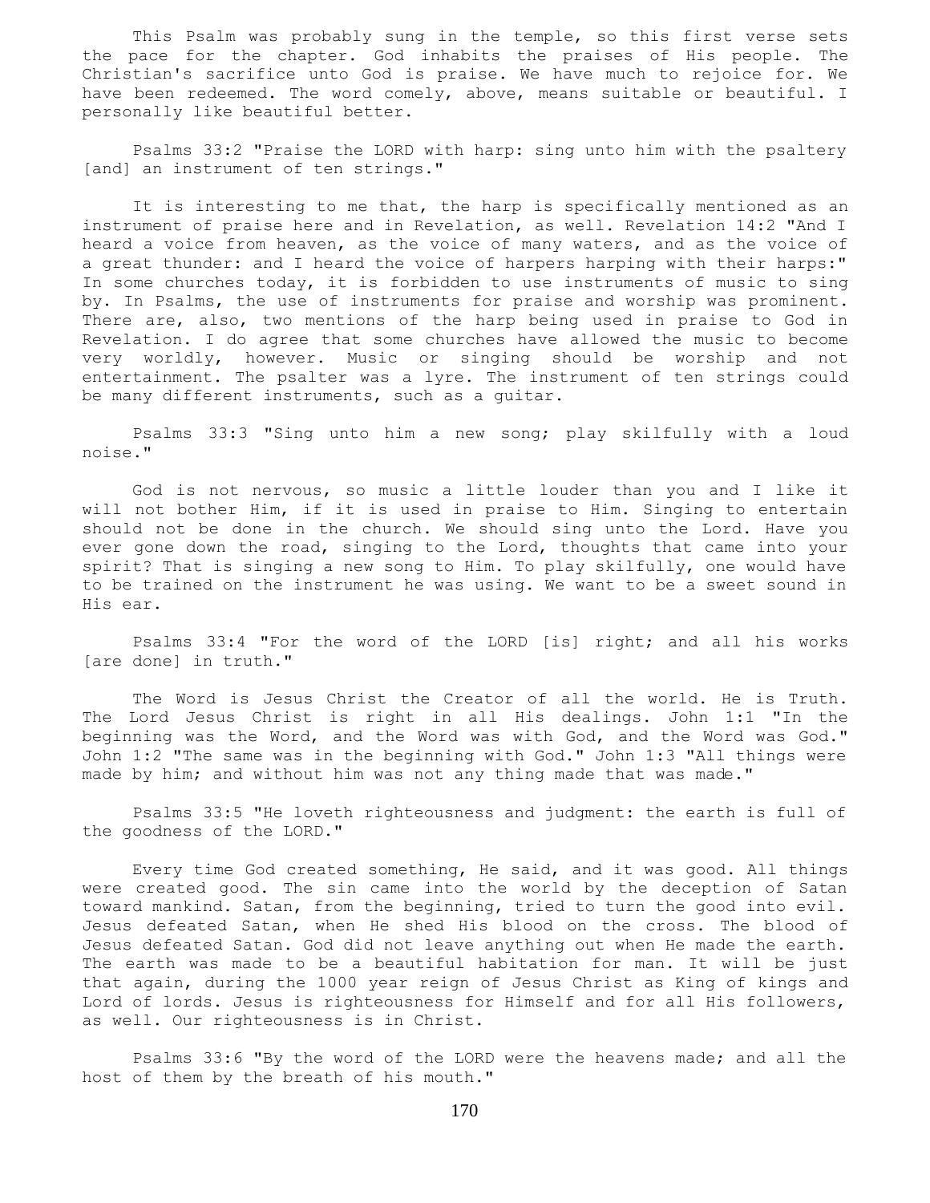This Psalm was probably sung in the temple, so this first verse sets the pace for the chapter. God inhabits the praises of His people. The Christian's sacrifice unto God is praise. We have much to rejoice for. We have been redeemed. The word comely, above, means suitable or beautiful. I personally like beautiful better.

Psalms 33:2 "Praise the LORD with harp: sing unto him with the psaltery [and] an instrument of ten strings."

It is interesting to me that, the harp is specifically mentioned as an instrument of praise here and in Revelation, as well. Revelation 14:2 "And I heard a voice from heaven, as the voice of many waters, and as the voice of a great thunder: and I heard the voice of harpers harping with their harps:" In some churches today, it is forbidden to use instruments of music to sing by. In Psalms, the use of instruments for praise and worship was prominent. There are, also, two mentions of the harp being used in praise to God in Revelation. I do agree that some churches have allowed the music to become very worldly, however. Music or singing should be worship and not entertainment. The psalter was a lyre. The instrument of ten strings could be many different instruments, such as a guitar.

Psalms 33:3 "Sing unto him a new song; play skilfully with a loud noise."

God is not nervous, so music a little louder than you and I like it will not bother Him, if it is used in praise to Him. Singing to entertain should not be done in the church. We should sing unto the Lord. Have you ever gone down the road, singing to the Lord, thoughts that came into your spirit? That is singing a new song to Him. To play skilfully, one would have to be trained on the instrument he was using. We want to be a sweet sound in His ear.

Psalms 33:4 "For the word of the LORD [is] right; and all his works [are done] in truth."

The Word is Jesus Christ the Creator of all the world. He is Truth. The Lord Jesus Christ is right in all His dealings. John 1:1 "In the beginning was the Word, and the Word was with God, and the Word was God." John 1:2 "The same was in the beginning with God." John 1:3 "All things were made by him; and without him was not any thing made that was made."

Psalms 33:5 "He loveth righteousness and judgment: the earth is full of the goodness of the LORD."

Every time God created something, He said, and it was good. All things were created good. The sin came into the world by the deception of Satan toward mankind. Satan, from the beginning, tried to turn the good into evil. Jesus defeated Satan, when He shed His blood on the cross. The blood of Jesus defeated Satan. God did not leave anything out when He made the earth. The earth was made to be a beautiful habitation for man. It will be just that again, during the 1000 year reign of Jesus Christ as King of kings and Lord of lords. Jesus is righteousness for Himself and for all His followers, as well. Our righteousness is in Christ.

Psalms 33:6 "By the word of the LORD were the heavens made; and all the host of them by the breath of his mouth."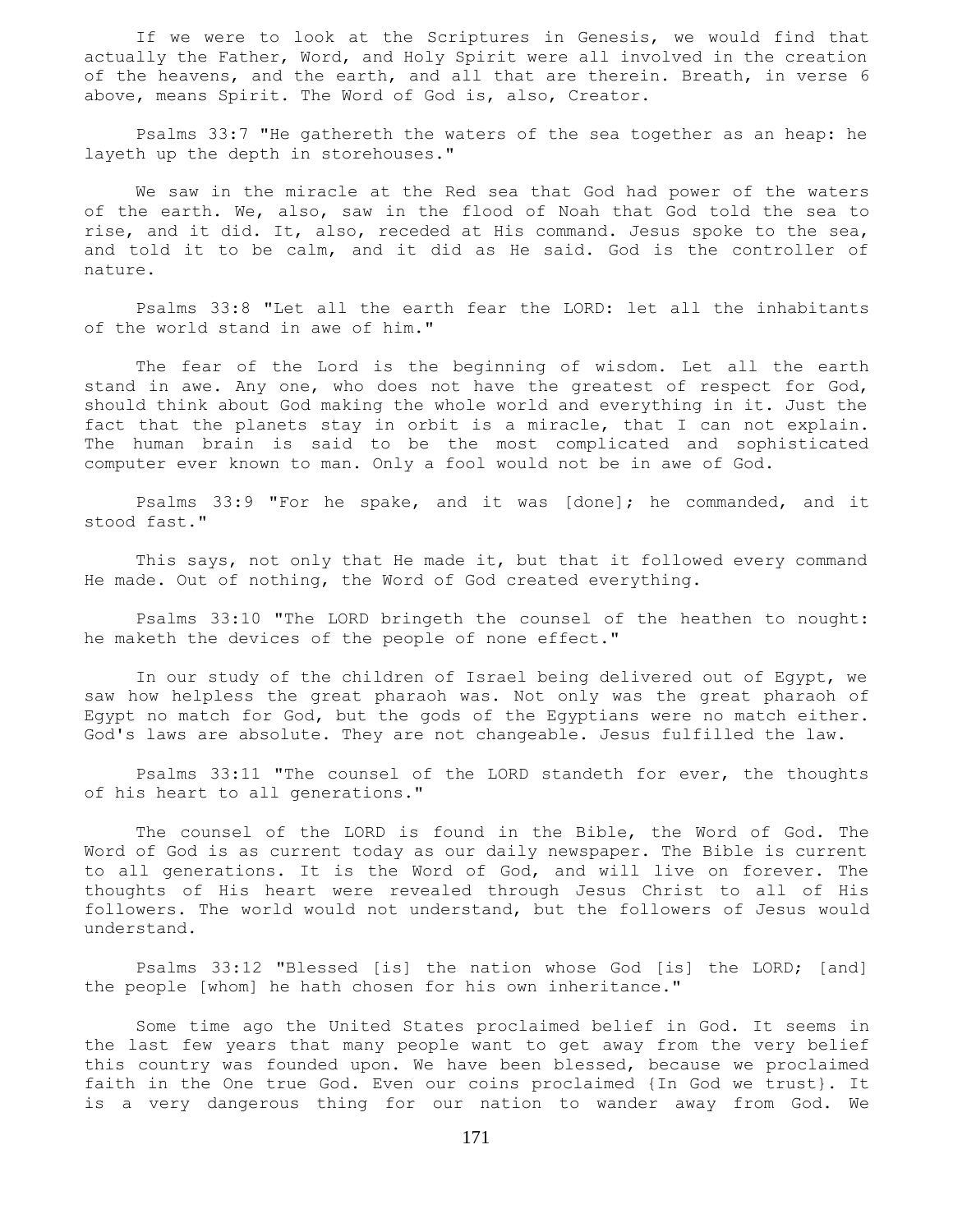If we were to look at the Scriptures in Genesis, we would find that actually the Father, Word, and Holy Spirit were all involved in the creation of the heavens, and the earth, and all that are therein. Breath, in verse 6 above, means Spirit. The Word of God is, also, Creator.

Psalms 33:7 "He gathereth the waters of the sea together as an heap: he layeth up the depth in storehouses."

We saw in the miracle at the Red sea that God had power of the waters of the earth. We, also, saw in the flood of Noah that God told the sea to rise, and it did. It, also, receded at His command. Jesus spoke to the sea, and told it to be calm, and it did as He said. God is the controller of nature.

Psalms 33:8 "Let all the earth fear the LORD: let all the inhabitants of the world stand in awe of him."

The fear of the Lord is the beginning of wisdom. Let all the earth stand in awe. Any one, who does not have the greatest of respect for God, should think about God making the whole world and everything in it. Just the fact that the planets stay in orbit is a miracle, that I can not explain. The human brain is said to be the most complicated and sophisticated computer ever known to man. Only a fool would not be in awe of God.

Psalms 33:9 "For he spake, and it was [done]; he commanded, and it stood fast."

This says, not only that He made it, but that it followed every command He made. Out of nothing, the Word of God created everything.

Psalms 33:10 "The LORD bringeth the counsel of the heathen to nought: he maketh the devices of the people of none effect."

In our study of the children of Israel being delivered out of Egypt, we saw how helpless the great pharaoh was. Not only was the great pharaoh of Egypt no match for God, but the gods of the Egyptians were no match either. God's laws are absolute. They are not changeable. Jesus fulfilled the law.

Psalms 33:11 "The counsel of the LORD standeth for ever, the thoughts of his heart to all generations."

The counsel of the LORD is found in the Bible, the Word of God. The Word of God is as current today as our daily newspaper. The Bible is current to all generations. It is the Word of God, and will live on forever. The thoughts of His heart were revealed through Jesus Christ to all of His followers. The world would not understand, but the followers of Jesus would understand.

Psalms 33:12 "Blessed [is] the nation whose God [is] the LORD; [and] the people [whom] he hath chosen for his own inheritance."

Some time ago the United States proclaimed belief in God. It seems in the last few years that many people want to get away from the very belief this country was founded upon. We have been blessed, because we proclaimed faith in the One true God. Even our coins proclaimed {In God we trust}. It is a very dangerous thing for our nation to wander away from God. We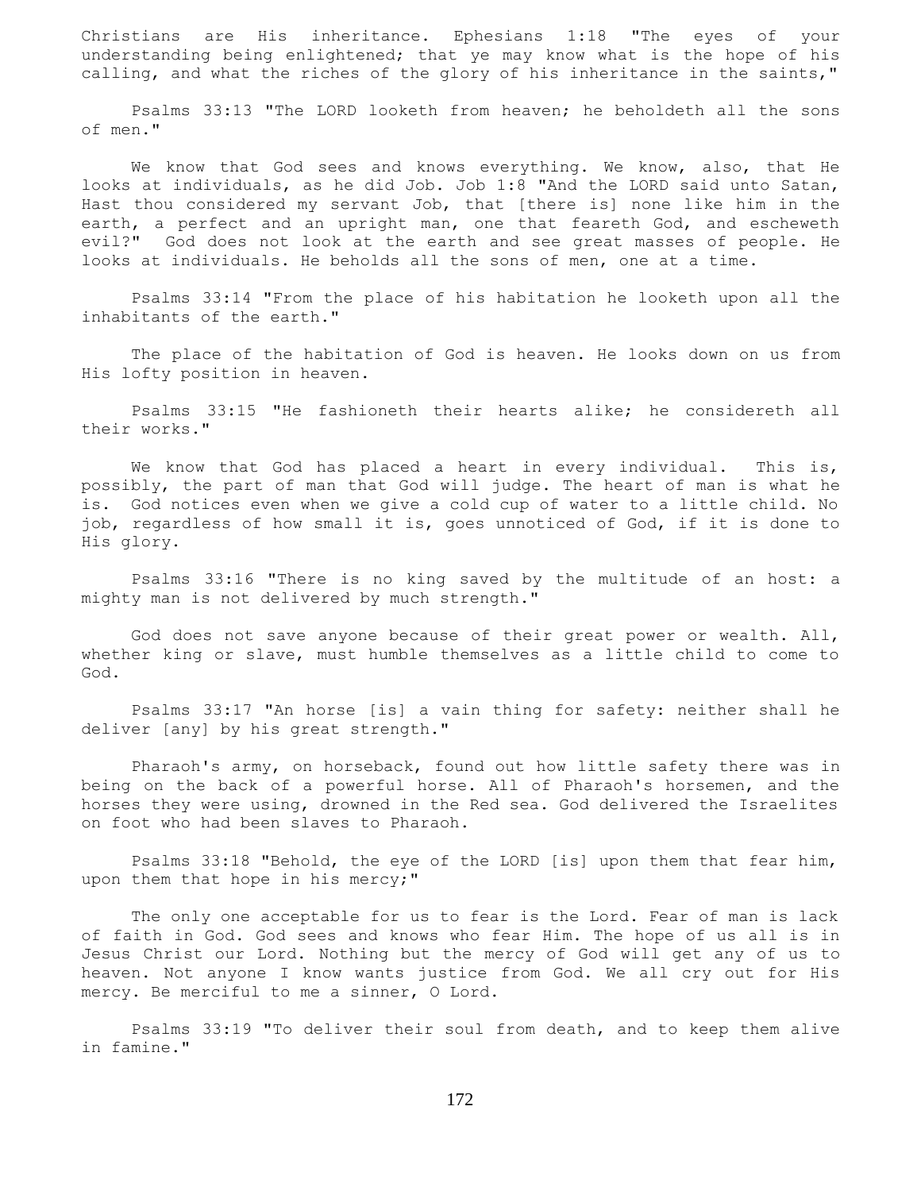Christians are His inheritance. Ephesians 1:18 "The eyes of your understanding being enlightened; that ye may know what is the hope of his calling, and what the riches of the glory of his inheritance in the saints,"

Psalms 33:13 "The LORD looketh from heaven; he beholdeth all the sons of men."

We know that God sees and knows everything. We know, also, that He looks at individuals, as he did Job. Job 1:8 "And the LORD said unto Satan, Hast thou considered my servant Job, that [there is] none like him in the earth, a perfect and an upright man, one that feareth God, and escheweth evil?" God does not look at the earth and see great masses of people. He looks at individuals. He beholds all the sons of men, one at a time.

Psalms 33:14 "From the place of his habitation he looketh upon all the inhabitants of the earth."

The place of the habitation of God is heaven. He looks down on us from His lofty position in heaven.

Psalms 33:15 "He fashioneth their hearts alike; he considereth all their works."

We know that God has placed a heart in every individual. This is, possibly, the part of man that God will judge. The heart of man is what he is. God notices even when we give a cold cup of water to a little child. No job, regardless of how small it is, goes unnoticed of God, if it is done to His glory.

Psalms 33:16 "There is no king saved by the multitude of an host: a mighty man is not delivered by much strength."

God does not save anyone because of their great power or wealth. All, whether king or slave, must humble themselves as a little child to come to God.

Psalms 33:17 "An horse [is] a vain thing for safety: neither shall he deliver [any] by his great strength."

Pharaoh's army, on horseback, found out how little safety there was in being on the back of a powerful horse. All of Pharaoh's horsemen, and the horses they were using, drowned in the Red sea. God delivered the Israelites on foot who had been slaves to Pharaoh.

Psalms 33:18 "Behold, the eye of the LORD [is] upon them that fear him, upon them that hope in his mercy;"

The only one acceptable for us to fear is the Lord. Fear of man is lack of faith in God. God sees and knows who fear Him. The hope of us all is in Jesus Christ our Lord. Nothing but the mercy of God will get any of us to heaven. Not anyone I know wants justice from God. We all cry out for His mercy. Be merciful to me a sinner, O Lord.

Psalms 33:19 "To deliver their soul from death, and to keep them alive in famine."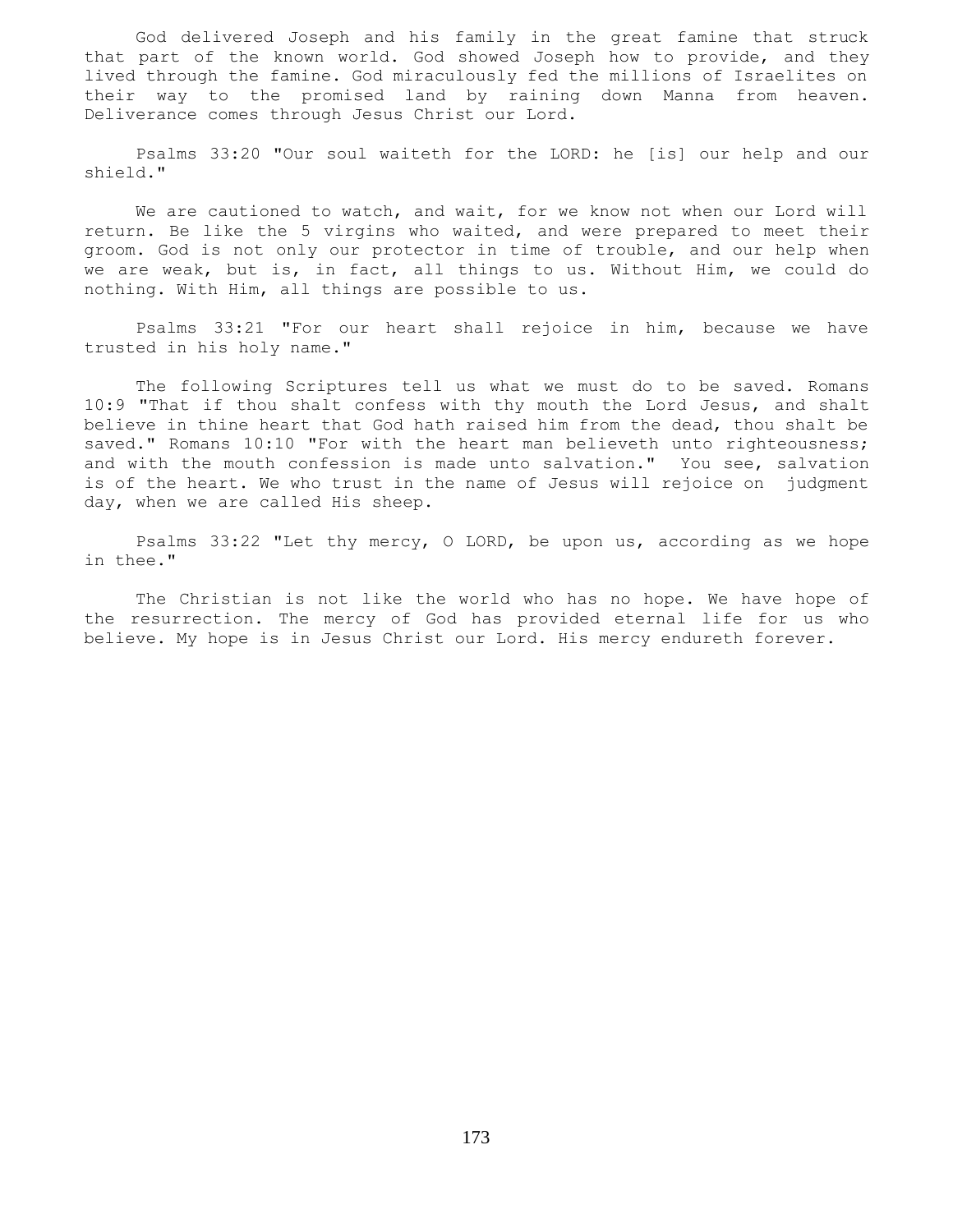God delivered Joseph and his family in the great famine that struck that part of the known world. God showed Joseph how to provide, and they lived through the famine. God miraculously fed the millions of Israelites on their way to the promised land by raining down Manna from heaven. Deliverance comes through Jesus Christ our Lord.

Psalms 33:20 "Our soul waiteth for the LORD: he [is] our help and our shield."

We are cautioned to watch, and wait, for we know not when our Lord will return. Be like the 5 virgins who waited, and were prepared to meet their groom. God is not only our protector in time of trouble, and our help when we are weak, but is, in fact, all things to us. Without Him, we could do nothing. With Him, all things are possible to us.

Psalms 33:21 "For our heart shall rejoice in him, because we have trusted in his holy name."

The following Scriptures tell us what we must do to be saved. Romans 10:9 "That if thou shalt confess with thy mouth the Lord Jesus, and shalt believe in thine heart that God hath raised him from the dead, thou shalt be saved." Romans 10:10 "For with the heart man believeth unto righteousness; and with the mouth confession is made unto salvation." You see, salvation is of the heart. We who trust in the name of Jesus will rejoice on judgment day, when we are called His sheep.

Psalms 33:22 "Let thy mercy, O LORD, be upon us, according as we hope in thee."

The Christian is not like the world who has no hope. We have hope of the resurrection. The mercy of God has provided eternal life for us who believe. My hope is in Jesus Christ our Lord. His mercy endureth forever.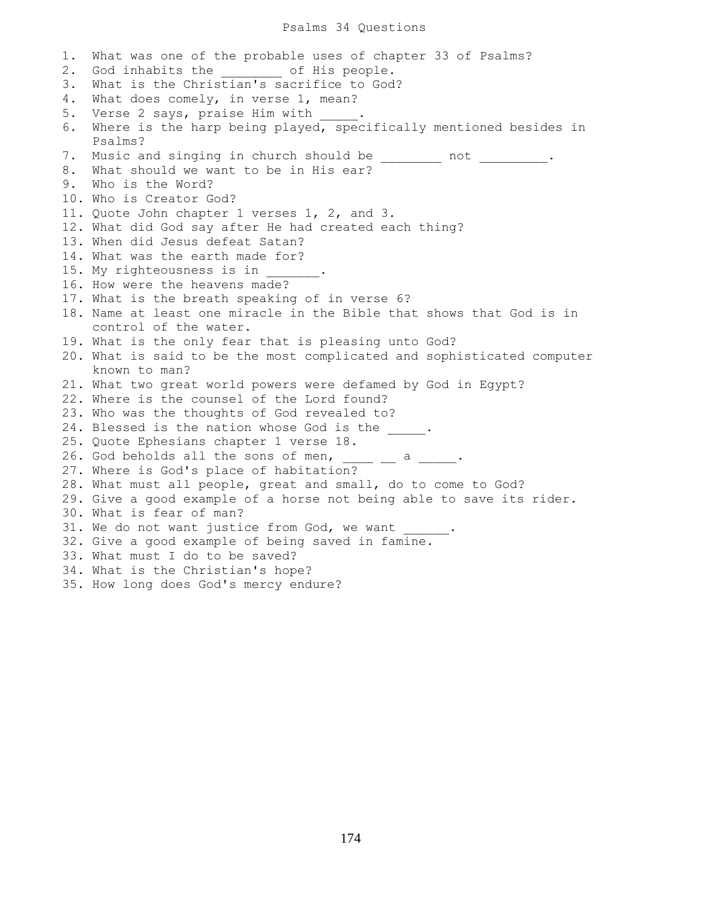# Psalms 34 Questions

1. What was one of the probable uses of chapter 33 of Psalms?
2. God inhabits the ________ of His people.
3. What is the Christian's sacrifice to God?
4. What does comely, in verse 1, mean?
5. Verse 2 says, praise Him with _____.
6. Where is the harp being played, specifically mentioned besides in Psalms?
7. Music and singing in church should be ________ not _________.
8. What should we want to be in His ear?
9. Who is the Word?
10. Who is Creator God?
11. Quote John chapter 1 verses 1, 2, and 3.
12. What did God say after He had created each thing?
13. When did Jesus defeat Satan?
14. What was the earth made for?
15. My righteousness is in _______.
16. How were the heavens made?
17. What is the breath speaking of in verse 6?
18. Name at least one miracle in the Bible that shows that God is in control of the water.
19. What is the only fear that is pleasing unto God?
20. What is said to be the most complicated and sophisticated computer known to man?
21. What two great world powers were defamed by God in Egypt?
22. Where is the counsel of the Lord found?
23. Who was the thoughts of God revealed to?
24. Blessed is the nation whose God is the _____.
25. Quote Ephesians chapter 1 verse 18.
26. God beholds all the sons of men, ____ __ a _____.
27. Where is God's place of habitation?
28. What must all people, great and small, do to come to God?
29. Give a good example of a horse not being able to save its rider.
30. What is fear of man?
31. We do not want justice from God, we want ______.
32. Give a good example of being saved in famine.
33. What must I do to be saved?
34. What is the Christian's hope?
35. How long does God's mercy endure?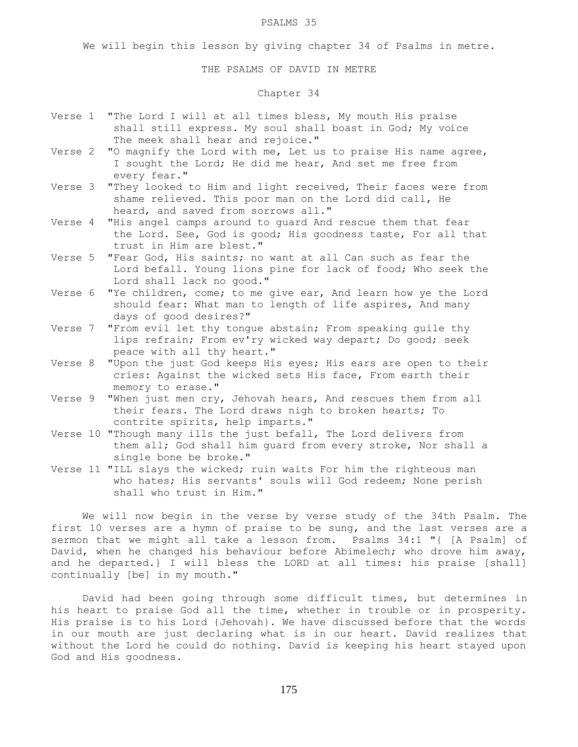# PSALMS 35

We will begin this lesson by giving chapter 34 of Psalms in metre.

## THE PSALMS OF DAVID IN METRE

### Chapter 34

Verse 1 "The Lord I will at all times bless, My mouth His praise shall still express. My soul shall boast in God; My voice The meek shall hear and rejoice."

Verse 2 "O magnify the Lord with me, Let us to praise His name agree, I sought the Lord; He did me hear, And set me free from every fear."

Verse 3 "They looked to Him and light received, Their faces were from shame relieved. This poor man on the Lord did call, He heard, and saved from sorrows all."

Verse 4 "His angel camps around to guard And rescue them that fear the Lord. See, God is good; His goodness taste, For all that trust in Him are blest."

Verse 5 "Fear God, His saints; no want at all Can such as fear the Lord befall. Young lions pine for lack of food; Who seek the Lord shall lack no good."

Verse 6 "Ye children, come; to me give ear, And learn how ye the Lord should fear: What man to length of life aspires, And many days of good desires?"

Verse 7 "From evil let thy tongue abstain; From speaking guile thy lips refrain; From ev'ry wicked way depart; Do good; seek peace with all thy heart."

Verse 8 "Upon the just God keeps His eyes; His ears are open to their cries: Against the wicked sets His face, From earth their memory to erase."

Verse 9 "When just men cry, Jehovah hears, And rescues them from all their fears. The Lord draws nigh to broken hearts; To contrite spirits, help imparts."

Verse 10 "Though many ills the just befall, The Lord delivers from them all; God shall him guard from every stroke, Nor shall a single bone be broke."

Verse 11 "ILL slays the wicked; ruin waits For him the righteous man who hates; His servants' souls will God redeem; None perish shall who trust in Him."

We will now begin in the verse by verse study of the 34th Psalm. The first 10 verses are a hymn of praise to be sung, and the last verses are a sermon that we might all take a lesson from. Psalms 34:1 "{ [A Psalm] of David, when he changed his behaviour before Abimelech; who drove him away, and he departed.} I will bless the LORD at all times: his praise [shall] continually [be] in my mouth."

David had been going through some difficult times, but determines in his heart to praise God all the time, whether in trouble or in prosperity. His praise is to his Lord {Jehovah}. We have discussed before that the words in our mouth are just declaring what is in our heart. David realizes that without the Lord he could do nothing. David is keeping his heart stayed upon God and His goodness.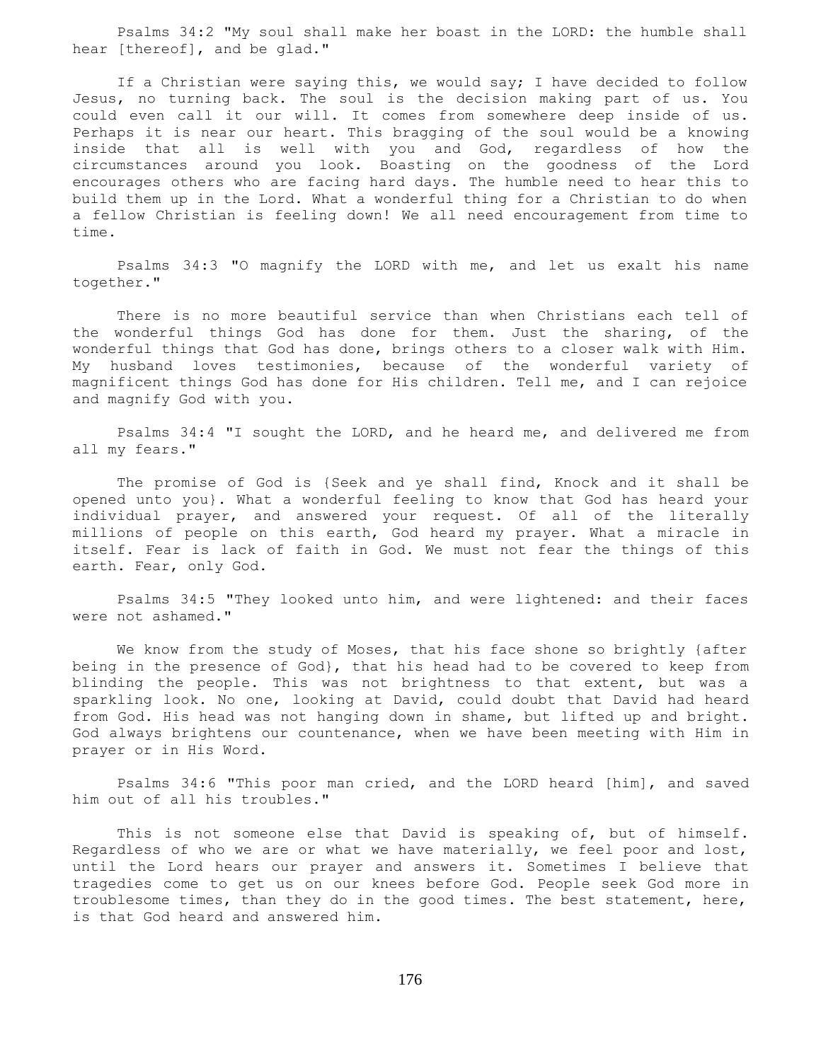Psalms 34:2 "My soul shall make her boast in the LORD: the humble shall hear [thereof], and be glad."

If a Christian were saying this, we would say; I have decided to follow Jesus, no turning back. The soul is the decision making part of us. You could even call it our will. It comes from somewhere deep inside of us. Perhaps it is near our heart. This bragging of the soul would be a knowing inside that all is well with you and God, regardless of how the circumstances around you look. Boasting on the goodness of the Lord encourages others who are facing hard days. The humble need to hear this to build them up in the Lord. What a wonderful thing for a Christian to do when a fellow Christian is feeling down! We all need encouragement from time to time.

Psalms 34:3 "O magnify the LORD with me, and let us exalt his name together."

There is no more beautiful service than when Christians each tell of the wonderful things God has done for them. Just the sharing, of the wonderful things that God has done, brings others to a closer walk with Him. My husband loves testimonies, because of the wonderful variety of magnificent things God has done for His children. Tell me, and I can rejoice and magnify God with you.

Psalms 34:4 "I sought the LORD, and he heard me, and delivered me from all my fears."

The promise of God is {Seek and ye shall find, Knock and it shall be opened unto you}. What a wonderful feeling to know that God has heard your individual prayer, and answered your request. Of all of the literally millions of people on this earth, God heard my prayer. What a miracle in itself. Fear is lack of faith in God. We must not fear the things of this earth. Fear, only God.

Psalms 34:5 "They looked unto him, and were lightened: and their faces were not ashamed."

We know from the study of Moses, that his face shone so brightly {after being in the presence of God}, that his head had to be covered to keep from blinding the people. This was not brightness to that extent, but was a sparkling look. No one, looking at David, could doubt that David had heard from God. His head was not hanging down in shame, but lifted up and bright. God always brightens our countenance, when we have been meeting with Him in prayer or in His Word.

Psalms 34:6 "This poor man cried, and the LORD heard [him], and saved him out of all his troubles."

This is not someone else that David is speaking of, but of himself. Regardless of who we are or what we have materially, we feel poor and lost, until the Lord hears our prayer and answers it. Sometimes I believe that tragedies come to get us on our knees before God. People seek God more in troublesome times, than they do in the good times. The best statement, here, is that God heard and answered him.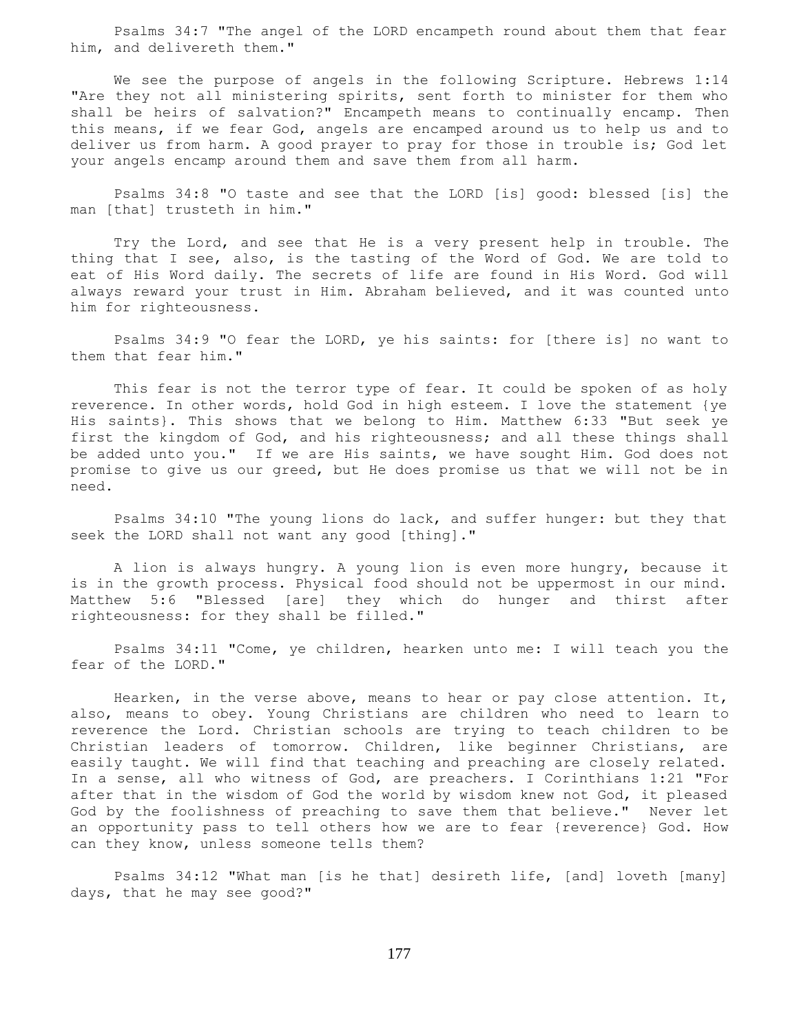Psalms 34:7 "The angel of the LORD encampeth round about them that fear him, and delivereth them."

We see the purpose of angels in the following Scripture. Hebrews 1:14 "Are they not all ministering spirits, sent forth to minister for them who shall be heirs of salvation?" Encampeth means to continually encamp. Then this means, if we fear God, angels are encamped around us to help us and to deliver us from harm. A good prayer to pray for those in trouble is; God let your angels encamp around them and save them from all harm.

Psalms 34:8 "O taste and see that the LORD [is] good: blessed [is] the man [that] trusteth in him."

Try the Lord, and see that He is a very present help in trouble. The thing that I see, also, is the tasting of the Word of God. We are told to eat of His Word daily. The secrets of life are found in His Word. God will always reward your trust in Him. Abraham believed, and it was counted unto him for righteousness.

Psalms 34:9 "O fear the LORD, ye his saints: for [there is] no want to them that fear him."

This fear is not the terror type of fear. It could be spoken of as holy reverence. In other words, hold God in high esteem. I love the statement {ye His saints}. This shows that we belong to Him. Matthew 6:33 "But seek ye first the kingdom of God, and his righteousness; and all these things shall be added unto you." If we are His saints, we have sought Him. God does not promise to give us our greed, but He does promise us that we will not be in need.

Psalms 34:10 "The young lions do lack, and suffer hunger: but they that seek the LORD shall not want any good [thing]."

A lion is always hungry. A young lion is even more hungry, because it is in the growth process. Physical food should not be uppermost in our mind. Matthew 5:6 "Blessed [are] they which do hunger and thirst after righteousness: for they shall be filled."

Psalms 34:11 "Come, ye children, hearken unto me: I will teach you the fear of the LORD."

Hearken, in the verse above, means to hear or pay close attention. It, also, means to obey. Young Christians are children who need to learn to reverence the Lord. Christian schools are trying to teach children to be Christian leaders of tomorrow. Children, like beginner Christians, are easily taught. We will find that teaching and preaching are closely related. In a sense, all who witness of God, are preachers. I Corinthians 1:21 "For after that in the wisdom of God the world by wisdom knew not God, it pleased God by the foolishness of preaching to save them that believe." Never let an opportunity pass to tell others how we are to fear {reverence} God. How can they know, unless someone tells them?

Psalms 34:12 "What man [is he that] desireth life, [and] loveth [many] days, that he may see good?"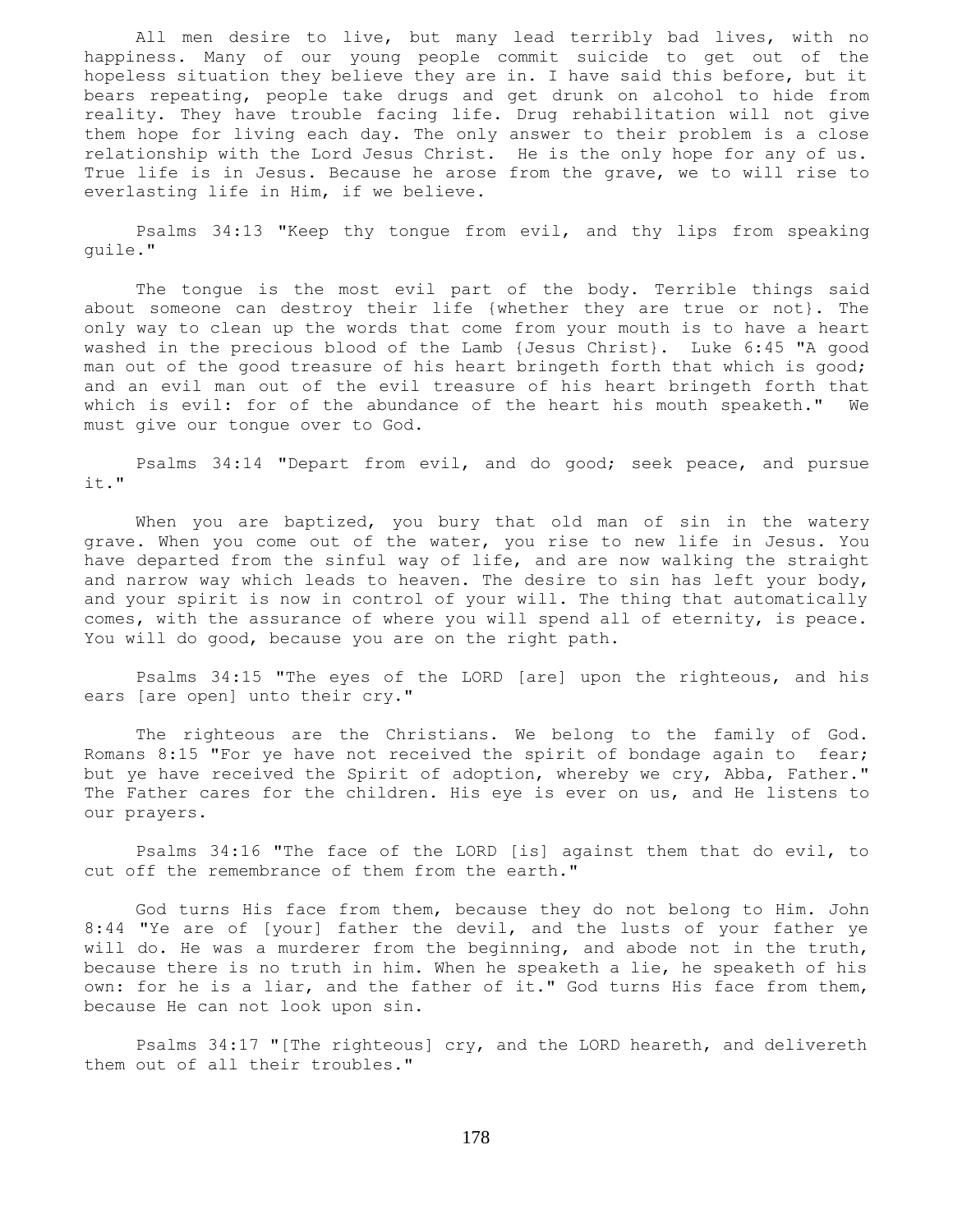All men desire to live, but many lead terribly bad lives, with no happiness. Many of our young people commit suicide to get out of the hopeless situation they believe they are in. I have said this before, but it bears repeating, people take drugs and get drunk on alcohol to hide from reality. They have trouble facing life. Drug rehabilitation will not give them hope for living each day. The only answer to their problem is a close relationship with the Lord Jesus Christ. He is the only hope for any of us. True life is in Jesus. Because he arose from the grave, we to will rise to everlasting life in Him, if we believe.

Psalms 34:13 "Keep thy tongue from evil, and thy lips from speaking guile."

The tongue is the most evil part of the body. Terrible things said about someone can destroy their life {whether they are true or not}. The only way to clean up the words that come from your mouth is to have a heart washed in the precious blood of the Lamb {Jesus Christ}. Luke 6:45 "A good man out of the good treasure of his heart bringeth forth that which is good; and an evil man out of the evil treasure of his heart bringeth forth that which is evil: for of the abundance of the heart his mouth speaketh." We must give our tongue over to God.

Psalms 34:14 "Depart from evil, and do good; seek peace, and pursue it."

When you are baptized, you bury that old man of sin in the watery grave. When you come out of the water, you rise to new life in Jesus. You have departed from the sinful way of life, and are now walking the straight and narrow way which leads to heaven. The desire to sin has left your body, and your spirit is now in control of your will. The thing that automatically comes, with the assurance of where you will spend all of eternity, is peace. You will do good, because you are on the right path.

Psalms 34:15 "The eyes of the LORD [are] upon the righteous, and his ears [are open] unto their cry."

The righteous are the Christians. We belong to the family of God. Romans 8:15 "For ye have not received the spirit of bondage again to fear; but ye have received the Spirit of adoption, whereby we cry, Abba, Father." The Father cares for the children. His eye is ever on us, and He listens to our prayers.

Psalms 34:16 "The face of the LORD [is] against them that do evil, to cut off the remembrance of them from the earth."

God turns His face from them, because they do not belong to Him. John 8:44 "Ye are of [your] father the devil, and the lusts of your father ye will do. He was a murderer from the beginning, and abode not in the truth, because there is no truth in him. When he speaketh a lie, he speaketh of his own: for he is a liar, and the father of it." God turns His face from them, because He can not look upon sin.

Psalms 34:17 "[The righteous] cry, and the LORD heareth, and delivereth them out of all their troubles."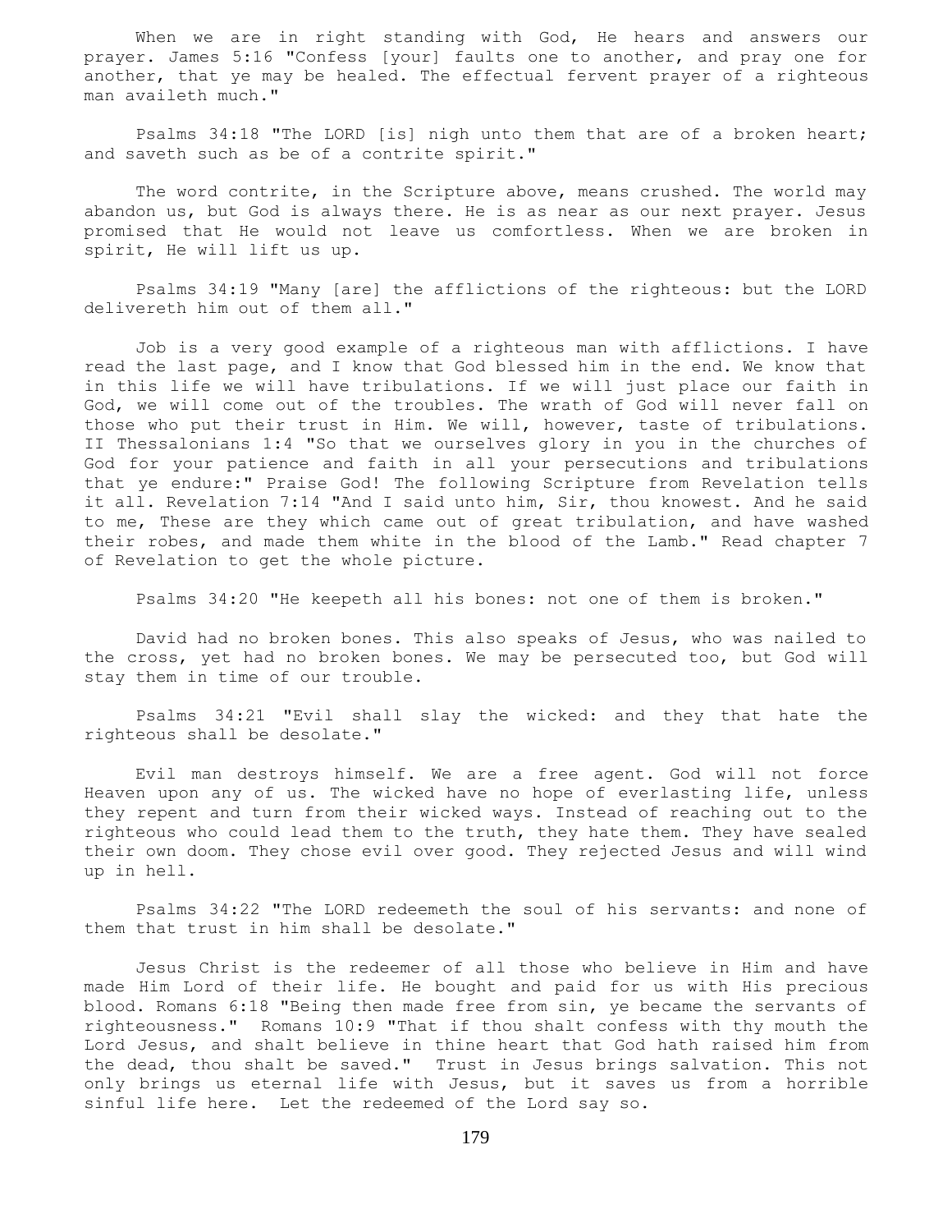When we are in right standing with God, He hears and answers our prayer. James 5:16 "Confess [your] faults one to another, and pray one for another, that ye may be healed. The effectual fervent prayer of a righteous man availeth much."

Psalms 34:18 "The LORD [is] nigh unto them that are of a broken heart; and saveth such as be of a contrite spirit."

The word contrite, in the Scripture above, means crushed. The world may abandon us, but God is always there. He is as near as our next prayer. Jesus promised that He would not leave us comfortless. When we are broken in spirit, He will lift us up.

Psalms 34:19 "Many [are] the afflictions of the righteous: but the LORD delivereth him out of them all."

Job is a very good example of a righteous man with afflictions. I have read the last page, and I know that God blessed him in the end. We know that in this life we will have tribulations. If we will just place our faith in God, we will come out of the troubles. The wrath of God will never fall on those who put their trust in Him. We will, however, taste of tribulations. II Thessalonians 1:4 "So that we ourselves glory in you in the churches of God for your patience and faith in all your persecutions and tribulations that ye endure:" Praise God! The following Scripture from Revelation tells it all. Revelation 7:14 "And I said unto him, Sir, thou knowest. And he said to me, These are they which came out of great tribulation, and have washed their robes, and made them white in the blood of the Lamb." Read chapter 7 of Revelation to get the whole picture.

Psalms 34:20 "He keepeth all his bones: not one of them is broken."

David had no broken bones. This also speaks of Jesus, who was nailed to the cross, yet had no broken bones. We may be persecuted too, but God will stay them in time of our trouble.

Psalms 34:21 "Evil shall slay the wicked: and they that hate the righteous shall be desolate."

Evil man destroys himself. We are a free agent. God will not force Heaven upon any of us. The wicked have no hope of everlasting life, unless they repent and turn from their wicked ways. Instead of reaching out to the righteous who could lead them to the truth, they hate them. They have sealed their own doom. They chose evil over good. They rejected Jesus and will wind up in hell.

Psalms 34:22 "The LORD redeemeth the soul of his servants: and none of them that trust in him shall be desolate."

Jesus Christ is the redeemer of all those who believe in Him and have made Him Lord of their life. He bought and paid for us with His precious blood. Romans 6:18 "Being then made free from sin, ye became the servants of righteousness." Romans 10:9 "That if thou shalt confess with thy mouth the Lord Jesus, and shalt believe in thine heart that God hath raised him from the dead, thou shalt be saved." Trust in Jesus brings salvation. This not only brings us eternal life with Jesus, but it saves us from a horrible sinful life here. Let the redeemed of the Lord say so.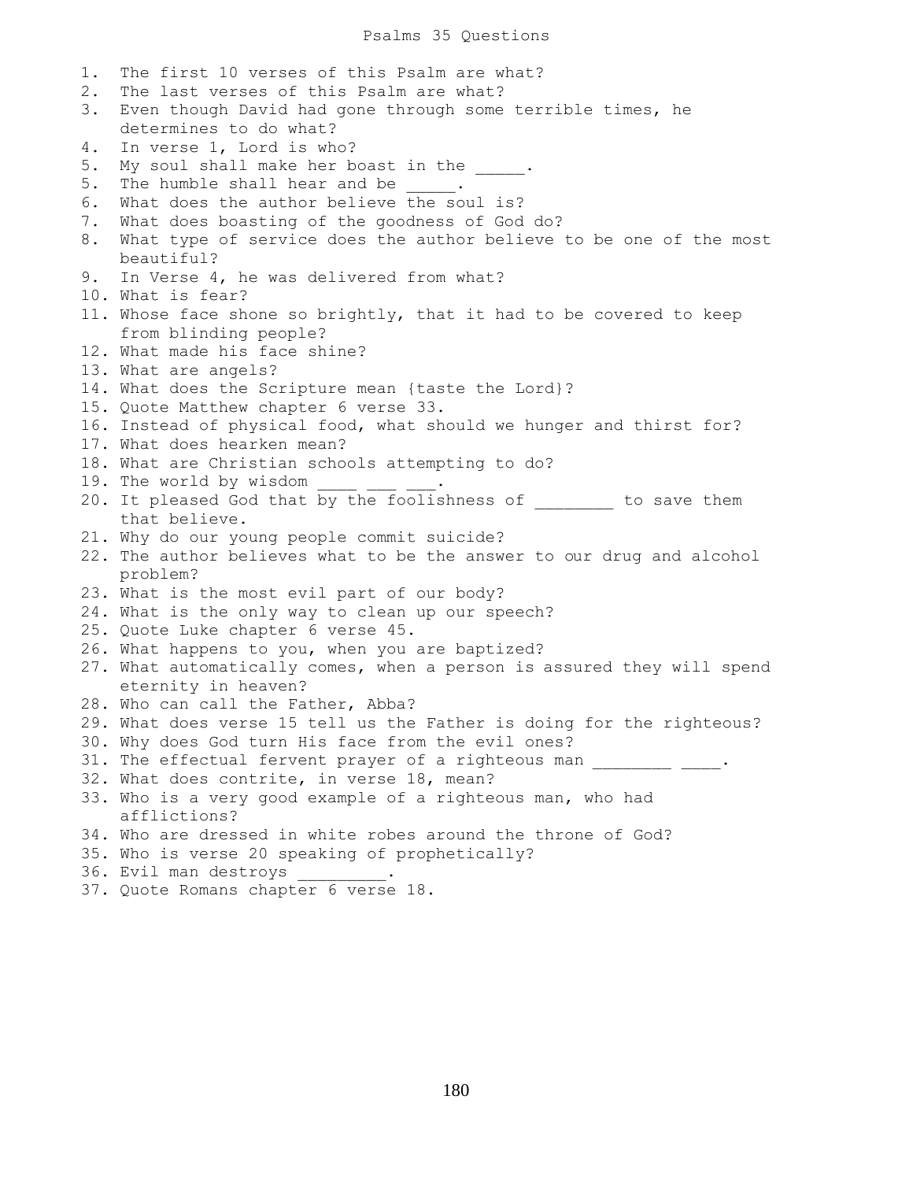# Psalms 35 Questions

1. The first 10 verses of this Psalm are what?
2. The last verses of this Psalm are what?
3. Even though David had gone through some terrible times, he determines to do what?
4. In verse 1, Lord is who?
5. My soul shall make her boast in the _____.
5. The humble shall hear and be _____.
6. What does the author believe the soul is?
7. What does boasting of the goodness of God do?
8. What type of service does the author believe to be one of the most beautiful?
9. In Verse 4, he was delivered from what?
10. What is fear?
11. Whose face shone so brightly, that it had to be covered to keep from blinding people?
12. What made his face shine?
13. What are angels?
14. What does the Scripture mean {taste the Lord}?
15. Quote Matthew chapter 6 verse 33.
16. Instead of physical food, what should we hunger and thirst for?
17. What does hearken mean?
18. What are Christian schools attempting to do?
19. The world by wisdom ____ ___ ___.
20. It pleased God that by the foolishness of ________ to save them that believe.
21. Why do our young people commit suicide?
22. The author believes what to be the answer to our drug and alcohol problem?
23. What is the most evil part of our body?
24. What is the only way to clean up our speech?
25. Quote Luke chapter 6 verse 45.
26. What happens to you, when you are baptized?
27. What automatically comes, when a person is assured they will spend eternity in heaven?
28. Who can call the Father, Abba?
29. What does verse 15 tell us the Father is doing for the righteous?
30. Why does God turn His face from the evil ones?
31. The effectual fervent prayer of a righteous man ________ ____.
32. What does contrite, in verse 18, mean?
33. Who is a very good example of a righteous man, who had afflictions?
34. Who are dressed in white robes around the throne of God?
35. Who is verse 20 speaking of prophetically?
36. Evil man destroys _________.
37. Quote Romans chapter 6 verse 18.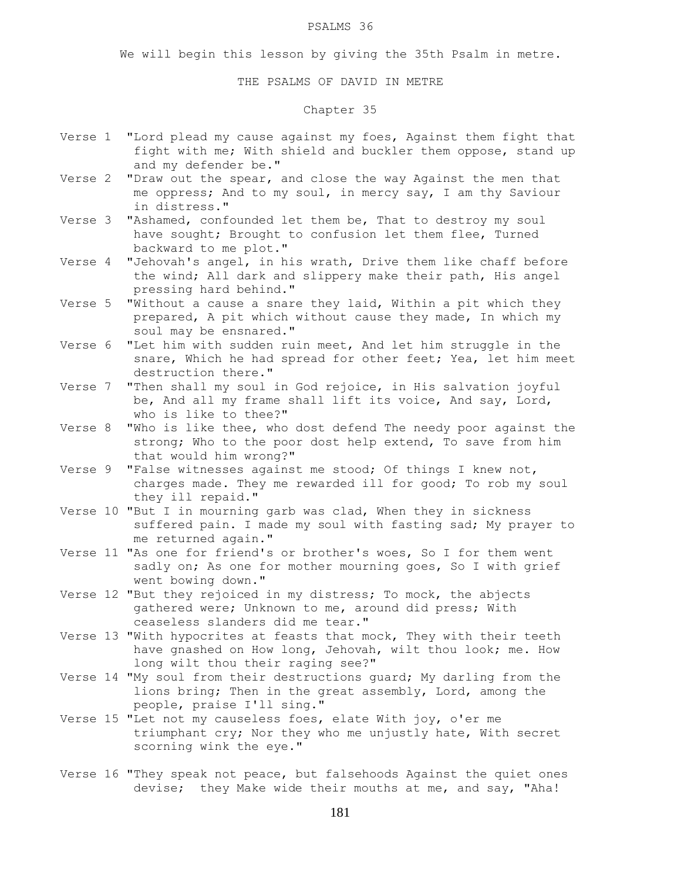# PSALMS 36

We will begin this lesson by giving the 35th Psalm in metre.

## THE PSALMS OF DAVID IN METRE

### Chapter 35

Verse 1 "Lord plead my cause against my foes, Against them fight that fight with me; With shield and buckler them oppose, stand up and my defender be."

Verse 2 "Draw out the spear, and close the way Against the men that me oppress; And to my soul, in mercy say, I am thy Saviour in distress."

Verse 3 "Ashamed, confounded let them be, That to destroy my soul have sought; Brought to confusion let them flee, Turned backward to me plot."

Verse 4 "Jehovah's angel, in his wrath, Drive them like chaff before the wind; All dark and slippery make their path, His angel pressing hard behind."

Verse 5 "Without a cause a snare they laid, Within a pit which they prepared, A pit which without cause they made, In which my soul may be ensnared."

Verse 6 "Let him with sudden ruin meet, And let him struggle in the snare, Which he had spread for other feet; Yea, let him meet destruction there."

Verse 7 "Then shall my soul in God rejoice, in His salvation joyful be, And all my frame shall lift its voice, And say, Lord, who is like to thee?"

Verse 8 "Who is like thee, who dost defend The needy poor against the strong; Who to the poor dost help extend, To save from him that would him wrong?"

Verse 9 "False witnesses against me stood; Of things I knew not, charges made. They me rewarded ill for good; To rob my soul they ill repaid."

Verse 10 "But I in mourning garb was clad, When they in sickness suffered pain. I made my soul with fasting sad; My prayer to me returned again."

Verse 11 "As one for friend's or brother's woes, So I for them went sadly on; As one for mother mourning goes, So I with grief went bowing down."

Verse 12 "But they rejoiced in my distress; To mock, the abjects gathered were; Unknown to me, around did press; With ceaseless slanders did me tear."

Verse 13 "With hypocrites at feasts that mock, They with their teeth have gnashed on How long, Jehovah, wilt thou look; me. How long wilt thou their raging see?"

Verse 14 "My soul from their destructions guard; My darling from the lions bring; Then in the great assembly, Lord, among the people, praise I'll sing."

Verse 15 "Let not my causeless foes, elate With joy, o'er me triumphant cry; Nor they who me unjustly hate, With secret scorning wink the eye."

Verse 16 "They speak not peace, but falsehoods Against the quiet ones devise; they Make wide their mouths at me, and say, "Aha!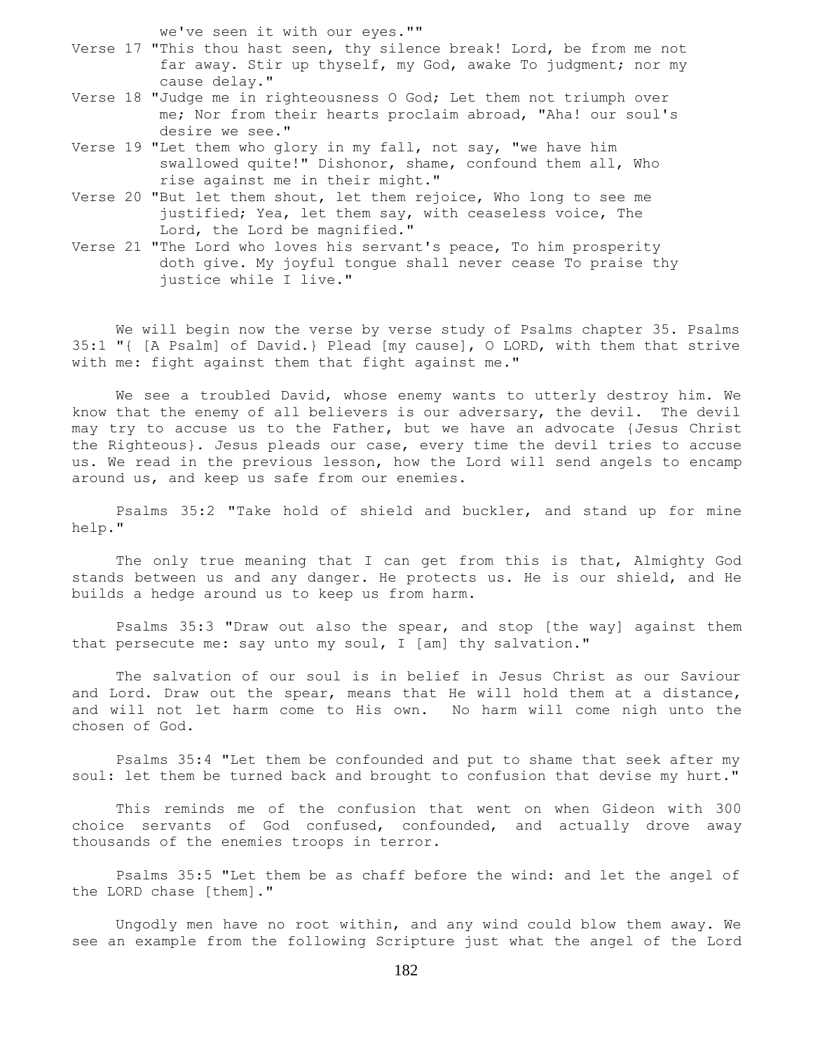we've seen it with our eyes.""

Verse 17 "This thou hast seen, thy silence break! Lord, be from me not far away. Stir up thyself, my God, awake To judgment; nor my cause delay."

Verse 18 "Judge me in righteousness O God; Let them not triumph over me; Nor from their hearts proclaim abroad, "Aha! our soul's desire we see."

Verse 19 "Let them who glory in my fall, not say, "we have him swallowed quite!" Dishonor, shame, confound them all, Who rise against me in their might."

Verse 20 "But let them shout, let them rejoice, Who long to see me justified; Yea, let them say, with ceaseless voice, The Lord, the Lord be magnified."

Verse 21 "The Lord who loves his servant's peace, To him prosperity doth give. My joyful tongue shall never cease To praise thy justice while I live."

We will begin now the verse by verse study of Psalms chapter 35. Psalms 35:1 "{ [A Psalm] of David.} Plead [my cause], O LORD, with them that strive with me: fight against them that fight against me."

We see a troubled David, whose enemy wants to utterly destroy him. We know that the enemy of all believers is our adversary, the devil. The devil may try to accuse us to the Father, but we have an advocate {Jesus Christ the Righteous}. Jesus pleads our case, every time the devil tries to accuse us. We read in the previous lesson, how the Lord will send angels to encamp around us, and keep us safe from our enemies.

Psalms 35:2 "Take hold of shield and buckler, and stand up for mine help."

The only true meaning that I can get from this is that, Almighty God stands between us and any danger. He protects us. He is our shield, and He builds a hedge around us to keep us from harm.

Psalms 35:3 "Draw out also the spear, and stop [the way] against them that persecute me: say unto my soul, I [am] thy salvation."

The salvation of our soul is in belief in Jesus Christ as our Saviour and Lord. Draw out the spear, means that He will hold them at a distance, and will not let harm come to His own. No harm will come nigh unto the chosen of God.

Psalms 35:4 "Let them be confounded and put to shame that seek after my soul: let them be turned back and brought to confusion that devise my hurt."

This reminds me of the confusion that went on when Gideon with 300 choice servants of God confused, confounded, and actually drove away thousands of the enemies troops in terror.

Psalms 35:5 "Let them be as chaff before the wind: and let the angel of the LORD chase [them]."

Ungodly men have no root within, and any wind could blow them away. We see an example from the following Scripture just what the angel of the Lord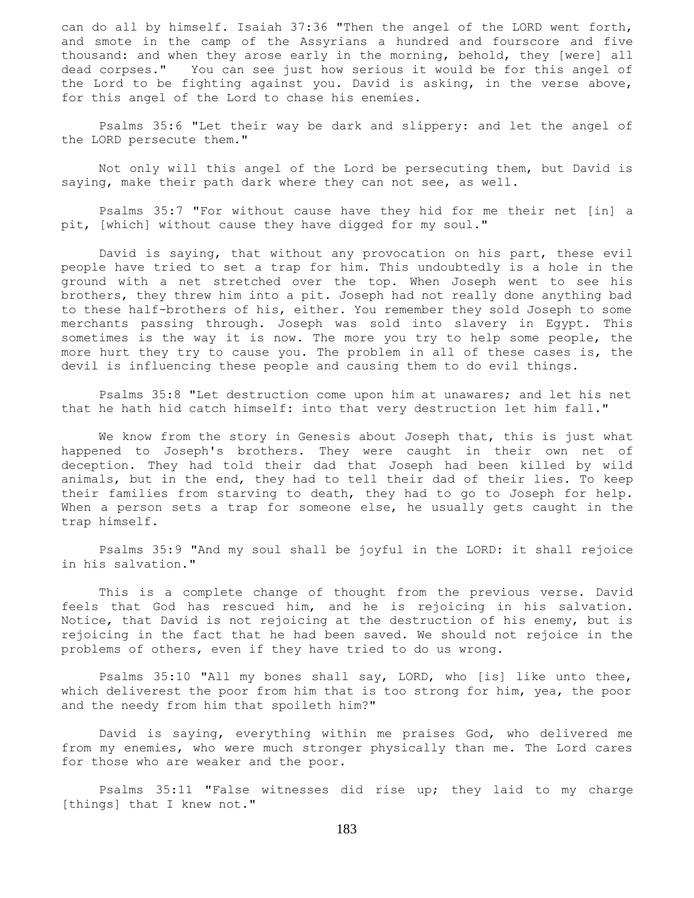can do all by himself. Isaiah 37:36 "Then the angel of the LORD went forth, and smote in the camp of the Assyrians a hundred and fourscore and five thousand: and when they arose early in the morning, behold, they [were] all dead corpses." You can see just how serious it would be for this angel of the Lord to be fighting against you. David is asking, in the verse above, for this angel of the Lord to chase his enemies.

Psalms 35:6 "Let their way be dark and slippery: and let the angel of the LORD persecute them."

Not only will this angel of the Lord be persecuting them, but David is saying, make their path dark where they can not see, as well.

Psalms 35:7 "For without cause have they hid for me their net [in] a pit, [which] without cause they have digged for my soul."

David is saying, that without any provocation on his part, these evil people have tried to set a trap for him. This undoubtedly is a hole in the ground with a net stretched over the top. When Joseph went to see his brothers, they threw him into a pit. Joseph had not really done anything bad to these half-brothers of his, either. You remember they sold Joseph to some merchants passing through. Joseph was sold into slavery in Egypt. This sometimes is the way it is now. The more you try to help some people, the more hurt they try to cause you. The problem in all of these cases is, the devil is influencing these people and causing them to do evil things.

Psalms 35:8 "Let destruction come upon him at unawares; and let his net that he hath hid catch himself: into that very destruction let him fall."

We know from the story in Genesis about Joseph that, this is just what happened to Joseph's brothers. They were caught in their own net of deception. They had told their dad that Joseph had been killed by wild animals, but in the end, they had to tell their dad of their lies. To keep their families from starving to death, they had to go to Joseph for help. When a person sets a trap for someone else, he usually gets caught in the trap himself.

Psalms 35:9 "And my soul shall be joyful in the LORD: it shall rejoice in his salvation."

This is a complete change of thought from the previous verse. David feels that God has rescued him, and he is rejoicing in his salvation. Notice, that David is not rejoicing at the destruction of his enemy, but is rejoicing in the fact that he had been saved. We should not rejoice in the problems of others, even if they have tried to do us wrong.

Psalms 35:10 "All my bones shall say, LORD, who [is] like unto thee, which deliverest the poor from him that is too strong for him, yea, the poor and the needy from him that spoileth him?"

David is saying, everything within me praises God, who delivered me from my enemies, who were much stronger physically than me. The Lord cares for those who are weaker and the poor.

Psalms 35:11 "False witnesses did rise up; they laid to my charge [things] that I knew not."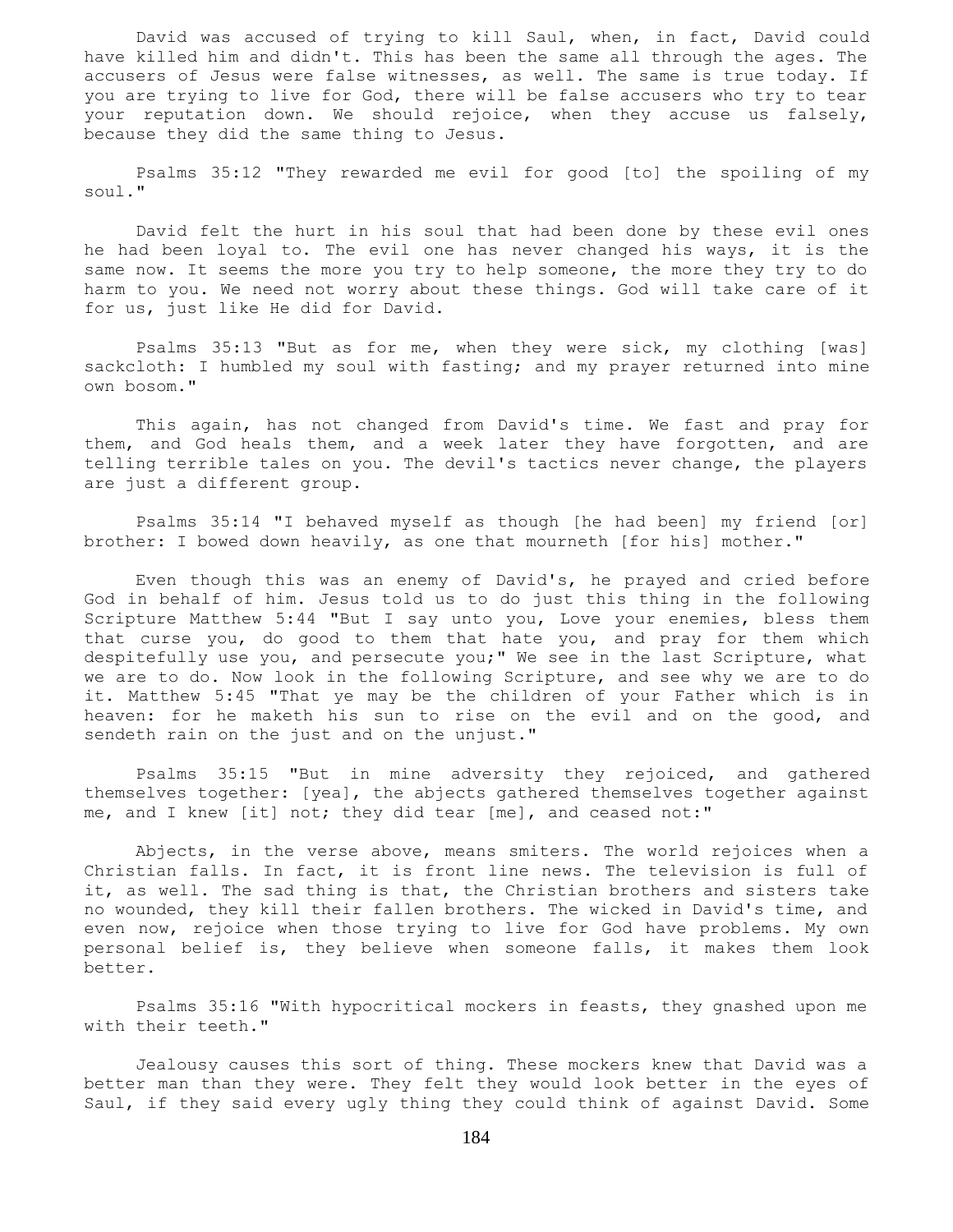David was accused of trying to kill Saul, when, in fact, David could have killed him and didn't. This has been the same all through the ages. The accusers of Jesus were false witnesses, as well. The same is true today. If you are trying to live for God, there will be false accusers who try to tear your reputation down. We should rejoice, when they accuse us falsely, because they did the same thing to Jesus.

Psalms 35:12 "They rewarded me evil for good [to] the spoiling of my soul."

David felt the hurt in his soul that had been done by these evil ones he had been loyal to. The evil one has never changed his ways, it is the same now. It seems the more you try to help someone, the more they try to do harm to you. We need not worry about these things. God will take care of it for us, just like He did for David.

Psalms 35:13 "But as for me, when they were sick, my clothing [was] sackcloth: I humbled my soul with fasting; and my prayer returned into mine own bosom."

This again, has not changed from David's time. We fast and pray for them, and God heals them, and a week later they have forgotten, and are telling terrible tales on you. The devil's tactics never change, the players are just a different group.

Psalms 35:14 "I behaved myself as though [he had been] my friend [or] brother: I bowed down heavily, as one that mourneth [for his] mother."

Even though this was an enemy of David's, he prayed and cried before God in behalf of him. Jesus told us to do just this thing in the following Scripture Matthew 5:44 "But I say unto you, Love your enemies, bless them that curse you, do good to them that hate you, and pray for them which despitefully use you, and persecute you;" We see in the last Scripture, what we are to do. Now look in the following Scripture, and see why we are to do it. Matthew 5:45 "That ye may be the children of your Father which is in heaven: for he maketh his sun to rise on the evil and on the good, and sendeth rain on the just and on the unjust."

Psalms 35:15 "But in mine adversity they rejoiced, and gathered themselves together: [yea], the abjects gathered themselves together against me, and I knew [it] not; they did tear [me], and ceased not:"

Abjects, in the verse above, means smiters. The world rejoices when a Christian falls. In fact, it is front line news. The television is full of it, as well. The sad thing is that, the Christian brothers and sisters take no wounded, they kill their fallen brothers. The wicked in David's time, and even now, rejoice when those trying to live for God have problems. My own personal belief is, they believe when someone falls, it makes them look better.

Psalms 35:16 "With hypocritical mockers in feasts, they gnashed upon me with their teeth."

Jealousy causes this sort of thing. These mockers knew that David was a better man than they were. They felt they would look better in the eyes of Saul, if they said every ugly thing they could think of against David. Some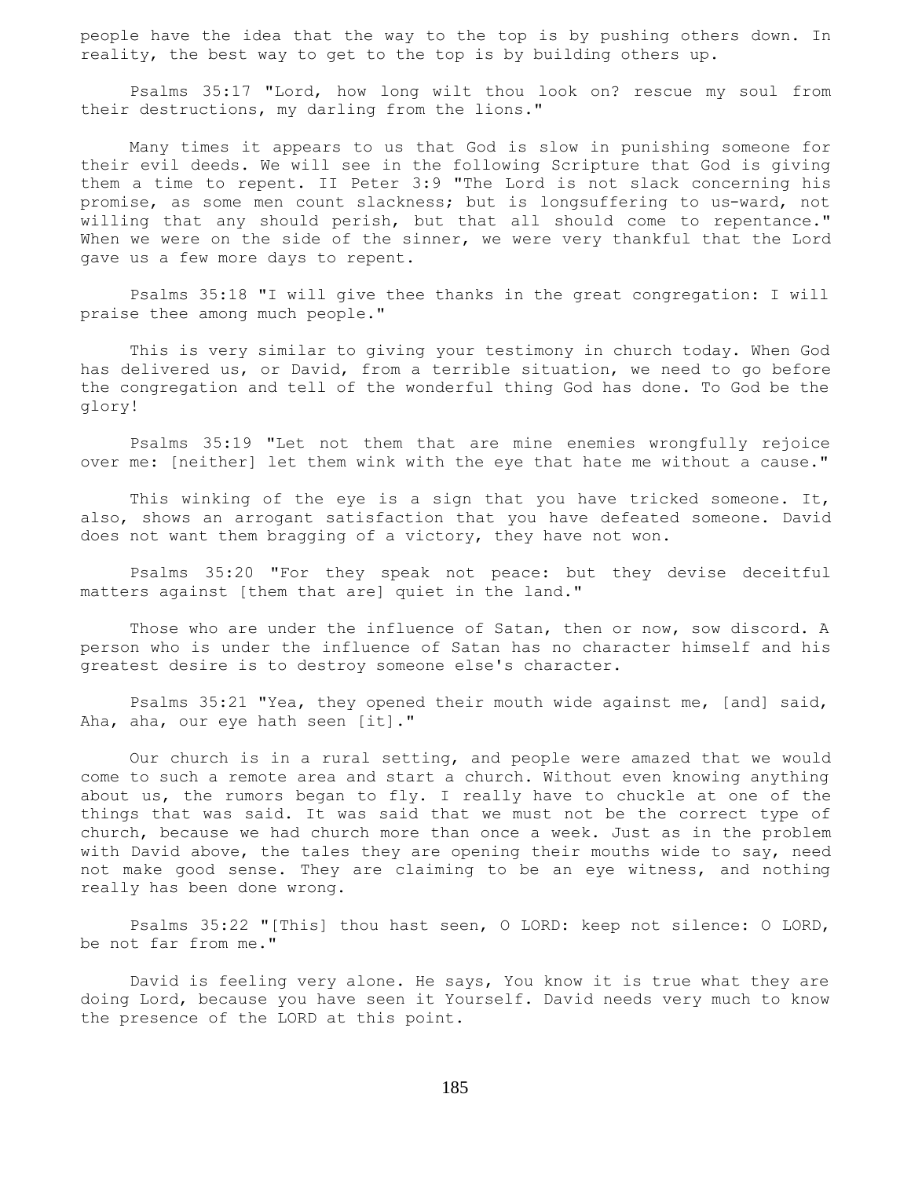people have the idea that the way to the top is by pushing others down. In reality, the best way to get to the top is by building others up.

Psalms 35:17 "Lord, how long wilt thou look on? rescue my soul from their destructions, my darling from the lions."

Many times it appears to us that God is slow in punishing someone for their evil deeds. We will see in the following Scripture that God is giving them a time to repent. II Peter 3:9 "The Lord is not slack concerning his promise, as some men count slackness; but is longsuffering to us-ward, not willing that any should perish, but that all should come to repentance." When we were on the side of the sinner, we were very thankful that the Lord gave us a few more days to repent.

Psalms 35:18 "I will give thee thanks in the great congregation: I will praise thee among much people."

This is very similar to giving your testimony in church today. When God has delivered us, or David, from a terrible situation, we need to go before the congregation and tell of the wonderful thing God has done. To God be the glory!

Psalms 35:19 "Let not them that are mine enemies wrongfully rejoice over me: [neither] let them wink with the eye that hate me without a cause."

This winking of the eye is a sign that you have tricked someone. It, also, shows an arrogant satisfaction that you have defeated someone. David does not want them bragging of a victory, they have not won.

Psalms 35:20 "For they speak not peace: but they devise deceitful matters against [them that are] quiet in the land."

Those who are under the influence of Satan, then or now, sow discord. A person who is under the influence of Satan has no character himself and his greatest desire is to destroy someone else's character.

Psalms 35:21 "Yea, they opened their mouth wide against me, [and] said, Aha, aha, our eye hath seen [it]."

Our church is in a rural setting, and people were amazed that we would come to such a remote area and start a church. Without even knowing anything about us, the rumors began to fly. I really have to chuckle at one of the things that was said. It was said that we must not be the correct type of church, because we had church more than once a week. Just as in the problem with David above, the tales they are opening their mouths wide to say, need not make good sense. They are claiming to be an eye witness, and nothing really has been done wrong.

Psalms 35:22 "[This] thou hast seen, O LORD: keep not silence: O LORD, be not far from me."

David is feeling very alone. He says, You know it is true what they are doing Lord, because you have seen it Yourself. David needs very much to know the presence of the LORD at this point.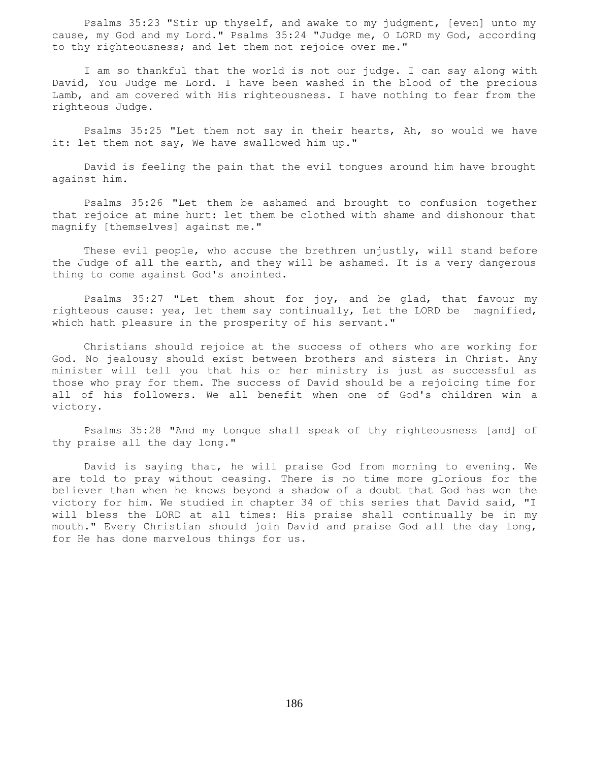Psalms 35:23 "Stir up thyself, and awake to my judgment, [even] unto my cause, my God and my Lord." Psalms 35:24 "Judge me, O LORD my God, according to thy righteousness; and let them not rejoice over me."

I am so thankful that the world is not our judge. I can say along with David, You Judge me Lord. I have been washed in the blood of the precious Lamb, and am covered with His righteousness. I have nothing to fear from the righteous Judge.

Psalms 35:25 "Let them not say in their hearts, Ah, so would we have it: let them not say, We have swallowed him up."

David is feeling the pain that the evil tongues around him have brought against him.

Psalms 35:26 "Let them be ashamed and brought to confusion together that rejoice at mine hurt: let them be clothed with shame and dishonour that magnify [themselves] against me."

These evil people, who accuse the brethren unjustly, will stand before the Judge of all the earth, and they will be ashamed. It is a very dangerous thing to come against God's anointed.

Psalms 35:27 "Let them shout for joy, and be glad, that favour my righteous cause: yea, let them say continually, Let the LORD be magnified, which hath pleasure in the prosperity of his servant."

Christians should rejoice at the success of others who are working for God. No jealousy should exist between brothers and sisters in Christ. Any minister will tell you that his or her ministry is just as successful as those who pray for them. The success of David should be a rejoicing time for all of his followers. We all benefit when one of God's children win a victory.

Psalms 35:28 "And my tongue shall speak of thy righteousness [and] of thy praise all the day long."

David is saying that, he will praise God from morning to evening. We are told to pray without ceasing. There is no time more glorious for the believer than when he knows beyond a shadow of a doubt that God has won the victory for him. We studied in chapter 34 of this series that David said, "I will bless the LORD at all times: His praise shall continually be in my mouth." Every Christian should join David and praise God all the day long, for He has done marvelous things for us.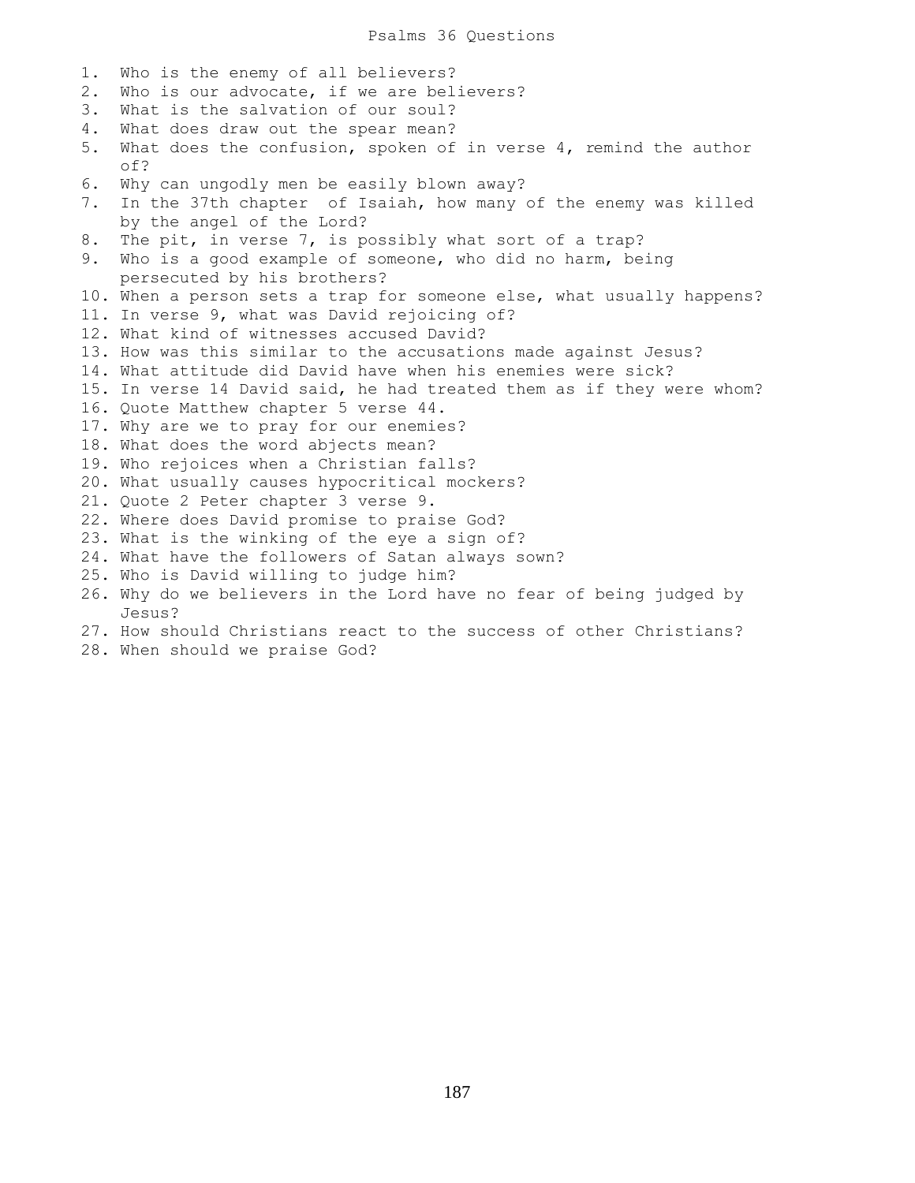# Psalms 36 Questions

1. Who is the enemy of all believers?
2. Who is our advocate, if we are believers?
3. What is the salvation of our soul?
4. What does draw out the spear mean?
5. What does the confusion, spoken of in verse 4, remind the author of?
6. Why can ungodly men be easily blown away?
7. In the 37th chapter of Isaiah, how many of the enemy was killed by the angel of the Lord?
8. The pit, in verse 7, is possibly what sort of a trap?
9. Who is a good example of someone, who did no harm, being persecuted by his brothers?
10. When a person sets a trap for someone else, what usually happens?
11. In verse 9, what was David rejoicing of?
12. What kind of witnesses accused David?
13. How was this similar to the accusations made against Jesus?
14. What attitude did David have when his enemies were sick?
15. In verse 14 David said, he had treated them as if they were whom?
16. Quote Matthew chapter 5 verse 44.
17. Why are we to pray for our enemies?
18. What does the word abjects mean?
19. Who rejoices when a Christian falls?
20. What usually causes hypocritical mockers?
21. Quote 2 Peter chapter 3 verse 9.
22. Where does David promise to praise God?
23. What is the winking of the eye a sign of?
24. What have the followers of Satan always sown?
25. Who is David willing to judge him?
26. Why do we believers in the Lord have no fear of being judged by Jesus?
27. How should Christians react to the success of other Christians?
28. When should we praise God?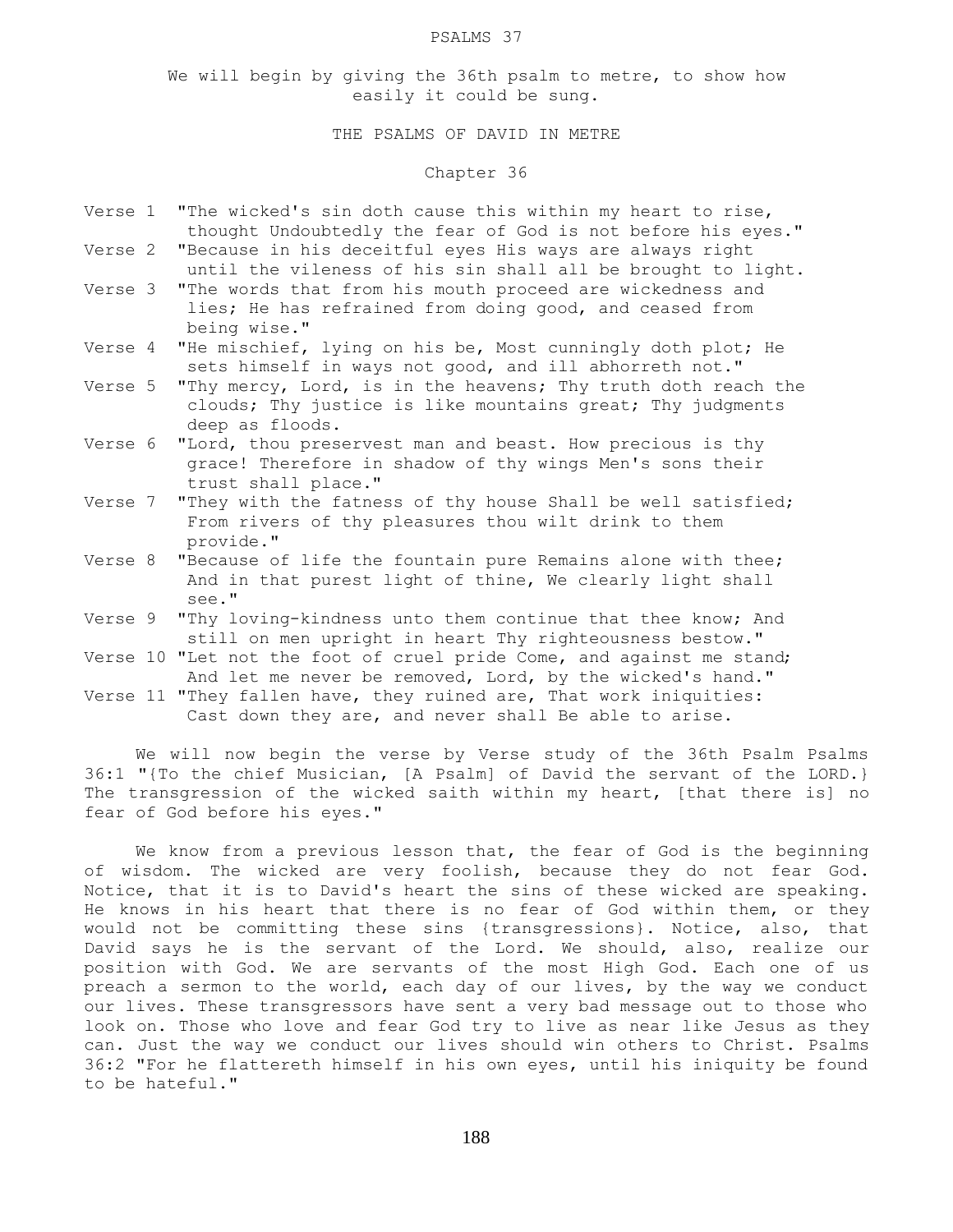# PSALMS 37

We will begin by giving the 36th psalm to metre, to show how easily it could be sung.

## THE PSALMS OF DAVID IN METRE

### Chapter 36

Verse 1 "The wicked's sin doth cause this within my heart to rise, thought Undoubtedly the fear of God is not before his eyes."

Verse 2 "Because in his deceitful eyes His ways are always right until the vileness of his sin shall all be brought to light.

Verse 3 "The words that from his mouth proceed are wickedness and lies; He has refrained from doing good, and ceased from being wise."

Verse 4 "He mischief, lying on his be, Most cunningly doth plot; He sets himself in ways not good, and ill abhorreth not."

Verse 5 "Thy mercy, Lord, is in the heavens; Thy truth doth reach the clouds; Thy justice is like mountains great; Thy judgments deep as floods.

Verse 6 "Lord, thou preservest man and beast. How precious is thy grace! Therefore in shadow of thy wings Men's sons their trust shall place."

Verse 7 "They with the fatness of thy house Shall be well satisfied; From rivers of thy pleasures thou wilt drink to them provide."

Verse 8 "Because of life the fountain pure Remains alone with thee; And in that purest light of thine, We clearly light shall see."

Verse 9 "Thy loving-kindness unto them continue that thee know; And still on men upright in heart Thy righteousness bestow."

Verse 10 "Let not the foot of cruel pride Come, and against me stand; And let me never be removed, Lord, by the wicked's hand."

Verse 11 "They fallen have, they ruined are, That work iniquities: Cast down they are, and never shall Be able to arise.

We will now begin the verse by Verse study of the 36th Psalm Psalms 36:1 "{To the chief Musician, [A Psalm] of David the servant of the LORD.} The transgression of the wicked saith within my heart, [that there is] no fear of God before his eyes."

We know from a previous lesson that, the fear of God is the beginning of wisdom. The wicked are very foolish, because they do not fear God. Notice, that it is to David's heart the sins of these wicked are speaking. He knows in his heart that there is no fear of God within them, or they would not be committing these sins {transgressions}. Notice, also, that David says he is the servant of the Lord. We should, also, realize our position with God. We are servants of the most High God. Each one of us preach a sermon to the world, each day of our lives, by the way we conduct our lives. These transgressors have sent a very bad message out to those who look on. Those who love and fear God try to live as near like Jesus as they can. Just the way we conduct our lives should win others to Christ. Psalms 36:2 "For he flattereth himself in his own eyes, until his iniquity be found to be hateful."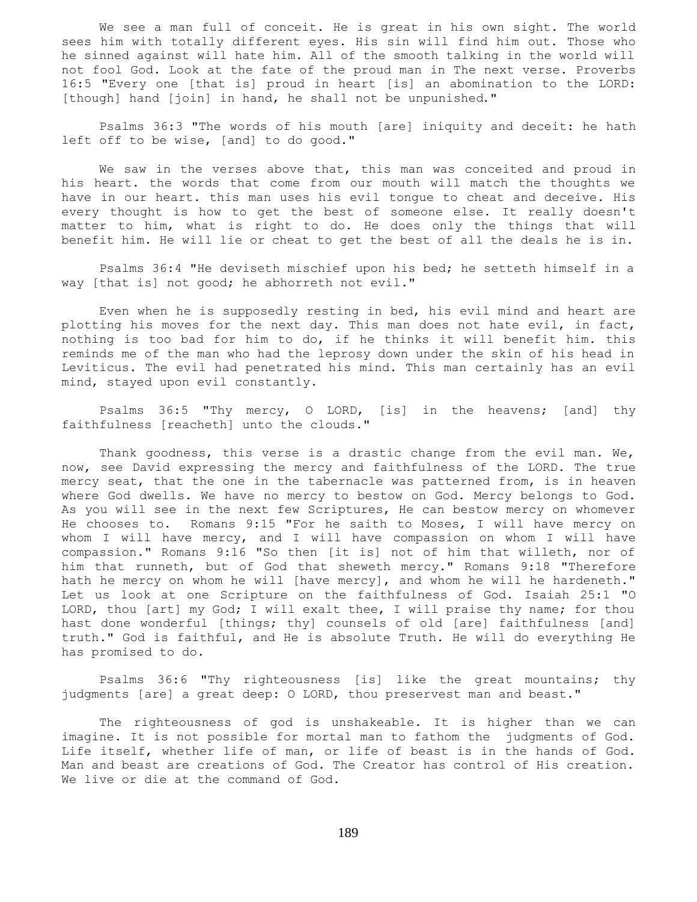We see a man full of conceit. He is great in his own sight. The world sees him with totally different eyes. His sin will find him out. Those who he sinned against will hate him. All of the smooth talking in the world will not fool God. Look at the fate of the proud man in The next verse. Proverbs 16:5 "Every one [that is] proud in heart [is] an abomination to the LORD: [though] hand [join] in hand, he shall not be unpunished."

Psalms 36:3 "The words of his mouth [are] iniquity and deceit: he hath left off to be wise, [and] to do good."

We saw in the verses above that, this man was conceited and proud in his heart. the words that come from our mouth will match the thoughts we have in our heart. this man uses his evil tongue to cheat and deceive. His every thought is how to get the best of someone else. It really doesn't matter to him, what is right to do. He does only the things that will benefit him. He will lie or cheat to get the best of all the deals he is in.

Psalms 36:4 "He deviseth mischief upon his bed; he setteth himself in a way [that is] not good; he abhorreth not evil."

Even when he is supposedly resting in bed, his evil mind and heart are plotting his moves for the next day. This man does not hate evil, in fact, nothing is too bad for him to do, if he thinks it will benefit him. this reminds me of the man who had the leprosy down under the skin of his head in Leviticus. The evil had penetrated his mind. This man certainly has an evil mind, stayed upon evil constantly.

Psalms 36:5 "Thy mercy, O LORD, [is] in the heavens; [and] thy faithfulness [reacheth] unto the clouds."

Thank goodness, this verse is a drastic change from the evil man. We, now, see David expressing the mercy and faithfulness of the LORD. The true mercy seat, that the one in the tabernacle was patterned from, is in heaven where God dwells. We have no mercy to bestow on God. Mercy belongs to God. As you will see in the next few Scriptures, He can bestow mercy on whomever He chooses to. Romans 9:15 "For he saith to Moses, I will have mercy on whom I will have mercy, and I will have compassion on whom I will have compassion." Romans 9:16 "So then [it is] not of him that willeth, nor of him that runneth, but of God that sheweth mercy." Romans 9:18 "Therefore hath he mercy on whom he will [have mercy], and whom he will he hardeneth." Let us look at one Scripture on the faithfulness of God. Isaiah 25:1 "O LORD, thou [art] my God; I will exalt thee, I will praise thy name; for thou hast done wonderful [things; thy] counsels of old [are] faithfulness [and] truth." God is faithful, and He is absolute Truth. He will do everything He has promised to do.

Psalms 36:6 "Thy righteousness [is] like the great mountains; thy judgments [are] a great deep: O LORD, thou preservest man and beast."

The righteousness of god is unshakeable. It is higher than we can imagine. It is not possible for mortal man to fathom the judgments of God. Life itself, whether life of man, or life of beast is in the hands of God. Man and beast are creations of God. The Creator has control of His creation. We live or die at the command of God.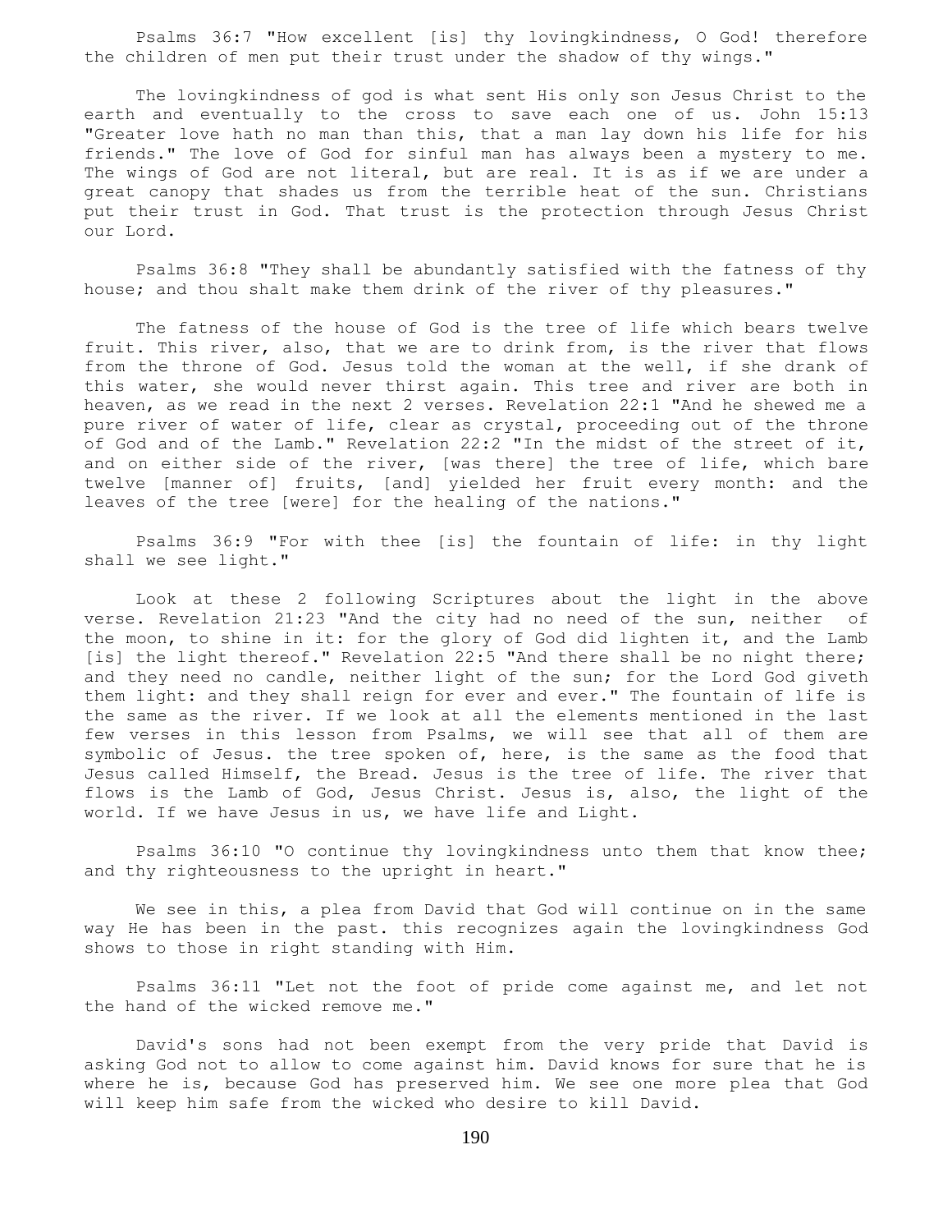Psalms 36:7 "How excellent [is] thy lovingkindness, O God! therefore the children of men put their trust under the shadow of thy wings."

The lovingkindness of god is what sent His only son Jesus Christ to the earth and eventually to the cross to save each one of us. John 15:13 "Greater love hath no man than this, that a man lay down his life for his friends." The love of God for sinful man has always been a mystery to me. The wings of God are not literal, but are real. It is as if we are under a great canopy that shades us from the terrible heat of the sun. Christians put their trust in God. That trust is the protection through Jesus Christ our Lord.

Psalms 36:8 "They shall be abundantly satisfied with the fatness of thy house; and thou shalt make them drink of the river of thy pleasures."

The fatness of the house of God is the tree of life which bears twelve fruit. This river, also, that we are to drink from, is the river that flows from the throne of God. Jesus told the woman at the well, if she drank of this water, she would never thirst again. This tree and river are both in heaven, as we read in the next 2 verses. Revelation 22:1 "And he shewed me a pure river of water of life, clear as crystal, proceeding out of the throne of God and of the Lamb." Revelation 22:2 "In the midst of the street of it, and on either side of the river, [was there] the tree of life, which bare twelve [manner of] fruits, [and] yielded her fruit every month: and the leaves of the tree [were] for the healing of the nations."

Psalms 36:9 "For with thee [is] the fountain of life: in thy light shall we see light."

Look at these 2 following Scriptures about the light in the above verse. Revelation 21:23 "And the city had no need of the sun, neither of the moon, to shine in it: for the glory of God did lighten it, and the Lamb [is] the light thereof." Revelation 22:5 "And there shall be no night there; and they need no candle, neither light of the sun; for the Lord God giveth them light: and they shall reign for ever and ever." The fountain of life is the same as the river. If we look at all the elements mentioned in the last few verses in this lesson from Psalms, we will see that all of them are symbolic of Jesus. the tree spoken of, here, is the same as the food that Jesus called Himself, the Bread. Jesus is the tree of life. The river that flows is the Lamb of God, Jesus Christ. Jesus is, also, the light of the world. If we have Jesus in us, we have life and Light.

Psalms 36:10 "O continue thy lovingkindness unto them that know thee; and thy righteousness to the upright in heart."

We see in this, a plea from David that God will continue on in the same way He has been in the past. this recognizes again the lovingkindness God shows to those in right standing with Him.

Psalms 36:11 "Let not the foot of pride come against me, and let not the hand of the wicked remove me."

David's sons had not been exempt from the very pride that David is asking God not to allow to come against him. David knows for sure that he is where he is, because God has preserved him. We see one more plea that God will keep him safe from the wicked who desire to kill David.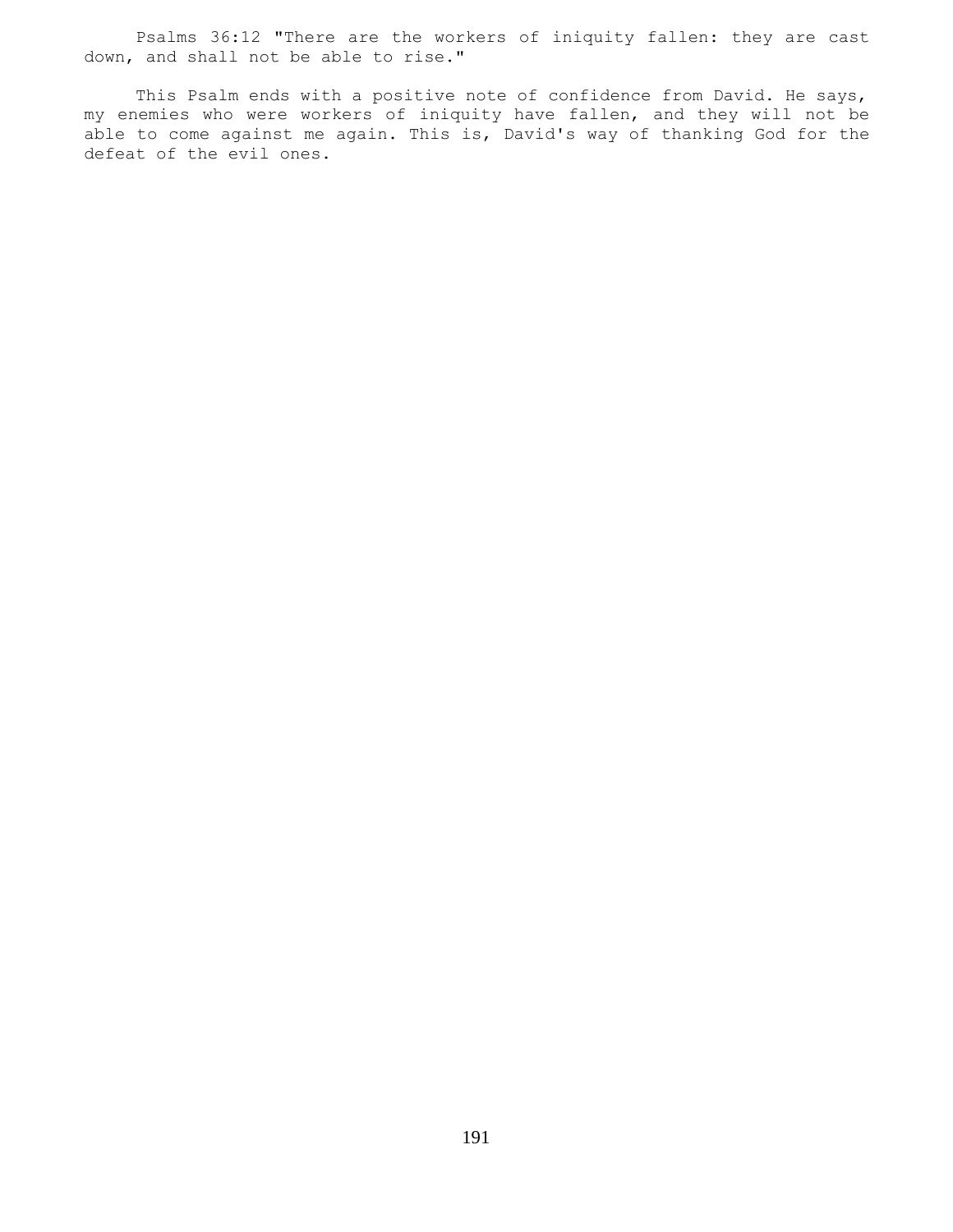Psalms 36:12 "There are the workers of iniquity fallen: they are cast down, and shall not be able to rise."

This Psalm ends with a positive note of confidence from David. He says, my enemies who were workers of iniquity have fallen, and they will not be able to come against me again. This is, David's way of thanking God for the defeat of the evil ones.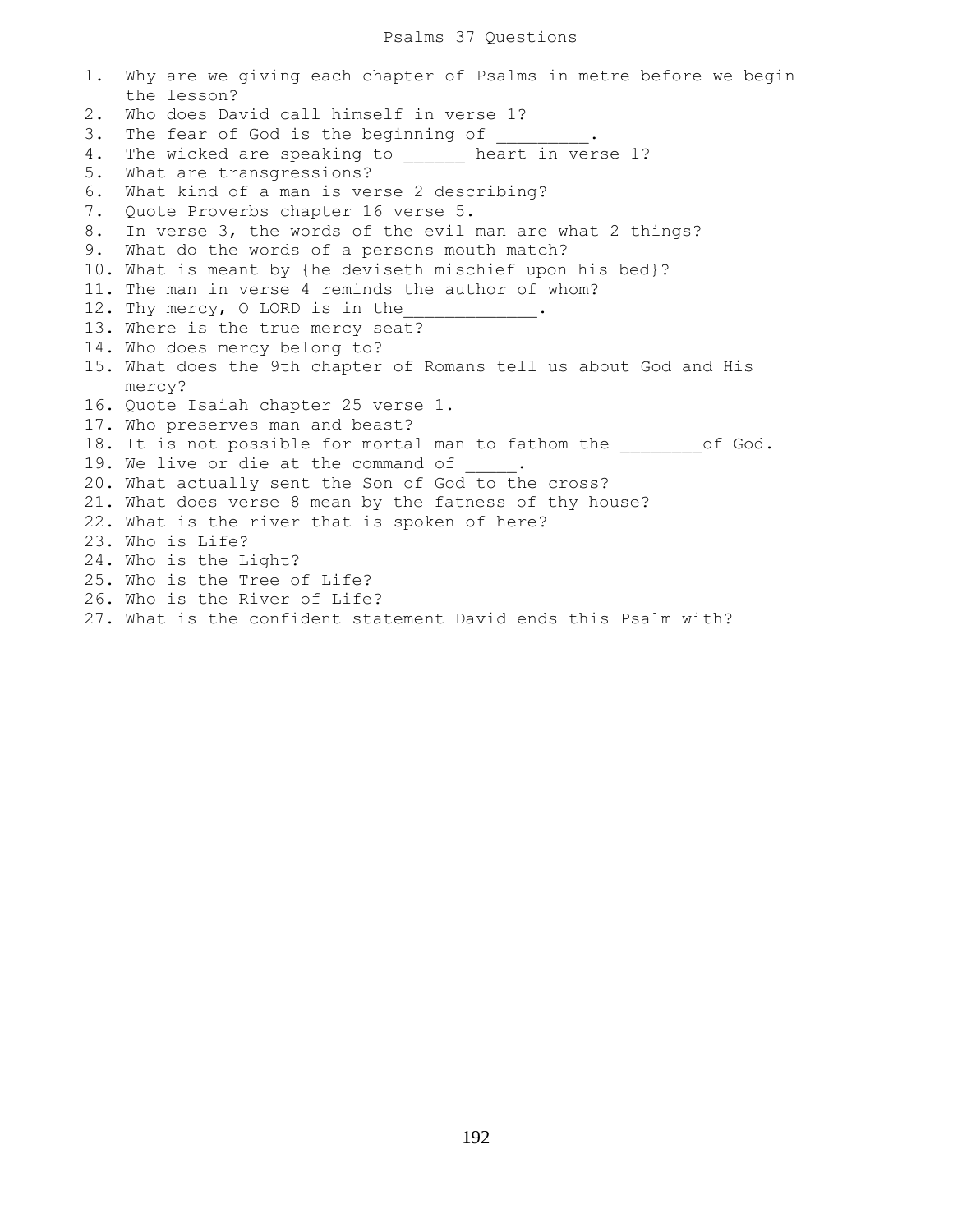# Psalms 37 Questions

1. Why are we giving each chapter of Psalms in metre before we begin the lesson?
2. Who does David call himself in verse 1?
3. The fear of God is the beginning of _________.
4. The wicked are speaking to ______ heart in verse 1?
5. What are transgressions?
6. What kind of a man is verse 2 describing?
7. Quote Proverbs chapter 16 verse 5.
8. In verse 3, the words of the evil man are what 2 things?
9. What do the words of a persons mouth match?
10. What is meant by {he deviseth mischief upon his bed}?
11. The man in verse 4 reminds the author of whom?
12. Thy mercy, O LORD is in the_____________.
13. Where is the true mercy seat?
14. Who does mercy belong to?
15. What does the 9th chapter of Romans tell us about God and His mercy?
16. Quote Isaiah chapter 25 verse 1.
17. Who preserves man and beast?
18. It is not possible for mortal man to fathom the ________of God.
19. We live or die at the command of _____.
20. What actually sent the Son of God to the cross?
21. What does verse 8 mean by the fatness of thy house?
22. What is the river that is spoken of here?
23. Who is Life?
24. Who is the Light?
25. Who is the Tree of Life?
26. Who is the River of Life?
27. What is the confident statement David ends this Psalm with?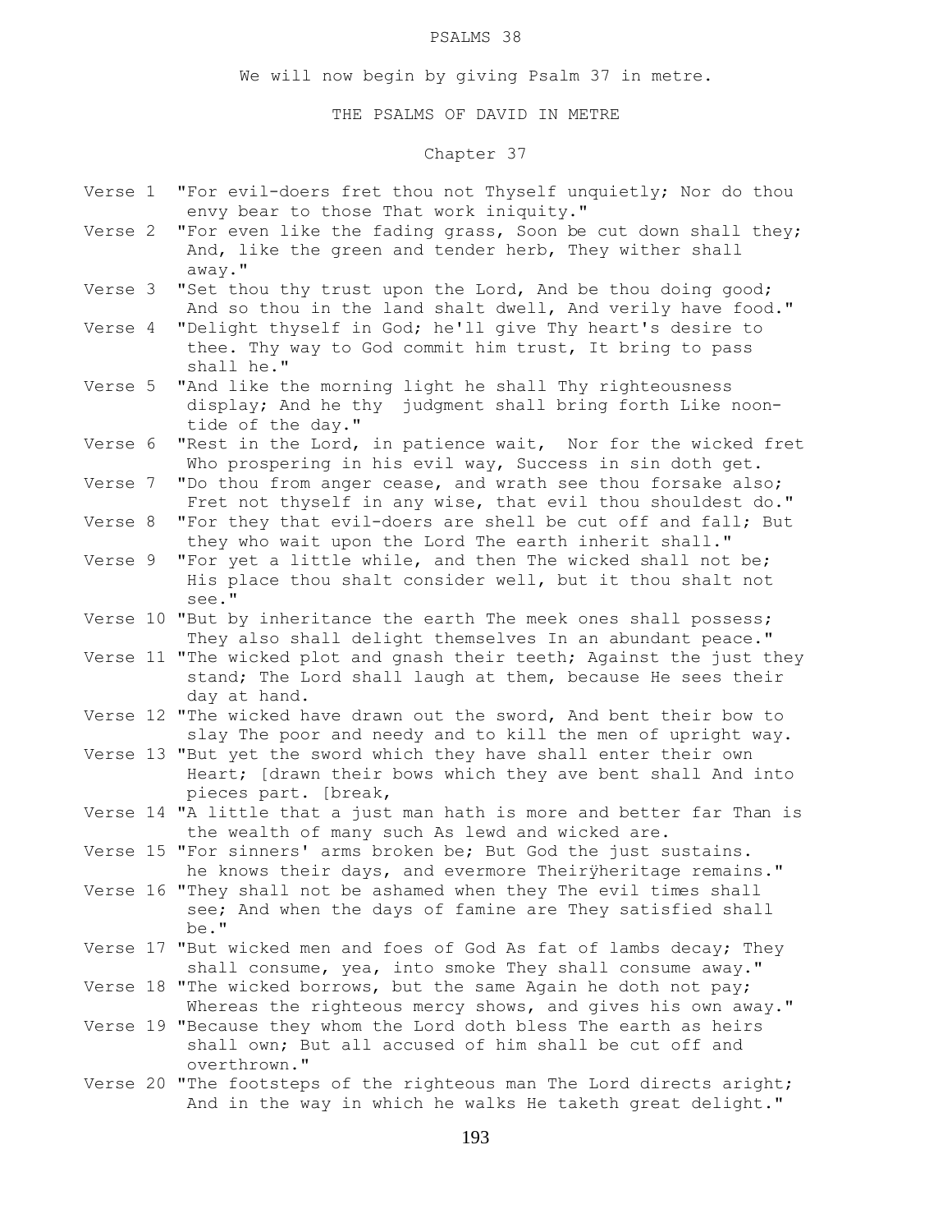PSALMS 38

We will now begin by giving Psalm 37 in metre.

THE PSALMS OF DAVID IN METRE

Chapter 37

Verse 1 "For evil-doers fret thou not Thyself unquietly; Nor do thou envy bear to those That work iniquity."

Verse 2 "For even like the fading grass, Soon be cut down shall they; And, like the green and tender herb, They wither shall away."

Verse 3 "Set thou thy trust upon the Lord, And be thou doing good; And so thou in the land shalt dwell, And verily have food."

Verse 4 "Delight thyself in God; he'll give Thy heart's desire to thee. Thy way to God commit him trust, It bring to pass shall he."

Verse 5 "And like the morning light he shall Thy righteousness display; And he thy judgment shall bring forth Like noon-tide of the day."

Verse 6 "Rest in the Lord, in patience wait, Nor for the wicked fret Who prospering in his evil way, Success in sin doth get.

Verse 7 "Do thou from anger cease, and wrath see thou forsake also; Fret not thyself in any wise, that evil thou shouldest do."

Verse 8 "For they that evil-doers are shell be cut off and fall; But they who wait upon the Lord The earth inherit shall."

Verse 9 "For yet a little while, and then The wicked shall not be; His place thou shalt consider well, but it thou shalt not see."

Verse 10 "But by inheritance the earth The meek ones shall possess; They also shall delight themselves In an abundant peace."

Verse 11 "The wicked plot and gnash their teeth; Against the just they stand; The Lord shall laugh at them, because He sees their day at hand.

Verse 12 "The wicked have drawn out the sword, And bent their bow to slay The poor and needy and to kill the men of upright way.

Verse 13 "But yet the sword which they have shall enter their own Heart; [drawn their bows which they ave bent shall And into pieces part. [break,

Verse 14 "A little that a just man hath is more and better far Than is the wealth of many such As lewd and wicked are.

Verse 15 "For sinners' arms broken be; But God the just sustains. he knows their days, and evermore Theirÿheritage remains."

Verse 16 "They shall not be ashamed when they The evil times shall see; And when the days of famine are They satisfied shall be."

Verse 17 "But wicked men and foes of God As fat of lambs decay; They shall consume, yea, into smoke They shall consume away."

Verse 18 "The wicked borrows, but the same Again he doth not pay; Whereas the righteous mercy shows, and gives his own away."

Verse 19 "Because they whom the Lord doth bless The earth as heirs shall own; But all accused of him shall be cut off and overthrown."

Verse 20 "The footsteps of the righteous man The Lord directs aright; And in the way in which he walks He taketh great delight."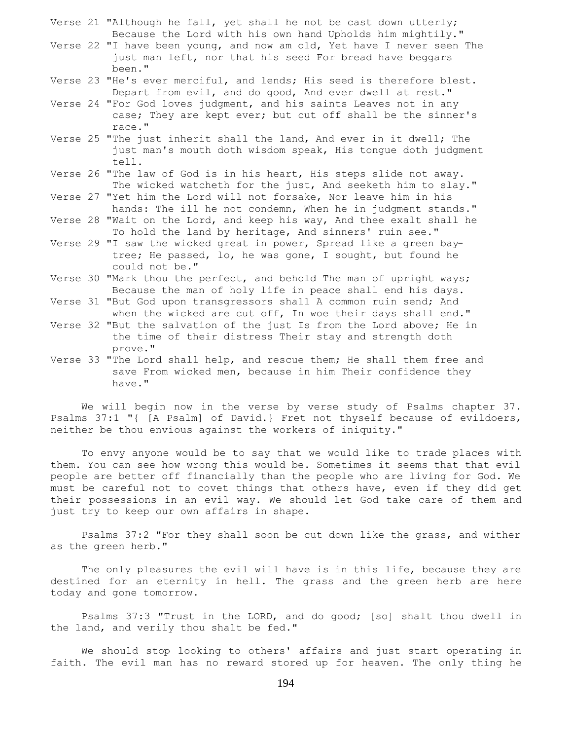Verse 21 "Although he fall, yet shall he not be cast down utterly; Because the Lord with his own hand Upholds him mightily."

Verse 22 "I have been young, and now am old, Yet have I never seen The just man left, nor that his seed For bread have beggars been."

Verse 23 "He's ever merciful, and lends; His seed is therefore blest. Depart from evil, and do good, And ever dwell at rest."

Verse 24 "For God loves judgment, and his saints Leaves not in any case; They are kept ever; but cut off shall be the sinner's race."

Verse 25 "The just inherit shall the land, And ever in it dwell; The just man's mouth doth wisdom speak, His tongue doth judgment tell.

Verse 26 "The law of God is in his heart, His steps slide not away. The wicked watcheth for the just, And seeketh him to slay."

Verse 27 "Yet him the Lord will not forsake, Nor leave him in his hands: The ill he not condemn, When he in judgment stands."

Verse 28 "Wait on the Lord, and keep his way, And thee exalt shall he To hold the land by heritage, And sinners' ruin see."

Verse 29 "I saw the wicked great in power, Spread like a green bay-tree; He passed, lo, he was gone, I sought, but found he could not be."

Verse 30 "Mark thou the perfect, and behold The man of upright ways; Because the man of holy life in peace shall end his days.

Verse 31 "But God upon transgressors shall A common ruin send; And when the wicked are cut off, In woe their days shall end."

Verse 32 "But the salvation of the just Is from the Lord above; He in the time of their distress Their stay and strength doth prove."

Verse 33 "The Lord shall help, and rescue them; He shall them free and save From wicked men, because in him Their confidence they have."

We will begin now in the verse by verse study of Psalms chapter 37. Psalms 37:1 "{ [A Psalm] of David.} Fret not thyself because of evildoers, neither be thou envious against the workers of iniquity."

To envy anyone would be to say that we would like to trade places with them. You can see how wrong this would be. Sometimes it seems that that evil people are better off financially than the people who are living for God. We must be careful not to covet things that others have, even if they did get their possessions in an evil way. We should let God take care of them and just try to keep our own affairs in shape.

Psalms 37:2 "For they shall soon be cut down like the grass, and wither as the green herb."

The only pleasures the evil will have is in this life, because they are destined for an eternity in hell. The grass and the green herb are here today and gone tomorrow.

Psalms 37:3 "Trust in the LORD, and do good; [so] shalt thou dwell in the land, and verily thou shalt be fed."

We should stop looking to others' affairs and just start operating in faith. The evil man has no reward stored up for heaven. The only thing he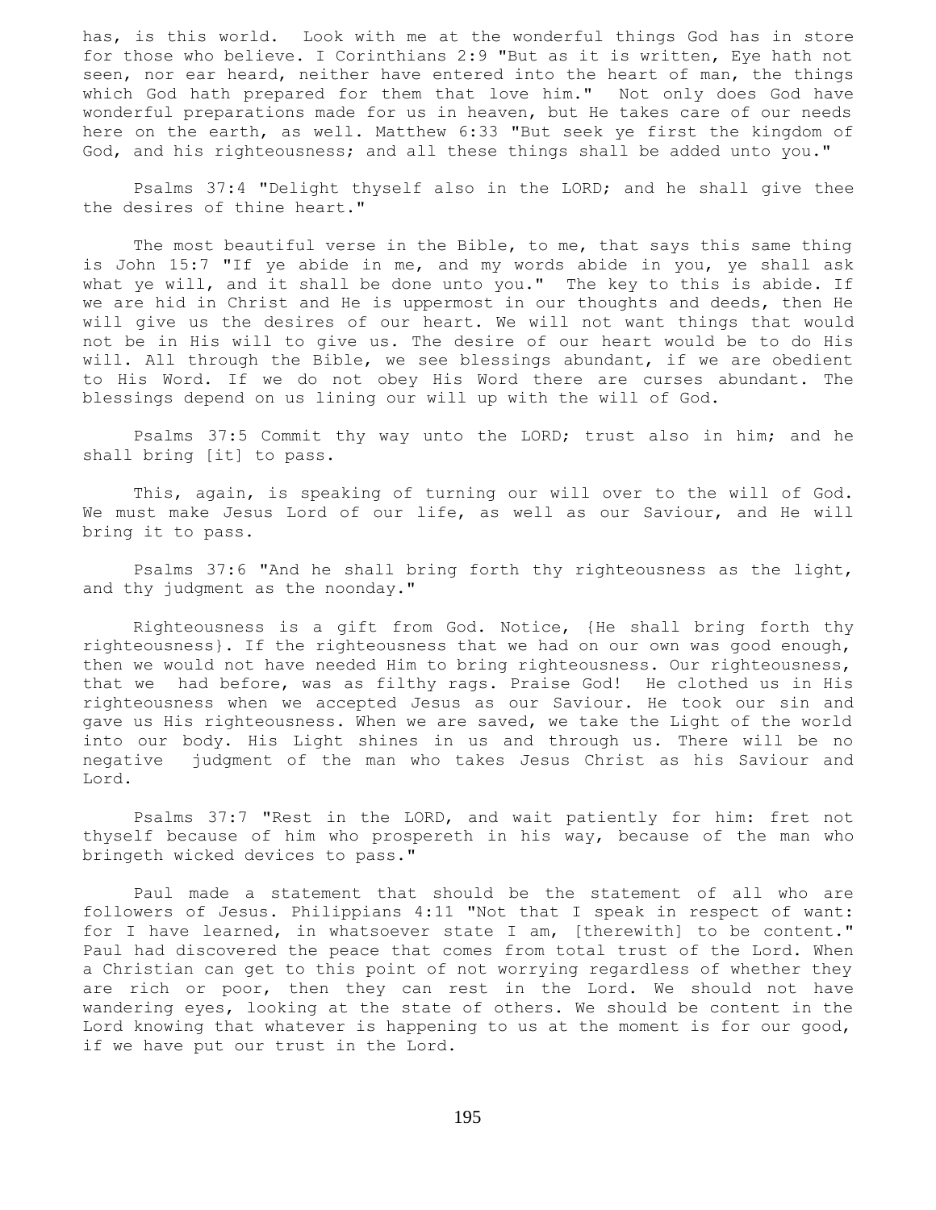has, is this world. Look with me at the wonderful things God has in store for those who believe. I Corinthians 2:9 "But as it is written, Eye hath not seen, nor ear heard, neither have entered into the heart of man, the things which God hath prepared for them that love him." Not only does God have wonderful preparations made for us in heaven, but He takes care of our needs here on the earth, as well. Matthew 6:33 "But seek ye first the kingdom of God, and his righteousness; and all these things shall be added unto you."

Psalms 37:4 "Delight thyself also in the LORD; and he shall give thee the desires of thine heart."

The most beautiful verse in the Bible, to me, that says this same thing is John 15:7 "If ye abide in me, and my words abide in you, ye shall ask what ye will, and it shall be done unto you." The key to this is abide. If we are hid in Christ and He is uppermost in our thoughts and deeds, then He will give us the desires of our heart. We will not want things that would not be in His will to give us. The desire of our heart would be to do His will. All through the Bible, we see blessings abundant, if we are obedient to His Word. If we do not obey His Word there are curses abundant. The blessings depend on us lining our will up with the will of God.

Psalms 37:5 Commit thy way unto the LORD; trust also in him; and he shall bring [it] to pass.

This, again, is speaking of turning our will over to the will of God. We must make Jesus Lord of our life, as well as our Saviour, and He will bring it to pass.

Psalms 37:6 "And he shall bring forth thy righteousness as the light, and thy judgment as the noonday."

Righteousness is a gift from God. Notice, {He shall bring forth thy righteousness}. If the righteousness that we had on our own was good enough, then we would not have needed Him to bring righteousness. Our righteousness, that we had before, was as filthy rags. Praise God! He clothed us in His righteousness when we accepted Jesus as our Saviour. He took our sin and gave us His righteousness. When we are saved, we take the Light of the world into our body. His Light shines in us and through us. There will be no negative judgment of the man who takes Jesus Christ as his Saviour and Lord.

Psalms 37:7 "Rest in the LORD, and wait patiently for him: fret not thyself because of him who prospereth in his way, because of the man who bringeth wicked devices to pass."

Paul made a statement that should be the statement of all who are followers of Jesus. Philippians 4:11 "Not that I speak in respect of want: for I have learned, in whatsoever state I am, [therewith] to be content." Paul had discovered the peace that comes from total trust of the Lord. When a Christian can get to this point of not worrying regardless of whether they are rich or poor, then they can rest in the Lord. We should not have wandering eyes, looking at the state of others. We should be content in the Lord knowing that whatever is happening to us at the moment is for our good, if we have put our trust in the Lord.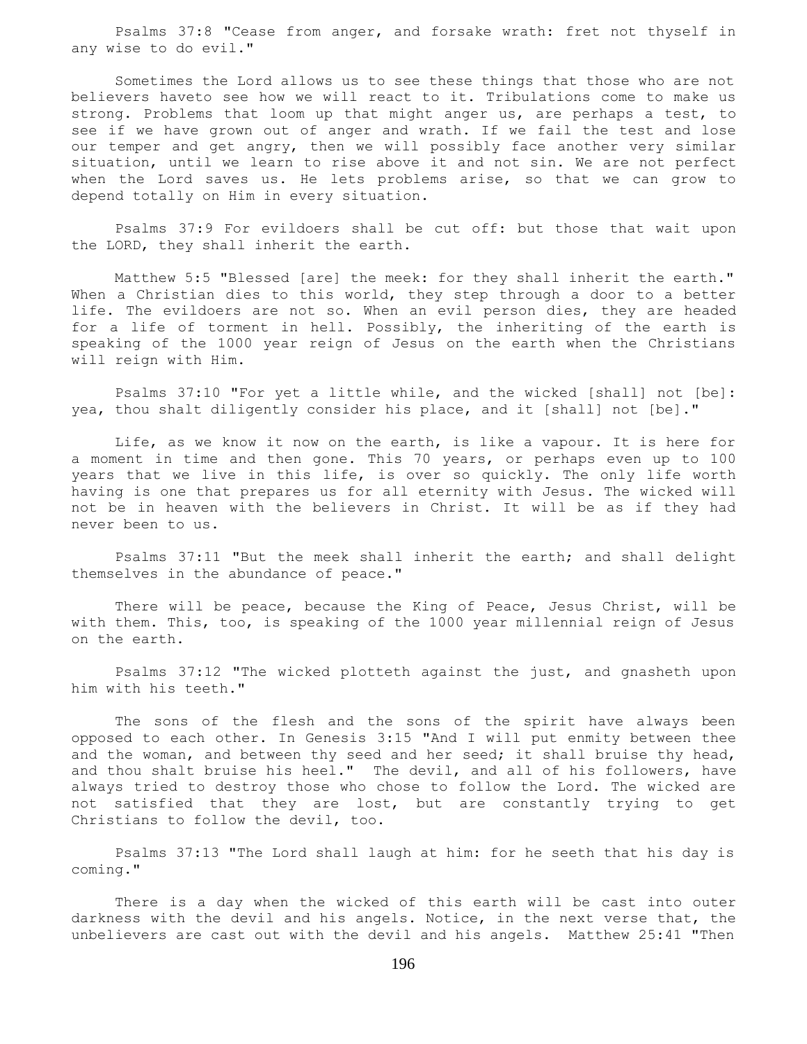Psalms 37:8 "Cease from anger, and forsake wrath: fret not thyself in any wise to do evil."

Sometimes the Lord allows us to see these things that those who are not believers haveto see how we will react to it. Tribulations come to make us strong. Problems that loom up that might anger us, are perhaps a test, to see if we have grown out of anger and wrath. If we fail the test and lose our temper and get angry, then we will possibly face another very similar situation, until we learn to rise above it and not sin. We are not perfect when the Lord saves us. He lets problems arise, so that we can grow to depend totally on Him in every situation.

Psalms 37:9 For evildoers shall be cut off: but those that wait upon the LORD, they shall inherit the earth.

Matthew 5:5 "Blessed [are] the meek: for they shall inherit the earth." When a Christian dies to this world, they step through a door to a better life. The evildoers are not so. When an evil person dies, they are headed for a life of torment in hell. Possibly, the inheriting of the earth is speaking of the 1000 year reign of Jesus on the earth when the Christians will reign with Him.

Psalms 37:10 "For yet a little while, and the wicked [shall] not [be]: yea, thou shalt diligently consider his place, and it [shall] not [be]."

Life, as we know it now on the earth, is like a vapour. It is here for a moment in time and then gone. This 70 years, or perhaps even up to 100 years that we live in this life, is over so quickly. The only life worth having is one that prepares us for all eternity with Jesus. The wicked will not be in heaven with the believers in Christ. It will be as if they had never been to us.

Psalms 37:11 "But the meek shall inherit the earth; and shall delight themselves in the abundance of peace."

There will be peace, because the King of Peace, Jesus Christ, will be with them. This, too, is speaking of the 1000 year millennial reign of Jesus on the earth.

Psalms 37:12 "The wicked plotteth against the just, and gnasheth upon him with his teeth."

The sons of the flesh and the sons of the spirit have always been opposed to each other. In Genesis 3:15 "And I will put enmity between thee and the woman, and between thy seed and her seed; it shall bruise thy head, and thou shalt bruise his heel." The devil, and all of his followers, have always tried to destroy those who chose to follow the Lord. The wicked are not satisfied that they are lost, but are constantly trying to get Christians to follow the devil, too.

Psalms 37:13 "The Lord shall laugh at him: for he seeth that his day is coming."

There is a day when the wicked of this earth will be cast into outer darkness with the devil and his angels. Notice, in the next verse that, the unbelievers are cast out with the devil and his angels. Matthew 25:41 "Then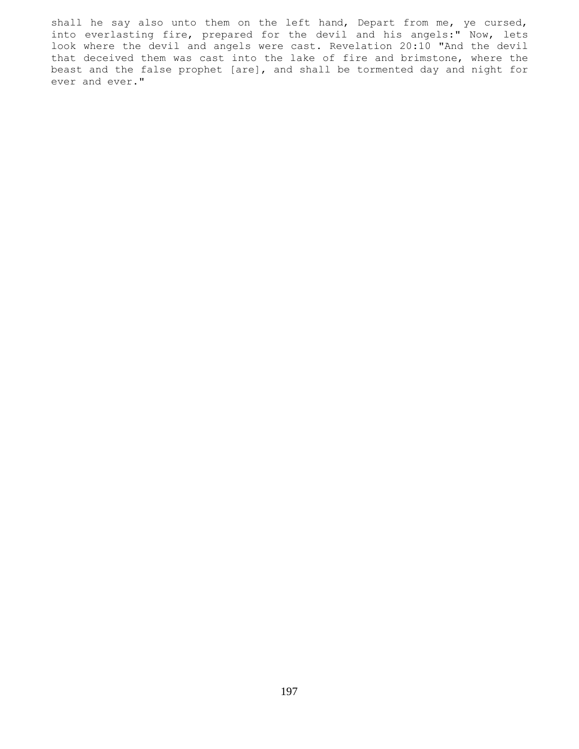shall he say also unto them on the left hand, Depart from me, ye cursed, into everlasting fire, prepared for the devil and his angels:" Now, lets look where the devil and angels were cast. Revelation 20:10 "And the devil that deceived them was cast into the lake of fire and brimstone, where the beast and the false prophet [are], and shall be tormented day and night for ever and ever."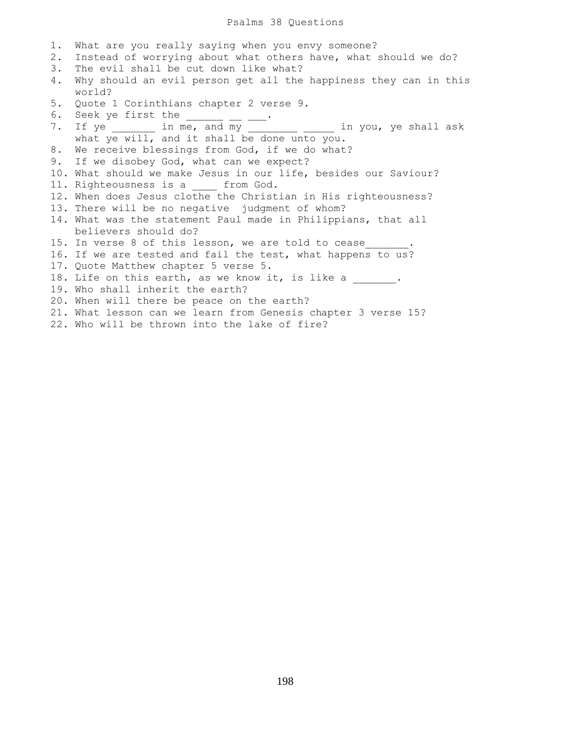# Psalms 38 Questions

1. What are you really saying when you envy someone?
2. Instead of worrying about what others have, what should we do?
3. The evil shall be cut down like what?
4. Why should an evil person get all the happiness they can in this world?
5. Quote 1 Corinthians chapter 2 verse 9.
6. Seek ye first the ______ __ ___.
7. If ye _______ in me, and my ________ _____ in you, ye shall ask what ye will, and it shall be done unto you.
8. We receive blessings from God, if we do what?
9. If we disobey God, what can we expect?
10. What should we make Jesus in our life, besides our Saviour?
11. Righteousness is a ____ from God.
12. When does Jesus clothe the Christian in His righteousness?
13. There will be no negative judgment of whom?
14. What was the statement Paul made in Philippians, that all believers should do?
15. In verse 8 of this lesson, we are told to cease_______.
16. If we are tested and fail the test, what happens to us?
17. Quote Matthew chapter 5 verse 5.
18. Life on this earth, as we know it, is like a _______.
19. Who shall inherit the earth?
20. When will there be peace on the earth?
21. What lesson can we learn from Genesis chapter 3 verse 15?
22. Who will be thrown into the lake of fire?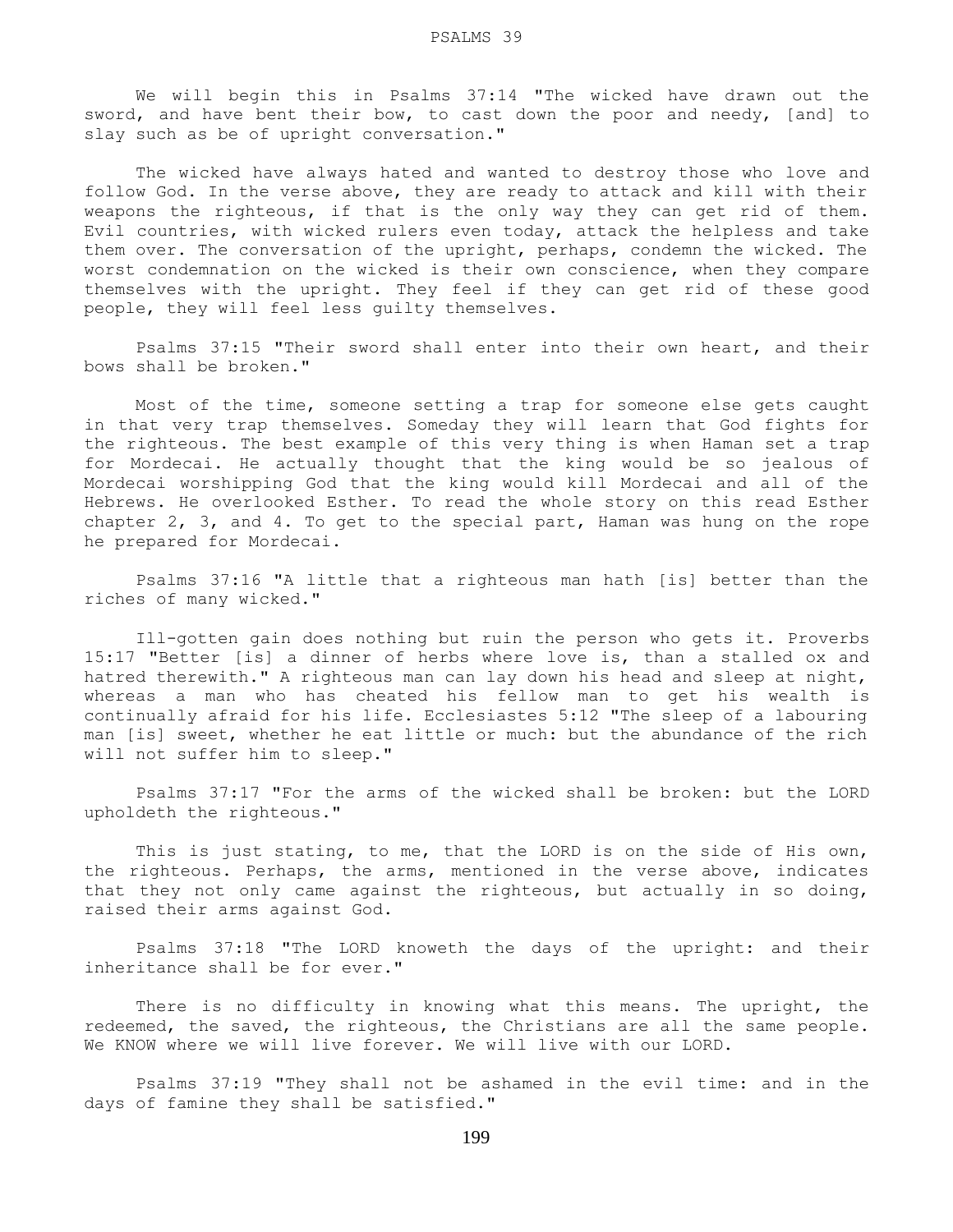# PSALMS 39

We will begin this in Psalms 37:14 "The wicked have drawn out the sword, and have bent their bow, to cast down the poor and needy, [and] to slay such as be of upright conversation."

The wicked have always hated and wanted to destroy those who love and follow God. In the verse above, they are ready to attack and kill with their weapons the righteous, if that is the only way they can get rid of them. Evil countries, with wicked rulers even today, attack the helpless and take them over. The conversation of the upright, perhaps, condemn the wicked. The worst condemnation on the wicked is their own conscience, when they compare themselves with the upright. They feel if they can get rid of these good people, they will feel less guilty themselves.

Psalms 37:15 "Their sword shall enter into their own heart, and their bows shall be broken."

Most of the time, someone setting a trap for someone else gets caught in that very trap themselves. Someday they will learn that God fights for the righteous. The best example of this very thing is when Haman set a trap for Mordecai. He actually thought that the king would be so jealous of Mordecai worshipping God that the king would kill Mordecai and all of the Hebrews. He overlooked Esther. To read the whole story on this read Esther chapter 2, 3, and 4. To get to the special part, Haman was hung on the rope he prepared for Mordecai.

Psalms 37:16 "A little that a righteous man hath [is] better than the riches of many wicked."

Ill-gotten gain does nothing but ruin the person who gets it. Proverbs 15:17 "Better [is] a dinner of herbs where love is, than a stalled ox and hatred therewith." A righteous man can lay down his head and sleep at night, whereas a man who has cheated his fellow man to get his wealth is continually afraid for his life. Ecclesiastes 5:12 "The sleep of a labouring man [is] sweet, whether he eat little or much: but the abundance of the rich will not suffer him to sleep."

Psalms 37:17 "For the arms of the wicked shall be broken: but the LORD upholdeth the righteous."

This is just stating, to me, that the LORD is on the side of His own, the righteous. Perhaps, the arms, mentioned in the verse above, indicates that they not only came against the righteous, but actually in so doing, raised their arms against God.

Psalms 37:18 "The LORD knoweth the days of the upright: and their inheritance shall be for ever."

There is no difficulty in knowing what this means. The upright, the redeemed, the saved, the righteous, the Christians are all the same people. We KNOW where we will live forever. We will live with our LORD.

Psalms 37:19 "They shall not be ashamed in the evil time: and in the days of famine they shall be satisfied."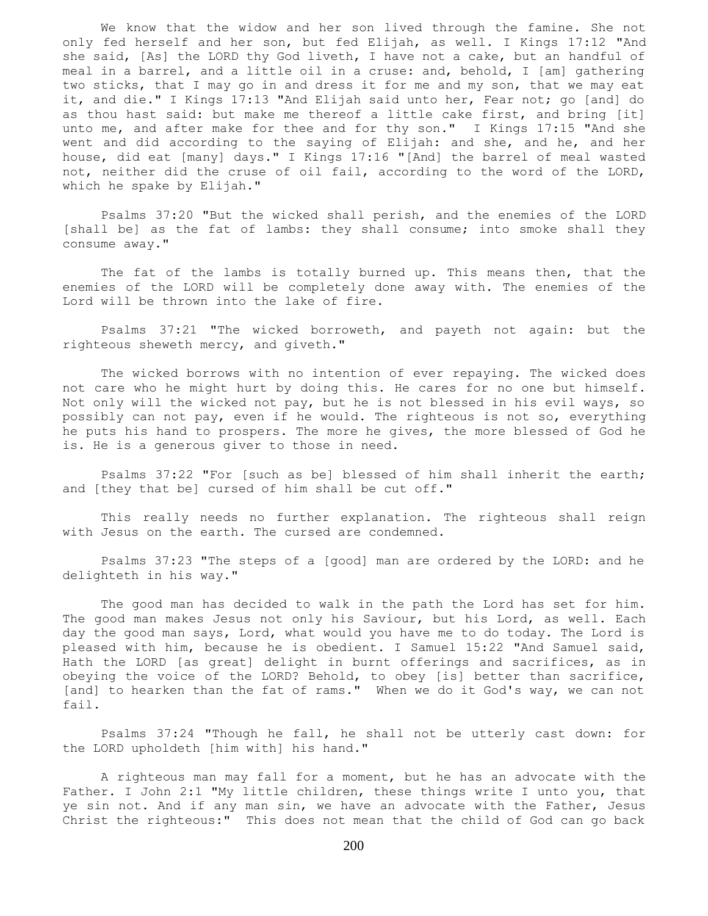We know that the widow and her son lived through the famine. She not only fed herself and her son, but fed Elijah, as well. I Kings 17:12 "And she said, [As] the LORD thy God liveth, I have not a cake, but an handful of meal in a barrel, and a little oil in a cruse: and, behold, I [am] gathering two sticks, that I may go in and dress it for me and my son, that we may eat it, and die." I Kings 17:13 "And Elijah said unto her, Fear not; go [and] do as thou hast said: but make me thereof a little cake first, and bring [it] unto me, and after make for thee and for thy son." I Kings 17:15 "And she went and did according to the saying of Elijah: and she, and he, and her house, did eat [many] days." I Kings 17:16 "[And] the barrel of meal wasted not, neither did the cruse of oil fail, according to the word of the LORD, which he spake by Elijah."

Psalms 37:20 "But the wicked shall perish, and the enemies of the LORD [shall be] as the fat of lambs: they shall consume; into smoke shall they consume away."

The fat of the lambs is totally burned up. This means then, that the enemies of the LORD will be completely done away with. The enemies of the Lord will be thrown into the lake of fire.

Psalms 37:21 "The wicked borroweth, and payeth not again: but the righteous sheweth mercy, and giveth."

The wicked borrows with no intention of ever repaying. The wicked does not care who he might hurt by doing this. He cares for no one but himself. Not only will the wicked not pay, but he is not blessed in his evil ways, so possibly can not pay, even if he would. The righteous is not so, everything he puts his hand to prospers. The more he gives, the more blessed of God he is. He is a generous giver to those in need.

Psalms 37:22 "For [such as be] blessed of him shall inherit the earth; and [they that be] cursed of him shall be cut off."

This really needs no further explanation. The righteous shall reign with Jesus on the earth. The cursed are condemned.

Psalms 37:23 "The steps of a [good] man are ordered by the LORD: and he delighteth in his way."

The good man has decided to walk in the path the Lord has set for him. The good man makes Jesus not only his Saviour, but his Lord, as well. Each day the good man says, Lord, what would you have me to do today. The Lord is pleased with him, because he is obedient. I Samuel 15:22 "And Samuel said, Hath the LORD [as great] delight in burnt offerings and sacrifices, as in obeying the voice of the LORD? Behold, to obey [is] better than sacrifice, [and] to hearken than the fat of rams." When we do it God's way, we can not fail.

Psalms 37:24 "Though he fall, he shall not be utterly cast down: for the LORD upholdeth [him with] his hand."

A righteous man may fall for a moment, but he has an advocate with the Father. I John 2:1 "My little children, these things write I unto you, that ye sin not. And if any man sin, we have an advocate with the Father, Jesus Christ the righteous:" This does not mean that the child of God can go back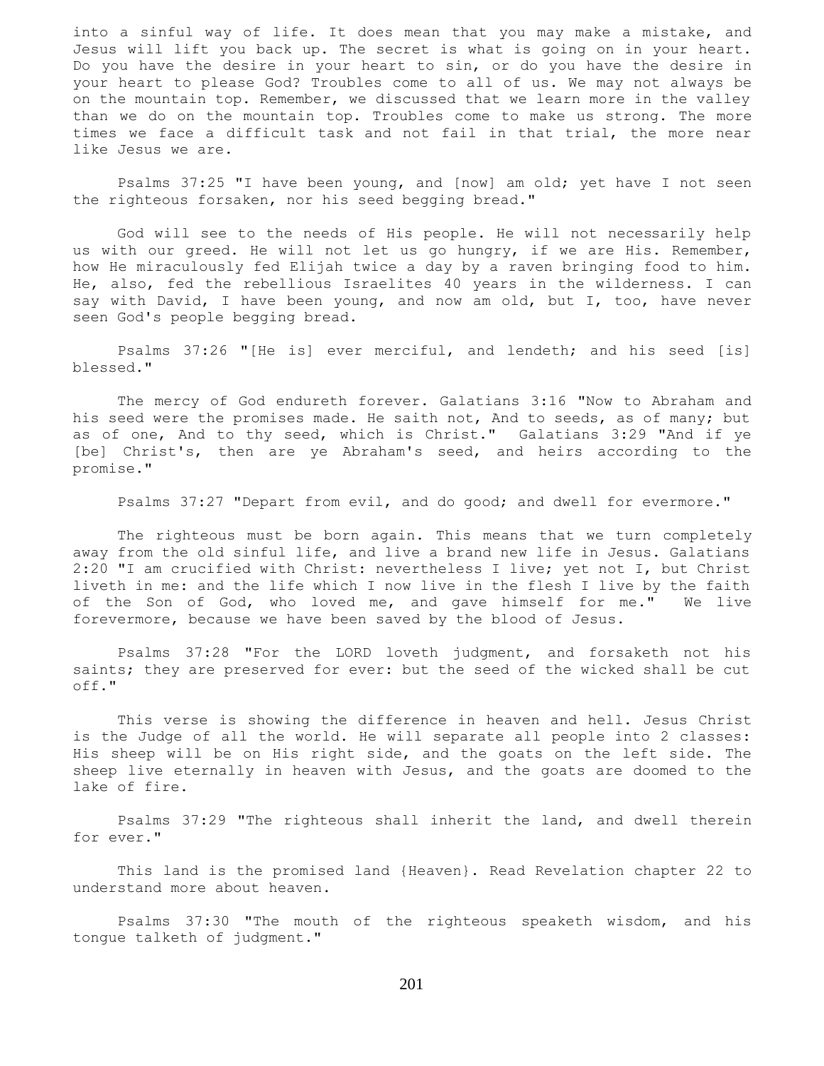into a sinful way of life. It does mean that you may make a mistake, and Jesus will lift you back up. The secret is what is going on in your heart. Do you have the desire in your heart to sin, or do you have the desire in your heart to please God? Troubles come to all of us. We may not always be on the mountain top. Remember, we discussed that we learn more in the valley than we do on the mountain top. Troubles come to make us strong. The more times we face a difficult task and not fail in that trial, the more near like Jesus we are.

Psalms 37:25 "I have been young, and [now] am old; yet have I not seen the righteous forsaken, nor his seed begging bread."

God will see to the needs of His people. He will not necessarily help us with our greed. He will not let us go hungry, if we are His. Remember, how He miraculously fed Elijah twice a day by a raven bringing food to him. He, also, fed the rebellious Israelites 40 years in the wilderness. I can say with David, I have been young, and now am old, but I, too, have never seen God's people begging bread.

Psalms 37:26 "[He is] ever merciful, and lendeth; and his seed [is] blessed."

The mercy of God endureth forever. Galatians 3:16 "Now to Abraham and his seed were the promises made. He saith not, And to seeds, as of many; but as of one, And to thy seed, which is Christ." Galatians 3:29 "And if ye [be] Christ's, then are ye Abraham's seed, and heirs according to the promise."

Psalms 37:27 "Depart from evil, and do good; and dwell for evermore."

The righteous must be born again. This means that we turn completely away from the old sinful life, and live a brand new life in Jesus. Galatians 2:20 "I am crucified with Christ: nevertheless I live; yet not I, but Christ liveth in me: and the life which I now live in the flesh I live by the faith of the Son of God, who loved me, and gave himself for me." We live forevermore, because we have been saved by the blood of Jesus.

Psalms 37:28 "For the LORD loveth judgment, and forsaketh not his saints; they are preserved for ever: but the seed of the wicked shall be cut off."

This verse is showing the difference in heaven and hell. Jesus Christ is the Judge of all the world. He will separate all people into 2 classes: His sheep will be on His right side, and the goats on the left side. The sheep live eternally in heaven with Jesus, and the goats are doomed to the lake of fire.

Psalms 37:29 "The righteous shall inherit the land, and dwell therein for ever."

This land is the promised land {Heaven}. Read Revelation chapter 22 to understand more about heaven.

Psalms 37:30 "The mouth of the righteous speaketh wisdom, and his tongue talketh of judgment."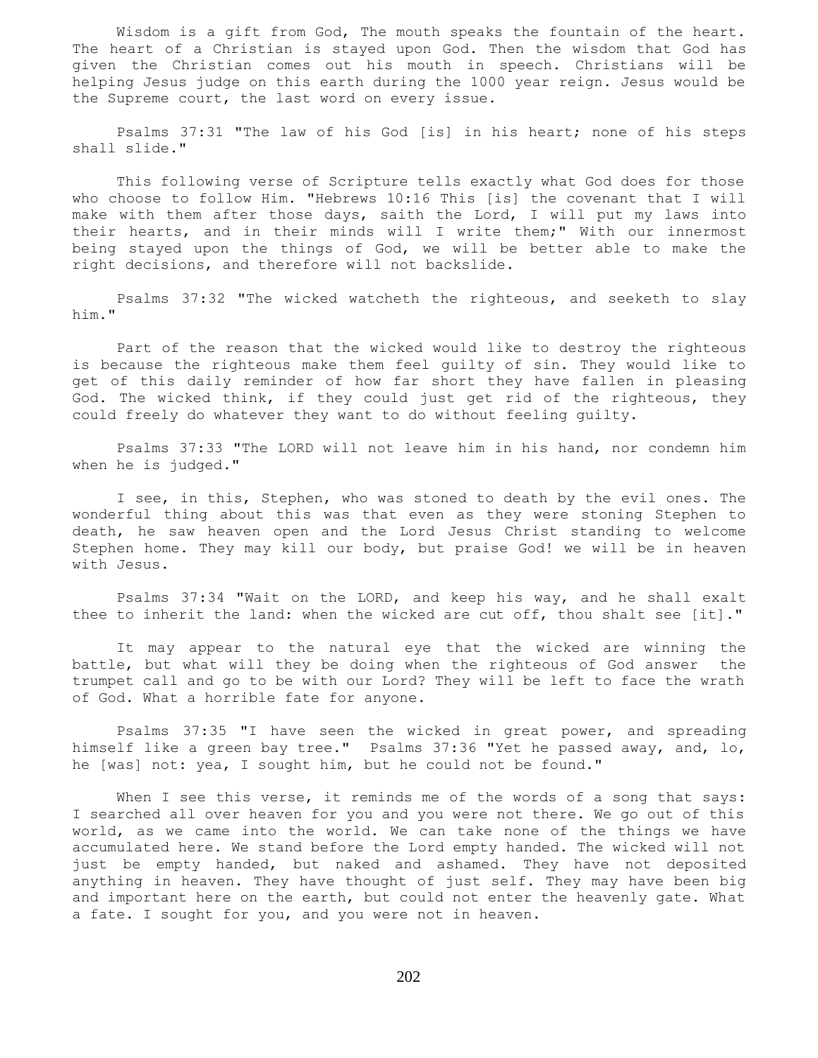Wisdom is a gift from God, The mouth speaks the fountain of the heart. The heart of a Christian is stayed upon God. Then the wisdom that God has given the Christian comes out his mouth in speech. Christians will be helping Jesus judge on this earth during the 1000 year reign. Jesus would be the Supreme court, the last word on every issue.

Psalms 37:31 "The law of his God [is] in his heart; none of his steps shall slide."

This following verse of Scripture tells exactly what God does for those who choose to follow Him. "Hebrews 10:16 This [is] the covenant that I will make with them after those days, saith the Lord, I will put my laws into their hearts, and in their minds will I write them;" With our innermost being stayed upon the things of God, we will be better able to make the right decisions, and therefore will not backslide.

Psalms 37:32 "The wicked watcheth the righteous, and seeketh to slay him."

Part of the reason that the wicked would like to destroy the righteous is because the righteous make them feel guilty of sin. They would like to get of this daily reminder of how far short they have fallen in pleasing God. The wicked think, if they could just get rid of the righteous, they could freely do whatever they want to do without feeling guilty.

Psalms 37:33 "The LORD will not leave him in his hand, nor condemn him when he is judged."

I see, in this, Stephen, who was stoned to death by the evil ones. The wonderful thing about this was that even as they were stoning Stephen to death, he saw heaven open and the Lord Jesus Christ standing to welcome Stephen home. They may kill our body, but praise God! we will be in heaven with Jesus.

Psalms 37:34 "Wait on the LORD, and keep his way, and he shall exalt thee to inherit the land: when the wicked are cut off, thou shalt see [it]."

It may appear to the natural eye that the wicked are winning the battle, but what will they be doing when the righteous of God answer the trumpet call and go to be with our Lord? They will be left to face the wrath of God. What a horrible fate for anyone.

Psalms 37:35 "I have seen the wicked in great power, and spreading himself like a green bay tree." Psalms 37:36 "Yet he passed away, and, lo, he [was] not: yea, I sought him, but he could not be found."

When I see this verse, it reminds me of the words of a song that says: I searched all over heaven for you and you were not there. We go out of this world, as we came into the world. We can take none of the things we have accumulated here. We stand before the Lord empty handed. The wicked will not just be empty handed, but naked and ashamed. They have not deposited anything in heaven. They have thought of just self. They may have been big and important here on the earth, but could not enter the heavenly gate. What a fate. I sought for you, and you were not in heaven.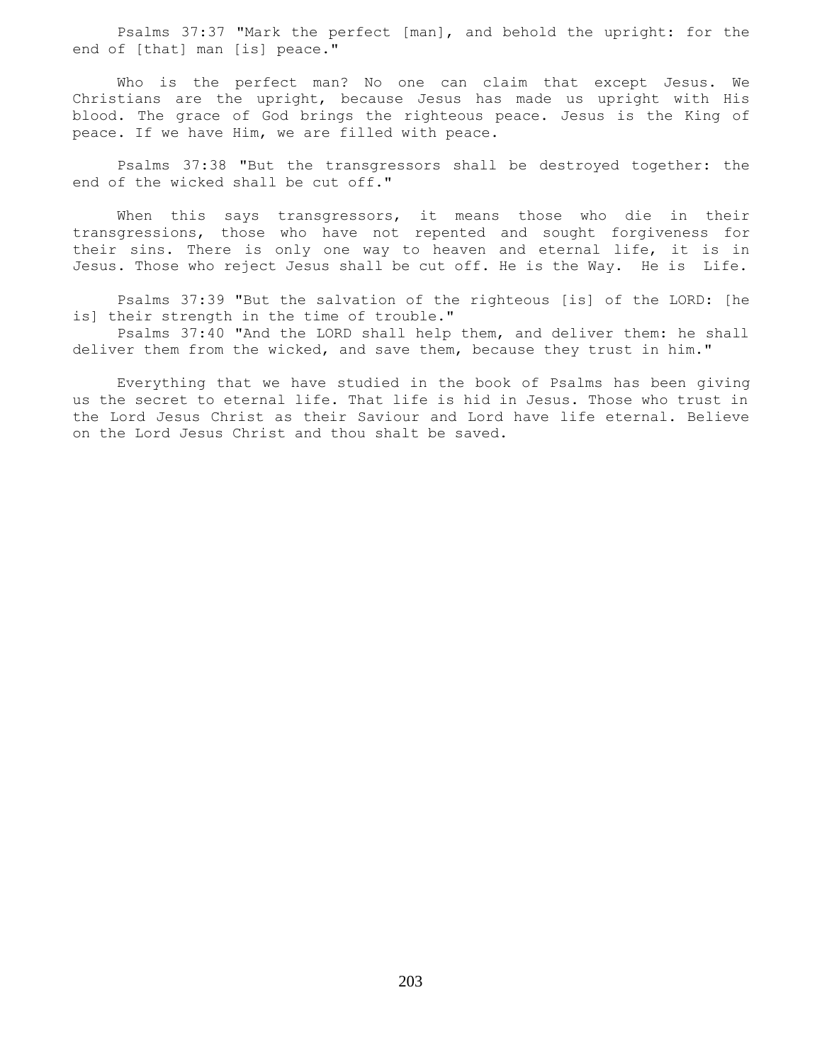Psalms 37:37 "Mark the perfect [man], and behold the upright: for the end of [that] man [is] peace."

Who is the perfect man? No one can claim that except Jesus. We Christians are the upright, because Jesus has made us upright with His blood. The grace of God brings the righteous peace. Jesus is the King of peace. If we have Him, we are filled with peace.

Psalms 37:38 "But the transgressors shall be destroyed together: the end of the wicked shall be cut off."

When this says transgressors, it means those who die in their transgressions, those who have not repented and sought forgiveness for their sins. There is only one way to heaven and eternal life, it is in Jesus. Those who reject Jesus shall be cut off. He is the Way. He is Life.

Psalms 37:39 "But the salvation of the righteous [is] of the LORD: [he is] their strength in the time of trouble."

Psalms 37:40 "And the LORD shall help them, and deliver them: he shall deliver them from the wicked, and save them, because they trust in him."

Everything that we have studied in the book of Psalms has been giving us the secret to eternal life. That life is hid in Jesus. Those who trust in the Lord Jesus Christ as their Saviour and Lord have life eternal. Believe on the Lord Jesus Christ and thou shalt be saved.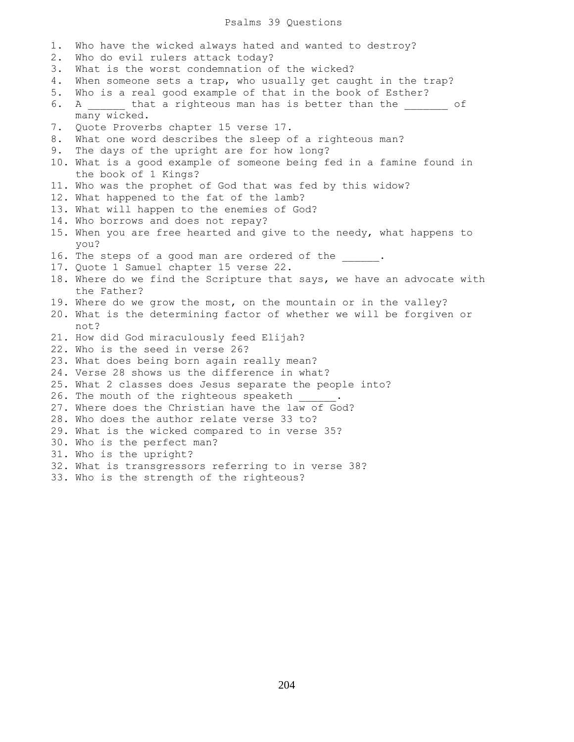# Psalms 39 Questions

1. Who have the wicked always hated and wanted to destroy?
2. Who do evil rulers attack today?
3. What is the worst condemnation of the wicked?
4. When someone sets a trap, who usually get caught in the trap?
5. Who is a real good example of that in the book of Esther?
6. A ______ that a righteous man has is better than the _______ of many wicked.
7. Quote Proverbs chapter 15 verse 17.
8. What one word describes the sleep of a righteous man?
9. The days of the upright are for how long?
10. What is a good example of someone being fed in a famine found in the book of 1 Kings?
11. Who was the prophet of God that was fed by this widow?
12. What happened to the fat of the lamb?
13. What will happen to the enemies of God?
14. Who borrows and does not repay?
15. When you are free hearted and give to the needy, what happens to you?
16. The steps of a good man are ordered of the ______.
17. Quote 1 Samuel chapter 15 verse 22.
18. Where do we find the Scripture that says, we have an advocate with the Father?
19. Where do we grow the most, on the mountain or in the valley?
20. What is the determining factor of whether we will be forgiven or not?
21. How did God miraculously feed Elijah?
22. Who is the seed in verse 26?
23. What does being born again really mean?
24. Verse 28 shows us the difference in what?
25. What 2 classes does Jesus separate the people into?
26. The mouth of the righteous speaketh ______.
27. Where does the Christian have the law of God?
28. Who does the author relate verse 33 to?
29. What is the wicked compared to in verse 35?
30. Who is the perfect man?
31. Who is the upright?
32. What is transgressors referring to in verse 38?
33. Who is the strength of the righteous?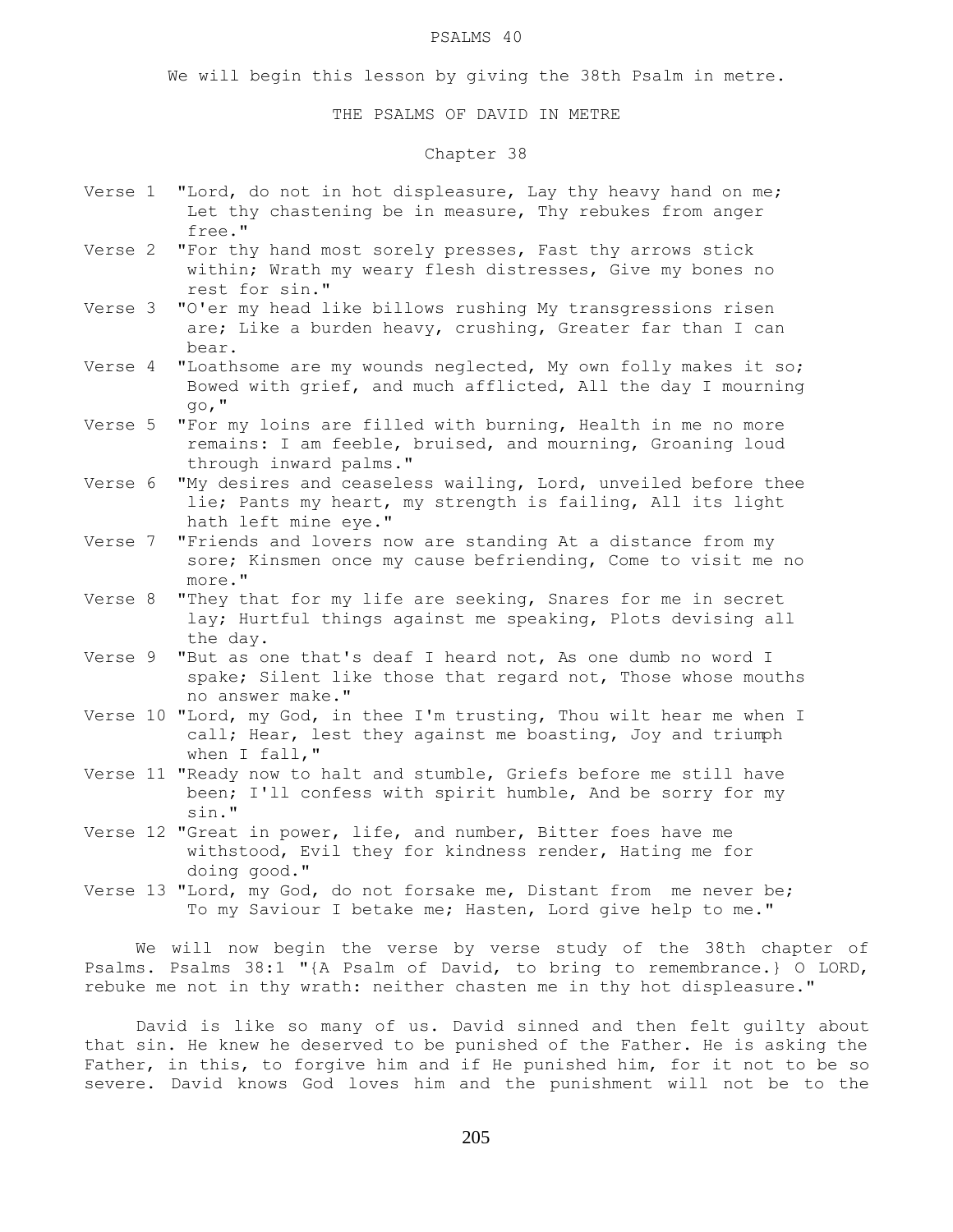PSALMS 40

We will begin this lesson by giving the 38th Psalm in metre.

THE PSALMS OF DAVID IN METRE

Chapter 38

Verse 1 "Lord, do not in hot displeasure, Lay thy heavy hand on me; Let thy chastening be in measure, Thy rebukes from anger free."

Verse 2 "For thy hand most sorely presses, Fast thy arrows stick within; Wrath my weary flesh distresses, Give my bones no rest for sin."

Verse 3 "O'er my head like billows rushing My transgressions risen are; Like a burden heavy, crushing, Greater far than I can bear.

Verse 4 "Loathsome are my wounds neglected, My own folly makes it so; Bowed with grief, and much afflicted, All the day I mourning go,"

Verse 5 "For my loins are filled with burning, Health in me no more remains: I am feeble, bruised, and mourning, Groaning loud through inward palms."

Verse 6 "My desires and ceaseless wailing, Lord, unveiled before thee lie; Pants my heart, my strength is failing, All its light hath left mine eye."

Verse 7 "Friends and lovers now are standing At a distance from my sore; Kinsmen once my cause befriending, Come to visit me no more."

Verse 8 "They that for my life are seeking, Snares for me in secret lay; Hurtful things against me speaking, Plots devising all the day.

Verse 9 "But as one that's deaf I heard not, As one dumb no word I spake; Silent like those that regard not, Those whose mouths no answer make."

Verse 10 "Lord, my God, in thee I'm trusting, Thou wilt hear me when I call; Hear, lest they against me boasting, Joy and triumph when I fall,"

Verse 11 "Ready now to halt and stumble, Griefs before me still have been; I'll confess with spirit humble, And be sorry for my sin."

Verse 12 "Great in power, life, and number, Bitter foes have me withstood, Evil they for kindness render, Hating me for doing good."

Verse 13 "Lord, my God, do not forsake me, Distant from me never be; To my Saviour I betake me; Hasten, Lord give help to me."

We will now begin the verse by verse study of the 38th chapter of Psalms. Psalms 38:1 "{A Psalm of David, to bring to remembrance.} O LORD, rebuke me not in thy wrath: neither chasten me in thy hot displeasure."

David is like so many of us. David sinned and then felt guilty about that sin. He knew he deserved to be punished of the Father. He is asking the Father, in this, to forgive him and if He punished him, for it not to be so severe. David knows God loves him and the punishment will not be to the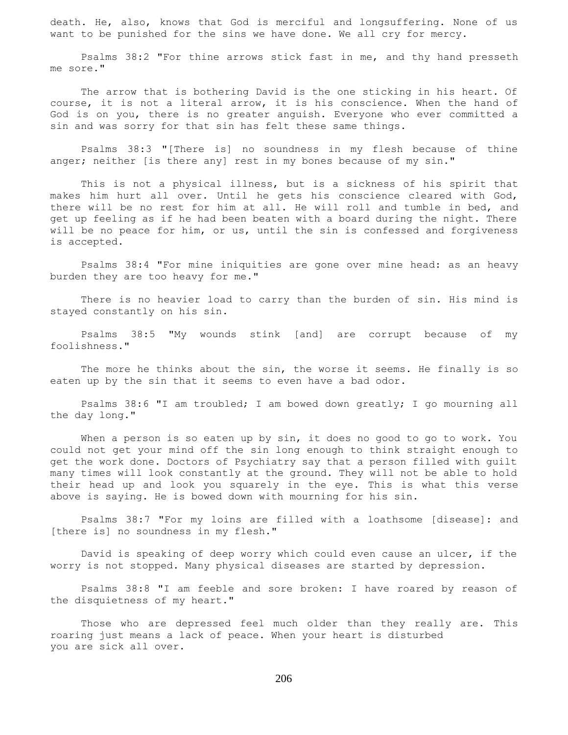death. He, also, knows that God is merciful and longsuffering. None of us want to be punished for the sins we have done. We all cry for mercy.

Psalms 38:2 "For thine arrows stick fast in me, and thy hand presseth me sore."

The arrow that is bothering David is the one sticking in his heart. Of course, it is not a literal arrow, it is his conscience. When the hand of God is on you, there is no greater anguish. Everyone who ever committed a sin and was sorry for that sin has felt these same things.

Psalms 38:3 "[There is] no soundness in my flesh because of thine anger; neither [is there any] rest in my bones because of my sin."

This is not a physical illness, but is a sickness of his spirit that makes him hurt all over. Until he gets his conscience cleared with God, there will be no rest for him at all. He will roll and tumble in bed, and get up feeling as if he had been beaten with a board during the night. There will be no peace for him, or us, until the sin is confessed and forgiveness is accepted.

Psalms 38:4 "For mine iniquities are gone over mine head: as an heavy burden they are too heavy for me."

There is no heavier load to carry than the burden of sin. His mind is stayed constantly on his sin.

Psalms 38:5 "My wounds stink [and] are corrupt because of my foolishness."

The more he thinks about the sin, the worse it seems. He finally is so eaten up by the sin that it seems to even have a bad odor.

Psalms 38:6 "I am troubled; I am bowed down greatly; I go mourning all the day long."

When a person is so eaten up by sin, it does no good to go to work. You could not get your mind off the sin long enough to think straight enough to get the work done. Doctors of Psychiatry say that a person filled with guilt many times will look constantly at the ground. They will not be able to hold their head up and look you squarely in the eye. This is what this verse above is saying. He is bowed down with mourning for his sin.

Psalms 38:7 "For my loins are filled with a loathsome [disease]: and [there is] no soundness in my flesh."

David is speaking of deep worry which could even cause an ulcer, if the worry is not stopped. Many physical diseases are started by depression.

Psalms 38:8 "I am feeble and sore broken: I have roared by reason of the disquietness of my heart."

Those who are depressed feel much older than they really are. This roaring just means a lack of peace. When your heart is disturbed you are sick all over.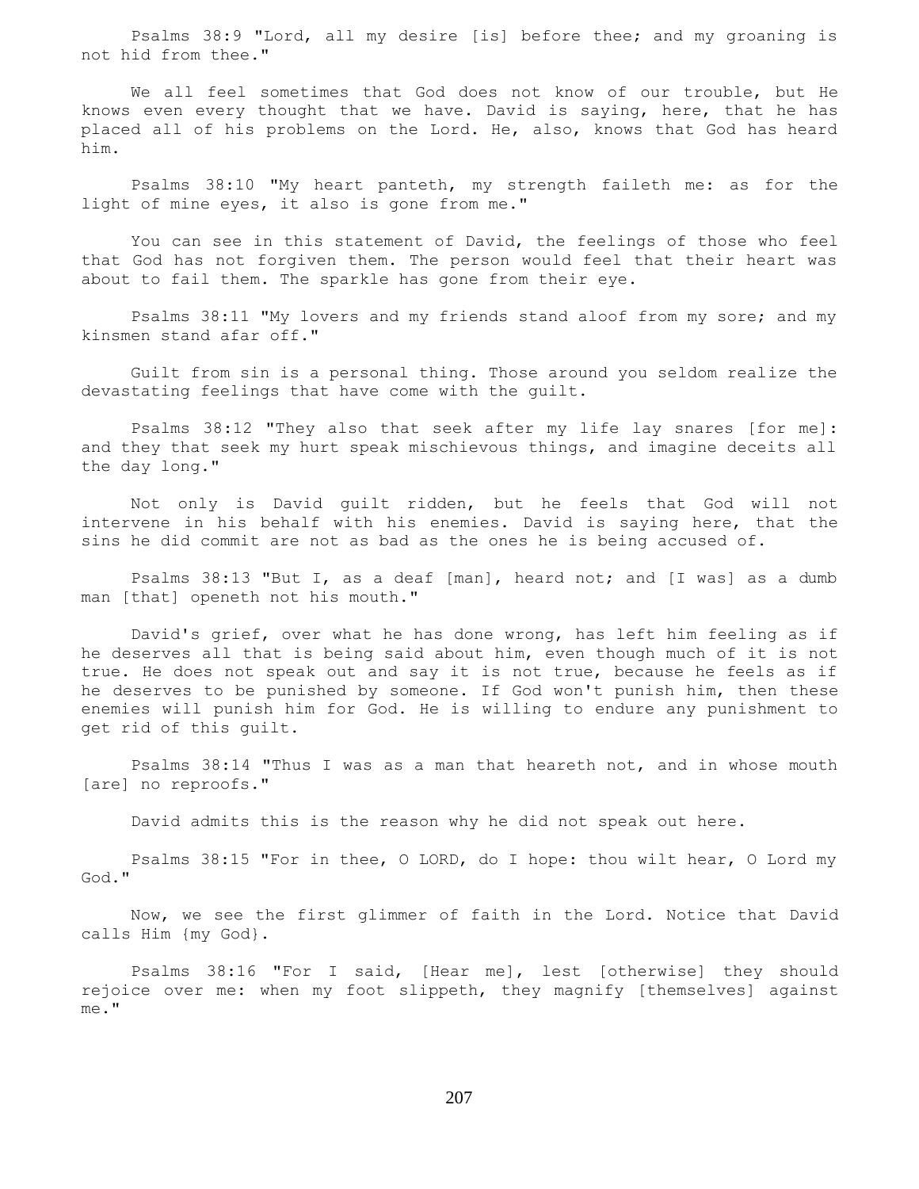Psalms 38:9 "Lord, all my desire [is] before thee; and my groaning is not hid from thee."

We all feel sometimes that God does not know of our trouble, but He knows even every thought that we have. David is saying, here, that he has placed all of his problems on the Lord. He, also, knows that God has heard him.

Psalms 38:10 "My heart panteth, my strength faileth me: as for the light of mine eyes, it also is gone from me."

You can see in this statement of David, the feelings of those who feel that God has not forgiven them. The person would feel that their heart was about to fail them. The sparkle has gone from their eye.

Psalms 38:11 "My lovers and my friends stand aloof from my sore; and my kinsmen stand afar off."

Guilt from sin is a personal thing. Those around you seldom realize the devastating feelings that have come with the guilt.

Psalms 38:12 "They also that seek after my life lay snares [for me]: and they that seek my hurt speak mischievous things, and imagine deceits all the day long."

Not only is David guilt ridden, but he feels that God will not intervene in his behalf with his enemies. David is saying here, that the sins he did commit are not as bad as the ones he is being accused of.

Psalms 38:13 "But I, as a deaf [man], heard not; and [I was] as a dumb man [that] openeth not his mouth."

David's grief, over what he has done wrong, has left him feeling as if he deserves all that is being said about him, even though much of it is not true. He does not speak out and say it is not true, because he feels as if he deserves to be punished by someone. If God won't punish him, then these enemies will punish him for God. He is willing to endure any punishment to get rid of this guilt.

Psalms 38:14 "Thus I was as a man that heareth not, and in whose mouth [are] no reproofs."

David admits this is the reason why he did not speak out here.

Psalms 38:15 "For in thee, O LORD, do I hope: thou wilt hear, O Lord my God."

Now, we see the first glimmer of faith in the Lord. Notice that David calls Him {my God}.

Psalms 38:16 "For I said, [Hear me], lest [otherwise] they should rejoice over me: when my foot slippeth, they magnify [themselves] against me."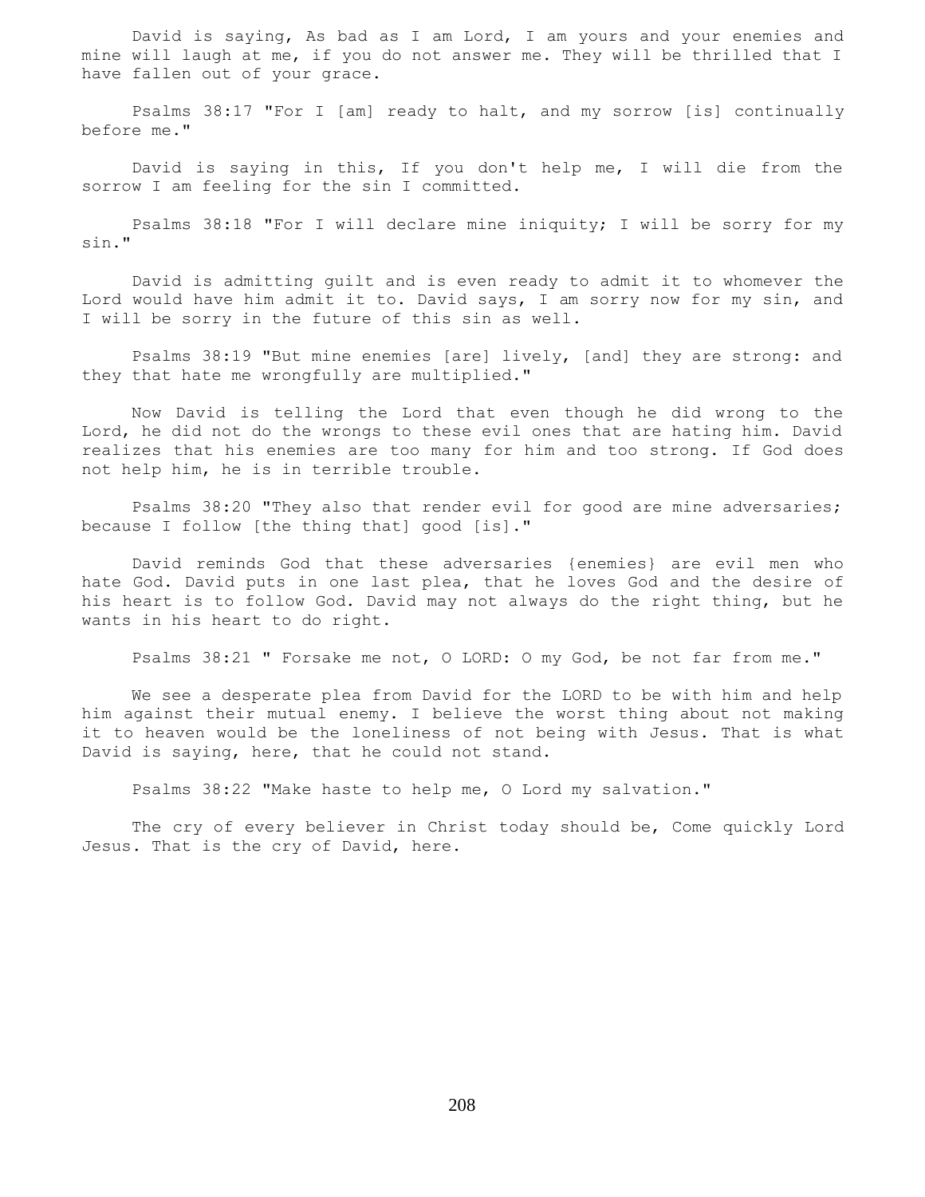David is saying, As bad as I am Lord, I am yours and your enemies and mine will laugh at me, if you do not answer me. They will be thrilled that I have fallen out of your grace.

Psalms 38:17 "For I [am] ready to halt, and my sorrow [is] continually before me."

David is saying in this, If you don't help me, I will die from the sorrow I am feeling for the sin I committed.

Psalms 38:18 "For I will declare mine iniquity; I will be sorry for my sin."

David is admitting guilt and is even ready to admit it to whomever the Lord would have him admit it to. David says, I am sorry now for my sin, and I will be sorry in the future of this sin as well.

Psalms 38:19 "But mine enemies [are] lively, [and] they are strong: and they that hate me wrongfully are multiplied."

Now David is telling the Lord that even though he did wrong to the Lord, he did not do the wrongs to these evil ones that are hating him. David realizes that his enemies are too many for him and too strong. If God does not help him, he is in terrible trouble.

Psalms 38:20 "They also that render evil for good are mine adversaries; because I follow [the thing that] good [is]."

David reminds God that these adversaries {enemies} are evil men who hate God. David puts in one last plea, that he loves God and the desire of his heart is to follow God. David may not always do the right thing, but he wants in his heart to do right.

Psalms 38:21 " Forsake me not, O LORD: O my God, be not far from me."

We see a desperate plea from David for the LORD to be with him and help him against their mutual enemy. I believe the worst thing about not making it to heaven would be the loneliness of not being with Jesus. That is what David is saying, here, that he could not stand.

Psalms 38:22 "Make haste to help me, O Lord my salvation."

The cry of every believer in Christ today should be, Come quickly Lord Jesus. That is the cry of David, here.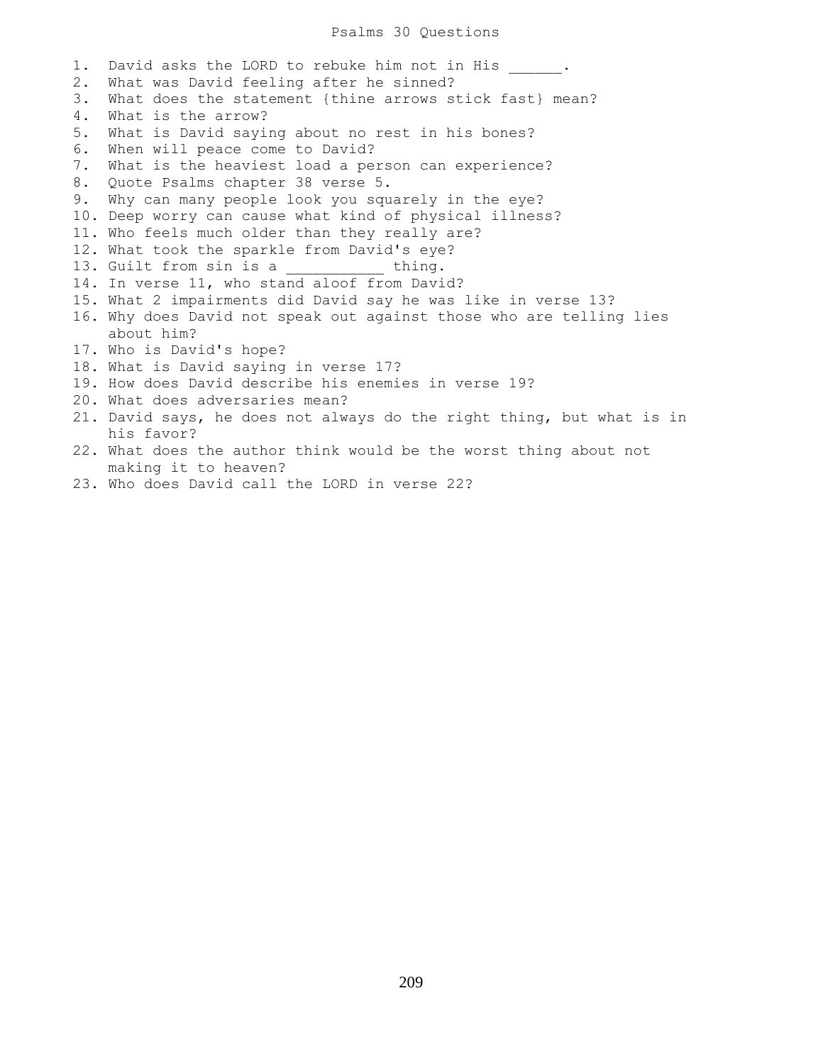# Psalms 30 Questions

1. David asks the LORD to rebuke him not in His ______.
2. What was David feeling after he sinned?
3. What does the statement {thine arrows stick fast} mean?
4. What is the arrow?
5. What is David saying about no rest in his bones?
6. When will peace come to David?
7. What is the heaviest load a person can experience?
8. Quote Psalms chapter 38 verse 5.
9. Why can many people look you squarely in the eye?
10. Deep worry can cause what kind of physical illness?
11. Who feels much older than they really are?
12. What took the sparkle from David's eye?
13. Guilt from sin is a ___________ thing.
14. In verse 11, who stand aloof from David?
15. What 2 impairments did David say he was like in verse 13?
16. Why does David not speak out against those who are telling lies about him?
17. Who is David's hope?
18. What is David saying in verse 17?
19. How does David describe his enemies in verse 19?
20. What does adversaries mean?
21. David says, he does not always do the right thing, but what is in his favor?
22. What does the author think would be the worst thing about not making it to heaven?
23. Who does David call the LORD in verse 22?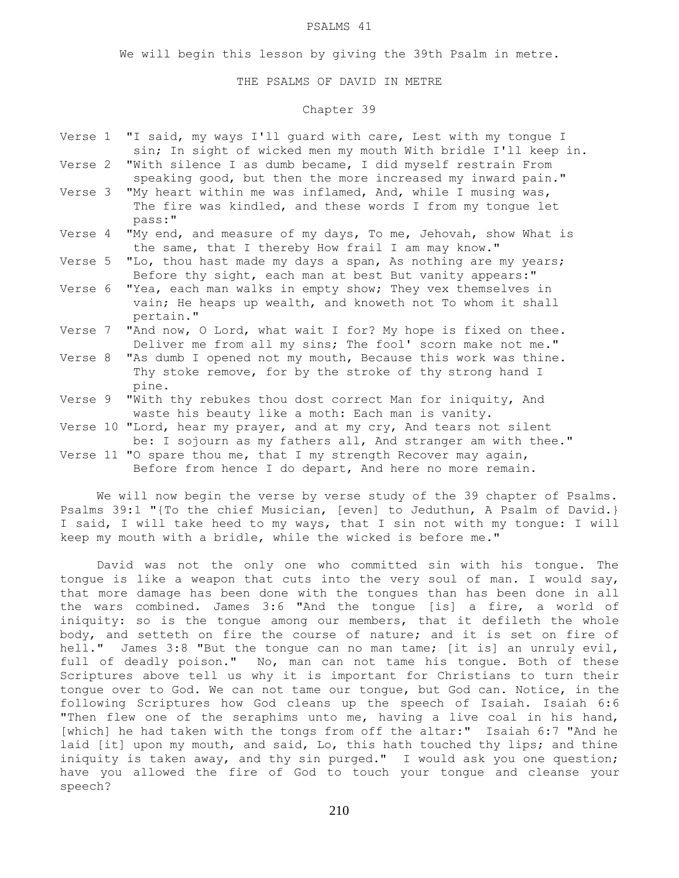# PSALMS 41

We will begin this lesson by giving the 39th Psalm in metre.

## THE PSALMS OF DAVID IN METRE

### Chapter 39

Verse 1 "I said, my ways I'll guard with care, Lest with my tongue I sin; In sight of wicked men my mouth With bridle I'll keep in.

Verse 2 "With silence I as dumb became, I did myself restrain From speaking good, but then the more increased my inward pain."

Verse 3 "My heart within me was inflamed, And, while I musing was, The fire was kindled, and these words I from my tongue let pass:"

Verse 4 "My end, and measure of my days, To me, Jehovah, show What is the same, that I thereby How frail I am may know."

Verse 5 "Lo, thou hast made my days a span, As nothing are my years; Before thy sight, each man at best But vanity appears:"

Verse 6 "Yea, each man walks in empty show; They vex themselves in vain; He heaps up wealth, and knoweth not To whom it shall pertain."

Verse 7 "And now, O Lord, what wait I for? My hope is fixed on thee. Deliver me from all my sins; The fool' scorn make not me."

Verse 8 "As dumb I opened not my mouth, Because this work was thine. Thy stoke remove, for by the stroke of thy strong hand I pine.

Verse 9 "With thy rebukes thou dost correct Man for iniquity, And waste his beauty like a moth: Each man is vanity.

Verse 10 "Lord, hear my prayer, and at my cry, And tears not silent be: I sojourn as my fathers all, And stranger am with thee."

Verse 11 "O spare thou me, that I my strength Recover may again, Before from hence I do depart, And here no more remain.

We will now begin the verse by verse study of the 39 chapter of Psalms. Psalms 39:1 "{To the chief Musician, [even] to Jeduthun, A Psalm of David.} I said, I will take heed to my ways, that I sin not with my tongue: I will keep my mouth with a bridle, while the wicked is before me."

David was not the only one who committed sin with his tongue. The tongue is like a weapon that cuts into the very soul of man. I would say, that more damage has been done with the tongues than has been done in all the wars combined. James 3:6 "And the tongue [is] a fire, a world of iniquity: so is the tongue among our members, that it defileth the whole body, and setteth on fire the course of nature; and it is set on fire of hell." James 3:8 "But the tongue can no man tame; [it is] an unruly evil, full of deadly poison." No, man can not tame his tongue. Both of these Scriptures above tell us why it is important for Christians to turn their tongue over to God. We can not tame our tongue, but God can. Notice, in the following Scriptures how God cleans up the speech of Isaiah. Isaiah 6:6 "Then flew one of the seraphims unto me, having a live coal in his hand, [which] he had taken with the tongs from off the altar:" Isaiah 6:7 "And he laid [it] upon my mouth, and said, Lo, this hath touched thy lips; and thine iniquity is taken away, and thy sin purged." I would ask you one question; have you allowed the fire of God to touch your tongue and cleanse your speech?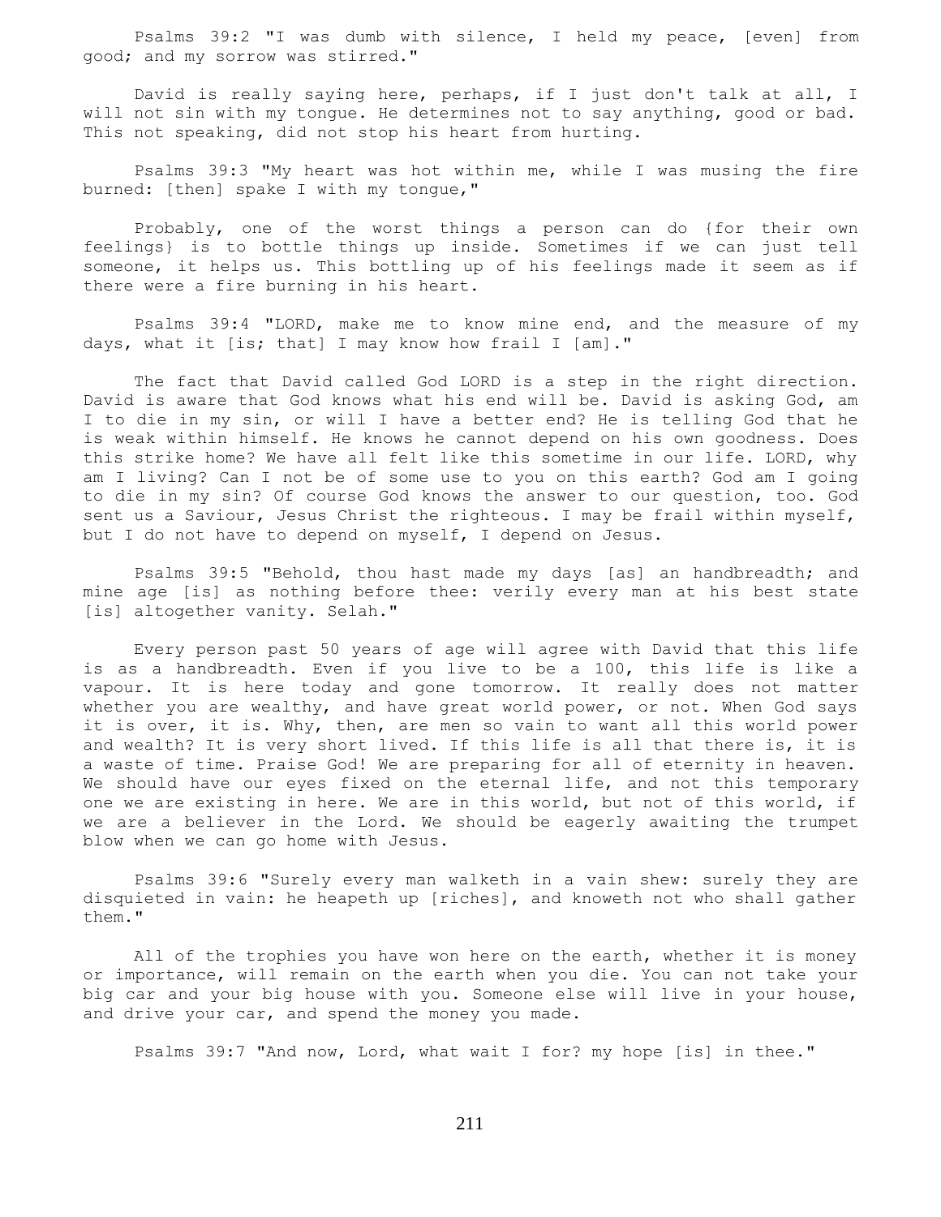Psalms 39:2 "I was dumb with silence, I held my peace, [even] from good; and my sorrow was stirred."

David is really saying here, perhaps, if I just don't talk at all, I will not sin with my tongue. He determines not to say anything, good or bad. This not speaking, did not stop his heart from hurting.

Psalms 39:3 "My heart was hot within me, while I was musing the fire burned: [then] spake I with my tongue,"

Probably, one of the worst things a person can do {for their own feelings} is to bottle things up inside. Sometimes if we can just tell someone, it helps us. This bottling up of his feelings made it seem as if there were a fire burning in his heart.

Psalms 39:4 "LORD, make me to know mine end, and the measure of my days, what it [is; that] I may know how frail I [am]."

The fact that David called God LORD is a step in the right direction. David is aware that God knows what his end will be. David is asking God, am I to die in my sin, or will I have a better end? He is telling God that he is weak within himself. He knows he cannot depend on his own goodness. Does this strike home? We have all felt like this sometime in our life. LORD, why am I living? Can I not be of some use to you on this earth? God am I going to die in my sin? Of course God knows the answer to our question, too. God sent us a Saviour, Jesus Christ the righteous. I may be frail within myself, but I do not have to depend on myself, I depend on Jesus.

Psalms 39:5 "Behold, thou hast made my days [as] an handbreadth; and mine age [is] as nothing before thee: verily every man at his best state [is] altogether vanity. Selah."

Every person past 50 years of age will agree with David that this life is as a handbreadth. Even if you live to be a 100, this life is like a vapour. It is here today and gone tomorrow. It really does not matter whether you are wealthy, and have great world power, or not. When God says it is over, it is. Why, then, are men so vain to want all this world power and wealth? It is very short lived. If this life is all that there is, it is a waste of time. Praise God! We are preparing for all of eternity in heaven. We should have our eyes fixed on the eternal life, and not this temporary one we are existing in here. We are in this world, but not of this world, if we are a believer in the Lord. We should be eagerly awaiting the trumpet blow when we can go home with Jesus.

Psalms 39:6 "Surely every man walketh in a vain shew: surely they are disquieted in vain: he heapeth up [riches], and knoweth not who shall gather them."

All of the trophies you have won here on the earth, whether it is money or importance, will remain on the earth when you die. You can not take your big car and your big house with you. Someone else will live in your house, and drive your car, and spend the money you made.

Psalms 39:7 "And now, Lord, what wait I for? my hope [is] in thee."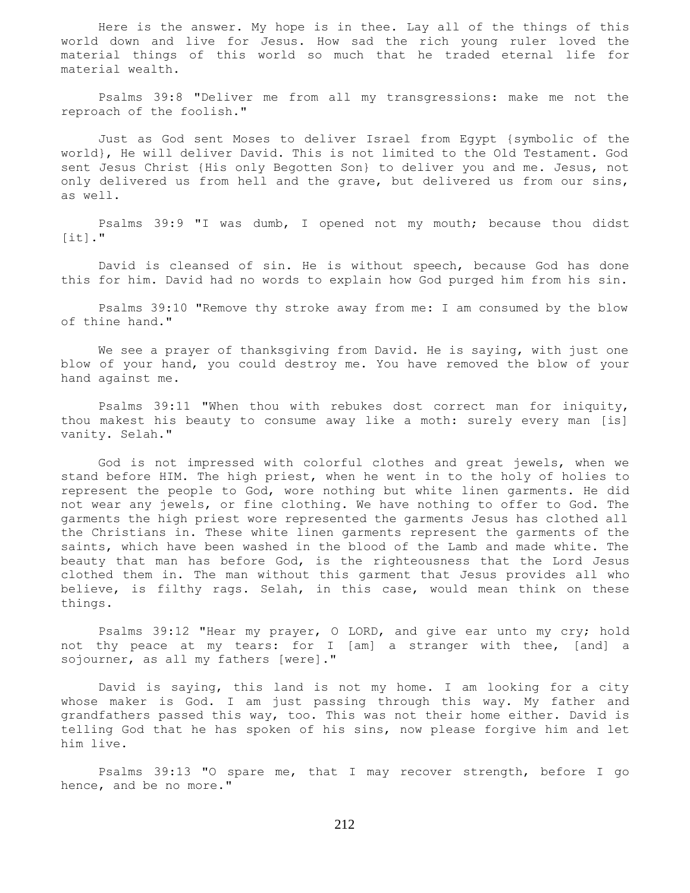Here is the answer. My hope is in thee. Lay all of the things of this world down and live for Jesus. How sad the rich young ruler loved the material things of this world so much that he traded eternal life for material wealth.

Psalms 39:8 "Deliver me from all my transgressions: make me not the reproach of the foolish."

Just as God sent Moses to deliver Israel from Egypt {symbolic of the world}, He will deliver David. This is not limited to the Old Testament. God sent Jesus Christ {His only Begotten Son} to deliver you and me. Jesus, not only delivered us from hell and the grave, but delivered us from our sins, as well.

Psalms 39:9 "I was dumb, I opened not my mouth; because thou didst [it]."

David is cleansed of sin. He is without speech, because God has done this for him. David had no words to explain how God purged him from his sin.

Psalms 39:10 "Remove thy stroke away from me: I am consumed by the blow of thine hand."

We see a prayer of thanksgiving from David. He is saying, with just one blow of your hand, you could destroy me. You have removed the blow of your hand against me.

Psalms 39:11 "When thou with rebukes dost correct man for iniquity, thou makest his beauty to consume away like a moth: surely every man [is] vanity. Selah."

God is not impressed with colorful clothes and great jewels, when we stand before HIM. The high priest, when he went in to the holy of holies to represent the people to God, wore nothing but white linen garments. He did not wear any jewels, or fine clothing. We have nothing to offer to God. The garments the high priest wore represented the garments Jesus has clothed all the Christians in. These white linen garments represent the garments of the saints, which have been washed in the blood of the Lamb and made white. The beauty that man has before God, is the righteousness that the Lord Jesus clothed them in. The man without this garment that Jesus provides all who believe, is filthy rags. Selah, in this case, would mean think on these things.

Psalms 39:12 "Hear my prayer, O LORD, and give ear unto my cry; hold not thy peace at my tears: for I [am] a stranger with thee, [and] a sojourner, as all my fathers [were]."

David is saying, this land is not my home. I am looking for a city whose maker is God. I am just passing through this way. My father and grandfathers passed this way, too. This was not their home either. David is telling God that he has spoken of his sins, now please forgive him and let him live.

Psalms 39:13 "O spare me, that I may recover strength, before I go hence, and be no more."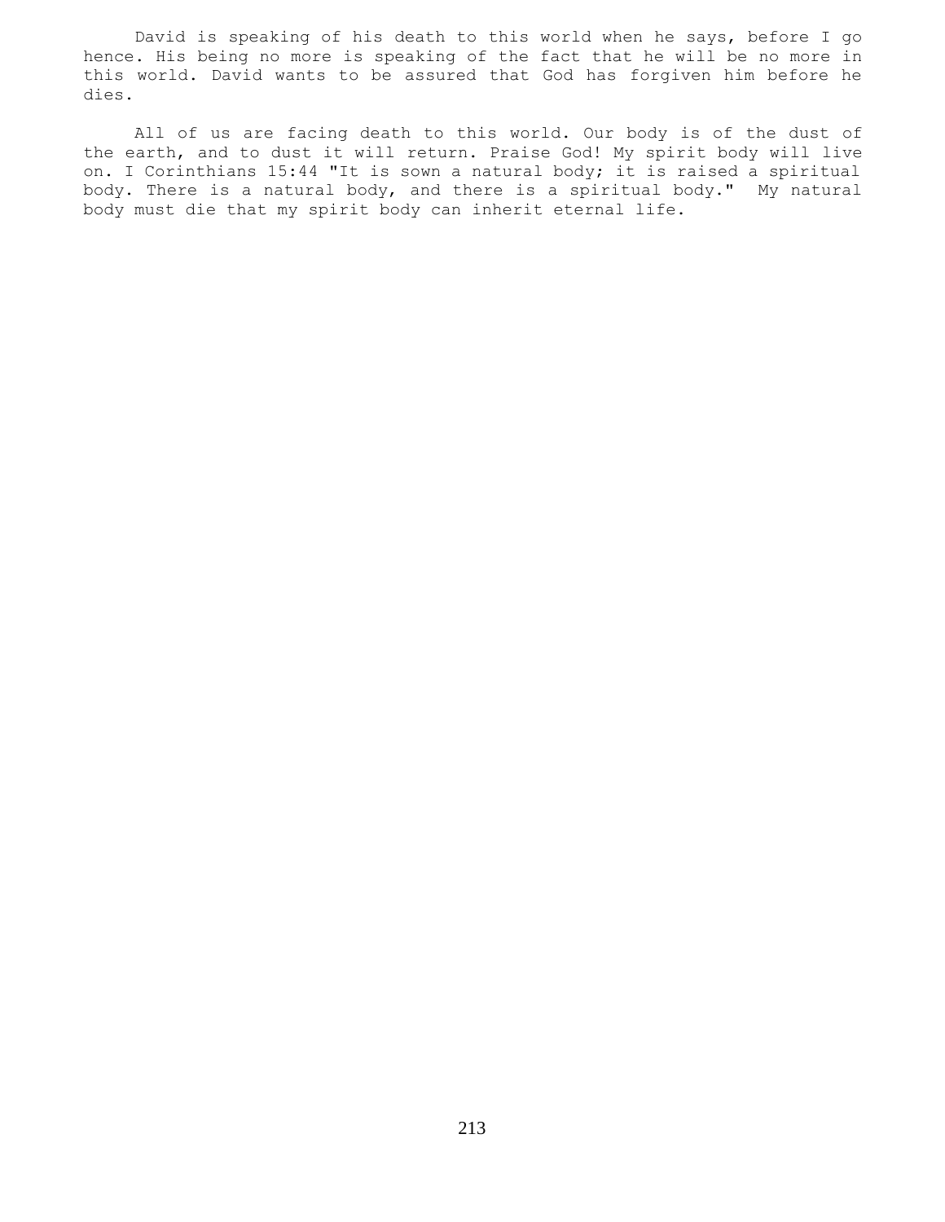David is speaking of his death to this world when he says, before I go hence. His being no more is speaking of the fact that he will be no more in this world. David wants to be assured that God has forgiven him before he dies.

All of us are facing death to this world. Our body is of the dust of the earth, and to dust it will return. Praise God! My spirit body will live on. I Corinthians 15:44 "It is sown a natural body; it is raised a spiritual body. There is a natural body, and there is a spiritual body." My natural body must die that my spirit body can inherit eternal life.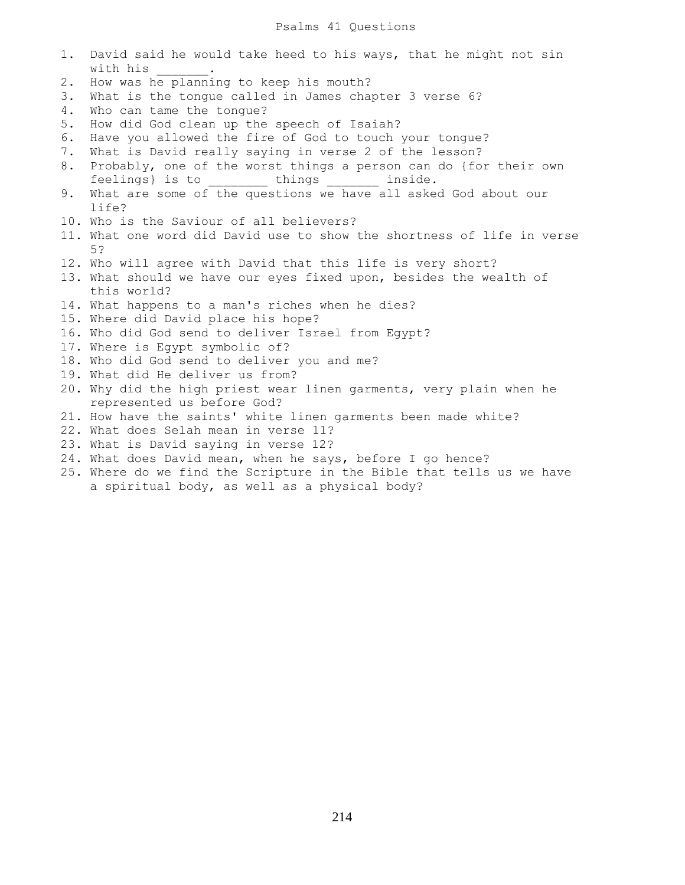# Psalms 41 Questions

1. David said he would take heed to his ways, that he might not sin with his _______.
2. How was he planning to keep his mouth?
3. What is the tongue called in James chapter 3 verse 6?
4. Who can tame the tongue?
5. How did God clean up the speech of Isaiah?
6. Have you allowed the fire of God to touch your tongue?
7. What is David really saying in verse 2 of the lesson?
8. Probably, one of the worst things a person can do {for their own feelings} is to ________ things _______ inside.
9. What are some of the questions we have all asked God about our life?
10. Who is the Saviour of all believers?
11. What one word did David use to show the shortness of life in verse 5?
12. Who will agree with David that this life is very short?
13. What should we have our eyes fixed upon, besides the wealth of this world?
14. What happens to a man's riches when he dies?
15. Where did David place his hope?
16. Who did God send to deliver Israel from Egypt?
17. Where is Egypt symbolic of?
18. Who did God send to deliver you and me?
19. What did He deliver us from?
20. Why did the high priest wear linen garments, very plain when he represented us before God?
21. How have the saints' white linen garments been made white?
22. What does Selah mean in verse 11?
23. What is David saying in verse 12?
24. What does David mean, when he says, before I go hence?
25. Where do we find the Scripture in the Bible that tells us we have a spiritual body, as well as a physical body?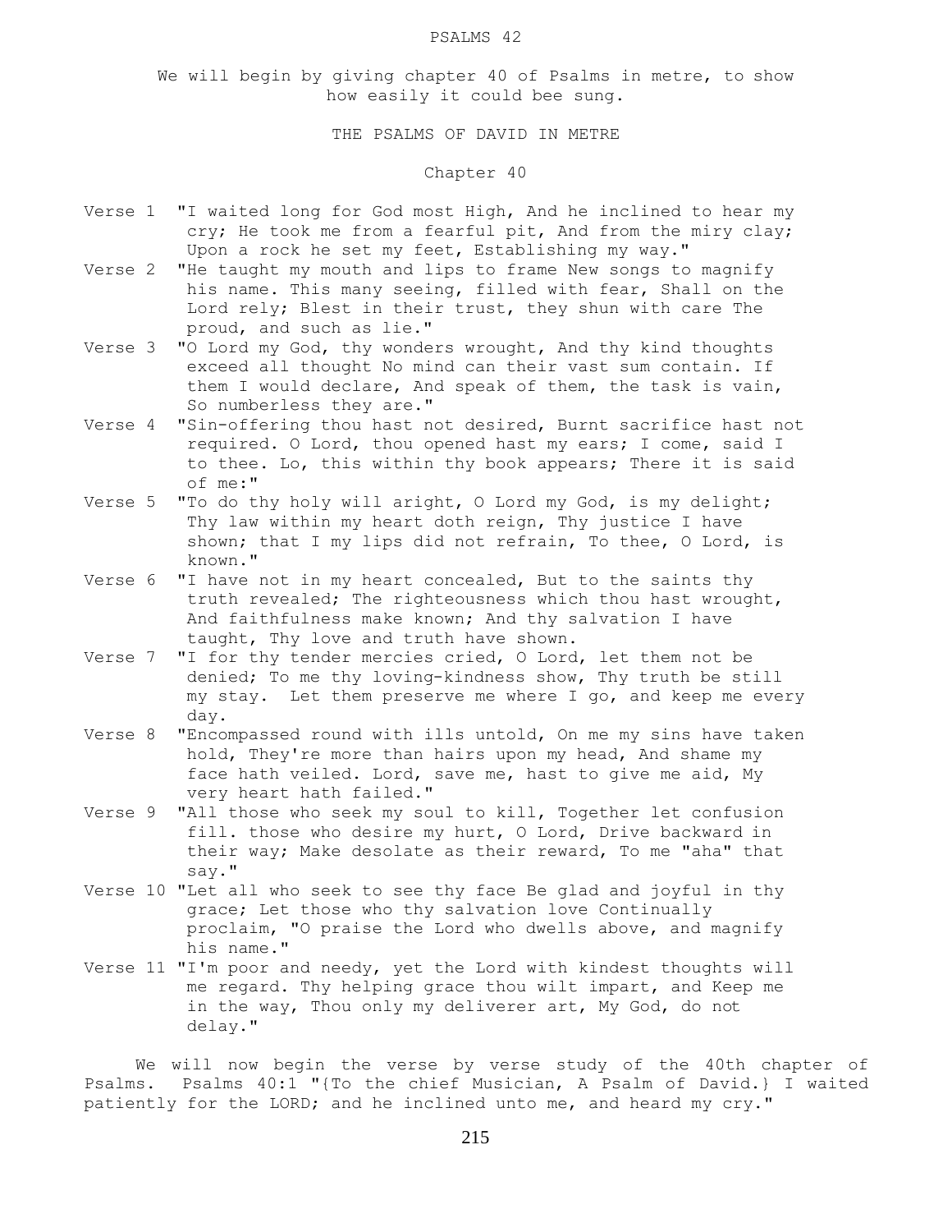# PSALMS 42

We will begin by giving chapter 40 of Psalms in metre, to show how easily it could bee sung.

## THE PSALMS OF DAVID IN METRE

### Chapter 40

Verse 1 "I waited long for God most High, And he inclined to hear my cry; He took me from a fearful pit, And from the miry clay; Upon a rock he set my feet, Establishing my way."

Verse 2 "He taught my mouth and lips to frame New songs to magnify his name. This many seeing, filled with fear, Shall on the Lord rely; Blest in their trust, they shun with care The proud, and such as lie."

Verse 3 "O Lord my God, thy wonders wrought, And thy kind thoughts exceed all thought No mind can their vast sum contain. If them I would declare, And speak of them, the task is vain, So numberless they are."

Verse 4 "Sin-offering thou hast not desired, Burnt sacrifice hast not required. O Lord, thou opened hast my ears; I come, said I to thee. Lo, this within thy book appears; There it is said of me:"

Verse 5 "To do thy holy will aright, O Lord my God, is my delight; Thy law within my heart doth reign, Thy justice I have shown; that I my lips did not refrain, To thee, O Lord, is known."

Verse 6 "I have not in my heart concealed, But to the saints thy truth revealed; The righteousness which thou hast wrought, And faithfulness make known; And thy salvation I have taught, Thy love and truth have shown.

Verse 7 "I for thy tender mercies cried, O Lord, let them not be denied; To me thy loving-kindness show, Thy truth be still my stay. Let them preserve me where I go, and keep me every day.

Verse 8 "Encompassed round with ills untold, On me my sins have taken hold, They're more than hairs upon my head, And shame my face hath veiled. Lord, save me, hast to give me aid, My very heart hath failed."

Verse 9 "All those who seek my soul to kill, Together let confusion fill. those who desire my hurt, O Lord, Drive backward in their way; Make desolate as their reward, To me "aha" that say."

Verse 10 "Let all who seek to see thy face Be glad and joyful in thy grace; Let those who thy salvation love Continually proclaim, "O praise the Lord who dwells above, and magnify his name."

Verse 11 "I'm poor and needy, yet the Lord with kindest thoughts will me regard. Thy helping grace thou wilt impart, and Keep me in the way, Thou only my deliverer art, My God, do not delay."

We will now begin the verse by verse study of the 40th chapter of Psalms. Psalms 40:1 "{To the chief Musician, A Psalm of David.} I waited patiently for the LORD; and he inclined unto me, and heard my cry."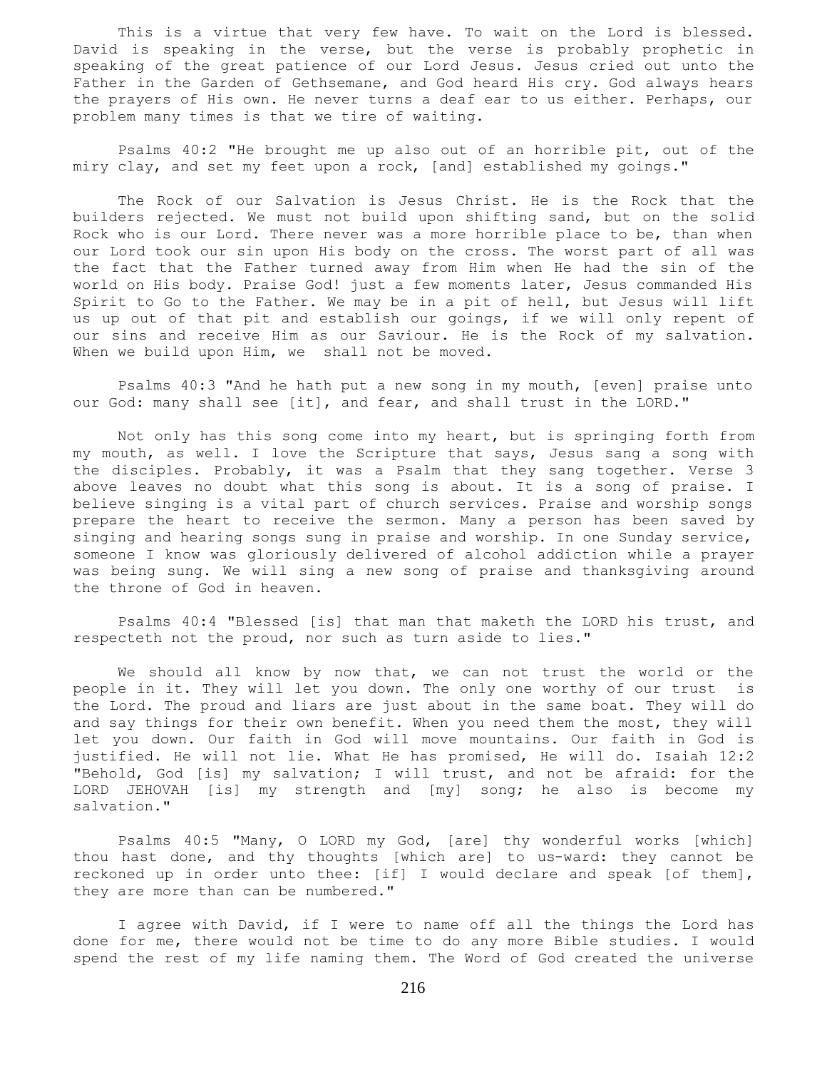This is a virtue that very few have. To wait on the Lord is blessed. David is speaking in the verse, but the verse is probably prophetic in speaking of the great patience of our Lord Jesus. Jesus cried out unto the Father in the Garden of Gethsemane, and God heard His cry. God always hears the prayers of His own. He never turns a deaf ear to us either. Perhaps, our problem many times is that we tire of waiting.

Psalms 40:2 "He brought me up also out of an horrible pit, out of the miry clay, and set my feet upon a rock, [and] established my goings."

The Rock of our Salvation is Jesus Christ. He is the Rock that the builders rejected. We must not build upon shifting sand, but on the solid Rock who is our Lord. There never was a more horrible place to be, than when our Lord took our sin upon His body on the cross. The worst part of all was the fact that the Father turned away from Him when He had the sin of the world on His body. Praise God! just a few moments later, Jesus commanded His Spirit to Go to the Father. We may be in a pit of hell, but Jesus will lift us up out of that pit and establish our goings, if we will only repent of our sins and receive Him as our Saviour. He is the Rock of my salvation. When we build upon Him, we shall not be moved.

Psalms 40:3 "And he hath put a new song in my mouth, [even] praise unto our God: many shall see [it], and fear, and shall trust in the LORD."

Not only has this song come into my heart, but is springing forth from my mouth, as well. I love the Scripture that says, Jesus sang a song with the disciples. Probably, it was a Psalm that they sang together. Verse 3 above leaves no doubt what this song is about. It is a song of praise. I believe singing is a vital part of church services. Praise and worship songs prepare the heart to receive the sermon. Many a person has been saved by singing and hearing songs sung in praise and worship. In one Sunday service, someone I know was gloriously delivered of alcohol addiction while a prayer was being sung. We will sing a new song of praise and thanksgiving around the throne of God in heaven.

Psalms 40:4 "Blessed [is] that man that maketh the LORD his trust, and respecteth not the proud, nor such as turn aside to lies."

We should all know by now that, we can not trust the world or the people in it. They will let you down. The only one worthy of our trust is the Lord. The proud and liars are just about in the same boat. They will do and say things for their own benefit. When you need them the most, they will let you down. Our faith in God will move mountains. Our faith in God is justified. He will not lie. What He has promised, He will do. Isaiah 12:2 "Behold, God [is] my salvation; I will trust, and not be afraid: for the LORD JEHOVAH [is] my strength and [my] song; he also is become my salvation."

Psalms 40:5 "Many, O LORD my God, [are] thy wonderful works [which] thou hast done, and thy thoughts [which are] to us-ward: they cannot be reckoned up in order unto thee: [if] I would declare and speak [of them], they are more than can be numbered."

I agree with David, if I were to name off all the things the Lord has done for me, there would not be time to do any more Bible studies. I would spend the rest of my life naming them. The Word of God created the universe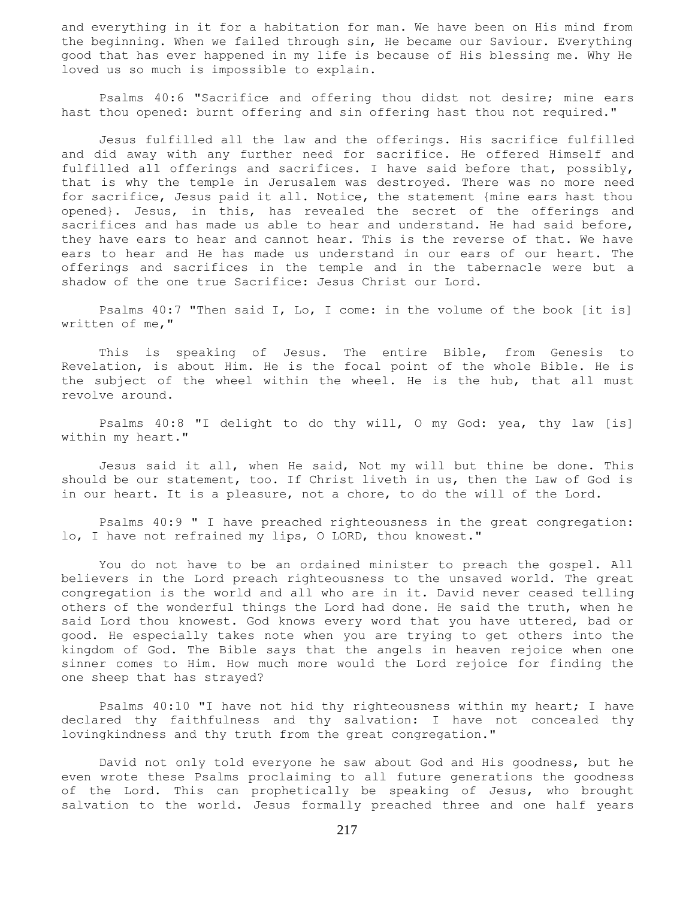and everything in it for a habitation for man. We have been on His mind from the beginning. When we failed through sin, He became our Saviour. Everything good that has ever happened in my life is because of His blessing me. Why He loved us so much is impossible to explain.

Psalms 40:6 "Sacrifice and offering thou didst not desire; mine ears hast thou opened: burnt offering and sin offering hast thou not required."

Jesus fulfilled all the law and the offerings. His sacrifice fulfilled and did away with any further need for sacrifice. He offered Himself and fulfilled all offerings and sacrifices. I have said before that, possibly, that is why the temple in Jerusalem was destroyed. There was no more need for sacrifice, Jesus paid it all. Notice, the statement {mine ears hast thou opened}. Jesus, in this, has revealed the secret of the offerings and sacrifices and has made us able to hear and understand. He had said before, they have ears to hear and cannot hear. This is the reverse of that. We have ears to hear and He has made us understand in our ears of our heart. The offerings and sacrifices in the temple and in the tabernacle were but a shadow of the one true Sacrifice: Jesus Christ our Lord.

Psalms 40:7 "Then said I, Lo, I come: in the volume of the book [it is] written of me,"

This is speaking of Jesus. The entire Bible, from Genesis to Revelation, is about Him. He is the focal point of the whole Bible. He is the subject of the wheel within the wheel. He is the hub, that all must revolve around.

Psalms 40:8 "I delight to do thy will, O my God: yea, thy law [is] within my heart."

Jesus said it all, when He said, Not my will but thine be done. This should be our statement, too. If Christ liveth in us, then the Law of God is in our heart. It is a pleasure, not a chore, to do the will of the Lord.

Psalms 40:9 " I have preached righteousness in the great congregation: lo, I have not refrained my lips, O LORD, thou knowest."

You do not have to be an ordained minister to preach the gospel. All believers in the Lord preach righteousness to the unsaved world. The great congregation is the world and all who are in it. David never ceased telling others of the wonderful things the Lord had done. He said the truth, when he said Lord thou knowest. God knows every word that you have uttered, bad or good. He especially takes note when you are trying to get others into the kingdom of God. The Bible says that the angels in heaven rejoice when one sinner comes to Him. How much more would the Lord rejoice for finding the one sheep that has strayed?

Psalms 40:10 "I have not hid thy righteousness within my heart; I have declared thy faithfulness and thy salvation: I have not concealed thy lovingkindness and thy truth from the great congregation."

David not only told everyone he saw about God and His goodness, but he even wrote these Psalms proclaiming to all future generations the goodness of the Lord. This can prophetically be speaking of Jesus, who brought salvation to the world. Jesus formally preached three and one half years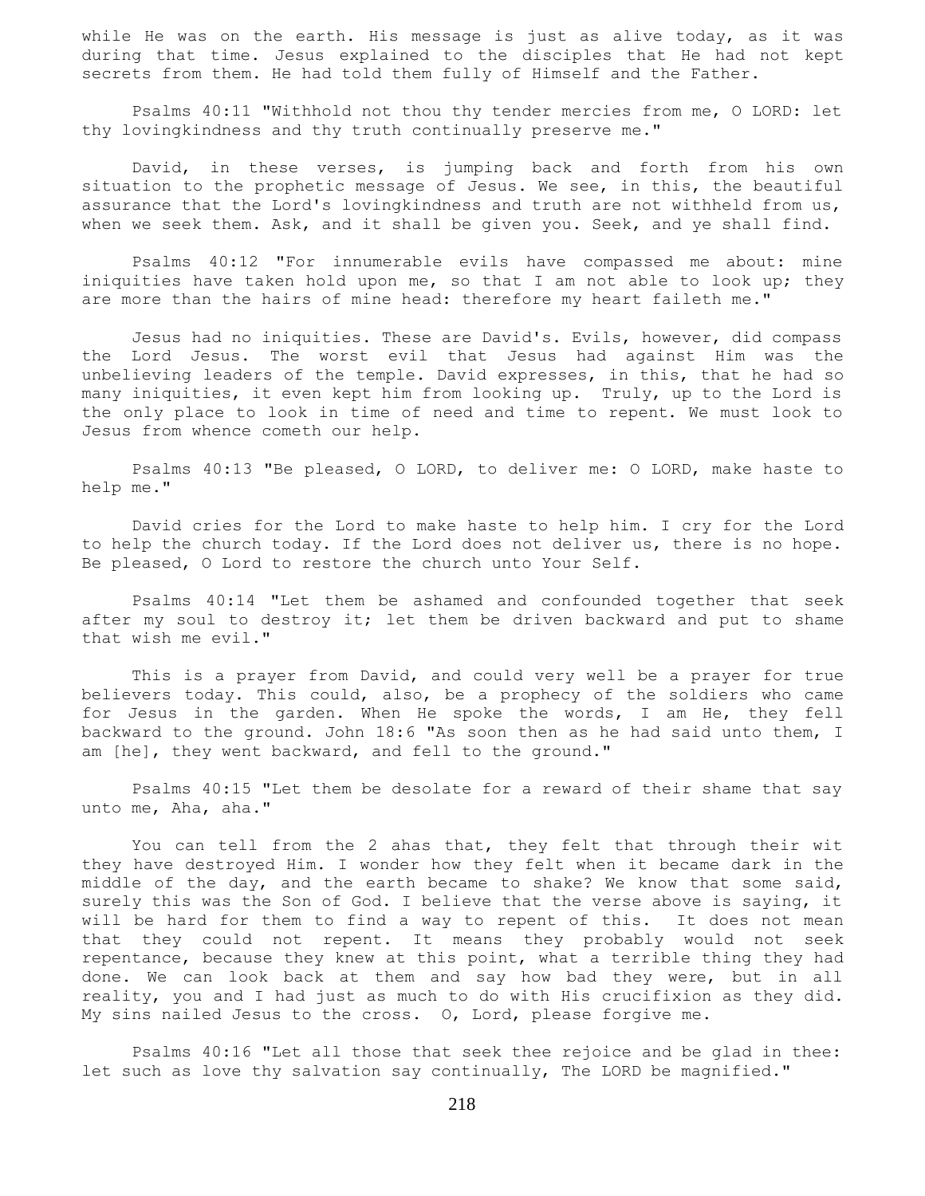while He was on the earth. His message is just as alive today, as it was during that time. Jesus explained to the disciples that He had not kept secrets from them. He had told them fully of Himself and the Father.

Psalms 40:11 "Withhold not thou thy tender mercies from me, O LORD: let thy lovingkindness and thy truth continually preserve me."

David, in these verses, is jumping back and forth from his own situation to the prophetic message of Jesus. We see, in this, the beautiful assurance that the Lord's lovingkindness and truth are not withheld from us, when we seek them. Ask, and it shall be given you. Seek, and ye shall find.

Psalms 40:12 "For innumerable evils have compassed me about: mine iniquities have taken hold upon me, so that I am not able to look up; they are more than the hairs of mine head: therefore my heart faileth me."

Jesus had no iniquities. These are David's. Evils, however, did compass the Lord Jesus. The worst evil that Jesus had against Him was the unbelieving leaders of the temple. David expresses, in this, that he had so many iniquities, it even kept him from looking up. Truly, up to the Lord is the only place to look in time of need and time to repent. We must look to Jesus from whence cometh our help.

Psalms 40:13 "Be pleased, O LORD, to deliver me: O LORD, make haste to help me."

David cries for the Lord to make haste to help him. I cry for the Lord to help the church today. If the Lord does not deliver us, there is no hope. Be pleased, O Lord to restore the church unto Your Self.

Psalms 40:14 "Let them be ashamed and confounded together that seek after my soul to destroy it; let them be driven backward and put to shame that wish me evil."

This is a prayer from David, and could very well be a prayer for true believers today. This could, also, be a prophecy of the soldiers who came for Jesus in the garden. When He spoke the words, I am He, they fell backward to the ground. John 18:6 "As soon then as he had said unto them, I am [he], they went backward, and fell to the ground."

Psalms 40:15 "Let them be desolate for a reward of their shame that say unto me, Aha, aha."

You can tell from the 2 ahas that, they felt that through their wit they have destroyed Him. I wonder how they felt when it became dark in the middle of the day, and the earth became to shake? We know that some said, surely this was the Son of God. I believe that the verse above is saying, it will be hard for them to find a way to repent of this. It does not mean that they could not repent. It means they probably would not seek repentance, because they knew at this point, what a terrible thing they had done. We can look back at them and say how bad they were, but in all reality, you and I had just as much to do with His crucifixion as they did. My sins nailed Jesus to the cross. O, Lord, please forgive me.

Psalms 40:16 "Let all those that seek thee rejoice and be glad in thee: let such as love thy salvation say continually, The LORD be magnified."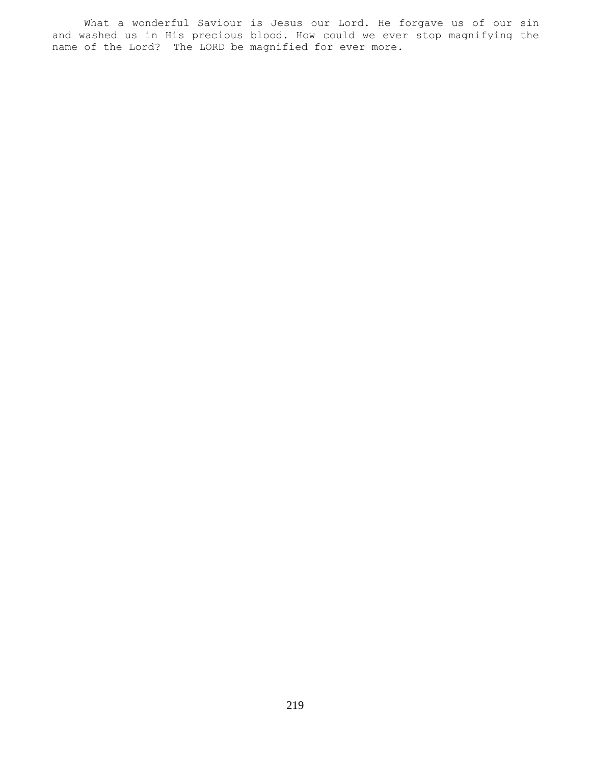What a wonderful Saviour is Jesus our Lord. He forgave us of our sin and washed us in His precious blood. How could we ever stop magnifying the name of the Lord?  The LORD be magnified for ever more.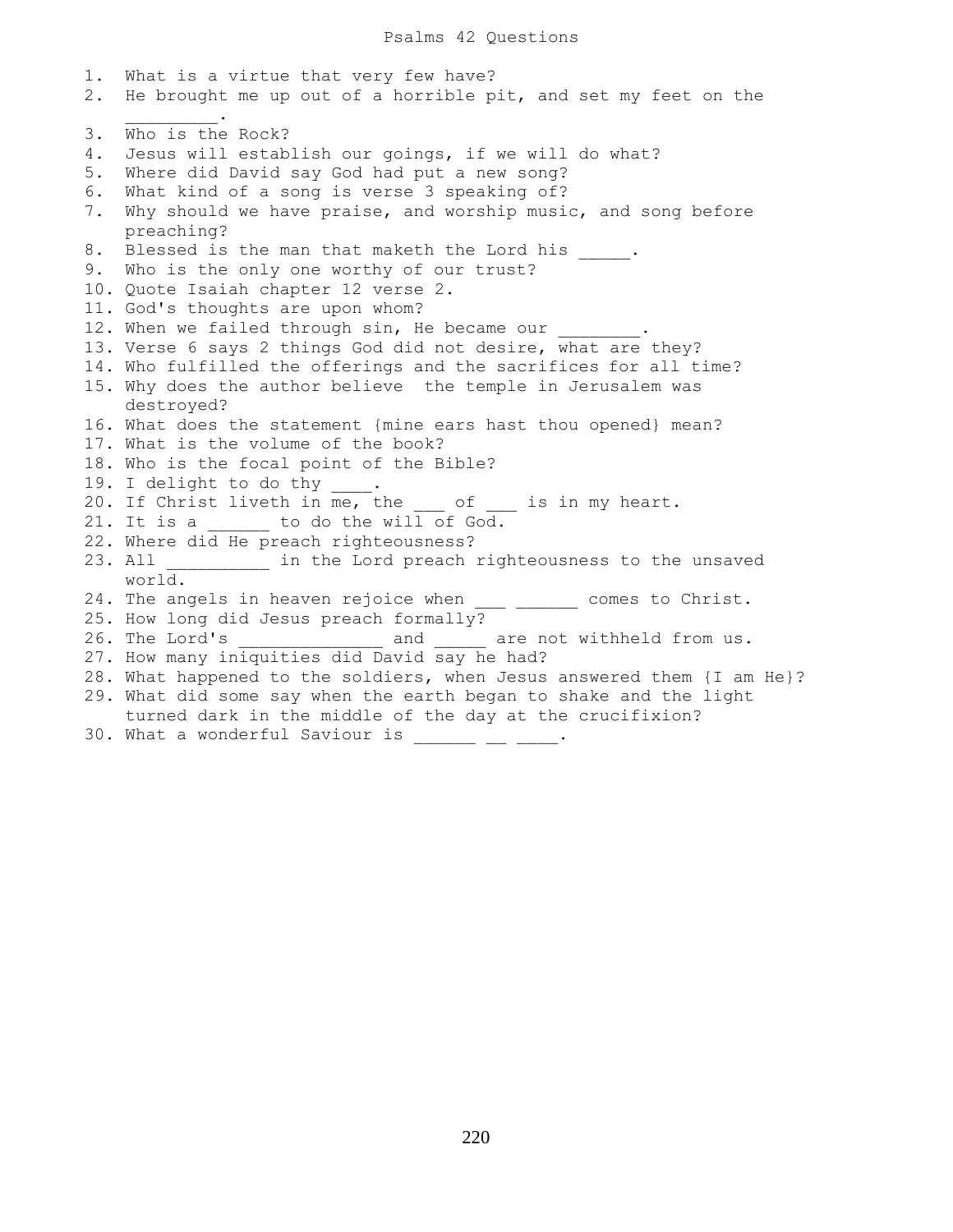# Psalms 42 Questions

1. What is a virtue that very few have?
2. He brought me up out of a horrible pit, and set my feet on the _________.
3. Who is the Rock?
4. Jesus will establish our goings, if we will do what?
5. Where did David say God had put a new song?
6. What kind of a song is verse 3 speaking of?
7. Why should we have praise, and worship music, and song before preaching?
8. Blessed is the man that maketh the Lord his _____.
9. Who is the only one worthy of our trust?
10. Quote Isaiah chapter 12 verse 2.
11. God's thoughts are upon whom?
12. When we failed through sin, He became our ________.
13. Verse 6 says 2 things God did not desire, what are they?
14. Who fulfilled the offerings and the sacrifices for all time?
15. Why does the author believe the temple in Jerusalem was destroyed?
16. What does the statement {mine ears hast thou opened} mean?
17. What is the volume of the book?
18. Who is the focal point of the Bible?
19. I delight to do thy ____.
20. If Christ liveth in me, the ___ of ___ is in my heart.
21. It is a ______ to do the will of God.
22. Where did He preach righteousness?
23. All __________ in the Lord preach righteousness to the unsaved world.
24. The angels in heaven rejoice when ___ ______ comes to Christ.
25. How long did Jesus preach formally?
26. The Lord's ______________ and _____ are not withheld from us.
27. How many iniquities did David say he had?
28. What happened to the soldiers, when Jesus answered them {I am He}?
29. What did some say when the earth began to shake and the light turned dark in the middle of the day at the crucifixion?
30. What a wonderful Saviour is ______ __ ____.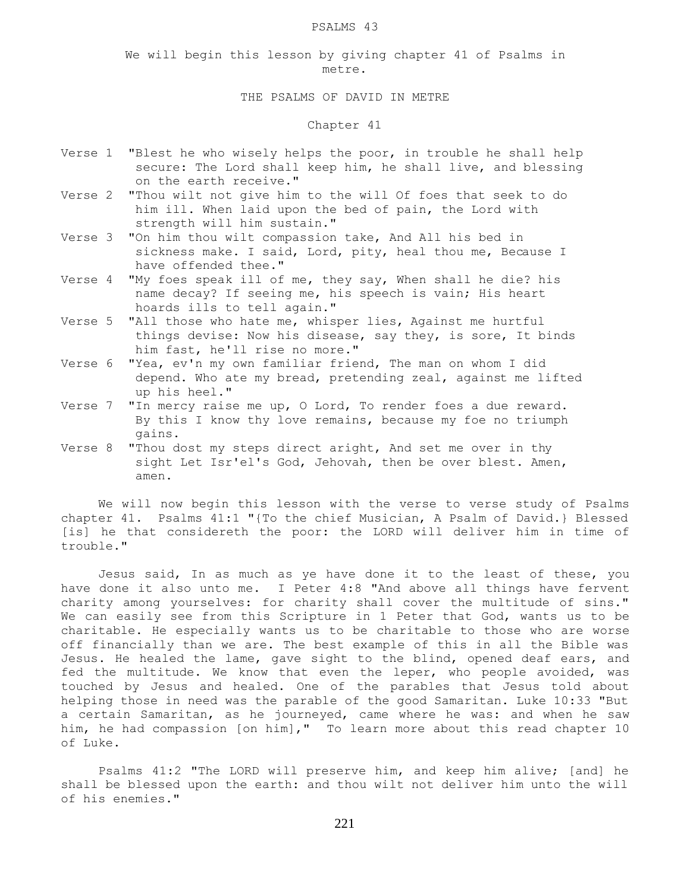# PSALMS 43

We will begin this lesson by giving chapter 41 of Psalms in metre.

## THE PSALMS OF DAVID IN METRE

### Chapter 41

Verse 1 "Blest he who wisely helps the poor, in trouble he shall help secure: The Lord shall keep him, he shall live, and blessing on the earth receive."

Verse 2 "Thou wilt not give him to the will Of foes that seek to do him ill. When laid upon the bed of pain, the Lord with strength will him sustain."

Verse 3 "On him thou wilt compassion take, And All his bed in sickness make. I said, Lord, pity, heal thou me, Because I have offended thee."

Verse 4 "My foes speak ill of me, they say, When shall he die? his name decay? If seeing me, his speech is vain; His heart hoards ills to tell again."

Verse 5 "All those who hate me, whisper lies, Against me hurtful things devise: Now his disease, say they, is sore, It binds him fast, he'll rise no more."

Verse 6 "Yea, ev'n my own familiar friend, The man on whom I did depend. Who ate my bread, pretending zeal, against me lifted up his heel."

Verse 7 "In mercy raise me up, O Lord, To render foes a due reward. By this I know thy love remains, because my foe no triumph gains.

Verse 8 "Thou dost my steps direct aright, And set me over in thy sight Let Isr'el's God, Jehovah, then be over blest. Amen, amen.

We will now begin this lesson with the verse to verse study of Psalms chapter 41. Psalms 41:1 "{To the chief Musician, A Psalm of David.} Blessed [is] he that considereth the poor: the LORD will deliver him in time of trouble."

Jesus said, In as much as ye have done it to the least of these, you have done it also unto me. I Peter 4:8 "And above all things have fervent charity among yourselves: for charity shall cover the multitude of sins." We can easily see from this Scripture in 1 Peter that God, wants us to be charitable. He especially wants us to be charitable to those who are worse off financially than we are. The best example of this in all the Bible was Jesus. He healed the lame, gave sight to the blind, opened deaf ears, and fed the multitude. We know that even the leper, who people avoided, was touched by Jesus and healed. One of the parables that Jesus told about helping those in need was the parable of the good Samaritan. Luke 10:33 "But a certain Samaritan, as he journeyed, came where he was: and when he saw him, he had compassion [on him]," To learn more about this read chapter 10 of Luke.

Psalms 41:2 "The LORD will preserve him, and keep him alive; [and] he shall be blessed upon the earth: and thou wilt not deliver him unto the will of his enemies."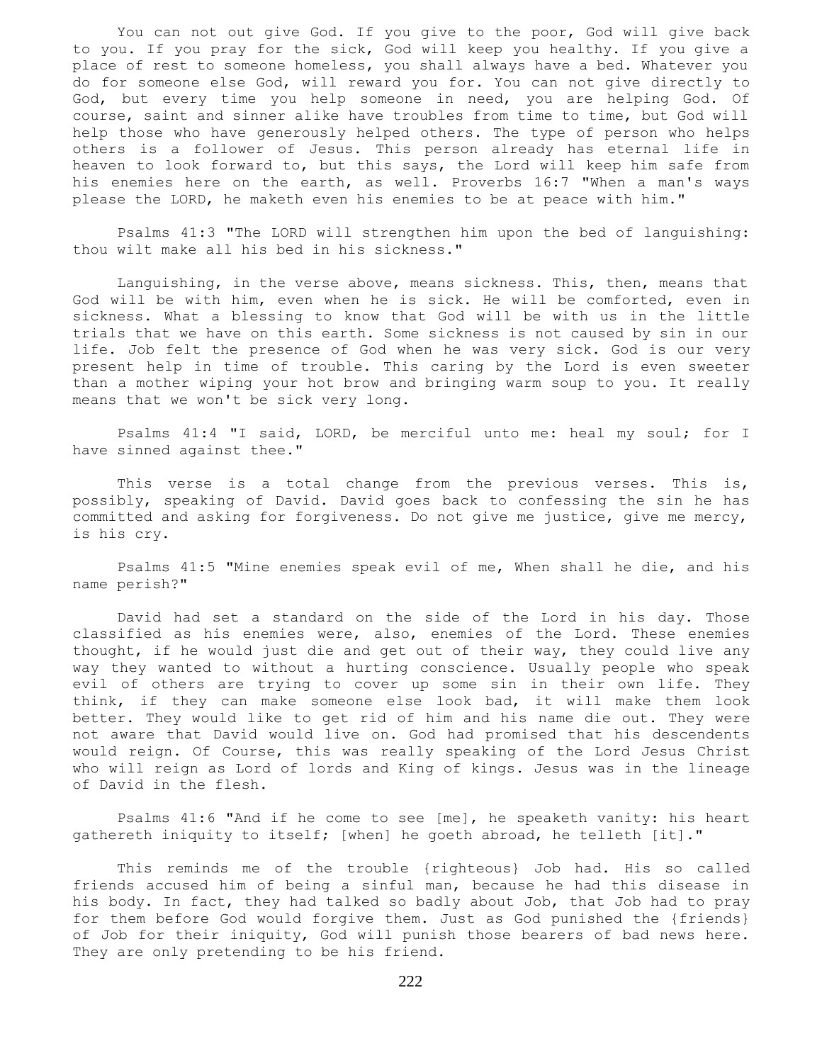You can not out give God. If you give to the poor, God will give back to you. If you pray for the sick, God will keep you healthy. If you give a place of rest to someone homeless, you shall always have a bed. Whatever you do for someone else God, will reward you for. You can not give directly to God, but every time you help someone in need, you are helping God. Of course, saint and sinner alike have troubles from time to time, but God will help those who have generously helped others. The type of person who helps others is a follower of Jesus. This person already has eternal life in heaven to look forward to, but this says, the Lord will keep him safe from his enemies here on the earth, as well. Proverbs 16:7 "When a man's ways please the LORD, he maketh even his enemies to be at peace with him."

Psalms 41:3 "The LORD will strengthen him upon the bed of languishing: thou wilt make all his bed in his sickness."

Languishing, in the verse above, means sickness. This, then, means that God will be with him, even when he is sick. He will be comforted, even in sickness. What a blessing to know that God will be with us in the little trials that we have on this earth. Some sickness is not caused by sin in our life. Job felt the presence of God when he was very sick. God is our very present help in time of trouble. This caring by the Lord is even sweeter than a mother wiping your hot brow and bringing warm soup to you. It really means that we won't be sick very long.

Psalms 41:4 "I said, LORD, be merciful unto me: heal my soul; for I have sinned against thee."

This verse is a total change from the previous verses. This is, possibly, speaking of David. David goes back to confessing the sin he has committed and asking for forgiveness. Do not give me justice, give me mercy, is his cry.

Psalms 41:5 "Mine enemies speak evil of me, When shall he die, and his name perish?"

David had set a standard on the side of the Lord in his day. Those classified as his enemies were, also, enemies of the Lord. These enemies thought, if he would just die and get out of their way, they could live any way they wanted to without a hurting conscience. Usually people who speak evil of others are trying to cover up some sin in their own life. They think, if they can make someone else look bad, it will make them look better. They would like to get rid of him and his name die out. They were not aware that David would live on. God had promised that his descendents would reign. Of Course, this was really speaking of the Lord Jesus Christ who will reign as Lord of lords and King of kings. Jesus was in the lineage of David in the flesh.

Psalms 41:6 "And if he come to see [me], he speaketh vanity: his heart gathereth iniquity to itself; [when] he goeth abroad, he telleth [it]."

This reminds me of the trouble {righteous} Job had. His so called friends accused him of being a sinful man, because he had this disease in his body. In fact, they had talked so badly about Job, that Job had to pray for them before God would forgive them. Just as God punished the {friends} of Job for their iniquity, God will punish those bearers of bad news here. They are only pretending to be his friend.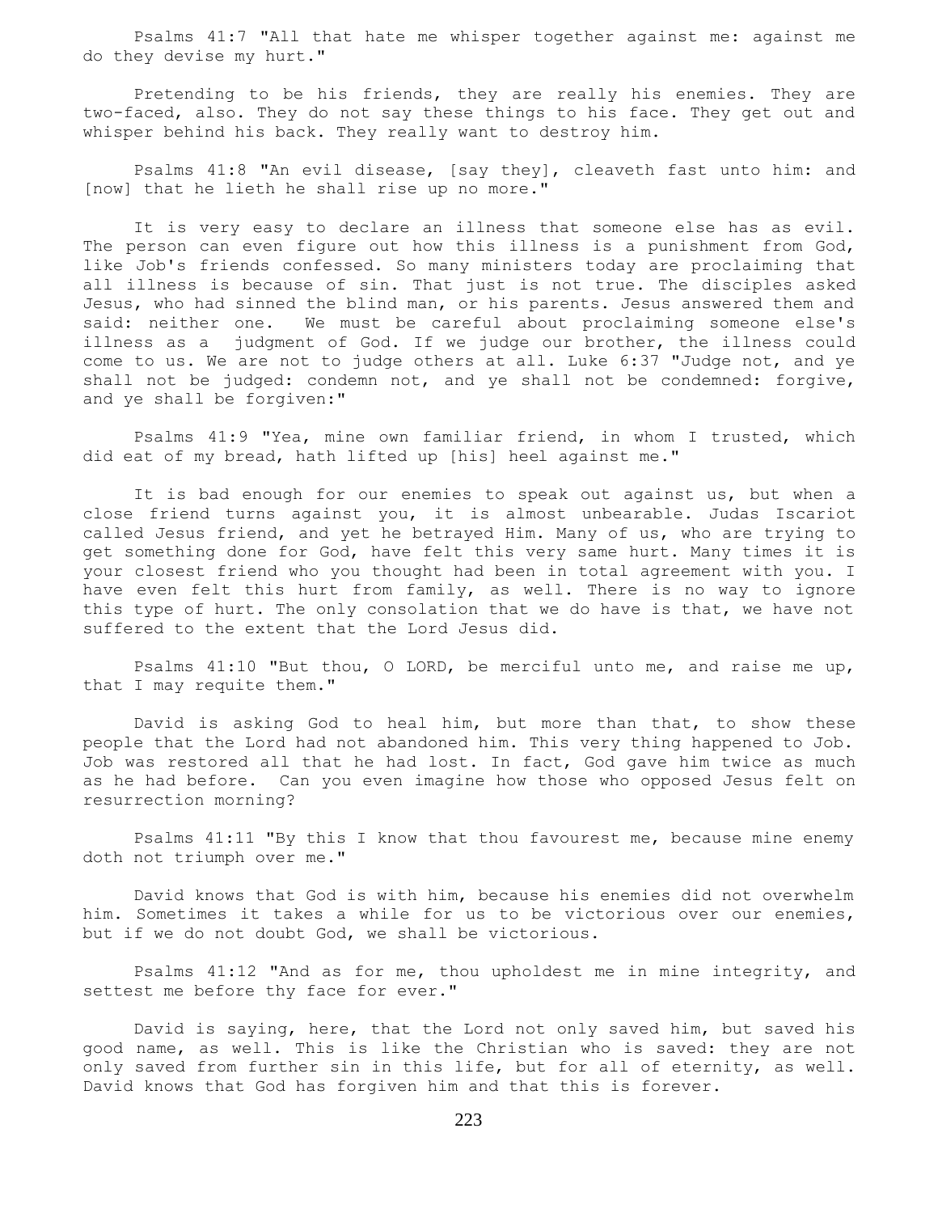Psalms 41:7 "All that hate me whisper together against me: against me do they devise my hurt."

Pretending to be his friends, they are really his enemies. They are two-faced, also. They do not say these things to his face. They get out and whisper behind his back. They really want to destroy him.

Psalms 41:8 "An evil disease, [say they], cleaveth fast unto him: and [now] that he lieth he shall rise up no more."

It is very easy to declare an illness that someone else has as evil. The person can even figure out how this illness is a punishment from God, like Job's friends confessed. So many ministers today are proclaiming that all illness is because of sin. That just is not true. The disciples asked Jesus, who had sinned the blind man, or his parents. Jesus answered them and said: neither one. We must be careful about proclaiming someone else's illness as a judgment of God. If we judge our brother, the illness could come to us. We are not to judge others at all. Luke 6:37 "Judge not, and ye shall not be judged: condemn not, and ye shall not be condemned: forgive, and ye shall be forgiven:"

Psalms 41:9 "Yea, mine own familiar friend, in whom I trusted, which did eat of my bread, hath lifted up [his] heel against me."

It is bad enough for our enemies to speak out against us, but when a close friend turns against you, it is almost unbearable. Judas Iscariot called Jesus friend, and yet he betrayed Him. Many of us, who are trying to get something done for God, have felt this very same hurt. Many times it is your closest friend who you thought had been in total agreement with you. I have even felt this hurt from family, as well. There is no way to ignore this type of hurt. The only consolation that we do have is that, we have not suffered to the extent that the Lord Jesus did.

Psalms 41:10 "But thou, O LORD, be merciful unto me, and raise me up, that I may requite them."

David is asking God to heal him, but more than that, to show these people that the Lord had not abandoned him. This very thing happened to Job. Job was restored all that he had lost. In fact, God gave him twice as much as he had before. Can you even imagine how those who opposed Jesus felt on resurrection morning?

Psalms 41:11 "By this I know that thou favourest me, because mine enemy doth not triumph over me."

David knows that God is with him, because his enemies did not overwhelm him. Sometimes it takes a while for us to be victorious over our enemies, but if we do not doubt God, we shall be victorious.

Psalms 41:12 "And as for me, thou upholdest me in mine integrity, and settest me before thy face for ever."

David is saying, here, that the Lord not only saved him, but saved his good name, as well. This is like the Christian who is saved: they are not only saved from further sin in this life, but for all of eternity, as well. David knows that God has forgiven him and that this is forever.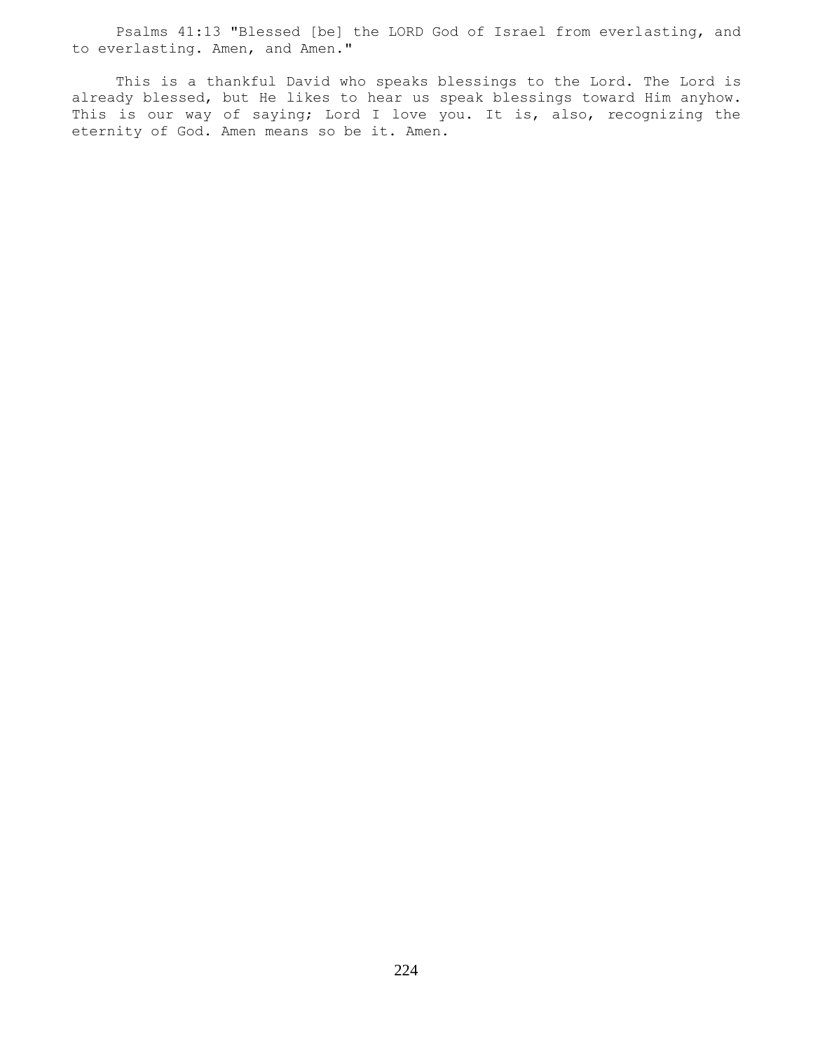Psalms 41:13 "Blessed [be] the LORD God of Israel from everlasting, and to everlasting. Amen, and Amen."

This is a thankful David who speaks blessings to the Lord. The Lord is already blessed, but He likes to hear us speak blessings toward Him anyhow. This is our way of saying; Lord I love you. It is, also, recognizing the eternity of God. Amen means so be it. Amen.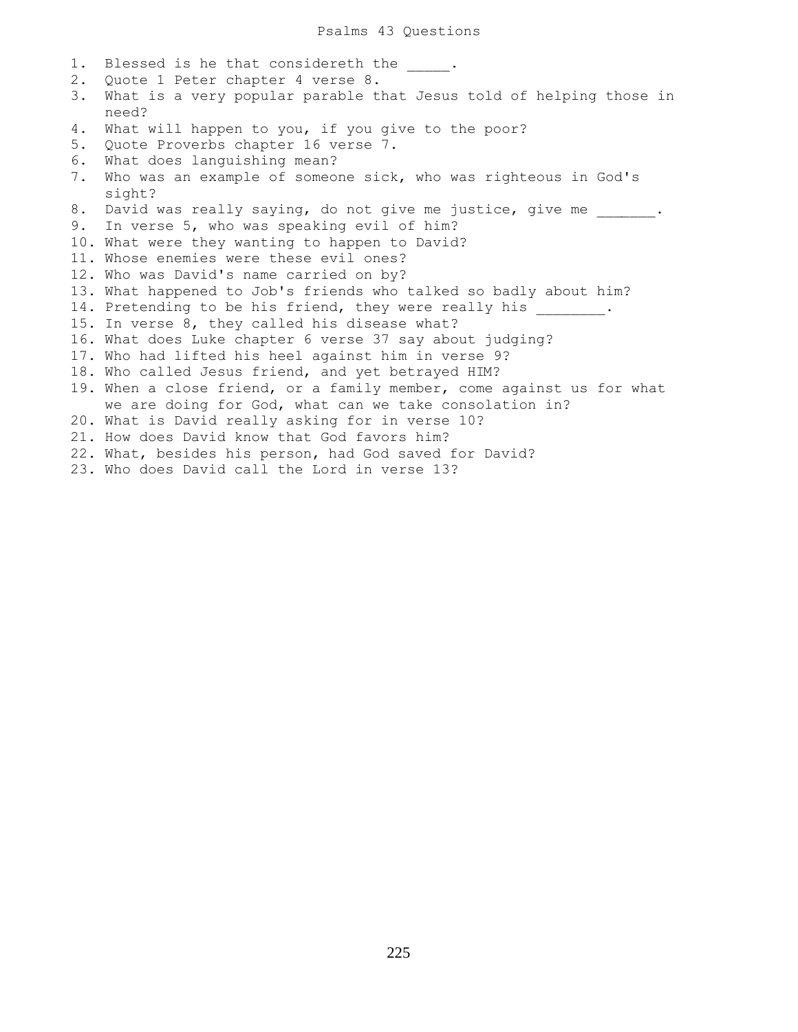# Psalms 43 Questions

1. Blessed is he that considereth the _____.
2. Quote 1 Peter chapter 4 verse 8.
3. What is a very popular parable that Jesus told of helping those in need?
4. What will happen to you, if you give to the poor?
5. Quote Proverbs chapter 16 verse 7.
6. What does languishing mean?
7. Who was an example of someone sick, who was righteous in God's sight?
8. David was really saying, do not give me justice, give me _______.
9. In verse 5, who was speaking evil of him?
10. What were they wanting to happen to David?
11. Whose enemies were these evil ones?
12. Who was David's name carried on by?
13. What happened to Job's friends who talked so badly about him?
14. Pretending to be his friend, they were really his ________.
15. In verse 8, they called his disease what?
16. What does Luke chapter 6 verse 37 say about judging?
17. Who had lifted his heel against him in verse 9?
18. Who called Jesus friend, and yet betrayed HIM?
19. When a close friend, or a family member, come against us for what we are doing for God, what can we take consolation in?
20. What is David really asking for in verse 10?
21. How does David know that God favors him?
22. What, besides his person, had God saved for David?
23. Who does David call the Lord in verse 13?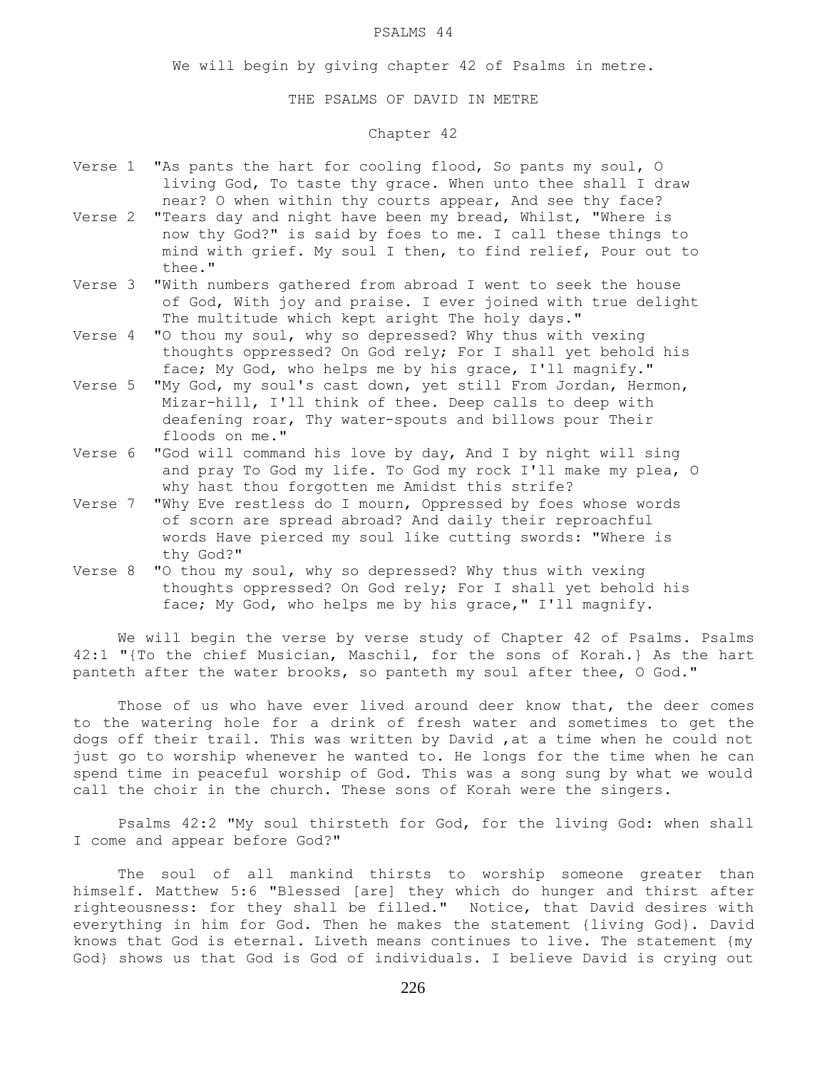# PSALMS 44

We will begin by giving chapter 42 of Psalms in metre.

## THE PSALMS OF DAVID IN METRE

### Chapter 42

Verse 1 "As pants the hart for cooling flood, So pants my soul, O living God, To taste thy grace. When unto thee shall I draw near? O when within thy courts appear, And see thy face?

Verse 2 "Tears day and night have been my bread, Whilst, "Where is now thy God?" is said by foes to me. I call these things to mind with grief. My soul I then, to find relief, Pour out to thee."

Verse 3 "With numbers gathered from abroad I went to seek the house of God, With joy and praise. I ever joined with true delight The multitude which kept aright The holy days."

Verse 4 "O thou my soul, why so depressed? Why thus with vexing thoughts oppressed? On God rely; For I shall yet behold his face; My God, who helps me by his grace, I'll magnify."

Verse 5 "My God, my soul's cast down, yet still From Jordan, Hermon, Mizar-hill, I'll think of thee. Deep calls to deep with deafening roar, Thy water-spouts and billows pour Their floods on me."

Verse 6 "God will command his love by day, And I by night will sing and pray To God my life. To God my rock I'll make my plea, O why hast thou forgotten me Amidst this strife?

Verse 7 "Why Eve restless do I mourn, Oppressed by foes whose words of scorn are spread abroad? And daily their reproachful words Have pierced my soul like cutting swords: "Where is thy God?"

Verse 8 "O thou my soul, why so depressed? Why thus with vexing thoughts oppressed? On God rely; For I shall yet behold his face; My God, who helps me by his grace," I'll magnify.

We will begin the verse by verse study of Chapter 42 of Psalms. Psalms 42:1 "{To the chief Musician, Maschil, for the sons of Korah.} As the hart panteth after the water brooks, so panteth my soul after thee, O God."

Those of us who have ever lived around deer know that, the deer comes to the watering hole for a drink of fresh water and sometimes to get the dogs off their trail. This was written by David ,at a time when he could not just go to worship whenever he wanted to. He longs for the time when he can spend time in peaceful worship of God. This was a song sung by what we would call the choir in the church. These sons of Korah were the singers.

Psalms 42:2 "My soul thirsteth for God, for the living God: when shall I come and appear before God?"

The soul of all mankind thirsts to worship someone greater than himself. Matthew 5:6 "Blessed [are] they which do hunger and thirst after righteousness: for they shall be filled." Notice, that David desires with everything in him for God. Then he makes the statement {living God}. David knows that God is eternal. Liveth means continues to live. The statement {my God} shows us that God is God of individuals. I believe David is crying out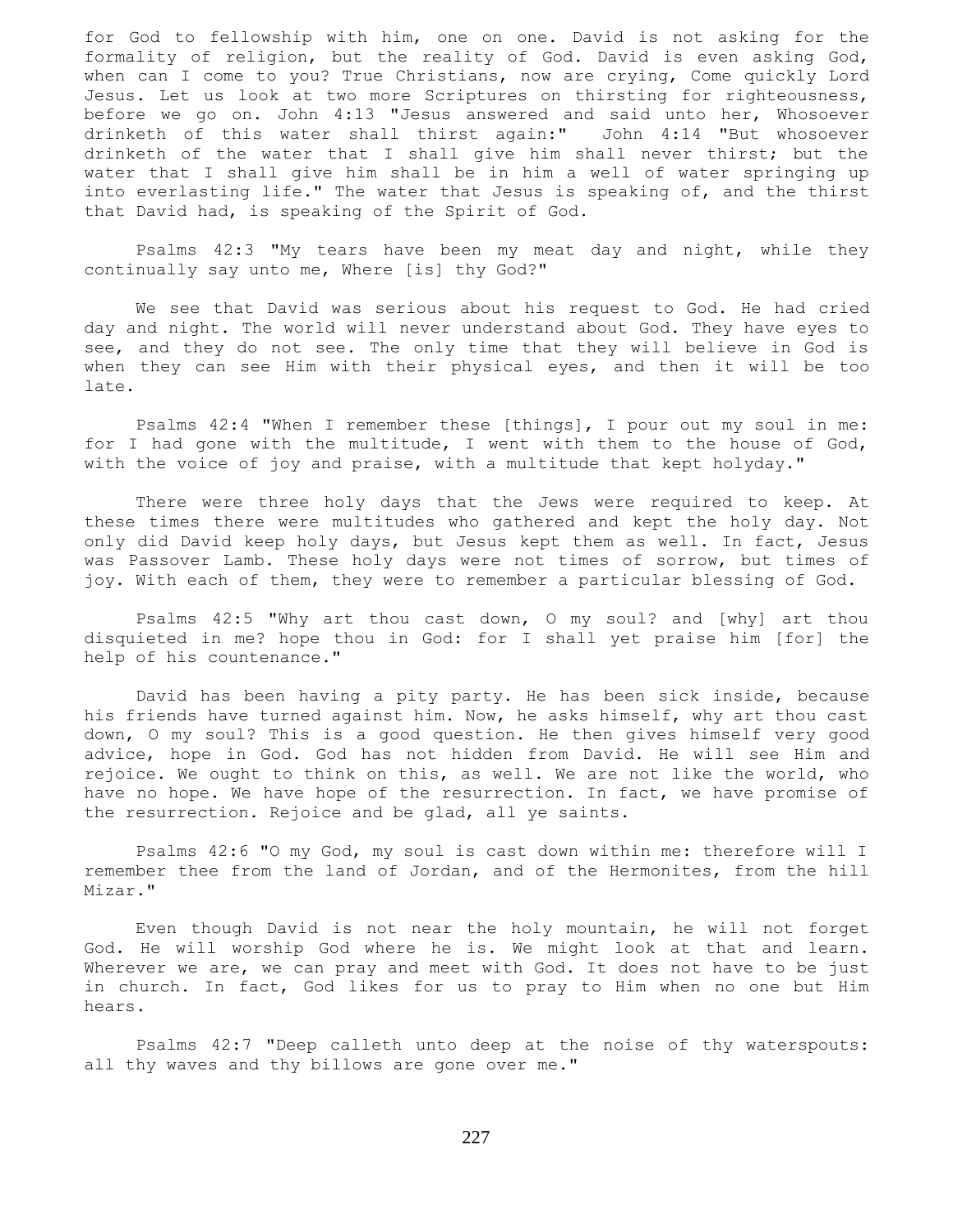for God to fellowship with him, one on one. David is not asking for the formality of religion, but the reality of God. David is even asking God, when can I come to you? True Christians, now are crying, Come quickly Lord Jesus. Let us look at two more Scriptures on thirsting for righteousness, before we go on. John 4:13 "Jesus answered and said unto her, Whosoever drinketh of this water shall thirst again:" John 4:14 "But whosoever drinketh of the water that I shall give him shall never thirst; but the water that I shall give him shall be in him a well of water springing up into everlasting life." The water that Jesus is speaking of, and the thirst that David had, is speaking of the Spirit of God.

Psalms 42:3 "My tears have been my meat day and night, while they continually say unto me, Where [is] thy God?"

We see that David was serious about his request to God. He had cried day and night. The world will never understand about God. They have eyes to see, and they do not see. The only time that they will believe in God is when they can see Him with their physical eyes, and then it will be too late.

Psalms 42:4 "When I remember these [things], I pour out my soul in me: for I had gone with the multitude, I went with them to the house of God, with the voice of joy and praise, with a multitude that kept holyday."

There were three holy days that the Jews were required to keep. At these times there were multitudes who gathered and kept the holy day. Not only did David keep holy days, but Jesus kept them as well. In fact, Jesus was Passover Lamb. These holy days were not times of sorrow, but times of joy. With each of them, they were to remember a particular blessing of God.

Psalms 42:5 "Why art thou cast down, O my soul? and [why] art thou disquieted in me? hope thou in God: for I shall yet praise him [for] the help of his countenance."

David has been having a pity party. He has been sick inside, because his friends have turned against him. Now, he asks himself, why art thou cast down, O my soul? This is a good question. He then gives himself very good advice, hope in God. God has not hidden from David. He will see Him and rejoice. We ought to think on this, as well. We are not like the world, who have no hope. We have hope of the resurrection. In fact, we have promise of the resurrection. Rejoice and be glad, all ye saints.

Psalms 42:6 "O my God, my soul is cast down within me: therefore will I remember thee from the land of Jordan, and of the Hermonites, from the hill Mizar."

Even though David is not near the holy mountain, he will not forget God. He will worship God where he is. We might look at that and learn. Wherever we are, we can pray and meet with God. It does not have to be just in church. In fact, God likes for us to pray to Him when no one but Him hears.

Psalms 42:7 "Deep calleth unto deep at the noise of thy waterspouts: all thy waves and thy billows are gone over me."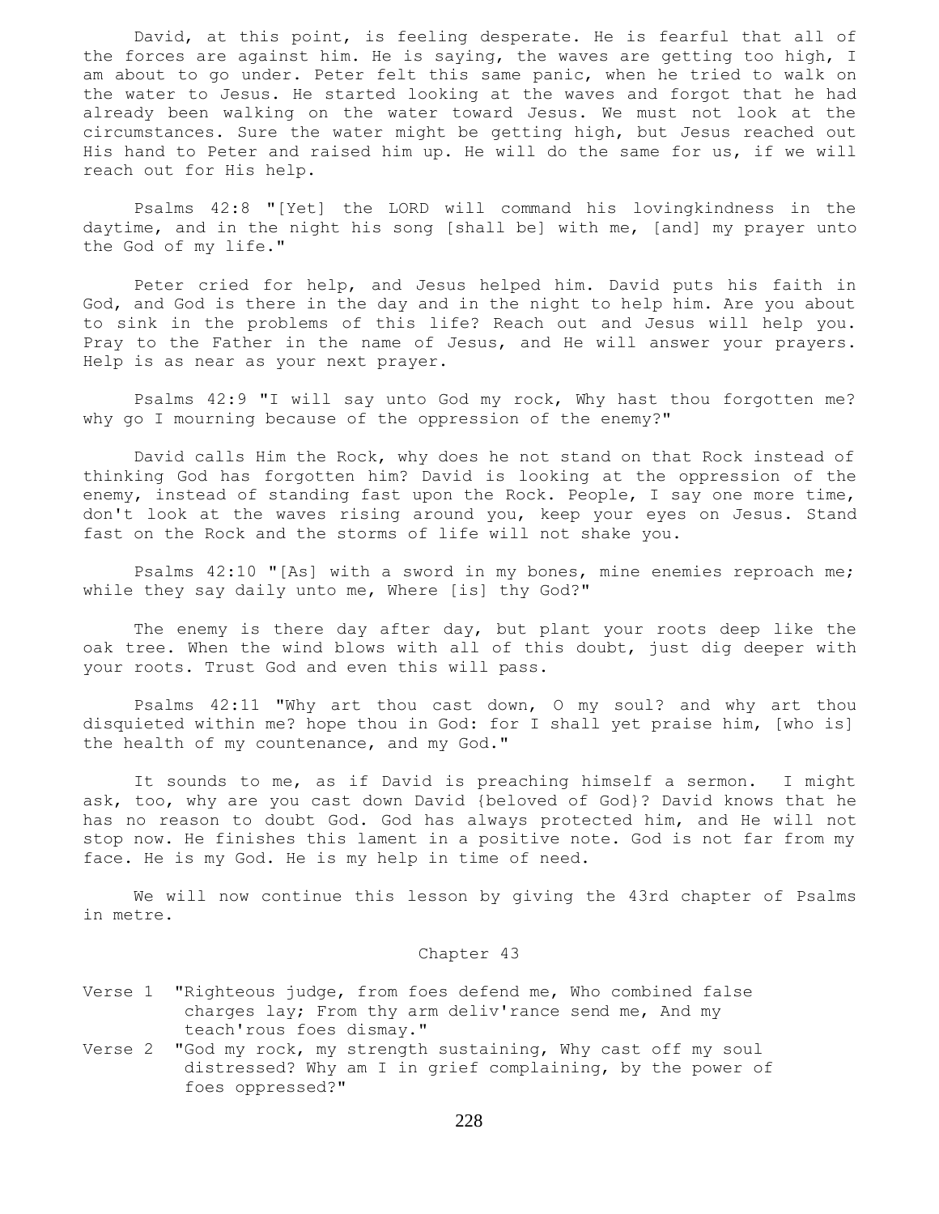David, at this point, is feeling desperate. He is fearful that all of the forces are against him. He is saying, the waves are getting too high, I am about to go under. Peter felt this same panic, when he tried to walk on the water to Jesus. He started looking at the waves and forgot that he had already been walking on the water toward Jesus. We must not look at the circumstances. Sure the water might be getting high, but Jesus reached out His hand to Peter and raised him up. He will do the same for us, if we will reach out for His help.

Psalms 42:8 "[Yet] the LORD will command his lovingkindness in the daytime, and in the night his song [shall be] with me, [and] my prayer unto the God of my life."

Peter cried for help, and Jesus helped him. David puts his faith in God, and God is there in the day and in the night to help him. Are you about to sink in the problems of this life? Reach out and Jesus will help you. Pray to the Father in the name of Jesus, and He will answer your prayers. Help is as near as your next prayer.

Psalms 42:9 "I will say unto God my rock, Why hast thou forgotten me? why go I mourning because of the oppression of the enemy?"

David calls Him the Rock, why does he not stand on that Rock instead of thinking God has forgotten him? David is looking at the oppression of the enemy, instead of standing fast upon the Rock. People, I say one more time, don't look at the waves rising around you, keep your eyes on Jesus. Stand fast on the Rock and the storms of life will not shake you.

Psalms 42:10 "[As] with a sword in my bones, mine enemies reproach me; while they say daily unto me, Where [is] thy God?"

The enemy is there day after day, but plant your roots deep like the oak tree. When the wind blows with all of this doubt, just dig deeper with your roots. Trust God and even this will pass.

Psalms 42:11 "Why art thou cast down, O my soul? and why art thou disquieted within me? hope thou in God: for I shall yet praise him, [who is] the health of my countenance, and my God."

It sounds to me, as if David is preaching himself a sermon. I might ask, too, why are you cast down David {beloved of God}? David knows that he has no reason to doubt God. God has always protected him, and He will not stop now. He finishes this lament in a positive note. God is not far from my face. He is my God. He is my help in time of need.

We will now continue this lesson by giving the 43rd chapter of Psalms in metre.

## Chapter 43

Verse 1 "Righteous judge, from foes defend me, Who combined false charges lay; From thy arm deliv'rance send me, And my teach'rous foes dismay."

Verse 2 "God my rock, my strength sustaining, Why cast off my soul distressed? Why am I in grief complaining, by the power of foes oppressed?"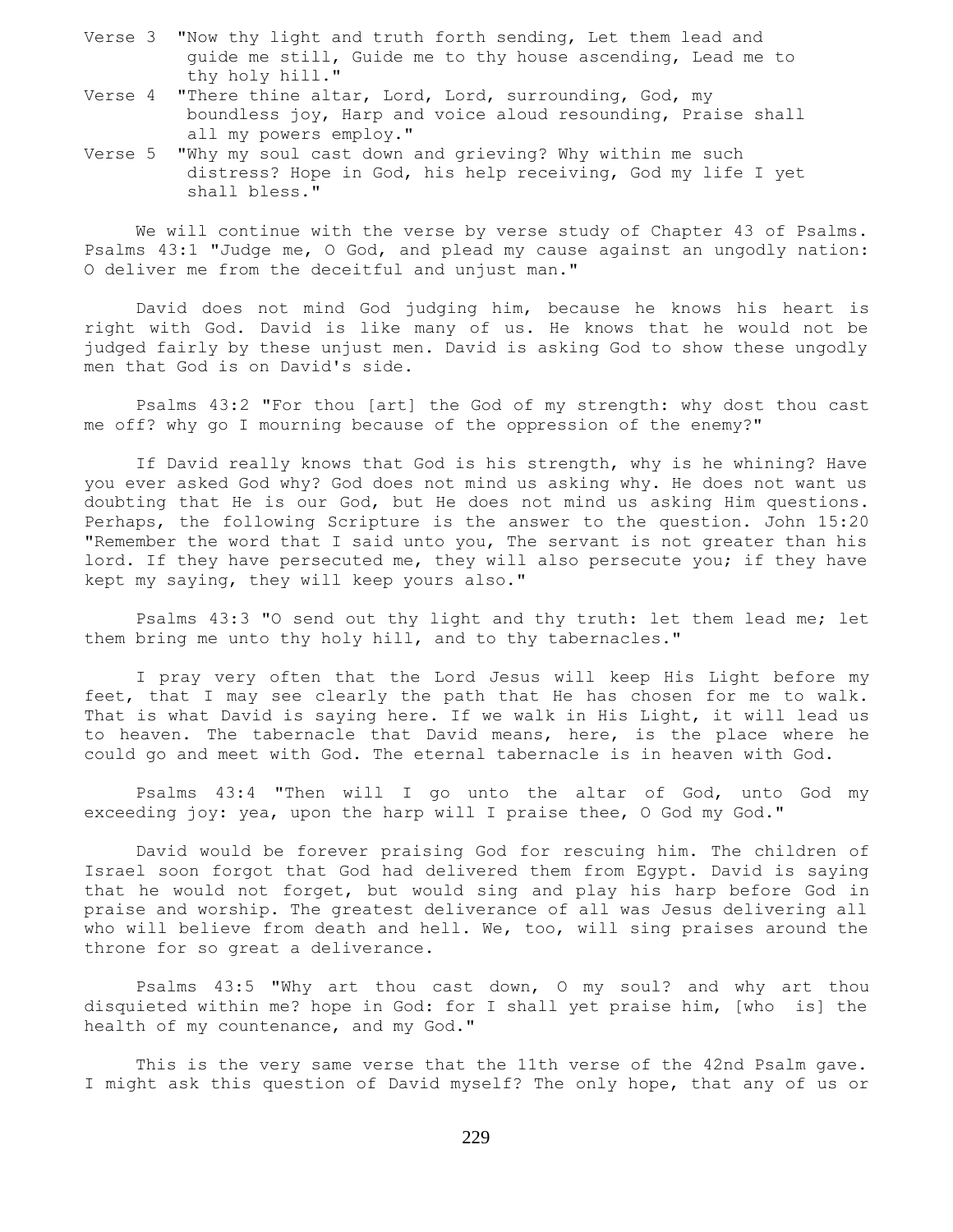Verse 3 "Now thy light and truth forth sending, Let them lead and guide me still, Guide me to thy house ascending, Lead me to thy holy hill."

Verse 4 "There thine altar, Lord, Lord, surrounding, God, my boundless joy, Harp and voice aloud resounding, Praise shall all my powers employ."

Verse 5 "Why my soul cast down and grieving? Why within me such distress? Hope in God, his help receiving, God my life I yet shall bless."

We will continue with the verse by verse study of Chapter 43 of Psalms. Psalms 43:1 "Judge me, O God, and plead my cause against an ungodly nation: O deliver me from the deceitful and unjust man."

David does not mind God judging him, because he knows his heart is right with God. David is like many of us. He knows that he would not be judged fairly by these unjust men. David is asking God to show these ungodly men that God is on David's side.

Psalms 43:2 "For thou [art] the God of my strength: why dost thou cast me off? why go I mourning because of the oppression of the enemy?"

If David really knows that God is his strength, why is he whining? Have you ever asked God why? God does not mind us asking why. He does not want us doubting that He is our God, but He does not mind us asking Him questions. Perhaps, the following Scripture is the answer to the question. John 15:20 "Remember the word that I said unto you, The servant is not greater than his lord. If they have persecuted me, they will also persecute you; if they have kept my saying, they will keep yours also."

Psalms 43:3 "O send out thy light and thy truth: let them lead me; let them bring me unto thy holy hill, and to thy tabernacles."

I pray very often that the Lord Jesus will keep His Light before my feet, that I may see clearly the path that He has chosen for me to walk. That is what David is saying here. If we walk in His Light, it will lead us to heaven. The tabernacle that David means, here, is the place where he could go and meet with God. The eternal tabernacle is in heaven with God.

Psalms 43:4 "Then will I go unto the altar of God, unto God my exceeding joy: yea, upon the harp will I praise thee, O God my God."

David would be forever praising God for rescuing him. The children of Israel soon forgot that God had delivered them from Egypt. David is saying that he would not forget, but would sing and play his harp before God in praise and worship. The greatest deliverance of all was Jesus delivering all who will believe from death and hell. We, too, will sing praises around the throne for so great a deliverance.

Psalms 43:5 "Why art thou cast down, O my soul? and why art thou disquieted within me? hope in God: for I shall yet praise him, [who is] the health of my countenance, and my God."

This is the very same verse that the 11th verse of the 42nd Psalm gave. I might ask this question of David myself? The only hope, that any of us or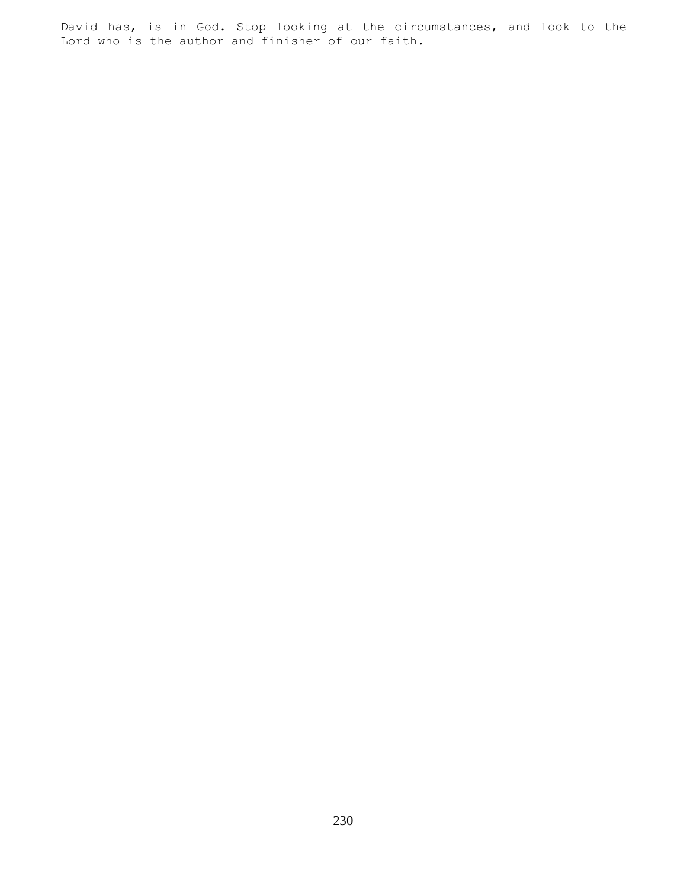David has, is in God. Stop looking at the circumstances, and look to the Lord who is the author and finisher of our faith.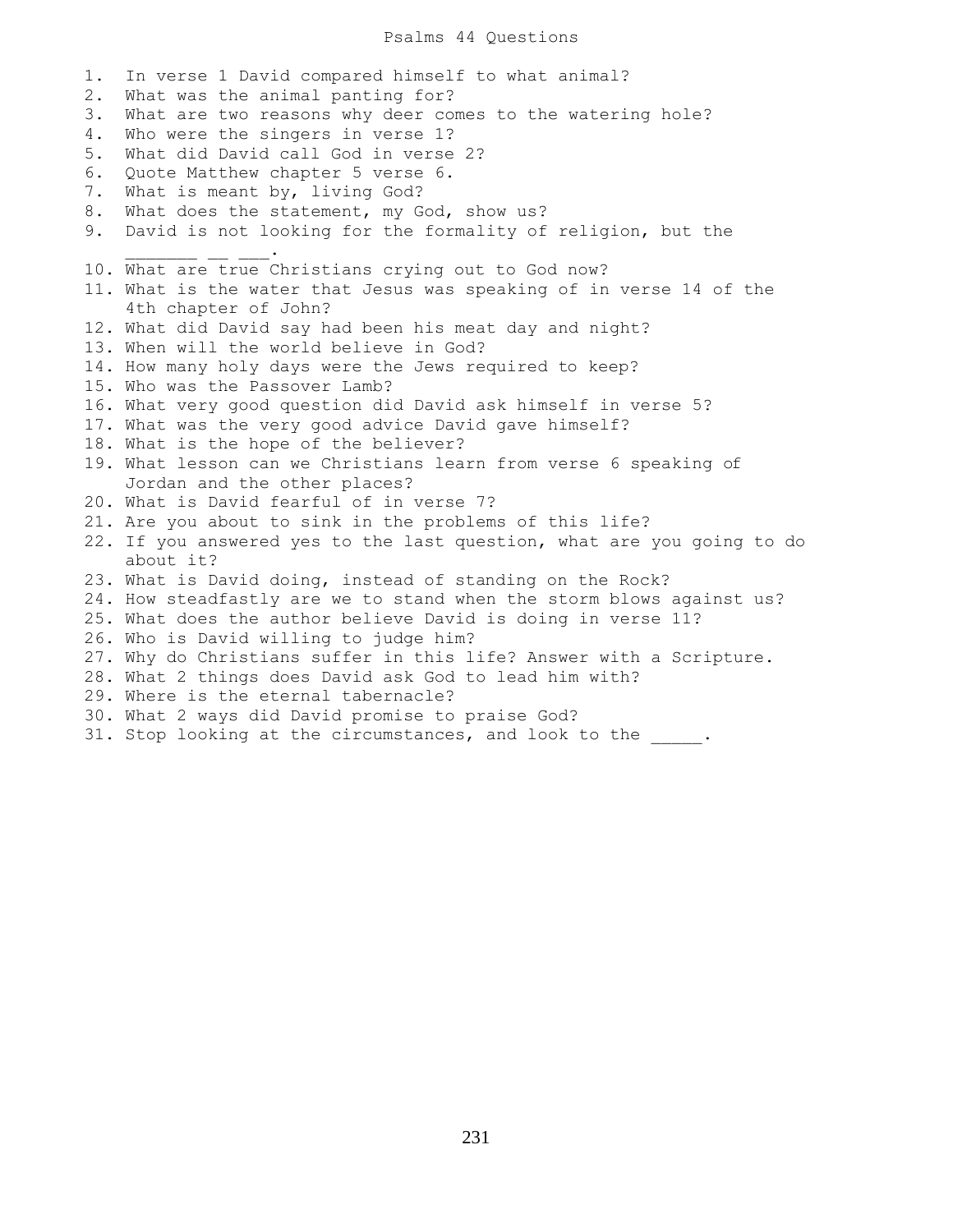# Psalms 44 Questions

1. In verse 1 David compared himself to what animal?
2. What was the animal panting for?
3. What are two reasons why deer comes to the watering hole?
4. Who were the singers in verse 1?
5. What did David call God in verse 2?
6. Quote Matthew chapter 5 verse 6.
7. What is meant by, living God?
8. What does the statement, my God, show us?
9. David is not looking for the formality of religion, but the _______ __ ___.
10. What are true Christians crying out to God now?
11. What is the water that Jesus was speaking of in verse 14 of the 4th chapter of John?
12. What did David say had been his meat day and night?
13. When will the world believe in God?
14. How many holy days were the Jews required to keep?
15. Who was the Passover Lamb?
16. What very good question did David ask himself in verse 5?
17. What was the very good advice David gave himself?
18. What is the hope of the believer?
19. What lesson can we Christians learn from verse 6 speaking of Jordan and the other places?
20. What is David fearful of in verse 7?
21. Are you about to sink in the problems of this life?
22. If you answered yes to the last question, what are you going to do about it?
23. What is David doing, instead of standing on the Rock?
24. How steadfastly are we to stand when the storm blows against us?
25. What does the author believe David is doing in verse 11?
26. Who is David willing to judge him?
27. Why do Christians suffer in this life? Answer with a Scripture.
28. What 2 things does David ask God to lead him with?
29. Where is the eternal tabernacle?
30. What 2 ways did David promise to praise God?
31. Stop looking at the circumstances, and look to the _____.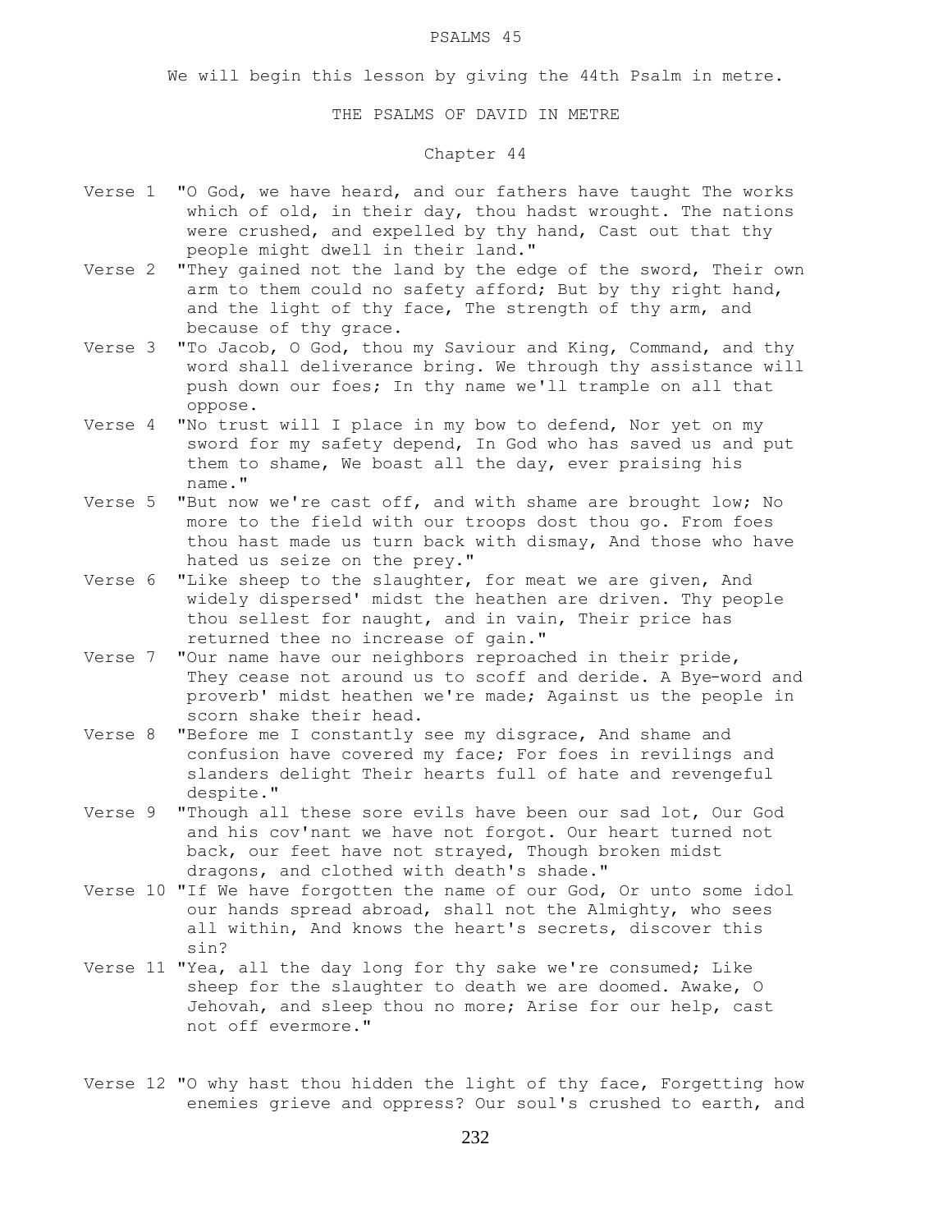PSALMS 45

We will begin this lesson by giving the 44th Psalm in metre.

THE PSALMS OF DAVID IN METRE

Chapter 44

Verse 1 "O God, we have heard, and our fathers have taught The works which of old, in their day, thou hadst wrought. The nations were crushed, and expelled by thy hand, Cast out that thy people might dwell in their land."

Verse 2 "They gained not the land by the edge of the sword, Their own arm to them could no safety afford; But by thy right hand, and the light of thy face, The strength of thy arm, and because of thy grace.

Verse 3 "To Jacob, O God, thou my Saviour and King, Command, and thy word shall deliverance bring. We through thy assistance will push down our foes; In thy name we'll trample on all that oppose.

Verse 4 "No trust will I place in my bow to defend, Nor yet on my sword for my safety depend, In God who has saved us and put them to shame, We boast all the day, ever praising his name."

Verse 5 "But now we're cast off, and with shame are brought low; No more to the field with our troops dost thou go. From foes thou hast made us turn back with dismay, And those who have hated us seize on the prey."

Verse 6 "Like sheep to the slaughter, for meat we are given, And widely dispersed' midst the heathen are driven. Thy people thou sellest for naught, and in vain, Their price has returned thee no increase of gain."

Verse 7 "Our name have our neighbors reproached in their pride, They cease not around us to scoff and deride. A Bye-word and proverb' midst heathen we're made; Against us the people in scorn shake their head.

Verse 8 "Before me I constantly see my disgrace, And shame and confusion have covered my face; For foes in revilings and slanders delight Their hearts full of hate and revengeful despite."

Verse 9 "Though all these sore evils have been our sad lot, Our God and his cov'nant we have not forgot. Our heart turned not back, our feet have not strayed, Though broken midst dragons, and clothed with death's shade."

Verse 10 "If We have forgotten the name of our God, Or unto some idol our hands spread abroad, shall not the Almighty, who sees all within, And knows the heart's secrets, discover this sin?

Verse 11 "Yea, all the day long for thy sake we're consumed; Like sheep for the slaughter to death we are doomed. Awake, O Jehovah, and sleep thou no more; Arise for our help, cast not off evermore."

Verse 12 "O why hast thou hidden the light of thy face, Forgetting how enemies grieve and oppress? Our soul's crushed to earth, and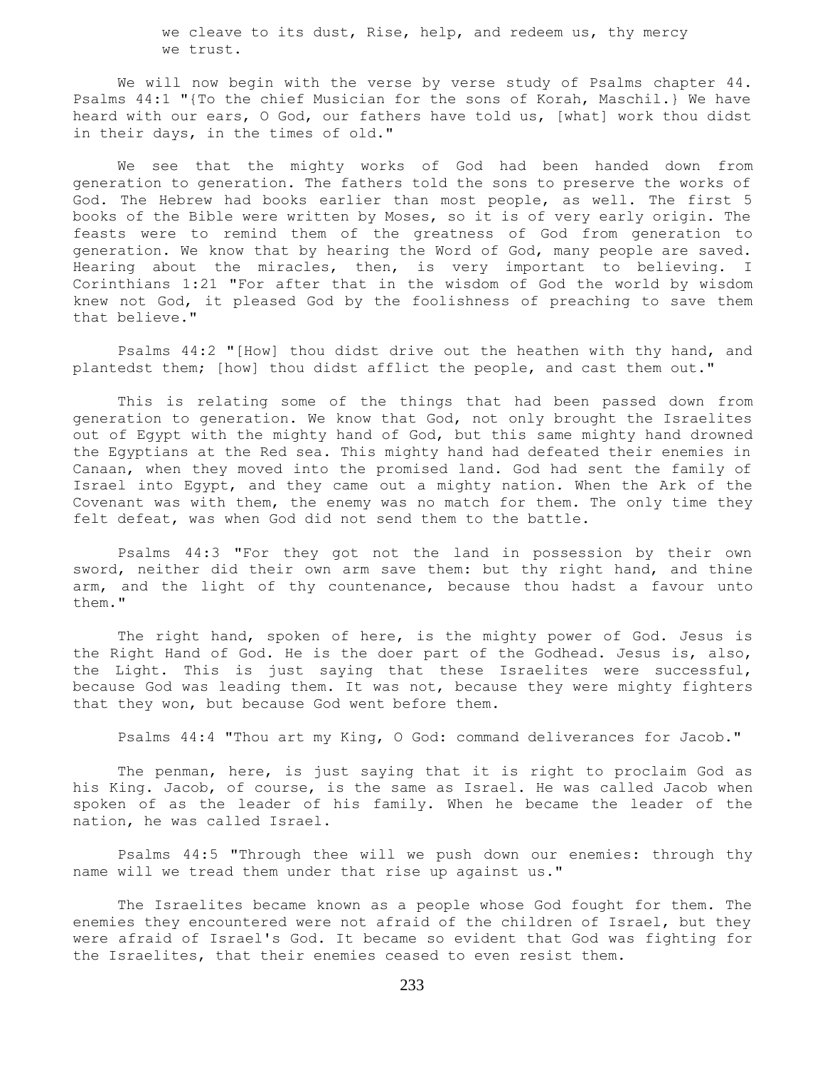we cleave to its dust, Rise, help, and redeem us, thy mercy
we trust.

We will now begin with the verse by verse study of Psalms chapter 44. Psalms 44:1 "{To the chief Musician for the sons of Korah, Maschil.} We have heard with our ears, O God, our fathers have told us, [what] work thou didst in their days, in the times of old."

We see that the mighty works of God had been handed down from generation to generation. The fathers told the sons to preserve the works of God. The Hebrew had books earlier than most people, as well. The first 5 books of the Bible were written by Moses, so it is of very early origin. The feasts were to remind them of the greatness of God from generation to generation. We know that by hearing the Word of God, many people are saved. Hearing about the miracles, then, is very important to believing. I Corinthians 1:21 "For after that in the wisdom of God the world by wisdom knew not God, it pleased God by the foolishness of preaching to save them that believe."

Psalms 44:2 "[How] thou didst drive out the heathen with thy hand, and plantedst them; [how] thou didst afflict the people, and cast them out."

This is relating some of the things that had been passed down from generation to generation. We know that God, not only brought the Israelites out of Egypt with the mighty hand of God, but this same mighty hand drowned the Egyptians at the Red sea. This mighty hand had defeated their enemies in Canaan, when they moved into the promised land. God had sent the family of Israel into Egypt, and they came out a mighty nation. When the Ark of the Covenant was with them, the enemy was no match for them. The only time they felt defeat, was when God did not send them to the battle.

Psalms 44:3 "For they got not the land in possession by their own sword, neither did their own arm save them: but thy right hand, and thine arm, and the light of thy countenance, because thou hadst a favour unto them."

The right hand, spoken of here, is the mighty power of God. Jesus is the Right Hand of God. He is the doer part of the Godhead. Jesus is, also, the Light. This is just saying that these Israelites were successful, because God was leading them. It was not, because they were mighty fighters that they won, but because God went before them.

Psalms 44:4 "Thou art my King, O God: command deliverances for Jacob."

The penman, here, is just saying that it is right to proclaim God as his King. Jacob, of course, is the same as Israel. He was called Jacob when spoken of as the leader of his family. When he became the leader of the nation, he was called Israel.

Psalms 44:5 "Through thee will we push down our enemies: through thy name will we tread them under that rise up against us."

The Israelites became known as a people whose God fought for them. The enemies they encountered were not afraid of the children of Israel, but they were afraid of Israel's God. It became so evident that God was fighting for the Israelites, that their enemies ceased to even resist them.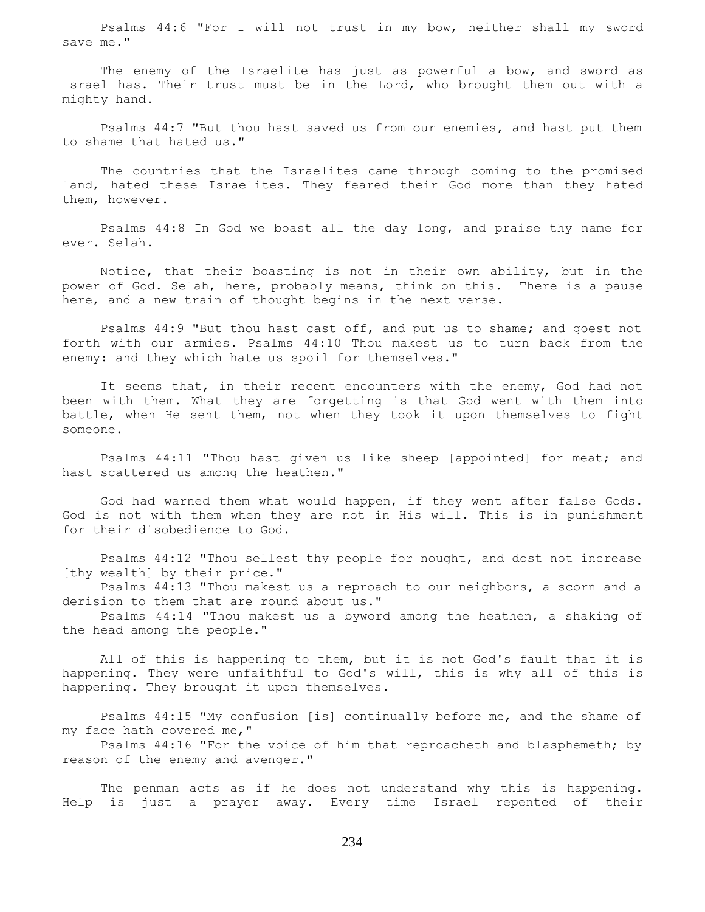Psalms 44:6 "For I will not trust in my bow, neither shall my sword save me."

The enemy of the Israelite has just as powerful a bow, and sword as Israel has. Their trust must be in the Lord, who brought them out with a mighty hand.

Psalms 44:7 "But thou hast saved us from our enemies, and hast put them to shame that hated us."

The countries that the Israelites came through coming to the promised land, hated these Israelites. They feared their God more than they hated them, however.

Psalms 44:8 In God we boast all the day long, and praise thy name for ever. Selah.

Notice, that their boasting is not in their own ability, but in the power of God. Selah, here, probably means, think on this. There is a pause here, and a new train of thought begins in the next verse.

Psalms 44:9 "But thou hast cast off, and put us to shame; and goest not forth with our armies. Psalms 44:10 Thou makest us to turn back from the enemy: and they which hate us spoil for themselves."

It seems that, in their recent encounters with the enemy, God had not been with them. What they are forgetting is that God went with them into battle, when He sent them, not when they took it upon themselves to fight someone.

Psalms 44:11 "Thou hast given us like sheep [appointed] for meat; and hast scattered us among the heathen."

God had warned them what would happen, if they went after false Gods. God is not with them when they are not in His will. This is in punishment for their disobedience to God.

Psalms 44:12 "Thou sellest thy people for nought, and dost not increase [thy wealth] by their price."
Psalms 44:13 "Thou makest us a reproach to our neighbors, a scorn and a derision to them that are round about us."
Psalms 44:14 "Thou makest us a byword among the heathen, a shaking of the head among the people."

All of this is happening to them, but it is not God's fault that it is happening. They were unfaithful to God's will, this is why all of this is happening. They brought it upon themselves.

Psalms 44:15 "My confusion [is] continually before me, and the shame of my face hath covered me,"
Psalms 44:16 "For the voice of him that reproacheth and blasphemeth; by reason of the enemy and avenger."

The penman acts as if he does not understand why this is happening. Help is just a prayer away. Every time Israel repented of their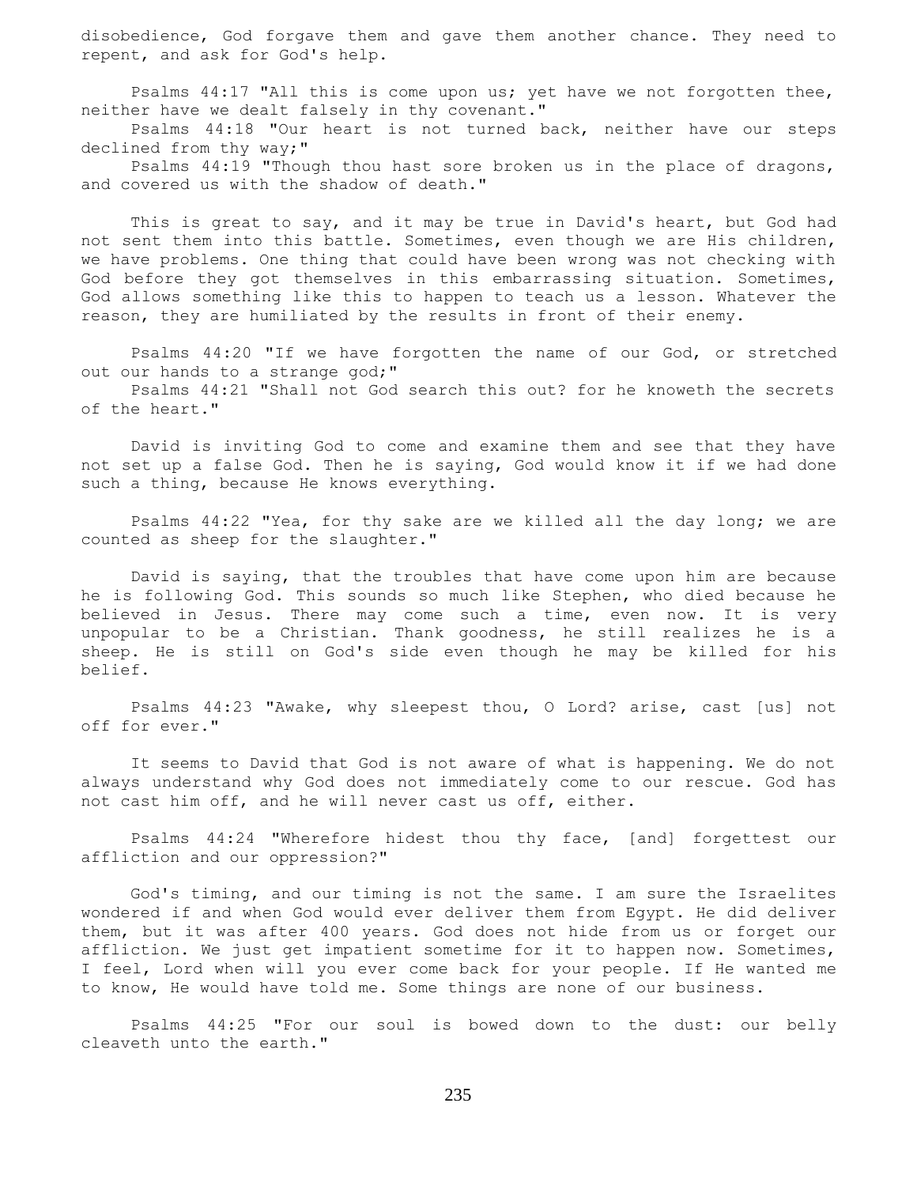disobedience, God forgave them and gave them another chance. They need to repent, and ask for God's help.

Psalms 44:17 "All this is come upon us; yet have we not forgotten thee, neither have we dealt falsely in thy covenant."
Psalms 44:18 "Our heart is not turned back, neither have our steps declined from thy way;"
Psalms 44:19 "Though thou hast sore broken us in the place of dragons, and covered us with the shadow of death."

This is great to say, and it may be true in David's heart, but God had not sent them into this battle. Sometimes, even though we are His children, we have problems. One thing that could have been wrong was not checking with God before they got themselves in this embarrassing situation. Sometimes, God allows something like this to happen to teach us a lesson. Whatever the reason, they are humiliated by the results in front of their enemy.

Psalms 44:20 "If we have forgotten the name of our God, or stretched out our hands to a strange god;"
Psalms 44:21 "Shall not God search this out? for he knoweth the secrets of the heart."

David is inviting God to come and examine them and see that they have not set up a false God. Then he is saying, God would know it if we had done such a thing, because He knows everything.

Psalms 44:22 "Yea, for thy sake are we killed all the day long; we are counted as sheep for the slaughter."

David is saying, that the troubles that have come upon him are because he is following God. This sounds so much like Stephen, who died because he believed in Jesus. There may come such a time, even now. It is very unpopular to be a Christian. Thank goodness, he still realizes he is a sheep. He is still on God's side even though he may be killed for his belief.

Psalms 44:23 "Awake, why sleepest thou, O Lord? arise, cast [us] not off for ever."

It seems to David that God is not aware of what is happening. We do not always understand why God does not immediately come to our rescue. God has not cast him off, and he will never cast us off, either.

Psalms 44:24 "Wherefore hidest thou thy face, [and] forgettest our affliction and our oppression?"

God's timing, and our timing is not the same. I am sure the Israelites wondered if and when God would ever deliver them from Egypt. He did deliver them, but it was after 400 years. God does not hide from us or forget our affliction. We just get impatient sometime for it to happen now. Sometimes, I feel, Lord when will you ever come back for your people. If He wanted me to know, He would have told me. Some things are none of our business.

Psalms 44:25 "For our soul is bowed down to the dust: our belly cleaveth unto the earth."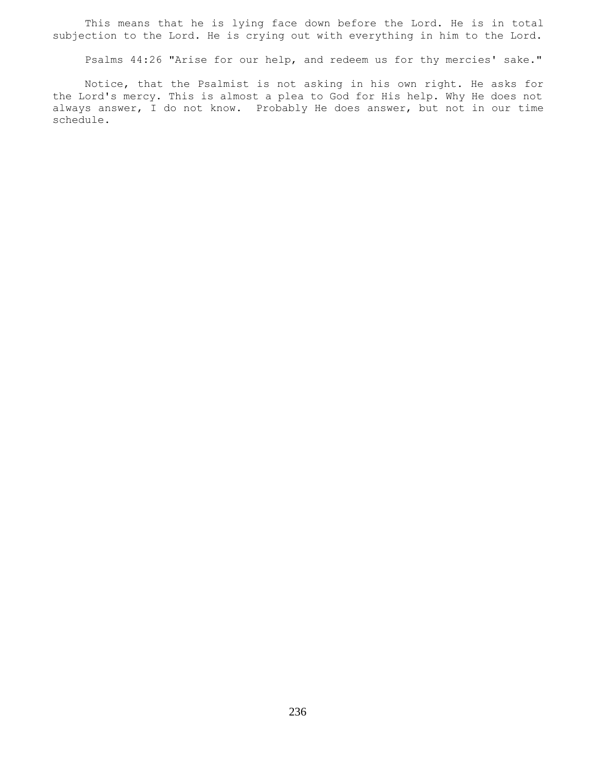This means that he is lying face down before the Lord. He is in total subjection to the Lord. He is crying out with everything in him to the Lord.

Psalms 44:26 "Arise for our help, and redeem us for thy mercies' sake."

Notice, that the Psalmist is not asking in his own right. He asks for the Lord's mercy. This is almost a plea to God for His help. Why He does not always answer, I do not know. Probably He does answer, but not in our time schedule.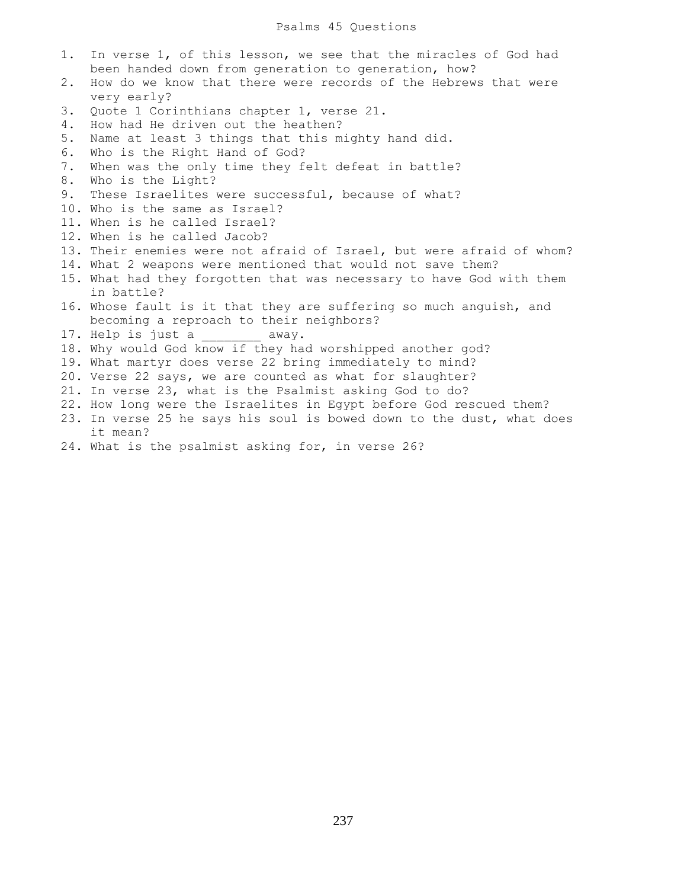# Psalms 45 Questions

1. In verse 1, of this lesson, we see that the miracles of God had been handed down from generation to generation, how?
2. How do we know that there were records of the Hebrews that were very early?
3. Quote 1 Corinthians chapter 1, verse 21.
4. How had He driven out the heathen?
5. Name at least 3 things that this mighty hand did.
6. Who is the Right Hand of God?
7. When was the only time they felt defeat in battle?
8. Who is the Light?
9. These Israelites were successful, because of what?
10. Who is the same as Israel?
11. When is he called Israel?
12. When is he called Jacob?
13. Their enemies were not afraid of Israel, but were afraid of whom?
14. What 2 weapons were mentioned that would not save them?
15. What had they forgotten that was necessary to have God with them in battle?
16. Whose fault is it that they are suffering so much anguish, and becoming a reproach to their neighbors?
17. Help is just a ________ away.
18. Why would God know if they had worshipped another god?
19. What martyr does verse 22 bring immediately to mind?
20. Verse 22 says, we are counted as what for slaughter?
21. In verse 23, what is the Psalmist asking God to do?
22. How long were the Israelites in Egypt before God rescued them?
23. In verse 25 he says his soul is bowed down to the dust, what does it mean?
24. What is the psalmist asking for, in verse 26?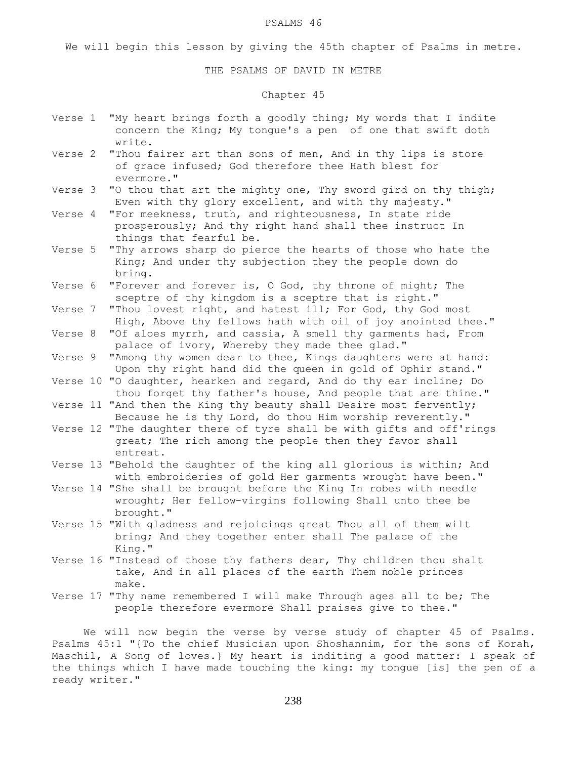# PSALMS 46

We will begin this lesson by giving the 45th chapter of Psalms in metre.

## THE PSALMS OF DAVID IN METRE

### Chapter 45

Verse 1 "My heart brings forth a goodly thing; My words that I indite concern the King; My tongue's a pen of one that swift doth write.

Verse 2 "Thou fairer art than sons of men, And in thy lips is store of grace infused; God therefore thee Hath blest for evermore."

Verse 3 "O thou that art the mighty one, Thy sword gird on thy thigh; Even with thy glory excellent, and with thy majesty."

Verse 4 "For meekness, truth, and righteousness, In state ride prosperously; And thy right hand shall thee instruct In things that fearful be.

Verse 5 "Thy arrows sharp do pierce the hearts of those who hate the King; And under thy subjection they the people down do bring.

Verse 6 "Forever and forever is, O God, thy throne of might; The sceptre of thy kingdom is a sceptre that is right."

Verse 7 "Thou lovest right, and hatest ill; For God, thy God most High, Above thy fellows hath with oil of joy anointed thee."

Verse 8 "Of aloes myrrh, and cassia, A smell thy garments had, From palace of ivory, Whereby they made thee glad."

Verse 9 "Among thy women dear to thee, Kings daughters were at hand: Upon thy right hand did the queen in gold of Ophir stand."

Verse 10 "O daughter, hearken and regard, And do thy ear incline; Do thou forget thy father's house, And people that are thine."

Verse 11 "And then the King thy beauty shall Desire most fervently; Because he is thy Lord, do thou Him worship reverently."

Verse 12 "The daughter there of tyre shall be with gifts and off'rings great; The rich among the people then they favor shall entreat.

Verse 13 "Behold the daughter of the king all glorious is within; And with embroideries of gold Her garments wrought have been."

Verse 14 "She shall be brought before the King In robes with needle wrought; Her fellow-virgins following Shall unto thee be brought."

Verse 15 "With gladness and rejoicings great Thou all of them wilt bring; And they together enter shall The palace of the King."

Verse 16 "Instead of those thy fathers dear, Thy children thou shalt take, And in all places of the earth Them noble princes make.

Verse 17 "Thy name remembered I will make Through ages all to be; The people therefore evermore Shall praises give to thee."

We will now begin the verse by verse study of chapter 45 of Psalms. Psalms 45:1 "{To the chief Musician upon Shoshannim, for the sons of Korah, Maschil, A Song of loves.} My heart is inditing a good matter: I speak of the things which I have made touching the king: my tongue [is] the pen of a ready writer."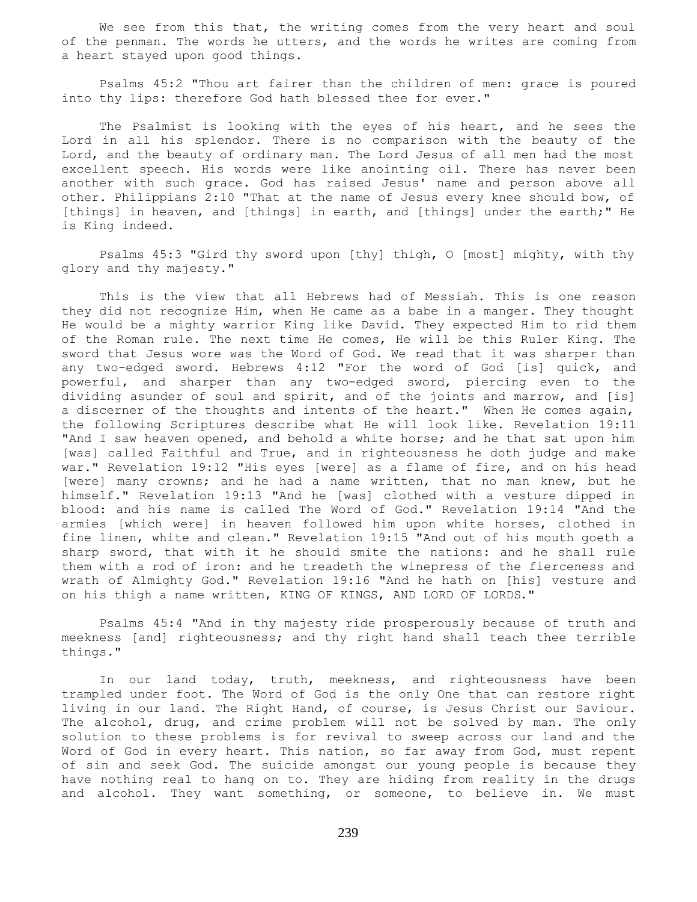We see from this that, the writing comes from the very heart and soul of the penman. The words he utters, and the words he writes are coming from a heart stayed upon good things.

Psalms 45:2 "Thou art fairer than the children of men: grace is poured into thy lips: therefore God hath blessed thee for ever."

The Psalmist is looking with the eyes of his heart, and he sees the Lord in all his splendor. There is no comparison with the beauty of the Lord, and the beauty of ordinary man. The Lord Jesus of all men had the most excellent speech. His words were like anointing oil. There has never been another with such grace. God has raised Jesus' name and person above all other. Philippians 2:10 "That at the name of Jesus every knee should bow, of [things] in heaven, and [things] in earth, and [things] under the earth;" He is King indeed.

Psalms 45:3 "Gird thy sword upon [thy] thigh, O [most] mighty, with thy glory and thy majesty."

This is the view that all Hebrews had of Messiah. This is one reason they did not recognize Him, when He came as a babe in a manger. They thought He would be a mighty warrior King like David. They expected Him to rid them of the Roman rule. The next time He comes, He will be this Ruler King. The sword that Jesus wore was the Word of God. We read that it was sharper than any two-edged sword. Hebrews 4:12 "For the word of God [is] quick, and powerful, and sharper than any two-edged sword, piercing even to the dividing asunder of soul and spirit, and of the joints and marrow, and [is] a discerner of the thoughts and intents of the heart." When He comes again, the following Scriptures describe what He will look like. Revelation 19:11 "And I saw heaven opened, and behold a white horse; and he that sat upon him [was] called Faithful and True, and in righteousness he doth judge and make war." Revelation 19:12 "His eyes [were] as a flame of fire, and on his head [were] many crowns; and he had a name written, that no man knew, but he himself." Revelation 19:13 "And he [was] clothed with a vesture dipped in blood: and his name is called The Word of God." Revelation 19:14 "And the armies [which were] in heaven followed him upon white horses, clothed in fine linen, white and clean." Revelation 19:15 "And out of his mouth goeth a sharp sword, that with it he should smite the nations: and he shall rule them with a rod of iron: and he treadeth the winepress of the fierceness and wrath of Almighty God." Revelation 19:16 "And he hath on [his] vesture and on his thigh a name written, KING OF KINGS, AND LORD OF LORDS."

Psalms 45:4 "And in thy majesty ride prosperously because of truth and meekness [and] righteousness; and thy right hand shall teach thee terrible things."

In our land today, truth, meekness, and righteousness have been trampled under foot. The Word of God is the only One that can restore right living in our land. The Right Hand, of course, is Jesus Christ our Saviour. The alcohol, drug, and crime problem will not be solved by man. The only solution to these problems is for revival to sweep across our land and the Word of God in every heart. This nation, so far away from God, must repent of sin and seek God. The suicide amongst our young people is because they have nothing real to hang on to. They are hiding from reality in the drugs and alcohol. They want something, or someone, to believe in. We must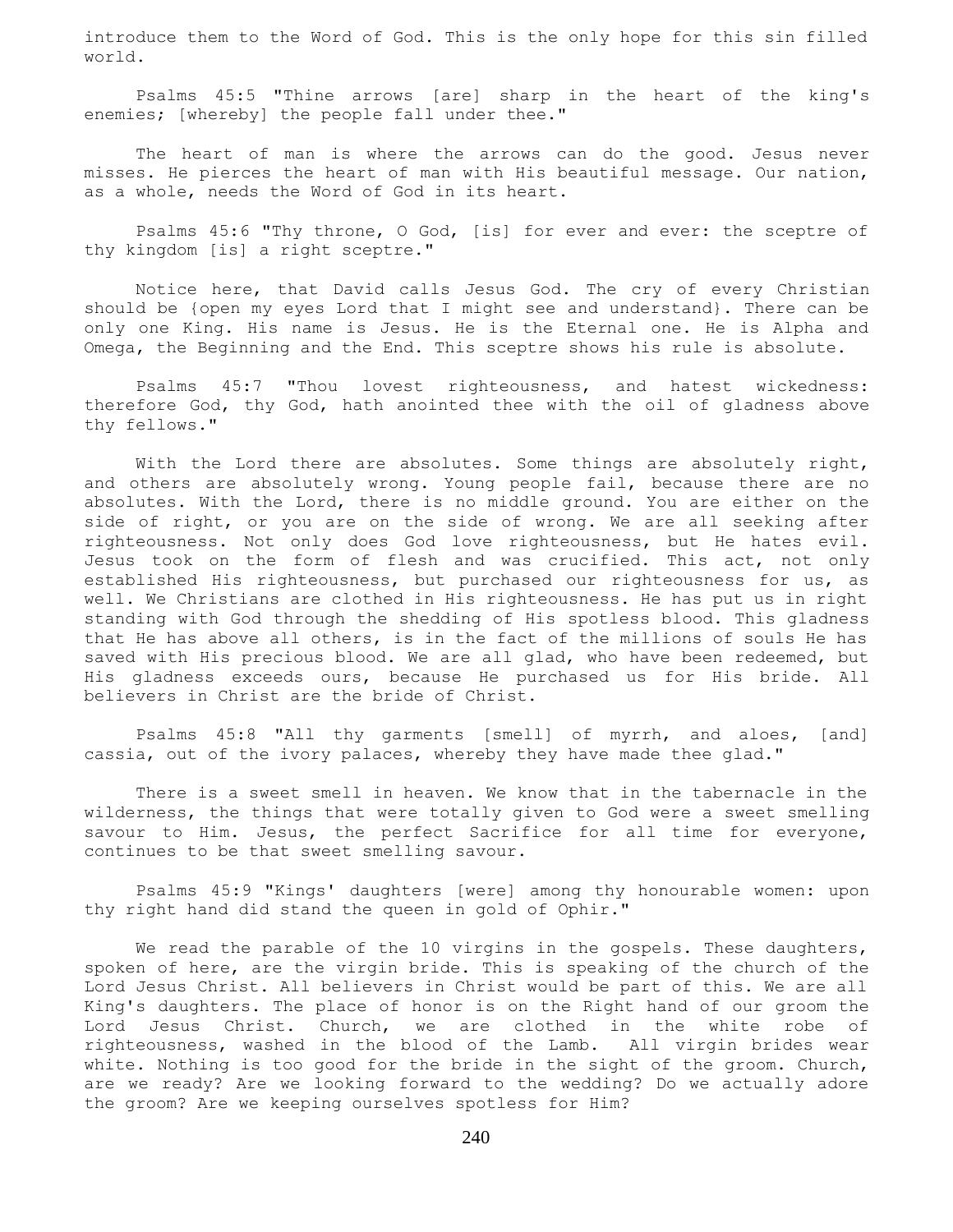introduce them to the Word of God. This is the only hope for this sin filled world.

Psalms 45:5 "Thine arrows [are] sharp in the heart of the king's enemies; [whereby] the people fall under thee."

The heart of man is where the arrows can do the good. Jesus never misses. He pierces the heart of man with His beautiful message. Our nation, as a whole, needs the Word of God in its heart.

Psalms 45:6 "Thy throne, O God, [is] for ever and ever: the sceptre of thy kingdom [is] a right sceptre."

Notice here, that David calls Jesus God. The cry of every Christian should be {open my eyes Lord that I might see and understand}. There can be only one King. His name is Jesus. He is the Eternal one. He is Alpha and Omega, the Beginning and the End. This sceptre shows his rule is absolute.

Psalms 45:7 "Thou lovest righteousness, and hatest wickedness: therefore God, thy God, hath anointed thee with the oil of gladness above thy fellows."

With the Lord there are absolutes. Some things are absolutely right, and others are absolutely wrong. Young people fail, because there are no absolutes. With the Lord, there is no middle ground. You are either on the side of right, or you are on the side of wrong. We are all seeking after righteousness. Not only does God love righteousness, but He hates evil. Jesus took on the form of flesh and was crucified. This act, not only established His righteousness, but purchased our righteousness for us, as well. We Christians are clothed in His righteousness. He has put us in right standing with God through the shedding of His spotless blood. This gladness that He has above all others, is in the fact of the millions of souls He has saved with His precious blood. We are all glad, who have been redeemed, but His gladness exceeds ours, because He purchased us for His bride. All believers in Christ are the bride of Christ.

Psalms 45:8 "All thy garments [smell] of myrrh, and aloes, [and] cassia, out of the ivory palaces, whereby they have made thee glad."

There is a sweet smell in heaven. We know that in the tabernacle in the wilderness, the things that were totally given to God were a sweet smelling savour to Him. Jesus, the perfect Sacrifice for all time for everyone, continues to be that sweet smelling savour.

Psalms 45:9 "Kings' daughters [were] among thy honourable women: upon thy right hand did stand the queen in gold of Ophir."

We read the parable of the 10 virgins in the gospels. These daughters, spoken of here, are the virgin bride. This is speaking of the church of the Lord Jesus Christ. All believers in Christ would be part of this. We are all King's daughters. The place of honor is on the Right hand of our groom the Lord Jesus Christ. Church, we are clothed in the white robe of righteousness, washed in the blood of the Lamb. All virgin brides wear white. Nothing is too good for the bride in the sight of the groom. Church, are we ready? Are we looking forward to the wedding? Do we actually adore the groom? Are we keeping ourselves spotless for Him?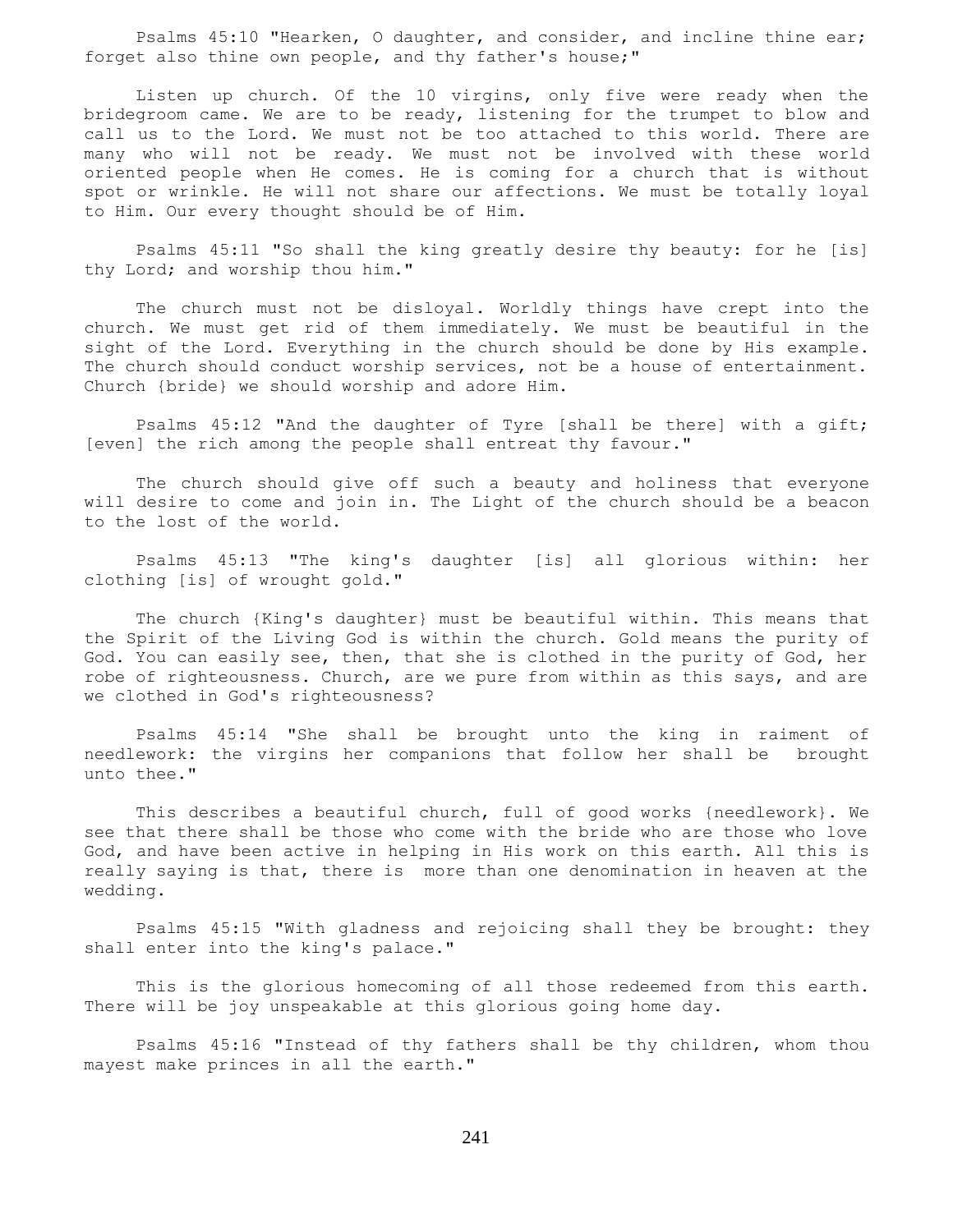Psalms 45:10 "Hearken, O daughter, and consider, and incline thine ear; forget also thine own people, and thy father's house;"

Listen up church. Of the 10 virgins, only five were ready when the bridegroom came. We are to be ready, listening for the trumpet to blow and call us to the Lord. We must not be too attached to this world. There are many who will not be ready. We must not be involved with these world oriented people when He comes. He is coming for a church that is without spot or wrinkle. He will not share our affections. We must be totally loyal to Him. Our every thought should be of Him.

Psalms 45:11 "So shall the king greatly desire thy beauty: for he [is] thy Lord; and worship thou him."

The church must not be disloyal. Worldly things have crept into the church. We must get rid of them immediately. We must be beautiful in the sight of the Lord. Everything in the church should be done by His example. The church should conduct worship services, not be a house of entertainment. Church {bride} we should worship and adore Him.

Psalms 45:12 "And the daughter of Tyre [shall be there] with a gift; [even] the rich among the people shall entreat thy favour."

The church should give off such a beauty and holiness that everyone will desire to come and join in. The Light of the church should be a beacon to the lost of the world.

Psalms 45:13 "The king's daughter [is] all glorious within: her clothing [is] of wrought gold."

The church {King's daughter} must be beautiful within. This means that the Spirit of the Living God is within the church. Gold means the purity of God. You can easily see, then, that she is clothed in the purity of God, her robe of righteousness. Church, are we pure from within as this says, and are we clothed in God's righteousness?

Psalms 45:14 "She shall be brought unto the king in raiment of needlework: the virgins her companions that follow her shall be brought unto thee."

This describes a beautiful church, full of good works {needlework}. We see that there shall be those who come with the bride who are those who love God, and have been active in helping in His work on this earth. All this is really saying is that, there is more than one denomination in heaven at the wedding.

Psalms 45:15 "With gladness and rejoicing shall they be brought: they shall enter into the king's palace."

This is the glorious homecoming of all those redeemed from this earth. There will be joy unspeakable at this glorious going home day.

Psalms 45:16 "Instead of thy fathers shall be thy children, whom thou mayest make princes in all the earth."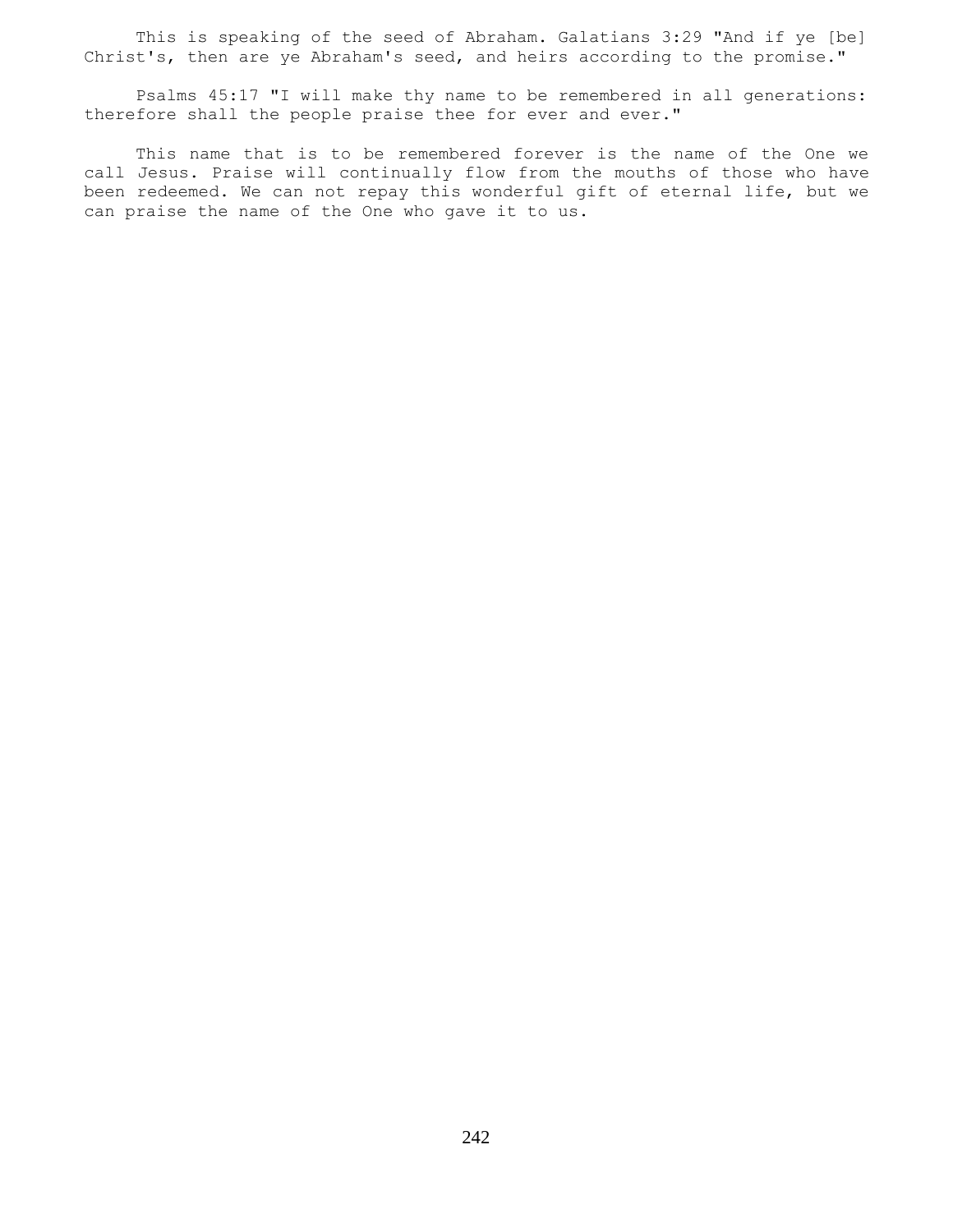This is speaking of the seed of Abraham. Galatians 3:29 "And if ye [be] Christ's, then are ye Abraham's seed, and heirs according to the promise."

Psalms 45:17 "I will make thy name to be remembered in all generations: therefore shall the people praise thee for ever and ever."

This name that is to be remembered forever is the name of the One we call Jesus. Praise will continually flow from the mouths of those who have been redeemed. We can not repay this wonderful gift of eternal life, but we can praise the name of the One who gave it to us.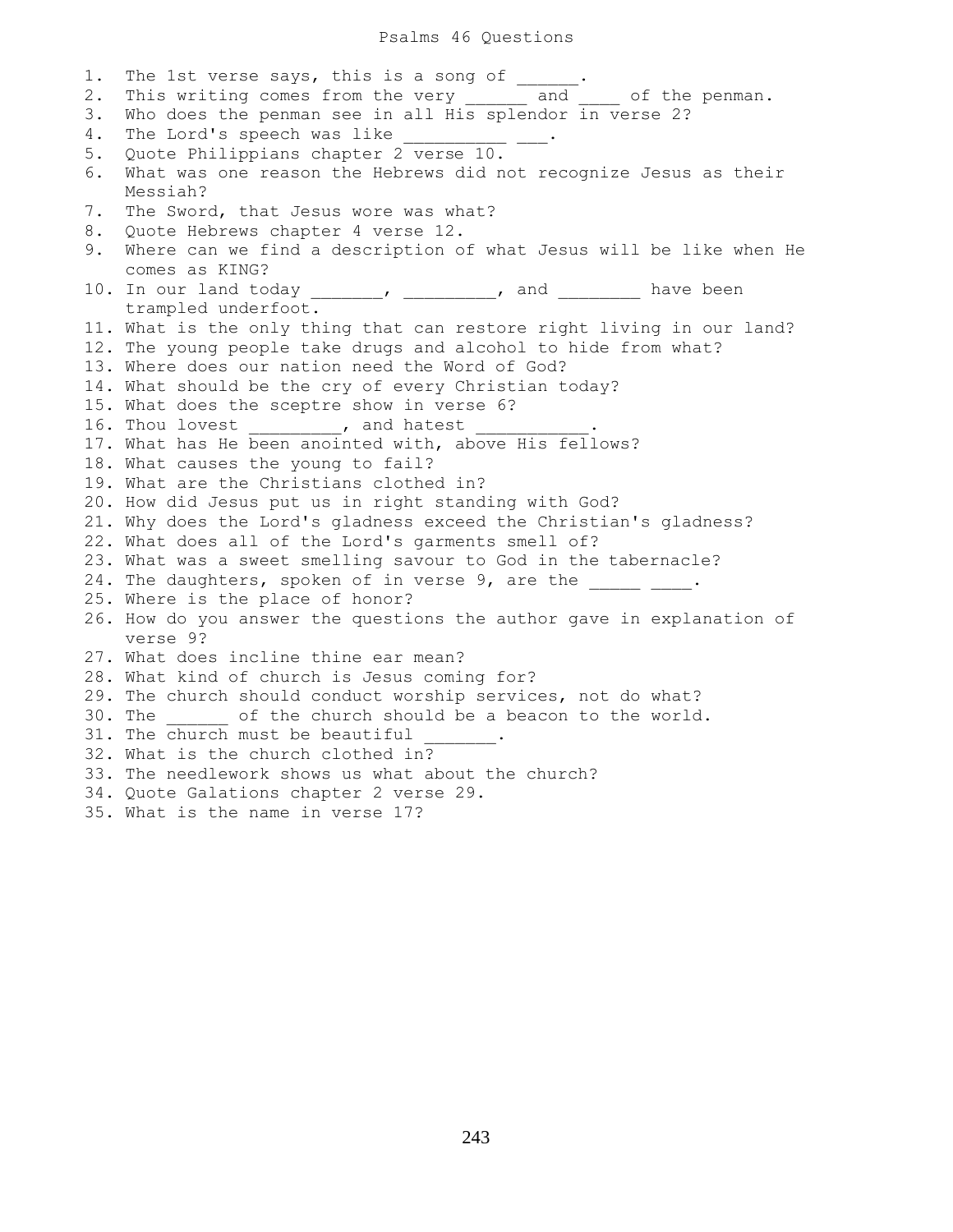# Psalms 46 Questions

1. The 1st verse says, this is a song of ______.
2. This writing comes from the very ______ and ____ of the penman.
3. Who does the penman see in all His splendor in verse 2?
4. The Lord's speech was like __________ ___.
5. Quote Philippians chapter 2 verse 10.
6. What was one reason the Hebrews did not recognize Jesus as their Messiah?
7. The Sword, that Jesus wore was what?
8. Quote Hebrews chapter 4 verse 12.
9. Where can we find a description of what Jesus will be like when He comes as KING?
10. In our land today _______, _________, and ________ have been trampled underfoot.
11. What is the only thing that can restore right living in our land?
12. The young people take drugs and alcohol to hide from what?
13. Where does our nation need the Word of God?
14. What should be the cry of every Christian today?
15. What does the sceptre show in verse 6?
16. Thou lovest _________, and hatest ___________.
17. What has He been anointed with, above His fellows?
18. What causes the young to fail?
19. What are the Christians clothed in?
20. How did Jesus put us in right standing with God?
21. Why does the Lord's gladness exceed the Christian's gladness?
22. What does all of the Lord's garments smell of?
23. What was a sweet smelling savour to God in the tabernacle?
24. The daughters, spoken of in verse 9, are the _____ ____.
25. Where is the place of honor?
26. How do you answer the questions the author gave in explanation of verse 9?
27. What does incline thine ear mean?
28. What kind of church is Jesus coming for?
29. The church should conduct worship services, not do what?
30. The ______ of the church should be a beacon to the world.
31. The church must be beautiful _______.
32. What is the church clothed in?
33. The needlework shows us what about the church?
34. Quote Galations chapter 2 verse 29.
35. What is the name in verse 17?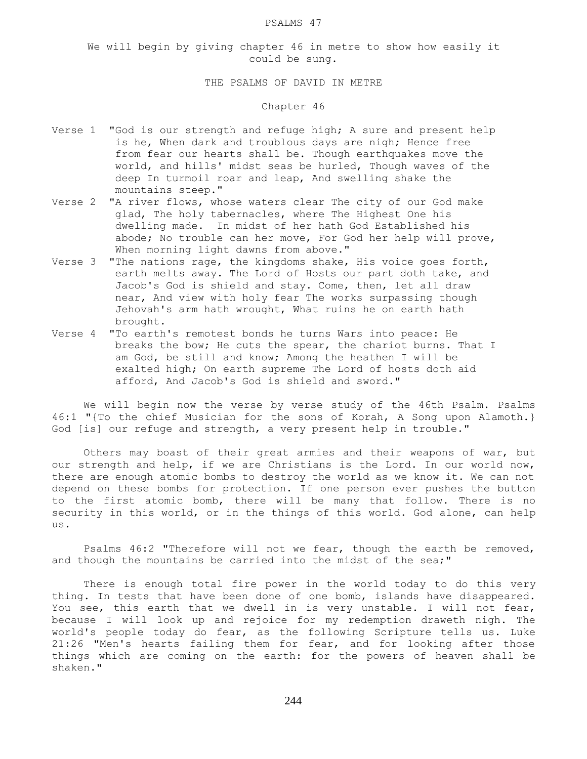# PSALMS 47

We will begin by giving chapter 46 in metre to show how easily it could be sung.

## THE PSALMS OF DAVID IN METRE

### Chapter 46

Verse 1 "God is our strength and refuge high; A sure and present help is he, When dark and troublous days are nigh; Hence free from fear our hearts shall be. Though earthquakes move the world, and hills' midst seas be hurled, Though waves of the deep In turmoil roar and leap, And swelling shake the mountains steep."

Verse 2 "A river flows, whose waters clear The city of our God make glad, The holy tabernacles, where The Highest One his dwelling made. In midst of her hath God Established his abode; No trouble can her move, For God her help will prove, When morning light dawns from above."

Verse 3 "The nations rage, the kingdoms shake, His voice goes forth, earth melts away. The Lord of Hosts our part doth take, and Jacob's God is shield and stay. Come, then, let all draw near, And view with holy fear The works surpassing though Jehovah's arm hath wrought, What ruins he on earth hath brought.

Verse 4 "To earth's remotest bonds he turns Wars into peace: He breaks the bow; He cuts the spear, the chariot burns. That I am God, be still and know; Among the heathen I will be exalted high; On earth supreme The Lord of hosts doth aid afford, And Jacob's God is shield and sword."

We will begin now the verse by verse study of the 46th Psalm. Psalms 46:1 "{To the chief Musician for the sons of Korah, A Song upon Alamoth.} God [is] our refuge and strength, a very present help in trouble."

Others may boast of their great armies and their weapons of war, but our strength and help, if we are Christians is the Lord. In our world now, there are enough atomic bombs to destroy the world as we know it. We can not depend on these bombs for protection. If one person ever pushes the button to the first atomic bomb, there will be many that follow. There is no security in this world, or in the things of this world. God alone, can help us.

Psalms 46:2 "Therefore will not we fear, though the earth be removed, and though the mountains be carried into the midst of the sea;"

There is enough total fire power in the world today to do this very thing. In tests that have been done of one bomb, islands have disappeared. You see, this earth that we dwell in is very unstable. I will not fear, because I will look up and rejoice for my redemption draweth nigh. The world's people today do fear, as the following Scripture tells us. Luke 21:26 "Men's hearts failing them for fear, and for looking after those things which are coming on the earth: for the powers of heaven shall be shaken."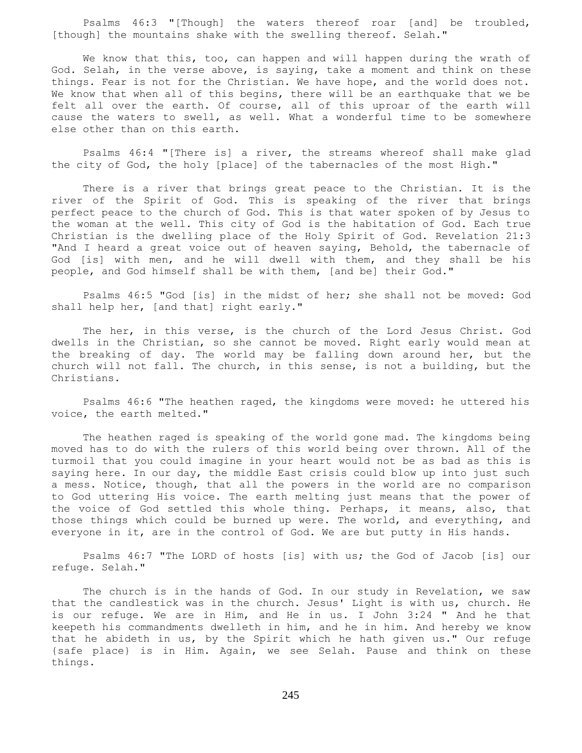Psalms 46:3 "[Though] the waters thereof roar [and] be troubled, [though] the mountains shake with the swelling thereof. Selah."

We know that this, too, can happen and will happen during the wrath of God. Selah, in the verse above, is saying, take a moment and think on these things. Fear is not for the Christian. We have hope, and the world does not. We know that when all of this begins, there will be an earthquake that we be felt all over the earth. Of course, all of this uproar of the earth will cause the waters to swell, as well. What a wonderful time to be somewhere else other than on this earth.

Psalms 46:4 "[There is] a river, the streams whereof shall make glad the city of God, the holy [place] of the tabernacles of the most High."

There is a river that brings great peace to the Christian. It is the river of the Spirit of God. This is speaking of the river that brings perfect peace to the church of God. This is that water spoken of by Jesus to the woman at the well. This city of God is the habitation of God. Each true Christian is the dwelling place of the Holy Spirit of God. Revelation 21:3 "And I heard a great voice out of heaven saying, Behold, the tabernacle of God [is] with men, and he will dwell with them, and they shall be his people, and God himself shall be with them, [and be] their God."

Psalms 46:5 "God [is] in the midst of her; she shall not be moved: God shall help her, [and that] right early."

The her, in this verse, is the church of the Lord Jesus Christ. God dwells in the Christian, so she cannot be moved. Right early would mean at the breaking of day. The world may be falling down around her, but the church will not fall. The church, in this sense, is not a building, but the Christians.

Psalms 46:6 "The heathen raged, the kingdoms were moved: he uttered his voice, the earth melted."

The heathen raged is speaking of the world gone mad. The kingdoms being moved has to do with the rulers of this world being over thrown. All of the turmoil that you could imagine in your heart would not be as bad as this is saying here. In our day, the middle East crisis could blow up into just such a mess. Notice, though, that all the powers in the world are no comparison to God uttering His voice. The earth melting just means that the power of the voice of God settled this whole thing. Perhaps, it means, also, that those things which could be burned up were. The world, and everything, and everyone in it, are in the control of God. We are but putty in His hands.

Psalms 46:7 "The LORD of hosts [is] with us; the God of Jacob [is] our refuge. Selah."

The church is in the hands of God. In our study in Revelation, we saw that the candlestick was in the church. Jesus' Light is with us, church. He is our refuge. We are in Him, and He in us. I John 3:24 " And he that keepeth his commandments dwelleth in him, and he in him. And hereby we know that he abideth in us, by the Spirit which he hath given us." Our refuge {safe place} is in Him. Again, we see Selah. Pause and think on these things.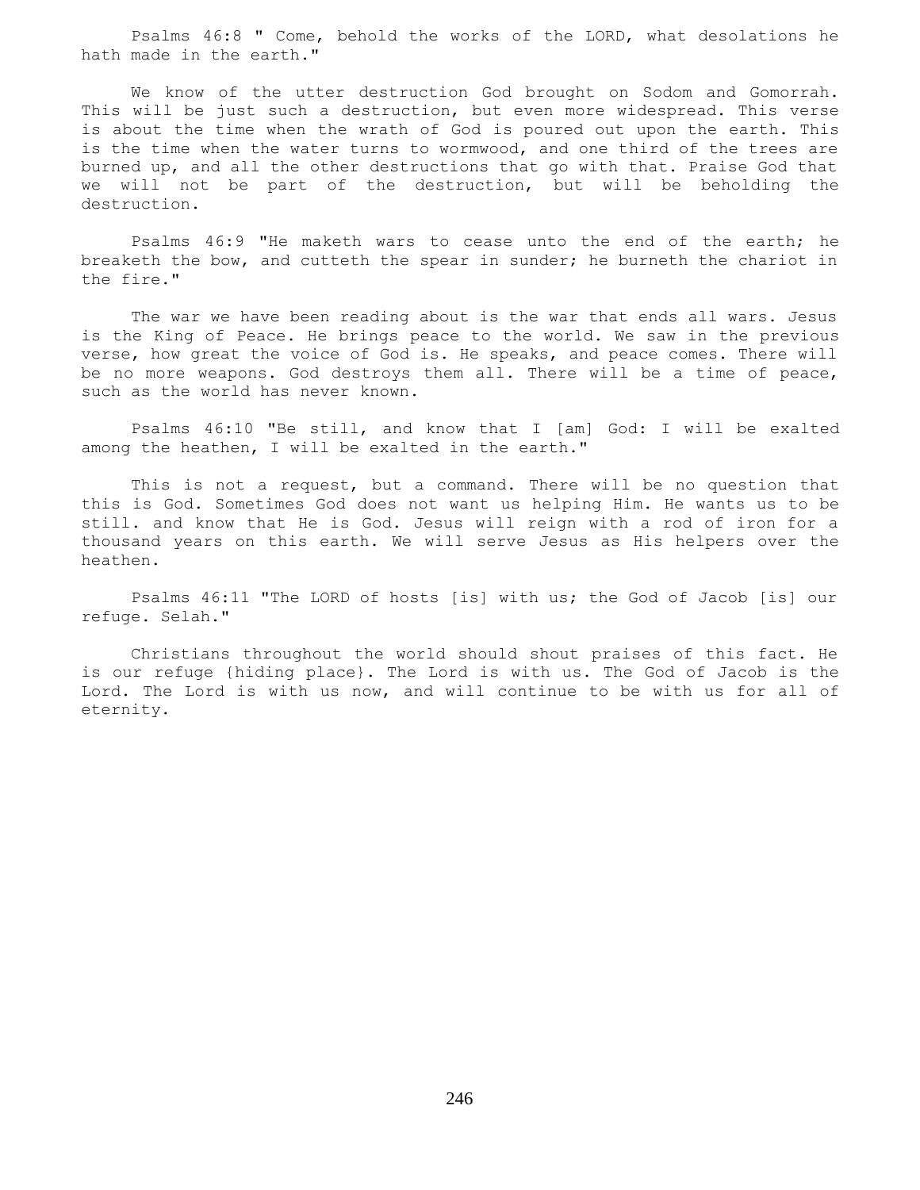Psalms 46:8 " Come, behold the works of the LORD, what desolations he hath made in the earth."

We know of the utter destruction God brought on Sodom and Gomorrah. This will be just such a destruction, but even more widespread. This verse is about the time when the wrath of God is poured out upon the earth. This is the time when the water turns to wormwood, and one third of the trees are burned up, and all the other destructions that go with that. Praise God that we will not be part of the destruction, but will be beholding the destruction.

Psalms 46:9 "He maketh wars to cease unto the end of the earth; he breaketh the bow, and cutteth the spear in sunder; he burneth the chariot in the fire."

The war we have been reading about is the war that ends all wars. Jesus is the King of Peace. He brings peace to the world. We saw in the previous verse, how great the voice of God is. He speaks, and peace comes. There will be no more weapons. God destroys them all. There will be a time of peace, such as the world has never known.

Psalms 46:10 "Be still, and know that I [am] God: I will be exalted among the heathen, I will be exalted in the earth."

This is not a request, but a command. There will be no question that this is God. Sometimes God does not want us helping Him. He wants us to be still. and know that He is God. Jesus will reign with a rod of iron for a thousand years on this earth. We will serve Jesus as His helpers over the heathen.

Psalms 46:11 "The LORD of hosts [is] with us; the God of Jacob [is] our refuge. Selah."

Christians throughout the world should shout praises of this fact. He is our refuge {hiding place}. The Lord is with us. The God of Jacob is the Lord. The Lord is with us now, and will continue to be with us for all of eternity.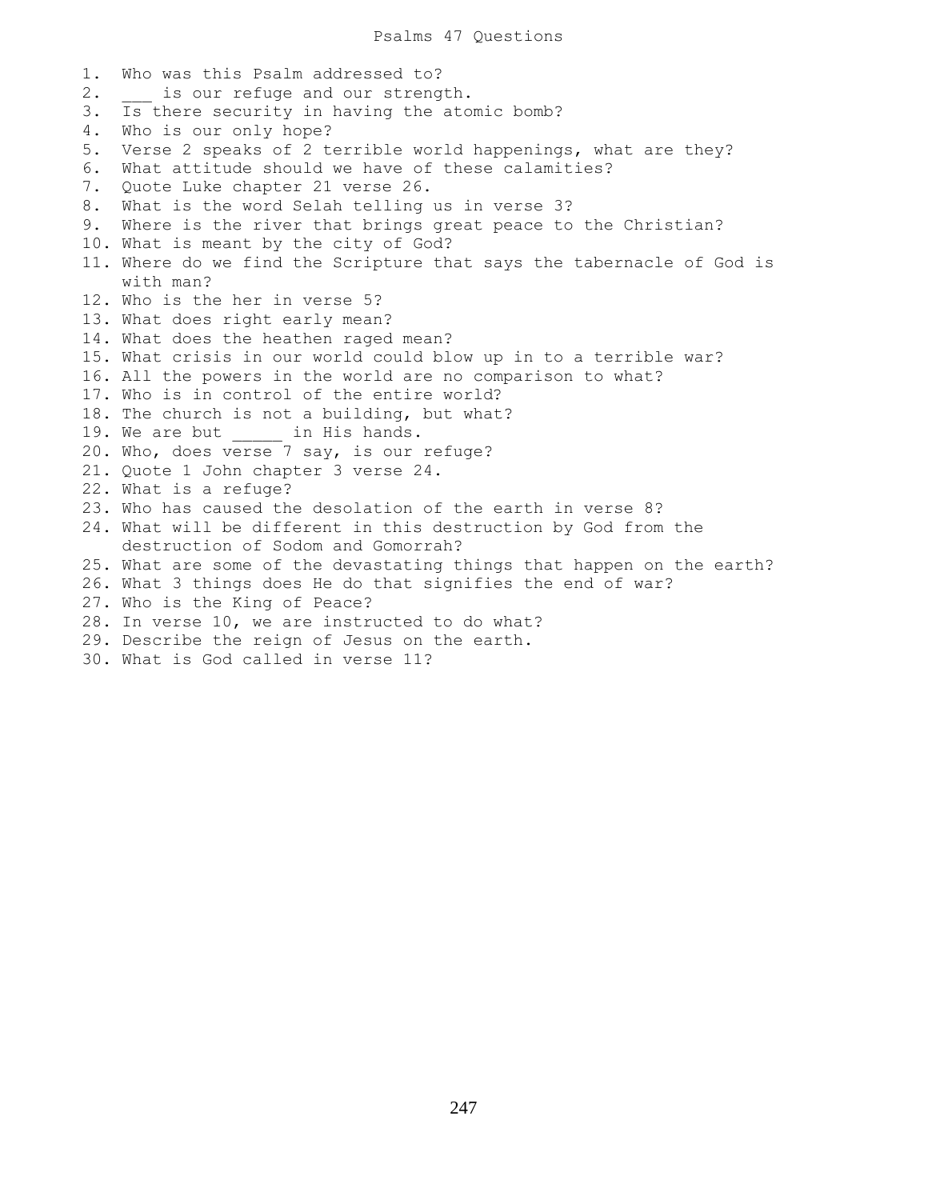# Psalms 47 Questions

1. Who was this Psalm addressed to?
2. ___ is our refuge and our strength.
3. Is there security in having the atomic bomb?
4. Who is our only hope?
5. Verse 2 speaks of 2 terrible world happenings, what are they?
6. What attitude should we have of these calamities?
7. Quote Luke chapter 21 verse 26.
8. What is the word Selah telling us in verse 3?
9. Where is the river that brings great peace to the Christian?
10. What is meant by the city of God?
11. Where do we find the Scripture that says the tabernacle of God is with man?
12. Who is the her in verse 5?
13. What does right early mean?
14. What does the heathen raged mean?
15. What crisis in our world could blow up in to a terrible war?
16. All the powers in the world are no comparison to what?
17. Who is in control of the entire world?
18. The church is not a building, but what?
19. We are but _____ in His hands.
20. Who, does verse 7 say, is our refuge?
21. Quote 1 John chapter 3 verse 24.
22. What is a refuge?
23. Who has caused the desolation of the earth in verse 8?
24. What will be different in this destruction by God from the destruction of Sodom and Gomorrah?
25. What are some of the devastating things that happen on the earth?
26. What 3 things does He do that signifies the end of war?
27. Who is the King of Peace?
28. In verse 10, we are instructed to do what?
29. Describe the reign of Jesus on the earth.
30. What is God called in verse 11?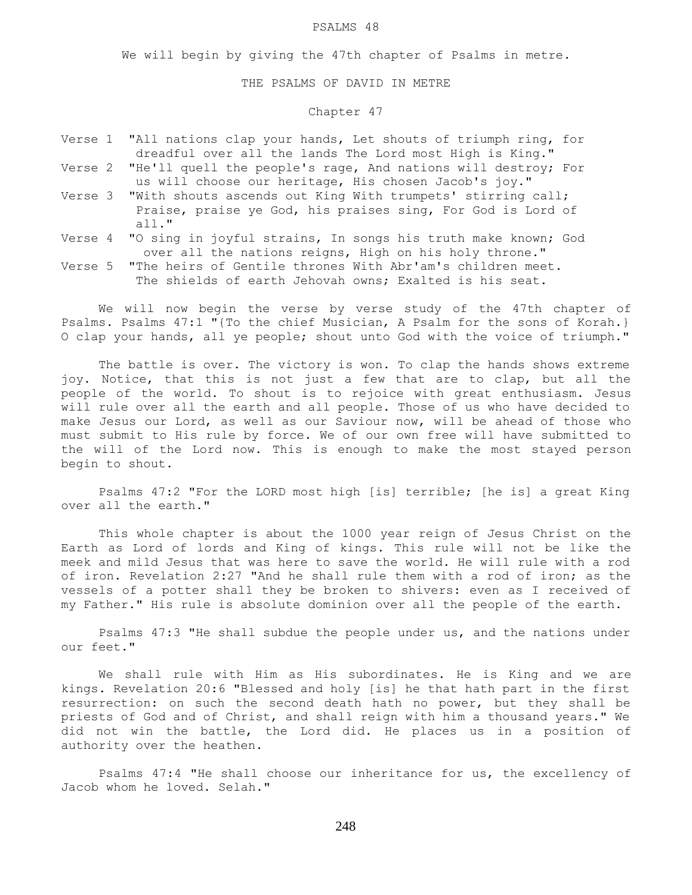PSALMS 48

We will begin by giving the 47th chapter of Psalms in metre.

THE PSALMS OF DAVID IN METRE

Chapter 47

Verse 1 "All nations clap your hands, Let shouts of triumph ring, for dreadful over all the lands The Lord most High is King."
Verse 2 "He'll quell the people's rage, And nations will destroy; For us will choose our heritage, His chosen Jacob's joy."
Verse 3 "With shouts ascends out King With trumpets' stirring call; Praise, praise ye God, his praises sing, For God is Lord of all."
Verse 4 "O sing in joyful strains, In songs his truth make known; God over all the nations reigns, High on his holy throne."
Verse 5 "The heirs of Gentile thrones With Abr'am's children meet. The shields of earth Jehovah owns; Exalted is his seat.

We will now begin the verse by verse study of the 47th chapter of Psalms. Psalms 47:1 "{To the chief Musician, A Psalm for the sons of Korah.} O clap your hands, all ye people; shout unto God with the voice of triumph."

The battle is over. The victory is won. To clap the hands shows extreme joy. Notice, that this is not just a few that are to clap, but all the people of the world. To shout is to rejoice with great enthusiasm. Jesus will rule over all the earth and all people. Those of us who have decided to make Jesus our Lord, as well as our Saviour now, will be ahead of those who must submit to His rule by force. We of our own free will have submitted to the will of the Lord now. This is enough to make the most stayed person begin to shout.

Psalms 47:2 "For the LORD most high [is] terrible; [he is] a great King over all the earth."

This whole chapter is about the 1000 year reign of Jesus Christ on the Earth as Lord of lords and King of kings. This rule will not be like the meek and mild Jesus that was here to save the world. He will rule with a rod of iron. Revelation 2:27 "And he shall rule them with a rod of iron; as the vessels of a potter shall they be broken to shivers: even as I received of my Father." His rule is absolute dominion over all the people of the earth.

Psalms 47:3 "He shall subdue the people under us, and the nations under our feet."

We shall rule with Him as His subordinates. He is King and we are kings. Revelation 20:6 "Blessed and holy [is] he that hath part in the first resurrection: on such the second death hath no power, but they shall be priests of God and of Christ, and shall reign with him a thousand years." We did not win the battle, the Lord did. He places us in a position of authority over the heathen.

Psalms 47:4 "He shall choose our inheritance for us, the excellency of Jacob whom he loved. Selah."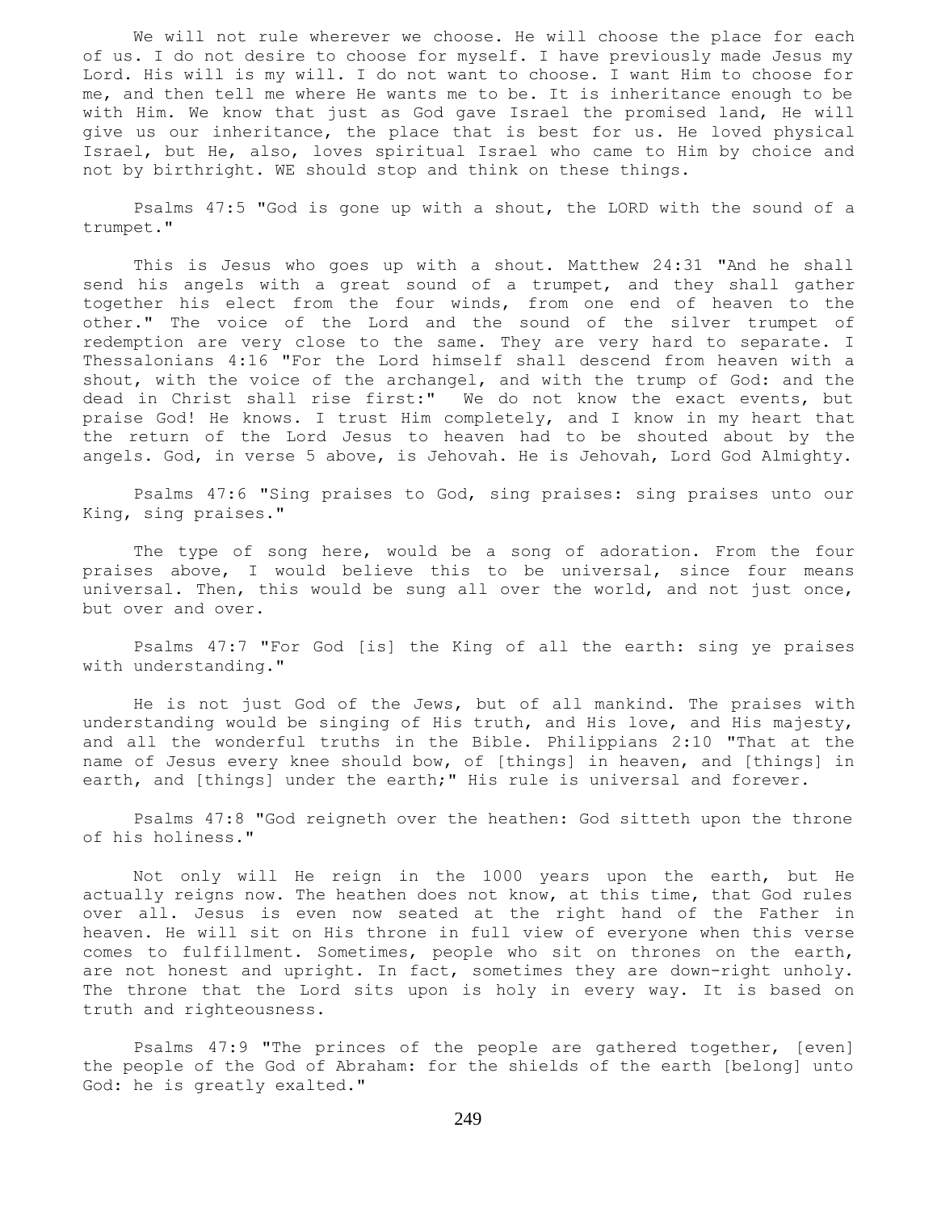We will not rule wherever we choose. He will choose the place for each of us. I do not desire to choose for myself. I have previously made Jesus my Lord. His will is my will. I do not want to choose. I want Him to choose for me, and then tell me where He wants me to be. It is inheritance enough to be with Him. We know that just as God gave Israel the promised land, He will give us our inheritance, the place that is best for us. He loved physical Israel, but He, also, loves spiritual Israel who came to Him by choice and not by birthright. WE should stop and think on these things.

Psalms 47:5 "God is gone up with a shout, the LORD with the sound of a trumpet."

This is Jesus who goes up with a shout. Matthew 24:31 "And he shall send his angels with a great sound of a trumpet, and they shall gather together his elect from the four winds, from one end of heaven to the other." The voice of the Lord and the sound of the silver trumpet of redemption are very close to the same. They are very hard to separate. I Thessalonians 4:16 "For the Lord himself shall descend from heaven with a shout, with the voice of the archangel, and with the trump of God: and the dead in Christ shall rise first:" We do not know the exact events, but praise God! He knows. I trust Him completely, and I know in my heart that the return of the Lord Jesus to heaven had to be shouted about by the angels. God, in verse 5 above, is Jehovah. He is Jehovah, Lord God Almighty.

Psalms 47:6 "Sing praises to God, sing praises: sing praises unto our King, sing praises."

The type of song here, would be a song of adoration. From the four praises above, I would believe this to be universal, since four means universal. Then, this would be sung all over the world, and not just once, but over and over.

Psalms 47:7 "For God [is] the King of all the earth: sing ye praises with understanding."

He is not just God of the Jews, but of all mankind. The praises with understanding would be singing of His truth, and His love, and His majesty, and all the wonderful truths in the Bible. Philippians 2:10 "That at the name of Jesus every knee should bow, of [things] in heaven, and [things] in earth, and [things] under the earth;" His rule is universal and forever.

Psalms 47:8 "God reigneth over the heathen: God sitteth upon the throne of his holiness."

Not only will He reign in the 1000 years upon the earth, but He actually reigns now. The heathen does not know, at this time, that God rules over all. Jesus is even now seated at the right hand of the Father in heaven. He will sit on His throne in full view of everyone when this verse comes to fulfillment. Sometimes, people who sit on thrones on the earth, are not honest and upright. In fact, sometimes they are down-right unholy. The throne that the Lord sits upon is holy in every way. It is based on truth and righteousness.

Psalms 47:9 "The princes of the people are gathered together, [even] the people of the God of Abraham: for the shields of the earth [belong] unto God: he is greatly exalted."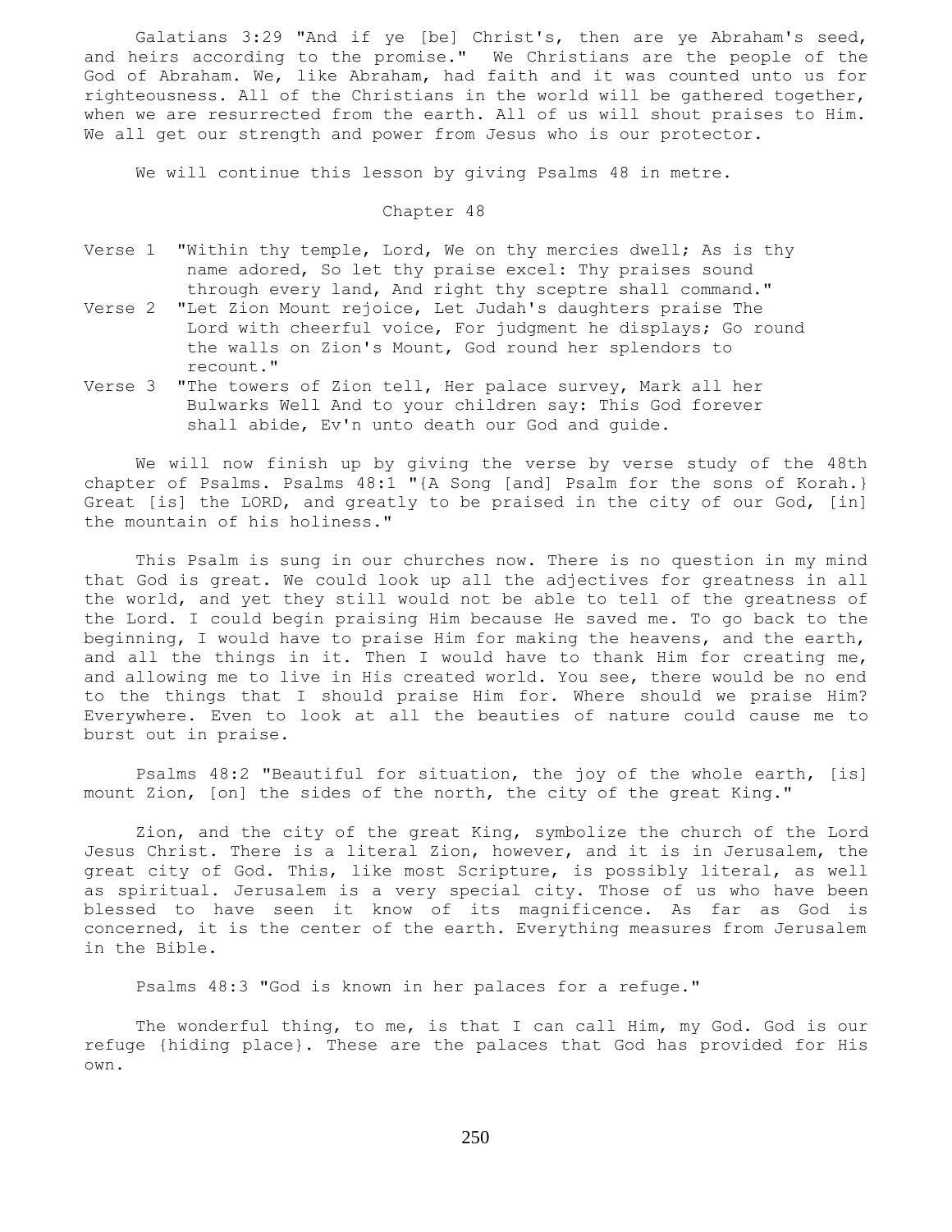Galatians 3:29 "And if ye [be] Christ's, then are ye Abraham's seed, and heirs according to the promise." We Christians are the people of the God of Abraham. We, like Abraham, had faith and it was counted unto us for righteousness. All of the Christians in the world will be gathered together, when we are resurrected from the earth. All of us will shout praises to Him. We all get our strength and power from Jesus who is our protector.

We will continue this lesson by giving Psalms 48 in metre.

Chapter 48

Verse 1 "Within thy temple, Lord, We on thy mercies dwell; As is thy name adored, So let thy praise excel: Thy praises sound through every land, And right thy sceptre shall command."

Verse 2 "Let Zion Mount rejoice, Let Judah's daughters praise The Lord with cheerful voice, For judgment he displays; Go round the walls on Zion's Mount, God round her splendors to recount."

Verse 3 "The towers of Zion tell, Her palace survey, Mark all her Bulwarks Well And to your children say: This God forever shall abide, Ev'n unto death our God and guide.

We will now finish up by giving the verse by verse study of the 48th chapter of Psalms. Psalms 48:1 "{A Song [and] Psalm for the sons of Korah.} Great [is] the LORD, and greatly to be praised in the city of our God, [in] the mountain of his holiness."

This Psalm is sung in our churches now. There is no question in my mind that God is great. We could look up all the adjectives for greatness in all the world, and yet they still would not be able to tell of the greatness of the Lord. I could begin praising Him because He saved me. To go back to the beginning, I would have to praise Him for making the heavens, and the earth, and all the things in it. Then I would have to thank Him for creating me, and allowing me to live in His created world. You see, there would be no end to the things that I should praise Him for. Where should we praise Him? Everywhere. Even to look at all the beauties of nature could cause me to burst out in praise.

Psalms 48:2 "Beautiful for situation, the joy of the whole earth, [is] mount Zion, [on] the sides of the north, the city of the great King."

Zion, and the city of the great King, symbolize the church of the Lord Jesus Christ. There is a literal Zion, however, and it is in Jerusalem, the great city of God. This, like most Scripture, is possibly literal, as well as spiritual. Jerusalem is a very special city. Those of us who have been blessed to have seen it know of its magnificence. As far as God is concerned, it is the center of the earth. Everything measures from Jerusalem in the Bible.

Psalms 48:3 "God is known in her palaces for a refuge."

The wonderful thing, to me, is that I can call Him, my God. God is our refuge {hiding place}. These are the palaces that God has provided for His own.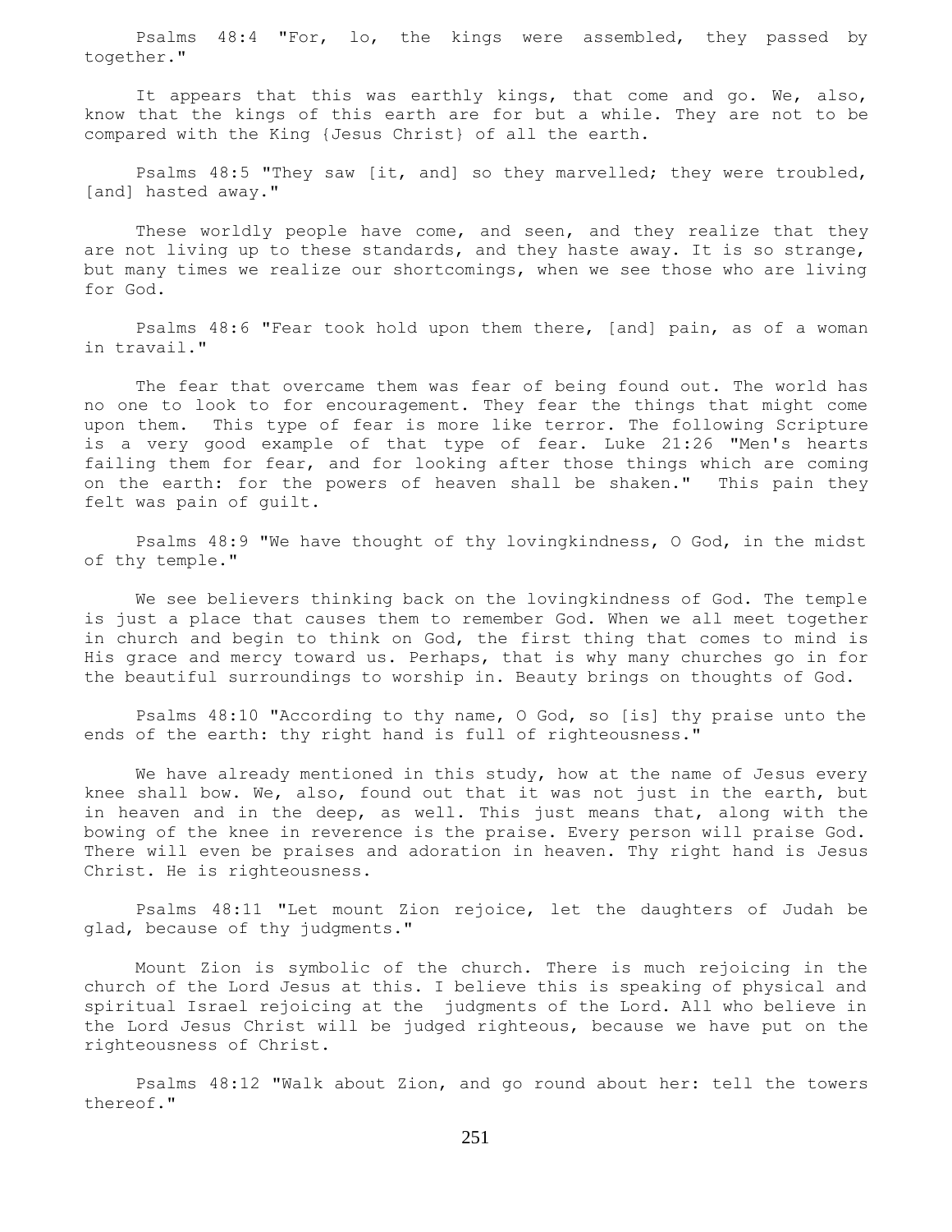Psalms 48:4 "For, lo, the kings were assembled, they passed by together."

It appears that this was earthly kings, that come and go. We, also, know that the kings of this earth are for but a while. They are not to be compared with the King {Jesus Christ} of all the earth.

Psalms 48:5 "They saw [it, and] so they marvelled; they were troubled, [and] hasted away."

These worldly people have come, and seen, and they realize that they are not living up to these standards, and they haste away. It is so strange, but many times we realize our shortcomings, when we see those who are living for God.

Psalms 48:6 "Fear took hold upon them there, [and] pain, as of a woman in travail."

The fear that overcame them was fear of being found out. The world has no one to look to for encouragement. They fear the things that might come upon them. This type of fear is more like terror. The following Scripture is a very good example of that type of fear. Luke 21:26 "Men's hearts failing them for fear, and for looking after those things which are coming on the earth: for the powers of heaven shall be shaken." This pain they felt was pain of guilt.

Psalms 48:9 "We have thought of thy lovingkindness, O God, in the midst of thy temple."

We see believers thinking back on the lovingkindness of God. The temple is just a place that causes them to remember God. When we all meet together in church and begin to think on God, the first thing that comes to mind is His grace and mercy toward us. Perhaps, that is why many churches go in for the beautiful surroundings to worship in. Beauty brings on thoughts of God.

Psalms 48:10 "According to thy name, O God, so [is] thy praise unto the ends of the earth: thy right hand is full of righteousness."

We have already mentioned in this study, how at the name of Jesus every knee shall bow. We, also, found out that it was not just in the earth, but in heaven and in the deep, as well. This just means that, along with the bowing of the knee in reverence is the praise. Every person will praise God. There will even be praises and adoration in heaven. Thy right hand is Jesus Christ. He is righteousness.

Psalms 48:11 "Let mount Zion rejoice, let the daughters of Judah be glad, because of thy judgments."

Mount Zion is symbolic of the church. There is much rejoicing in the church of the Lord Jesus at this. I believe this is speaking of physical and spiritual Israel rejoicing at the judgments of the Lord. All who believe in the Lord Jesus Christ will be judged righteous, because we have put on the righteousness of Christ.

Psalms 48:12 "Walk about Zion, and go round about her: tell the towers thereof."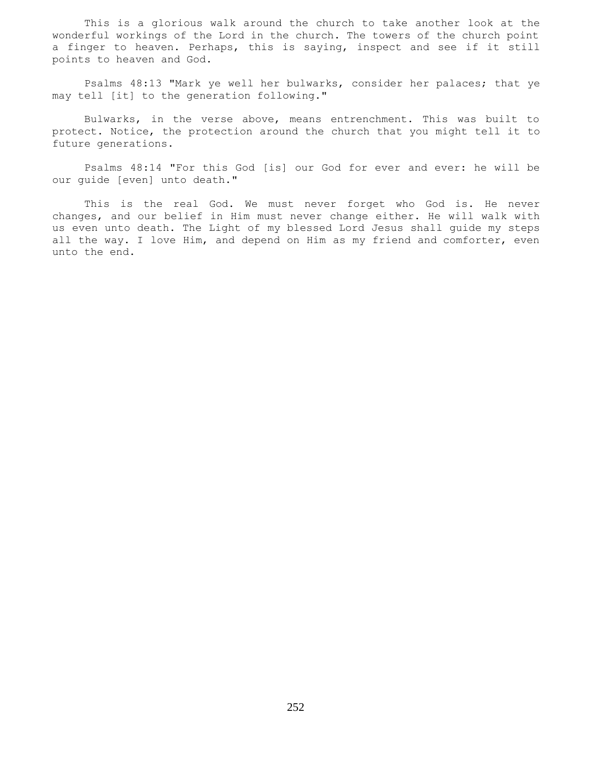This is a glorious walk around the church to take another look at the wonderful workings of the Lord in the church. The towers of the church point a finger to heaven. Perhaps, this is saying, inspect and see if it still points to heaven and God.

Psalms 48:13 "Mark ye well her bulwarks, consider her palaces; that ye may tell [it] to the generation following."

Bulwarks, in the verse above, means entrenchment. This was built to protect. Notice, the protection around the church that you might tell it to future generations.

Psalms 48:14 "For this God [is] our God for ever and ever: he will be our guide [even] unto death."

This is the real God. We must never forget who God is. He never changes, and our belief in Him must never change either. He will walk with us even unto death. The Light of my blessed Lord Jesus shall guide my steps all the way. I love Him, and depend on Him as my friend and comforter, even unto the end.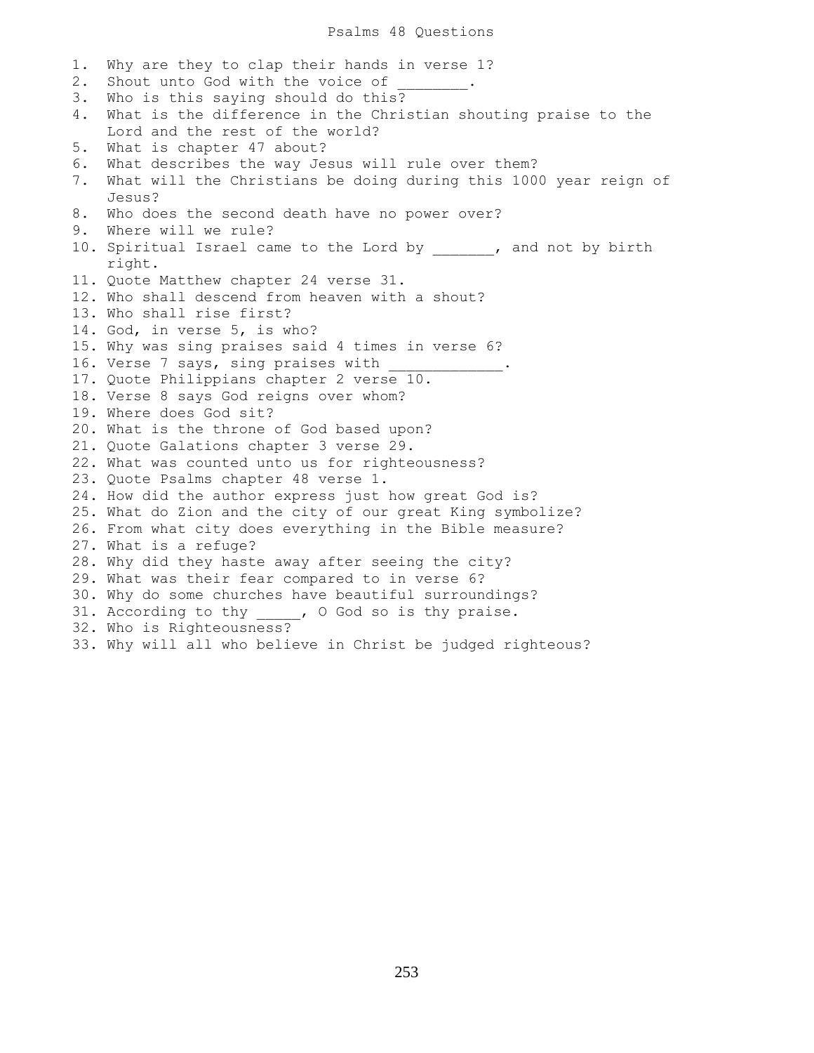# Psalms 48 Questions

1. Why are they to clap their hands in verse 1?
2. Shout unto God with the voice of ________.
3. Who is this saying should do this?
4. What is the difference in the Christian shouting praise to the Lord and the rest of the world?
5. What is chapter 47 about?
6. What describes the way Jesus will rule over them?
7. What will the Christians be doing during this 1000 year reign of Jesus?
8. Who does the second death have no power over?
9. Where will we rule?
10. Spiritual Israel came to the Lord by _______, and not by birth right.
11. Quote Matthew chapter 24 verse 31.
12. Who shall descend from heaven with a shout?
13. Who shall rise first?
14. God, in verse 5, is who?
15. Why was sing praises said 4 times in verse 6?
16. Verse 7 says, sing praises with _____________.
17. Quote Philippians chapter 2 verse 10.
18. Verse 8 says God reigns over whom?
19. Where does God sit?
20. What is the throne of God based upon?
21. Quote Galations chapter 3 verse 29.
22. What was counted unto us for righteousness?
23. Quote Psalms chapter 48 verse 1.
24. How did the author express just how great God is?
25. What do Zion and the city of our great King symbolize?
26. From what city does everything in the Bible measure?
27. What is a refuge?
28. Why did they haste away after seeing the city?
29. What was their fear compared to in verse 6?
30. Why do some churches have beautiful surroundings?
31. According to thy _____, O God so is thy praise.
32. Who is Righteousness?
33. Why will all who believe in Christ be judged righteous?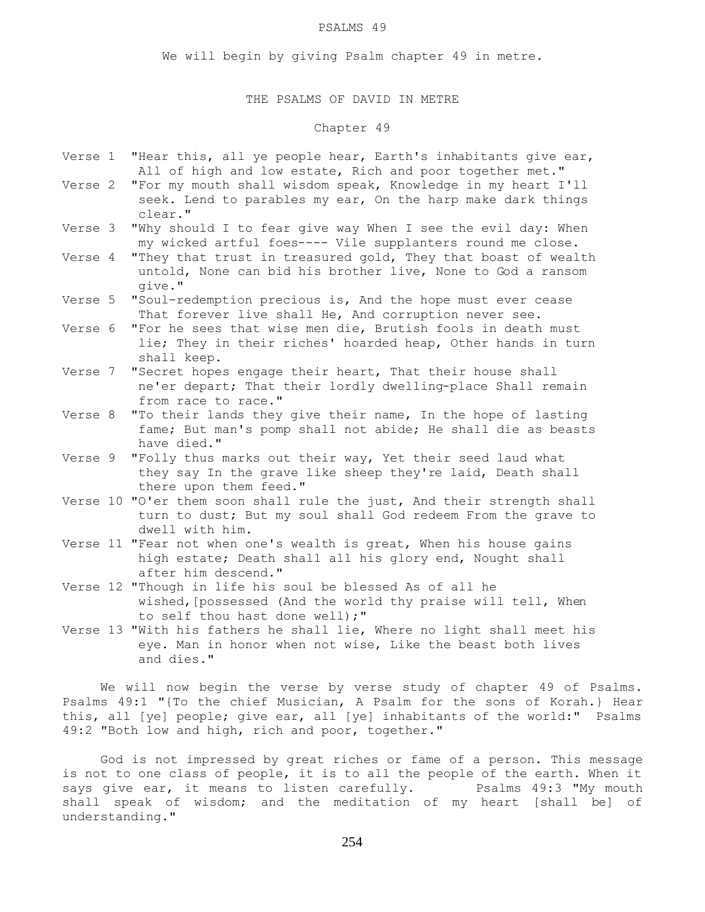# PSALMS 49

We will begin by giving Psalm chapter 49 in metre.

## THE PSALMS OF DAVID IN METRE

### Chapter 49

Verse 1 "Hear this, all ye people hear, Earth's inhabitants give ear, All of high and low estate, Rich and poor together met."

Verse 2 "For my mouth shall wisdom speak, Knowledge in my heart I'll seek. Lend to parables my ear, On the harp make dark things clear."

Verse 3 "Why should I to fear give way When I see the evil day: When my wicked artful foes---- Vile supplanters round me close.

Verse 4 "They that trust in treasured gold, They that boast of wealth untold, None can bid his brother live, None to God a ransom give."

Verse 5 "Soul-redemption precious is, And the hope must ever cease That forever live shall He, And corruption never see.

Verse 6 "For he sees that wise men die, Brutish fools in death must lie; They in their riches' hoarded heap, Other hands in turn shall keep.

Verse 7 "Secret hopes engage their heart, That their house shall ne'er depart; That their lordly dwelling-place Shall remain from race to race."

Verse 8 "To their lands they give their name, In the hope of lasting fame; But man's pomp shall not abide; He shall die as beasts have died."

Verse 9 "Folly thus marks out their way, Yet their seed laud what they say In the grave like sheep they're laid, Death shall there upon them feed."

Verse 10 "O'er them soon shall rule the just, And their strength shall turn to dust; But my soul shall God redeem From the grave to dwell with him.

Verse 11 "Fear not when one's wealth is great, When his house gains high estate; Death shall all his glory end, Nought shall after him descend."

Verse 12 "Though in life his soul be blessed As of all he wished,[possessed (And the world thy praise will tell, When to self thou hast done well);"

Verse 13 "With his fathers he shall lie, Where no light shall meet his eye. Man in honor when not wise, Like the beast both lives and dies."

We will now begin the verse by verse study of chapter 49 of Psalms. Psalms 49:1 "{To the chief Musician, A Psalm for the sons of Korah.} Hear this, all [ye] people; give ear, all [ye] inhabitants of the world:" Psalms 49:2 "Both low and high, rich and poor, together."

God is not impressed by great riches or fame of a person. This message is not to one class of people, it is to all the people of the earth. When it says give ear, it means to listen carefully. Psalms 49:3 "My mouth shall speak of wisdom; and the meditation of my heart [shall be] of understanding."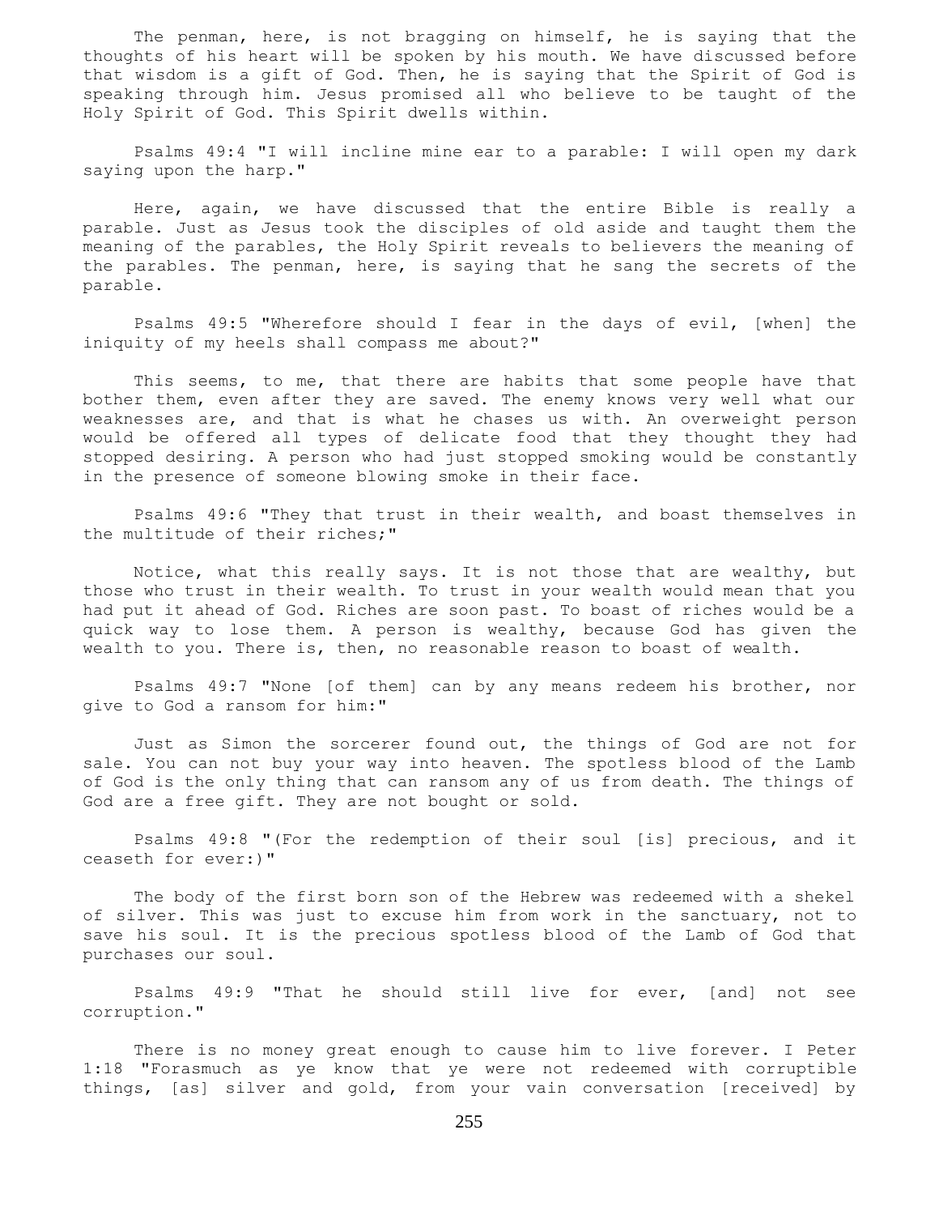The penman, here, is not bragging on himself, he is saying that the thoughts of his heart will be spoken by his mouth. We have discussed before that wisdom is a gift of God. Then, he is saying that the Spirit of God is speaking through him. Jesus promised all who believe to be taught of the Holy Spirit of God. This Spirit dwells within.

Psalms 49:4 "I will incline mine ear to a parable: I will open my dark saying upon the harp."

Here, again, we have discussed that the entire Bible is really a parable. Just as Jesus took the disciples of old aside and taught them the meaning of the parables, the Holy Spirit reveals to believers the meaning of the parables. The penman, here, is saying that he sang the secrets of the parable.

Psalms 49:5 "Wherefore should I fear in the days of evil, [when] the iniquity of my heels shall compass me about?"

This seems, to me, that there are habits that some people have that bother them, even after they are saved. The enemy knows very well what our weaknesses are, and that is what he chases us with. An overweight person would be offered all types of delicate food that they thought they had stopped desiring. A person who had just stopped smoking would be constantly in the presence of someone blowing smoke in their face.

Psalms 49:6 "They that trust in their wealth, and boast themselves in the multitude of their riches;"

Notice, what this really says. It is not those that are wealthy, but those who trust in their wealth. To trust in your wealth would mean that you had put it ahead of God. Riches are soon past. To boast of riches would be a quick way to lose them. A person is wealthy, because God has given the wealth to you. There is, then, no reasonable reason to boast of wealth.

Psalms 49:7 "None [of them] can by any means redeem his brother, nor give to God a ransom for him:"

Just as Simon the sorcerer found out, the things of God are not for sale. You can not buy your way into heaven. The spotless blood of the Lamb of God is the only thing that can ransom any of us from death. The things of God are a free gift. They are not bought or sold.

Psalms 49:8 "(For the redemption of their soul [is] precious, and it ceaseth for ever:)"

The body of the first born son of the Hebrew was redeemed with a shekel of silver. This was just to excuse him from work in the sanctuary, not to save his soul. It is the precious spotless blood of the Lamb of God that purchases our soul.

Psalms 49:9 "That he should still live for ever, [and] not see corruption."

There is no money great enough to cause him to live forever. I Peter 1:18 "Forasmuch as ye know that ye were not redeemed with corruptible things, [as] silver and gold, from your vain conversation [received] by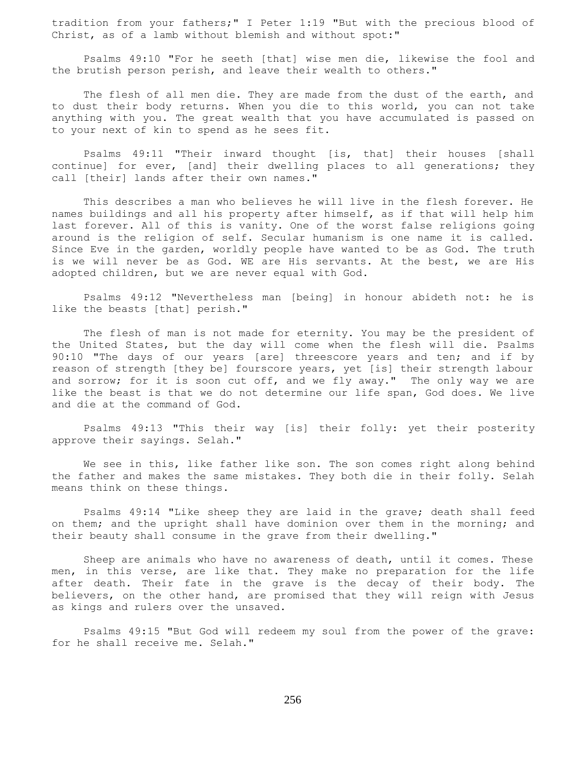tradition from your fathers;" I Peter 1:19 "But with the precious blood of Christ, as of a lamb without blemish and without spot:"

Psalms 49:10 "For he seeth [that] wise men die, likewise the fool and the brutish person perish, and leave their wealth to others."

The flesh of all men die. They are made from the dust of the earth, and to dust their body returns. When you die to this world, you can not take anything with you. The great wealth that you have accumulated is passed on to your next of kin to spend as he sees fit.

Psalms 49:11 "Their inward thought [is, that] their houses [shall continue] for ever, [and] their dwelling places to all generations; they call [their] lands after their own names."

This describes a man who believes he will live in the flesh forever. He names buildings and all his property after himself, as if that will help him last forever. All of this is vanity. One of the worst false religions going around is the religion of self. Secular humanism is one name it is called. Since Eve in the garden, worldly people have wanted to be as God. The truth is we will never be as God. WE are His servants. At the best, we are His adopted children, but we are never equal with God.

Psalms 49:12 "Nevertheless man [being] in honour abideth not: he is like the beasts [that] perish."

The flesh of man is not made for eternity. You may be the president of the United States, but the day will come when the flesh will die. Psalms 90:10 "The days of our years [are] threescore years and ten; and if by reason of strength [they be] fourscore years, yet [is] their strength labour and sorrow; for it is soon cut off, and we fly away." The only way we are like the beast is that we do not determine our life span, God does. We live and die at the command of God.

Psalms 49:13 "This their way [is] their folly: yet their posterity approve their sayings. Selah."

We see in this, like father like son. The son comes right along behind the father and makes the same mistakes. They both die in their folly. Selah means think on these things.

Psalms 49:14 "Like sheep they are laid in the grave; death shall feed on them; and the upright shall have dominion over them in the morning; and their beauty shall consume in the grave from their dwelling."

Sheep are animals who have no awareness of death, until it comes. These men, in this verse, are like that. They make no preparation for the life after death. Their fate in the grave is the decay of their body. The believers, on the other hand, are promised that they will reign with Jesus as kings and rulers over the unsaved.

Psalms 49:15 "But God will redeem my soul from the power of the grave: for he shall receive me. Selah."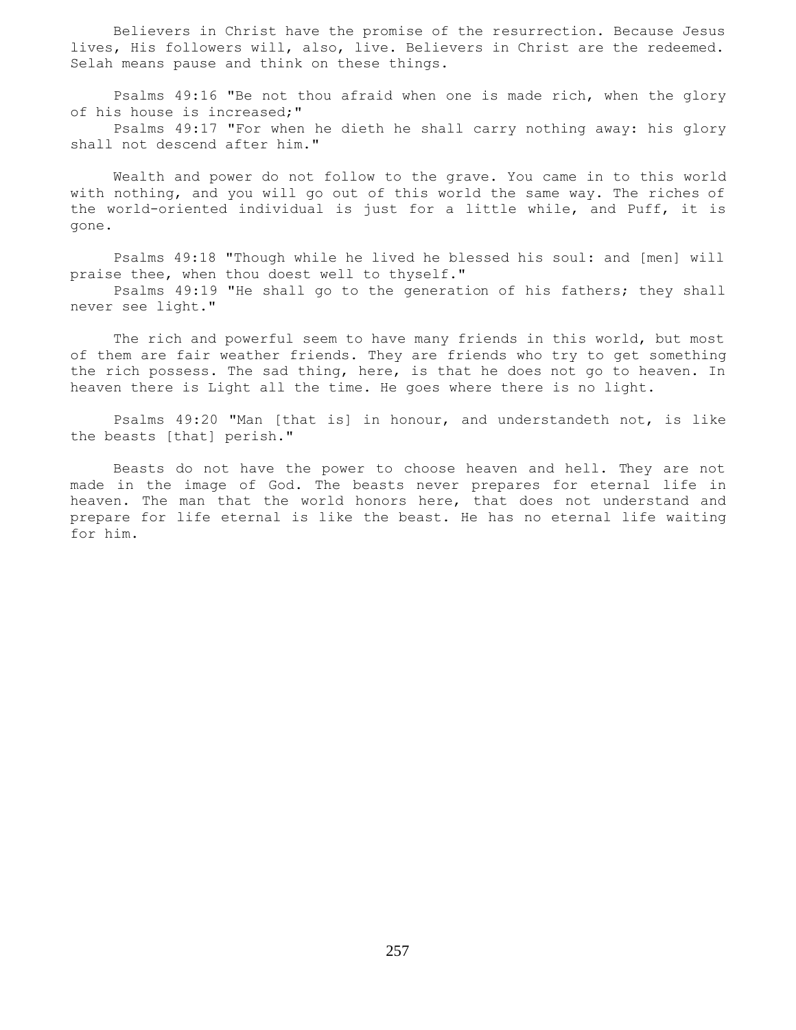Believers in Christ have the promise of the resurrection. Because Jesus lives, His followers will, also, live. Believers in Christ are the redeemed. Selah means pause and think on these things.

Psalms 49:16 "Be not thou afraid when one is made rich, when the glory of his house is increased;"
Psalms 49:17 "For when he dieth he shall carry nothing away: his glory shall not descend after him."

Wealth and power do not follow to the grave. You came in to this world with nothing, and you will go out of this world the same way. The riches of the world-oriented individual is just for a little while, and Puff, it is gone.

Psalms 49:18 "Though while he lived he blessed his soul: and [men] will praise thee, when thou doest well to thyself."
Psalms 49:19 "He shall go to the generation of his fathers; they shall never see light."

The rich and powerful seem to have many friends in this world, but most of them are fair weather friends. They are friends who try to get something the rich possess. The sad thing, here, is that he does not go to heaven. In heaven there is Light all the time. He goes where there is no light.

Psalms 49:20 "Man [that is] in honour, and understandeth not, is like the beasts [that] perish."

Beasts do not have the power to choose heaven and hell. They are not made in the image of God. The beasts never prepares for eternal life in heaven. The man that the world honors here, that does not understand and prepare for life eternal is like the beast. He has no eternal life waiting for him.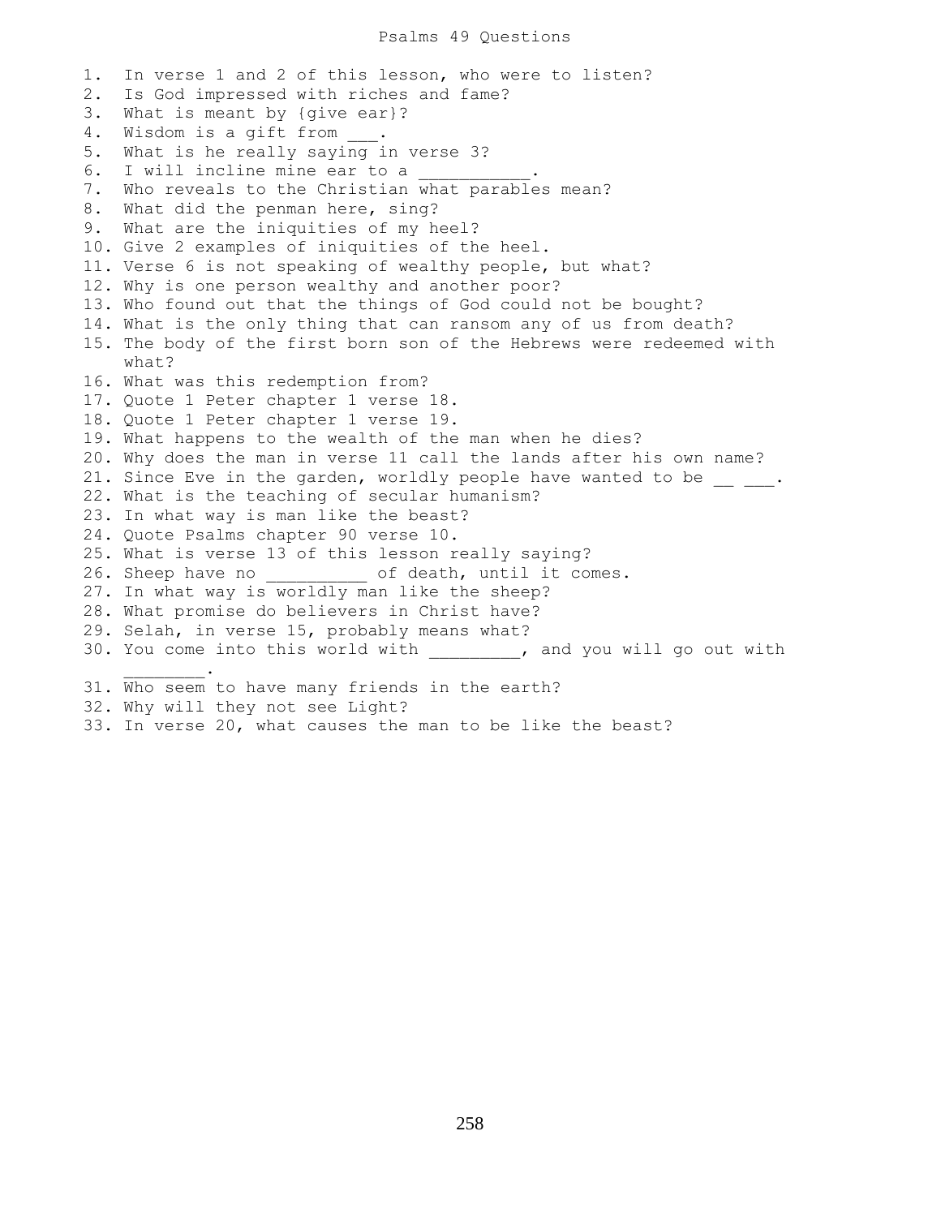# Psalms 49 Questions

1. In verse 1 and 2 of this lesson, who were to listen?
2. Is God impressed with riches and fame?
3. What is meant by {give ear}?
4. Wisdom is a gift from ___.
5. What is he really saying in verse 3?
6. I will incline mine ear to a ___________.
7. Who reveals to the Christian what parables mean?
8. What did the penman here, sing?
9. What are the iniquities of my heel?
10. Give 2 examples of iniquities of the heel.
11. Verse 6 is not speaking of wealthy people, but what?
12. Why is one person wealthy and another poor?
13. Who found out that the things of God could not be bought?
14. What is the only thing that can ransom any of us from death?
15. The body of the first born son of the Hebrews were redeemed with what?
16. What was this redemption from?
17. Quote 1 Peter chapter 1 verse 18.
18. Quote 1 Peter chapter 1 verse 19.
19. What happens to the wealth of the man when he dies?
20. Why does the man in verse 11 call the lands after his own name?
21. Since Eve in the garden, worldly people have wanted to be __ ___.
22. What is the teaching of secular humanism?
23. In what way is man like the beast?
24. Quote Psalms chapter 90 verse 10.
25. What is verse 13 of this lesson really saying?
26. Sheep have no __________ of death, until it comes.
27. In what way is worldly man like the sheep?
28. What promise do believers in Christ have?
29. Selah, in verse 15, probably means what?
30. You come into this world with _________, and you will go out with ________.
31. Who seem to have many friends in the earth?
32. Why will they not see Light?
33. In verse 20, what causes the man to be like the beast?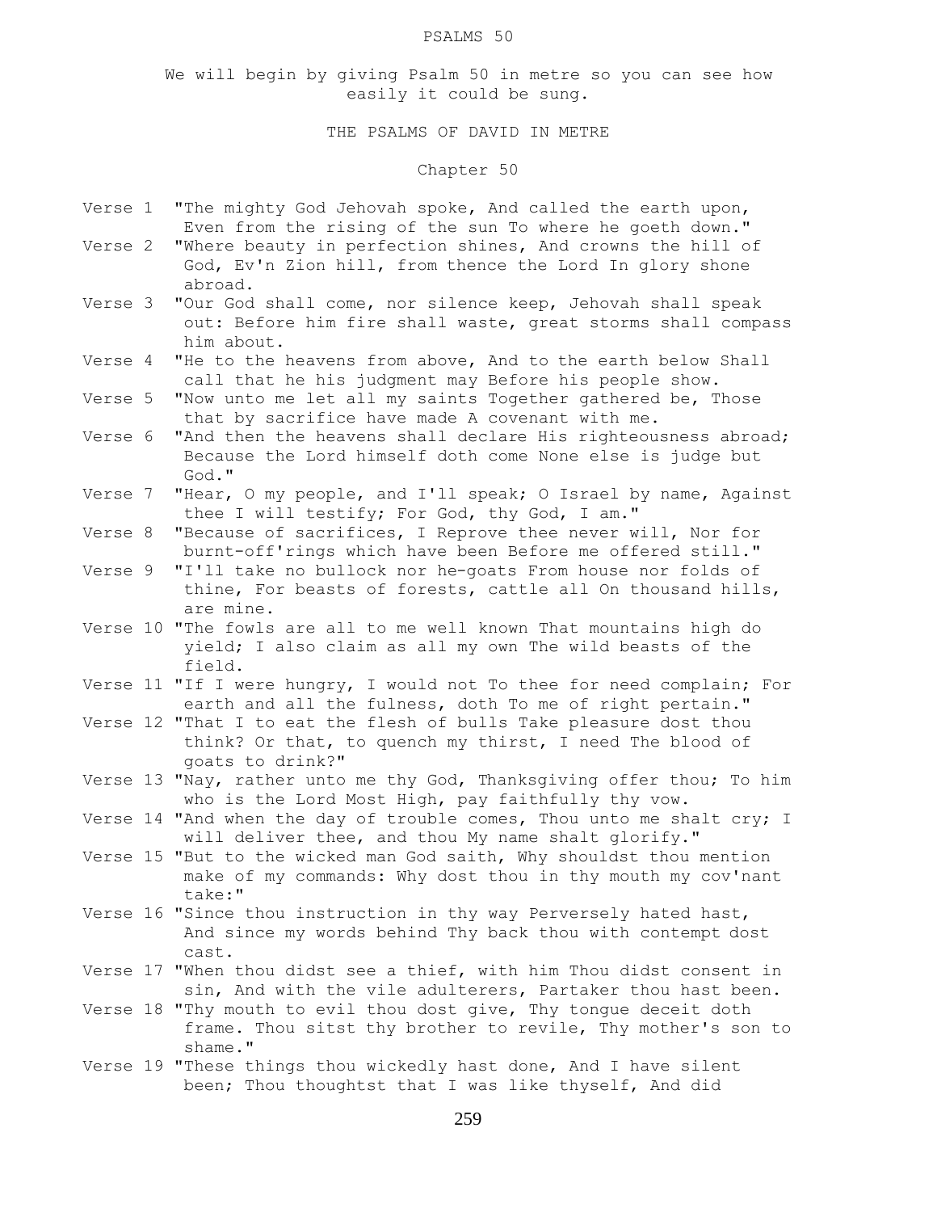PSALMS 50

We will begin by giving Psalm 50 in metre so you can see how easily it could be sung.

THE PSALMS OF DAVID IN METRE

Chapter 50

Verse 1 "The mighty God Jehovah spoke, And called the earth upon, Even from the rising of the sun To where he goeth down."

Verse 2 "Where beauty in perfection shines, And crowns the hill of God, Ev'n Zion hill, from thence the Lord In glory shone abroad.

Verse 3 "Our God shall come, nor silence keep, Jehovah shall speak out: Before him fire shall waste, great storms shall compass him about.

Verse 4 "He to the heavens from above, And to the earth below Shall call that he his judgment may Before his people show.

Verse 5 "Now unto me let all my saints Together gathered be, Those that by sacrifice have made A covenant with me.

Verse 6 "And then the heavens shall declare His righteousness abroad; Because the Lord himself doth come None else is judge but God."

Verse 7 "Hear, O my people, and I'll speak; O Israel by name, Against thee I will testify; For God, thy God, I am."

Verse 8 "Because of sacrifices, I Reprove thee never will, Nor for burnt-off'rings which have been Before me offered still."

Verse 9 "I'll take no bullock nor he-goats From house nor folds of thine, For beasts of forests, cattle all On thousand hills, are mine.

Verse 10 "The fowls are all to me well known That mountains high do yield; I also claim as all my own The wild beasts of the field.

Verse 11 "If I were hungry, I would not To thee for need complain; For earth and all the fulness, doth To me of right pertain."

Verse 12 "That I to eat the flesh of bulls Take pleasure dost thou think? Or that, to quench my thirst, I need The blood of goats to drink?"

Verse 13 "Nay, rather unto me thy God, Thanksgiving offer thou; To him who is the Lord Most High, pay faithfully thy vow.

Verse 14 "And when the day of trouble comes, Thou unto me shalt cry; I will deliver thee, and thou My name shalt glorify."

Verse 15 "But to the wicked man God saith, Why shouldst thou mention make of my commands: Why dost thou in thy mouth my cov'nant take:"

Verse 16 "Since thou instruction in thy way Perversely hated hast, And since my words behind Thy back thou with contempt dost cast.

Verse 17 "When thou didst see a thief, with him Thou didst consent in sin, And with the vile adulterers, Partaker thou hast been.

Verse 18 "Thy mouth to evil thou dost give, Thy tongue deceit doth frame. Thou sitst thy brother to revile, Thy mother's son to shame."

Verse 19 "These things thou wickedly hast done, And I have silent been; Thou thoughtst that I was like thyself, And did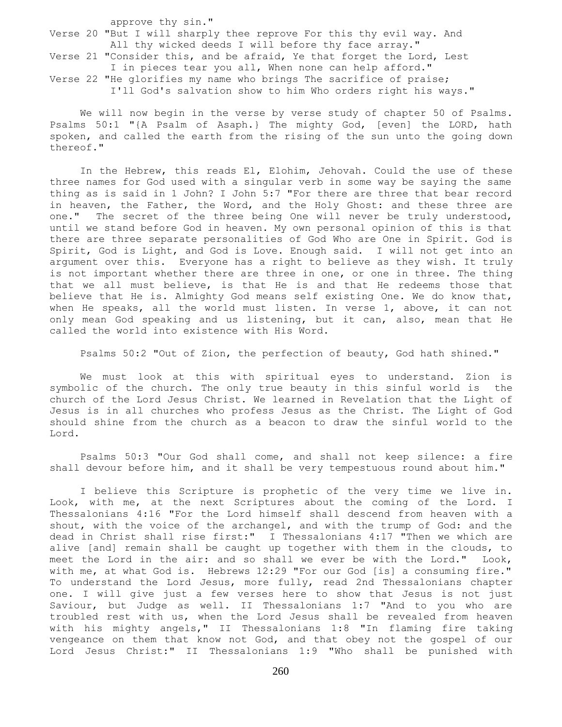approve thy sin."

Verse 20 "But I will sharply thee reprove For this thy evil way. And All thy wicked deeds I will before thy face array."

Verse 21 "Consider this, and be afraid, Ye that forget the Lord, Lest I in pieces tear you all, When none can help afford."

Verse 22 "He glorifies my name who brings The sacrifice of praise; I'll God's salvation show to him Who orders right his ways."

We will now begin in the verse by verse study of chapter 50 of Psalms. Psalms 50:1 "{A Psalm of Asaph.} The mighty God, [even] the LORD, hath spoken, and called the earth from the rising of the sun unto the going down thereof."

In the Hebrew, this reads El, Elohim, Jehovah. Could the use of these three names for God used with a singular verb in some way be saying the same thing as is said in 1 John? I John 5:7 "For there are three that bear record in heaven, the Father, the Word, and the Holy Ghost: and these three are one." The secret of the three being One will never be truly understood, until we stand before God in heaven. My own personal opinion of this is that there are three separate personalities of God Who are One in Spirit. God is Spirit, God is Light, and God is Love. Enough said. I will not get into an argument over this. Everyone has a right to believe as they wish. It truly is not important whether there are three in one, or one in three. The thing that we all must believe, is that He is and that He redeems those that believe that He is. Almighty God means self existing One. We do know that, when He speaks, all the world must listen. In verse 1, above, it can not only mean God speaking and us listening, but it can, also, mean that He called the world into existence with His Word.

Psalms 50:2 "Out of Zion, the perfection of beauty, God hath shined."

We must look at this with spiritual eyes to understand. Zion is symbolic of the church. The only true beauty in this sinful world is the church of the Lord Jesus Christ. We learned in Revelation that the Light of Jesus is in all churches who profess Jesus as the Christ. The Light of God should shine from the church as a beacon to draw the sinful world to the Lord.

Psalms 50:3 "Our God shall come, and shall not keep silence: a fire shall devour before him, and it shall be very tempestuous round about him."

I believe this Scripture is prophetic of the very time we live in. Look, with me, at the next Scriptures about the coming of the Lord. I Thessalonians 4:16 "For the Lord himself shall descend from heaven with a shout, with the voice of the archangel, and with the trump of God: and the dead in Christ shall rise first:" I Thessalonians 4:17 "Then we which are alive [and] remain shall be caught up together with them in the clouds, to meet the Lord in the air: and so shall we ever be with the Lord." Look, with me, at what God is. Hebrews 12:29 "For our God [is] a consuming fire." To understand the Lord Jesus, more fully, read 2nd Thessalonians chapter one. I will give just a few verses here to show that Jesus is not just Saviour, but Judge as well. II Thessalonians 1:7 "And to you who are troubled rest with us, when the Lord Jesus shall be revealed from heaven with his mighty angels," II Thessalonians 1:8 "In flaming fire taking vengeance on them that know not God, and that obey not the gospel of our Lord Jesus Christ:" II Thessalonians 1:9 "Who shall be punished with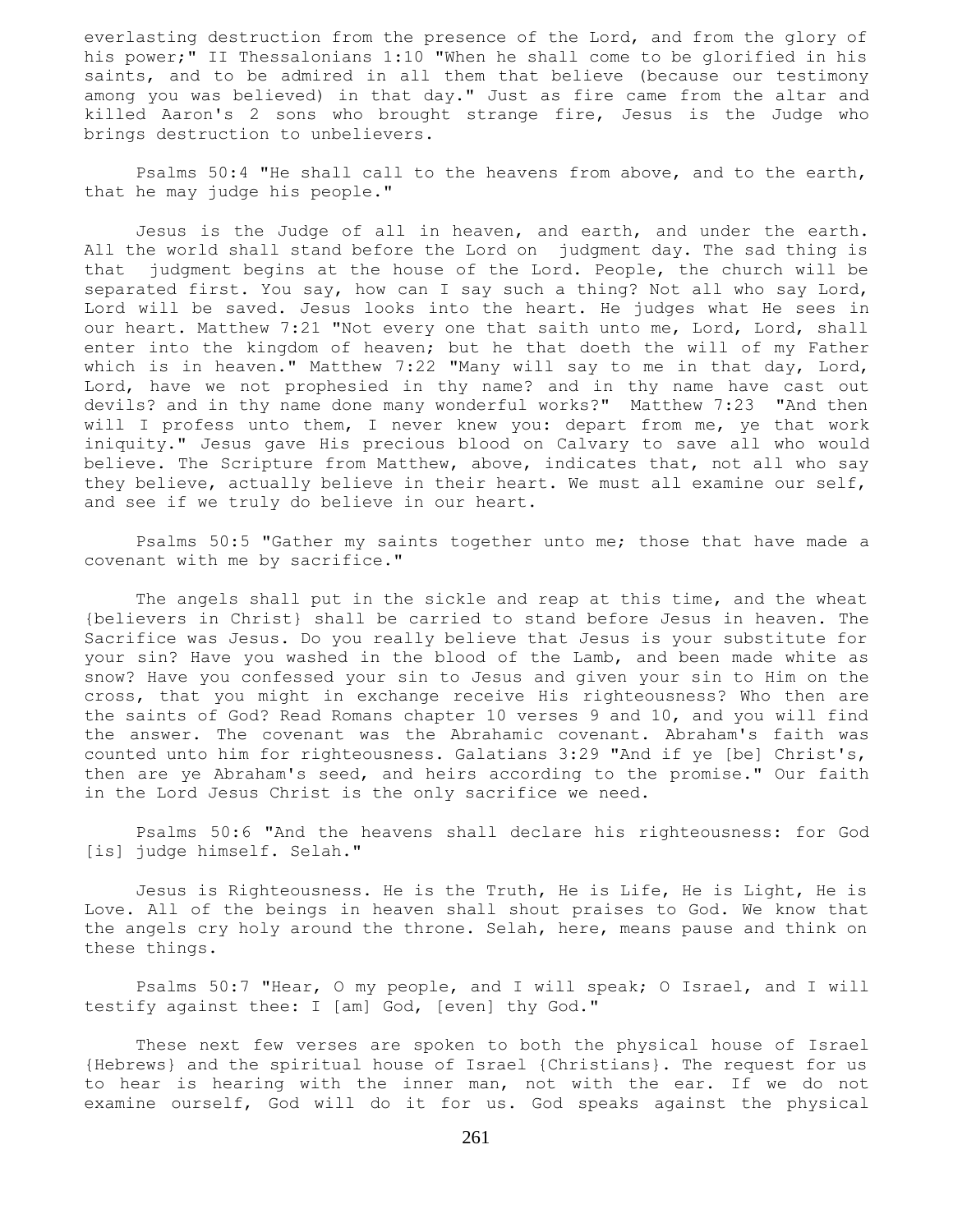everlasting destruction from the presence of the Lord, and from the glory of his power;" II Thessalonians 1:10 "When he shall come to be glorified in his saints, and to be admired in all them that believe (because our testimony among you was believed) in that day." Just as fire came from the altar and killed Aaron's 2 sons who brought strange fire, Jesus is the Judge who brings destruction to unbelievers.

Psalms 50:4 "He shall call to the heavens from above, and to the earth, that he may judge his people."

Jesus is the Judge of all in heaven, and earth, and under the earth. All the world shall stand before the Lord on judgment day. The sad thing is that judgment begins at the house of the Lord. People, the church will be separated first. You say, how can I say such a thing? Not all who say Lord, Lord will be saved. Jesus looks into the heart. He judges what He sees in our heart. Matthew 7:21 "Not every one that saith unto me, Lord, Lord, shall enter into the kingdom of heaven; but he that doeth the will of my Father which is in heaven." Matthew 7:22 "Many will say to me in that day, Lord, Lord, have we not prophesied in thy name? and in thy name have cast out devils? and in thy name done many wonderful works?" Matthew 7:23 "And then will I profess unto them, I never knew you: depart from me, ye that work iniquity." Jesus gave His precious blood on Calvary to save all who would believe. The Scripture from Matthew, above, indicates that, not all who say they believe, actually believe in their heart. We must all examine our self, and see if we truly do believe in our heart.

Psalms 50:5 "Gather my saints together unto me; those that have made a covenant with me by sacrifice."

The angels shall put in the sickle and reap at this time, and the wheat {believers in Christ} shall be carried to stand before Jesus in heaven. The Sacrifice was Jesus. Do you really believe that Jesus is your substitute for your sin? Have you washed in the blood of the Lamb, and been made white as snow? Have you confessed your sin to Jesus and given your sin to Him on the cross, that you might in exchange receive His righteousness? Who then are the saints of God? Read Romans chapter 10 verses 9 and 10, and you will find the answer. The covenant was the Abrahamic covenant. Abraham's faith was counted unto him for righteousness. Galatians 3:29 "And if ye [be] Christ's, then are ye Abraham's seed, and heirs according to the promise." Our faith in the Lord Jesus Christ is the only sacrifice we need.

Psalms 50:6 "And the heavens shall declare his righteousness: for God [is] judge himself. Selah."

Jesus is Righteousness. He is the Truth, He is Life, He is Light, He is Love. All of the beings in heaven shall shout praises to God. We know that the angels cry holy around the throne. Selah, here, means pause and think on these things.

Psalms 50:7 "Hear, O my people, and I will speak; O Israel, and I will testify against thee: I [am] God, [even] thy God."

These next few verses are spoken to both the physical house of Israel {Hebrews} and the spiritual house of Israel {Christians}. The request for us to hear is hearing with the inner man, not with the ear. If we do not examine ourself, God will do it for us. God speaks against the physical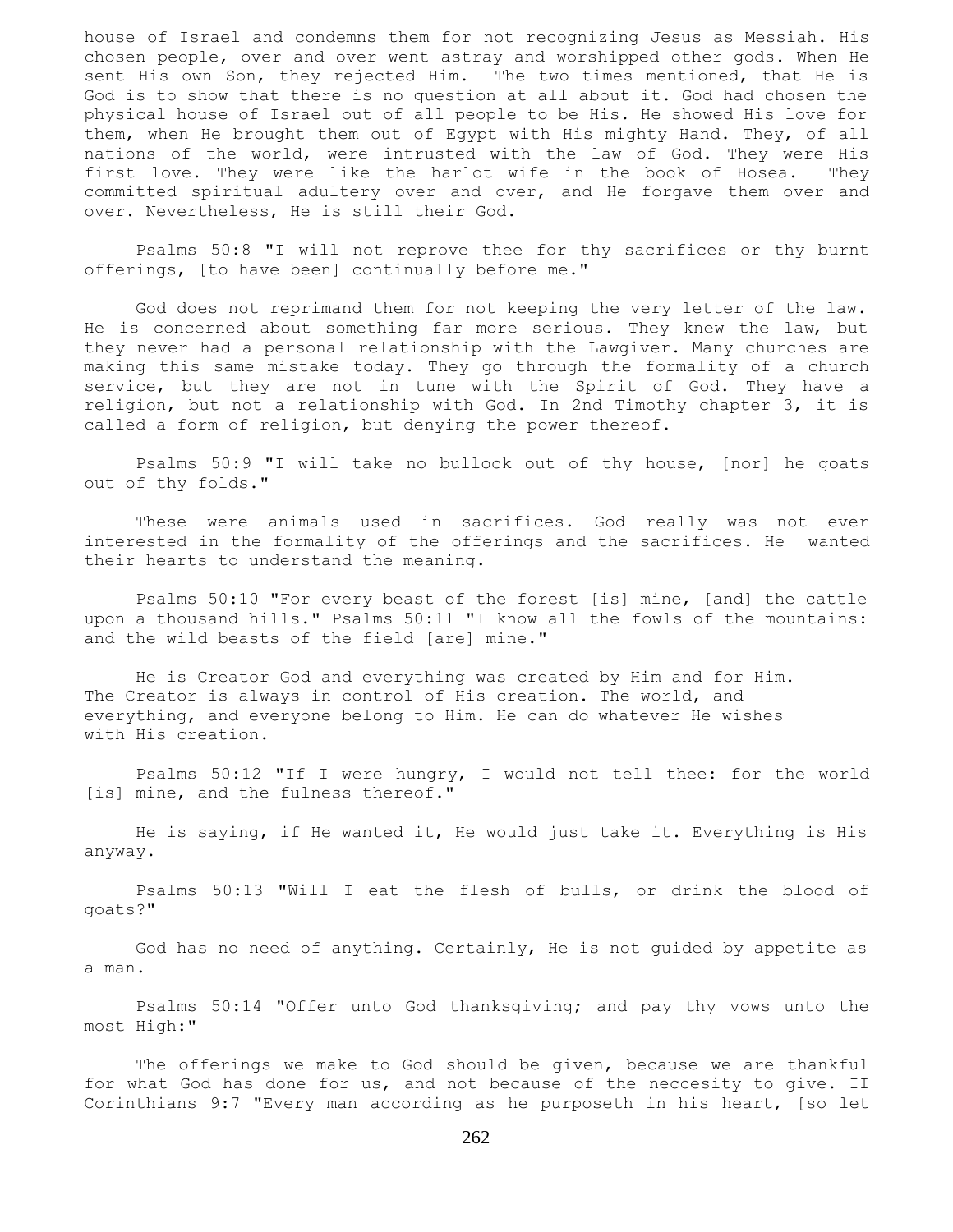house of Israel and condemns them for not recognizing Jesus as Messiah. His chosen people, over and over went astray and worshipped other gods. When He sent His own Son, they rejected Him. The two times mentioned, that He is God is to show that there is no question at all about it. God had chosen the physical house of Israel out of all people to be His. He showed His love for them, when He brought them out of Egypt with His mighty Hand. They, of all nations of the world, were intrusted with the law of God. They were His first love. They were like the harlot wife in the book of Hosea. They committed spiritual adultery over and over, and He forgave them over and over. Nevertheless, He is still their God.

Psalms 50:8 "I will not reprove thee for thy sacrifices or thy burnt offerings, [to have been] continually before me."

God does not reprimand them for not keeping the very letter of the law. He is concerned about something far more serious. They knew the law, but they never had a personal relationship with the Lawgiver. Many churches are making this same mistake today. They go through the formality of a church service, but they are not in tune with the Spirit of God. They have a religion, but not a relationship with God. In 2nd Timothy chapter 3, it is called a form of religion, but denying the power thereof.

Psalms 50:9 "I will take no bullock out of thy house, [nor] he goats out of thy folds."

These were animals used in sacrifices. God really was not ever interested in the formality of the offerings and the sacrifices. He wanted their hearts to understand the meaning.

Psalms 50:10 "For every beast of the forest [is] mine, [and] the cattle upon a thousand hills." Psalms 50:11 "I know all the fowls of the mountains: and the wild beasts of the field [are] mine."

He is Creator God and everything was created by Him and for Him. The Creator is always in control of His creation. The world, and everything, and everyone belong to Him. He can do whatever He wishes with His creation.

Psalms 50:12 "If I were hungry, I would not tell thee: for the world [is] mine, and the fulness thereof."

He is saying, if He wanted it, He would just take it. Everything is His anyway.

Psalms 50:13 "Will I eat the flesh of bulls, or drink the blood of goats?"

God has no need of anything. Certainly, He is not guided by appetite as a man.

Psalms 50:14 "Offer unto God thanksgiving; and pay thy vows unto the most High:"

The offerings we make to God should be given, because we are thankful for what God has done for us, and not because of the neccesity to give. II Corinthians 9:7 "Every man according as he purposeth in his heart, [so let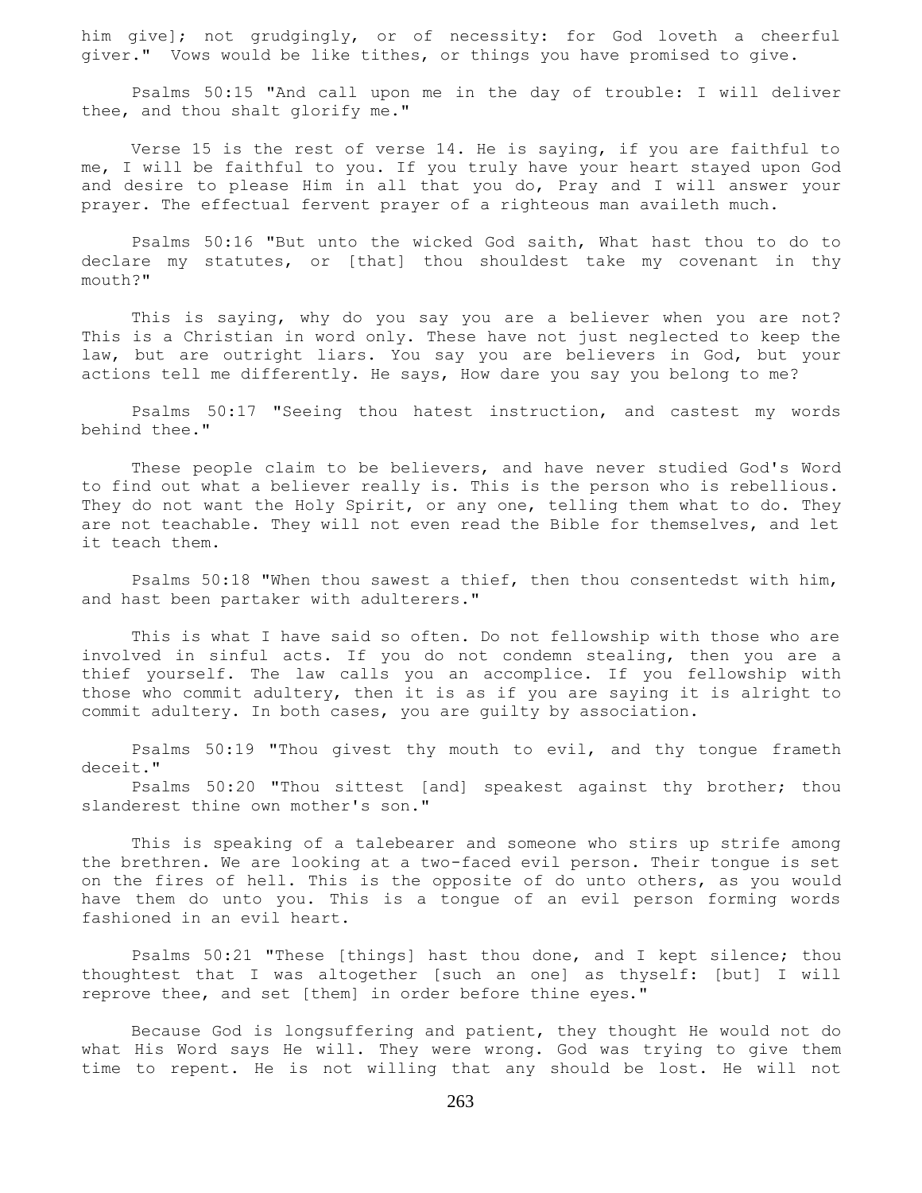him give]; not grudgingly, or of necessity: for God loveth a cheerful giver." Vows would be like tithes, or things you have promised to give.

Psalms 50:15 "And call upon me in the day of trouble: I will deliver thee, and thou shalt glorify me."

Verse 15 is the rest of verse 14. He is saying, if you are faithful to me, I will be faithful to you. If you truly have your heart stayed upon God and desire to please Him in all that you do, Pray and I will answer your prayer. The effectual fervent prayer of a righteous man availeth much.

Psalms 50:16 "But unto the wicked God saith, What hast thou to do to declare my statutes, or [that] thou shouldest take my covenant in thy mouth?"

This is saying, why do you say you are a believer when you are not? This is a Christian in word only. These have not just neglected to keep the law, but are outright liars. You say you are believers in God, but your actions tell me differently. He says, How dare you say you belong to me?

Psalms 50:17 "Seeing thou hatest instruction, and castest my words behind thee."

These people claim to be believers, and have never studied God's Word to find out what a believer really is. This is the person who is rebellious. They do not want the Holy Spirit, or any one, telling them what to do. They are not teachable. They will not even read the Bible for themselves, and let it teach them.

Psalms 50:18 "When thou sawest a thief, then thou consentedst with him, and hast been partaker with adulterers."

This is what I have said so often. Do not fellowship with those who are involved in sinful acts. If you do not condemn stealing, then you are a thief yourself. The law calls you an accomplice. If you fellowship with those who commit adultery, then it is as if you are saying it is alright to commit adultery. In both cases, you are guilty by association.

Psalms 50:19 "Thou givest thy mouth to evil, and thy tongue frameth deceit."

Psalms 50:20 "Thou sittest [and] speakest against thy brother; thou slanderest thine own mother's son."

This is speaking of a talebearer and someone who stirs up strife among the brethren. We are looking at a two-faced evil person. Their tongue is set on the fires of hell. This is the opposite of do unto others, as you would have them do unto you. This is a tongue of an evil person forming words fashioned in an evil heart.

Psalms 50:21 "These [things] hast thou done, and I kept silence; thou thoughtest that I was altogether [such an one] as thyself: [but] I will reprove thee, and set [them] in order before thine eyes."

Because God is longsuffering and patient, they thought He would not do what His Word says He will. They were wrong. God was trying to give them time to repent. He is not willing that any should be lost. He will not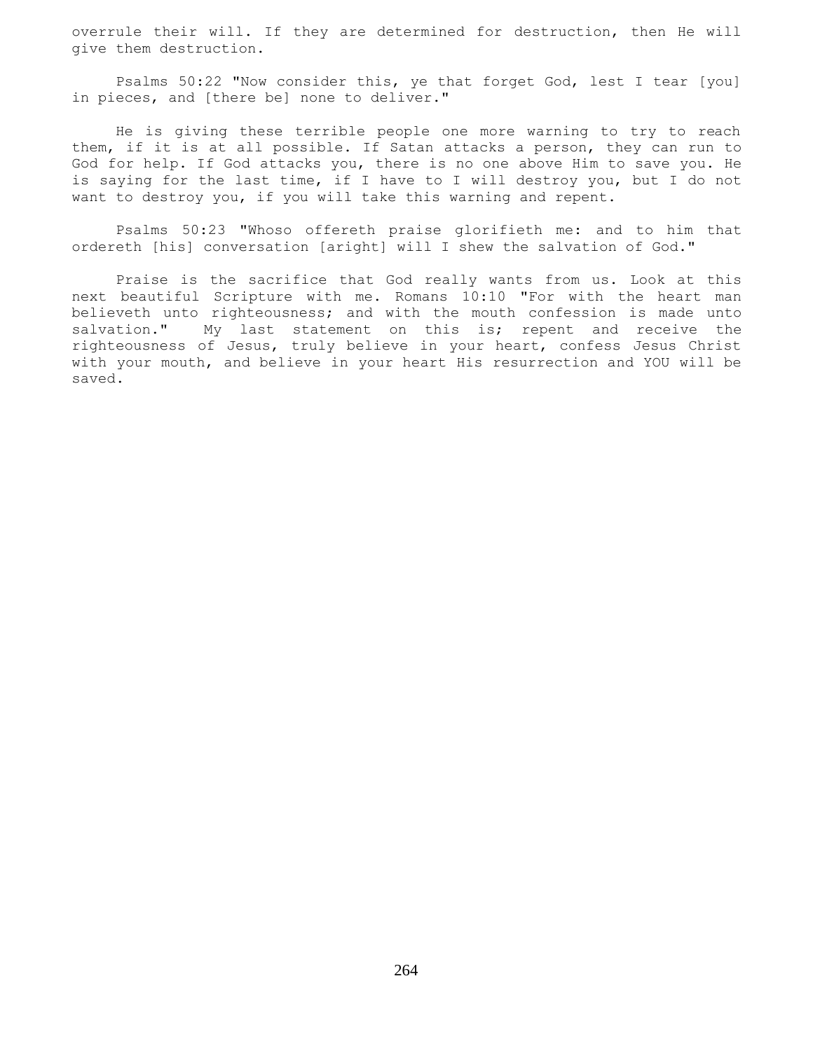overrule their will. If they are determined for destruction, then He will give them destruction.

Psalms 50:22 "Now consider this, ye that forget God, lest I tear [you] in pieces, and [there be] none to deliver."

He is giving these terrible people one more warning to try to reach them, if it is at all possible. If Satan attacks a person, they can run to God for help. If God attacks you, there is no one above Him to save you. He is saying for the last time, if I have to I will destroy you, but I do not want to destroy you, if you will take this warning and repent.

Psalms 50:23 "Whoso offereth praise glorifieth me: and to him that ordereth [his] conversation [aright] will I shew the salvation of God."

Praise is the sacrifice that God really wants from us. Look at this next beautiful Scripture with me. Romans 10:10 "For with the heart man believeth unto righteousness; and with the mouth confession is made unto salvation." My last statement on this is; repent and receive the righteousness of Jesus, truly believe in your heart, confess Jesus Christ with your mouth, and believe in your heart His resurrection and YOU will be saved.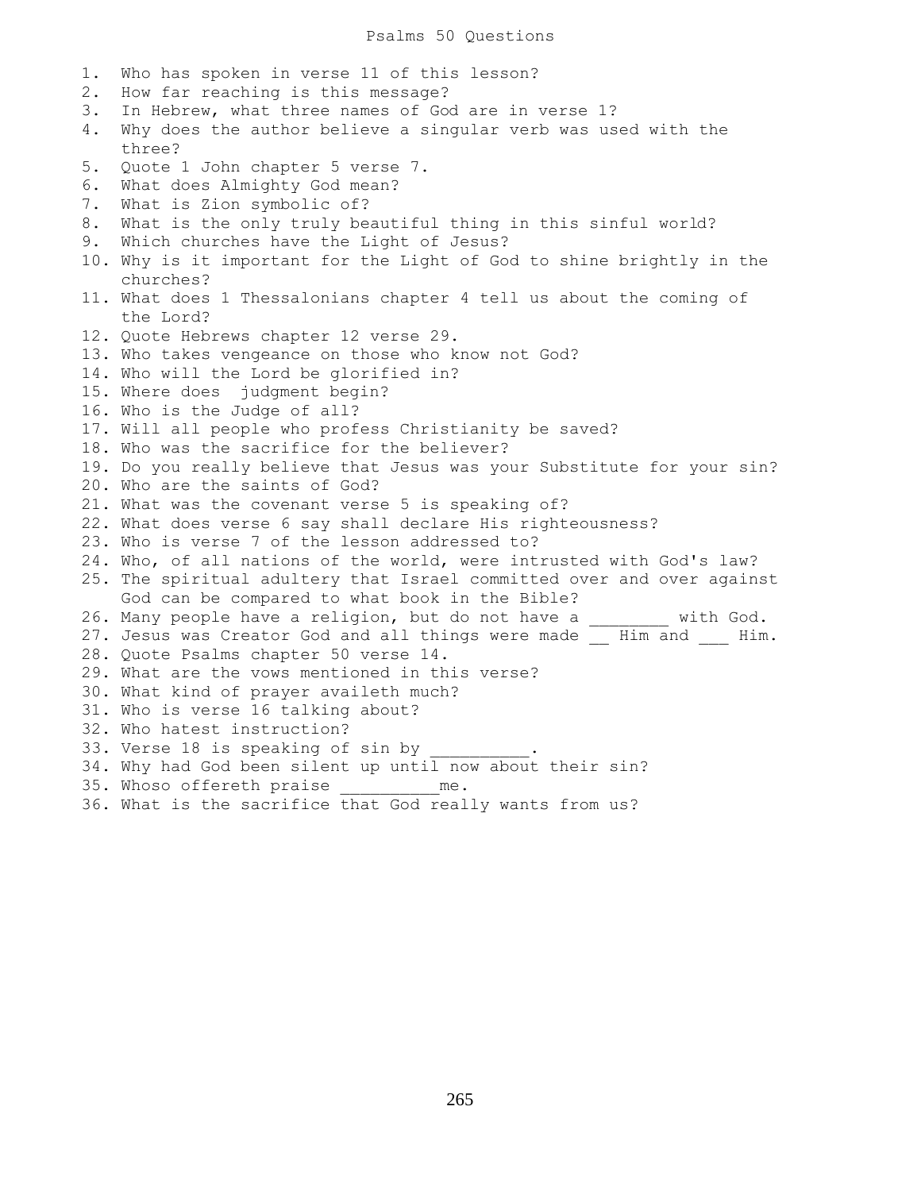# Psalms 50 Questions

1. Who has spoken in verse 11 of this lesson?
2. How far reaching is this message?
3. In Hebrew, what three names of God are in verse 1?
4. Why does the author believe a singular verb was used with the three?
5. Quote 1 John chapter 5 verse 7.
6. What does Almighty God mean?
7. What is Zion symbolic of?
8. What is the only truly beautiful thing in this sinful world?
9. Which churches have the Light of Jesus?
10. Why is it important for the Light of God to shine brightly in the churches?
11. What does 1 Thessalonians chapter 4 tell us about the coming of the Lord?
12. Quote Hebrews chapter 12 verse 29.
13. Who takes vengeance on those who know not God?
14. Who will the Lord be glorified in?
15. Where does judgment begin?
16. Who is the Judge of all?
17. Will all people who profess Christianity be saved?
18. Who was the sacrifice for the believer?
19. Do you really believe that Jesus was your Substitute for your sin?
20. Who are the saints of God?
21. What was the covenant verse 5 is speaking of?
22. What does verse 6 say shall declare His righteousness?
23. Who is verse 7 of the lesson addressed to?
24. Who, of all nations of the world, were intrusted with God's law?
25. The spiritual adultery that Israel committed over and over against God can be compared to what book in the Bible?
26. Many people have a religion, but do not have a ________ with God.
27. Jesus was Creator God and all things were made __ Him and ___ Him.
28. Quote Psalms chapter 50 verse 14.
29. What are the vows mentioned in this verse?
30. What kind of prayer availeth much?
31. Who is verse 16 talking about?
32. Who hatest instruction?
33. Verse 18 is speaking of sin by __________.
34. Why had God been silent up until now about their sin?
35. Whoso offereth praise __________me.
36. What is the sacrifice that God really wants from us?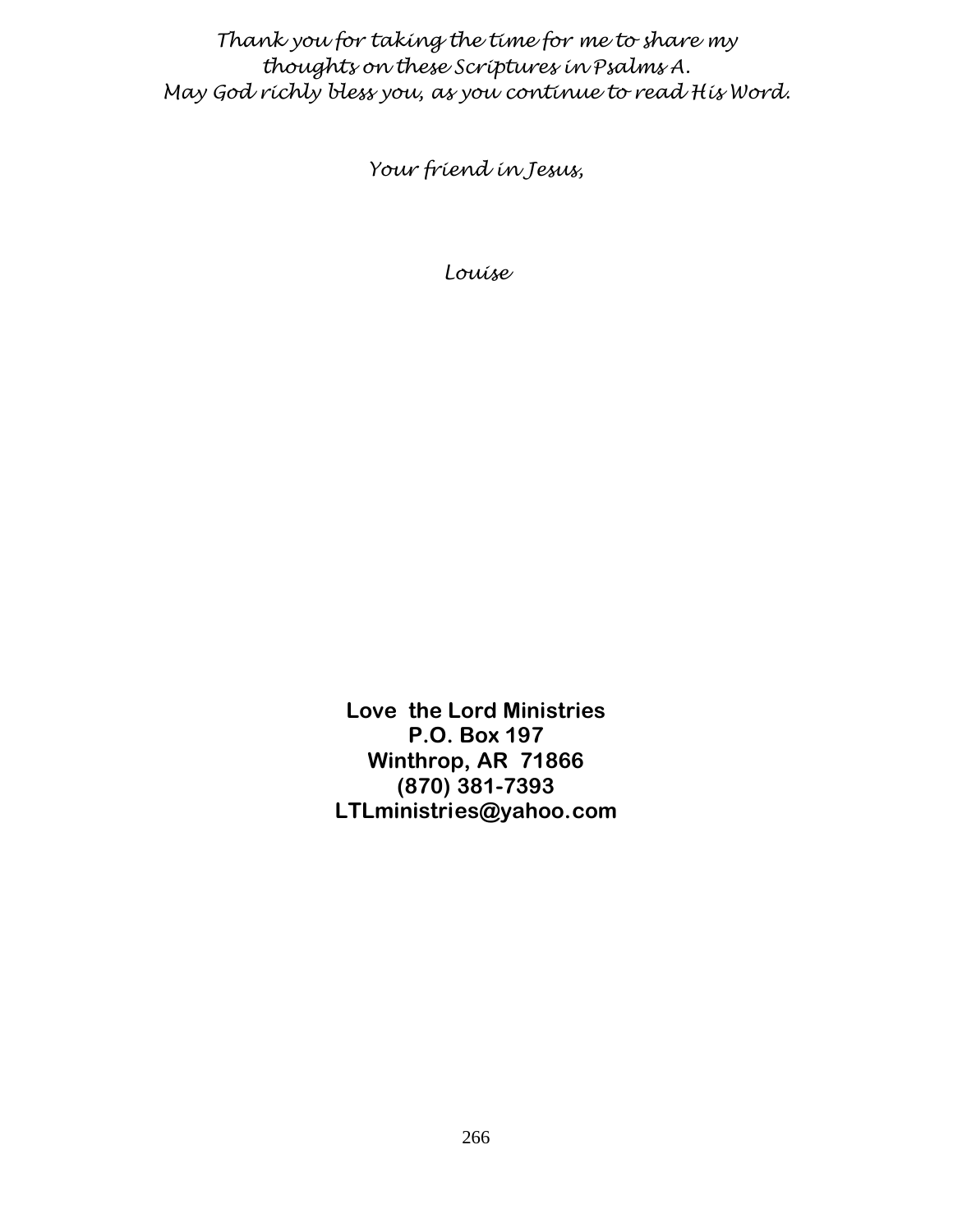*Thank you for taking the time for me to share my thoughts on these Scriptures in Psalms A.*
*May God richly bless you, as you continue to read His Word.*

*Your friend in Jesus,*

*Louise*

**Love the Lord Ministries**
**P.O. Box 197**
**Winthrop, AR 71866**
**(870) 381-7393**
**LTLministries@yahoo.com**